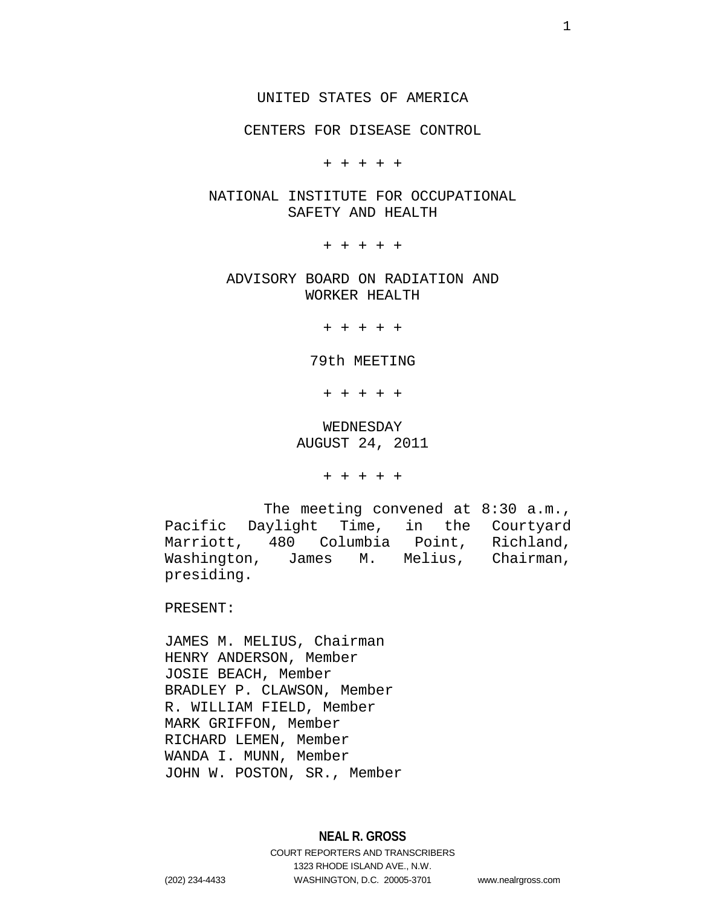UNITED STATES OF AMERICA

CENTERS FOR DISEASE CONTROL

+ + + + +

NATIONAL INSTITUTE FOR OCCUPATIONAL SAFETY AND HEALTH

+ + + + +

ADVISORY BOARD ON RADIATION AND WORKER HEALTH

+ + + + +

79th MEETING

+ + + + +

WEDNESDAY
AUGUST 24, 2011

+ + + + +

The meeting convened at 8:30 a.m., Pacific Daylight Time, in the Courtyard Marriott, 480 Columbia Point, Richland, Washington, James M. Melius, Chairman, presiding.

PRESENT:

JAMES M. MELIUS, Chairman
HENRY ANDERSON, Member
JOSIE BEACH, Member
BRADLEY P. CLAWSON, Member
R. WILLIAM FIELD, Member
MARK GRIFFON, Member
RICHARD LEMEN, Member
WANDA I. MUNN, Member
JOHN W. POSTON, SR., Member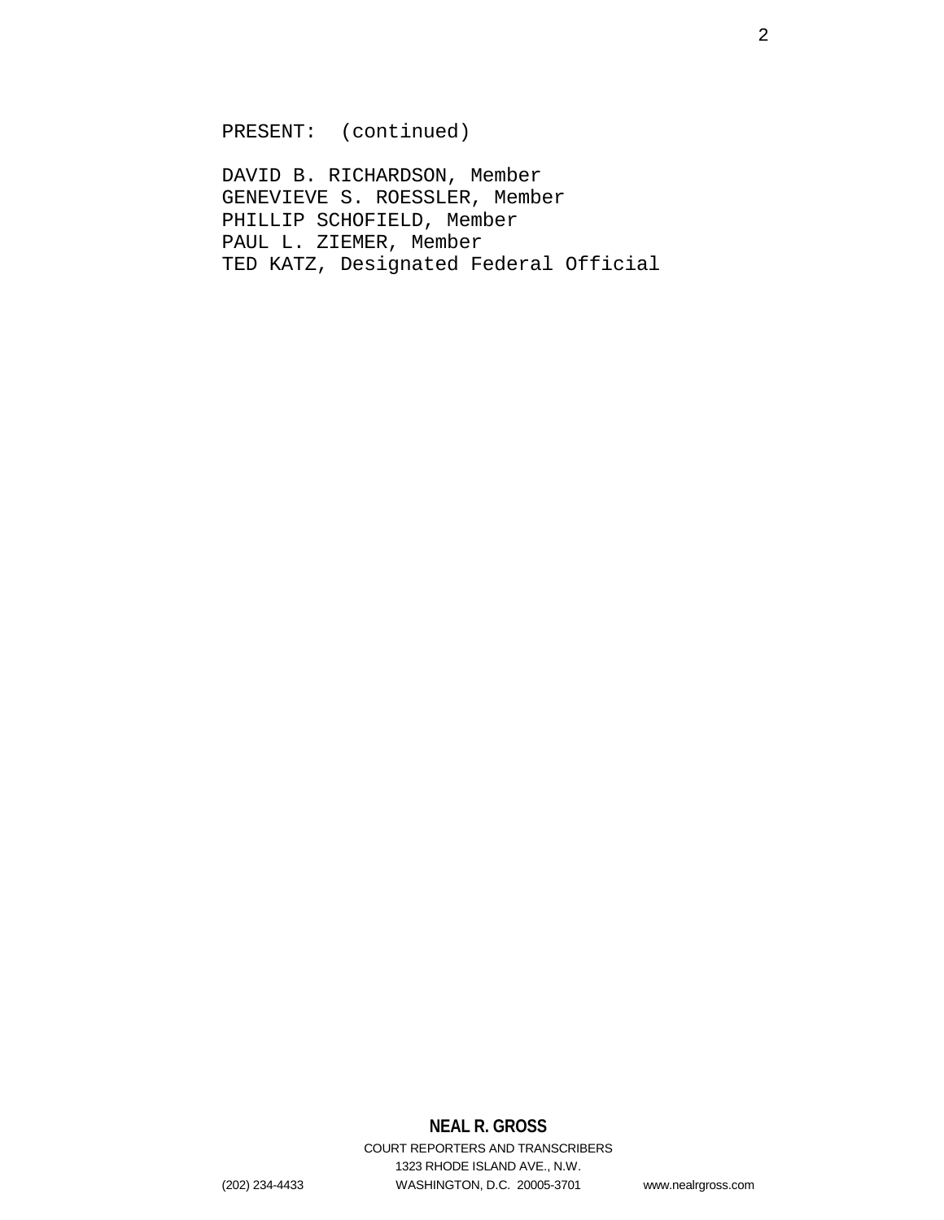PRESENT: (continued)

DAVID B. RICHARDSON, Member
GENEVIEVE S. ROESSLER, Member
PHILLIP SCHOFIELD, Member
PAUL L. ZIEMER, Member
TED KATZ, Designated Federal Official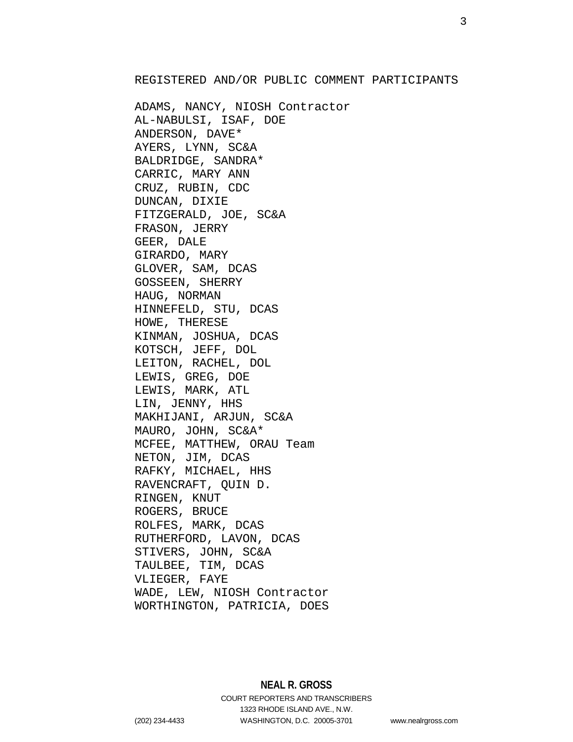REGISTERED AND/OR PUBLIC COMMENT PARTICIPANTS

ADAMS, NANCY, NIOSH Contractor
AL-NABULSI, ISAF, DOE
ANDERSON, DAVE*
AYERS, LYNN, SC&A
BALDRIDGE, SANDRA*
CARRIC, MARY ANN
CRUZ, RUBIN, CDC
DUNCAN, DIXIE
FITZGERALD, JOE, SC&A
FRASON, JERRY
GEER, DALE
GIRARDO, MARY
GLOVER, SAM, DCAS
GOSSEEN, SHERRY
HAUG, NORMAN
HINNEFELD, STU, DCAS
HOWE, THERESE
KINMAN, JOSHUA, DCAS
KOTSCH, JEFF, DOL
LEITON, RACHEL, DOL
LEWIS, GREG, DOE
LEWIS, MARK, ATL
LIN, JENNY, HHS
MAKHIJANI, ARJUN, SC&A
MAURO, JOHN, SC&A*
MCFEE, MATTHEW, ORAU Team
NETON, JIM, DCAS
RAFKY, MICHAEL, HHS
RAVENCRAFT, QUIN D.
RINGEN, KNUT
ROGERS, BRUCE
ROLFES, MARK, DCAS
RUTHERFORD, LAVON, DCAS
STIVERS, JOHN, SC&A
TAULBEE, TIM, DCAS
VLIEGER, FAYE
WADE, LEW, NIOSH Contractor
WORTHINGTON, PATRICIA, DOES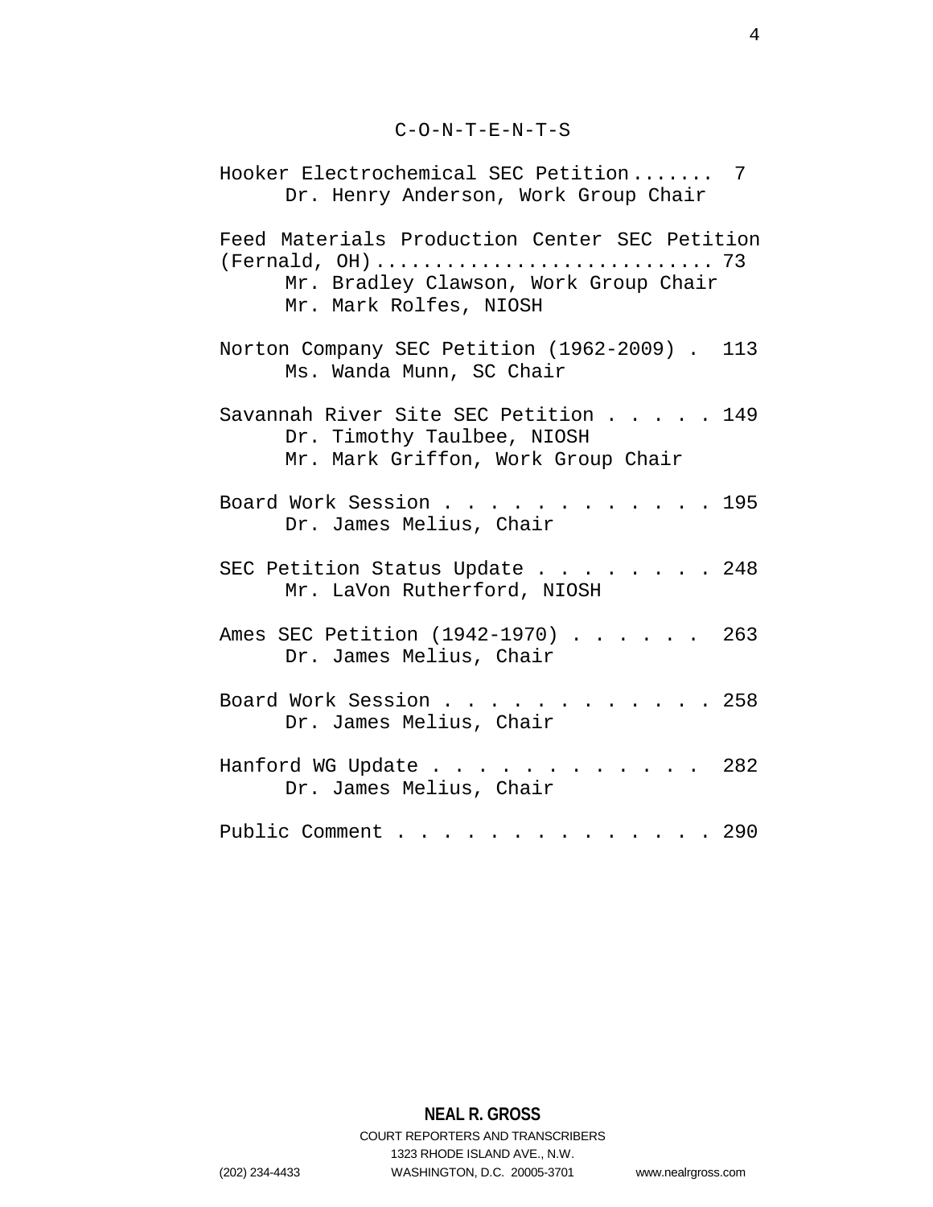# C-O-N-T-E-N-T-S

Hooker Electrochemical SEC Petition....... 7
Dr. Henry Anderson, Work Group Chair

Feed Materials Production Center SEC Petition (Fernald, OH)........................... 73
Mr. Bradley Clawson, Work Group Chair
Mr. Mark Rolfes, NIOSH

Norton Company SEC Petition (1962-2009) . 113
Ms. Wanda Munn, SC Chair

Savannah River Site SEC Petition . . . . . 149
Dr. Timothy Taulbee, NIOSH
Mr. Mark Griffon, Work Group Chair

Board Work Session . . . . . . . . . . . . 195
Dr. James Melius, Chair

SEC Petition Status Update . . . . . . . . 248
Mr. LaVon Rutherford, NIOSH

Ames SEC Petition (1942-1970) . . . . . . 263
Dr. James Melius, Chair

Board Work Session . . . . . . . . . . . . 258
Dr. James Melius, Chair

Hanford WG Update . . . . . . . . . . . . 282
Dr. James Melius, Chair

Public Comment . . . . . . . . . . . . . . 290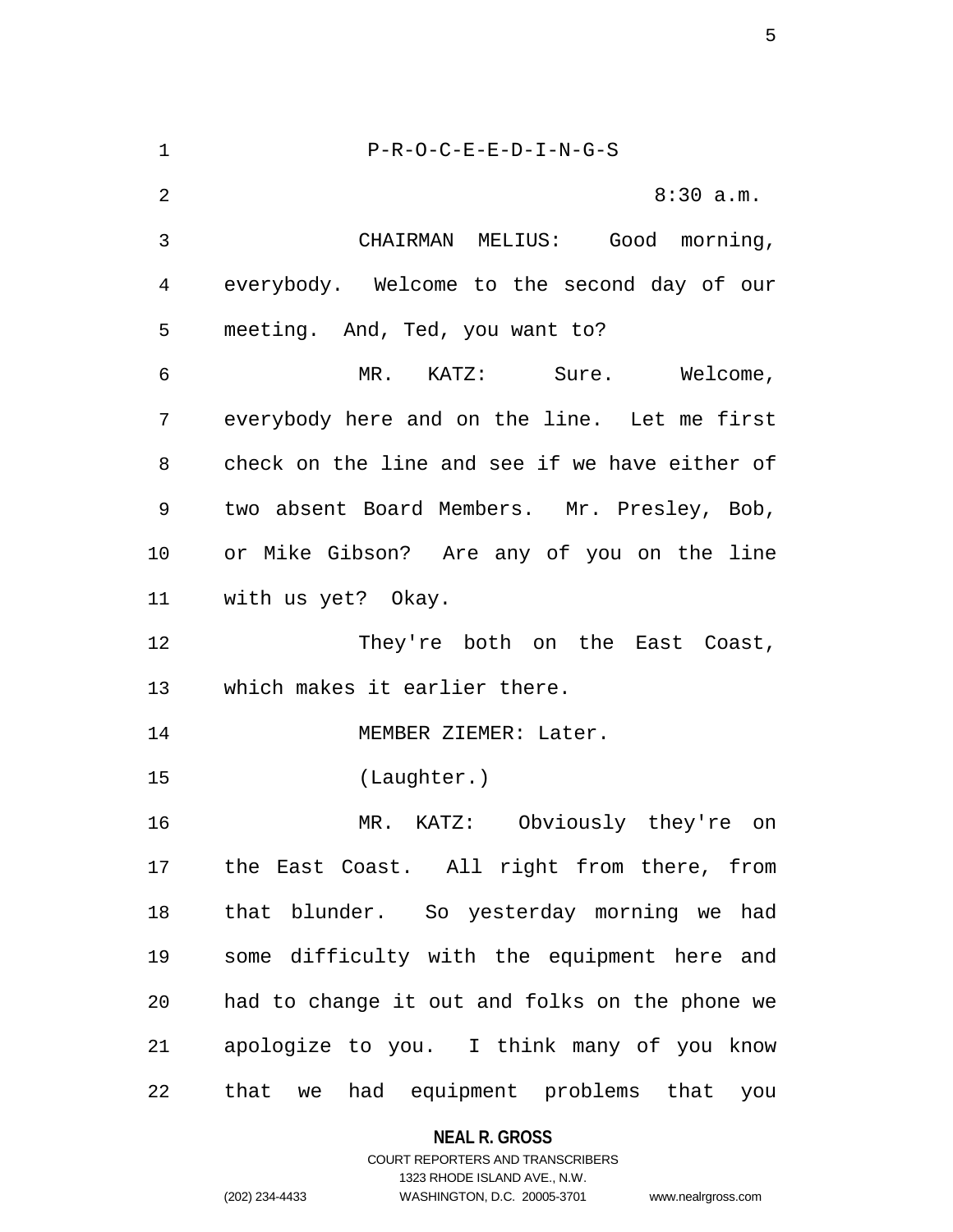P-R-O-C-E-E-D-I-N-G-S

8:30 a.m.

CHAIRMAN MELIUS: Good morning, everybody. Welcome to the second day of our meeting. And, Ted, you want to?

MR. KATZ: Sure. Welcome, everybody here and on the line. Let me first check on the line and see if we have either of two absent Board Members. Mr. Presley, Bob, or Mike Gibson? Are any of you on the line with us yet? Okay.

They're both on the East Coast, which makes it earlier there.

MEMBER ZIEMER: Later.

(Laughter.)

MR. KATZ: Obviously they're on the East Coast. All right from there, from that blunder. So yesterday morning we had some difficulty with the equipment here and had to change it out and folks on the phone we apologize to you. I think many of you know that we had equipment problems that you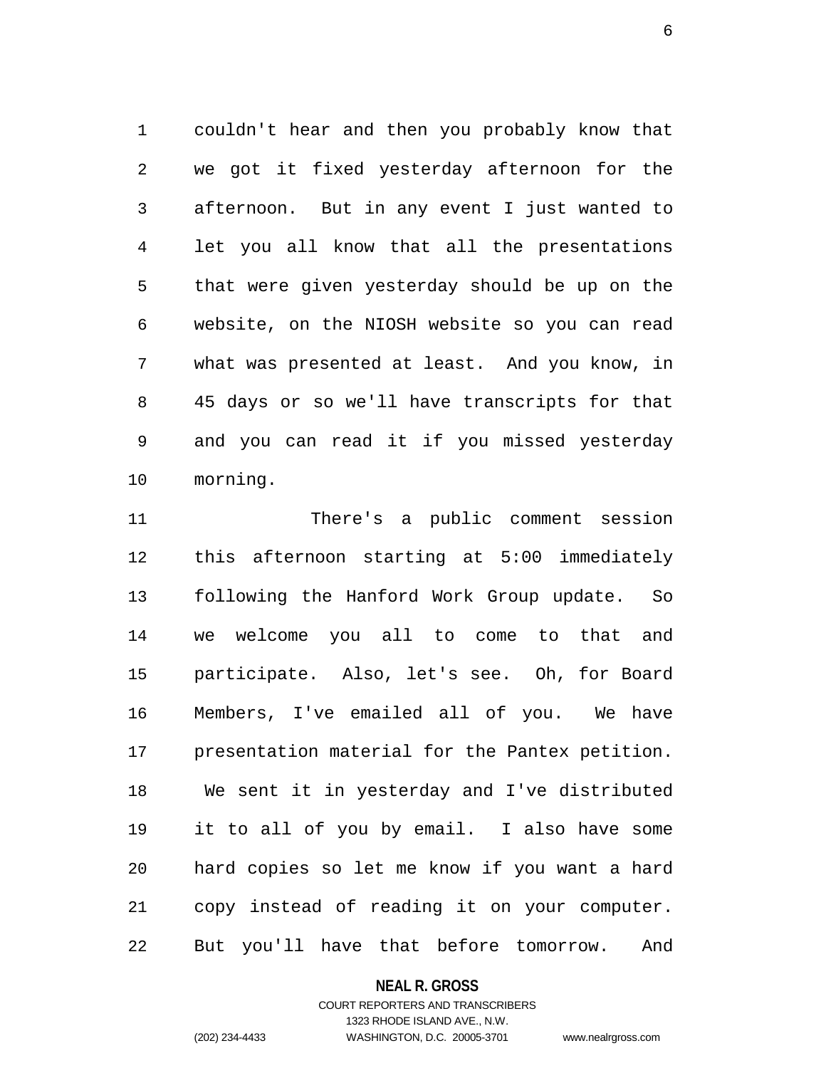couldn't hear and then you probably know that we got it fixed yesterday afternoon for the afternoon. But in any event I just wanted to let you all know that all the presentations that were given yesterday should be up on the website, on the NIOSH website so you can read what was presented at least. And you know, in 45 days or so we'll have transcripts for that and you can read it if you missed yesterday morning.

There's a public comment session this afternoon starting at 5:00 immediately following the Hanford Work Group update. So we welcome you all to come to that and participate. Also, let's see. Oh, for Board Members, I've emailed all of you. We have presentation material for the Pantex petition. We sent it in yesterday and I've distributed it to all of you by email. I also have some hard copies so let me know if you want a hard copy instead of reading it on your computer. But you'll have that before tomorrow. And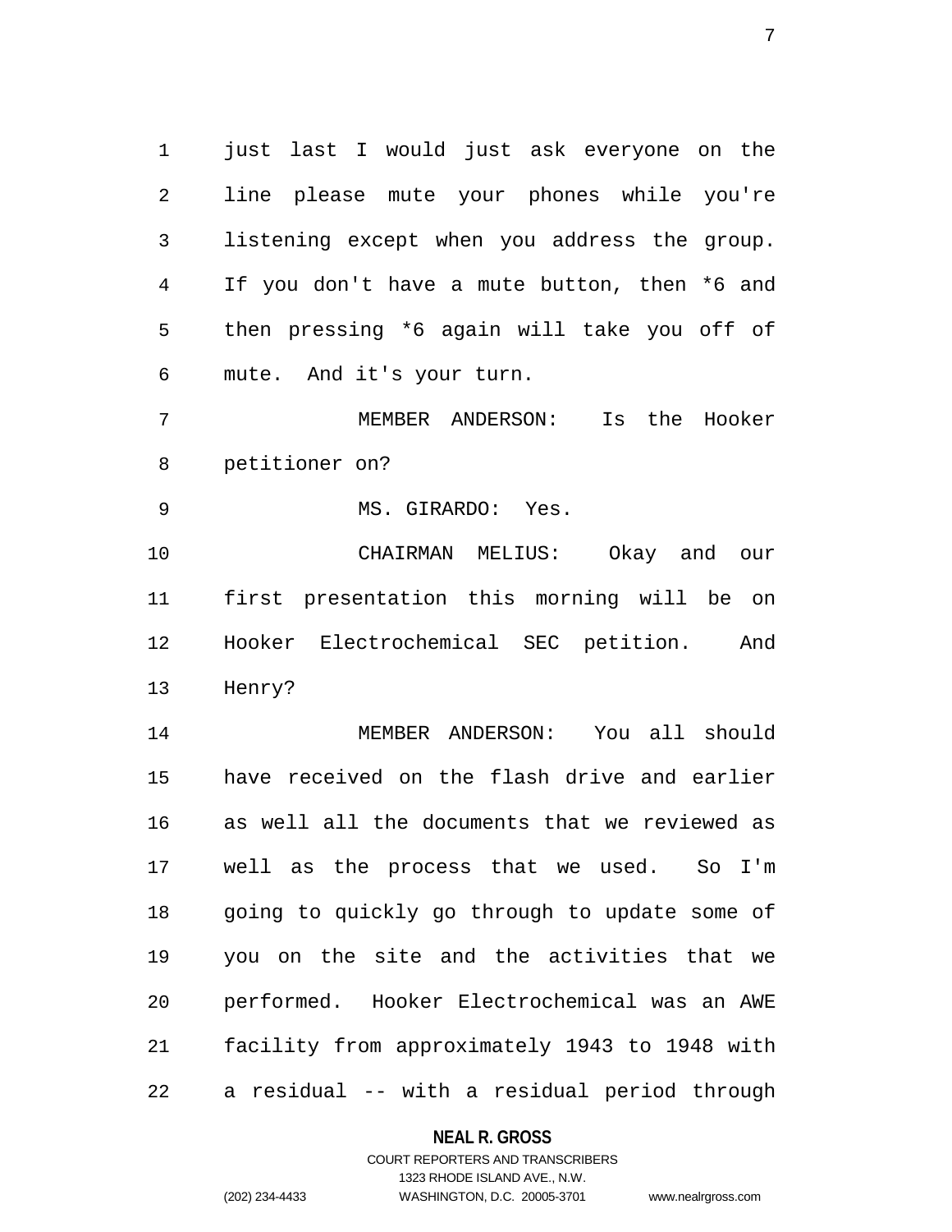just last I would just ask everyone on the line please mute your phones while you're listening except when you address the group. If you don't have a mute button, then *6 and then pressing *6 again will take you off of mute. And it's your turn.

MEMBER ANDERSON: Is the Hooker petitioner on?

MS. GIRARDO: Yes.

CHAIRMAN MELIUS: Okay and our first presentation this morning will be on Hooker Electrochemical SEC petition. And Henry?

MEMBER ANDERSON: You all should have received on the flash drive and earlier as well all the documents that we reviewed as well as the process that we used. So I'm going to quickly go through to update some of you on the site and the activities that we performed. Hooker Electrochemical was an AWE facility from approximately 1943 to 1948 with a residual -- with a residual period through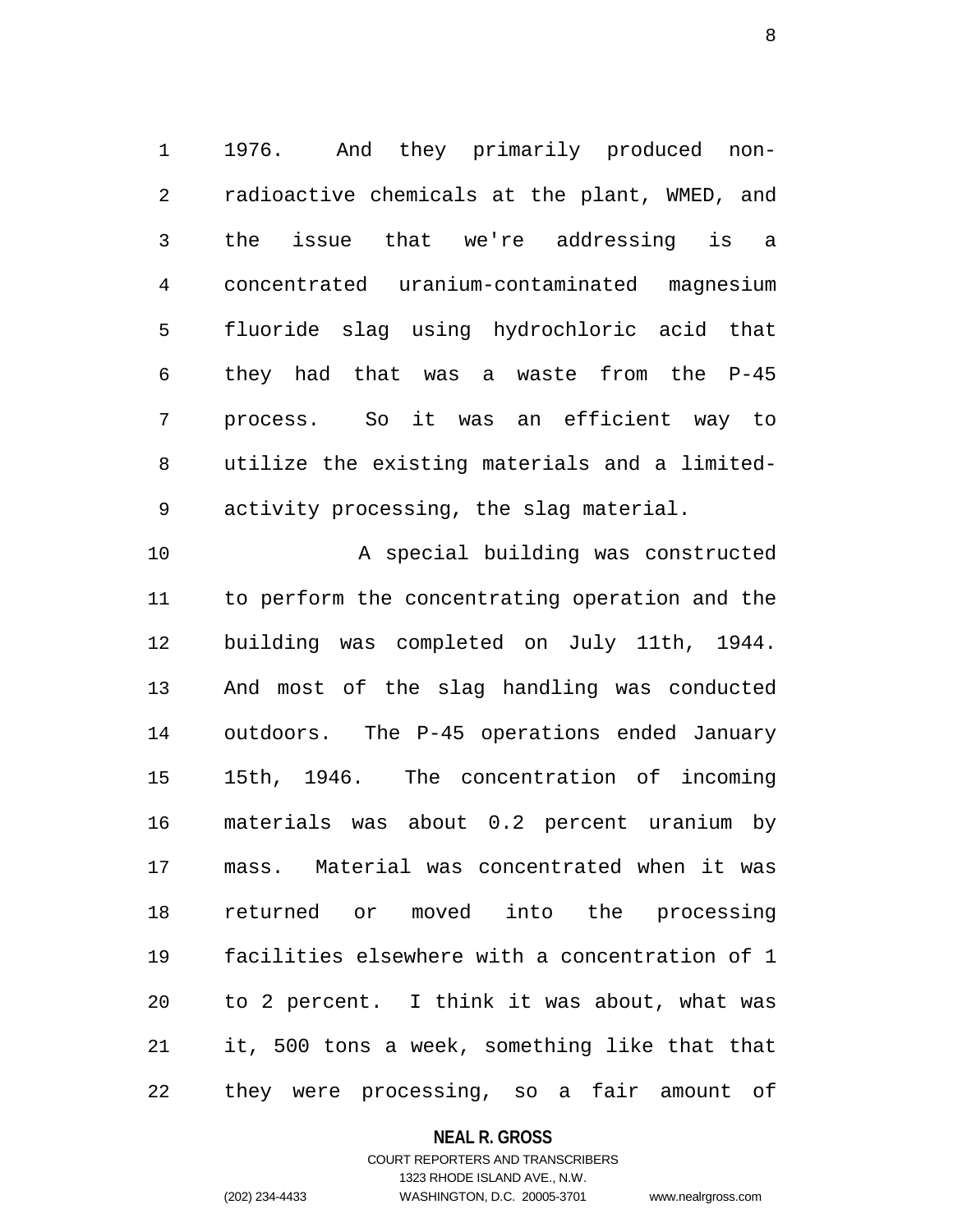1976. And they primarily produced non-radioactive chemicals at the plant, WMED, and the issue that we're addressing is a concentrated uranium-contaminated magnesium fluoride slag using hydrochloric acid that they had that was a waste from the P-45 process. So it was an efficient way to utilize the existing materials and a limited-activity processing, the slag material.

A special building was constructed to perform the concentrating operation and the building was completed on July 11th, 1944. And most of the slag handling was conducted outdoors. The P-45 operations ended January 15th, 1946. The concentration of incoming materials was about 0.2 percent uranium by mass. Material was concentrated when it was returned or moved into the processing facilities elsewhere with a concentration of 1 to 2 percent. I think it was about, what was it, 500 tons a week, something like that that they were processing, so a fair amount of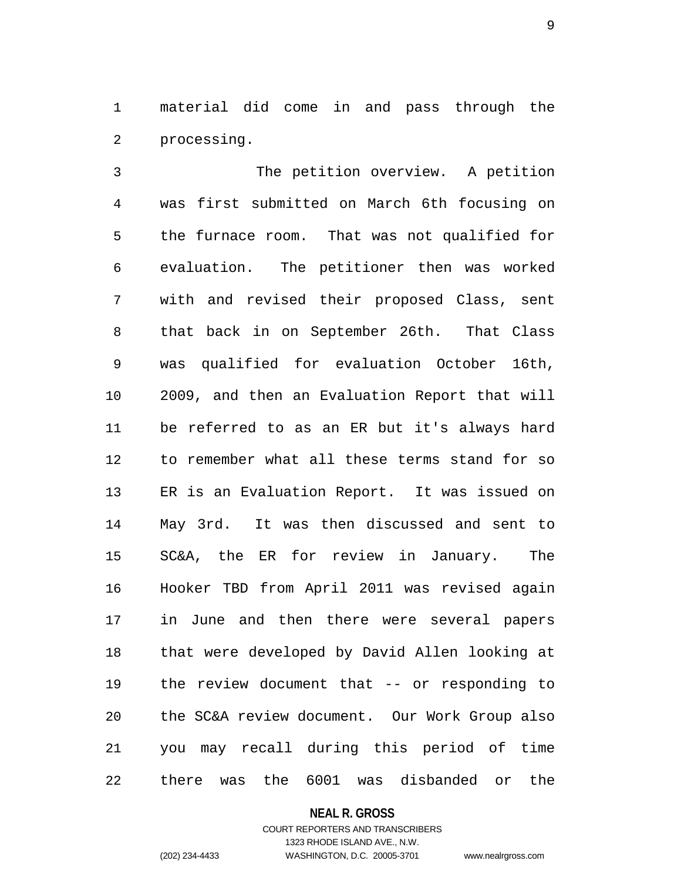material did come in and pass through the processing.

The petition overview. A petition was first submitted on March 6th focusing on the furnace room. That was not qualified for evaluation. The petitioner then was worked with and revised their proposed Class, sent that back in on September 26th. That Class was qualified for evaluation October 16th, 2009, and then an Evaluation Report that will be referred to as an ER but it's always hard to remember what all these terms stand for so ER is an Evaluation Report. It was issued on May 3rd. It was then discussed and sent to SC&A, the ER for review in January. The Hooker TBD from April 2011 was revised again in June and then there were several papers that were developed by David Allen looking at the review document that -- or responding to the SC&A review document. Our Work Group also you may recall during this period of time there was the 6001 was disbanded or the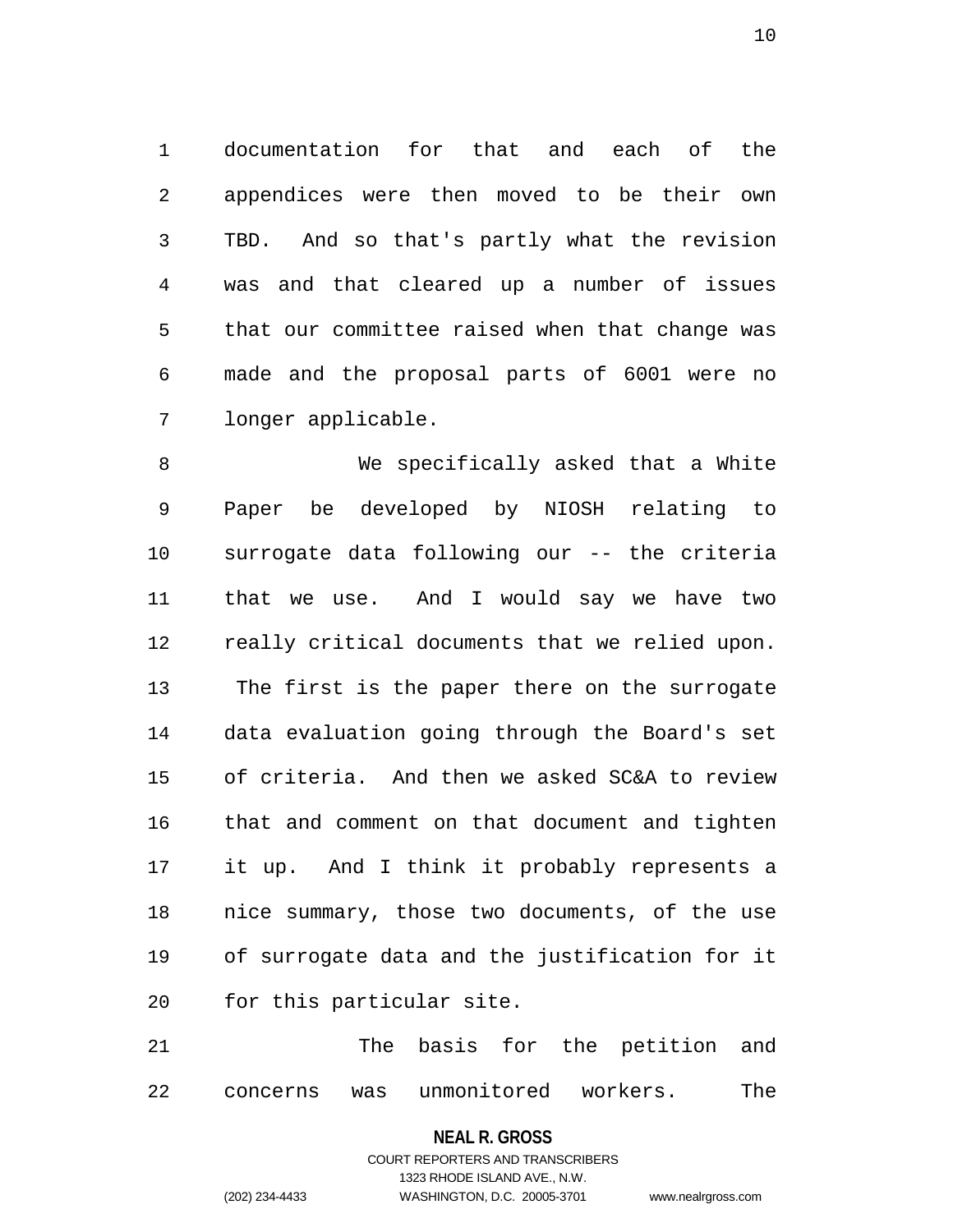documentation for that and each of the appendices were then moved to be their own TBD. And so that's partly what the revision was and that cleared up a number of issues that our committee raised when that change was made and the proposal parts of 6001 were no longer applicable.

We specifically asked that a White Paper be developed by NIOSH relating to surrogate data following our -- the criteria that we use. And I would say we have two really critical documents that we relied upon. The first is the paper there on the surrogate data evaluation going through the Board's set of criteria. And then we asked SC&A to review that and comment on that document and tighten it up. And I think it probably represents a nice summary, those two documents, of the use of surrogate data and the justification for it for this particular site.

The basis for the petition and concerns was unmonitored workers. The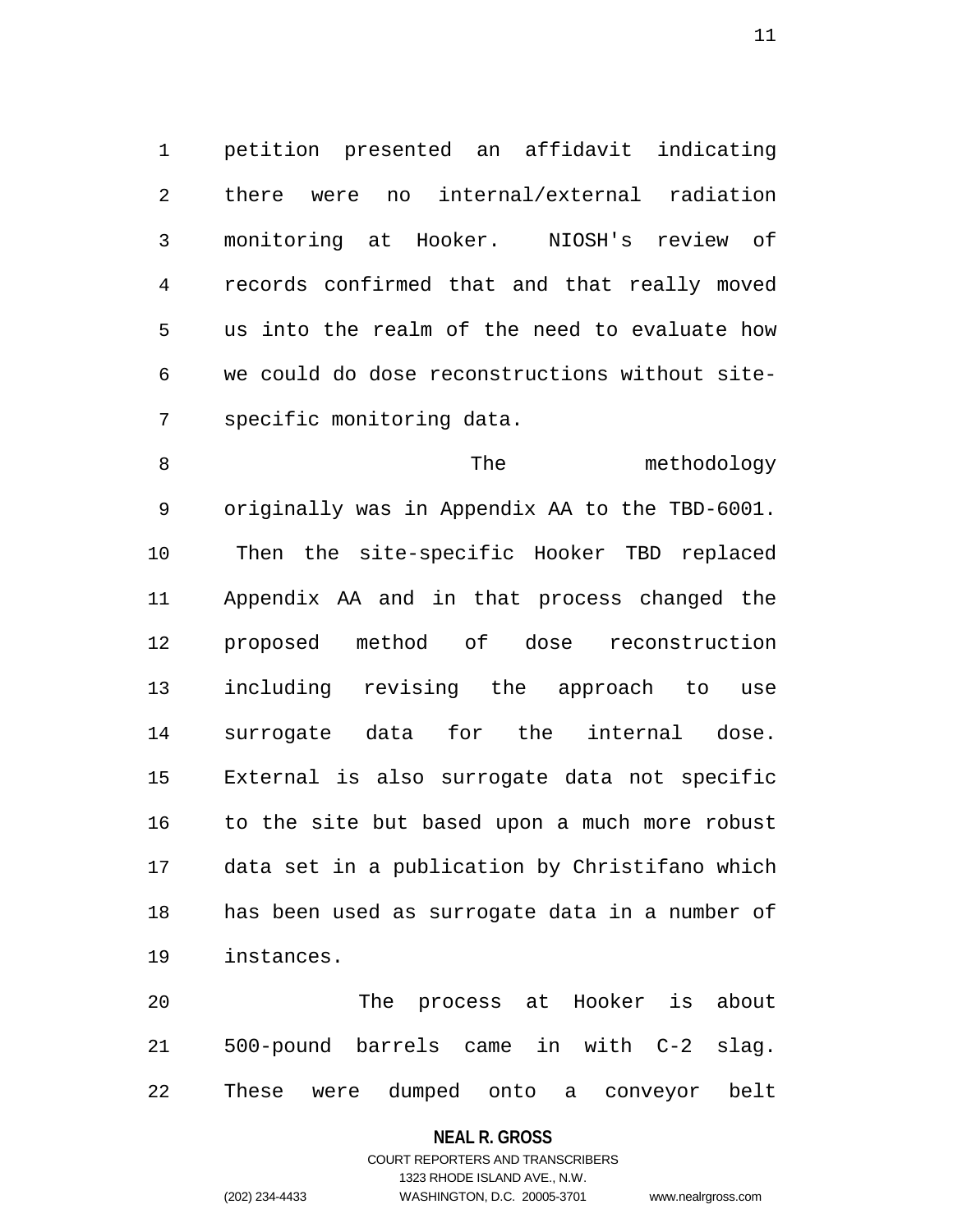petition presented an affidavit indicating there were no internal/external radiation monitoring at Hooker. NIOSH's review of records confirmed that and that really moved us into the realm of the need to evaluate how we could do dose reconstructions without site-specific monitoring data.

The methodology originally was in Appendix AA to the TBD-6001. Then the site-specific Hooker TBD replaced Appendix AA and in that process changed the proposed method of dose reconstruction including revising the approach to use surrogate data for the internal dose. External is also surrogate data not specific to the site but based upon a much more robust data set in a publication by Christifano which has been used as surrogate data in a number of instances.

The process at Hooker is about 500-pound barrels came in with C-2 slag. These were dumped onto a conveyor belt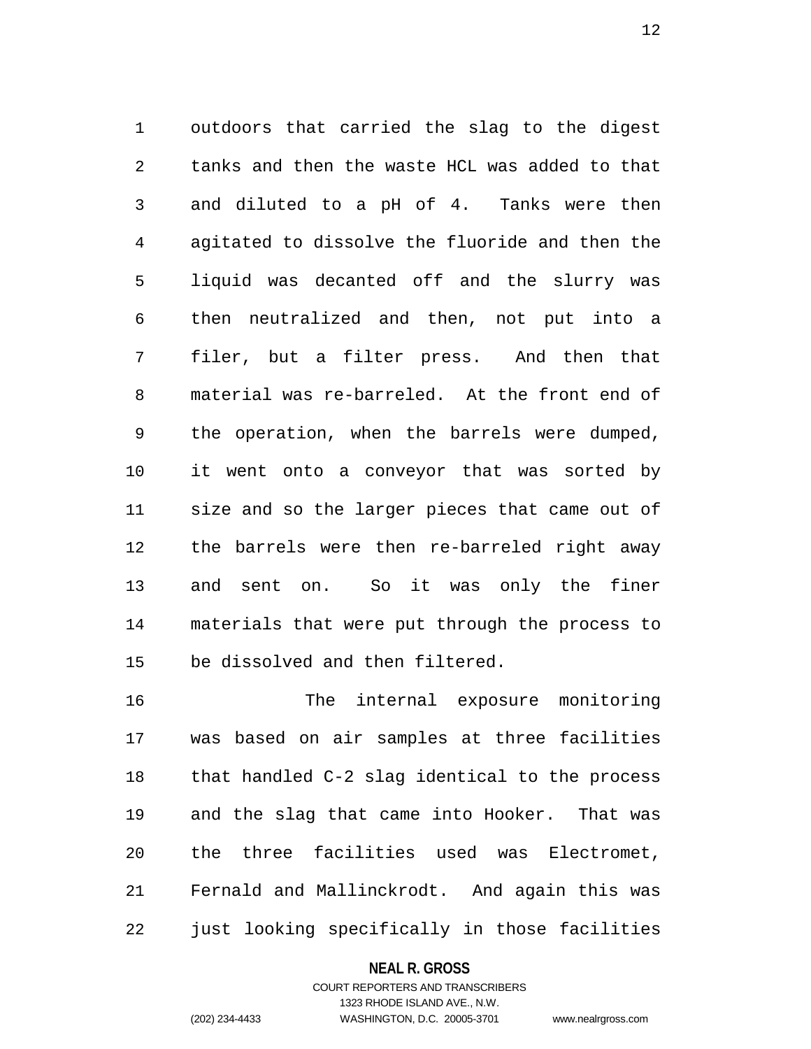outdoors that carried the slag to the digest tanks and then the waste HCL was added to that and diluted to a pH of 4. Tanks were then agitated to dissolve the fluoride and then the liquid was decanted off and the slurry was then neutralized and then, not put into a filer, but a filter press. And then that material was re-barreled. At the front end of the operation, when the barrels were dumped, it went onto a conveyor that was sorted by size and so the larger pieces that came out of the barrels were then re-barreled right away and sent on. So it was only the finer materials that were put through the process to be dissolved and then filtered.

The internal exposure monitoring was based on air samples at three facilities that handled C-2 slag identical to the process and the slag that came into Hooker. That was the three facilities used was Electromet, Fernald and Mallinckrodt. And again this was just looking specifically in those facilities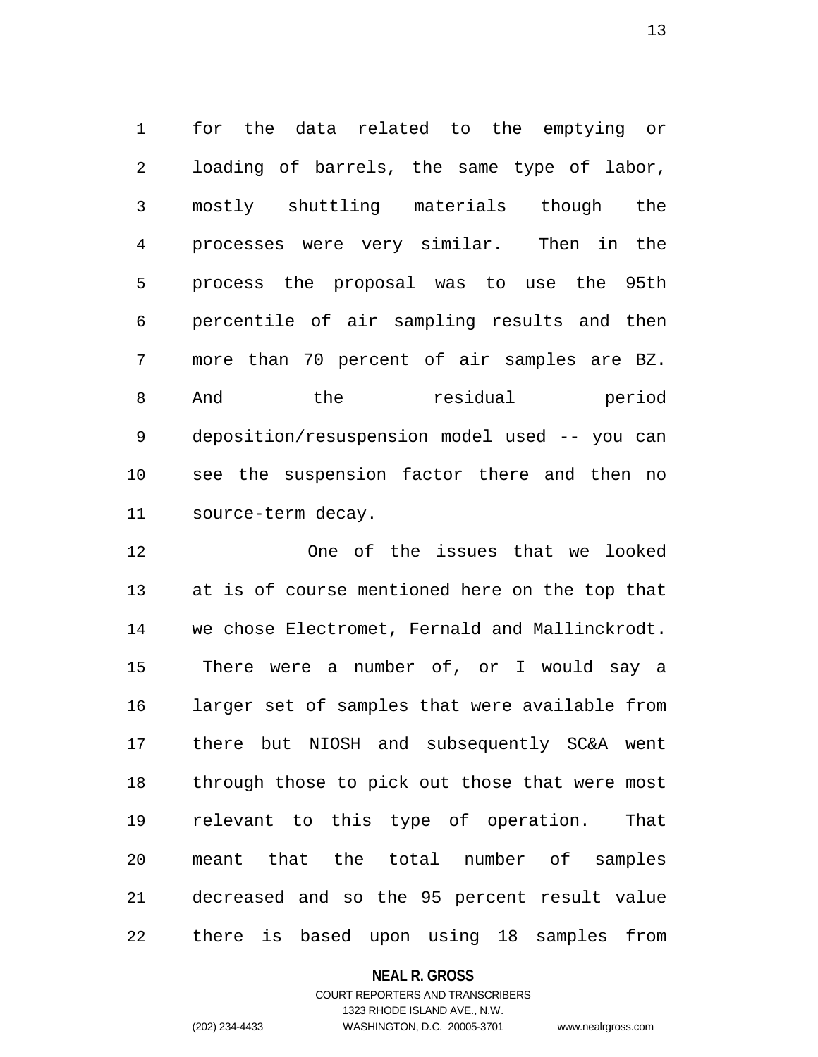for the data related to the emptying or loading of barrels, the same type of labor, mostly shuttling materials though the processes were very similar. Then in the process the proposal was to use the 95th percentile of air sampling results and then more than 70 percent of air samples are BZ. And the residual period deposition/resuspension model used -- you can see the suspension factor there and then no source-term decay.

One of the issues that we looked at is of course mentioned here on the top that we chose Electromet, Fernald and Mallinckrodt. There were a number of, or I would say a larger set of samples that were available from there but NIOSH and subsequently SC&A went through those to pick out those that were most relevant to this type of operation. That meant that the total number of samples decreased and so the 95 percent result value there is based upon using 18 samples from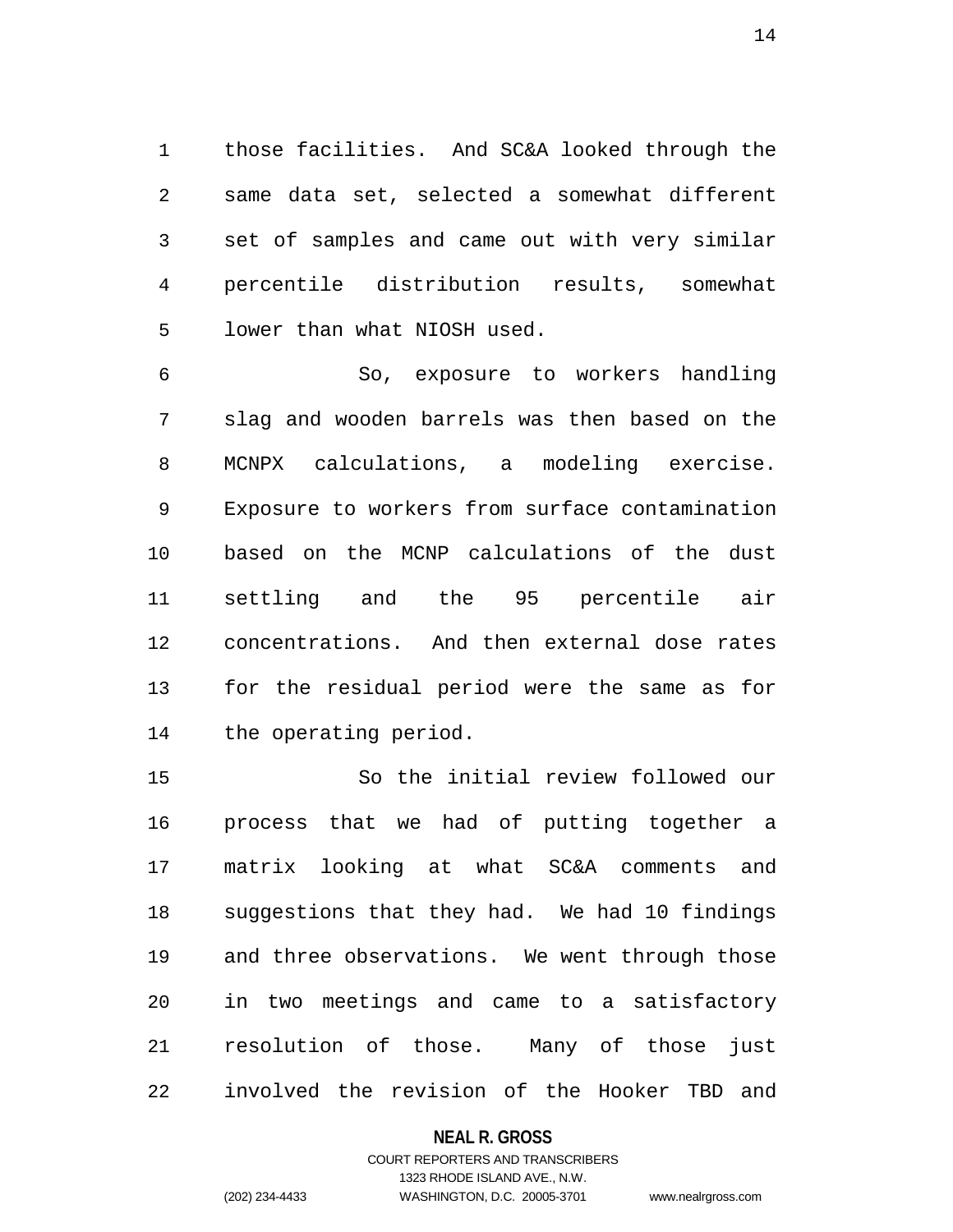those facilities. And SC&A looked through the same data set, selected a somewhat different set of samples and came out with very similar percentile distribution results, somewhat lower than what NIOSH used.

So, exposure to workers handling slag and wooden barrels was then based on the MCNPX calculations, a modeling exercise. Exposure to workers from surface contamination based on the MCNP calculations of the dust settling and the 95 percentile air concentrations. And then external dose rates for the residual period were the same as for the operating period.

So the initial review followed our process that we had of putting together a matrix looking at what SC&A comments and suggestions that they had. We had 10 findings and three observations. We went through those in two meetings and came to a satisfactory resolution of those. Many of those just involved the revision of the Hooker TBD and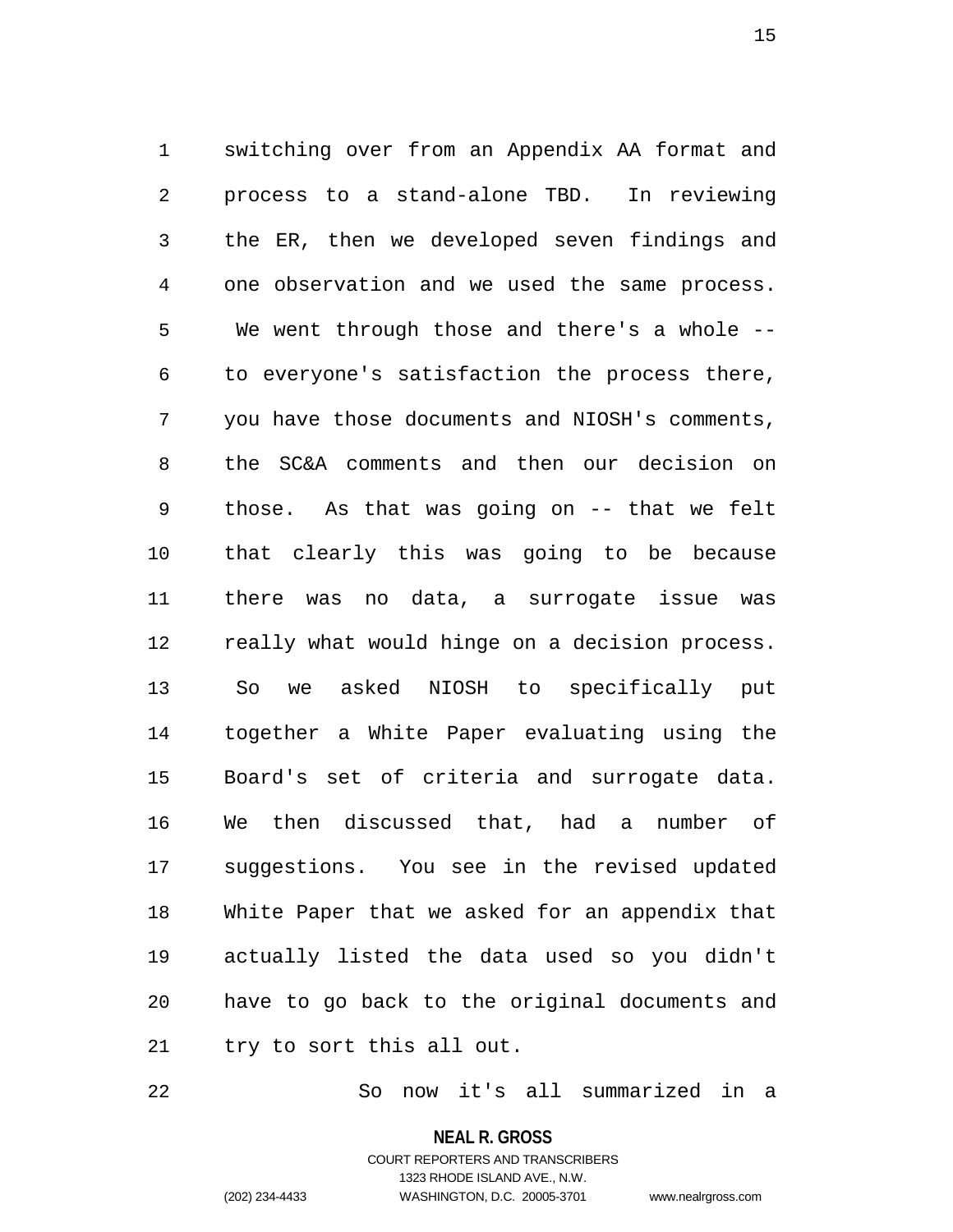switching over from an Appendix AA format and process to a stand-alone TBD. In reviewing the ER, then we developed seven findings and one observation and we used the same process. We went through those and there's a whole -- to everyone's satisfaction the process there, you have those documents and NIOSH's comments, the SC&A comments and then our decision on those. As that was going on -- that we felt that clearly this was going to be because there was no data, a surrogate issue was really what would hinge on a decision process. So we asked NIOSH to specifically put together a White Paper evaluating using the Board's set of criteria and surrogate data. We then discussed that, had a number of suggestions. You see in the revised updated White Paper that we asked for an appendix that actually listed the data used so you didn't have to go back to the original documents and try to sort this all out.

So now it's all summarized in a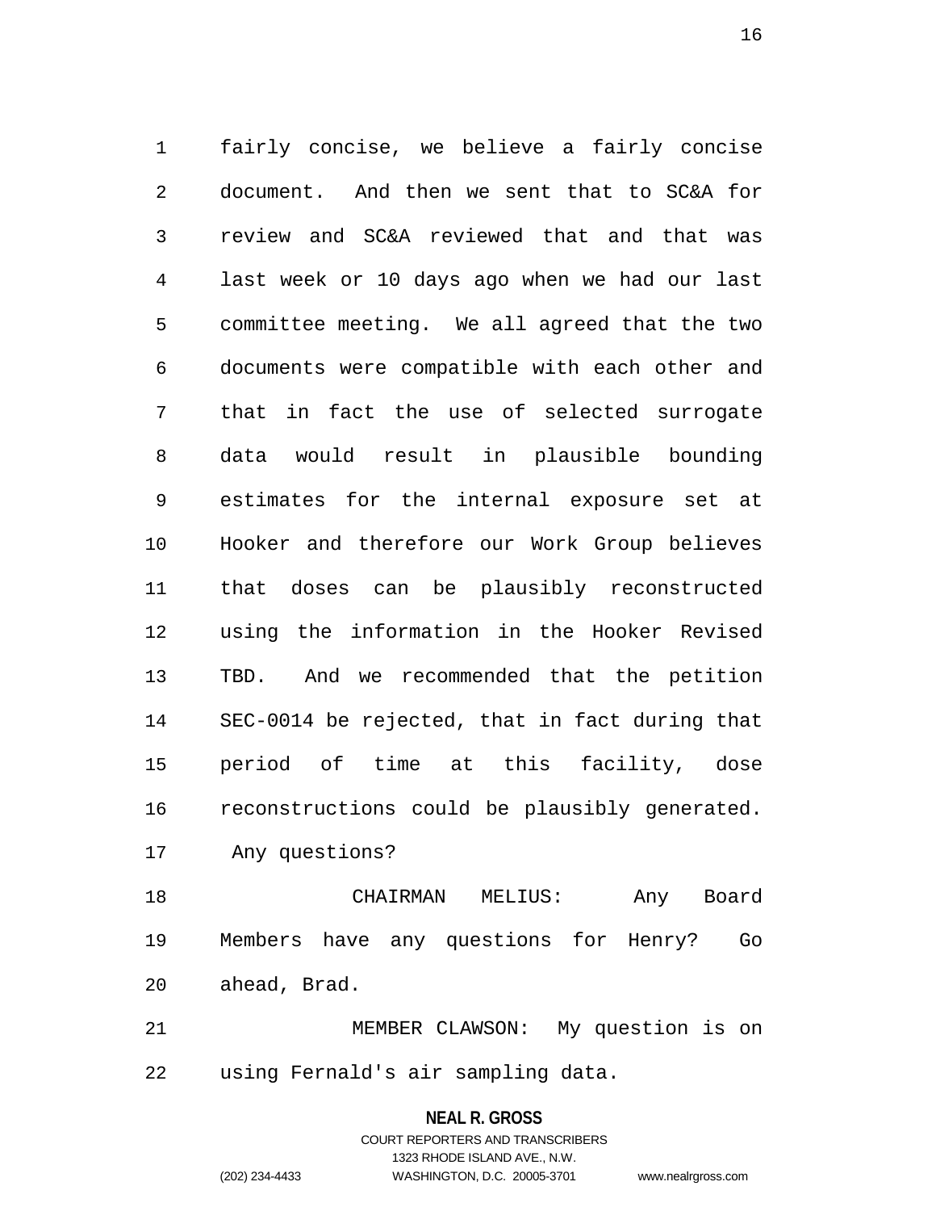fairly concise, we believe a fairly concise document. And then we sent that to SC&A for review and SC&A reviewed that and that was last week or 10 days ago when we had our last committee meeting. We all agreed that the two documents were compatible with each other and that in fact the use of selected surrogate data would result in plausible bounding estimates for the internal exposure set at Hooker and therefore our Work Group believes that doses can be plausibly reconstructed using the information in the Hooker Revised TBD. And we recommended that the petition SEC-0014 be rejected, that in fact during that period of time at this facility, dose reconstructions could be plausibly generated. Any questions?

CHAIRMAN MELIUS: Any Board Members have any questions for Henry? Go ahead, Brad.

MEMBER CLAWSON: My question is on using Fernald's air sampling data.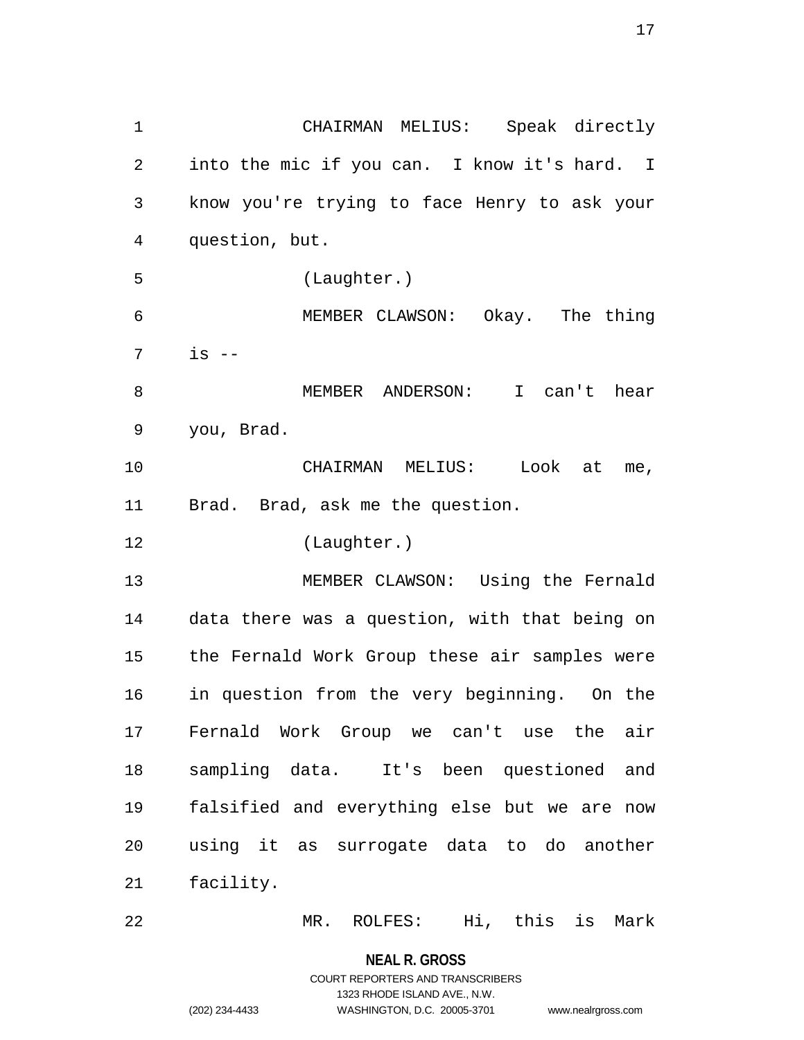CHAIRMAN MELIUS: Speak directly into the mic if you can. I know it's hard. I know you're trying to face Henry to ask your question, but.

(Laughter.)

MEMBER CLAWSON: Okay. The thing is --

MEMBER ANDERSON: I can't hear you, Brad.

CHAIRMAN MELIUS: Look at me, Brad. Brad, ask me the question.

(Laughter.)

MEMBER CLAWSON: Using the Fernald data there was a question, with that being on the Fernald Work Group these air samples were in question from the very beginning. On the Fernald Work Group we can't use the air sampling data. It's been questioned and falsified and everything else but we are now using it as surrogate data to do another facility.

MR. ROLFES: Hi, this is Mark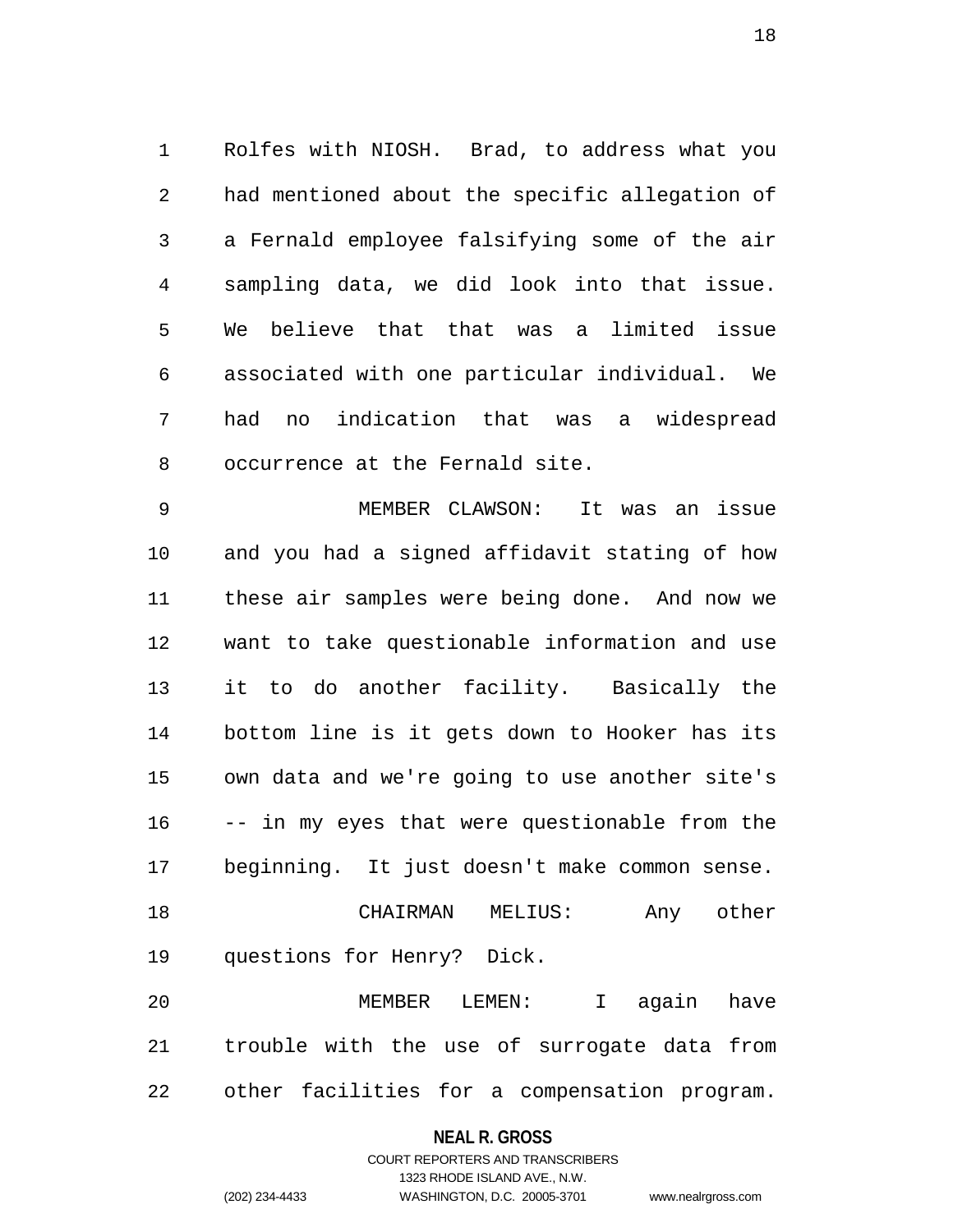Rolfes with NIOSH. Brad, to address what you had mentioned about the specific allegation of a Fernald employee falsifying some of the air sampling data, we did look into that issue. We believe that that was a limited issue associated with one particular individual. We had no indication that was a widespread occurrence at the Fernald site.

MEMBER CLAWSON: It was an issue and you had a signed affidavit stating of how these air samples were being done. And now we want to take questionable information and use it to do another facility. Basically the bottom line is it gets down to Hooker has its own data and we're going to use another site's -- in my eyes that were questionable from the beginning. It just doesn't make common sense.

CHAIRMAN MELIUS: Any other questions for Henry? Dick.

MEMBER LEMEN: I again have trouble with the use of surrogate data from other facilities for a compensation program.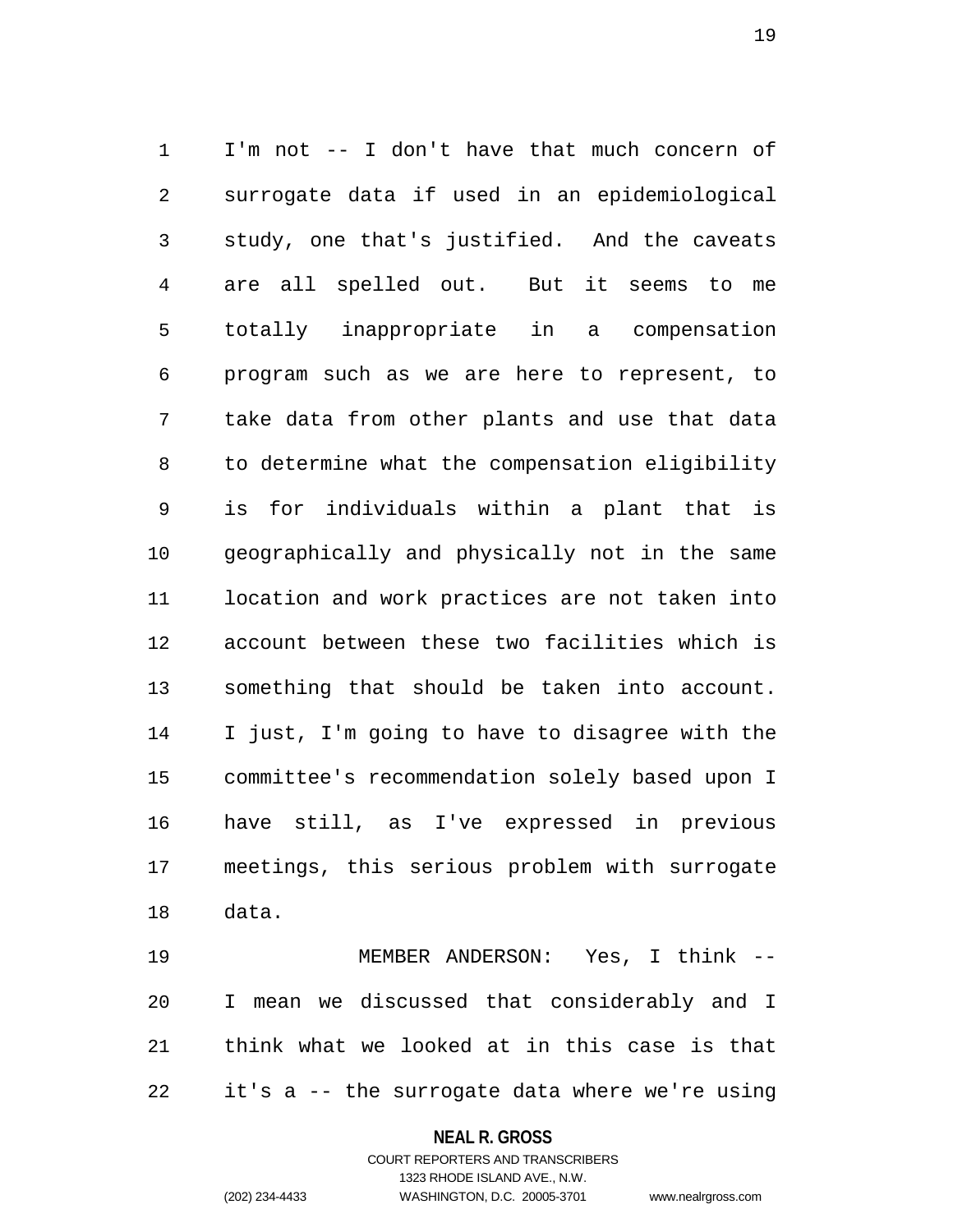I'm not -- I don't have that much concern of surrogate data if used in an epidemiological study, one that's justified. And the caveats are all spelled out. But it seems to me totally inappropriate in a compensation program such as we are here to represent, to take data from other plants and use that data to determine what the compensation eligibility is for individuals within a plant that is geographically and physically not in the same location and work practices are not taken into account between these two facilities which is something that should be taken into account. I just, I'm going to have to disagree with the committee's recommendation solely based upon I have still, as I've expressed in previous meetings, this serious problem with surrogate data.

MEMBER ANDERSON: Yes, I think -- I mean we discussed that considerably and I think what we looked at in this case is that it's a -- the surrogate data where we're using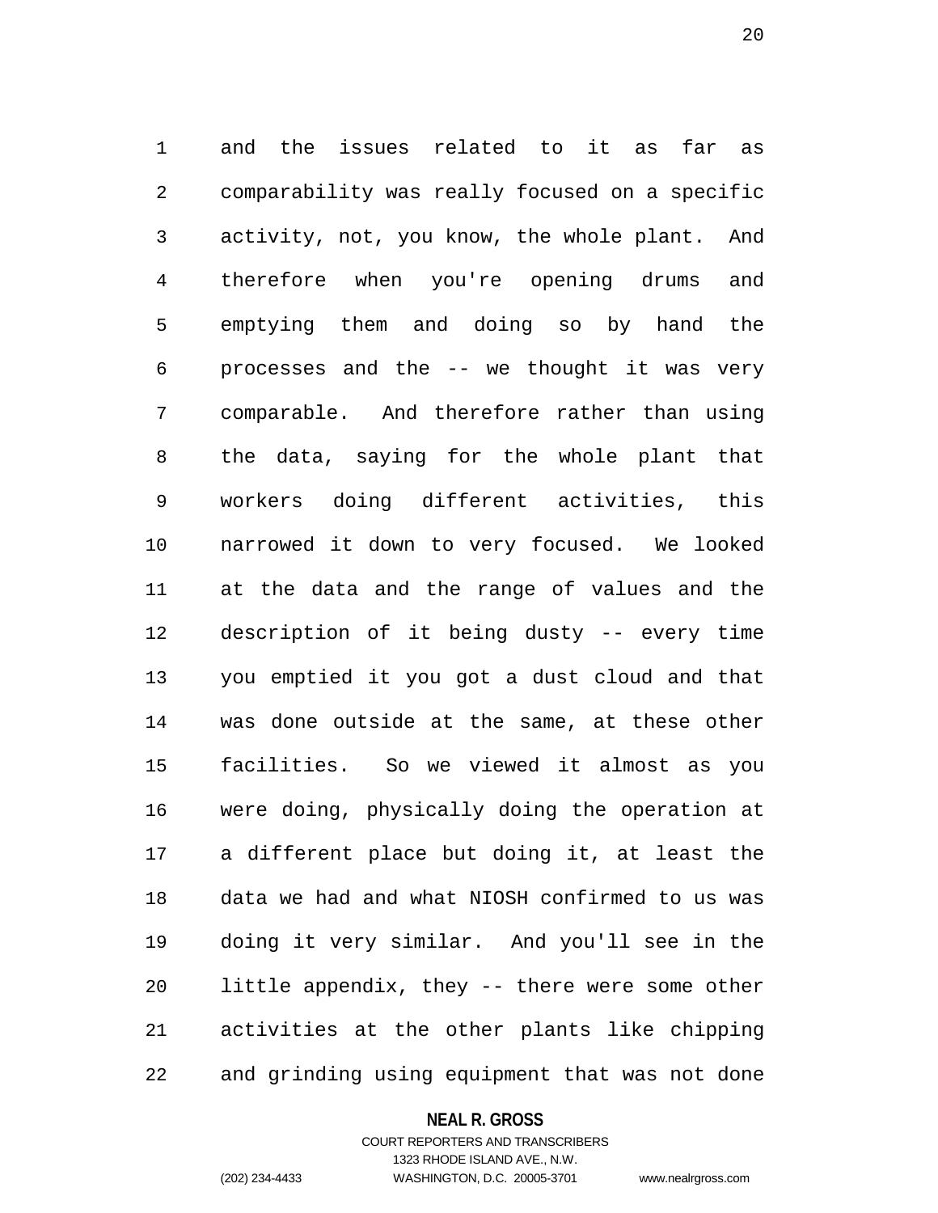and the issues related to it as far as comparability was really focused on a specific activity, not, you know, the whole plant. And therefore when you're opening drums and emptying them and doing so by hand the processes and the -- we thought it was very comparable. And therefore rather than using the data, saying for the whole plant that workers doing different activities, this narrowed it down to very focused. We looked at the data and the range of values and the description of it being dusty -- every time you emptied it you got a dust cloud and that was done outside at the same, at these other facilities. So we viewed it almost as you were doing, physically doing the operation at a different place but doing it, at least the data we had and what NIOSH confirmed to us was doing it very similar. And you'll see in the little appendix, they -- there were some other activities at the other plants like chipping and grinding using equipment that was not done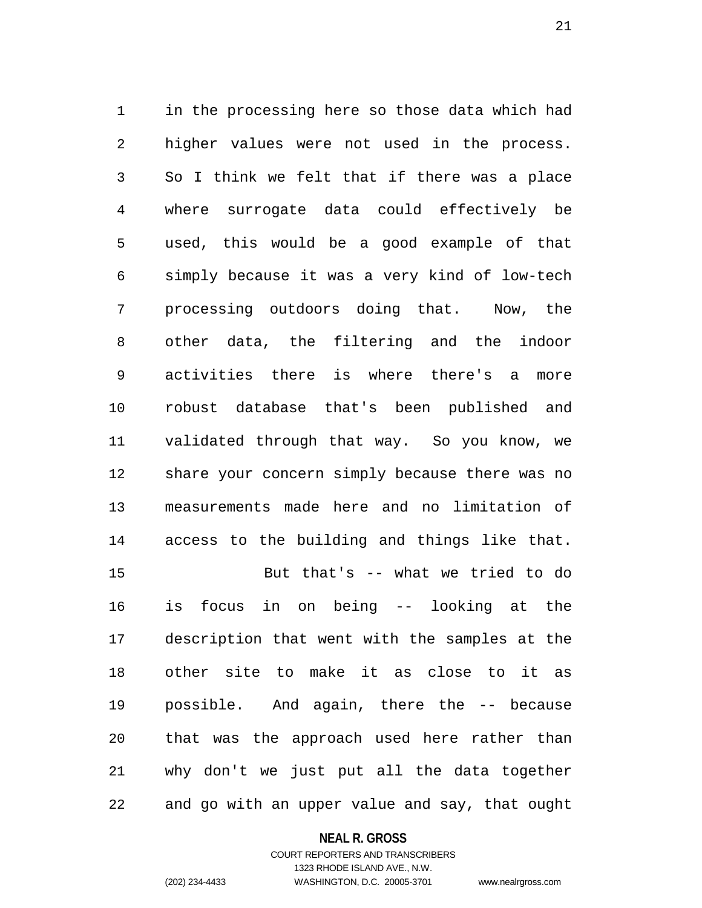in the processing here so those data which had higher values were not used in the process. So I think we felt that if there was a place where surrogate data could effectively be used, this would be a good example of that simply because it was a very kind of low-tech processing outdoors doing that. Now, the other data, the filtering and the indoor activities there is where there's a more robust database that's been published and validated through that way. So you know, we share your concern simply because there was no measurements made here and no limitation of access to the building and things like that.

But that's -- what we tried to do is focus in on being -- looking at the description that went with the samples at the other site to make it as close to it as possible. And again, there the -- because that was the approach used here rather than why don't we just put all the data together and go with an upper value and say, that ought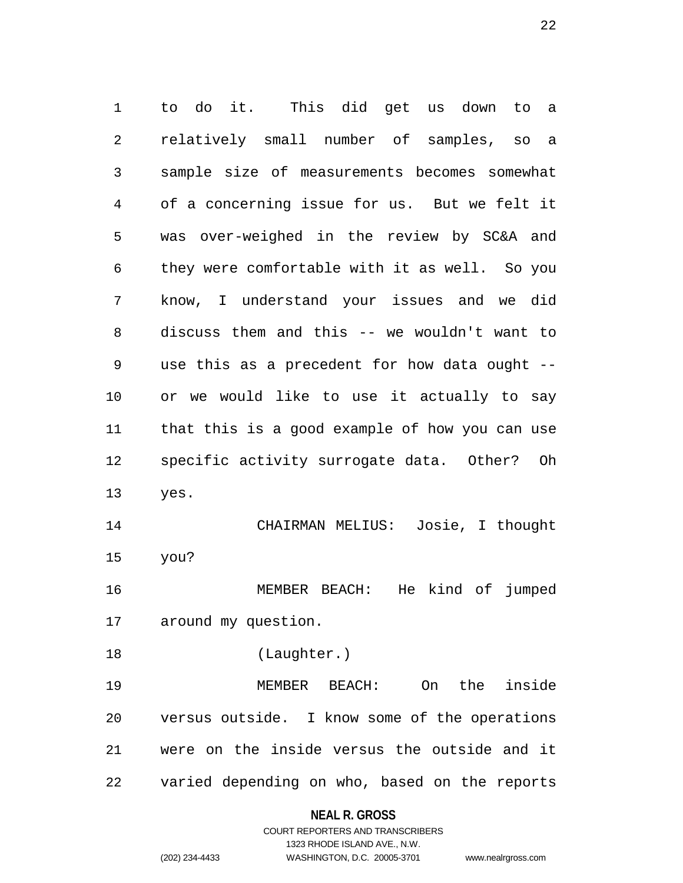to do it. This did get us down to a relatively small number of samples, so a sample size of measurements becomes somewhat of a concerning issue for us. But we felt it was over-weighed in the review by SC&A and they were comfortable with it as well. So you know, I understand your issues and we did discuss them and this -- we wouldn't want to use this as a precedent for how data ought -- or we would like to use it actually to say that this is a good example of how you can use specific activity surrogate data. Other? Oh yes.

CHAIRMAN MELIUS: Josie, I thought you?

MEMBER BEACH: He kind of jumped around my question.

(Laughter.)

MEMBER BEACH: On the inside versus outside. I know some of the operations were on the inside versus the outside and it varied depending on who, based on the reports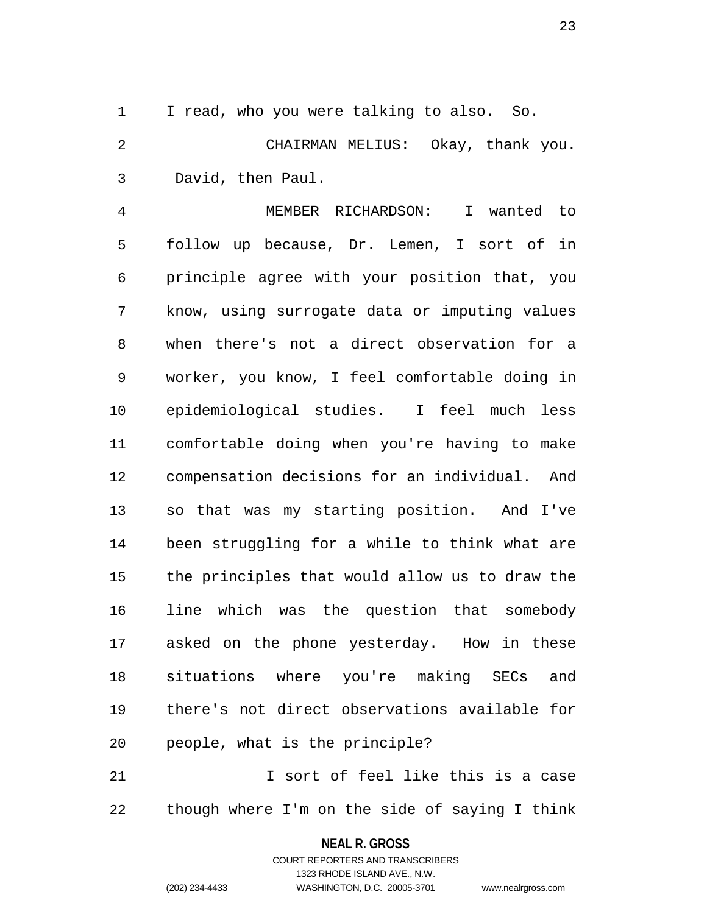I read, who you were talking to also. So.

CHAIRMAN MELIUS: Okay, thank you. David, then Paul.

MEMBER RICHARDSON: I wanted to follow up because, Dr. Lemen, I sort of in principle agree with your position that, you know, using surrogate data or imputing values when there's not a direct observation for a worker, you know, I feel comfortable doing in epidemiological studies. I feel much less comfortable doing when you're having to make compensation decisions for an individual. And so that was my starting position. And I've been struggling for a while to think what are the principles that would allow us to draw the line which was the question that somebody asked on the phone yesterday. How in these situations where you're making SECs and there's not direct observations available for people, what is the principle?

I sort of feel like this is a case though where I'm on the side of saying I think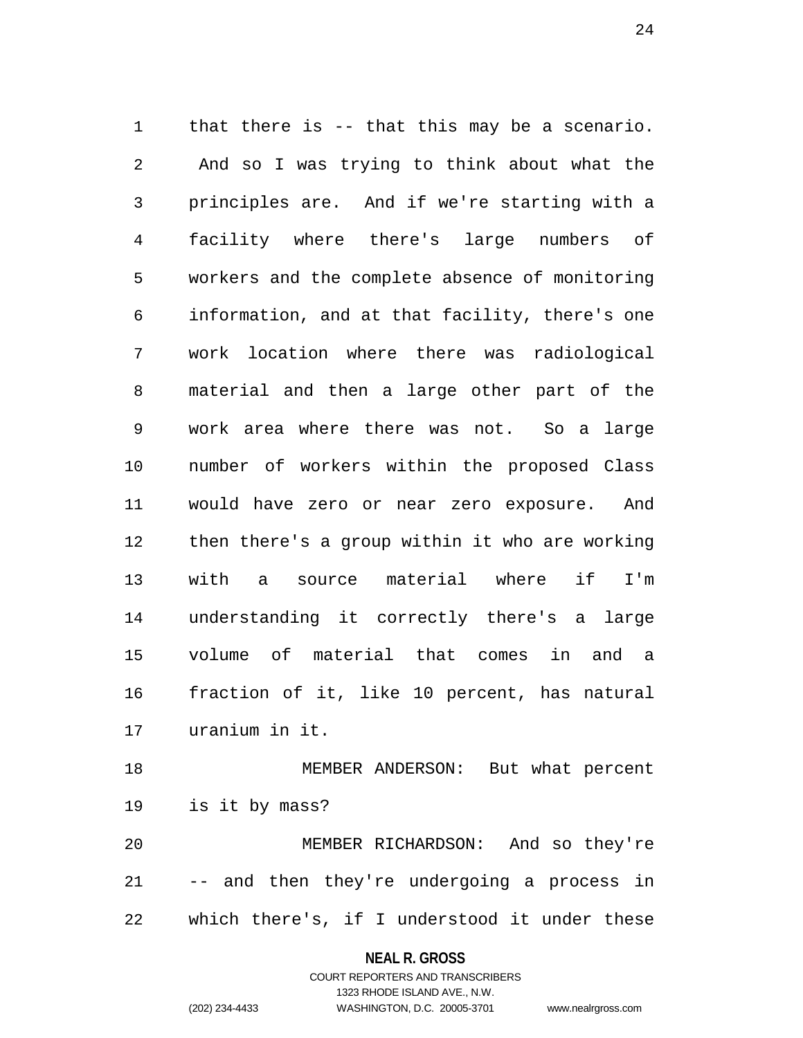that there is -- that this may be a scenario. And so I was trying to think about what the principles are. And if we're starting with a facility where there's large numbers of workers and the complete absence of monitoring information, and at that facility, there's one work location where there was radiological material and then a large other part of the work area where there was not. So a large number of workers within the proposed Class would have zero or near zero exposure. And then there's a group within it who are working with a source material where if I'm understanding it correctly there's a large volume of material that comes in and a fraction of it, like 10 percent, has natural uranium in it.

MEMBER ANDERSON: But what percent is it by mass?

MEMBER RICHARDSON: And so they're -- and then they're undergoing a process in which there's, if I understood it under these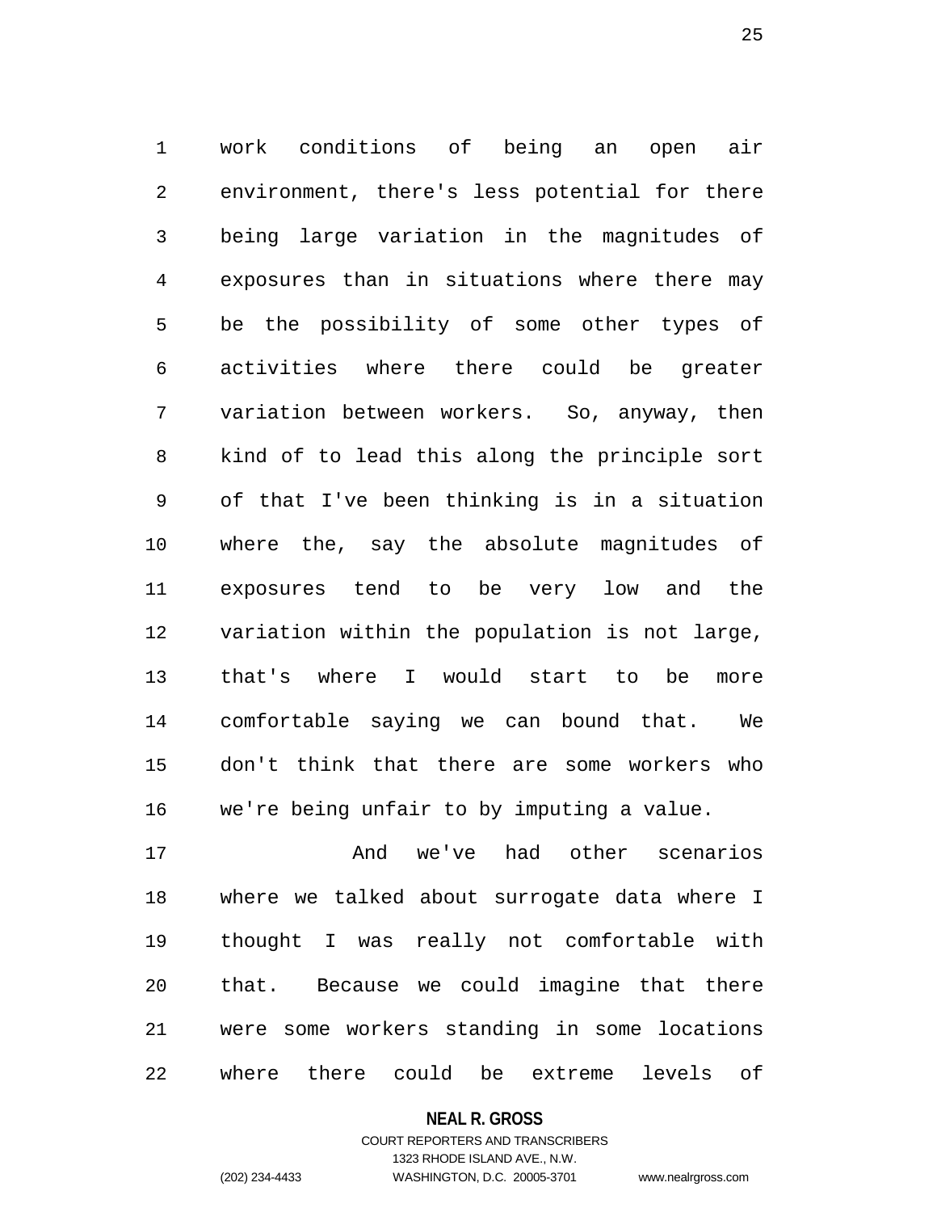work conditions of being an open air environment, there's less potential for there being large variation in the magnitudes of exposures than in situations where there may be the possibility of some other types of activities where there could be greater variation between workers. So, anyway, then kind of to lead this along the principle sort of that I've been thinking is in a situation where the, say the absolute magnitudes of exposures tend to be very low and the variation within the population is not large, that's where I would start to be more comfortable saying we can bound that. We don't think that there are some workers who we're being unfair to by imputing a value.

And we've had other scenarios where we talked about surrogate data where I thought I was really not comfortable with that. Because we could imagine that there were some workers standing in some locations where there could be extreme levels of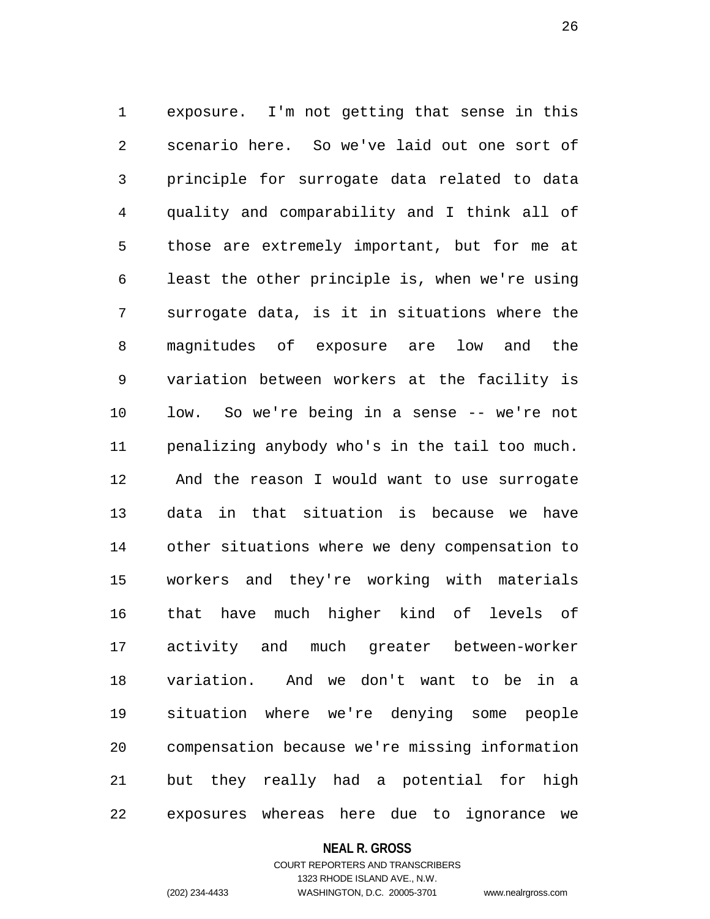exposure. I'm not getting that sense in this scenario here. So we've laid out one sort of principle for surrogate data related to data quality and comparability and I think all of those are extremely important, but for me at least the other principle is, when we're using surrogate data, is it in situations where the magnitudes of exposure are low and the variation between workers at the facility is low. So we're being in a sense -- we're not penalizing anybody who's in the tail too much. And the reason I would want to use surrogate data in that situation is because we have other situations where we deny compensation to workers and they're working with materials that have much higher kind of levels of activity and much greater between-worker variation. And we don't want to be in a situation where we're denying some people compensation because we're missing information but they really had a potential for high exposures whereas here due to ignorance we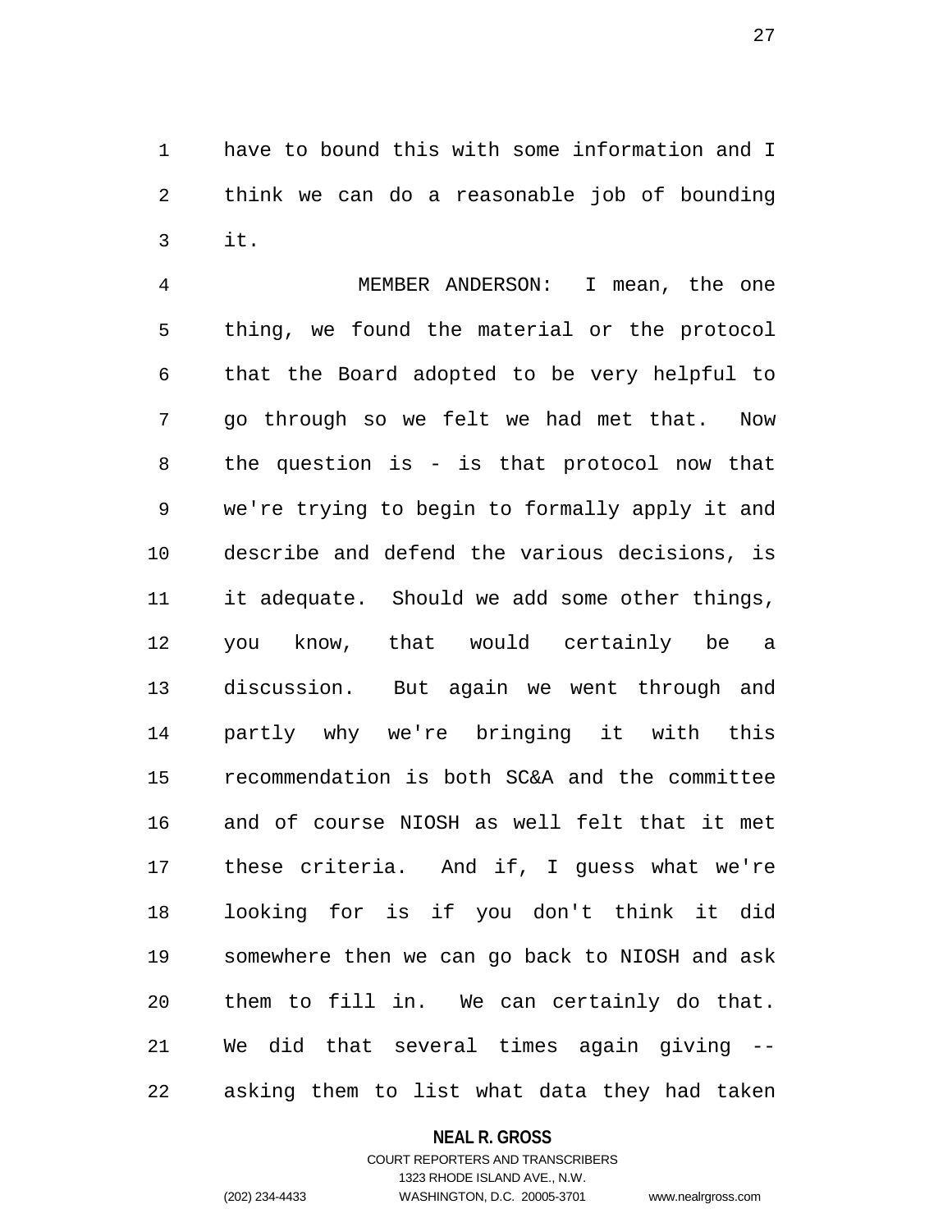have to bound this with some information and I think we can do a reasonable job of bounding it.

MEMBER ANDERSON: I mean, the one thing, we found the material or the protocol that the Board adopted to be very helpful to go through so we felt we had met that. Now the question is - is that protocol now that we're trying to begin to formally apply it and describe and defend the various decisions, is it adequate. Should we add some other things, you know, that would certainly be a discussion. But again we went through and partly why we're bringing it with this recommendation is both SC&A and the committee and of course NIOSH as well felt that it met these criteria. And if, I guess what we're looking for is if you don't think it did somewhere then we can go back to NIOSH and ask them to fill in. We can certainly do that. We did that several times again giving -- asking them to list what data they had taken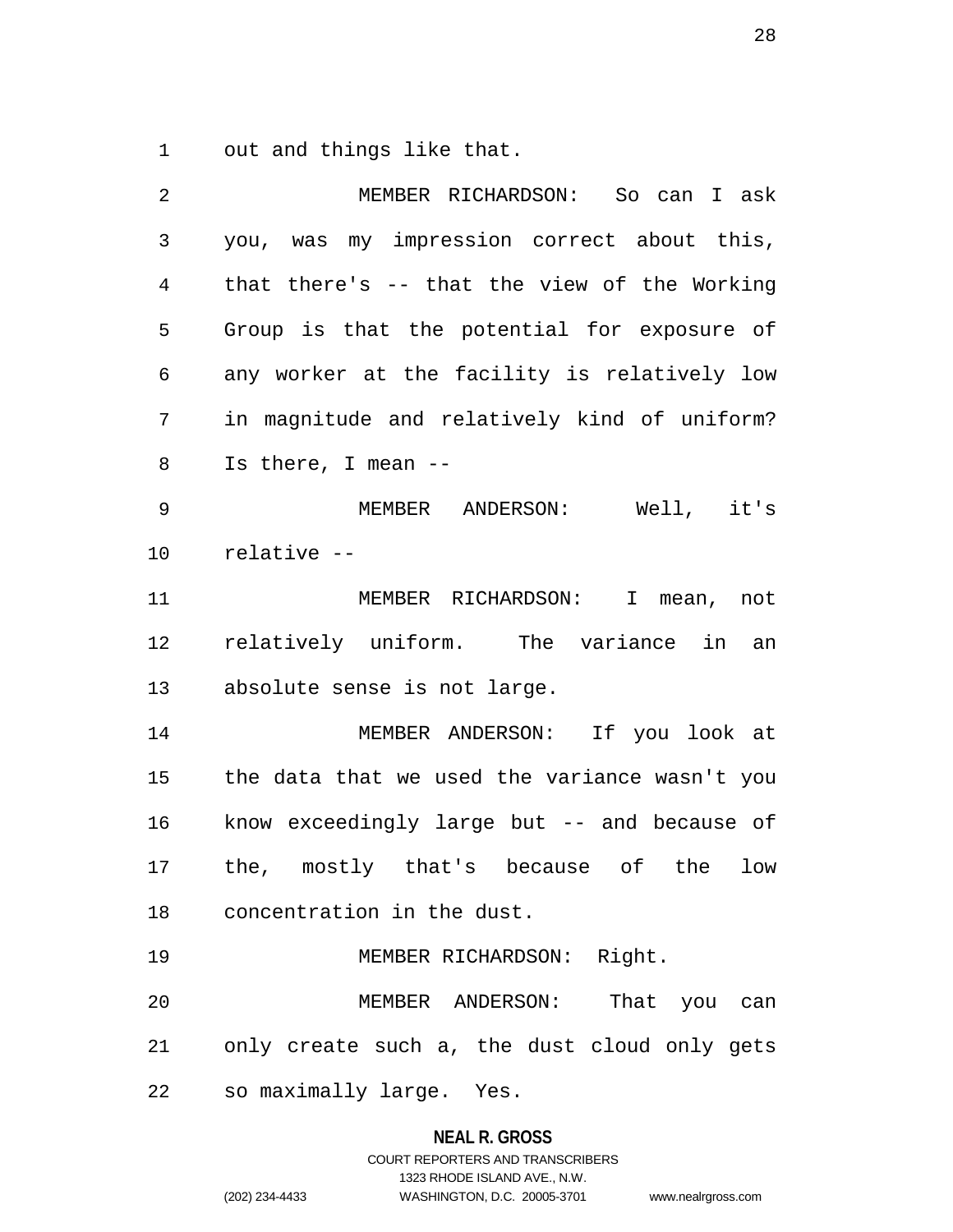out and things like that.

MEMBER RICHARDSON: So can I ask you, was my impression correct about this, that there's -- that the view of the Working Group is that the potential for exposure of any worker at the facility is relatively low in magnitude and relatively kind of uniform? Is there, I mean --

MEMBER ANDERSON: Well, it's relative --

MEMBER RICHARDSON: I mean, not relatively uniform. The variance in an absolute sense is not large.

MEMBER ANDERSON: If you look at the data that we used the variance wasn't you know exceedingly large but -- and because of the, mostly that's because of the low concentration in the dust.

MEMBER RICHARDSON: Right.

MEMBER ANDERSON: That you can only create such a, the dust cloud only gets so maximally large. Yes.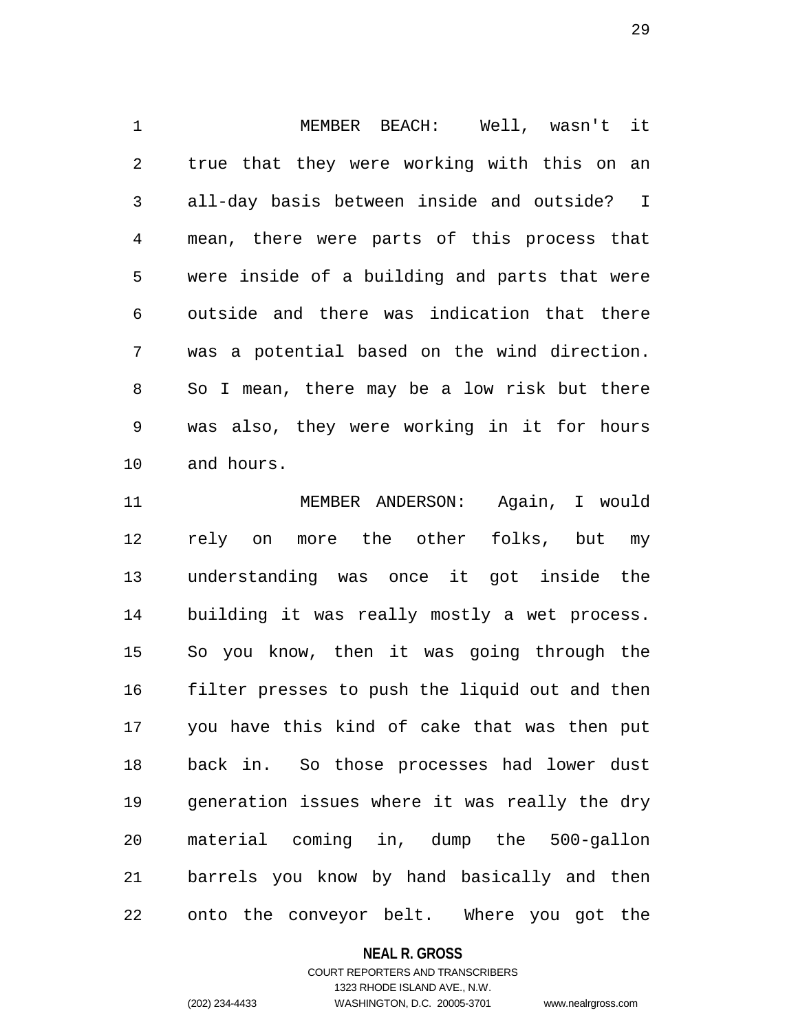MEMBER BEACH: Well, wasn't it true that they were working with this on an all-day basis between inside and outside? I mean, there were parts of this process that were inside of a building and parts that were outside and there was indication that there was a potential based on the wind direction. So I mean, there may be a low risk but there was also, they were working in it for hours and hours.

MEMBER ANDERSON: Again, I would rely on more the other folks, but my understanding was once it got inside the building it was really mostly a wet process. So you know, then it was going through the filter presses to push the liquid out and then you have this kind of cake that was then put back in. So those processes had lower dust generation issues where it was really the dry material coming in, dump the 500-gallon barrels you know by hand basically and then onto the conveyor belt. Where you got the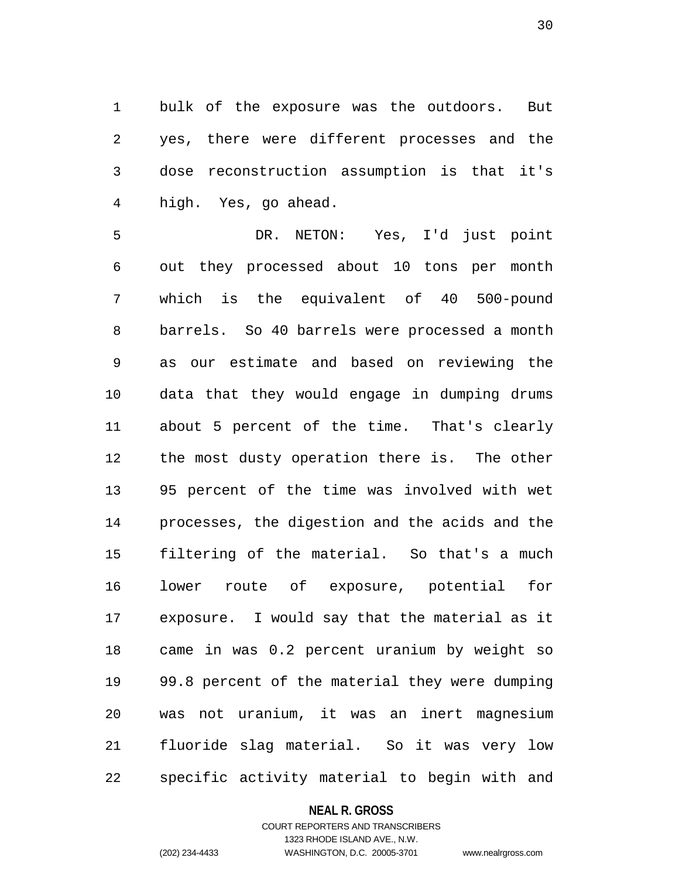bulk of the exposure was the outdoors. But yes, there were different processes and the dose reconstruction assumption is that it's high. Yes, go ahead.

DR. NETON: Yes, I'd just point out they processed about 10 tons per month which is the equivalent of 40 500-pound barrels. So 40 barrels were processed a month as our estimate and based on reviewing the data that they would engage in dumping drums about 5 percent of the time. That's clearly the most dusty operation there is. The other 95 percent of the time was involved with wet processes, the digestion and the acids and the filtering of the material. So that's a much lower route of exposure, potential for exposure. I would say that the material as it came in was 0.2 percent uranium by weight so 99.8 percent of the material they were dumping was not uranium, it was an inert magnesium fluoride slag material. So it was very low specific activity material to begin with and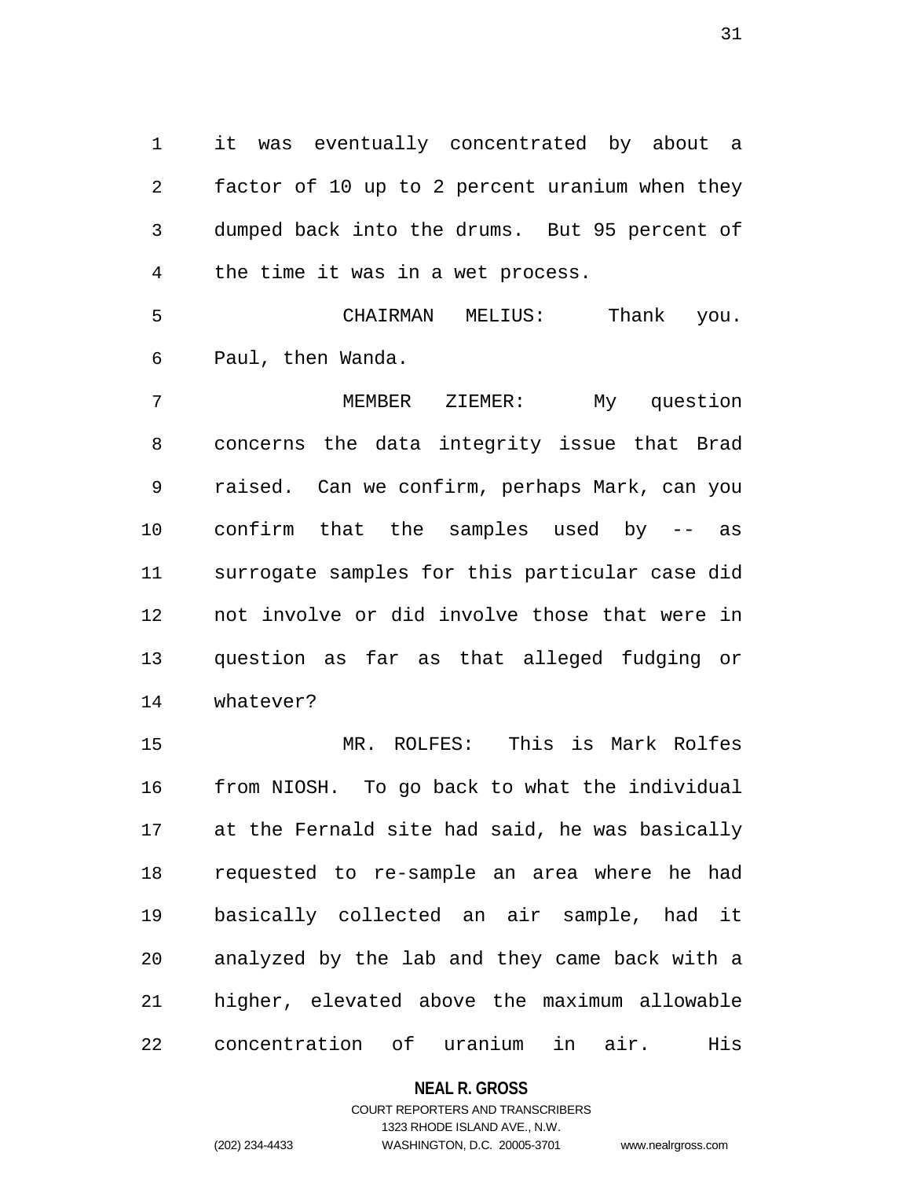it was eventually concentrated by about a factor of 10 up to 2 percent uranium when they dumped back into the drums. But 95 percent of the time it was in a wet process.

CHAIRMAN MELIUS: Thank you. Paul, then Wanda.

MEMBER ZIEMER: My question concerns the data integrity issue that Brad raised. Can we confirm, perhaps Mark, can you confirm that the samples used by -- as surrogate samples for this particular case did not involve or did involve those that were in question as far as that alleged fudging or whatever?

MR. ROLFES: This is Mark Rolfes from NIOSH. To go back to what the individual at the Fernald site had said, he was basically requested to re-sample an area where he had basically collected an air sample, had it analyzed by the lab and they came back with a higher, elevated above the maximum allowable concentration of uranium in air. His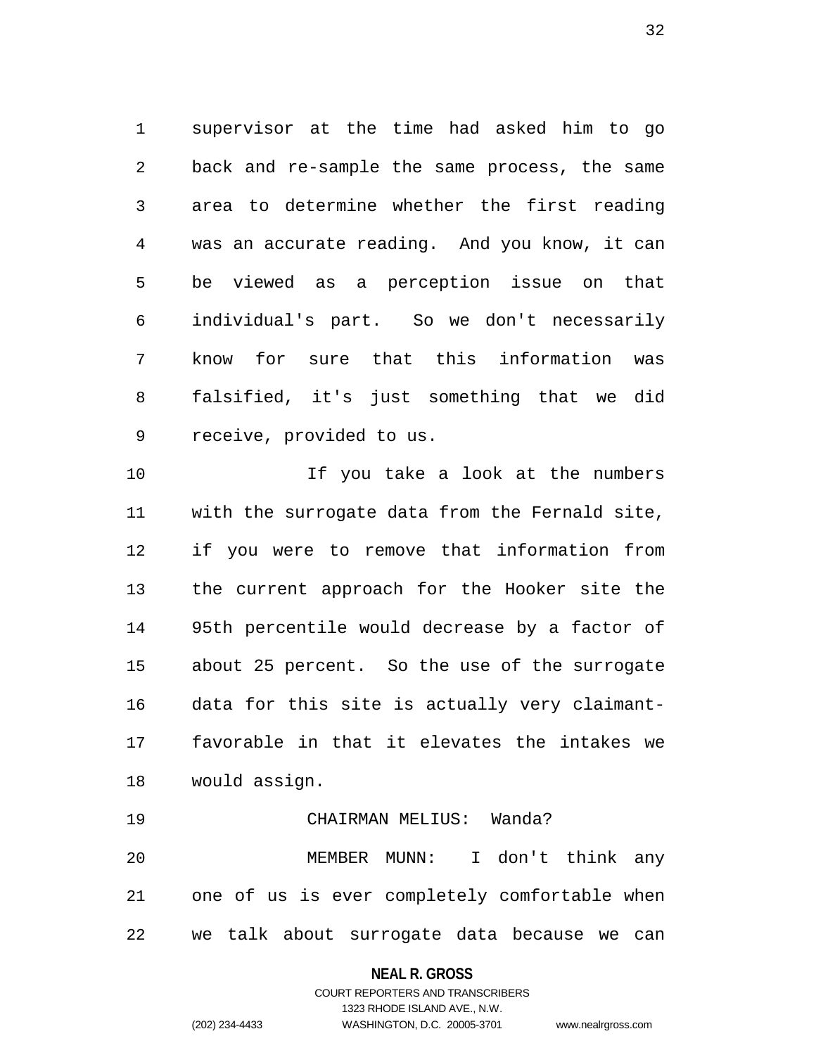supervisor at the time had asked him to go back and re-sample the same process, the same area to determine whether the first reading was an accurate reading. And you know, it can be viewed as a perception issue on that individual's part. So we don't necessarily know for sure that this information was falsified, it's just something that we did receive, provided to us.

If you take a look at the numbers with the surrogate data from the Fernald site, if you were to remove that information from the current approach for the Hooker site the 95th percentile would decrease by a factor of about 25 percent. So the use of the surrogate data for this site is actually very claimant-favorable in that it elevates the intakes we would assign.

CHAIRMAN MELIUS: Wanda?

MEMBER MUNN: I don't think any one of us is ever completely comfortable when we talk about surrogate data because we can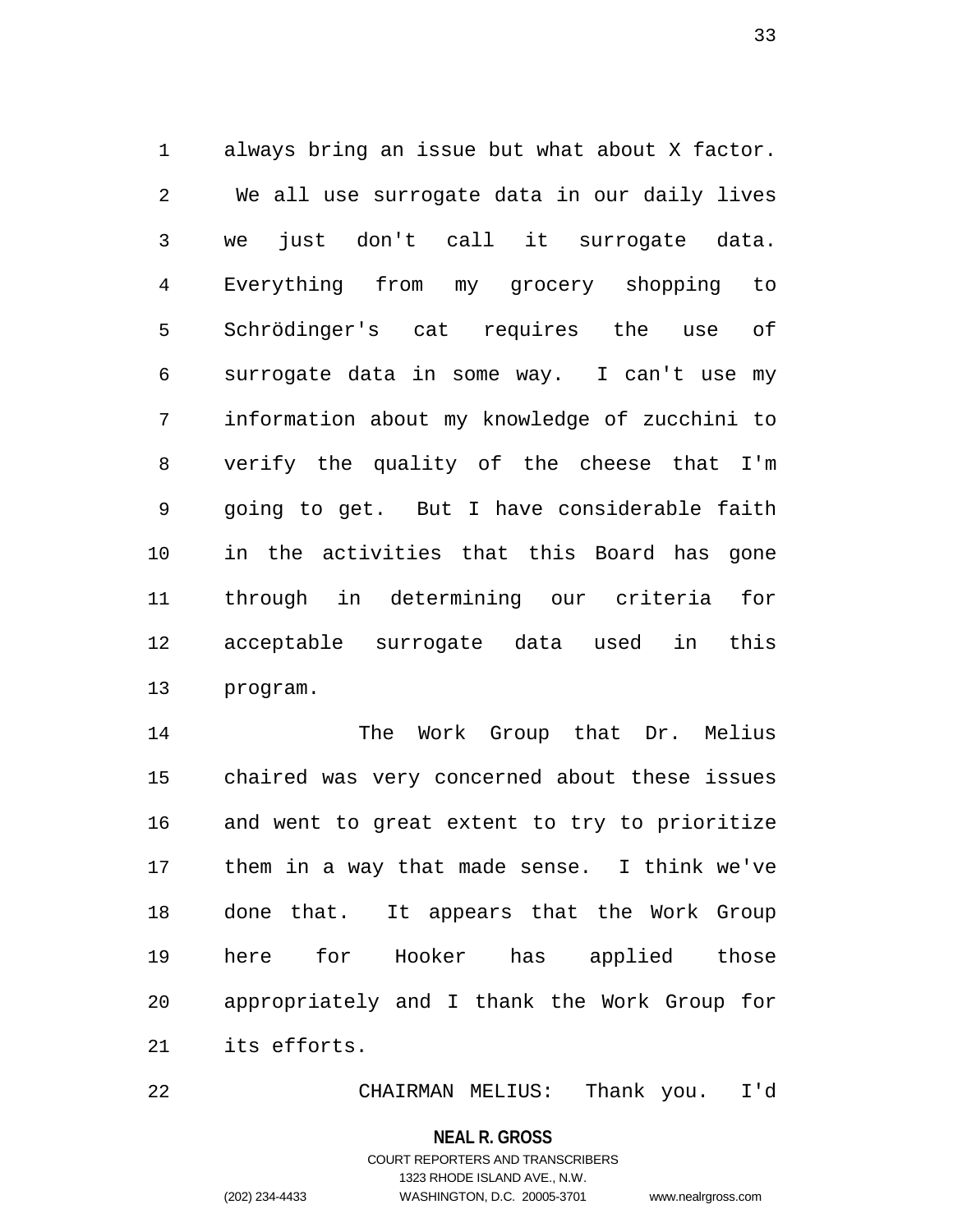always bring an issue but what about X factor. We all use surrogate data in our daily lives we just don't call it surrogate data. Everything from my grocery shopping to Schrödinger's cat requires the use of surrogate data in some way. I can't use my information about my knowledge of zucchini to verify the quality of the cheese that I'm going to get. But I have considerable faith in the activities that this Board has gone through in determining our criteria for acceptable surrogate data used in this program.

The Work Group that Dr. Melius chaired was very concerned about these issues and went to great extent to try to prioritize them in a way that made sense. I think we've done that. It appears that the Work Group here for Hooker has applied those appropriately and I thank the Work Group for its efforts.

CHAIRMAN MELIUS: Thank you. I'd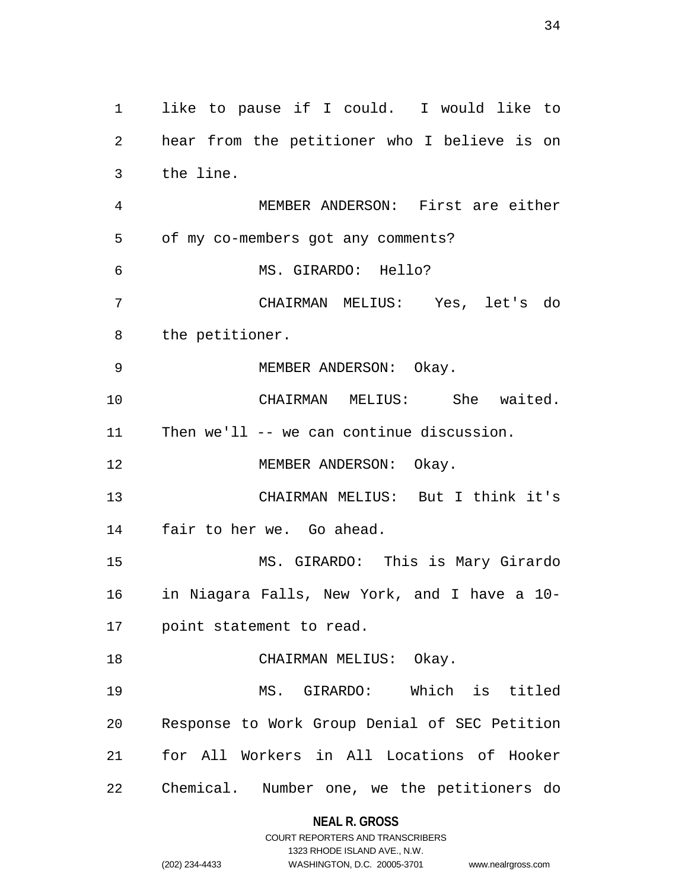like to pause if I could. I would like to hear from the petitioner who I believe is on the line.

MEMBER ANDERSON: First are either of my co-members got any comments?

MS. GIRARDO: Hello?

CHAIRMAN MELIUS: Yes, let's do the petitioner.

MEMBER ANDERSON: Okay.

CHAIRMAN MELIUS: She waited. Then we'll -- we can continue discussion.

MEMBER ANDERSON: Okay.

CHAIRMAN MELIUS: But I think it's fair to her we. Go ahead.

MS. GIRARDO: This is Mary Girardo in Niagara Falls, New York, and I have a 10-point statement to read.

CHAIRMAN MELIUS: Okay.

MS. GIRARDO: Which is titled Response to Work Group Denial of SEC Petition for All Workers in All Locations of Hooker Chemical. Number one, we the petitioners do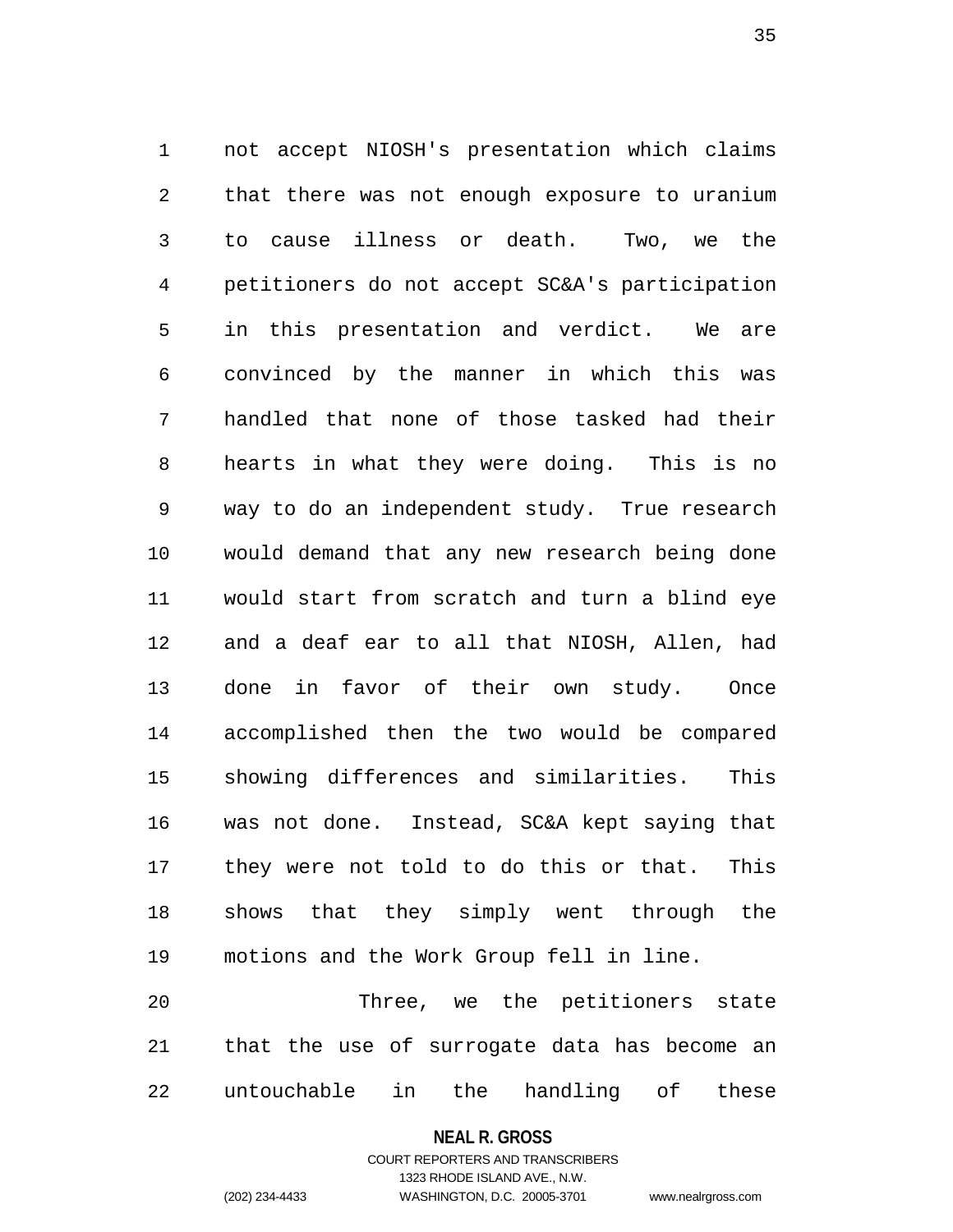not accept NIOSH's presentation which claims that there was not enough exposure to uranium to cause illness or death. Two, we the petitioners do not accept SC&A's participation in this presentation and verdict. We are convinced by the manner in which this was handled that none of those tasked had their hearts in what they were doing. This is no way to do an independent study. True research would demand that any new research being done would start from scratch and turn a blind eye and a deaf ear to all that NIOSH, Allen, had done in favor of their own study. Once accomplished then the two would be compared showing differences and similarities. This was not done. Instead, SC&A kept saying that they were not told to do this or that. This shows that they simply went through the motions and the Work Group fell in line.

Three, we the petitioners state that the use of surrogate data has become an untouchable in the handling of these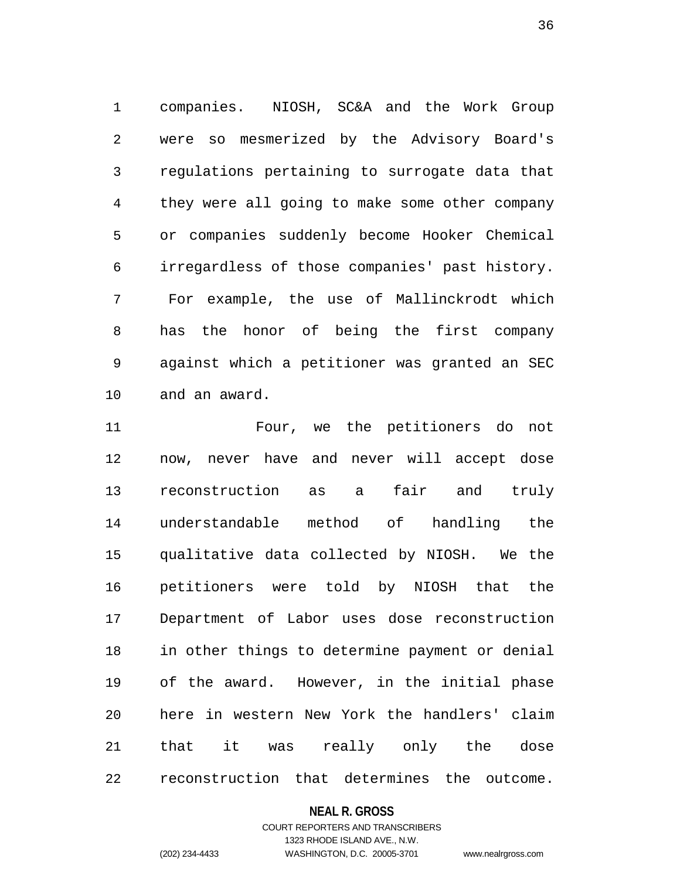companies. NIOSH, SC&A and the Work Group were so mesmerized by the Advisory Board's regulations pertaining to surrogate data that they were all going to make some other company or companies suddenly become Hooker Chemical irregardless of those companies' past history. For example, the use of Mallinckrodt which has the honor of being the first company against which a petitioner was granted an SEC and an award.

Four, we the petitioners do not now, never have and never will accept dose reconstruction as a fair and truly understandable method of handling the qualitative data collected by NIOSH. We the petitioners were told by NIOSH that the Department of Labor uses dose reconstruction in other things to determine payment or denial of the award. However, in the initial phase here in western New York the handlers' claim that it was really only the dose reconstruction that determines the outcome.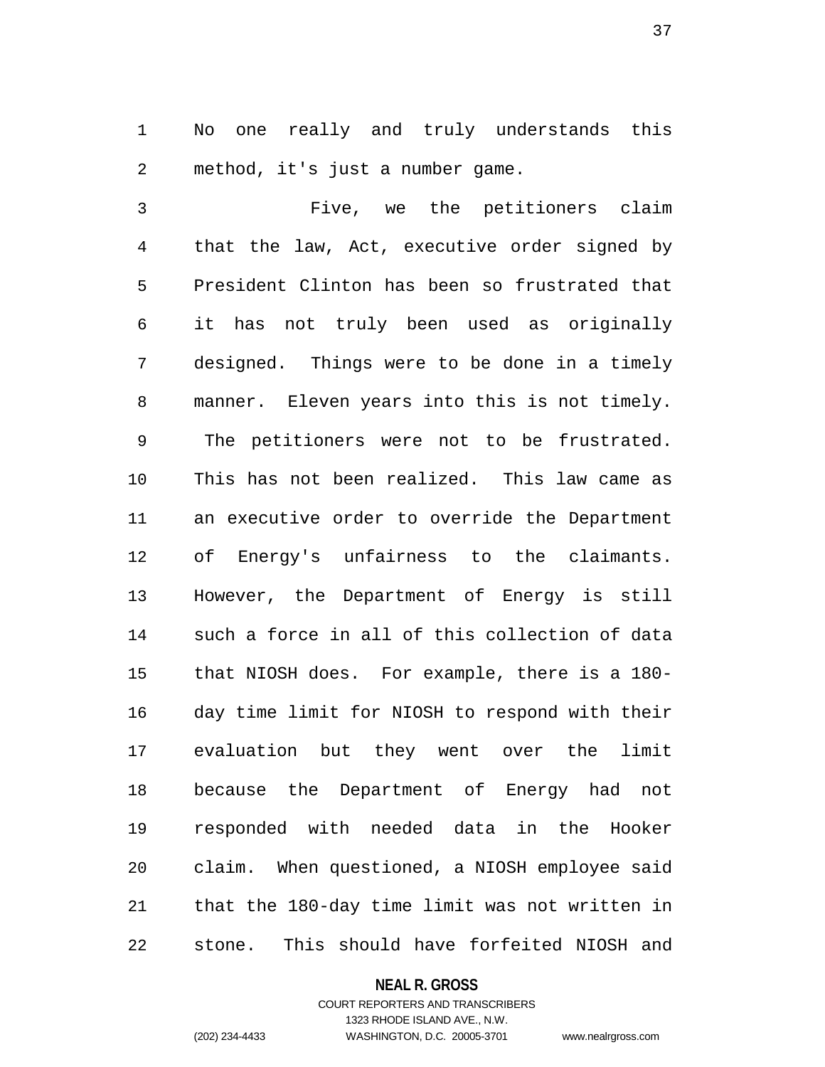No one really and truly understands this method, it's just a number game.

Five, we the petitioners claim that the law, Act, executive order signed by President Clinton has been so frustrated that it has not truly been used as originally designed. Things were to be done in a timely manner. Eleven years into this is not timely. The petitioners were not to be frustrated. This has not been realized. This law came as an executive order to override the Department of Energy's unfairness to the claimants. However, the Department of Energy is still such a force in all of this collection of data that NIOSH does. For example, there is a 180-day time limit for NIOSH to respond with their evaluation but they went over the limit because the Department of Energy had not responded with needed data in the Hooker claim. When questioned, a NIOSH employee said that the 180-day time limit was not written in stone. This should have forfeited NIOSH and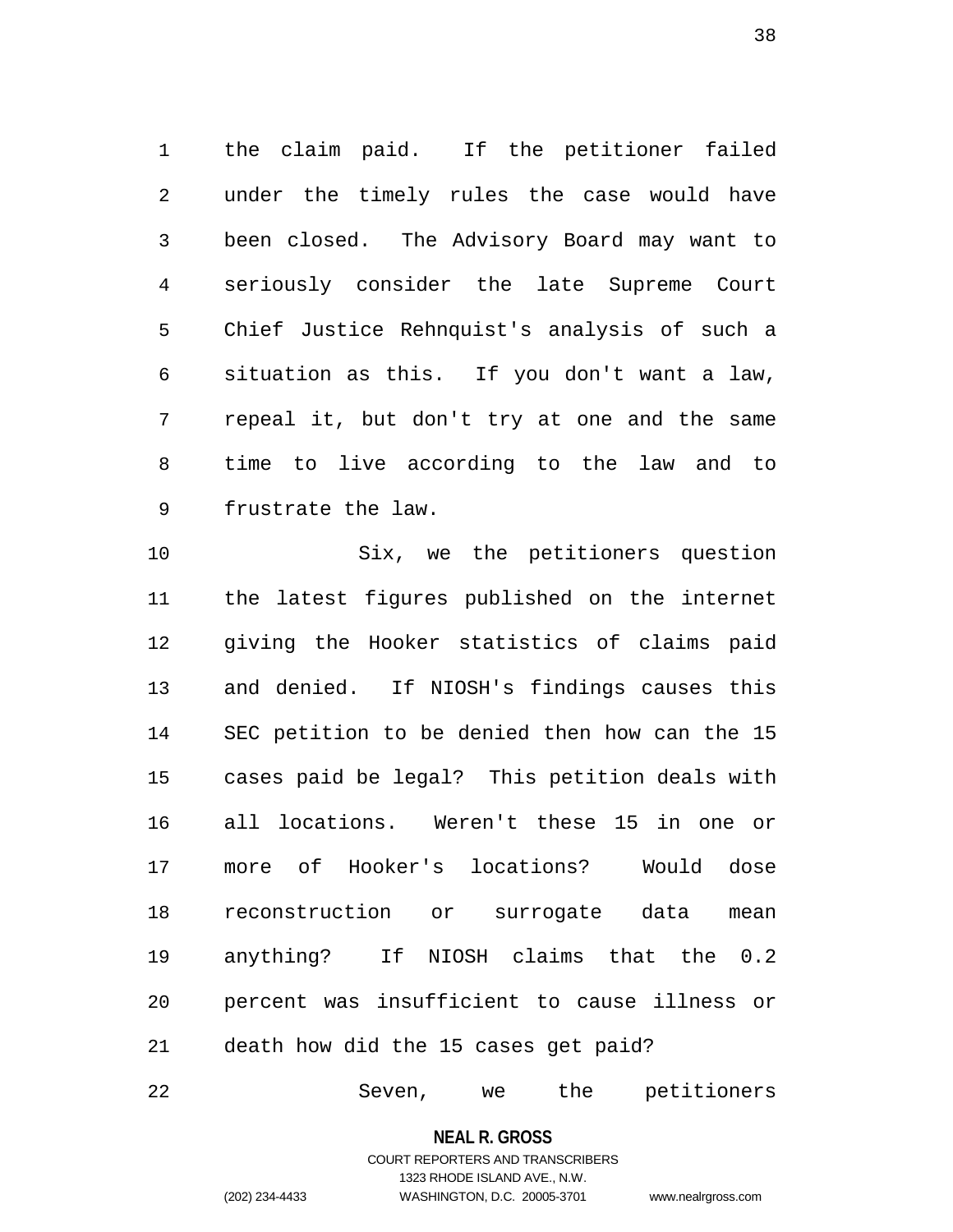the claim paid. If the petitioner failed under the timely rules the case would have been closed. The Advisory Board may want to seriously consider the late Supreme Court Chief Justice Rehnquist's analysis of such a situation as this. If you don't want a law, repeal it, but don't try at one and the same time to live according to the law and to frustrate the law.

Six, we the petitioners question the latest figures published on the internet giving the Hooker statistics of claims paid and denied. If NIOSH's findings causes this SEC petition to be denied then how can the 15 cases paid be legal? This petition deals with all locations. Weren't these 15 in one or more of Hooker's locations? Would dose reconstruction or surrogate data mean anything? If NIOSH claims that the 0.2 percent was insufficient to cause illness or death how did the 15 cases get paid?

Seven, we the petitioners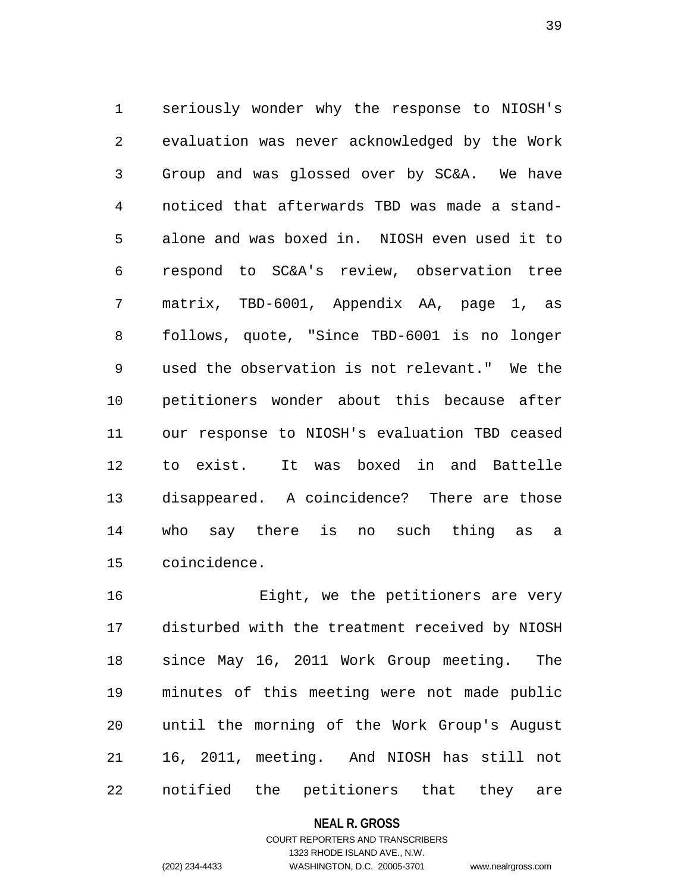seriously wonder why the response to NIOSH's evaluation was never acknowledged by the Work Group and was glossed over by SC&A. We have noticed that afterwards TBD was made a stand-alone and was boxed in. NIOSH even used it to respond to SC&A's review, observation tree matrix, TBD-6001, Appendix AA, page 1, as follows, quote, "Since TBD-6001 is no longer used the observation is not relevant." We the petitioners wonder about this because after our response to NIOSH's evaluation TBD ceased to exist. It was boxed in and Battelle disappeared. A coincidence? There are those who say there is no such thing as a coincidence.

Eight, we the petitioners are very disturbed with the treatment received by NIOSH since May 16, 2011 Work Group meeting. The minutes of this meeting were not made public until the morning of the Work Group's August 16, 2011, meeting. And NIOSH has still not notified the petitioners that they are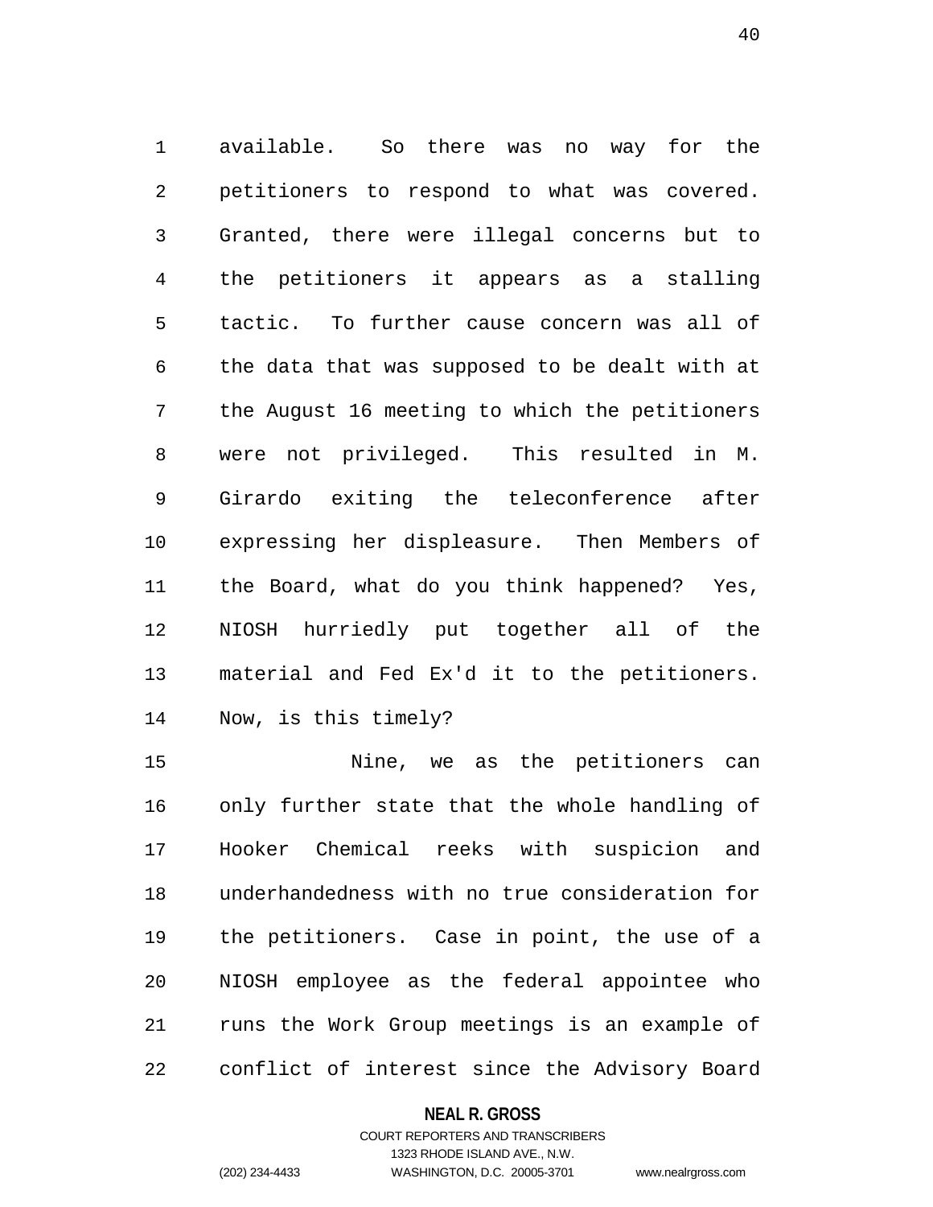available. So there was no way for the petitioners to respond to what was covered. Granted, there were illegal concerns but to the petitioners it appears as a stalling tactic. To further cause concern was all of the data that was supposed to be dealt with at the August 16 meeting to which the petitioners were not privileged. This resulted in M. Girardo exiting the teleconference after expressing her displeasure. Then Members of the Board, what do you think happened? Yes, NIOSH hurriedly put together all of the material and Fed Ex'd it to the petitioners. Now, is this timely?

Nine, we as the petitioners can only further state that the whole handling of Hooker Chemical reeks with suspicion and underhandedness with no true consideration for the petitioners. Case in point, the use of a NIOSH employee as the federal appointee who runs the Work Group meetings is an example of conflict of interest since the Advisory Board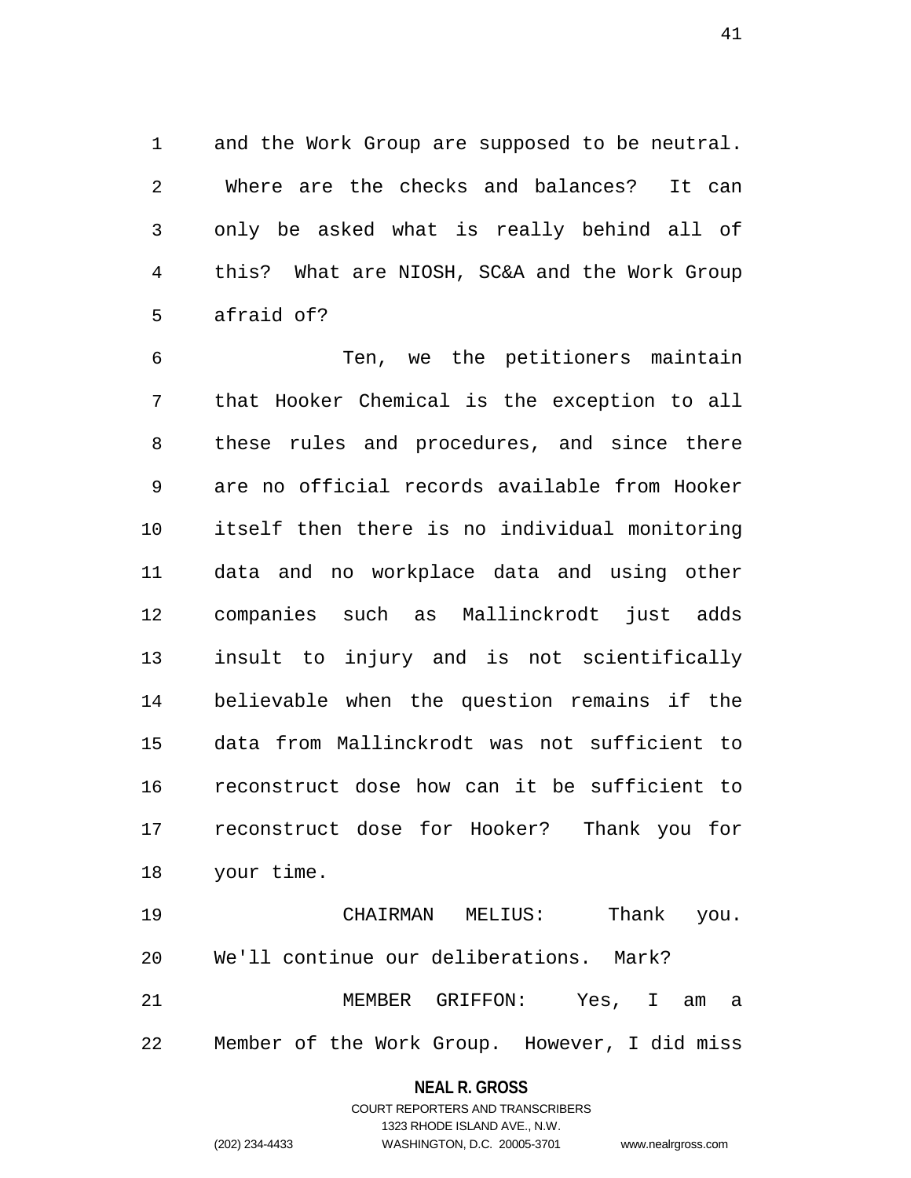and the Work Group are supposed to be neutral. Where are the checks and balances? It can only be asked what is really behind all of this? What are NIOSH, SC&A and the Work Group afraid of?

Ten, we the petitioners maintain that Hooker Chemical is the exception to all these rules and procedures, and since there are no official records available from Hooker itself then there is no individual monitoring data and no workplace data and using other companies such as Mallinckrodt just adds insult to injury and is not scientifically believable when the question remains if the data from Mallinckrodt was not sufficient to reconstruct dose how can it be sufficient to reconstruct dose for Hooker? Thank you for your time.

CHAIRMAN MELIUS: Thank you. We'll continue our deliberations. Mark?

MEMBER GRIFFON: Yes, I am a Member of the Work Group. However, I did miss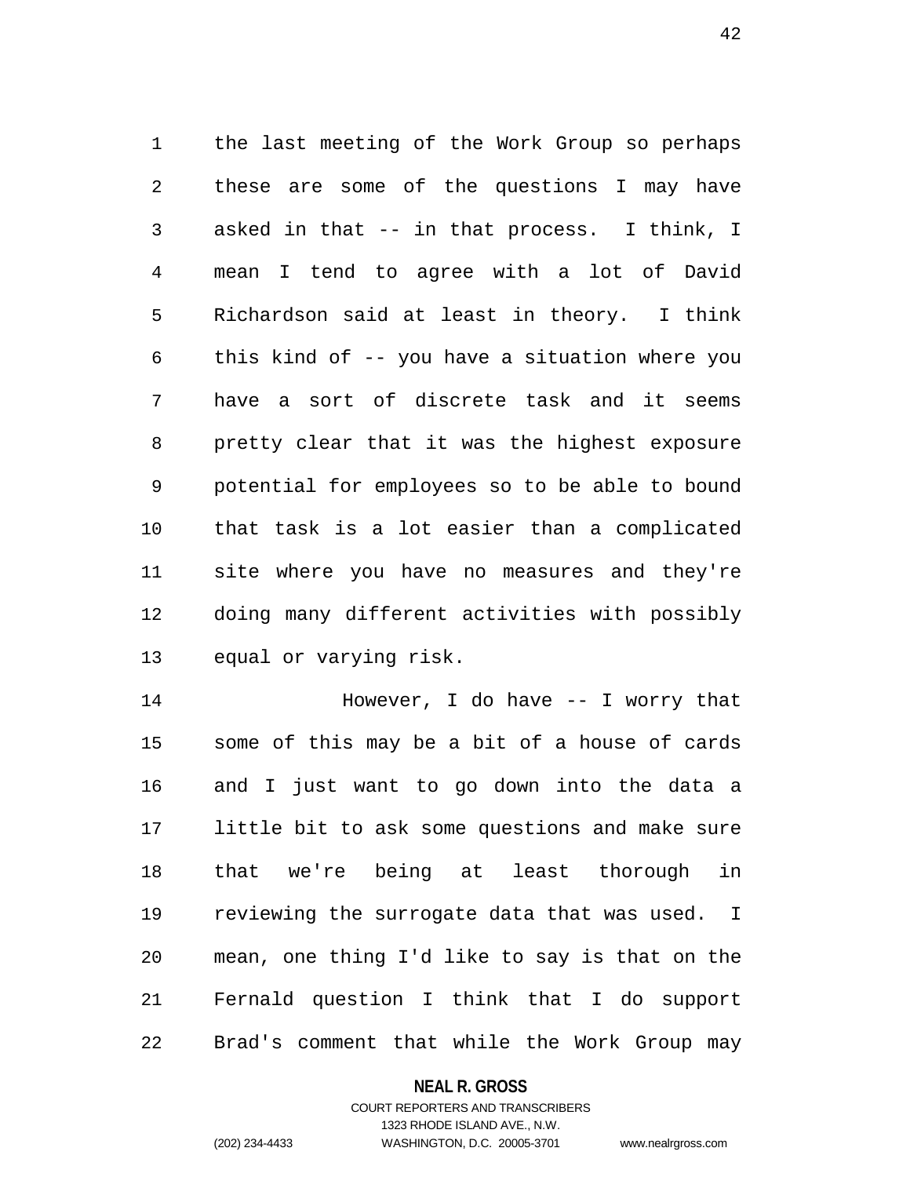the last meeting of the Work Group so perhaps these are some of the questions I may have asked in that -- in that process. I think, I mean I tend to agree with a lot of David Richardson said at least in theory. I think this kind of -- you have a situation where you have a sort of discrete task and it seems pretty clear that it was the highest exposure potential for employees so to be able to bound that task is a lot easier than a complicated site where you have no measures and they're doing many different activities with possibly equal or varying risk.

However, I do have -- I worry that some of this may be a bit of a house of cards and I just want to go down into the data a little bit to ask some questions and make sure that we're being at least thorough in reviewing the surrogate data that was used. I mean, one thing I'd like to say is that on the Fernald question I think that I do support Brad's comment that while the Work Group may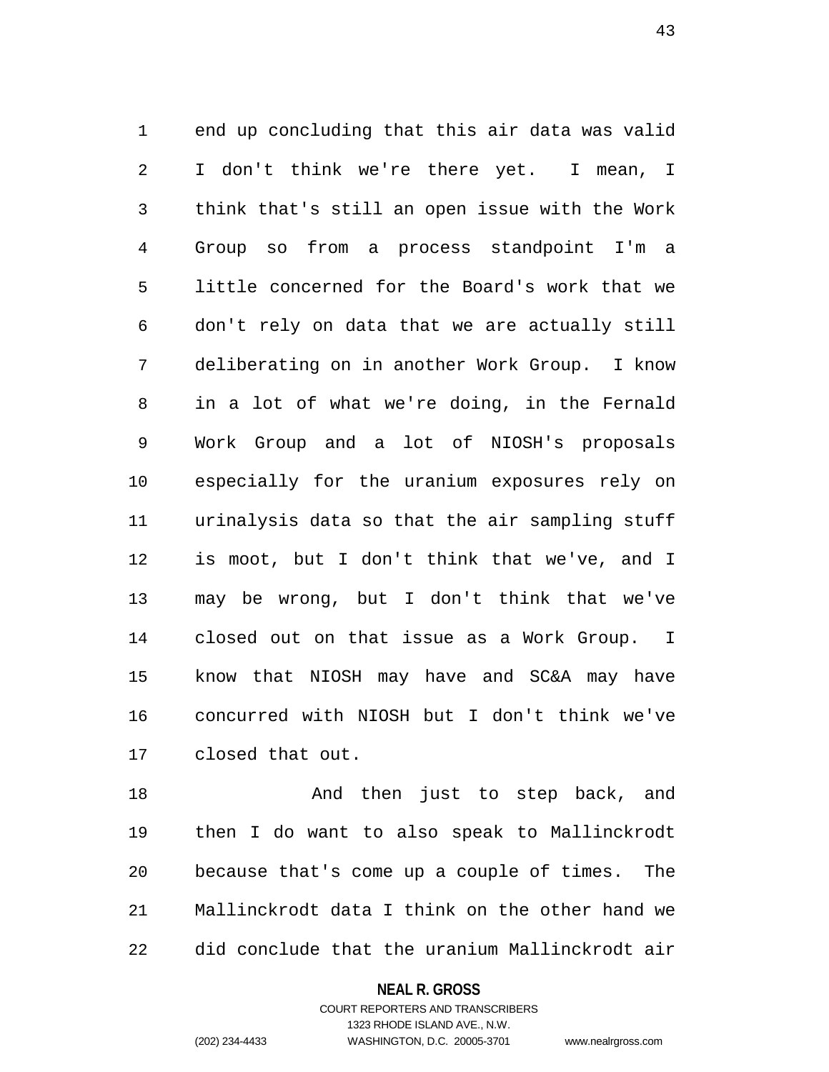end up concluding that this air data was valid I don't think we're there yet. I mean, I think that's still an open issue with the Work Group so from a process standpoint I'm a little concerned for the Board's work that we don't rely on data that we are actually still deliberating on in another Work Group. I know in a lot of what we're doing, in the Fernald Work Group and a lot of NIOSH's proposals especially for the uranium exposures rely on urinalysis data so that the air sampling stuff is moot, but I don't think that we've, and I may be wrong, but I don't think that we've closed out on that issue as a Work Group. I know that NIOSH may have and SC&A may have concurred with NIOSH but I don't think we've closed that out.

And then just to step back, and then I do want to also speak to Mallinckrodt because that's come up a couple of times. The Mallinckrodt data I think on the other hand we did conclude that the uranium Mallinckrodt air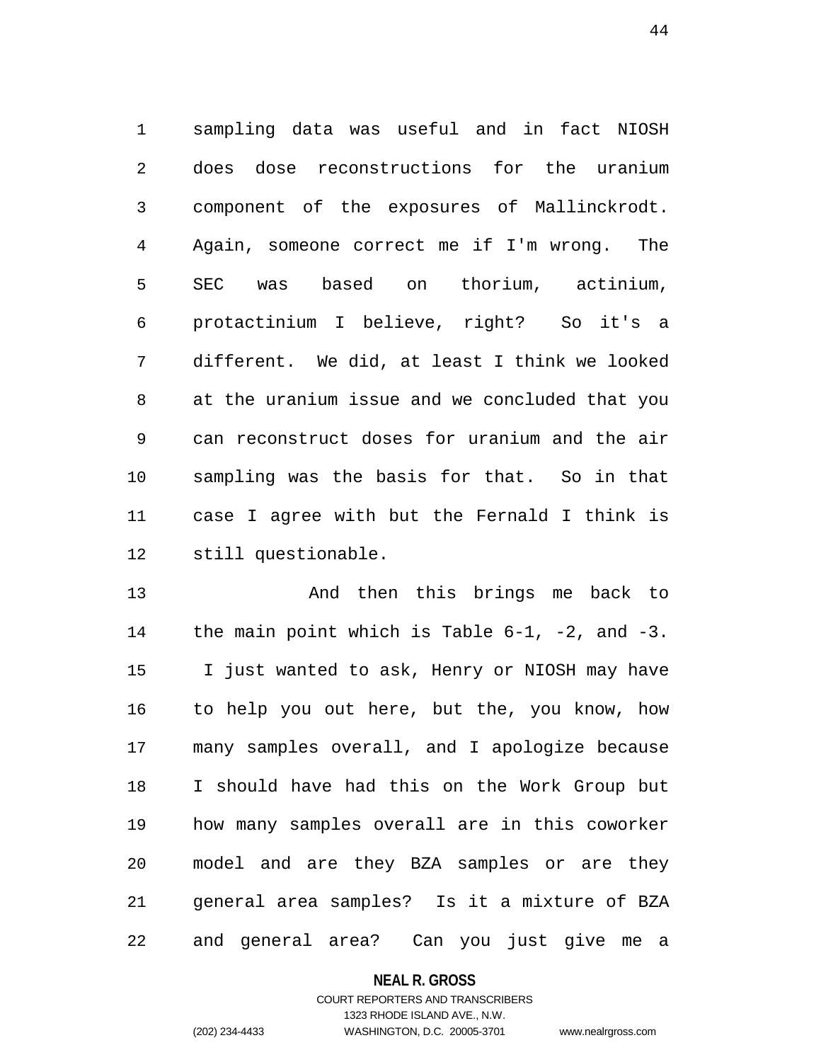sampling data was useful and in fact NIOSH does dose reconstructions for the uranium component of the exposures of Mallinckrodt. Again, someone correct me if I'm wrong. The SEC was based on thorium, actinium, protactinium I believe, right? So it's a different. We did, at least I think we looked at the uranium issue and we concluded that you can reconstruct doses for uranium and the air sampling was the basis for that. So in that case I agree with but the Fernald I think is still questionable.

And then this brings me back to the main point which is Table 6-1, -2, and -3. I just wanted to ask, Henry or NIOSH may have to help you out here, but the, you know, how many samples overall, and I apologize because I should have had this on the Work Group but how many samples overall are in this coworker model and are they BZA samples or are they general area samples? Is it a mixture of BZA and general area? Can you just give me a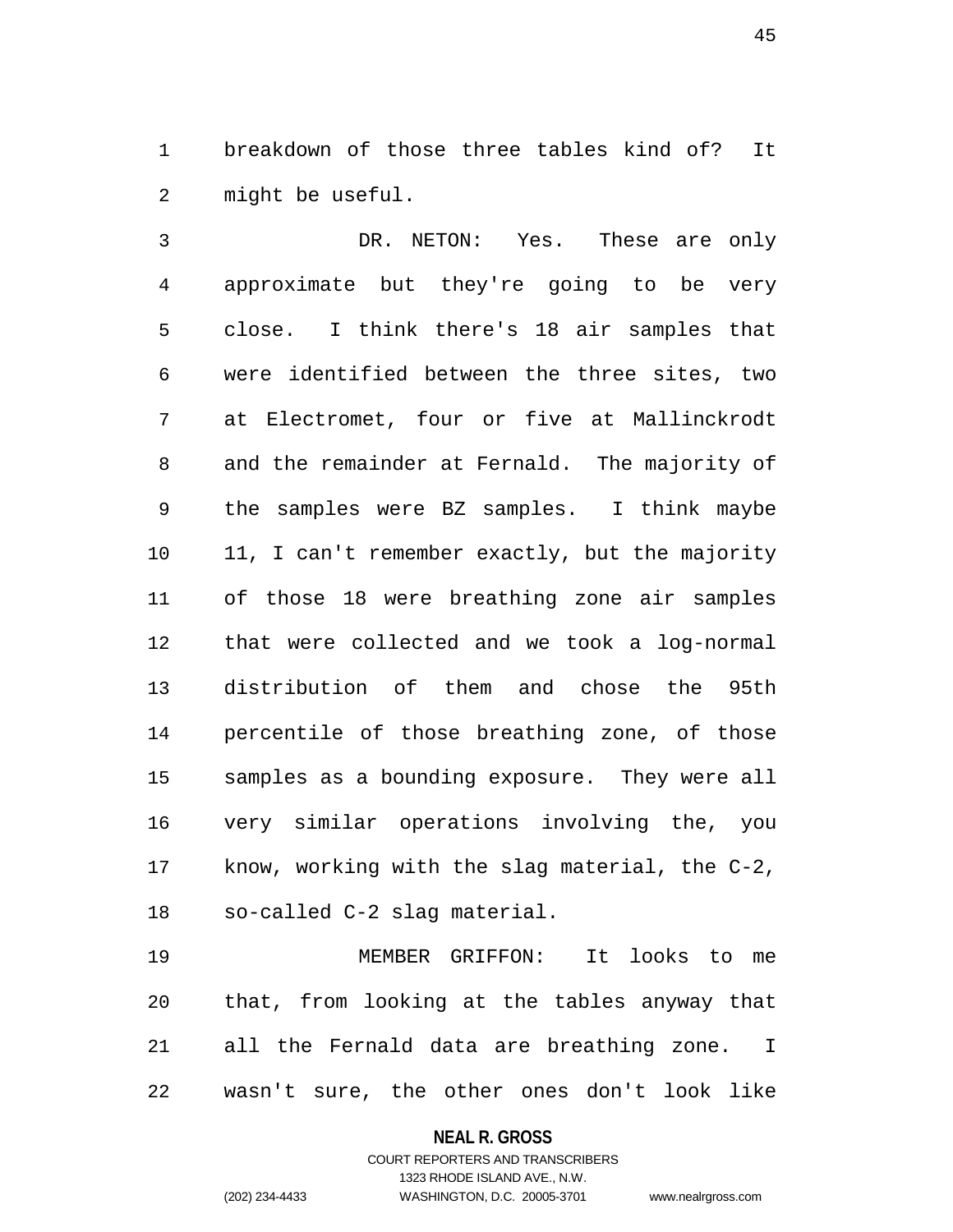breakdown of those three tables kind of? It might be useful.

DR. NETON: Yes. These are only approximate but they're going to be very close. I think there's 18 air samples that were identified between the three sites, two at Electromet, four or five at Mallinckrodt and the remainder at Fernald. The majority of the samples were BZ samples. I think maybe 11, I can't remember exactly, but the majority of those 18 were breathing zone air samples that were collected and we took a log-normal distribution of them and chose the 95th percentile of those breathing zone, of those samples as a bounding exposure. They were all very similar operations involving the, you know, working with the slag material, the C-2, so-called C-2 slag material.

MEMBER GRIFFON: It looks to me that, from looking at the tables anyway that all the Fernald data are breathing zone. I wasn't sure, the other ones don't look like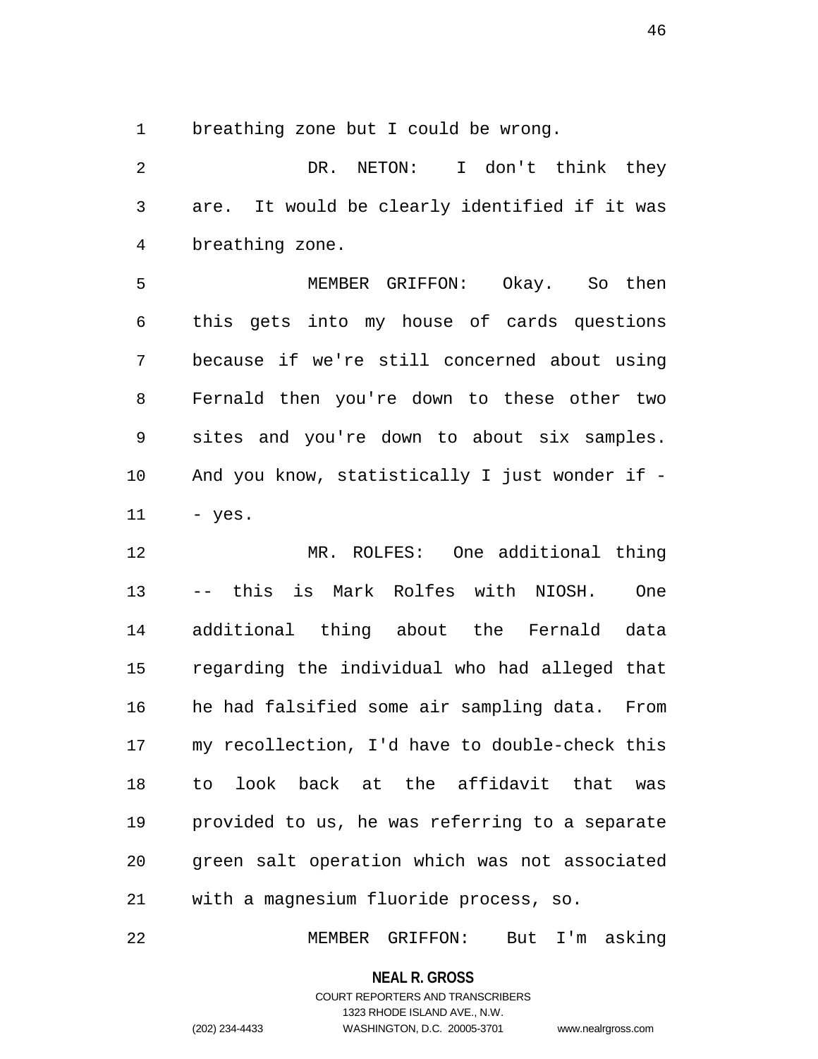breathing zone but I could be wrong.

DR. NETON: I don't think they are. It would be clearly identified if it was breathing zone.

MEMBER GRIFFON: Okay. So then this gets into my house of cards questions because if we're still concerned about using Fernald then you're down to these other two sites and you're down to about six samples. And you know, statistically I just wonder if -- yes.

MR. ROLFES: One additional thing -- this is Mark Rolfes with NIOSH. One additional thing about the Fernald data regarding the individual who had alleged that he had falsified some air sampling data. From my recollection, I'd have to double-check this to look back at the affidavit that was provided to us, he was referring to a separate green salt operation which was not associated with a magnesium fluoride process, so.

MEMBER GRIFFON: But I'm asking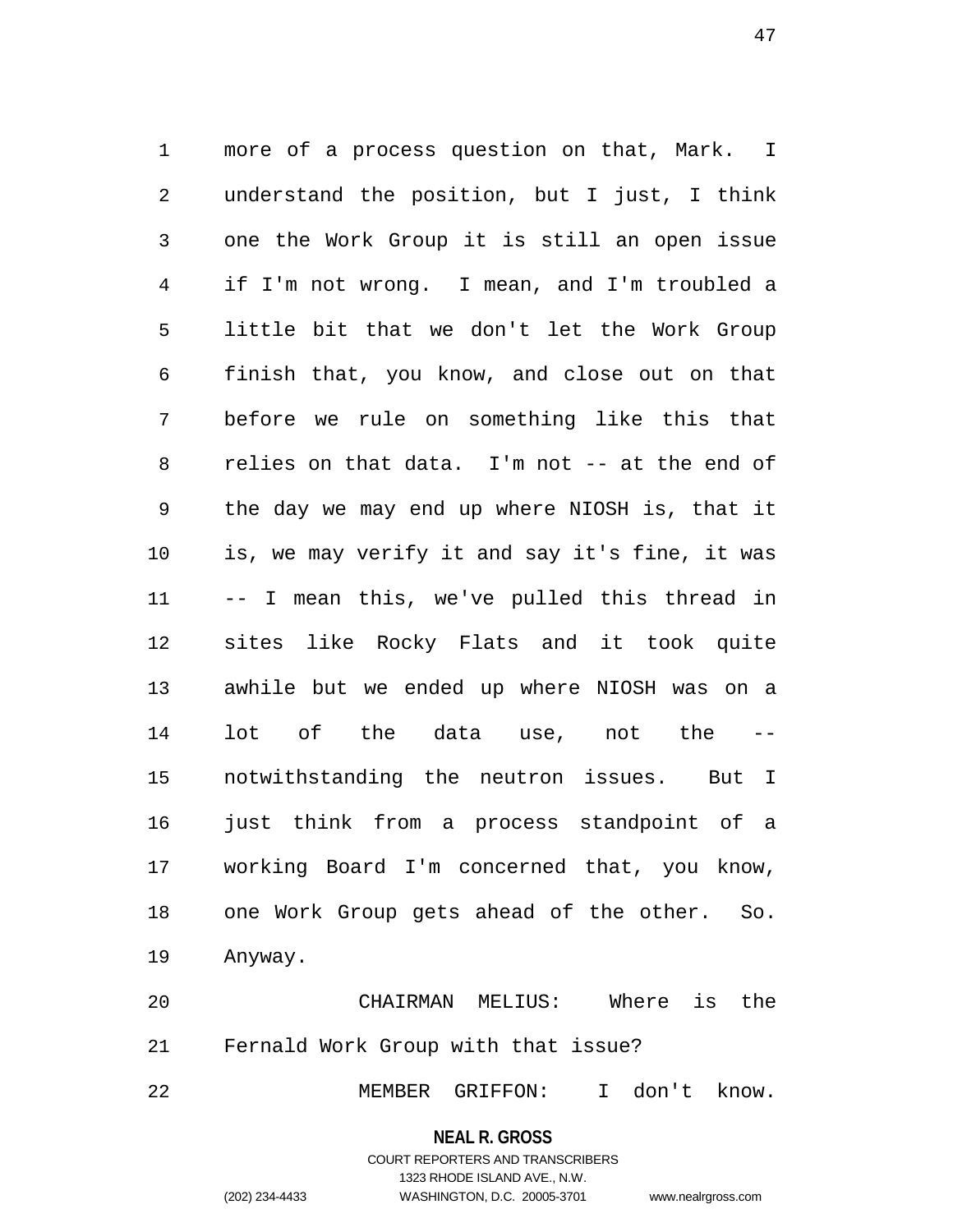more of a process question on that, Mark. I understand the position, but I just, I think one the Work Group it is still an open issue if I'm not wrong. I mean, and I'm troubled a little bit that we don't let the Work Group finish that, you know, and close out on that before we rule on something like this that relies on that data. I'm not -- at the end of the day we may end up where NIOSH is, that it is, we may verify it and say it's fine, it was -- I mean this, we've pulled this thread in sites like Rocky Flats and it took quite awhile but we ended up where NIOSH was on a lot of the data use, not the -- notwithstanding the neutron issues. But I just think from a process standpoint of a working Board I'm concerned that, you know, one Work Group gets ahead of the other. So. Anyway.

CHAIRMAN MELIUS: Where is the Fernald Work Group with that issue?

MEMBER GRIFFON: I don't know.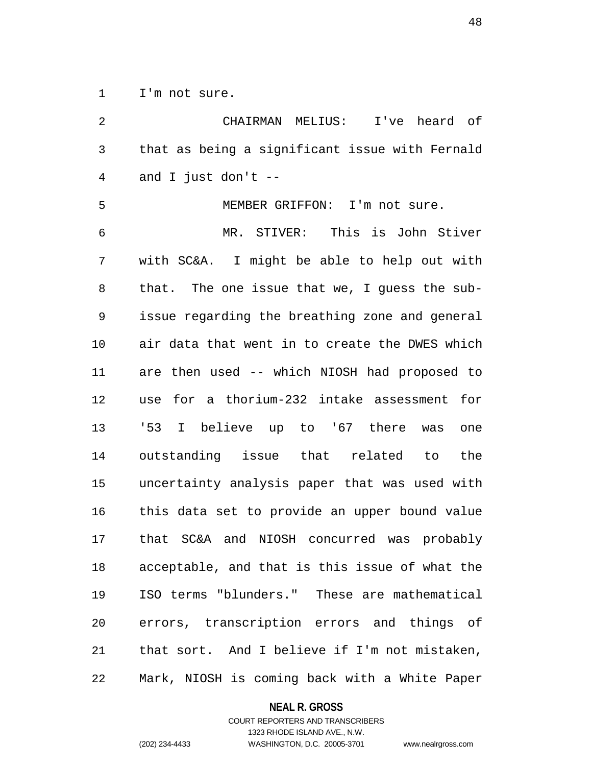I'm not sure.

CHAIRMAN MELIUS: I've heard of that as being a significant issue with Fernald and I just don't --

MEMBER GRIFFON: I'm not sure.

MR. STIVER: This is John Stiver with SC&A. I might be able to help out with that. The one issue that we, I guess the sub-issue regarding the breathing zone and general air data that went in to create the DWES which are then used -- which NIOSH had proposed to use for a thorium-232 intake assessment for '53 I believe up to '67 there was one outstanding issue that related to the uncertainty analysis paper that was used with this data set to provide an upper bound value that SC&A and NIOSH concurred was probably acceptable, and that is this issue of what the ISO terms "blunders." These are mathematical errors, transcription errors and things of that sort. And I believe if I'm not mistaken, Mark, NIOSH is coming back with a White Paper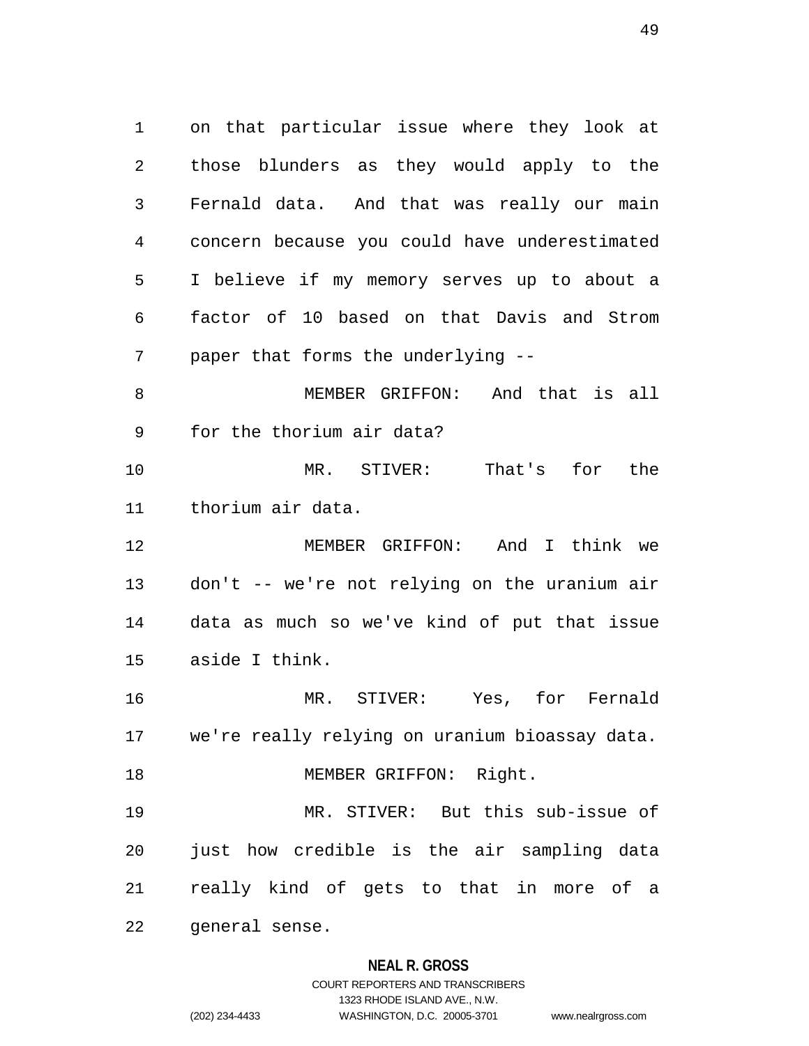on that particular issue where they look at those blunders as they would apply to the Fernald data. And that was really our main concern because you could have underestimated I believe if my memory serves up to about a factor of 10 based on that Davis and Strom paper that forms the underlying --

MEMBER GRIFFON: And that is all for the thorium air data?

MR. STIVER: That's for the thorium air data.

MEMBER GRIFFON: And I think we don't -- we're not relying on the uranium air data as much so we've kind of put that issue aside I think.

MR. STIVER: Yes, for Fernald we're really relying on uranium bioassay data.

MEMBER GRIFFON: Right.

MR. STIVER: But this sub-issue of just how credible is the air sampling data really kind of gets to that in more of a general sense.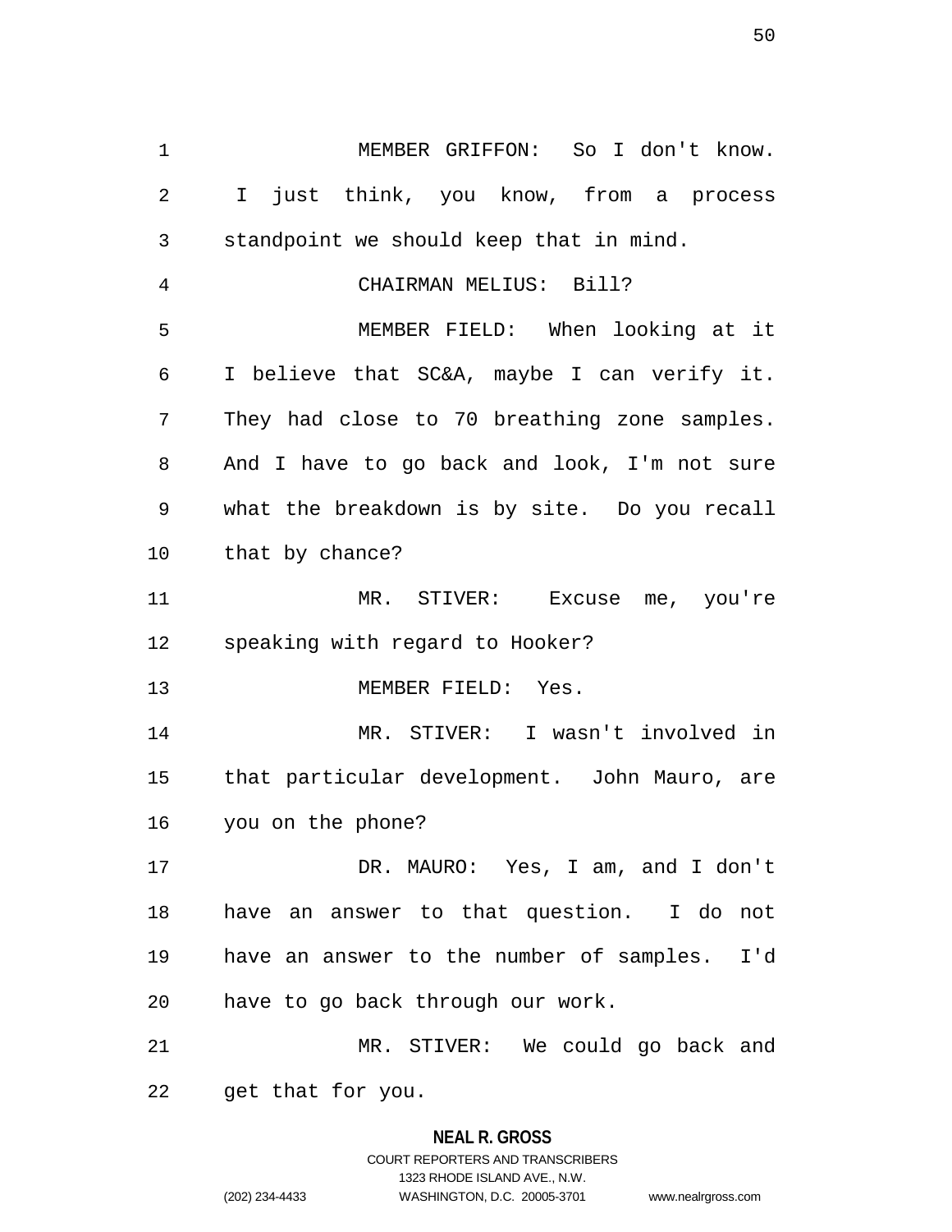MEMBER GRIFFON: So I don't know. I just think, you know, from a process standpoint we should keep that in mind.

CHAIRMAN MELIUS: Bill?

MEMBER FIELD: When looking at it I believe that SC&A, maybe I can verify it. They had close to 70 breathing zone samples. And I have to go back and look, I'm not sure what the breakdown is by site. Do you recall that by chance?

MR. STIVER: Excuse me, you're speaking with regard to Hooker?

MEMBER FIELD: Yes.

MR. STIVER: I wasn't involved in that particular development. John Mauro, are you on the phone?

DR. MAURO: Yes, I am, and I don't have an answer to that question. I do not have an answer to the number of samples. I'd have to go back through our work.

MR. STIVER: We could go back and get that for you.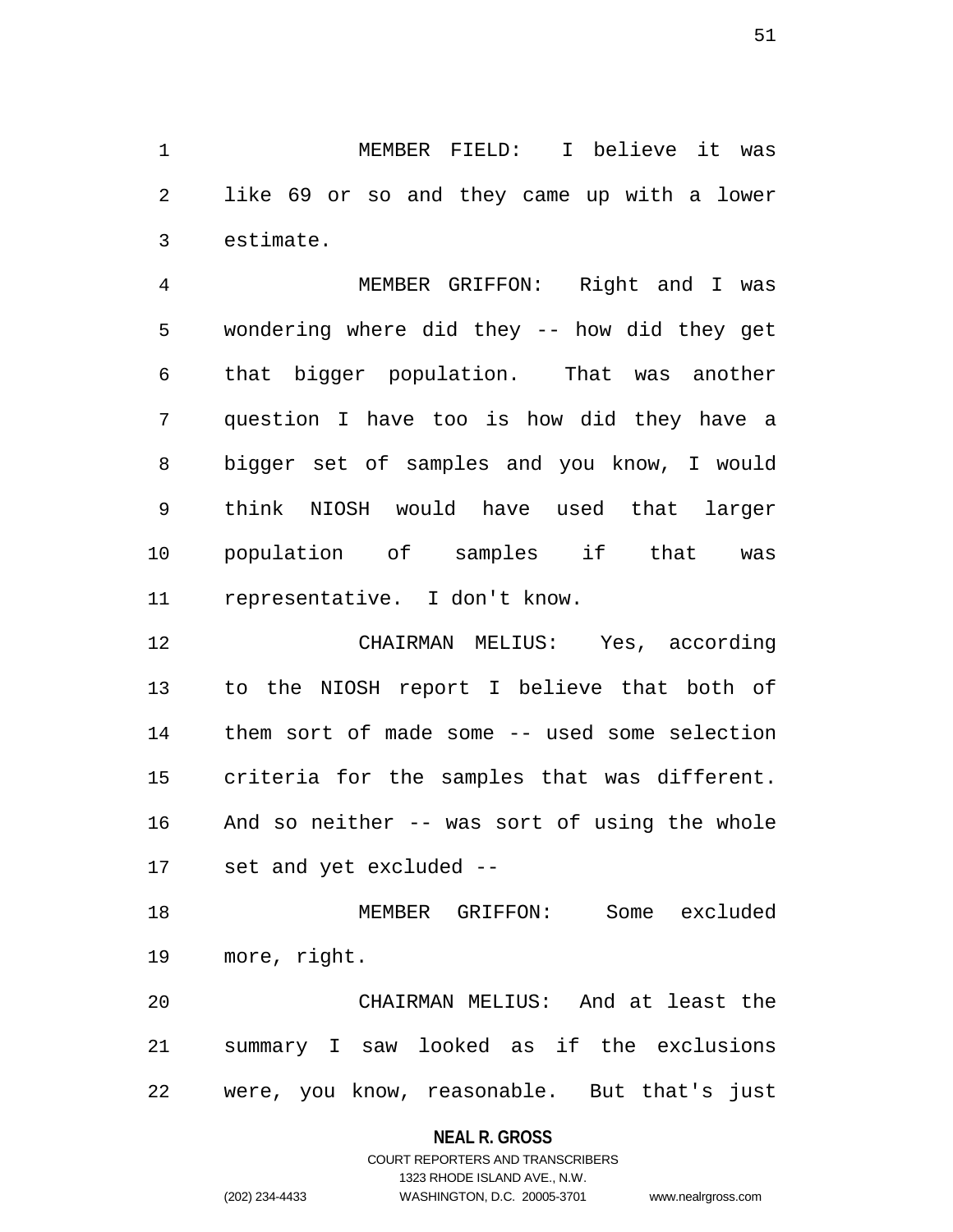MEMBER FIELD: I believe it was like 69 or so and they came up with a lower estimate.

MEMBER GRIFFON: Right and I was wondering where did they -- how did they get that bigger population. That was another question I have too is how did they have a bigger set of samples and you know, I would think NIOSH would have used that larger population of samples if that was representative. I don't know.

CHAIRMAN MELIUS: Yes, according to the NIOSH report I believe that both of them sort of made some -- used some selection criteria for the samples that was different. And so neither -- was sort of using the whole set and yet excluded --

MEMBER GRIFFON: Some excluded more, right.

CHAIRMAN MELIUS: And at least the summary I saw looked as if the exclusions were, you know, reasonable. But that's just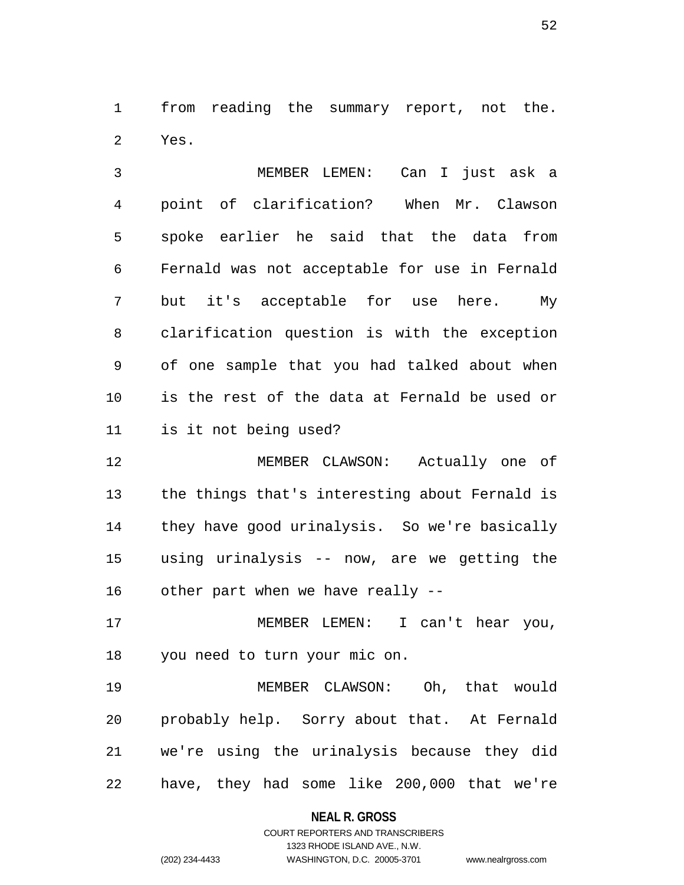from reading the summary report, not the. Yes.

MEMBER LEMEN: Can I just ask a point of clarification? When Mr. Clawson spoke earlier he said that the data from Fernald was not acceptable for use in Fernald but it's acceptable for use here. My clarification question is with the exception of one sample that you had talked about when is the rest of the data at Fernald be used or is it not being used?

MEMBER CLAWSON: Actually one of the things that's interesting about Fernald is they have good urinalysis. So we're basically using urinalysis -- now, are we getting the other part when we have really --

MEMBER LEMEN: I can't hear you, you need to turn your mic on.

MEMBER CLAWSON: Oh, that would probably help. Sorry about that. At Fernald we're using the urinalysis because they did have, they had some like 200,000 that we're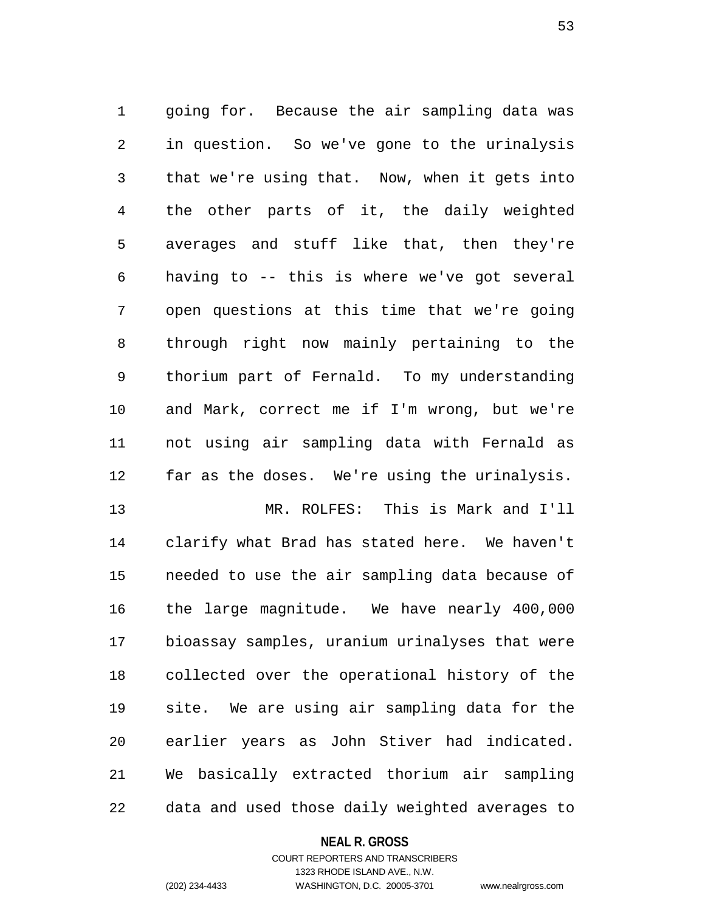going for. Because the air sampling data was in question. So we've gone to the urinalysis that we're using that. Now, when it gets into the other parts of it, the daily weighted averages and stuff like that, then they're having to -- this is where we've got several open questions at this time that we're going through right now mainly pertaining to the thorium part of Fernald. To my understanding and Mark, correct me if I'm wrong, but we're not using air sampling data with Fernald as far as the doses. We're using the urinalysis.

MR. ROLFES: This is Mark and I'll clarify what Brad has stated here. We haven't needed to use the air sampling data because of the large magnitude. We have nearly 400,000 bioassay samples, uranium urinalyses that were collected over the operational history of the site. We are using air sampling data for the earlier years as John Stiver had indicated. We basically extracted thorium air sampling data and used those daily weighted averages to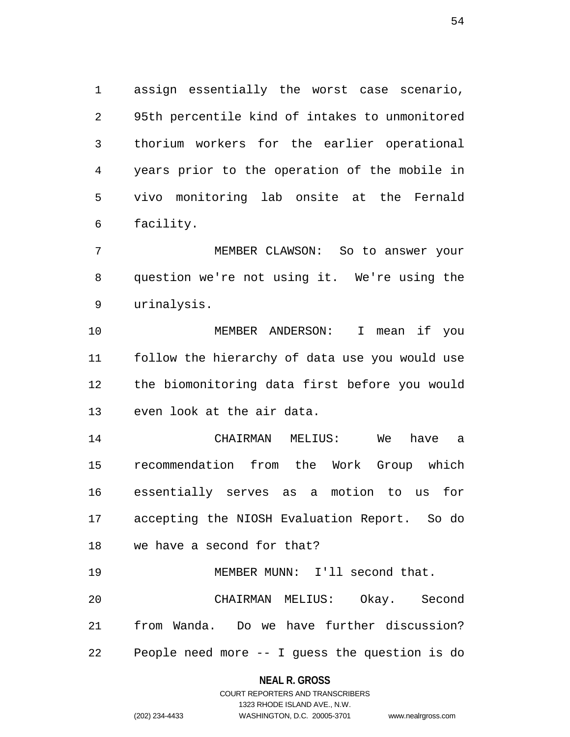assign essentially the worst case scenario, 95th percentile kind of intakes to unmonitored thorium workers for the earlier operational years prior to the operation of the mobile in vivo monitoring lab onsite at the Fernald facility.

MEMBER CLAWSON: So to answer your question we're not using it. We're using the urinalysis.

MEMBER ANDERSON: I mean if you follow the hierarchy of data use you would use the biomonitoring data first before you would even look at the air data.

CHAIRMAN MELIUS: We have a recommendation from the Work Group which essentially serves as a motion to us for accepting the NIOSH Evaluation Report. So do we have a second for that?

MEMBER MUNN: I'll second that.

CHAIRMAN MELIUS: Okay. Second from Wanda. Do we have further discussion? People need more -- I guess the question is do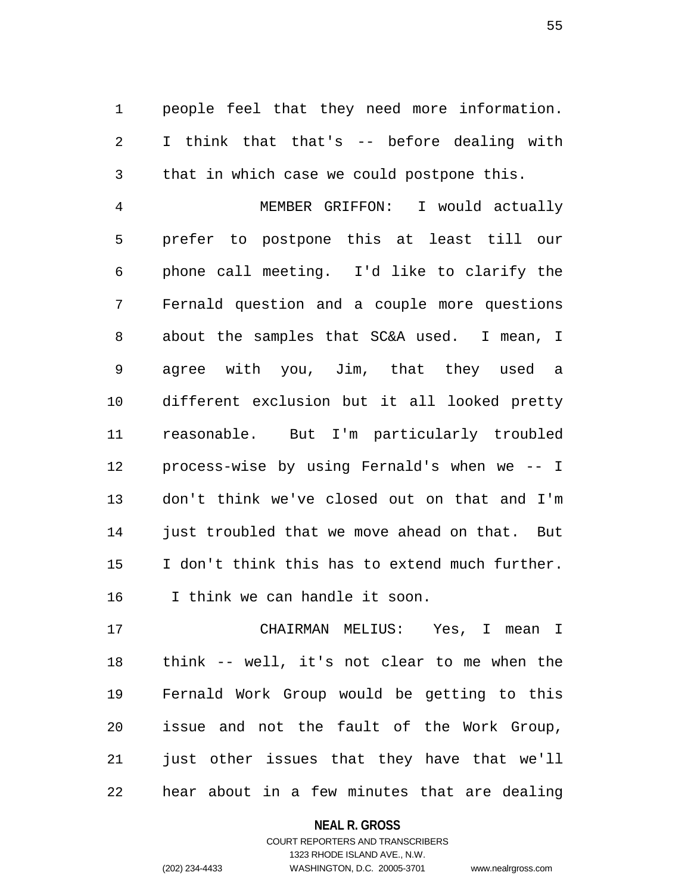people feel that they need more information. I think that that's -- before dealing with that in which case we could postpone this.

MEMBER GRIFFON: I would actually prefer to postpone this at least till our phone call meeting. I'd like to clarify the Fernald question and a couple more questions about the samples that SC&A used. I mean, I agree with you, Jim, that they used a different exclusion but it all looked pretty reasonable. But I'm particularly troubled process-wise by using Fernald's when we -- I don't think we've closed out on that and I'm just troubled that we move ahead on that. But I don't think this has to extend much further. I think we can handle it soon.

CHAIRMAN MELIUS: Yes, I mean I think -- well, it's not clear to me when the Fernald Work Group would be getting to this issue and not the fault of the Work Group, just other issues that they have that we'll hear about in a few minutes that are dealing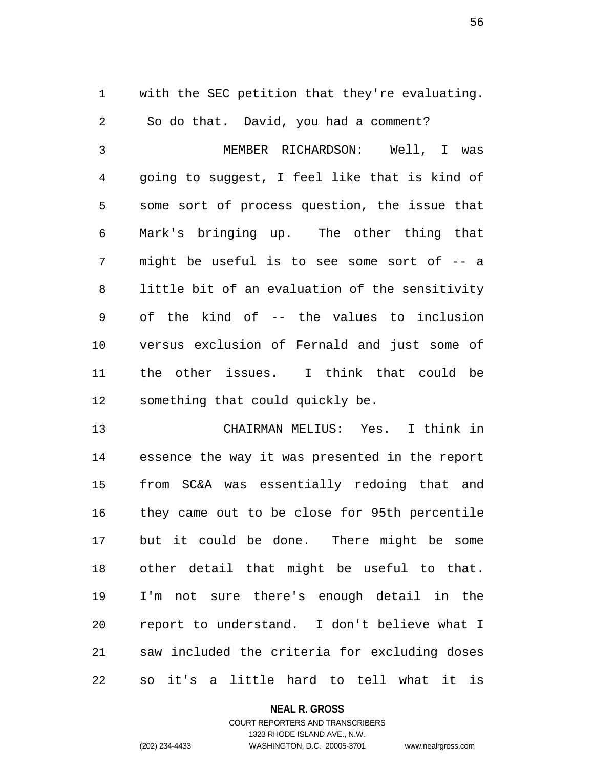with the SEC petition that they're evaluating. So do that. David, you had a comment?

MEMBER RICHARDSON: Well, I was going to suggest, I feel like that is kind of some sort of process question, the issue that Mark's bringing up. The other thing that might be useful is to see some sort of -- a little bit of an evaluation of the sensitivity of the kind of -- the values to inclusion versus exclusion of Fernald and just some of the other issues. I think that could be something that could quickly be.

CHAIRMAN MELIUS: Yes. I think in essence the way it was presented in the report from SC&A was essentially redoing that and they came out to be close for 95th percentile but it could be done. There might be some other detail that might be useful to that. I'm not sure there's enough detail in the report to understand. I don't believe what I saw included the criteria for excluding doses so it's a little hard to tell what it is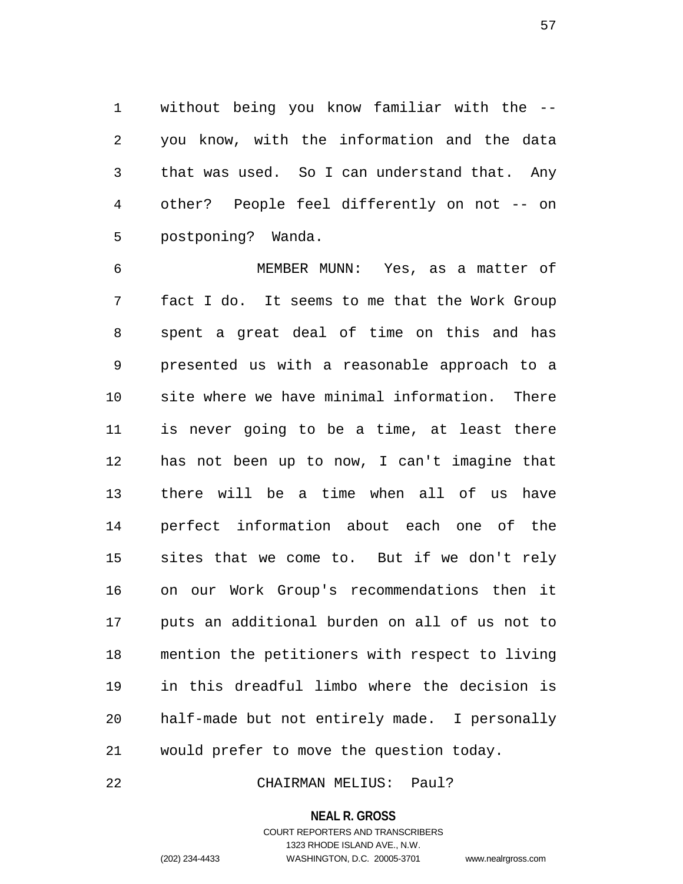without being you know familiar with the -- you know, with the information and the data that was used. So I can understand that. Any other? People feel differently on not -- on postponing? Wanda.

MEMBER MUNN: Yes, as a matter of fact I do. It seems to me that the Work Group spent a great deal of time on this and has presented us with a reasonable approach to a site where we have minimal information. There is never going to be a time, at least there has not been up to now, I can't imagine that there will be a time when all of us have perfect information about each one of the sites that we come to. But if we don't rely on our Work Group's recommendations then it puts an additional burden on all of us not to mention the petitioners with respect to living in this dreadful limbo where the decision is half-made but not entirely made. I personally would prefer to move the question today.

CHAIRMAN MELIUS: Paul?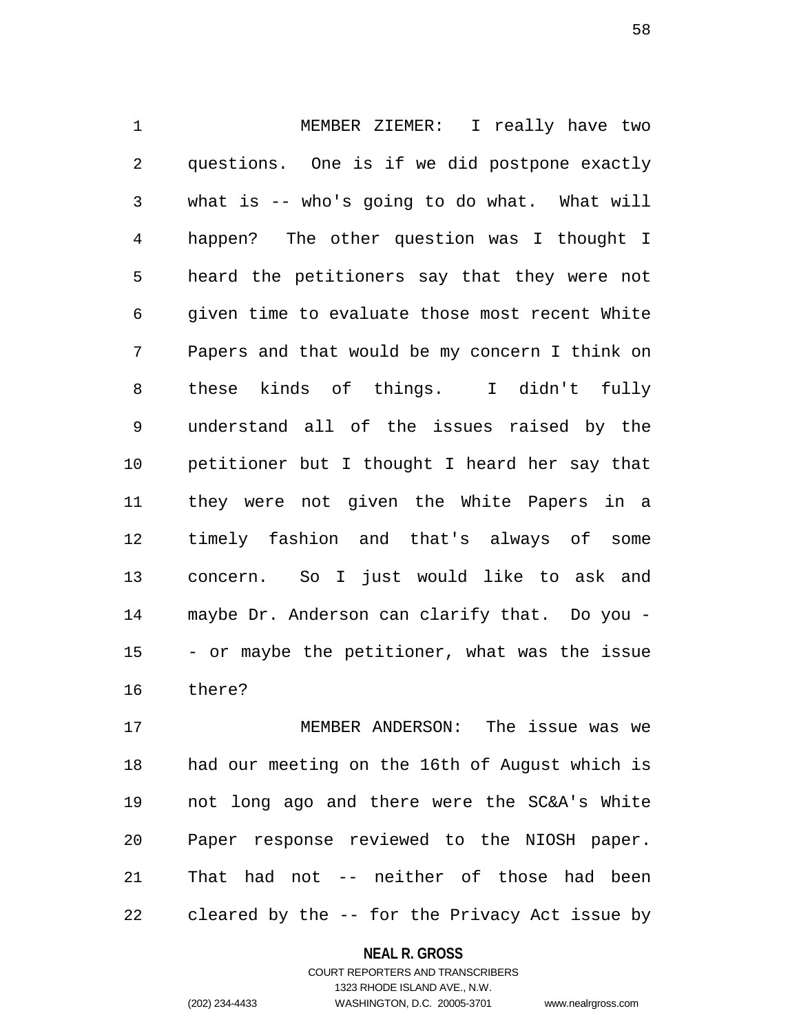MEMBER ZIEMER: I really have two questions. One is if we did postpone exactly what is -- who's going to do what. What will happen? The other question was I thought I heard the petitioners say that they were not given time to evaluate those most recent White Papers and that would be my concern I think on these kinds of things. I didn't fully understand all of the issues raised by the petitioner but I thought I heard her say that they were not given the White Papers in a timely fashion and that's always of some concern. So I just would like to ask and maybe Dr. Anderson can clarify that. Do you -- or maybe the petitioner, what was the issue there?

MEMBER ANDERSON: The issue was we had our meeting on the 16th of August which is not long ago and there were the SC&A's White Paper response reviewed to the NIOSH paper. That had not -- neither of those had been cleared by the -- for the Privacy Act issue by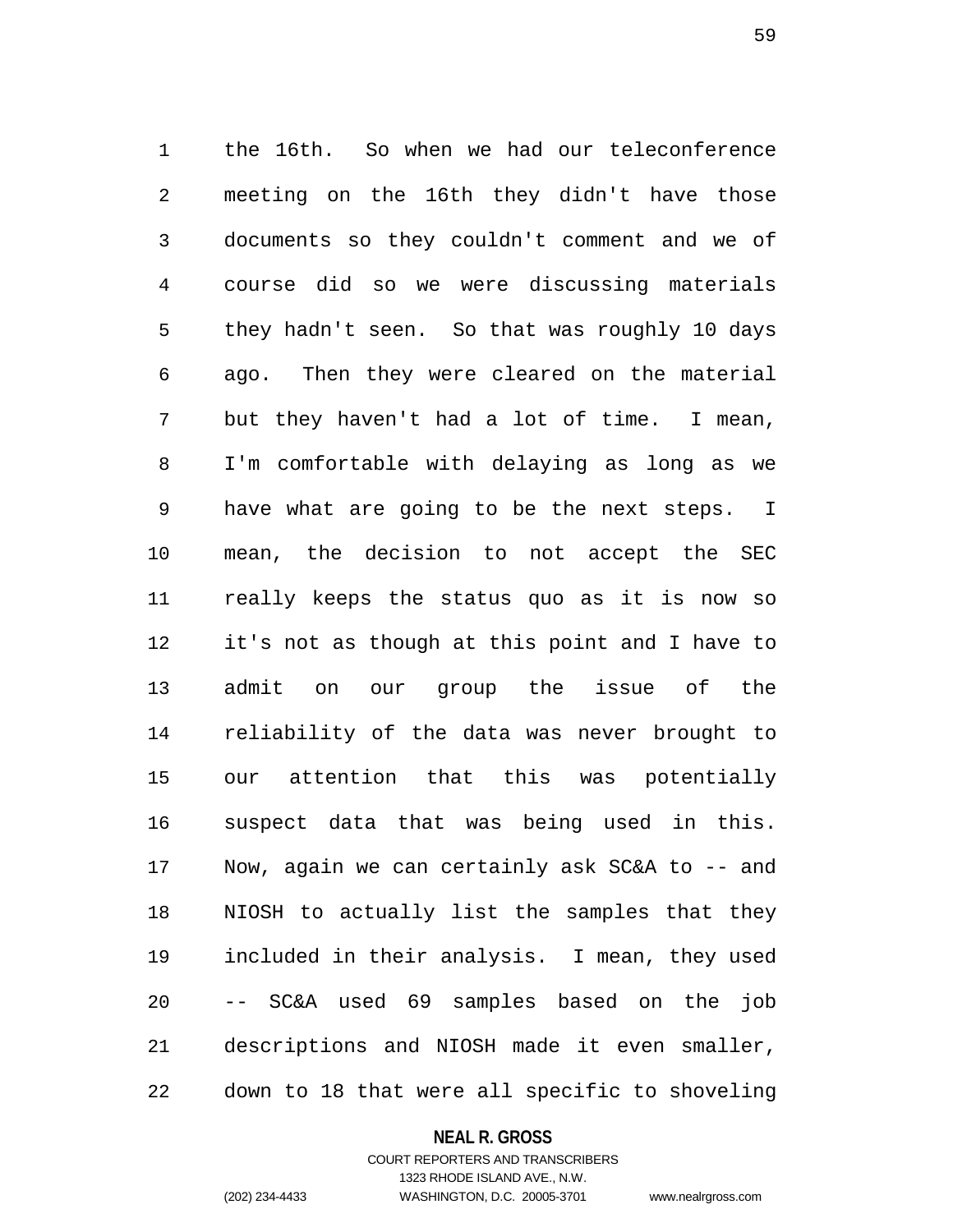the 16th. So when we had our teleconference meeting on the 16th they didn't have those documents so they couldn't comment and we of course did so we were discussing materials they hadn't seen. So that was roughly 10 days ago. Then they were cleared on the material but they haven't had a lot of time. I mean, I'm comfortable with delaying as long as we have what are going to be the next steps. I mean, the decision to not accept the SEC really keeps the status quo as it is now so it's not as though at this point and I have to admit on our group the issue of the reliability of the data was never brought to our attention that this was potentially suspect data that was being used in this. Now, again we can certainly ask SC&A to -- and NIOSH to actually list the samples that they included in their analysis. I mean, they used -- SC&A used 69 samples based on the job descriptions and NIOSH made it even smaller, down to 18 that were all specific to shoveling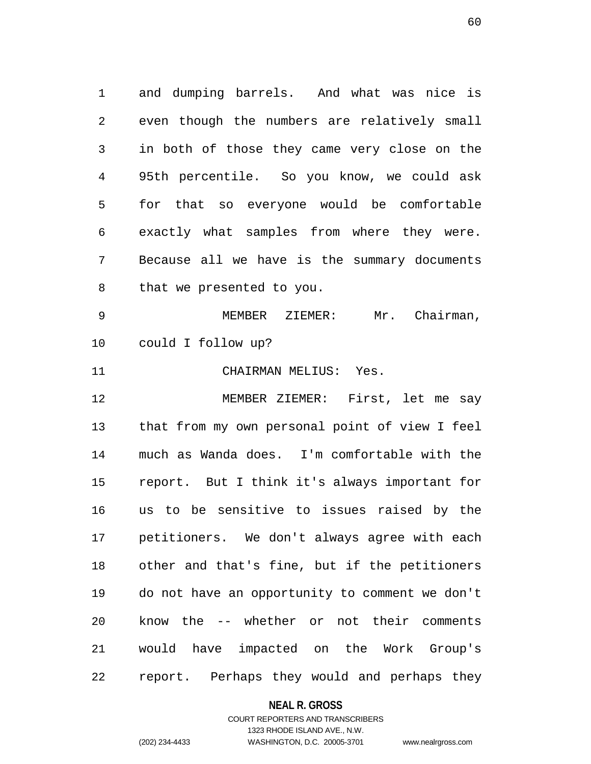and dumping barrels. And what was nice is even though the numbers are relatively small in both of those they came very close on the 95th percentile. So you know, we could ask for that so everyone would be comfortable exactly what samples from where they were. Because all we have is the summary documents that we presented to you.

MEMBER ZIEMER: Mr. Chairman, could I follow up?

CHAIRMAN MELIUS: Yes.

MEMBER ZIEMER: First, let me say that from my own personal point of view I feel much as Wanda does. I'm comfortable with the report. But I think it's always important for us to be sensitive to issues raised by the petitioners. We don't always agree with each other and that's fine, but if the petitioners do not have an opportunity to comment we don't know the -- whether or not their comments would have impacted on the Work Group's report. Perhaps they would and perhaps they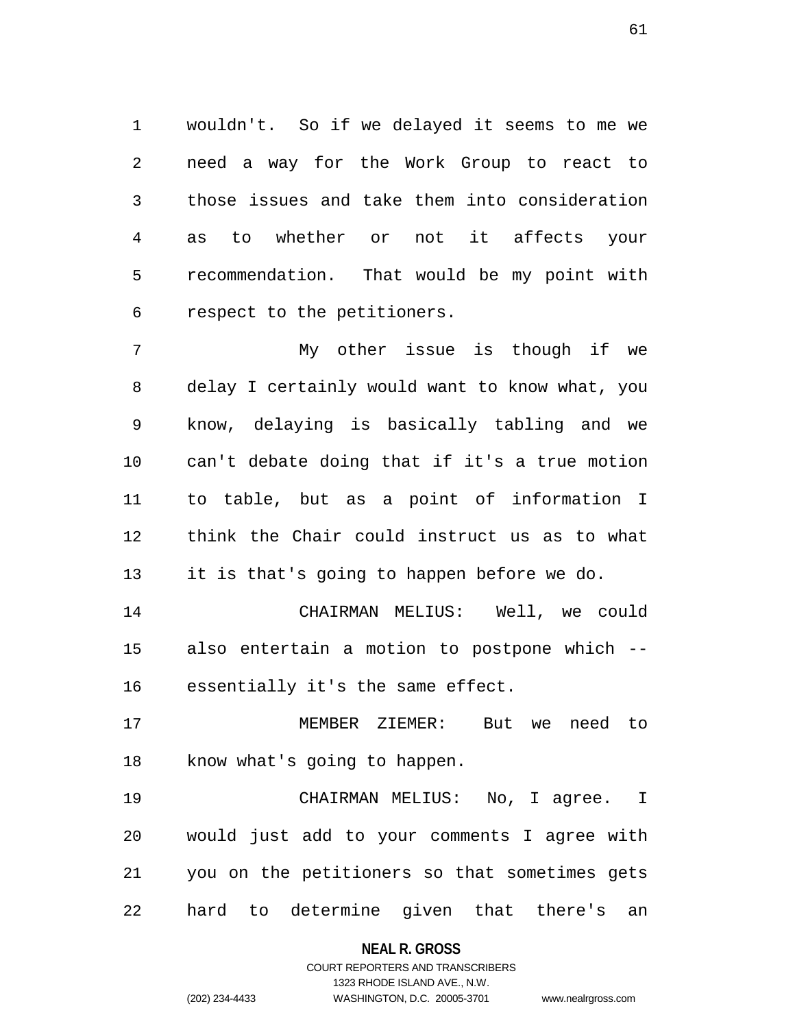wouldn't. So if we delayed it seems to me we need a way for the Work Group to react to those issues and take them into consideration as to whether or not it affects your recommendation. That would be my point with respect to the petitioners.

My other issue is though if we delay I certainly would want to know what, you know, delaying is basically tabling and we can't debate doing that if it's a true motion to table, but as a point of information I think the Chair could instruct us as to what it is that's going to happen before we do.

CHAIRMAN MELIUS: Well, we could also entertain a motion to postpone which -- essentially it's the same effect.

MEMBER ZIEMER: But we need to know what's going to happen.

CHAIRMAN MELIUS: No, I agree. I would just add to your comments I agree with you on the petitioners so that sometimes gets hard to determine given that there's an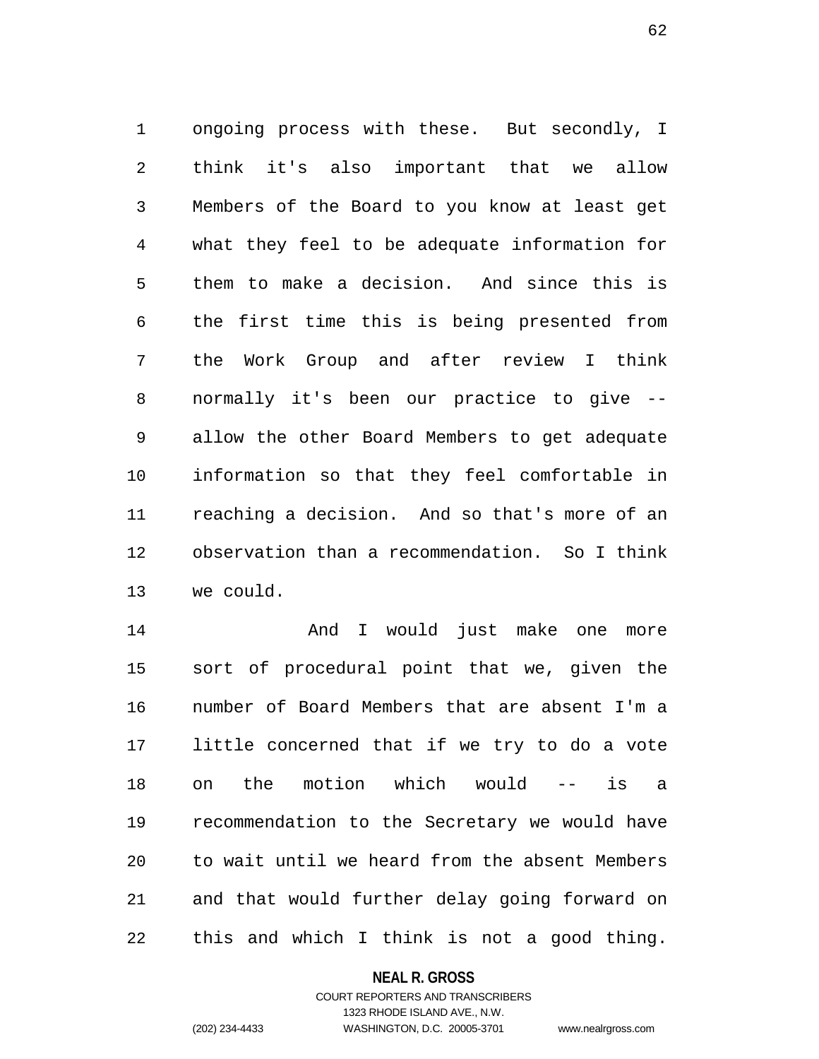ongoing process with these. But secondly, I think it's also important that we allow Members of the Board to you know at least get what they feel to be adequate information for them to make a decision. And since this is the first time this is being presented from the Work Group and after review I think normally it's been our practice to give -- allow the other Board Members to get adequate information so that they feel comfortable in reaching a decision. And so that's more of an observation than a recommendation. So I think we could.

And I would just make one more sort of procedural point that we, given the number of Board Members that are absent I'm a little concerned that if we try to do a vote on the motion which would -- is a recommendation to the Secretary we would have to wait until we heard from the absent Members and that would further delay going forward on this and which I think is not a good thing.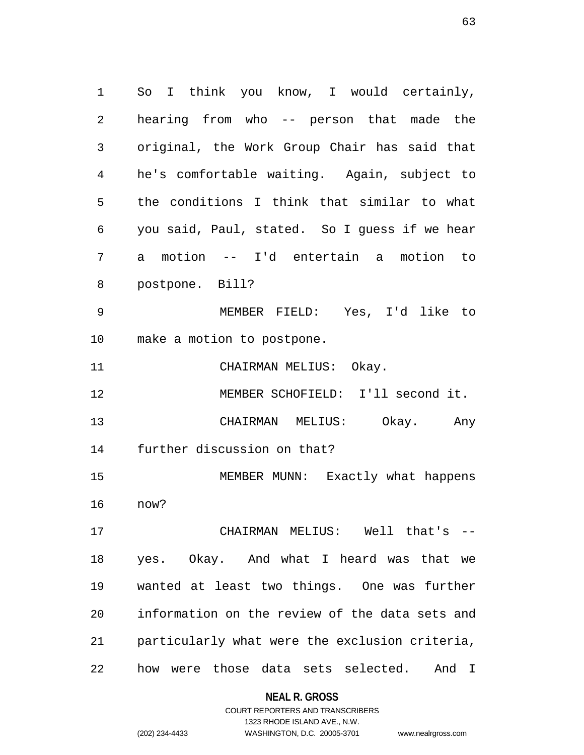So I think you know, I would certainly, hearing from who -- person that made the original, the Work Group Chair has said that he's comfortable waiting. Again, subject to the conditions I think that similar to what you said, Paul, stated. So I guess if we hear a motion -- I'd entertain a motion to postpone. Bill?

MEMBER FIELD: Yes, I'd like to make a motion to postpone.

CHAIRMAN MELIUS: Okay.

MEMBER SCHOFIELD: I'll second it.

CHAIRMAN MELIUS: Okay. Any further discussion on that?

MEMBER MUNN: Exactly what happens now?

CHAIRMAN MELIUS: Well that's -- yes. Okay. And what I heard was that we wanted at least two things. One was further information on the review of the data sets and particularly what were the exclusion criteria, how were those data sets selected. And I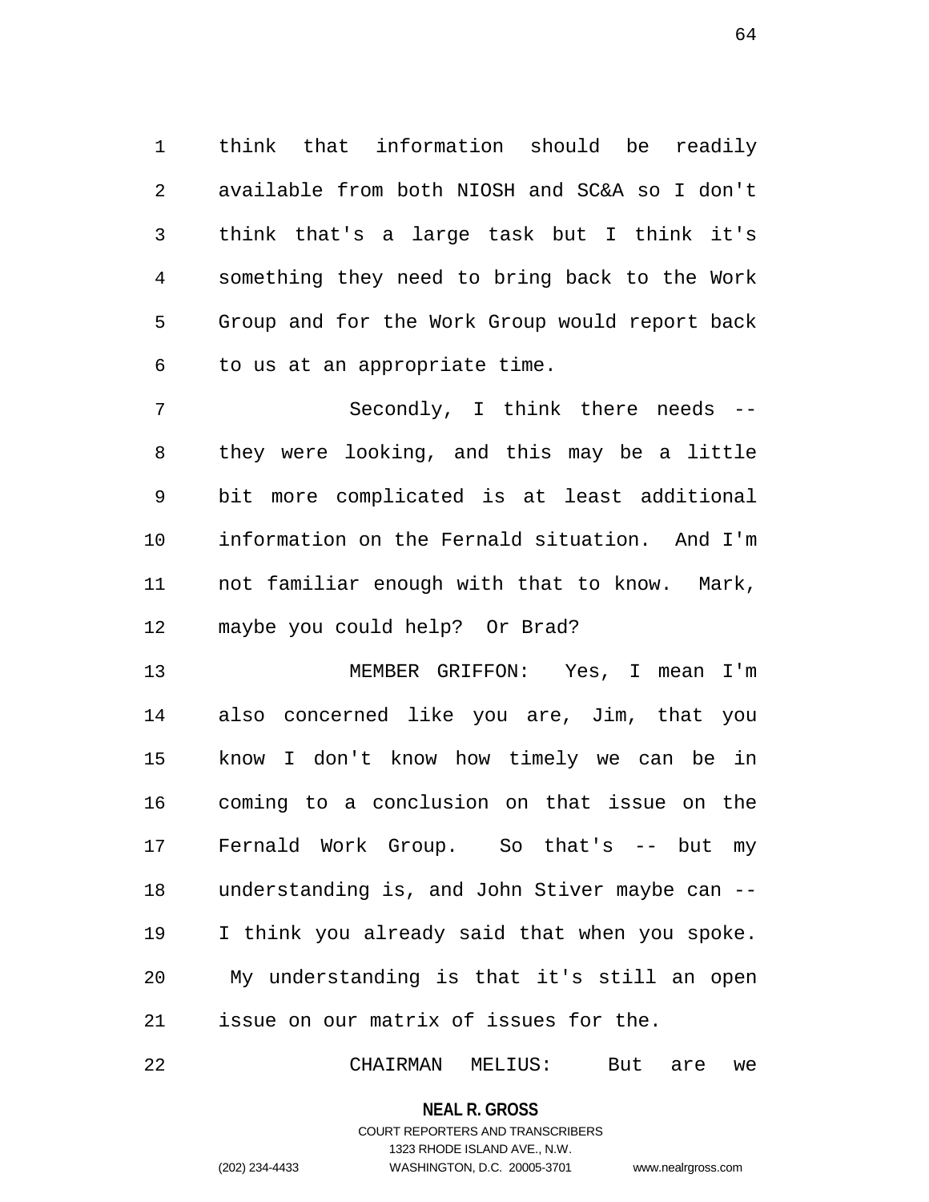think that information should be readily available from both NIOSH and SC&A so I don't think that's a large task but I think it's something they need to bring back to the Work Group and for the Work Group would report back to us at an appropriate time.

Secondly, I think there needs -- they were looking, and this may be a little bit more complicated is at least additional information on the Fernald situation. And I'm not familiar enough with that to know. Mark, maybe you could help? Or Brad?

MEMBER GRIFFON: Yes, I mean I'm also concerned like you are, Jim, that you know I don't know how timely we can be in coming to a conclusion on that issue on the Fernald Work Group. So that's -- but my understanding is, and John Stiver maybe can -- I think you already said that when you spoke. My understanding is that it's still an open issue on our matrix of issues for the.

CHAIRMAN MELIUS: But are we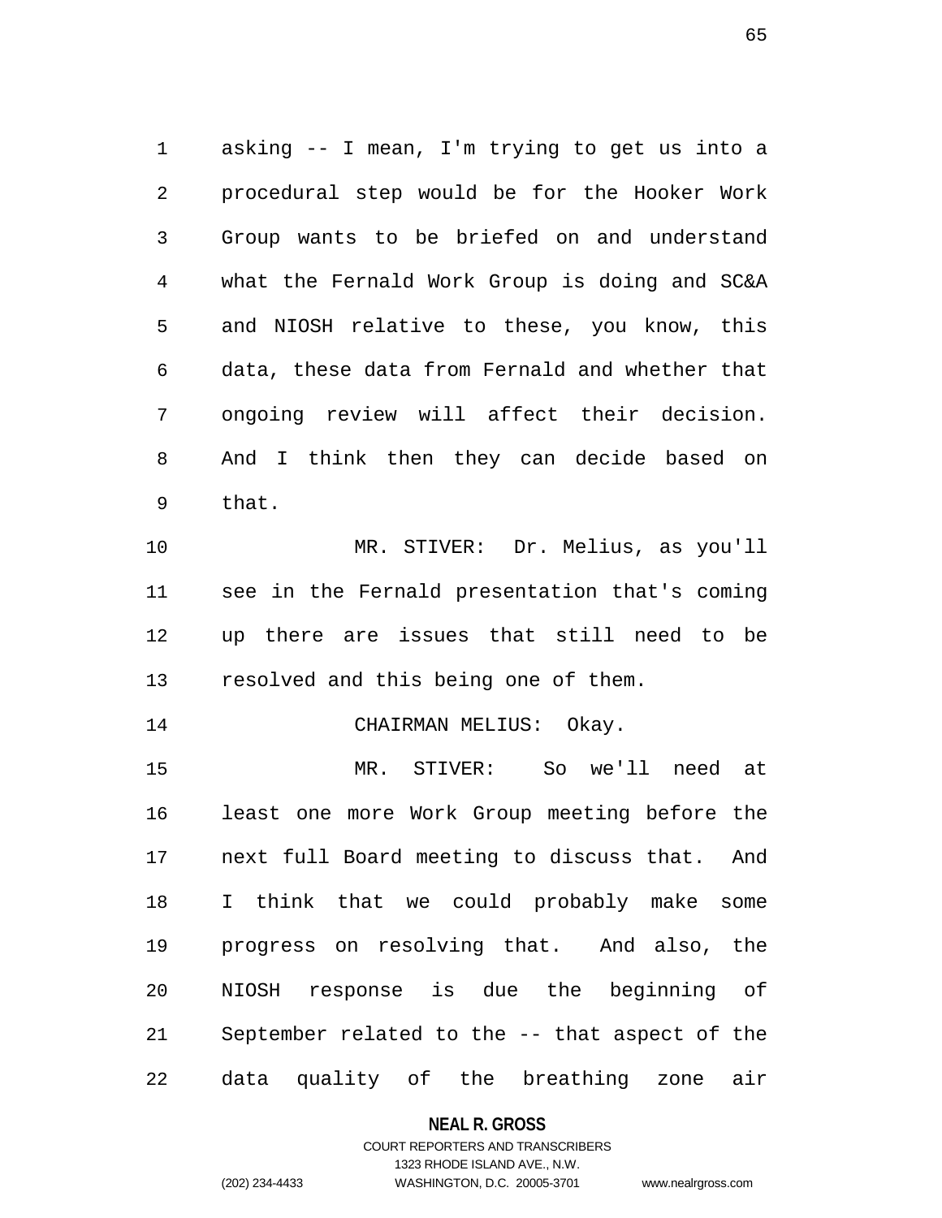asking -- I mean, I'm trying to get us into a procedural step would be for the Hooker Work Group wants to be briefed on and understand what the Fernald Work Group is doing and SC&A and NIOSH relative to these, you know, this data, these data from Fernald and whether that ongoing review will affect their decision. And I think then they can decide based on that.

MR. STIVER: Dr. Melius, as you'll see in the Fernald presentation that's coming up there are issues that still need to be resolved and this being one of them.

CHAIRMAN MELIUS: Okay.

MR. STIVER: So we'll need at least one more Work Group meeting before the next full Board meeting to discuss that. And I think that we could probably make some progress on resolving that. And also, the NIOSH response is due the beginning of September related to the -- that aspect of the data quality of the breathing zone air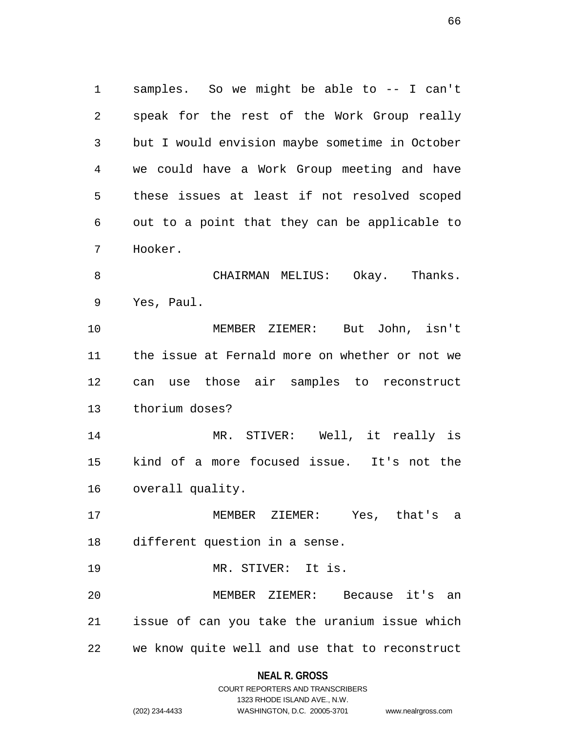samples. So we might be able to -- I can't speak for the rest of the Work Group really but I would envision maybe sometime in October we could have a Work Group meeting and have these issues at least if not resolved scoped out to a point that they can be applicable to Hooker.

CHAIRMAN MELIUS: Okay. Thanks. Yes, Paul.

MEMBER ZIEMER: But John, isn't the issue at Fernald more on whether or not we can use those air samples to reconstruct thorium doses?

MR. STIVER: Well, it really is kind of a more focused issue. It's not the overall quality.

MEMBER ZIEMER: Yes, that's a different question in a sense.

MR. STIVER: It is.

MEMBER ZIEMER: Because it's an issue of can you take the uranium issue which we know quite well and use that to reconstruct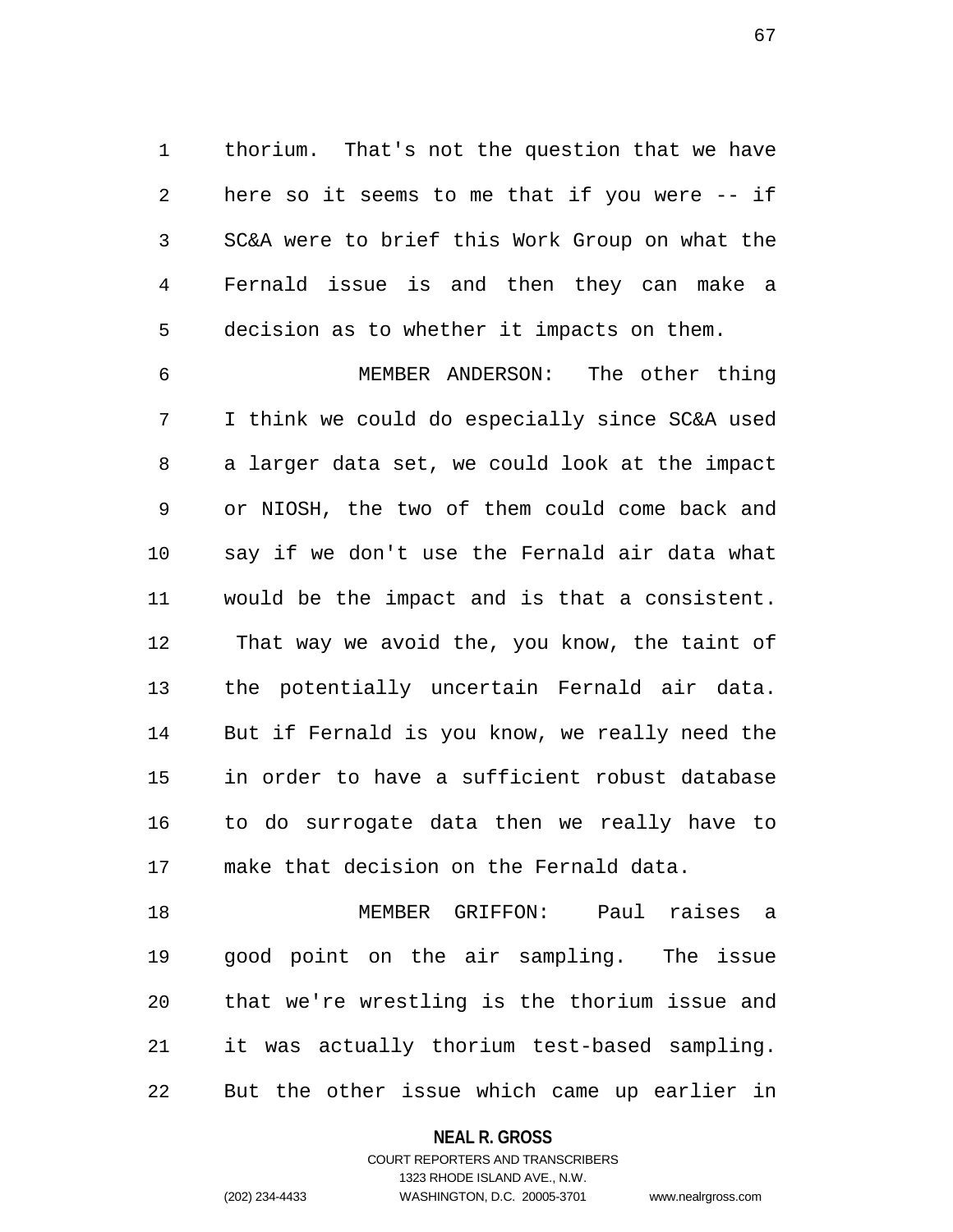thorium. That's not the question that we have here so it seems to me that if you were -- if SC&A were to brief this Work Group on what the Fernald issue is and then they can make a decision as to whether it impacts on them.

MEMBER ANDERSON: The other thing I think we could do especially since SC&A used a larger data set, we could look at the impact or NIOSH, the two of them could come back and say if we don't use the Fernald air data what would be the impact and is that a consistent. That way we avoid the, you know, the taint of the potentially uncertain Fernald air data. But if Fernald is you know, we really need the in order to have a sufficient robust database to do surrogate data then we really have to make that decision on the Fernald data.

MEMBER GRIFFON: Paul raises a good point on the air sampling. The issue that we're wrestling is the thorium issue and it was actually thorium test-based sampling. But the other issue which came up earlier in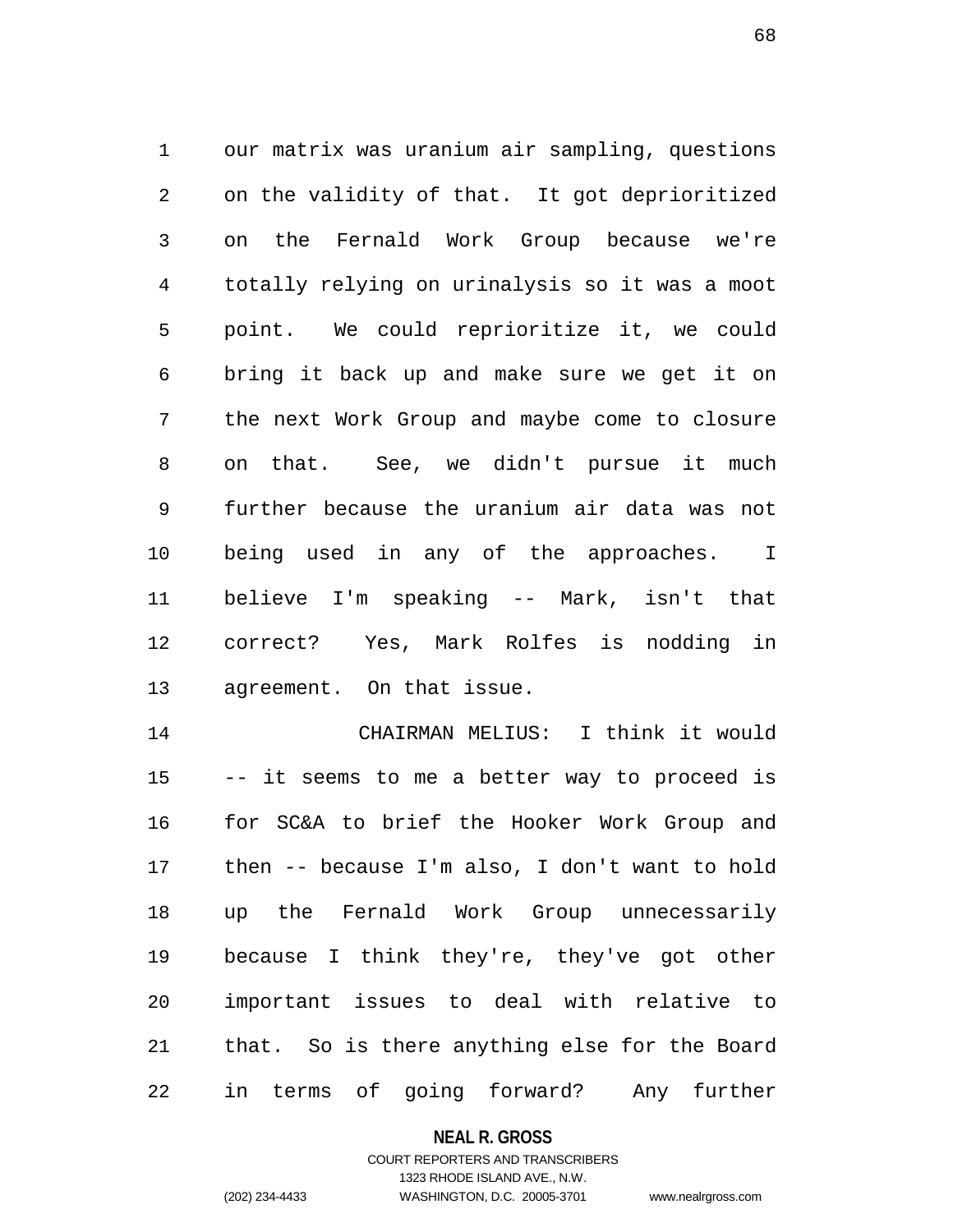our matrix was uranium air sampling, questions on the validity of that. It got deprioritized on the Fernald Work Group because we're totally relying on urinalysis so it was a moot point. We could reprioritize it, we could bring it back up and make sure we get it on the next Work Group and maybe come to closure on that. See, we didn't pursue it much further because the uranium air data was not being used in any of the approaches. I believe I'm speaking -- Mark, isn't that correct? Yes, Mark Rolfes is nodding in agreement. On that issue.

CHAIRMAN MELIUS: I think it would -- it seems to me a better way to proceed is for SC&A to brief the Hooker Work Group and then -- because I'm also, I don't want to hold up the Fernald Work Group unnecessarily because I think they're, they've got other important issues to deal with relative to that. So is there anything else for the Board in terms of going forward? Any further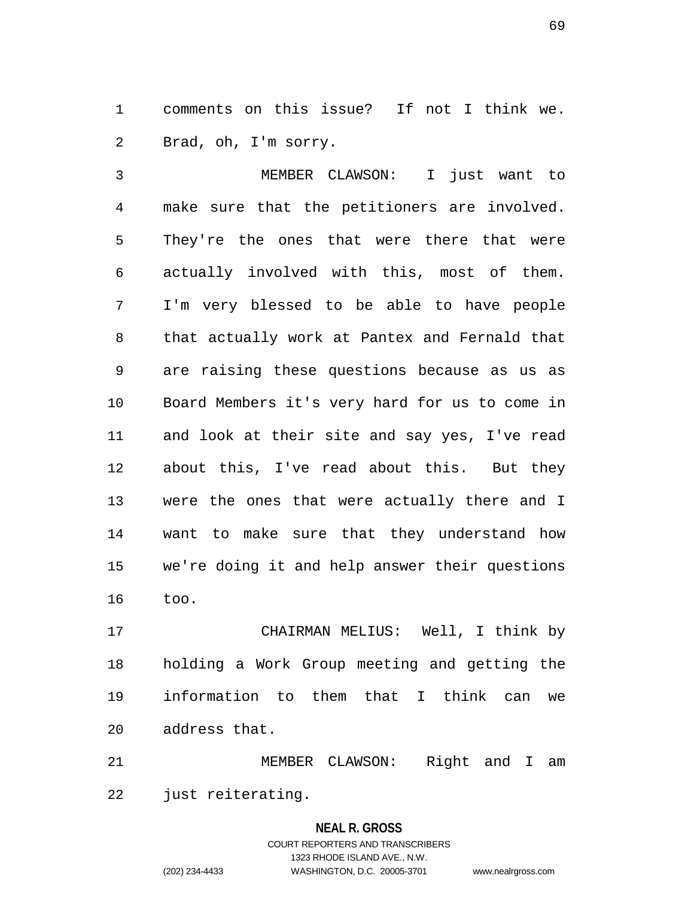comments on this issue? If not I think we. Brad, oh, I'm sorry.

MEMBER CLAWSON: I just want to make sure that the petitioners are involved. They're the ones that were there that were actually involved with this, most of them. I'm very blessed to be able to have people that actually work at Pantex and Fernald that are raising these questions because as us as Board Members it's very hard for us to come in and look at their site and say yes, I've read about this, I've read about this. But they were the ones that were actually there and I want to make sure that they understand how we're doing it and help answer their questions too.

CHAIRMAN MELIUS: Well, I think by holding a Work Group meeting and getting the information to them that I think can we address that.

MEMBER CLAWSON: Right and I am just reiterating.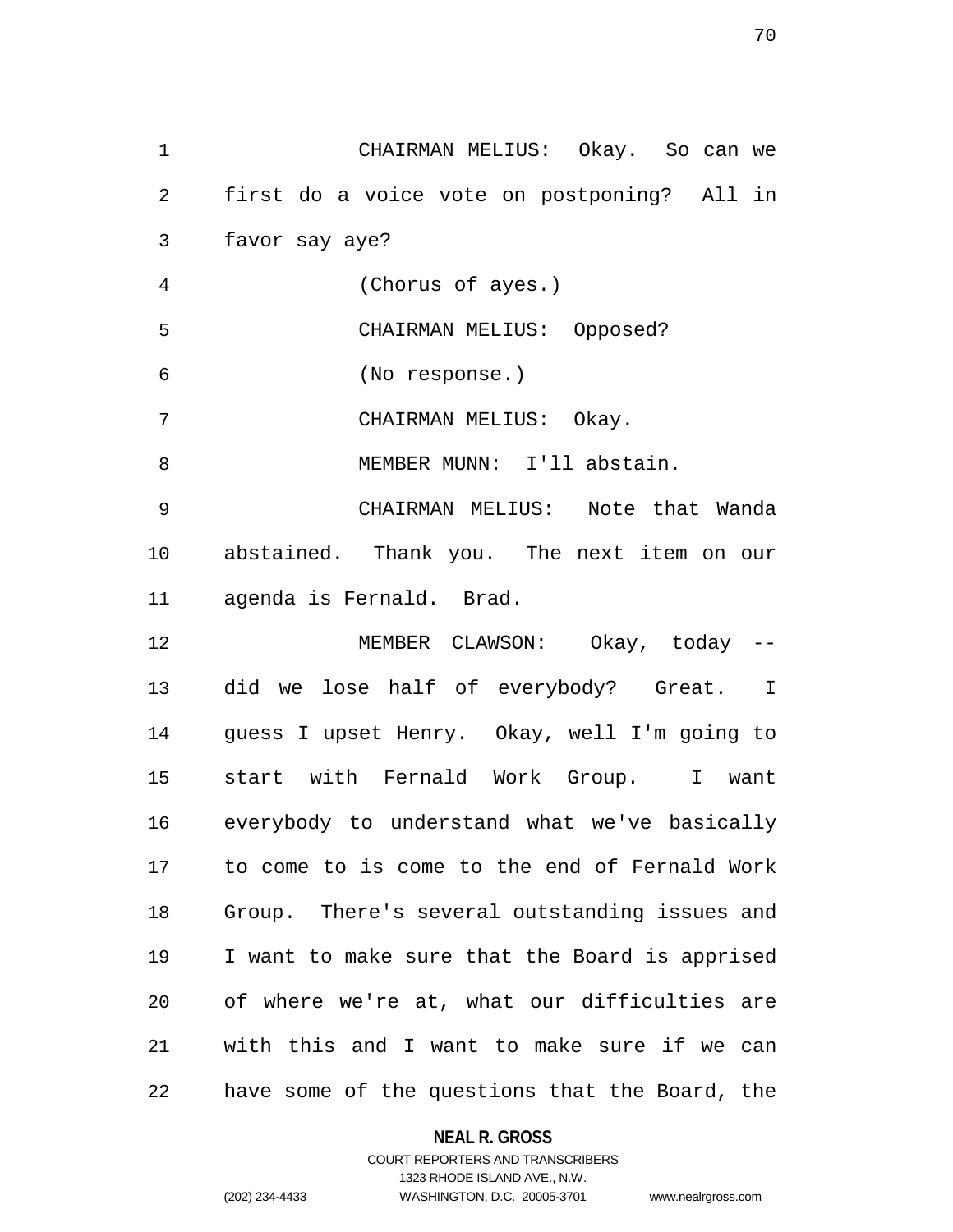CHAIRMAN MELIUS: Okay. So can we first do a voice vote on postponing? All in favor say aye?

(Chorus of ayes.)

CHAIRMAN MELIUS: Opposed?

(No response.)

CHAIRMAN MELIUS: Okay.

MEMBER MUNN: I'll abstain.

CHAIRMAN MELIUS: Note that Wanda abstained. Thank you. The next item on our agenda is Fernald. Brad.

MEMBER CLAWSON: Okay, today -- did we lose half of everybody? Great. I guess I upset Henry. Okay, well I'm going to start with Fernald Work Group. I want everybody to understand what we've basically to come to is come to the end of Fernald Work Group. There's several outstanding issues and I want to make sure that the Board is apprised of where we're at, what our difficulties are with this and I want to make sure if we can have some of the questions that the Board, the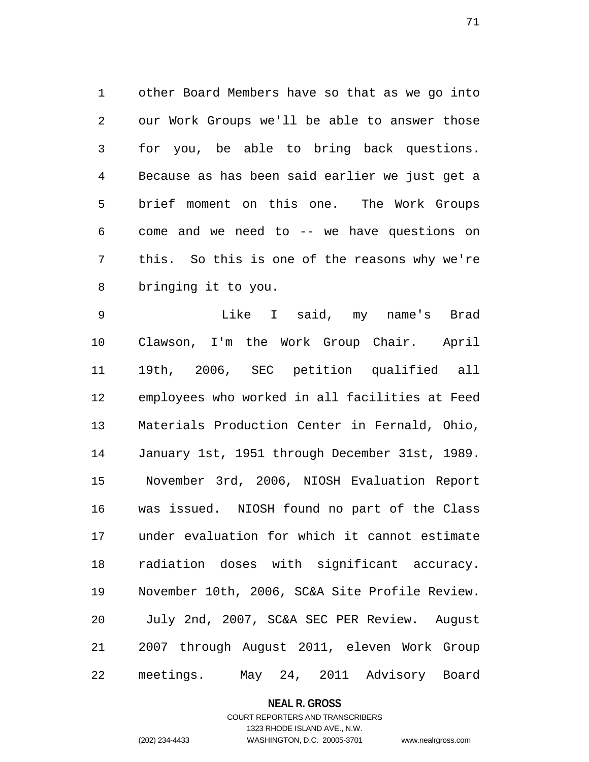other Board Members have so that as we go into our Work Groups we'll be able to answer those for you, be able to bring back questions. Because as has been said earlier we just get a brief moment on this one. The Work Groups come and we need to -- we have questions on this. So this is one of the reasons why we're bringing it to you.

Like I said, my name's Brad Clawson, I'm the Work Group Chair. April 19th, 2006, SEC petition qualified all employees who worked in all facilities at Feed Materials Production Center in Fernald, Ohio, January 1st, 1951 through December 31st, 1989. November 3rd, 2006, NIOSH Evaluation Report was issued. NIOSH found no part of the Class under evaluation for which it cannot estimate radiation doses with significant accuracy. November 10th, 2006, SC&A Site Profile Review. July 2nd, 2007, SC&A SEC PER Review. August 2007 through August 2011, eleven Work Group meetings. May 24, 2011 Advisory Board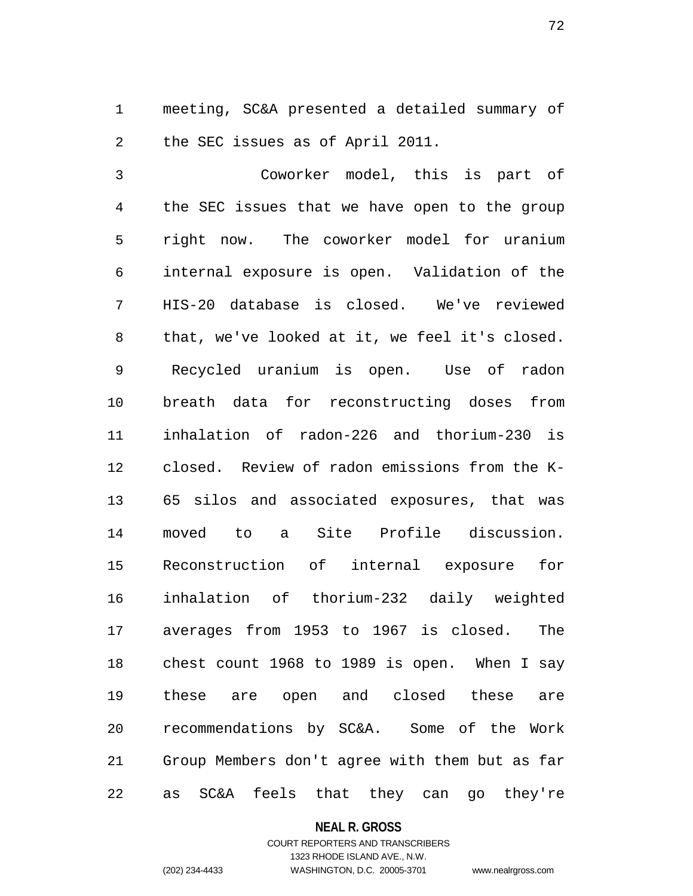meeting, SC&A presented a detailed summary of the SEC issues as of April 2011.

Coworker model, this is part of the SEC issues that we have open to the group right now. The coworker model for uranium internal exposure is open. Validation of the HIS-20 database is closed. We've reviewed that, we've looked at it, we feel it's closed. Recycled uranium is open. Use of radon breath data for reconstructing doses from inhalation of radon-226 and thorium-230 is closed. Review of radon emissions from the K-65 silos and associated exposures, that was moved to a Site Profile discussion. Reconstruction of internal exposure for inhalation of thorium-232 daily weighted averages from 1953 to 1967 is closed. The chest count 1968 to 1989 is open. When I say these are open and closed these are recommendations by SC&A. Some of the Work Group Members don't agree with them but as far as SC&A feels that they can go they're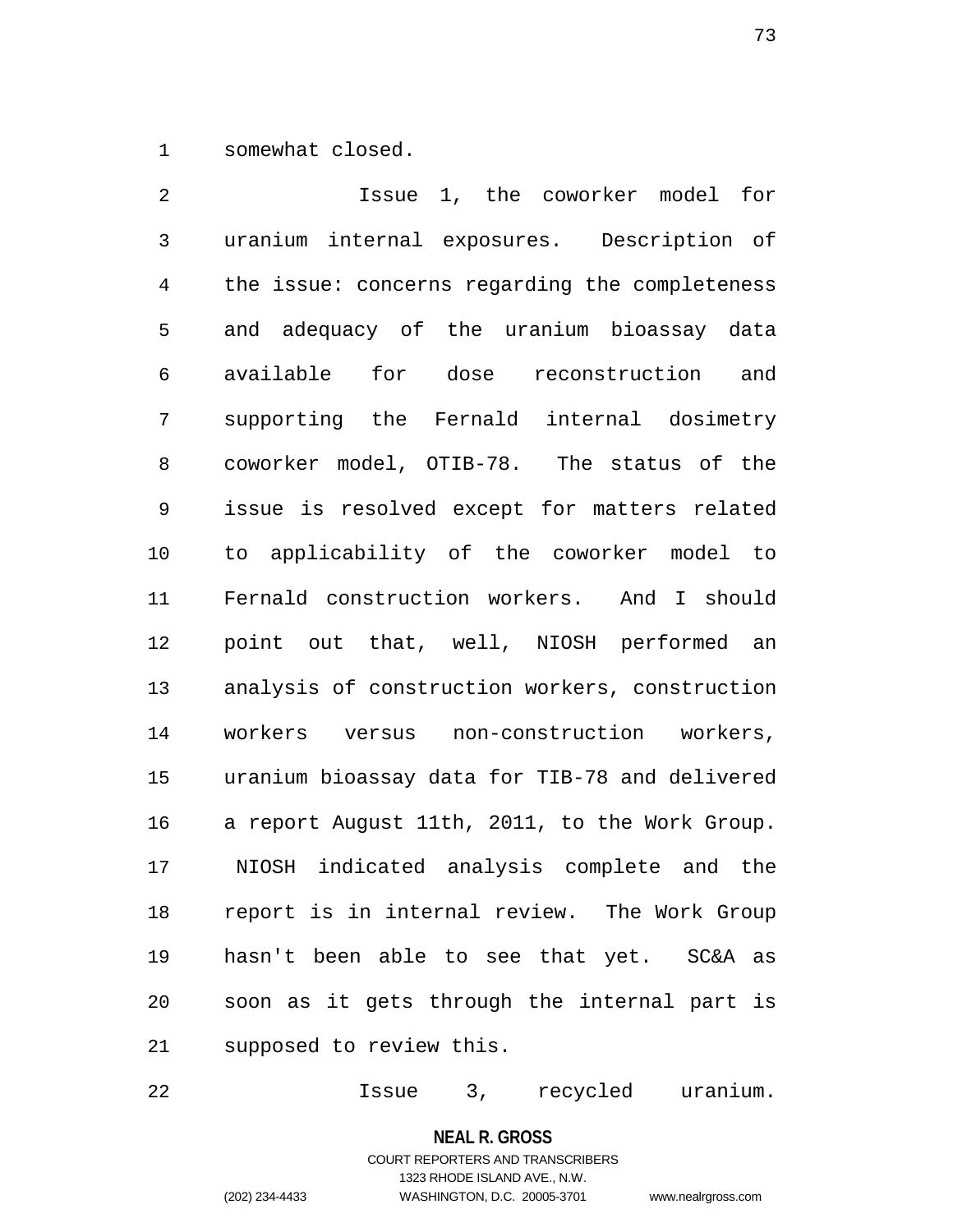somewhat closed.

Issue 1, the coworker model for uranium internal exposures. Description of the issue: concerns regarding the completeness and adequacy of the uranium bioassay data available for dose reconstruction and supporting the Fernald internal dosimetry coworker model, OTIB-78. The status of the issue is resolved except for matters related to applicability of the coworker model to Fernald construction workers. And I should point out that, well, NIOSH performed an analysis of construction workers, construction workers versus non-construction workers, uranium bioassay data for TIB-78 and delivered a report August 11th, 2011, to the Work Group. NIOSH indicated analysis complete and the report is in internal review. The Work Group hasn't been able to see that yet. SC&A as soon as it gets through the internal part is supposed to review this.

Issue 3, recycled uranium.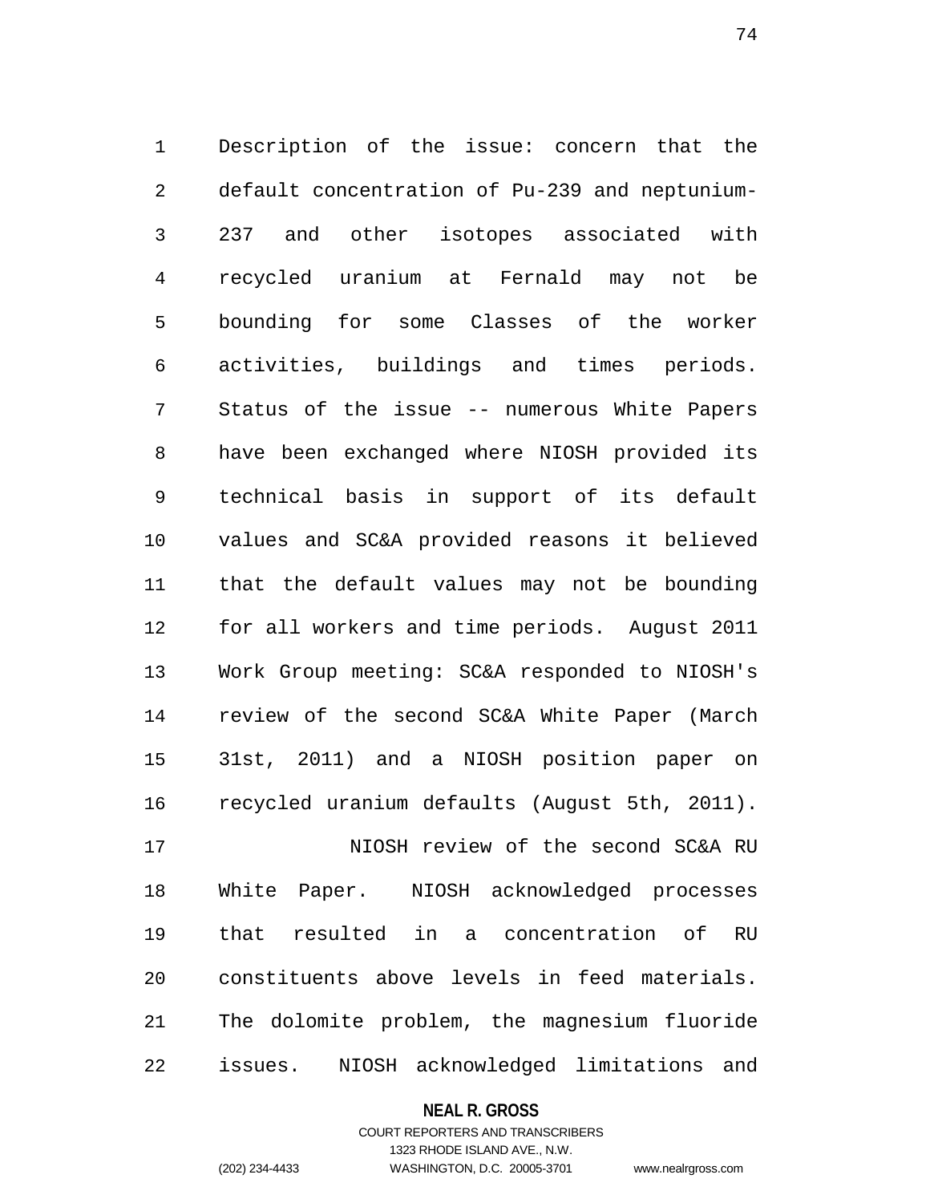Description of the issue: concern that the default concentration of Pu-239 and neptunium-237 and other isotopes associated with recycled uranium at Fernald may not be bounding for some Classes of the worker activities, buildings and times periods. Status of the issue -- numerous White Papers have been exchanged where NIOSH provided its technical basis in support of its default values and SC&A provided reasons it believed that the default values may not be bounding for all workers and time periods. August 2011 Work Group meeting: SC&A responded to NIOSH's review of the second SC&A White Paper (March 31st, 2011) and a NIOSH position paper on recycled uranium defaults (August 5th, 2011).

NIOSH review of the second SC&A RU White Paper. NIOSH acknowledged processes that resulted in a concentration of RU constituents above levels in feed materials. The dolomite problem, the magnesium fluoride issues. NIOSH acknowledged limitations and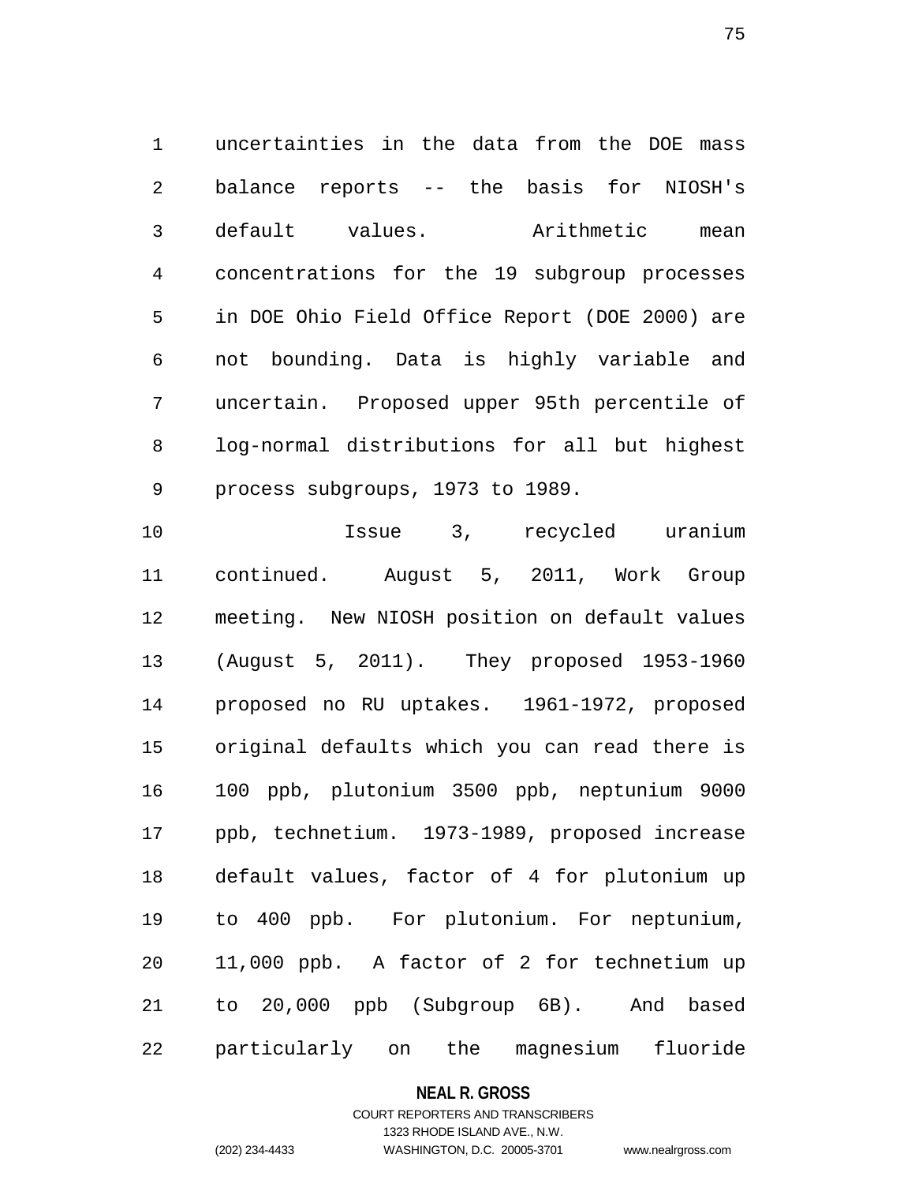uncertainties in the data from the DOE mass balance reports -- the basis for NIOSH's default values. Arithmetic mean concentrations for the 19 subgroup processes in DOE Ohio Field Office Report (DOE 2000) are not bounding. Data is highly variable and uncertain. Proposed upper 95th percentile of log-normal distributions for all but highest process subgroups, 1973 to 1989.

Issue 3, recycled uranium continued. August 5, 2011, Work Group meeting. New NIOSH position on default values (August 5, 2011). They proposed 1953-1960 proposed no RU uptakes. 1961-1972, proposed original defaults which you can read there is 100 ppb, plutonium 3500 ppb, neptunium 9000 ppb, technetium. 1973-1989, proposed increase default values, factor of 4 for plutonium up to 400 ppb. For plutonium. For neptunium, 11,000 ppb. A factor of 2 for technetium up to 20,000 ppb (Subgroup 6B). And based particularly on the magnesium fluoride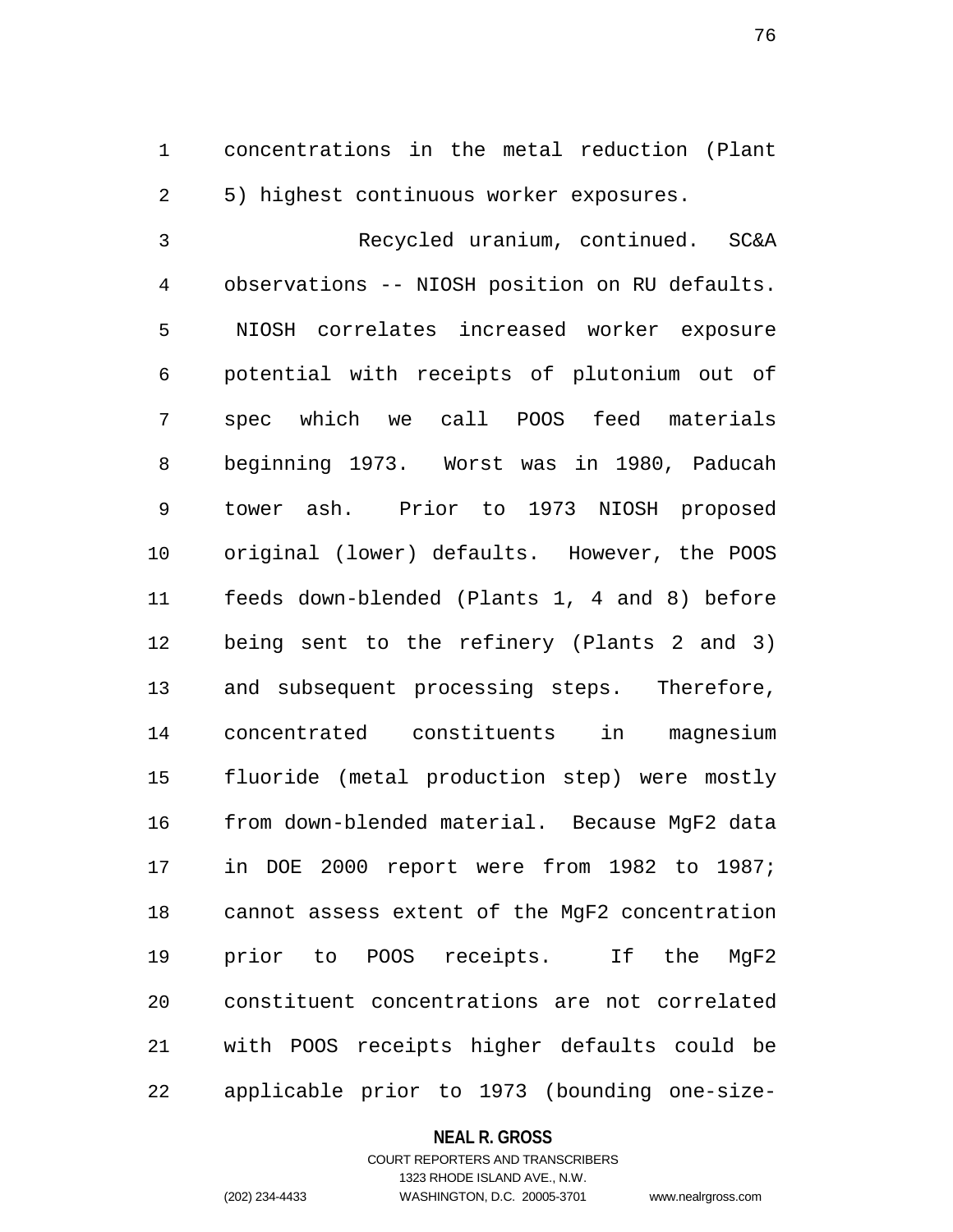concentrations in the metal reduction (Plant 5) highest continuous worker exposures.

Recycled uranium, continued. SC&A observations -- NIOSH position on RU defaults. NIOSH correlates increased worker exposure potential with receipts of plutonium out of spec which we call POOS feed materials beginning 1973. Worst was in 1980, Paducah tower ash. Prior to 1973 NIOSH proposed original (lower) defaults. However, the POOS feeds down-blended (Plants 1, 4 and 8) before being sent to the refinery (Plants 2 and 3) and subsequent processing steps. Therefore, concentrated constituents in magnesium fluoride (metal production step) were mostly from down-blended material. Because MgF2 data in DOE 2000 report were from 1982 to 1987; cannot assess extent of the MgF2 concentration prior to POOS receipts. If the MgF2 constituent concentrations are not correlated with POOS receipts higher defaults could be applicable prior to 1973 (bounding one-size-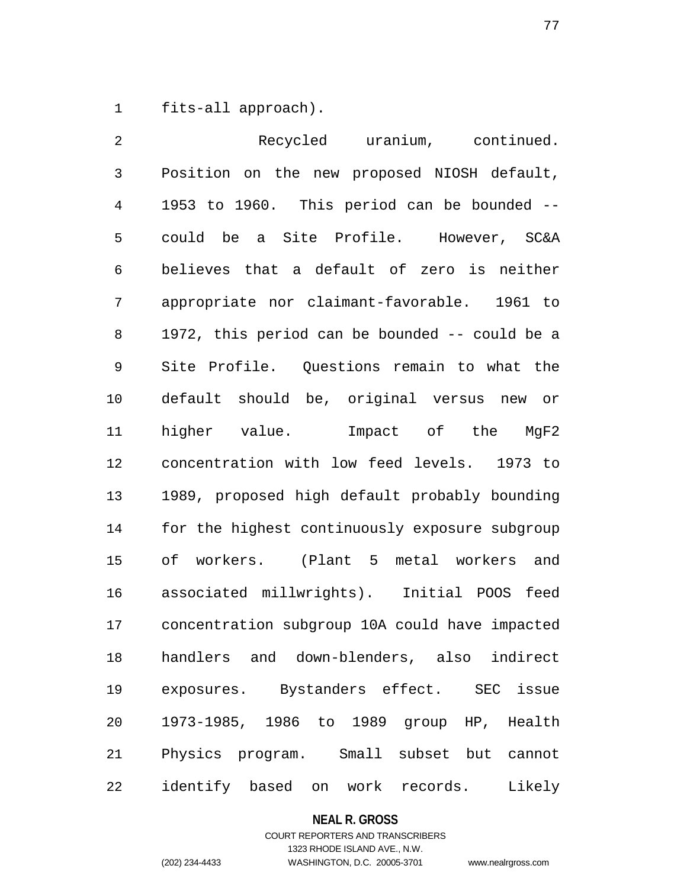fits-all approach).

Recycled uranium, continued. Position on the new proposed NIOSH default, 1953 to 1960. This period can be bounded -- could be a Site Profile. However, SC&A believes that a default of zero is neither appropriate nor claimant-favorable. 1961 to 1972, this period can be bounded -- could be a Site Profile. Questions remain to what the default should be, original versus new or higher value. Impact of the MgF2 concentration with low feed levels. 1973 to 1989, proposed high default probably bounding for the highest continuously exposure subgroup of workers. (Plant 5 metal workers and associated millwrights). Initial POOS feed concentration subgroup 10A could have impacted handlers and down-blenders, also indirect exposures. Bystanders effect. SEC issue 1973-1985, 1986 to 1989 group HP, Health Physics program. Small subset but cannot identify based on work records. Likely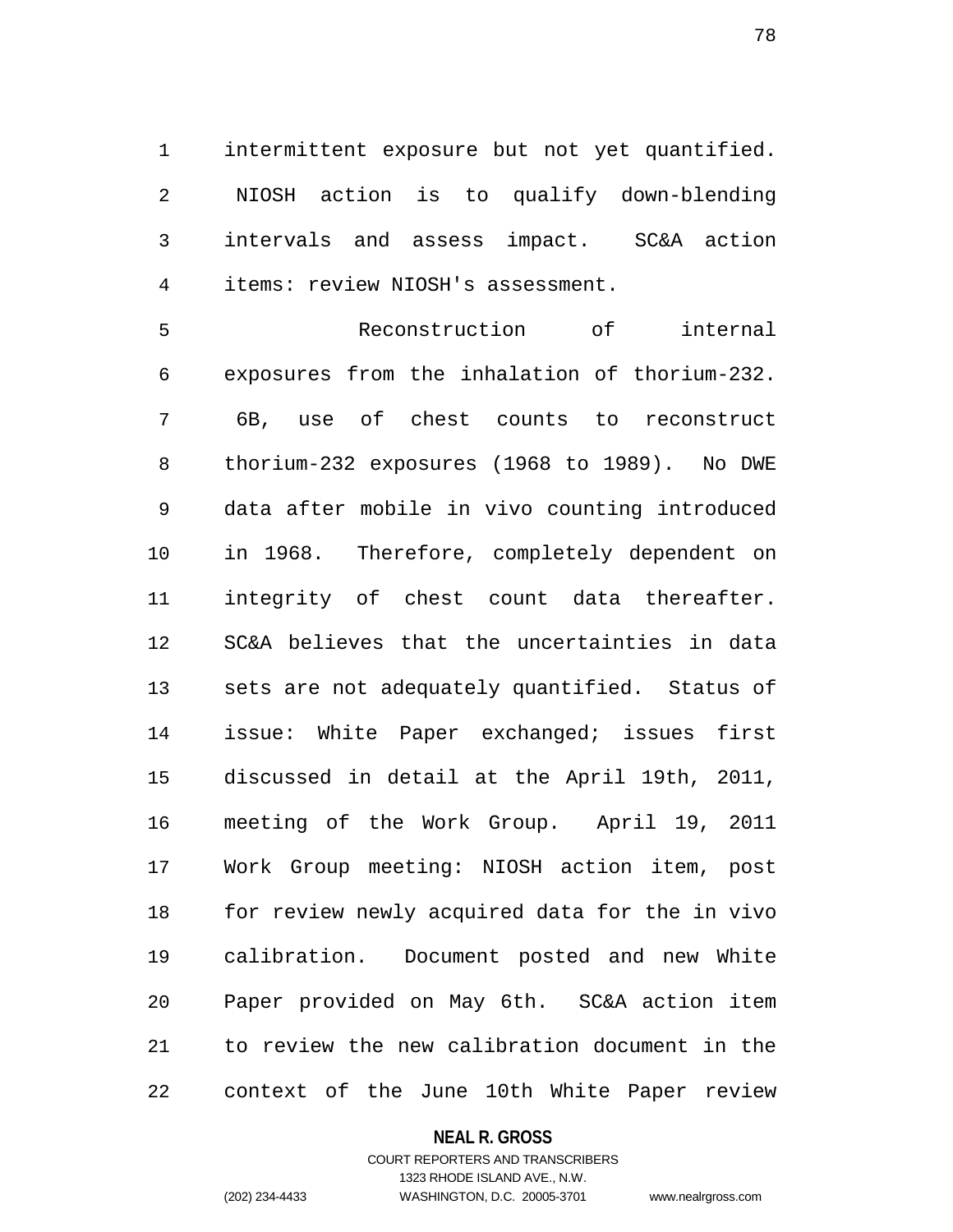intermittent exposure but not yet quantified. NIOSH action is to qualify down-blending intervals and assess impact. SC&A action items: review NIOSH's assessment.

Reconstruction of internal exposures from the inhalation of thorium-232. 6B, use of chest counts to reconstruct thorium-232 exposures (1968 to 1989). No DWE data after mobile in vivo counting introduced in 1968. Therefore, completely dependent on integrity of chest count data thereafter. SC&A believes that the uncertainties in data sets are not adequately quantified. Status of issue: White Paper exchanged; issues first discussed in detail at the April 19th, 2011, meeting of the Work Group. April 19, 2011 Work Group meeting: NIOSH action item, post for review newly acquired data for the in vivo calibration. Document posted and new White Paper provided on May 6th. SC&A action item to review the new calibration document in the context of the June 10th White Paper review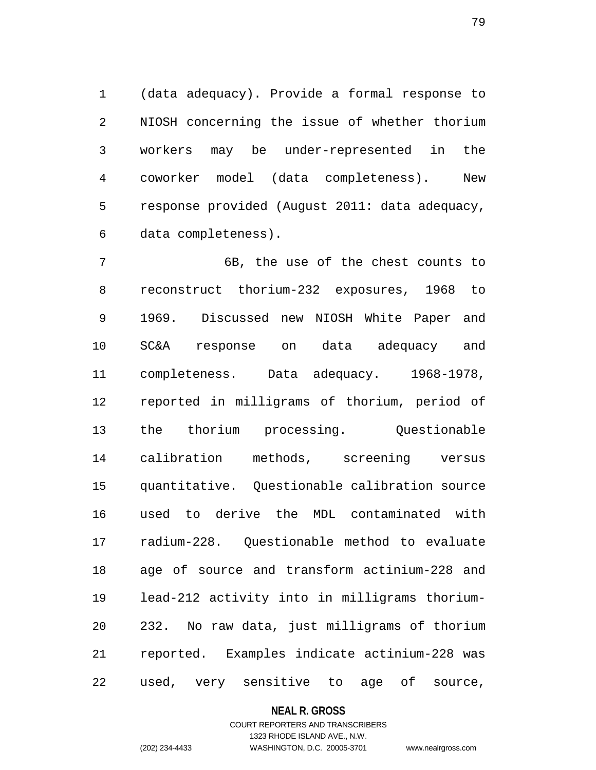(data adequacy). Provide a formal response to NIOSH concerning the issue of whether thorium workers may be under-represented in the coworker model (data completeness). New response provided (August 2011: data adequacy, data completeness).

6B, the use of the chest counts to reconstruct thorium-232 exposures, 1968 to 1969. Discussed new NIOSH White Paper and SC&A response on data adequacy and completeness. Data adequacy. 1968-1978, reported in milligrams of thorium, period of the thorium processing. Questionable calibration methods, screening versus quantitative. Questionable calibration source used to derive the MDL contaminated with radium-228. Questionable method to evaluate age of source and transform actinium-228 and lead-212 activity into in milligrams thorium-232. No raw data, just milligrams of thorium reported. Examples indicate actinium-228 was used, very sensitive to age of source,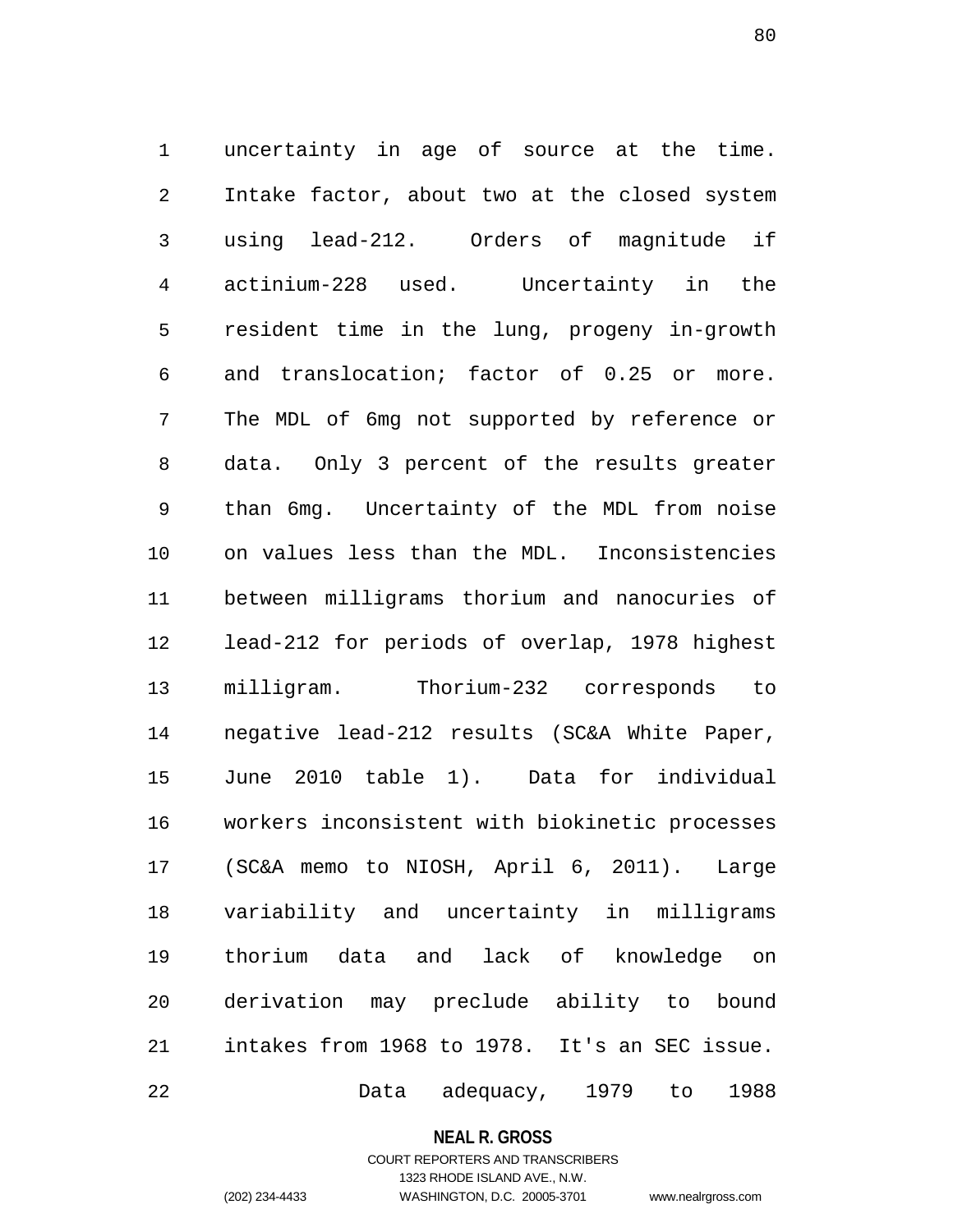uncertainty in age of source at the time. Intake factor, about two at the closed system using lead-212. Orders of magnitude if actinium-228 used. Uncertainty in the resident time in the lung, progeny in-growth and translocation; factor of 0.25 or more. The MDL of 6mg not supported by reference or data. Only 3 percent of the results greater than 6mg. Uncertainty of the MDL from noise on values less than the MDL. Inconsistencies between milligrams thorium and nanocuries of lead-212 for periods of overlap, 1978 highest milligram. Thorium-232 corresponds to negative lead-212 results (SC&A White Paper, June 2010 table 1). Data for individual workers inconsistent with biokinetic processes (SC&A memo to NIOSH, April 6, 2011). Large variability and uncertainty in milligrams thorium data and lack of knowledge on derivation may preclude ability to bound intakes from 1968 to 1978. It's an SEC issue.

Data adequacy, 1979 to 1988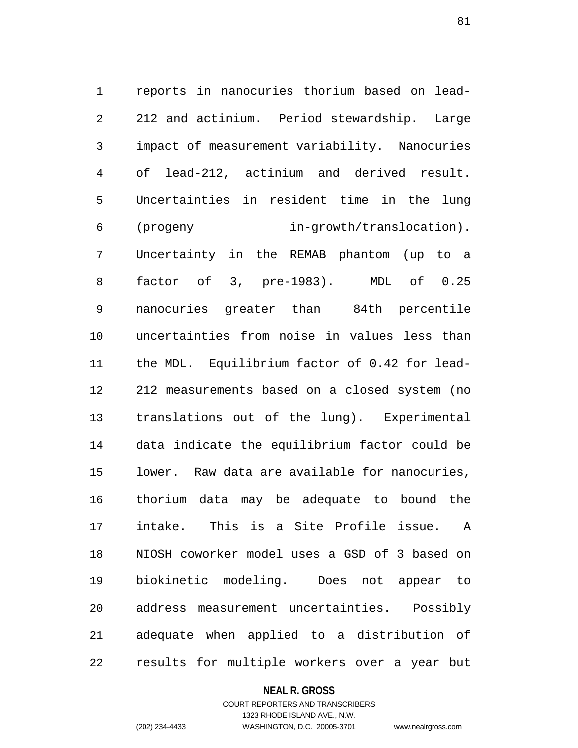reports in nanocuries thorium based on lead-212 and actinium. Period stewardship. Large impact of measurement variability. Nanocuries of lead-212, actinium and derived result. Uncertainties in resident time in the lung (progeny in-growth/translocation). Uncertainty in the REMAB phantom (up to a factor of 3, pre-1983). MDL of 0.25 nanocuries greater than 84th percentile uncertainties from noise in values less than the MDL. Equilibrium factor of 0.42 for lead-212 measurements based on a closed system (no translations out of the lung). Experimental data indicate the equilibrium factor could be lower. Raw data are available for nanocuries, thorium data may be adequate to bound the intake. This is a Site Profile issue. A NIOSH coworker model uses a GSD of 3 based on biokinetic modeling. Does not appear to address measurement uncertainties. Possibly adequate when applied to a distribution of results for multiple workers over a year but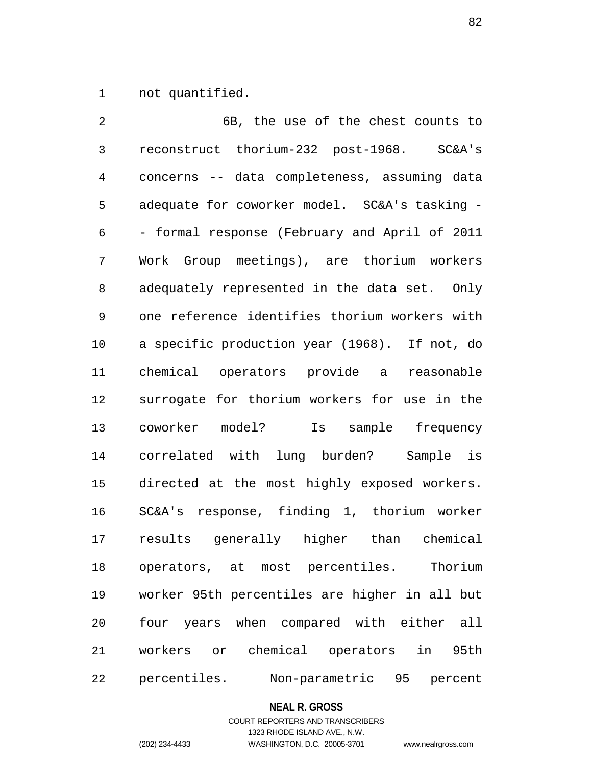not quantified.

6B, the use of the chest counts to reconstruct thorium-232 post-1968. SC&A's concerns -- data completeness, assuming data adequate for coworker model. SC&A's tasking -- formal response (February and April of 2011 Work Group meetings), are thorium workers adequately represented in the data set. Only one reference identifies thorium workers with a specific production year (1968). If not, do chemical operators provide a reasonable surrogate for thorium workers for use in the coworker model? Is sample frequency correlated with lung burden? Sample is directed at the most highly exposed workers. SC&A's response, finding 1, thorium worker results generally higher than chemical operators, at most percentiles. Thorium worker 95th percentiles are higher in all but four years when compared with either all workers or chemical operators in 95th percentiles. Non-parametric 95 percent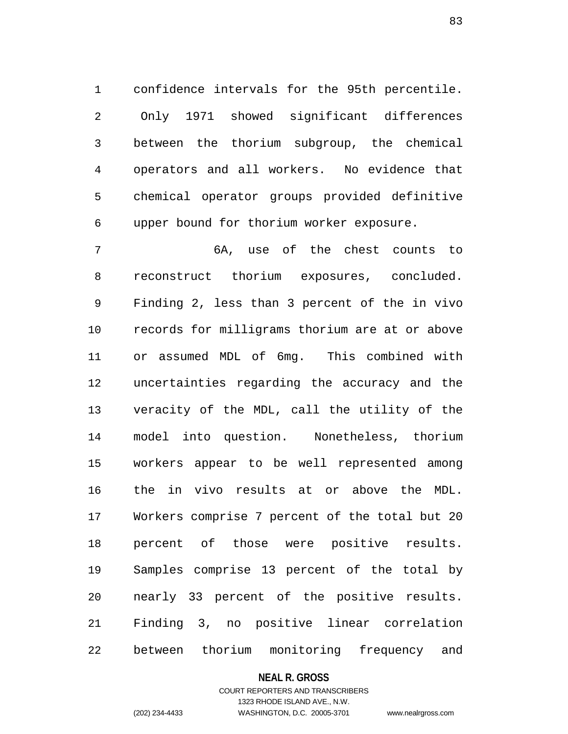confidence intervals for the 95th percentile. Only 1971 showed significant differences between the thorium subgroup, the chemical operators and all workers. No evidence that chemical operator groups provided definitive upper bound for thorium worker exposure.

6A, use of the chest counts to reconstruct thorium exposures, concluded. Finding 2, less than 3 percent of the in vivo records for milligrams thorium are at or above or assumed MDL of 6mg. This combined with uncertainties regarding the accuracy and the veracity of the MDL, call the utility of the model into question. Nonetheless, thorium workers appear to be well represented among the in vivo results at or above the MDL. Workers comprise 7 percent of the total but 20 percent of those were positive results. Samples comprise 13 percent of the total by nearly 33 percent of the positive results. Finding 3, no positive linear correlation between thorium monitoring frequency and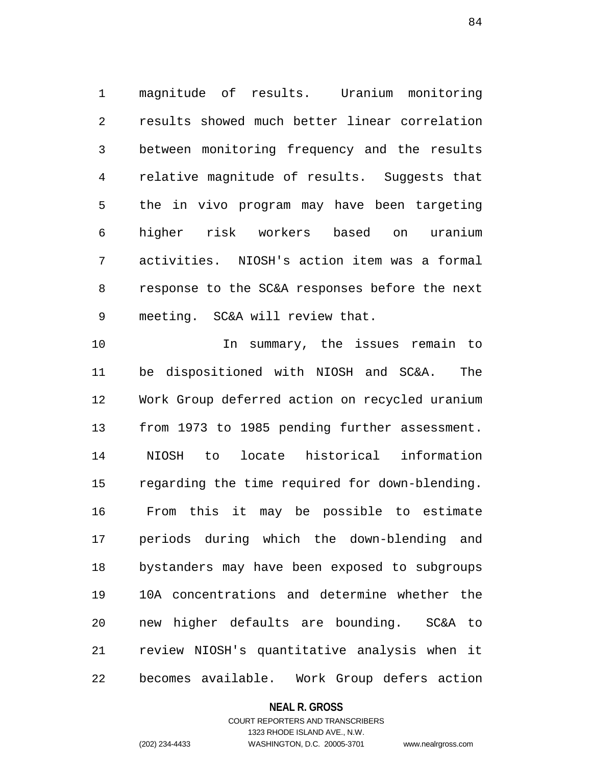magnitude of results. Uranium monitoring results showed much better linear correlation between monitoring frequency and the results relative magnitude of results. Suggests that the in vivo program may have been targeting higher risk workers based on uranium activities. NIOSH's action item was a formal response to the SC&A responses before the next meeting. SC&A will review that.

In summary, the issues remain to be dispositioned with NIOSH and SC&A. The Work Group deferred action on recycled uranium from 1973 to 1985 pending further assessment. NIOSH to locate historical information regarding the time required for down-blending. From this it may be possible to estimate periods during which the down-blending and bystanders may have been exposed to subgroups 10A concentrations and determine whether the new higher defaults are bounding. SC&A to review NIOSH's quantitative analysis when it becomes available. Work Group defers action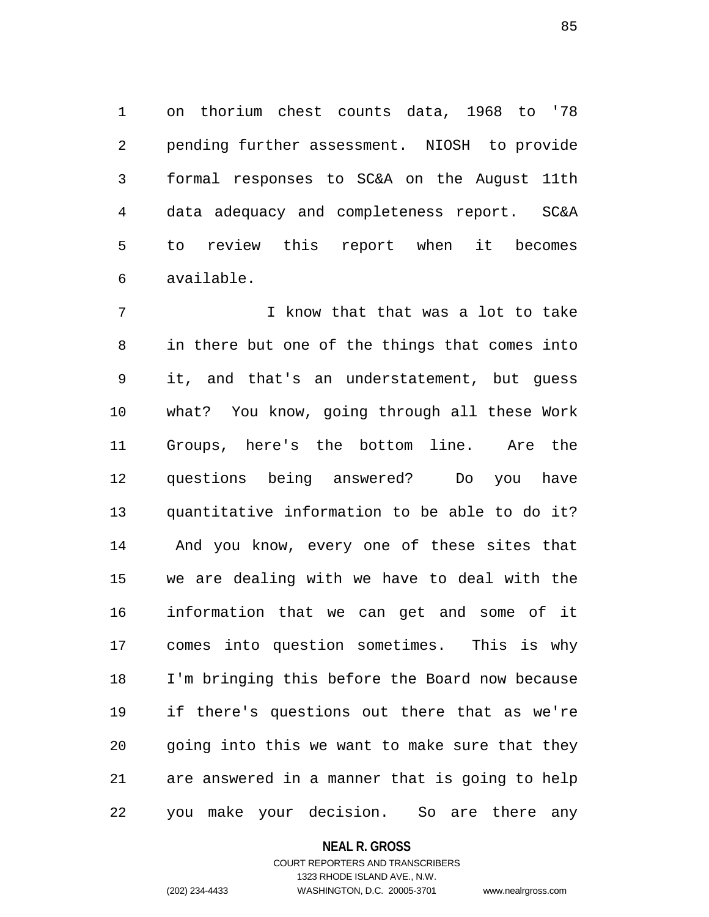on thorium chest counts data, 1968 to '78 pending further assessment. NIOSH to provide formal responses to SC&A on the August 11th data adequacy and completeness report. SC&A to review this report when it becomes available.

I know that that was a lot to take in there but one of the things that comes into it, and that's an understatement, but guess what? You know, going through all these Work Groups, here's the bottom line. Are the questions being answered? Do you have quantitative information to be able to do it? And you know, every one of these sites that we are dealing with we have to deal with the information that we can get and some of it comes into question sometimes. This is why I'm bringing this before the Board now because if there's questions out there that as we're going into this we want to make sure that they are answered in a manner that is going to help you make your decision. So are there any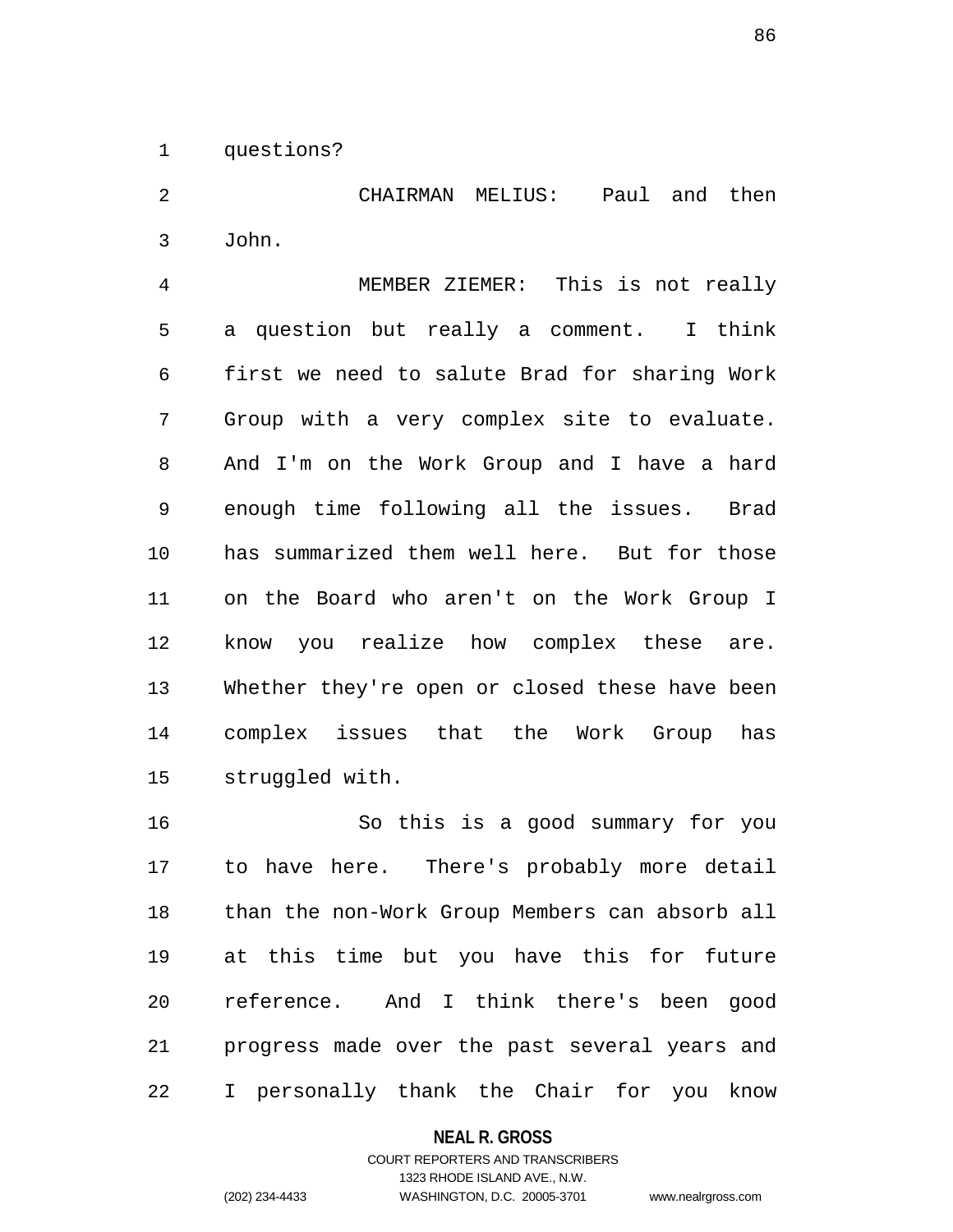questions?

CHAIRMAN MELIUS: Paul and then John.

MEMBER ZIEMER: This is not really a question but really a comment. I think first we need to salute Brad for sharing Work Group with a very complex site to evaluate. And I'm on the Work Group and I have a hard enough time following all the issues. Brad has summarized them well here. But for those on the Board who aren't on the Work Group I know you realize how complex these are. Whether they're open or closed these have been complex issues that the Work Group has struggled with.

So this is a good summary for you to have here. There's probably more detail than the non-Work Group Members can absorb all at this time but you have this for future reference. And I think there's been good progress made over the past several years and I personally thank the Chair for you know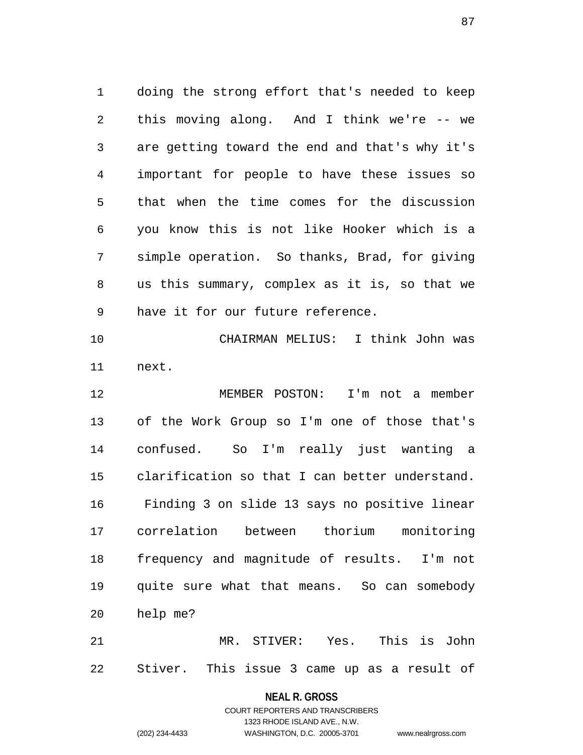doing the strong effort that's needed to keep this moving along. And I think we're -- we are getting toward the end and that's why it's important for people to have these issues so that when the time comes for the discussion you know this is not like Hooker which is a simple operation. So thanks, Brad, for giving us this summary, complex as it is, so that we have it for our future reference.

CHAIRMAN MELIUS: I think John was next.

MEMBER POSTON: I'm not a member of the Work Group so I'm one of those that's confused. So I'm really just wanting a clarification so that I can better understand. Finding 3 on slide 13 says no positive linear correlation between thorium monitoring frequency and magnitude of results. I'm not quite sure what that means. So can somebody help me?

MR. STIVER: Yes. This is John Stiver. This issue 3 came up as a result of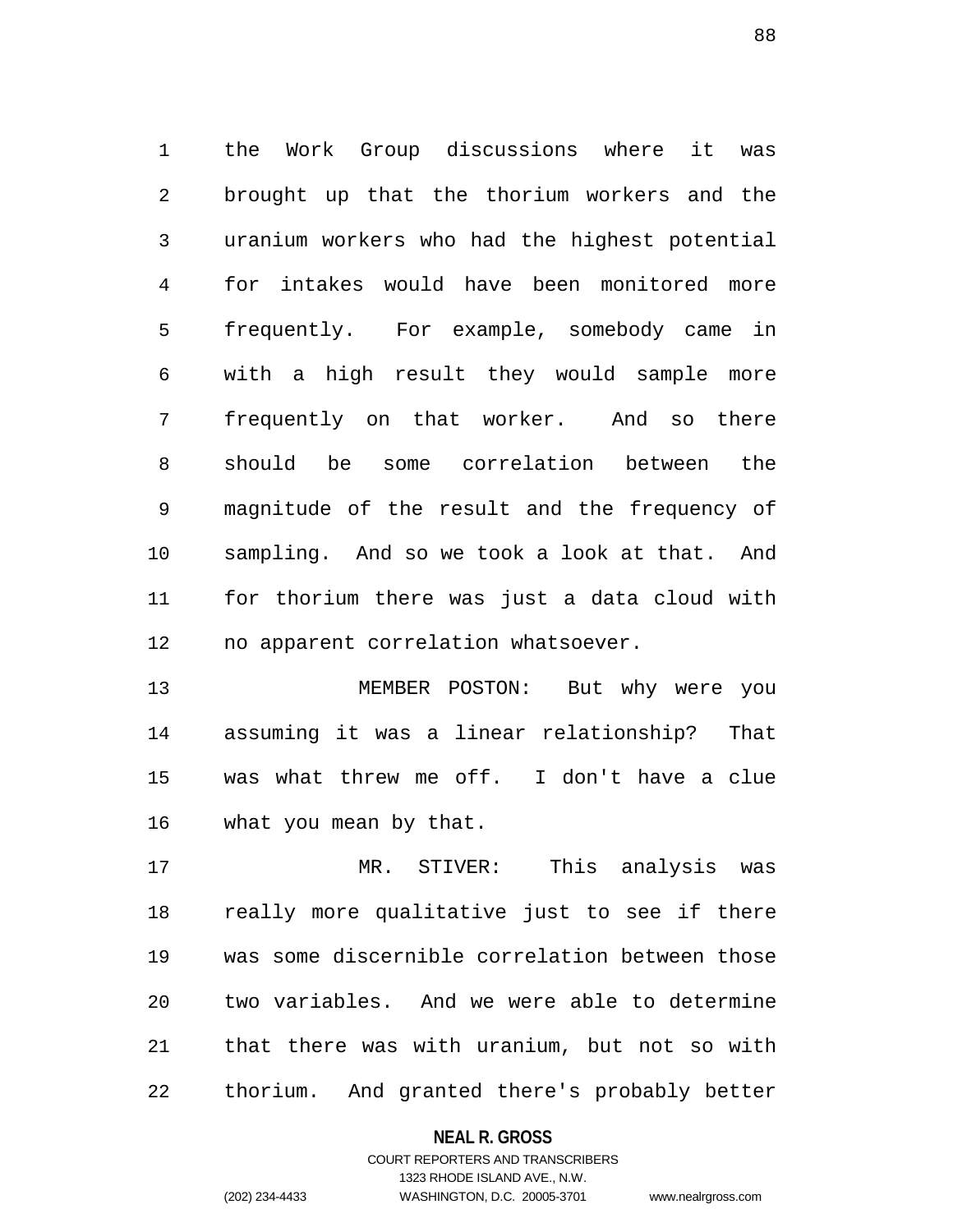the Work Group discussions where it was brought up that the thorium workers and the uranium workers who had the highest potential for intakes would have been monitored more frequently. For example, somebody came in with a high result they would sample more frequently on that worker. And so there should be some correlation between the magnitude of the result and the frequency of sampling. And so we took a look at that. And for thorium there was just a data cloud with no apparent correlation whatsoever.

MEMBER POSTON: But why were you assuming it was a linear relationship? That was what threw me off. I don't have a clue what you mean by that.

MR. STIVER: This analysis was really more qualitative just to see if there was some discernible correlation between those two variables. And we were able to determine that there was with uranium, but not so with thorium. And granted there's probably better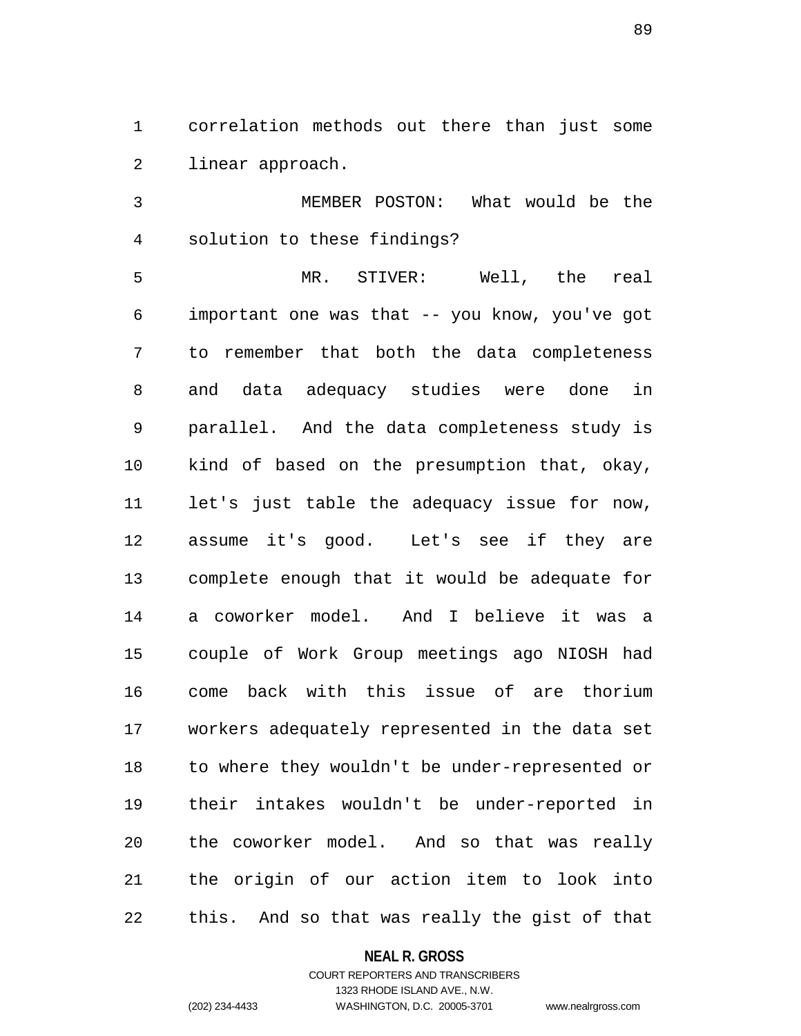correlation methods out there than just some linear approach.

MEMBER POSTON: What would be the solution to these findings?

MR. STIVER: Well, the real important one was that -- you know, you've got to remember that both the data completeness and data adequacy studies were done in parallel. And the data completeness study is kind of based on the presumption that, okay, let's just table the adequacy issue for now, assume it's good. Let's see if they are complete enough that it would be adequate for a coworker model. And I believe it was a couple of Work Group meetings ago NIOSH had come back with this issue of are thorium workers adequately represented in the data set to where they wouldn't be under-represented or their intakes wouldn't be under-reported in the coworker model. And so that was really the origin of our action item to look into this. And so that was really the gist of that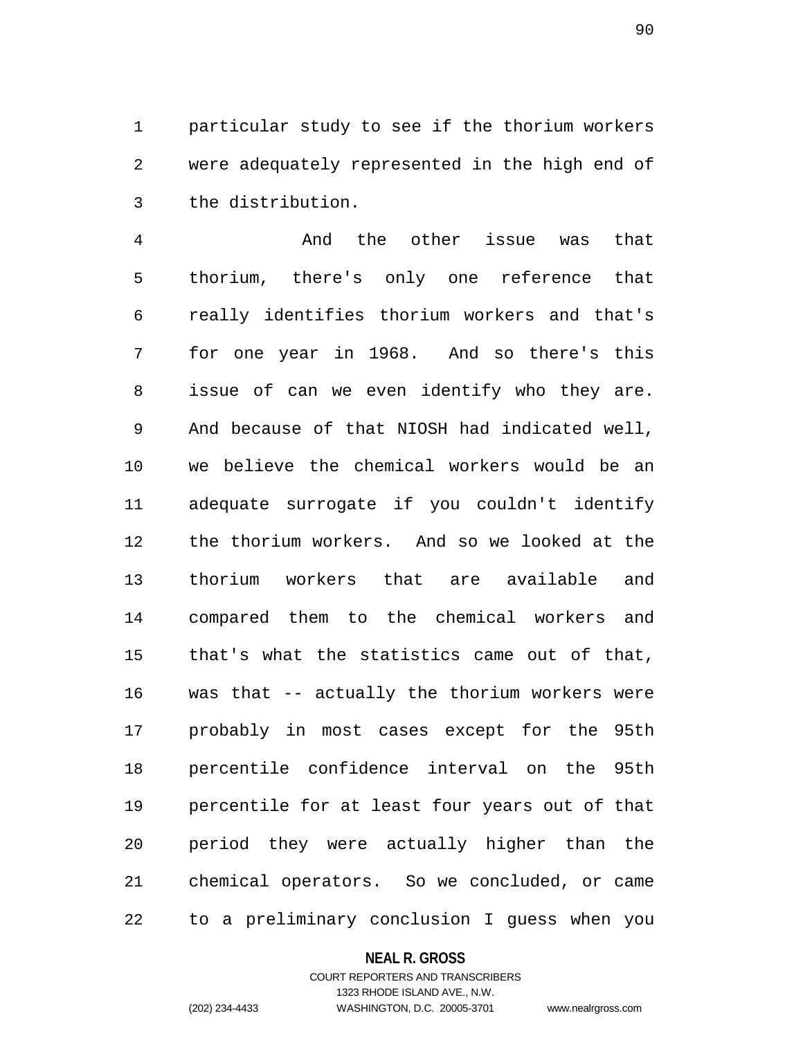particular study to see if the thorium workers were adequately represented in the high end of the distribution.

And the other issue was that thorium, there's only one reference that really identifies thorium workers and that's for one year in 1968. And so there's this issue of can we even identify who they are. And because of that NIOSH had indicated well, we believe the chemical workers would be an adequate surrogate if you couldn't identify the thorium workers. And so we looked at the thorium workers that are available and compared them to the chemical workers and that's what the statistics came out of that, was that -- actually the thorium workers were probably in most cases except for the 95th percentile confidence interval on the 95th percentile for at least four years out of that period they were actually higher than the chemical operators. So we concluded, or came to a preliminary conclusion I guess when you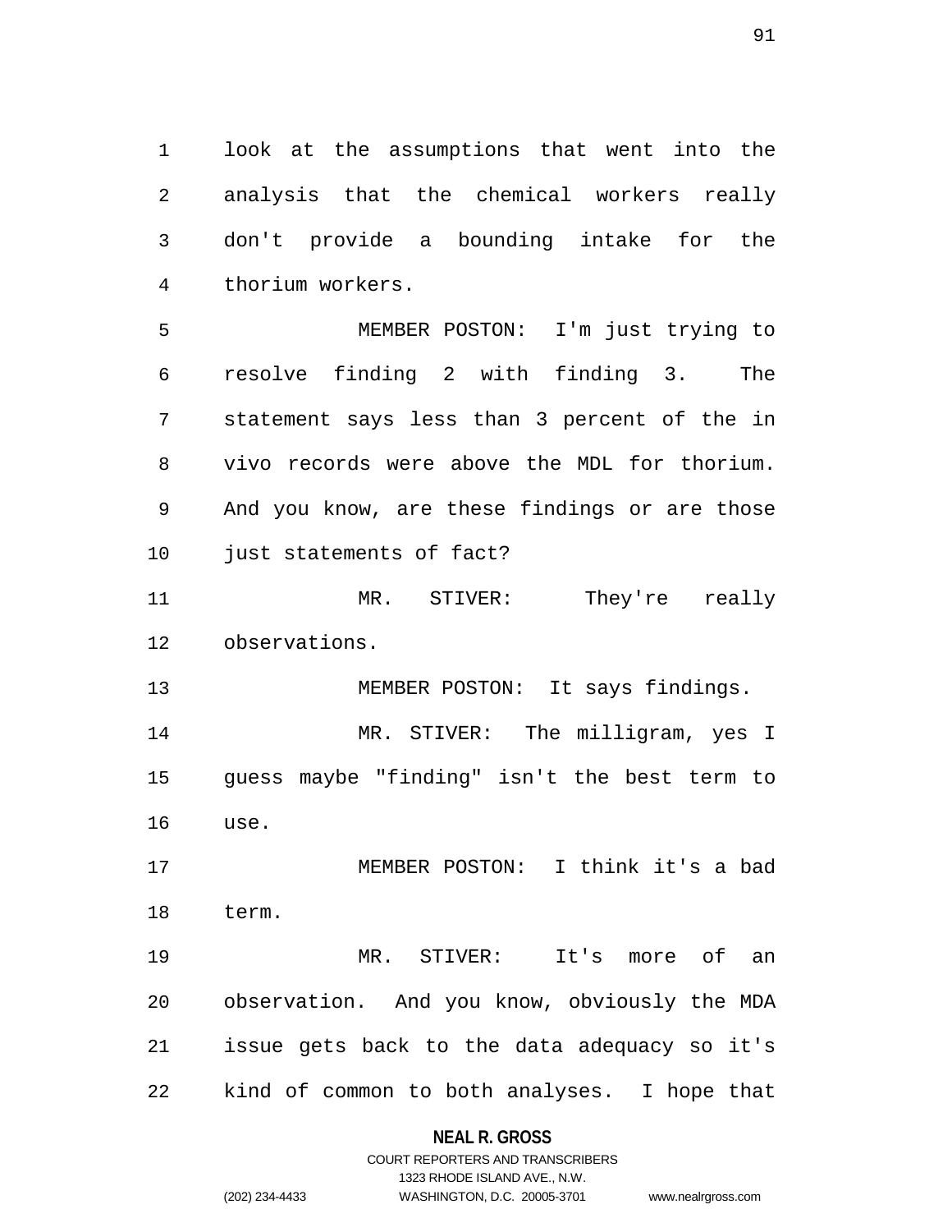look at the assumptions that went into the analysis that the chemical workers really don't provide a bounding intake for the thorium workers.

MEMBER POSTON: I'm just trying to resolve finding 2 with finding 3. The statement says less than 3 percent of the in vivo records were above the MDL for thorium. And you know, are these findings or are those just statements of fact?

MR. STIVER: They're really observations.

MEMBER POSTON: It says findings.

MR. STIVER: The milligram, yes I guess maybe "finding" isn't the best term to use.

MEMBER POSTON: I think it's a bad term.

MR. STIVER: It's more of an observation. And you know, obviously the MDA issue gets back to the data adequacy so it's kind of common to both analyses. I hope that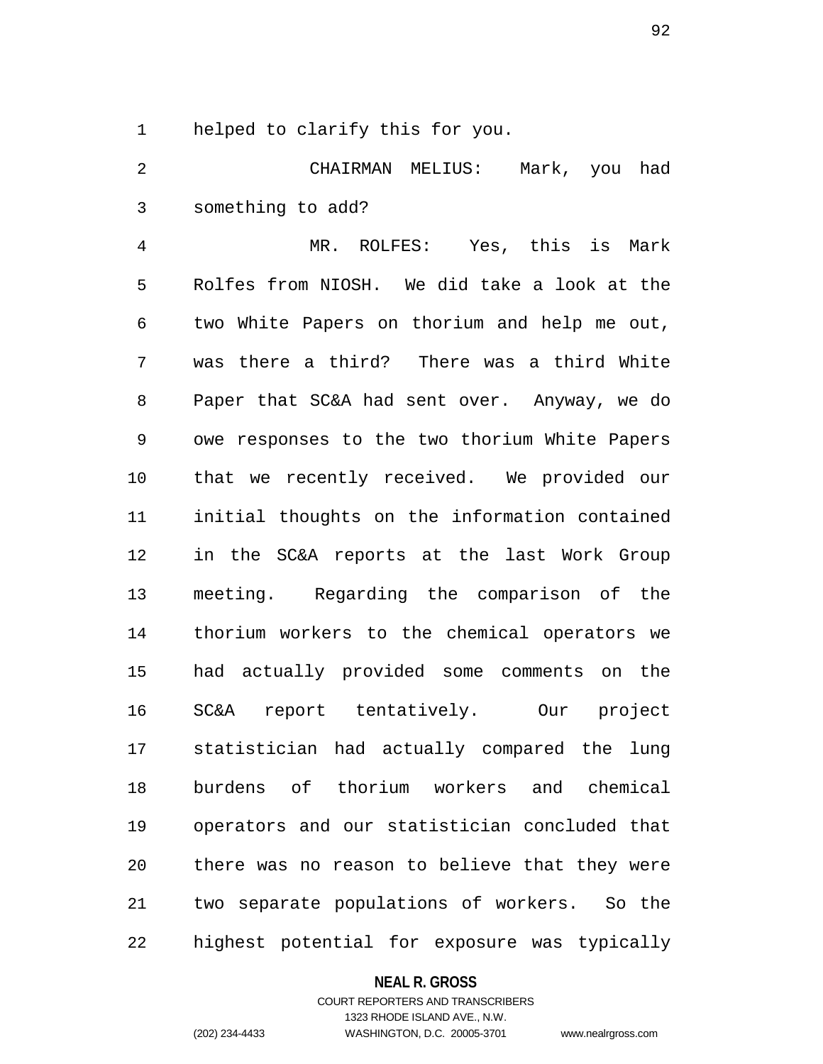helped to clarify this for you.

CHAIRMAN MELIUS: Mark, you had something to add?

MR. ROLFES: Yes, this is Mark Rolfes from NIOSH. We did take a look at the two White Papers on thorium and help me out, was there a third? There was a third White Paper that SC&A had sent over. Anyway, we do owe responses to the two thorium White Papers that we recently received. We provided our initial thoughts on the information contained in the SC&A reports at the last Work Group meeting. Regarding the comparison of the thorium workers to the chemical operators we had actually provided some comments on the SC&A report tentatively. Our project statistician had actually compared the lung burdens of thorium workers and chemical operators and our statistician concluded that there was no reason to believe that they were two separate populations of workers. So the highest potential for exposure was typically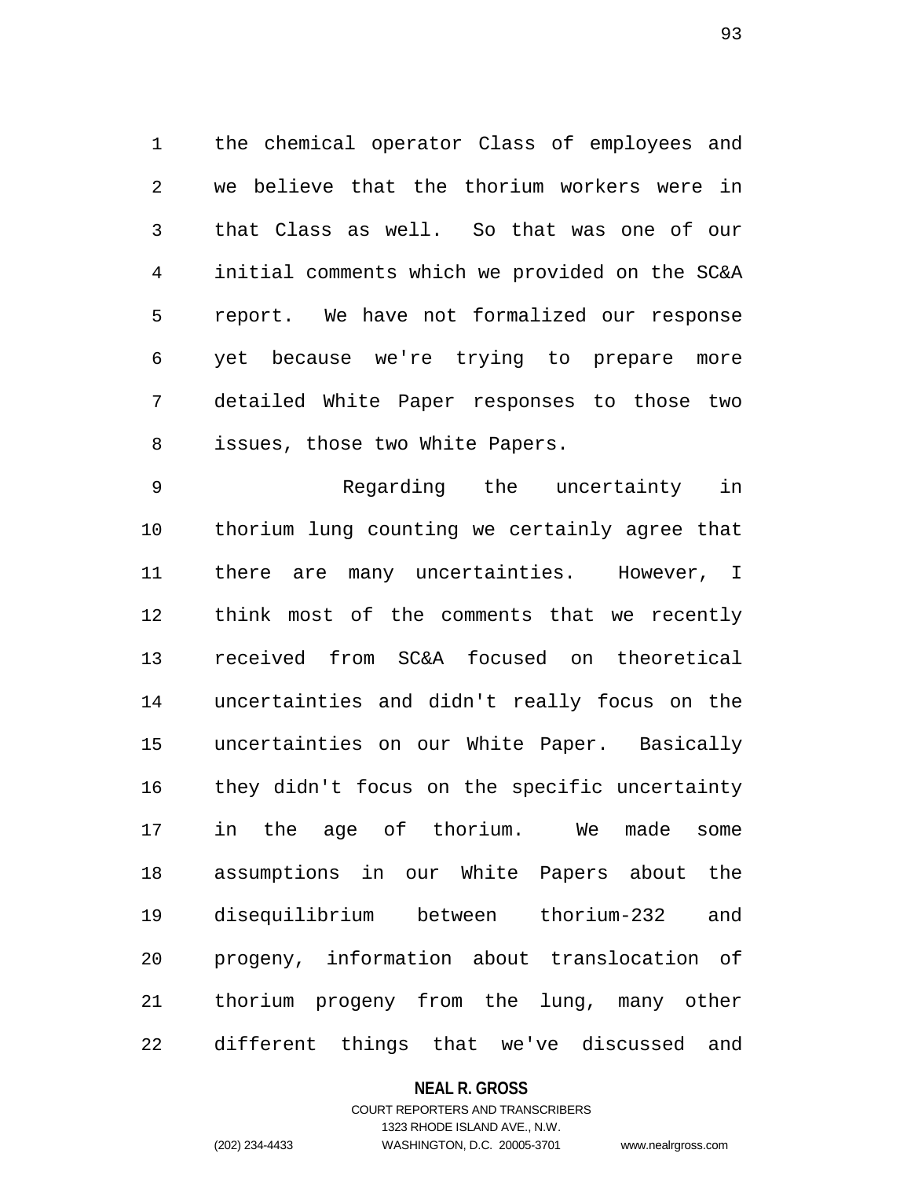the chemical operator Class of employees and we believe that the thorium workers were in that Class as well. So that was one of our initial comments which we provided on the SC&A report. We have not formalized our response yet because we're trying to prepare more detailed White Paper responses to those two issues, those two White Papers.

Regarding the uncertainty in thorium lung counting we certainly agree that there are many uncertainties. However, I think most of the comments that we recently received from SC&A focused on theoretical uncertainties and didn't really focus on the uncertainties on our White Paper. Basically they didn't focus on the specific uncertainty in the age of thorium. We made some assumptions in our White Papers about the disequilibrium between thorium-232 and progeny, information about translocation of thorium progeny from the lung, many other different things that we've discussed and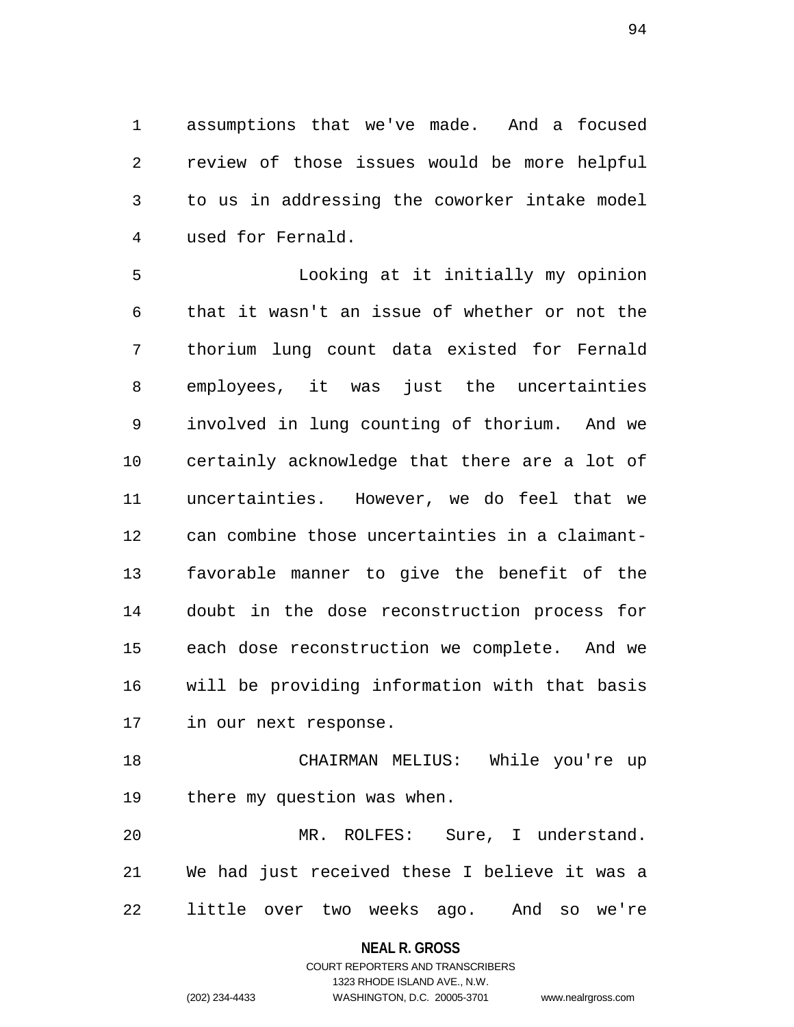assumptions that we've made. And a focused review of those issues would be more helpful to us in addressing the coworker intake model used for Fernald.

Looking at it initially my opinion that it wasn't an issue of whether or not the thorium lung count data existed for Fernald employees, it was just the uncertainties involved in lung counting of thorium. And we certainly acknowledge that there are a lot of uncertainties. However, we do feel that we can combine those uncertainties in a claimant-favorable manner to give the benefit of the doubt in the dose reconstruction process for each dose reconstruction we complete. And we will be providing information with that basis in our next response.

CHAIRMAN MELIUS: While you're up there my question was when.

MR. ROLFES: Sure, I understand. We had just received these I believe it was a little over two weeks ago. And so we're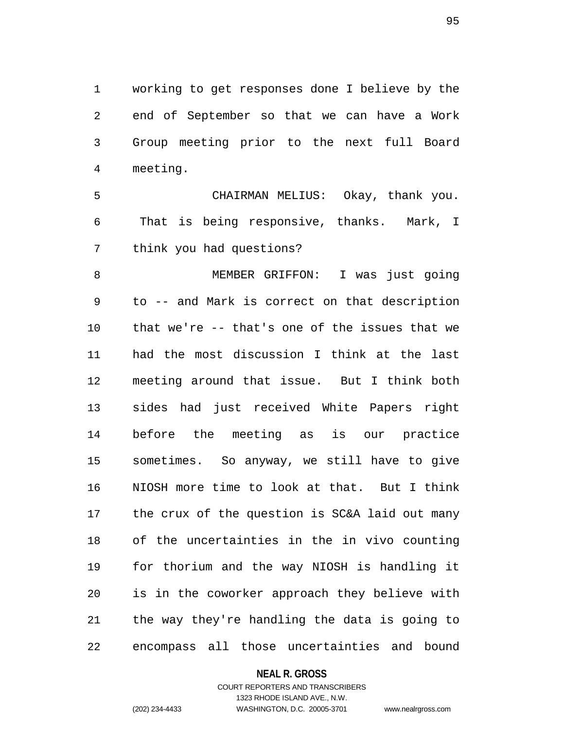working to get responses done I believe by the end of September so that we can have a Work Group meeting prior to the next full Board meeting.

CHAIRMAN MELIUS: Okay, thank you. That is being responsive, thanks. Mark, I think you had questions?

MEMBER GRIFFON: I was just going to -- and Mark is correct on that description that we're -- that's one of the issues that we had the most discussion I think at the last meeting around that issue. But I think both sides had just received White Papers right before the meeting as is our practice sometimes. So anyway, we still have to give NIOSH more time to look at that. But I think the crux of the question is SC&A laid out many of the uncertainties in the in vivo counting for thorium and the way NIOSH is handling it is in the coworker approach they believe with the way they're handling the data is going to encompass all those uncertainties and bound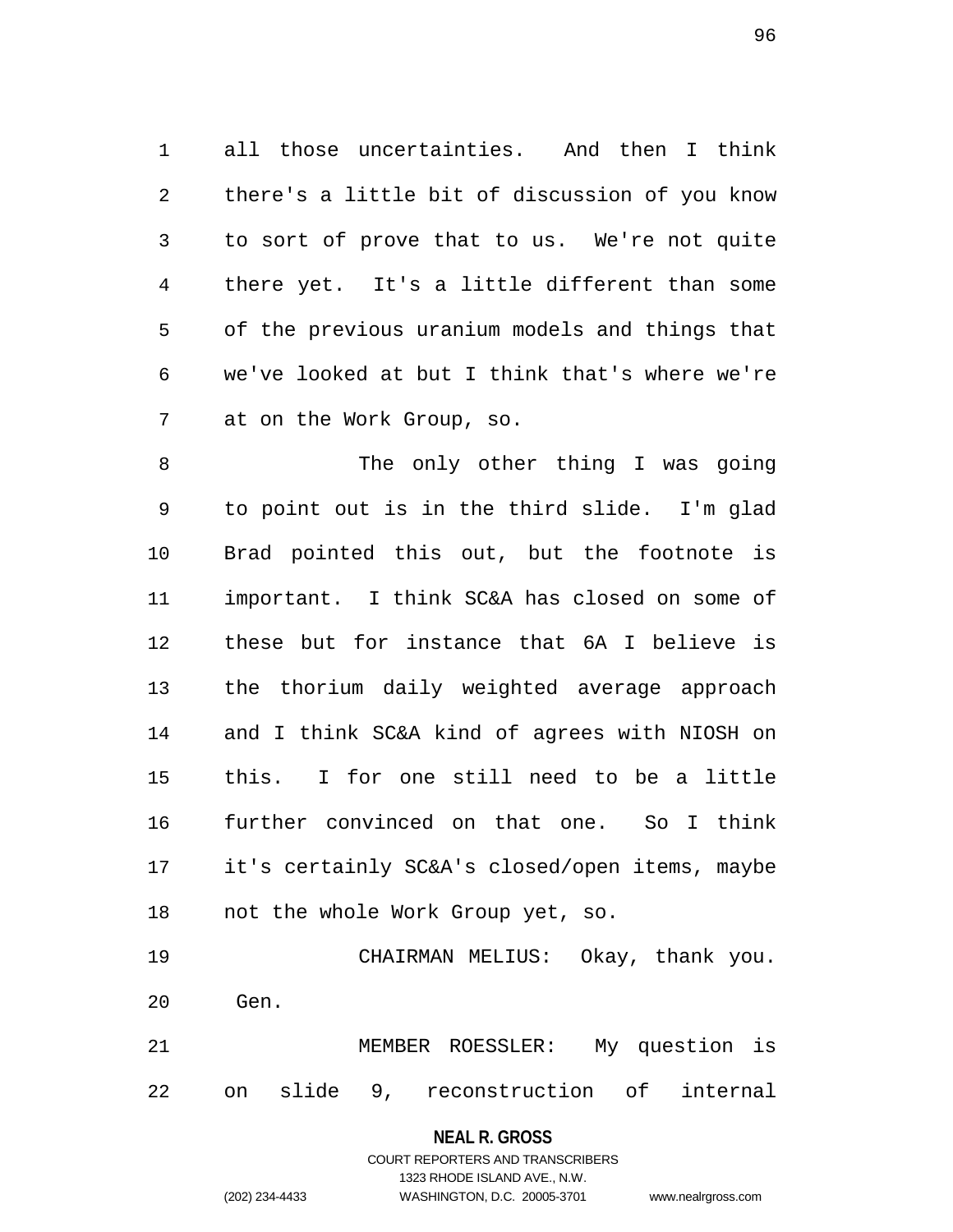all those uncertainties. And then I think there's a little bit of discussion of you know to sort of prove that to us. We're not quite there yet. It's a little different than some of the previous uranium models and things that we've looked at but I think that's where we're at on the Work Group, so.

The only other thing I was going to point out is in the third slide. I'm glad Brad pointed this out, but the footnote is important. I think SC&A has closed on some of these but for instance that 6A I believe is the thorium daily weighted average approach and I think SC&A kind of agrees with NIOSH on this. I for one still need to be a little further convinced on that one. So I think it's certainly SC&A's closed/open items, maybe not the whole Work Group yet, so.

CHAIRMAN MELIUS: Okay, thank you. Gen.

MEMBER ROESSLER: My question is on slide 9, reconstruction of internal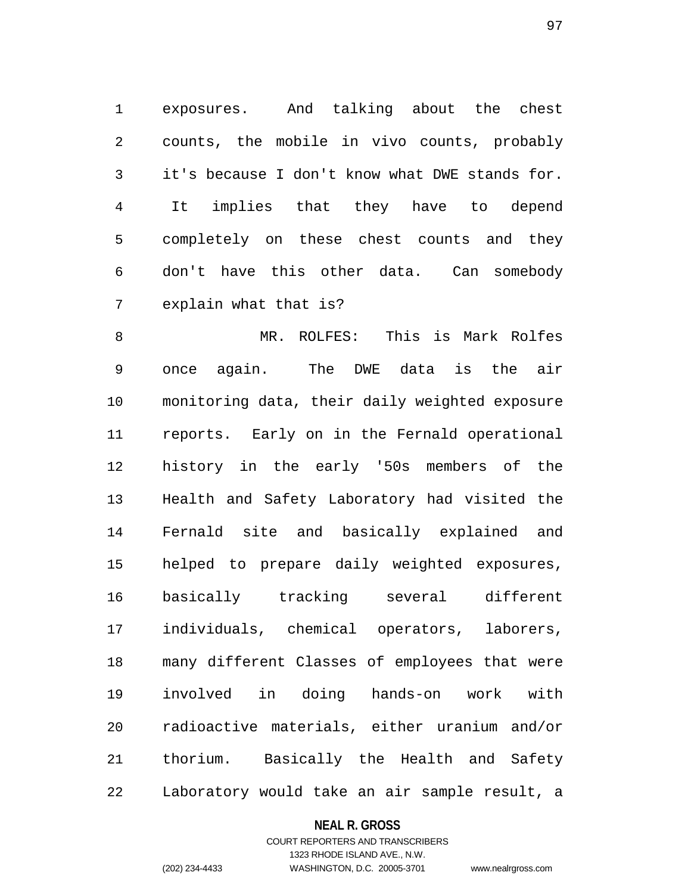exposures. And talking about the chest counts, the mobile in vivo counts, probably it's because I don't know what DWE stands for. It implies that they have to depend completely on these chest counts and they don't have this other data. Can somebody explain what that is?

MR. ROLFES: This is Mark Rolfes once again. The DWE data is the air monitoring data, their daily weighted exposure reports. Early on in the Fernald operational history in the early '50s members of the Health and Safety Laboratory had visited the Fernald site and basically explained and helped to prepare daily weighted exposures, basically tracking several different individuals, chemical operators, laborers, many different Classes of employees that were involved in doing hands-on work with radioactive materials, either uranium and/or thorium. Basically the Health and Safety Laboratory would take an air sample result, a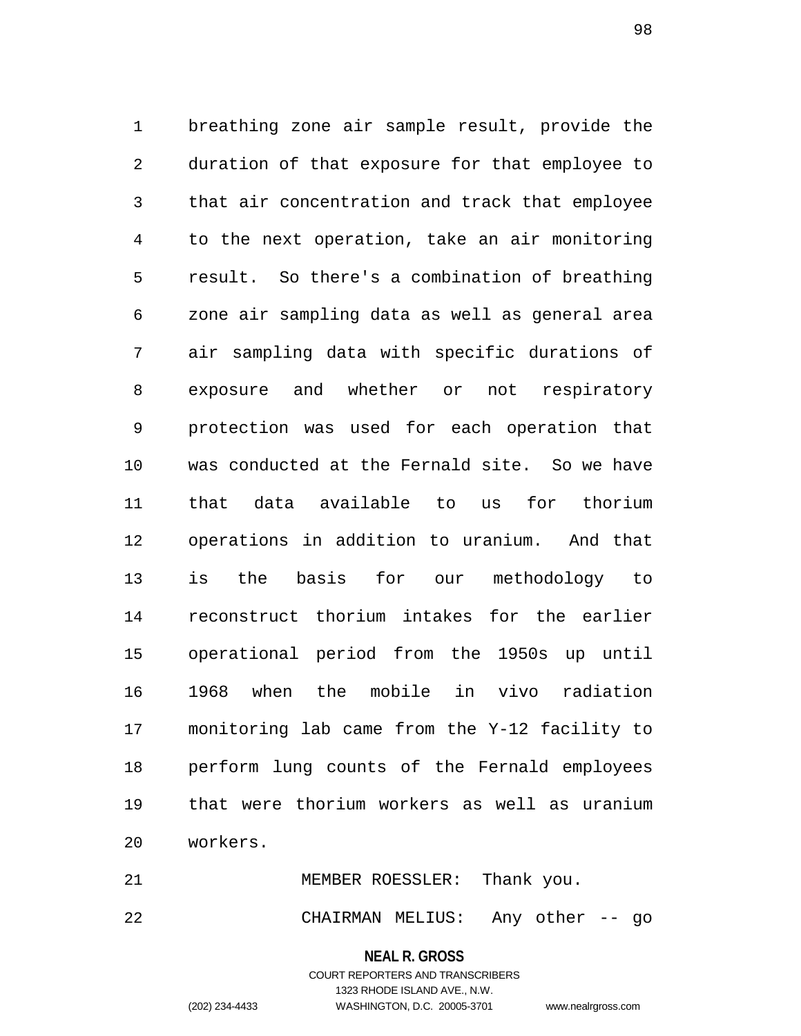breathing zone air sample result, provide the duration of that exposure for that employee to that air concentration and track that employee to the next operation, take an air monitoring result. So there's a combination of breathing zone air sampling data as well as general area air sampling data with specific durations of exposure and whether or not respiratory protection was used for each operation that was conducted at the Fernald site. So we have that data available to us for thorium operations in addition to uranium. And that is the basis for our methodology to reconstruct thorium intakes for the earlier operational period from the 1950s up until 1968 when the mobile in vivo radiation monitoring lab came from the Y-12 facility to perform lung counts of the Fernald employees that were thorium workers as well as uranium workers.

MEMBER ROESSLER: Thank you.

CHAIRMAN MELIUS: Any other -- go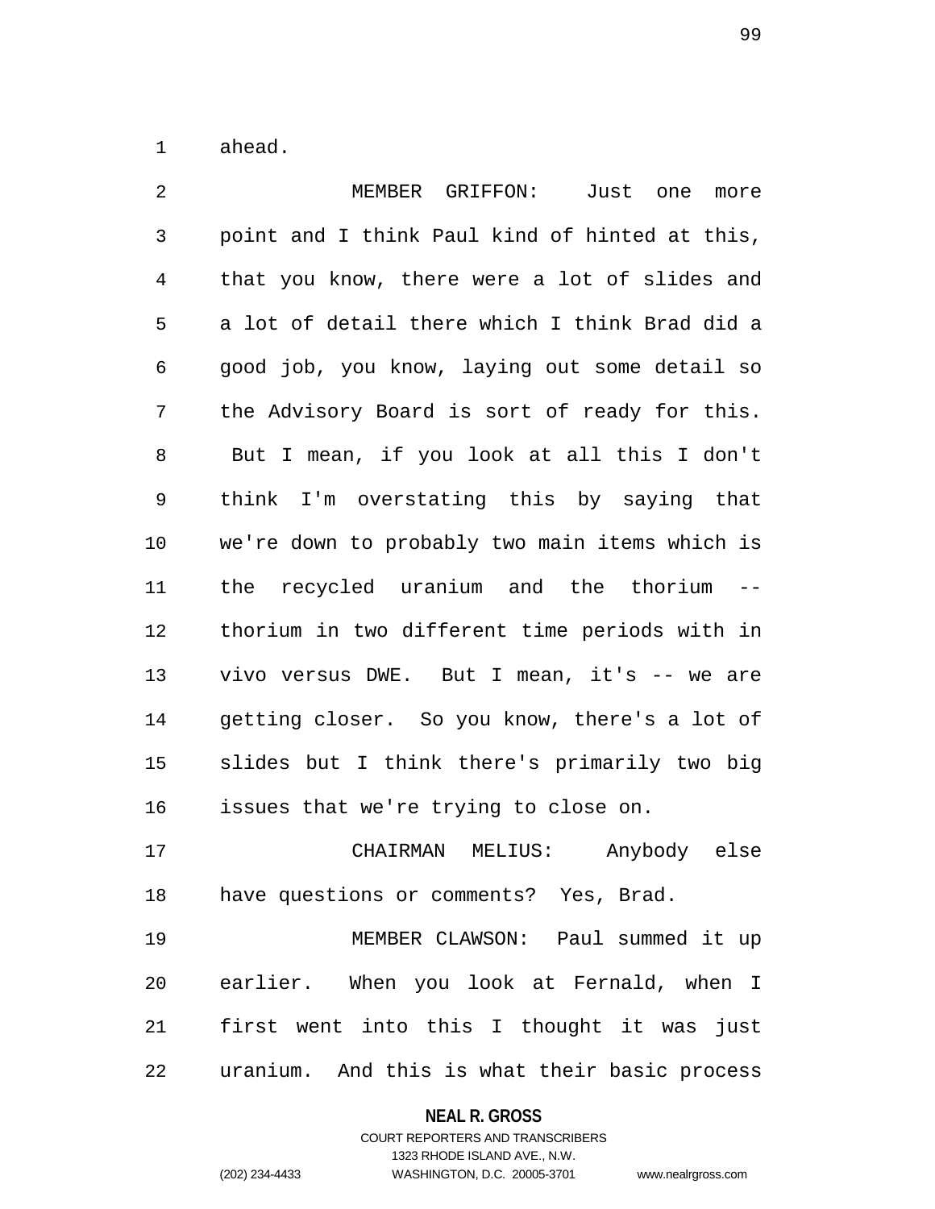ahead.

MEMBER GRIFFON: Just one more point and I think Paul kind of hinted at this, that you know, there were a lot of slides and a lot of detail there which I think Brad did a good job, you know, laying out some detail so the Advisory Board is sort of ready for this. But I mean, if you look at all this I don't think I'm overstating this by saying that we're down to probably two main items which is the recycled uranium and the thorium -- thorium in two different time periods with in vivo versus DWE. But I mean, it's -- we are getting closer. So you know, there's a lot of slides but I think there's primarily two big issues that we're trying to close on.

CHAIRMAN MELIUS: Anybody else have questions or comments? Yes, Brad.

MEMBER CLAWSON: Paul summed it up earlier. When you look at Fernald, when I first went into this I thought it was just uranium. And this is what their basic process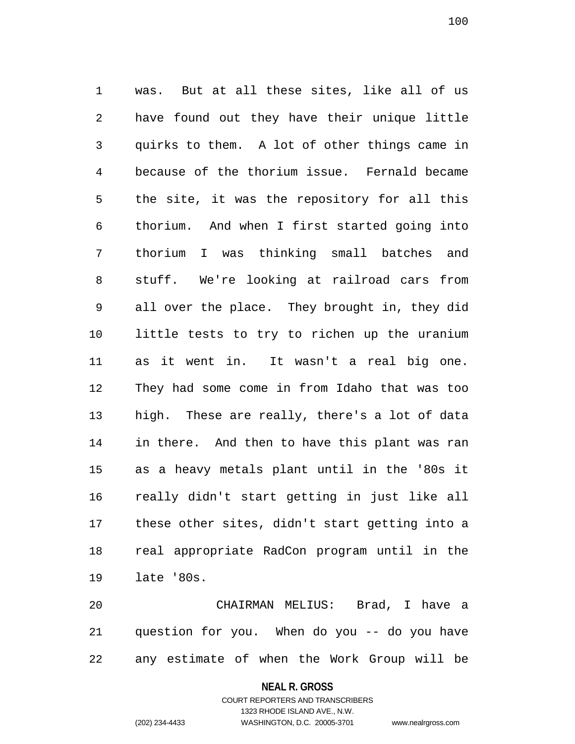was. But at all these sites, like all of us have found out they have their unique little quirks to them. A lot of other things came in because of the thorium issue. Fernald became the site, it was the repository for all this thorium. And when I first started going into thorium I was thinking small batches and stuff. We're looking at railroad cars from all over the place. They brought in, they did little tests to try to richen up the uranium as it went in. It wasn't a real big one. They had some come in from Idaho that was too high. These are really, there's a lot of data in there. And then to have this plant was ran as a heavy metals plant until in the '80s it really didn't start getting in just like all these other sites, didn't start getting into a real appropriate RadCon program until in the late '80s.

CHAIRMAN MELIUS: Brad, I have a question for you. When do you -- do you have any estimate of when the Work Group will be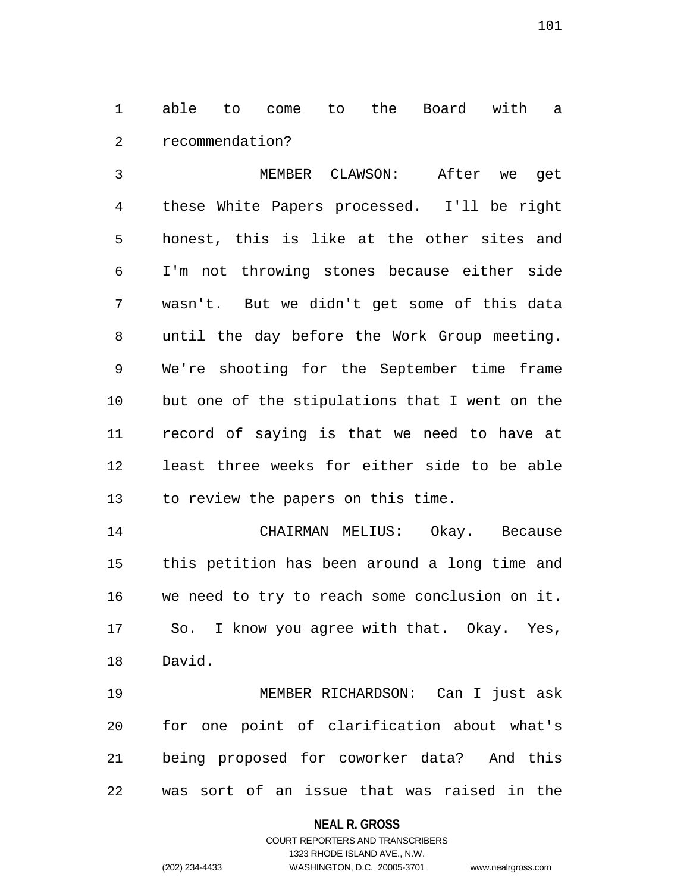able to come to the Board with a recommendation?

MEMBER CLAWSON: After we get these White Papers processed. I'll be right honest, this is like at the other sites and I'm not throwing stones because either side wasn't. But we didn't get some of this data until the day before the Work Group meeting. We're shooting for the September time frame but one of the stipulations that I went on the record of saying is that we need to have at least three weeks for either side to be able to review the papers on this time.

CHAIRMAN MELIUS: Okay. Because this petition has been around a long time and we need to try to reach some conclusion on it. So. I know you agree with that. Okay. Yes, David.

MEMBER RICHARDSON: Can I just ask for one point of clarification about what's being proposed for coworker data? And this was sort of an issue that was raised in the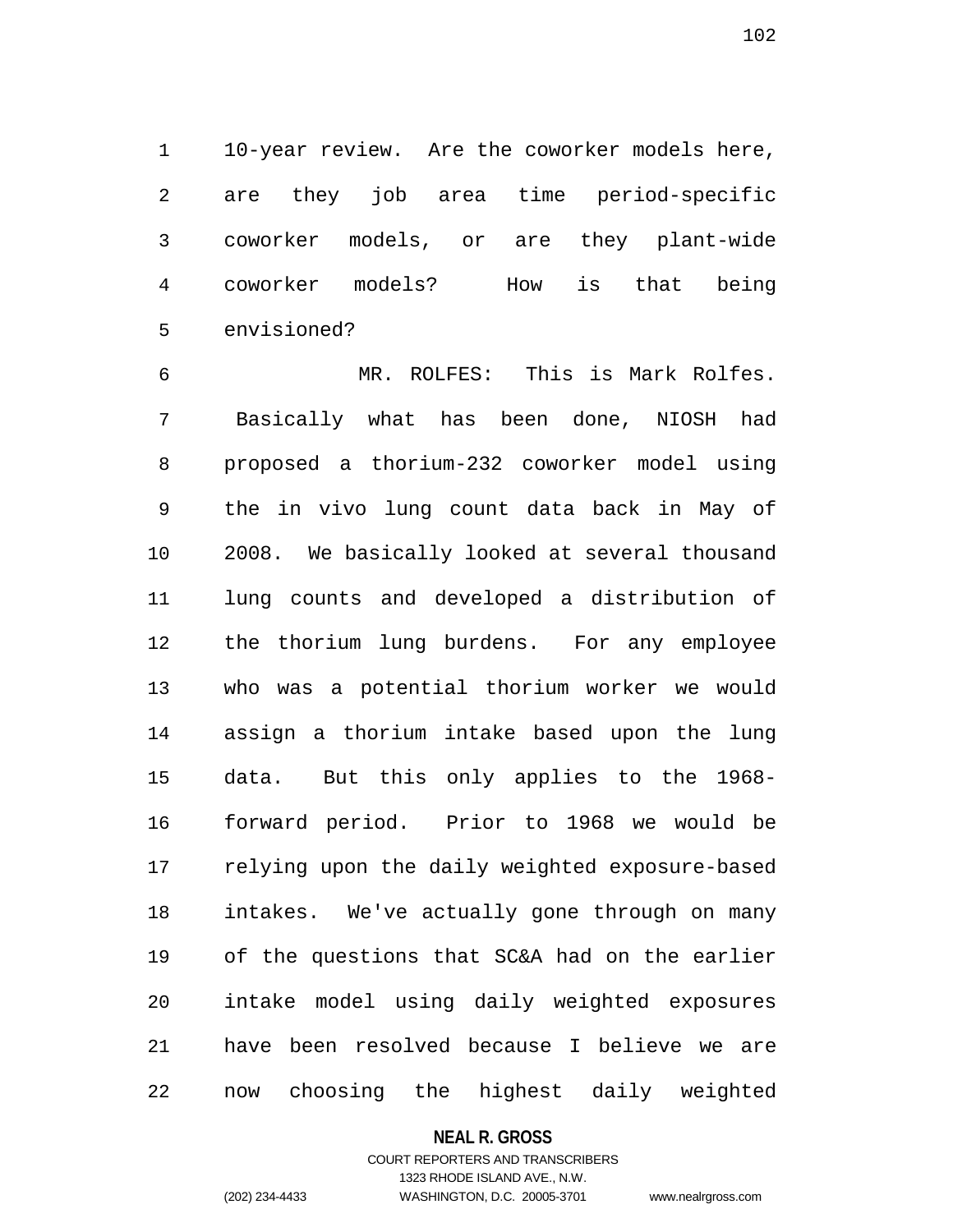10-year review. Are the coworker models here, are they job area time period-specific coworker models, or are they plant-wide coworker models? How is that being envisioned?

MR. ROLFES: This is Mark Rolfes. Basically what has been done, NIOSH had proposed a thorium-232 coworker model using the in vivo lung count data back in May of 2008. We basically looked at several thousand lung counts and developed a distribution of the thorium lung burdens. For any employee who was a potential thorium worker we would assign a thorium intake based upon the lung data. But this only applies to the 1968-forward period. Prior to 1968 we would be relying upon the daily weighted exposure-based intakes. We've actually gone through on many of the questions that SC&A had on the earlier intake model using daily weighted exposures have been resolved because I believe we are now choosing the highest daily weighted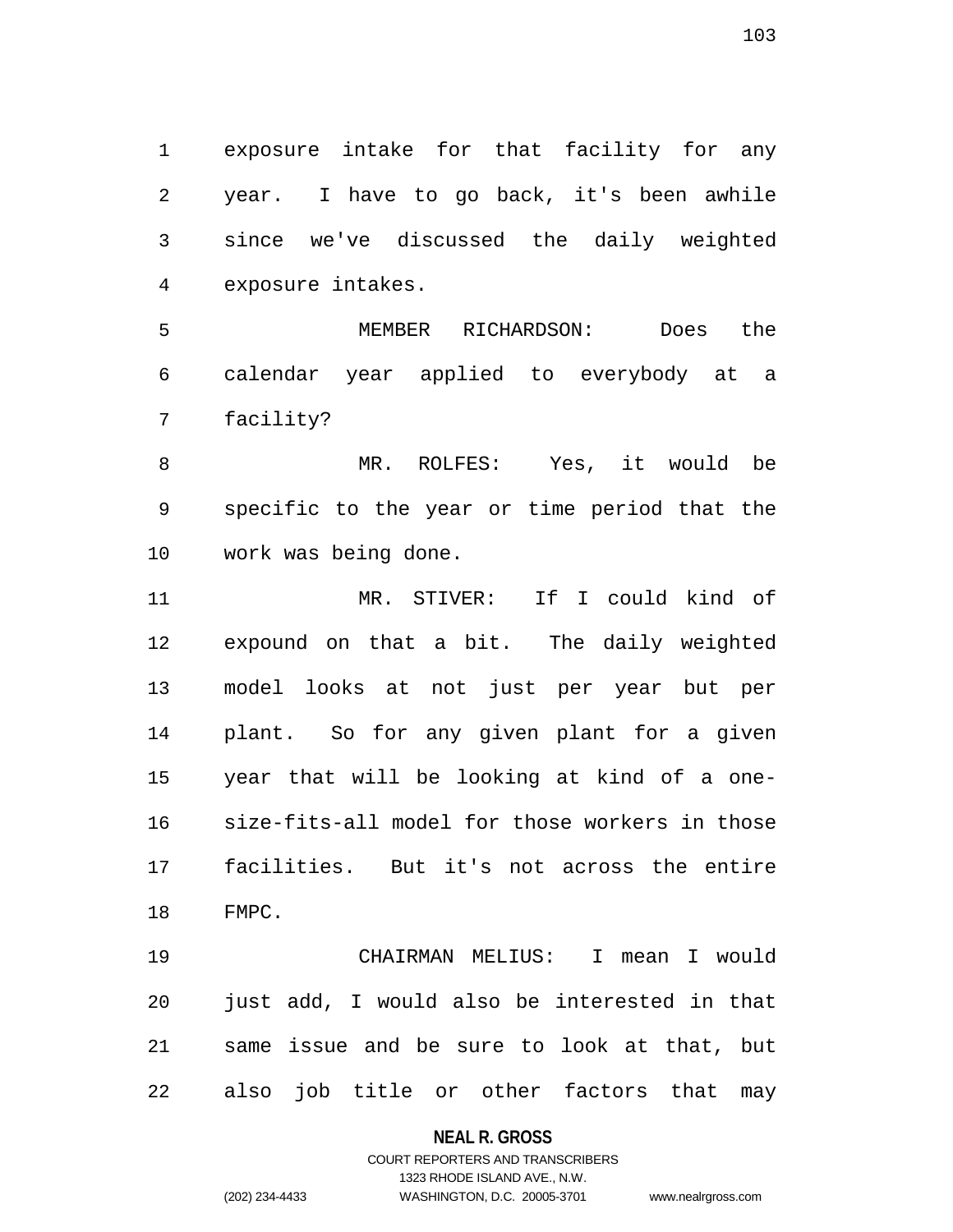exposure intake for that facility for any year. I have to go back, it's been awhile since we've discussed the daily weighted exposure intakes.

MEMBER RICHARDSON: Does the calendar year applied to everybody at a facility?

MR. ROLFES: Yes, it would be specific to the year or time period that the work was being done.

MR. STIVER: If I could kind of expound on that a bit. The daily weighted model looks at not just per year but per plant. So for any given plant for a given year that will be looking at kind of a one-size-fits-all model for those workers in those facilities. But it's not across the entire FMPC.

CHAIRMAN MELIUS: I mean I would just add, I would also be interested in that same issue and be sure to look at that, but also job title or other factors that may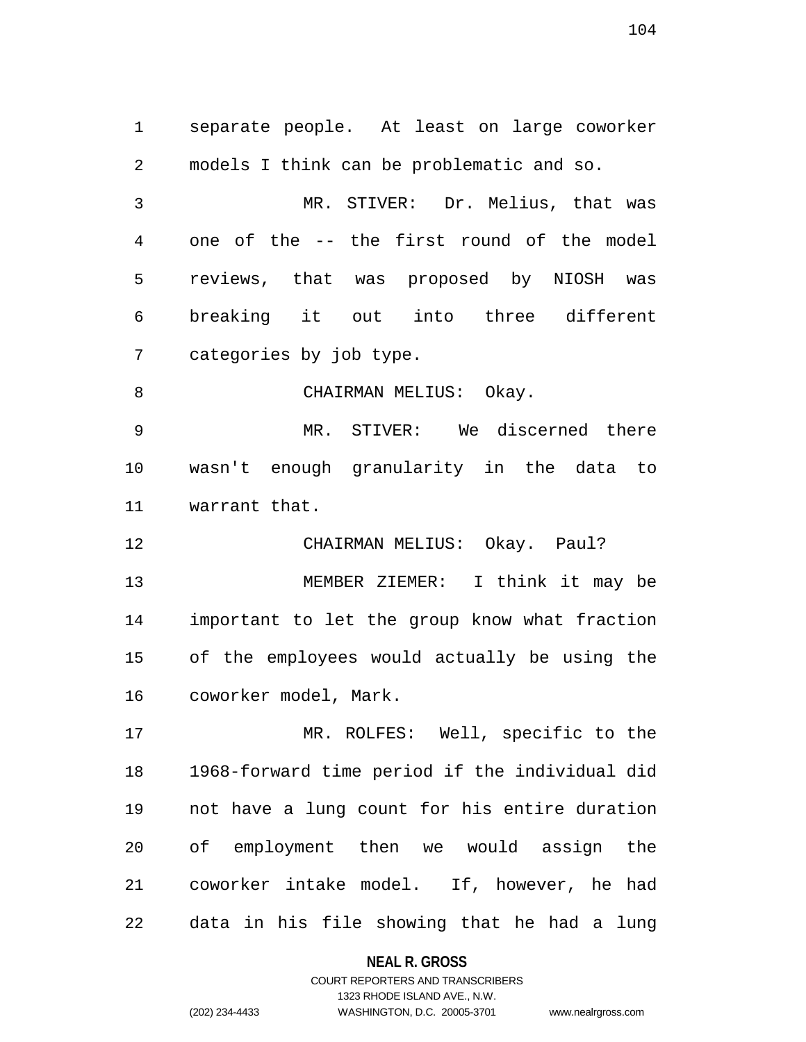separate people. At least on large coworker models I think can be problematic and so.

MR. STIVER: Dr. Melius, that was one of the -- the first round of the model reviews, that was proposed by NIOSH was breaking it out into three different categories by job type.

CHAIRMAN MELIUS: Okay.

MR. STIVER: We discerned there wasn't enough granularity in the data to warrant that.

CHAIRMAN MELIUS: Okay. Paul?

MEMBER ZIEMER: I think it may be important to let the group know what fraction of the employees would actually be using the coworker model, Mark.

MR. ROLFES: Well, specific to the 1968-forward time period if the individual did not have a lung count for his entire duration of employment then we would assign the coworker intake model. If, however, he had data in his file showing that he had a lung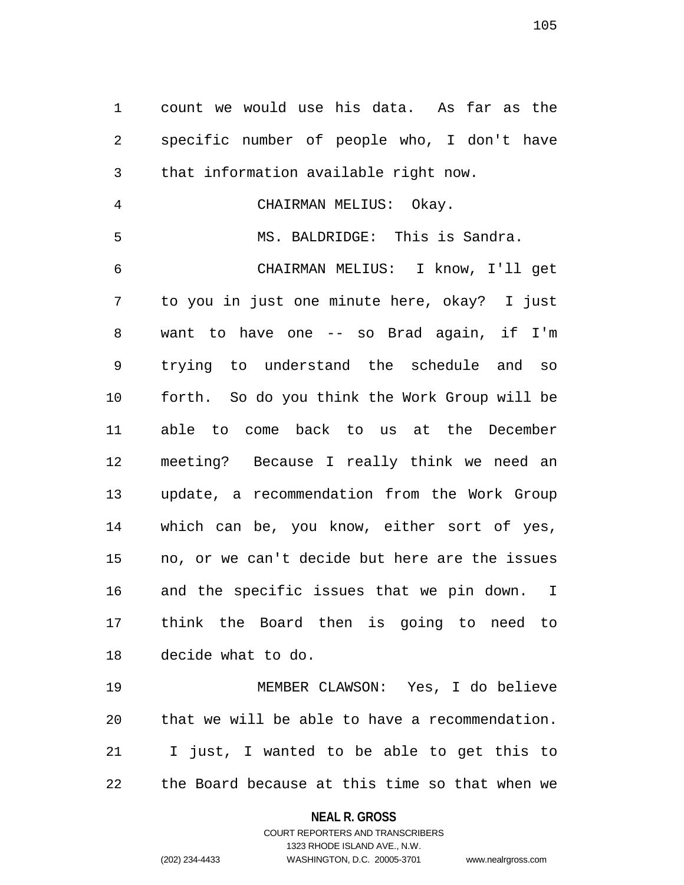count we would use his data. As far as the specific number of people who, I don't have that information available right now.

CHAIRMAN MELIUS: Okay.

MS. BALDRIDGE: This is Sandra.

CHAIRMAN MELIUS: I know, I'll get to you in just one minute here, okay? I just want to have one -- so Brad again, if I'm trying to understand the schedule and so forth. So do you think the Work Group will be able to come back to us at the December meeting? Because I really think we need an update, a recommendation from the Work Group which can be, you know, either sort of yes, no, or we can't decide but here are the issues and the specific issues that we pin down. I think the Board then is going to need to decide what to do.

MEMBER CLAWSON: Yes, I do believe that we will be able to have a recommendation. I just, I wanted to be able to get this to the Board because at this time so that when we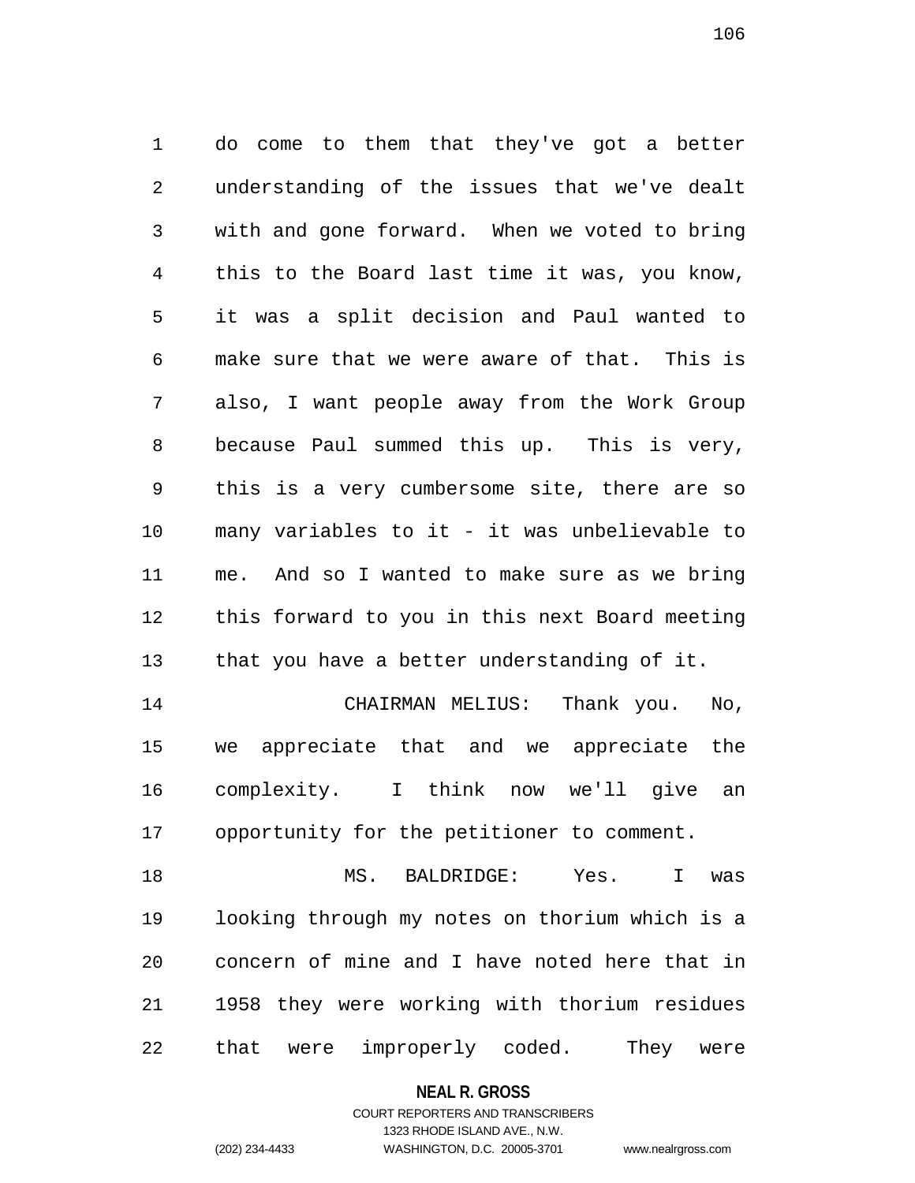do come to them that they've got a better understanding of the issues that we've dealt with and gone forward. When we voted to bring this to the Board last time it was, you know, it was a split decision and Paul wanted to make sure that we were aware of that. This is also, I want people away from the Work Group because Paul summed this up. This is very, this is a very cumbersome site, there are so many variables to it - it was unbelievable to me. And so I wanted to make sure as we bring this forward to you in this next Board meeting that you have a better understanding of it.

CHAIRMAN MELIUS: Thank you. No, we appreciate that and we appreciate the complexity. I think now we'll give an opportunity for the petitioner to comment.

MS. BALDRIDGE: Yes. I was looking through my notes on thorium which is a concern of mine and I have noted here that in 1958 they were working with thorium residues that were improperly coded. They were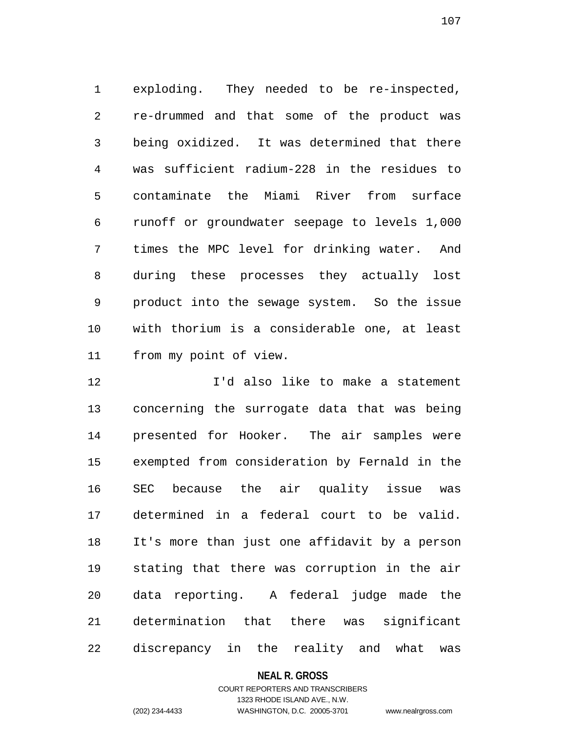exploding. They needed to be re-inspected, re-drummed and that some of the product was being oxidized. It was determined that there was sufficient radium-228 in the residues to contaminate the Miami River from surface runoff or groundwater seepage to levels 1,000 times the MPC level for drinking water. And during these processes they actually lost product into the sewage system. So the issue with thorium is a considerable one, at least from my point of view.

I'd also like to make a statement concerning the surrogate data that was being presented for Hooker. The air samples were exempted from consideration by Fernald in the SEC because the air quality issue was determined in a federal court to be valid. It's more than just one affidavit by a person stating that there was corruption in the air data reporting. A federal judge made the determination that there was significant discrepancy in the reality and what was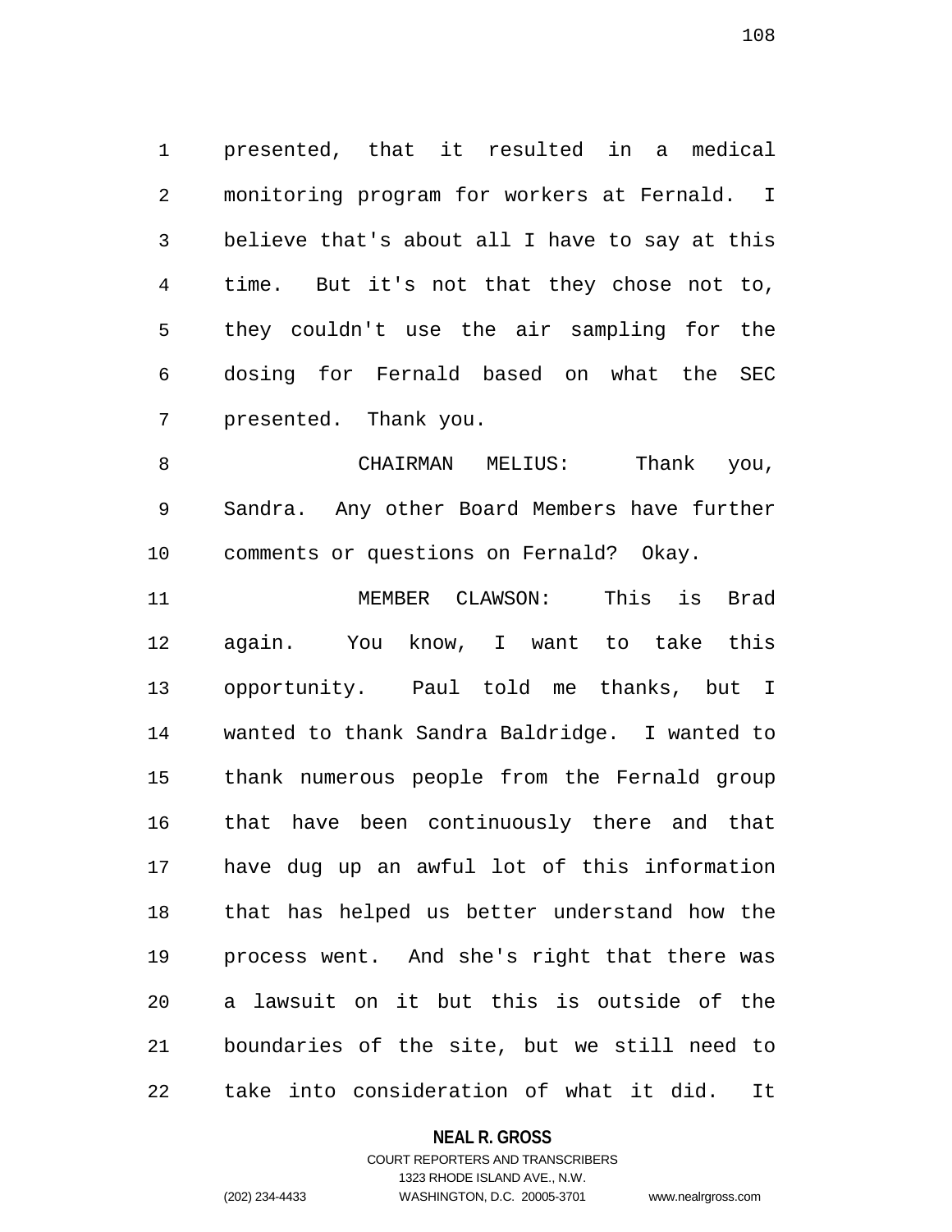presented, that it resulted in a medical monitoring program for workers at Fernald. I believe that's about all I have to say at this time. But it's not that they chose not to, they couldn't use the air sampling for the dosing for Fernald based on what the SEC presented. Thank you.

CHAIRMAN MELIUS: Thank you, Sandra. Any other Board Members have further comments or questions on Fernald? Okay.

MEMBER CLAWSON: This is Brad again. You know, I want to take this opportunity. Paul told me thanks, but I wanted to thank Sandra Baldridge. I wanted to thank numerous people from the Fernald group that have been continuously there and that have dug up an awful lot of this information that has helped us better understand how the process went. And she's right that there was a lawsuit on it but this is outside of the boundaries of the site, but we still need to take into consideration of what it did. It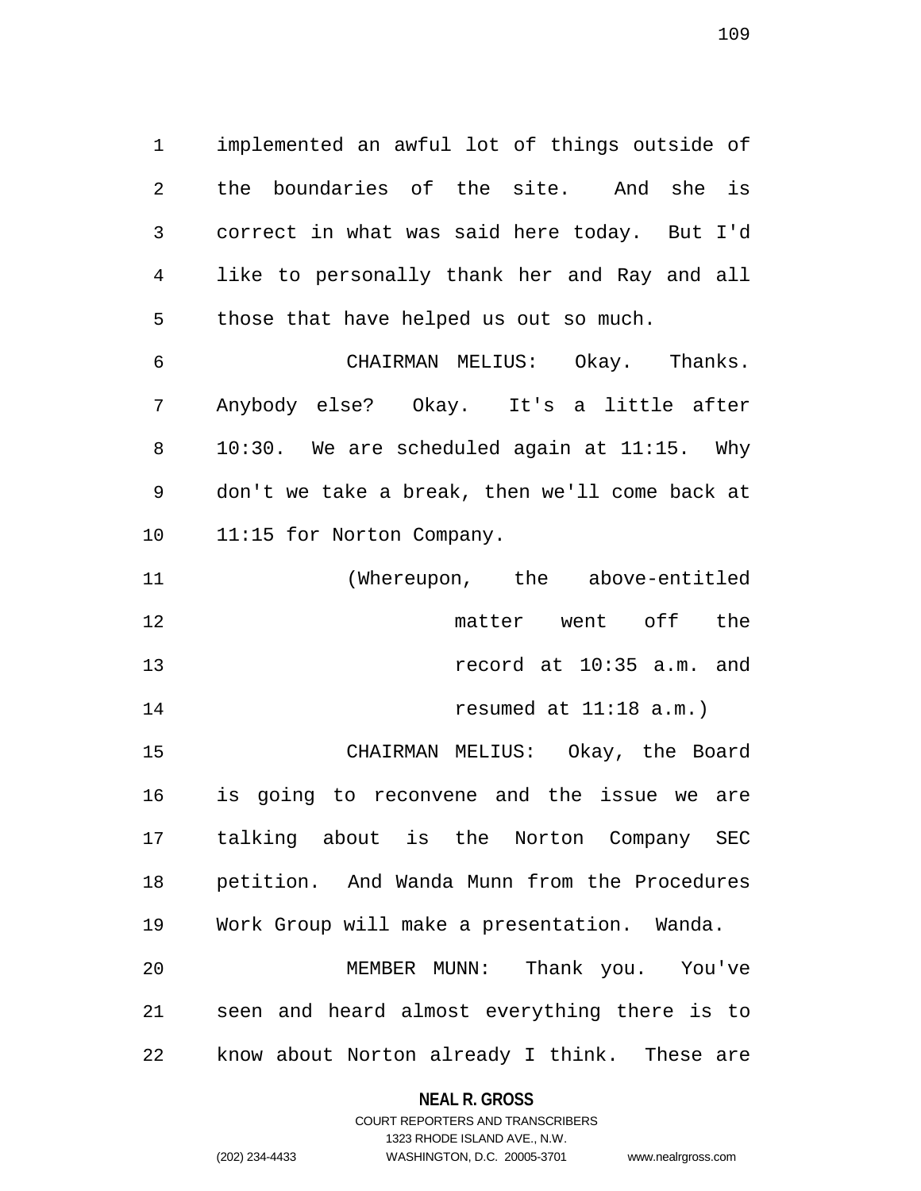implemented an awful lot of things outside of the boundaries of the site. And she is correct in what was said here today. But I'd like to personally thank her and Ray and all those that have helped us out so much.

CHAIRMAN MELIUS: Okay. Thanks. Anybody else? Okay. It's a little after 10:30. We are scheduled again at 11:15. Why don't we take a break, then we'll come back at 11:15 for Norton Company.

(Whereupon, the above-entitled matter went off the record at 10:35 a.m. and resumed at 11:18 a.m.)

CHAIRMAN MELIUS: Okay, the Board is going to reconvene and the issue we are talking about is the Norton Company SEC petition. And Wanda Munn from the Procedures Work Group will make a presentation. Wanda.

MEMBER MUNN: Thank you. You've seen and heard almost everything there is to know about Norton already I think. These are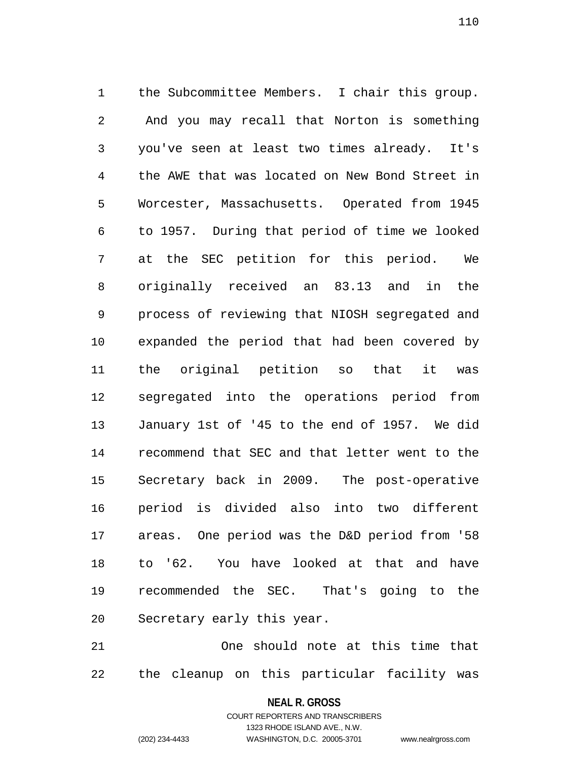the Subcommittee Members. I chair this group. And you may recall that Norton is something you've seen at least two times already. It's the AWE that was located on New Bond Street in Worcester, Massachusetts. Operated from 1945 to 1957. During that period of time we looked at the SEC petition for this period. We originally received an 83.13 and in the process of reviewing that NIOSH segregated and expanded the period that had been covered by the original petition so that it was segregated into the operations period from January 1st of '45 to the end of 1957. We did recommend that SEC and that letter went to the Secretary back in 2009. The post-operative period is divided also into two different areas. One period was the D&D period from '58 to '62. You have looked at that and have recommended the SEC. That's going to the Secretary early this year.

One should note at this time that the cleanup on this particular facility was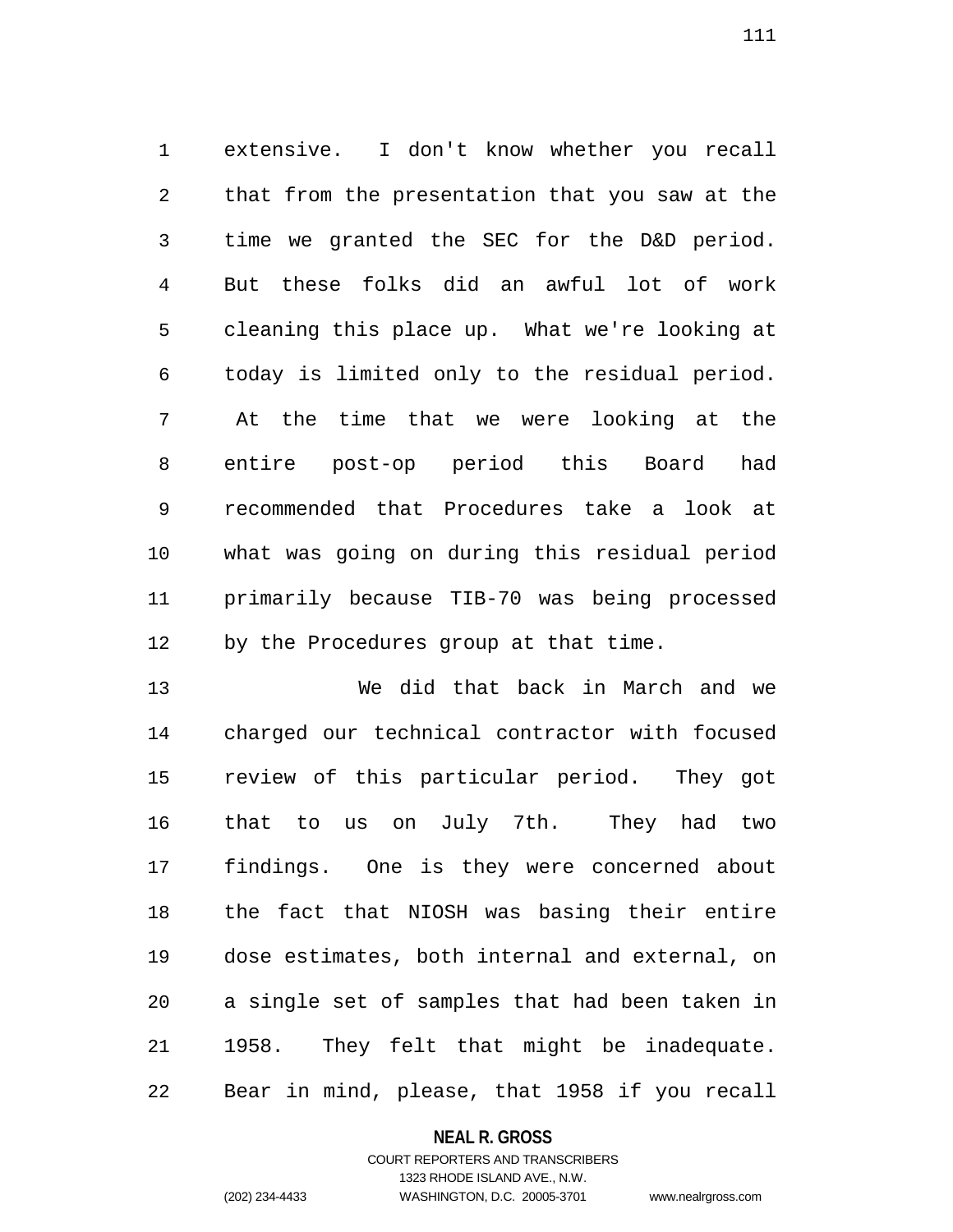extensive. I don't know whether you recall that from the presentation that you saw at the time we granted the SEC for the D&D period. But these folks did an awful lot of work cleaning this place up. What we're looking at today is limited only to the residual period. At the time that we were looking at the entire post-op period this Board had recommended that Procedures take a look at what was going on during this residual period primarily because TIB-70 was being processed by the Procedures group at that time.

We did that back in March and we charged our technical contractor with focused review of this particular period. They got that to us on July 7th. They had two findings. One is they were concerned about the fact that NIOSH was basing their entire dose estimates, both internal and external, on a single set of samples that had been taken in 1958. They felt that might be inadequate. Bear in mind, please, that 1958 if you recall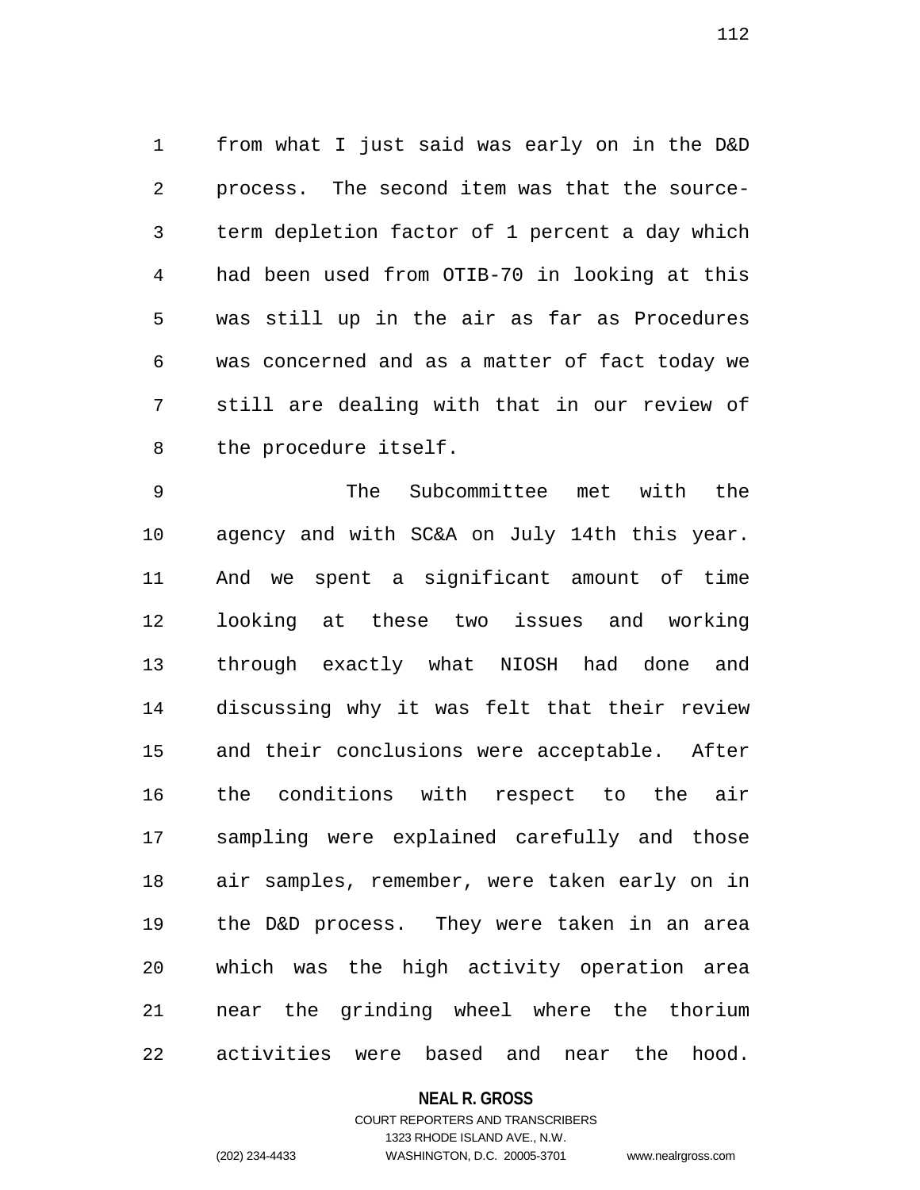from what I just said was early on in the D&D process. The second item was that the source-term depletion factor of 1 percent a day which had been used from OTIB-70 in looking at this was still up in the air as far as Procedures was concerned and as a matter of fact today we still are dealing with that in our review of the procedure itself.

The Subcommittee met with the agency and with SC&A on July 14th this year. And we spent a significant amount of time looking at these two issues and working through exactly what NIOSH had done and discussing why it was felt that their review and their conclusions were acceptable. After the conditions with respect to the air sampling were explained carefully and those air samples, remember, were taken early on in the D&D process. They were taken in an area which was the high activity operation area near the grinding wheel where the thorium activities were based and near the hood.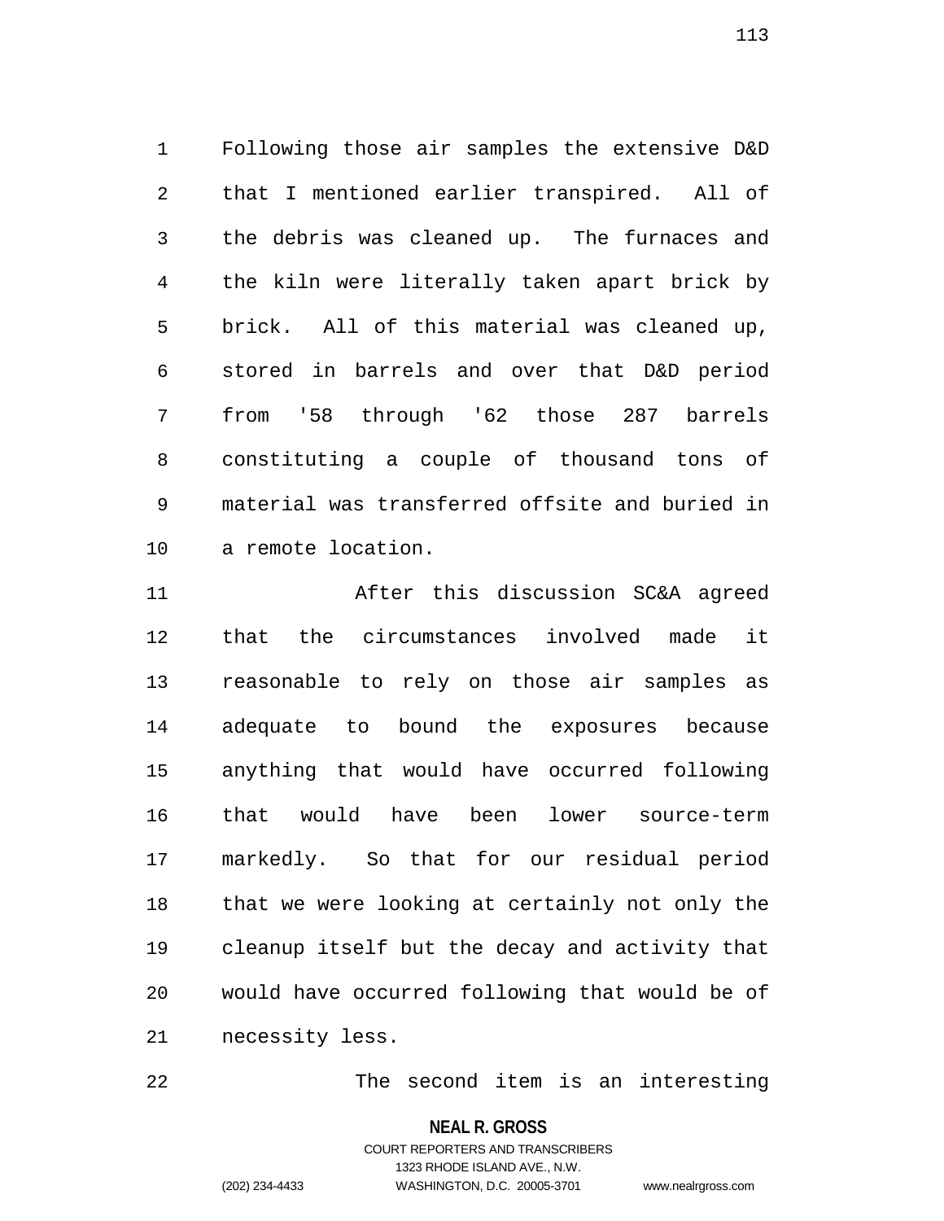Following those air samples the extensive D&D that I mentioned earlier transpired. All of the debris was cleaned up. The furnaces and the kiln were literally taken apart brick by brick. All of this material was cleaned up, stored in barrels and over that D&D period from '58 through '62 those 287 barrels constituting a couple of thousand tons of material was transferred offsite and buried in a remote location.

After this discussion SC&A agreed that the circumstances involved made it reasonable to rely on those air samples as adequate to bound the exposures because anything that would have occurred following that would have been lower source-term markedly. So that for our residual period that we were looking at certainly not only the cleanup itself but the decay and activity that would have occurred following that would be of necessity less.

The second item is an interesting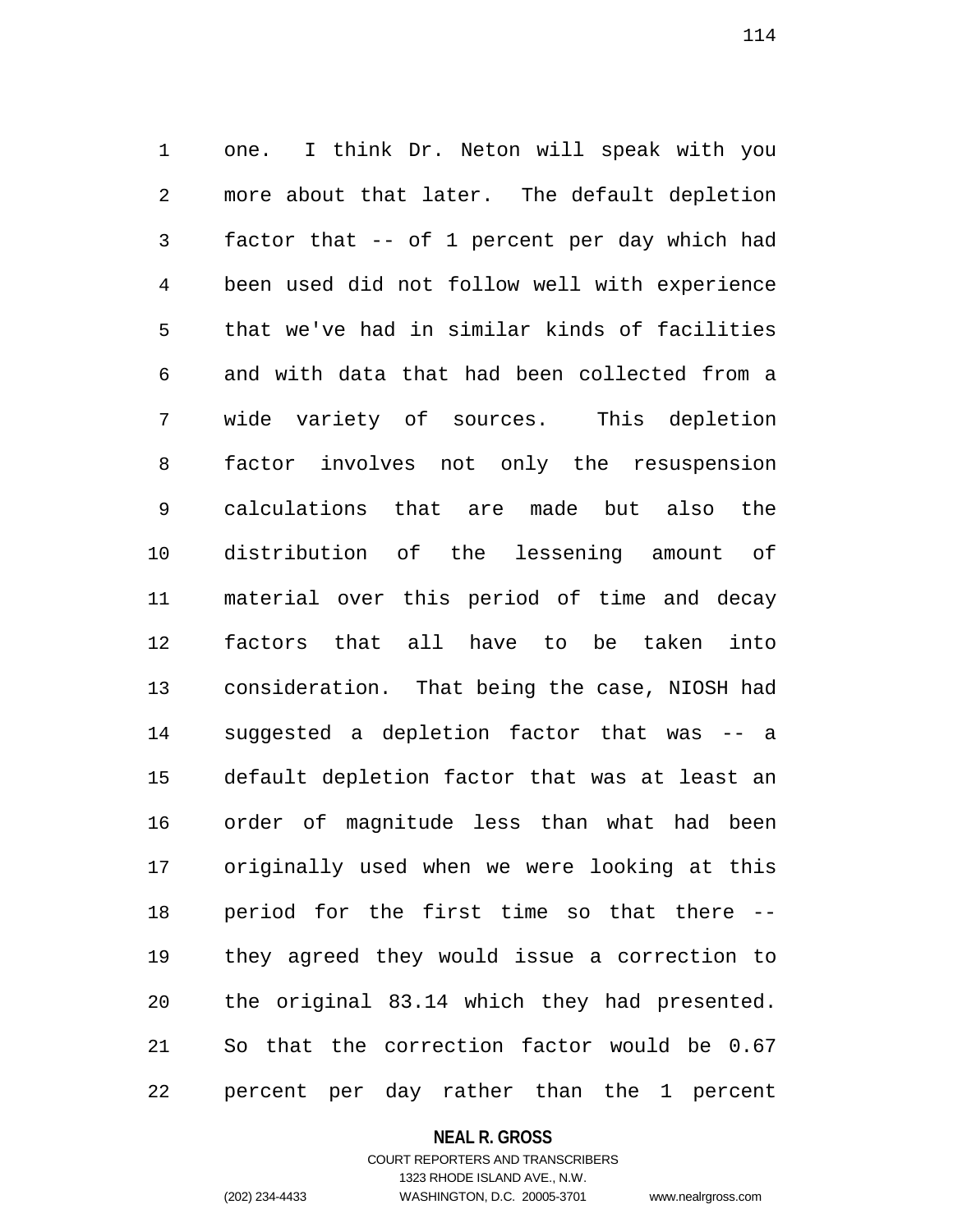one. I think Dr. Neton will speak with you more about that later. The default depletion factor that -- of 1 percent per day which had been used did not follow well with experience that we've had in similar kinds of facilities and with data that had been collected from a wide variety of sources. This depletion factor involves not only the resuspension calculations that are made but also the distribution of the lessening amount of material over this period of time and decay factors that all have to be taken into consideration. That being the case, NIOSH had suggested a depletion factor that was -- a default depletion factor that was at least an order of magnitude less than what had been originally used when we were looking at this period for the first time so that there -- they agreed they would issue a correction to the original 83.14 which they had presented. So that the correction factor would be 0.67 percent per day rather than the 1 percent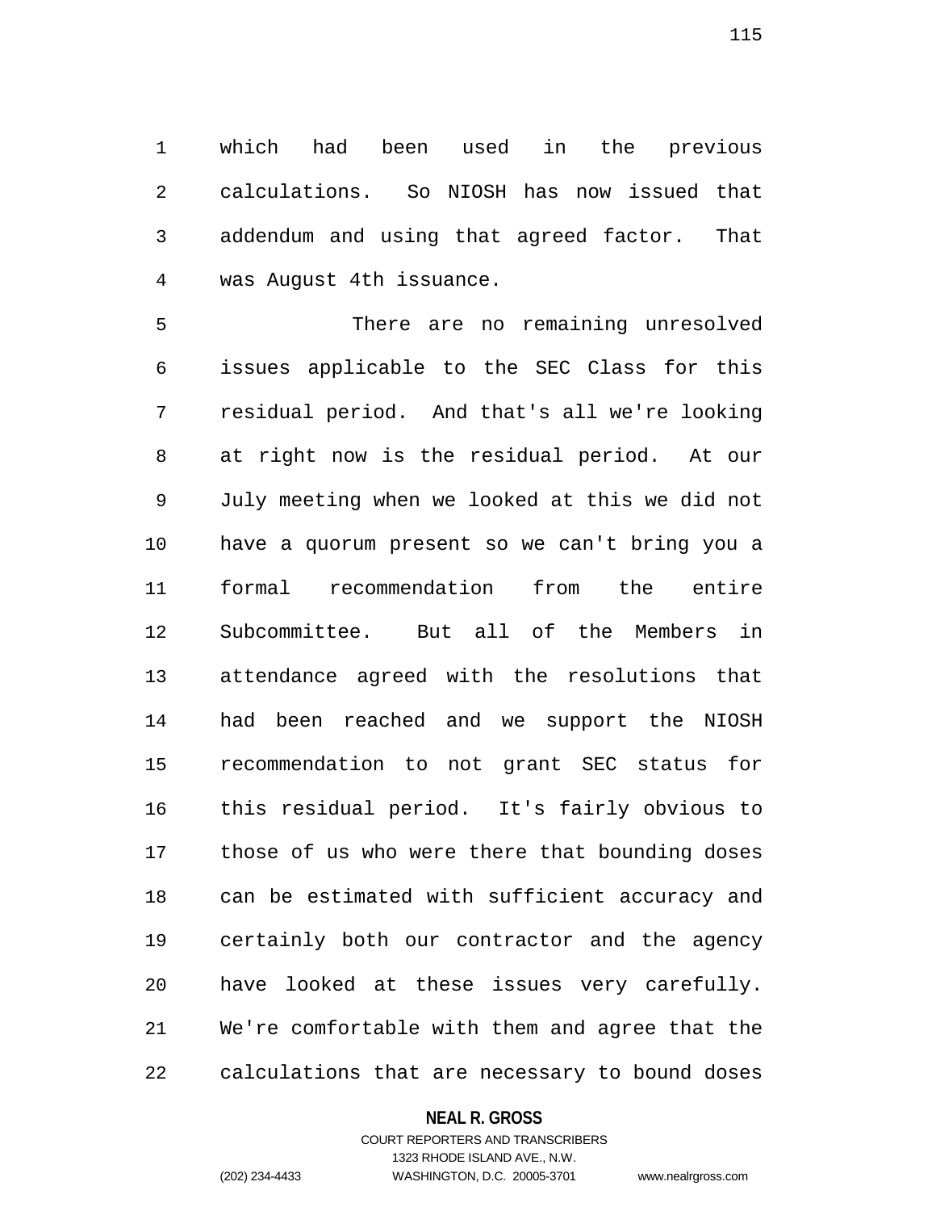which had been used in the previous calculations. So NIOSH has now issued that addendum and using that agreed factor. That was August 4th issuance.

There are no remaining unresolved issues applicable to the SEC Class for this residual period. And that's all we're looking at right now is the residual period. At our July meeting when we looked at this we did not have a quorum present so we can't bring you a formal recommendation from the entire Subcommittee. But all of the Members in attendance agreed with the resolutions that had been reached and we support the NIOSH recommendation to not grant SEC status for this residual period. It's fairly obvious to those of us who were there that bounding doses can be estimated with sufficient accuracy and certainly both our contractor and the agency have looked at these issues very carefully. We're comfortable with them and agree that the calculations that are necessary to bound doses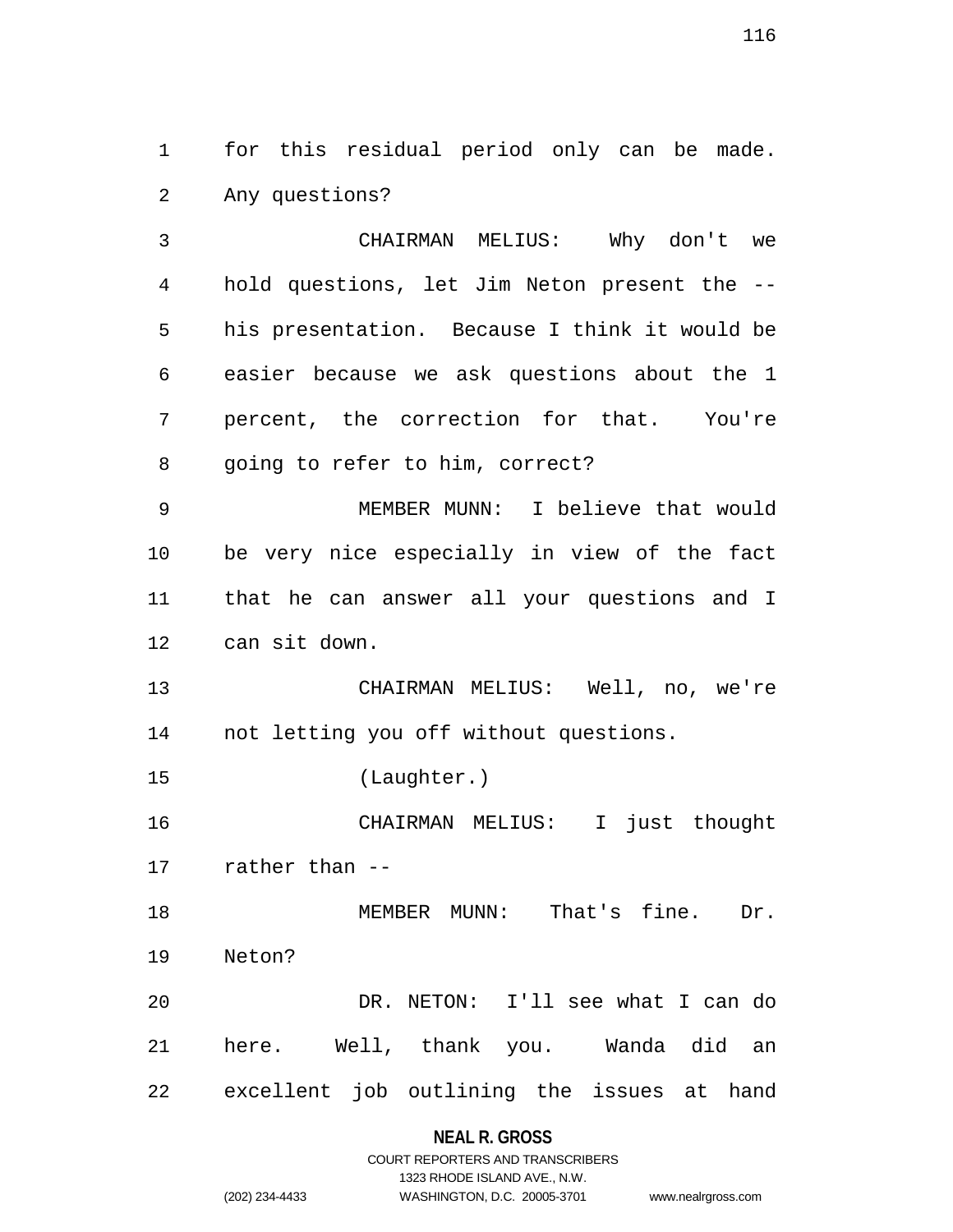for this residual period only can be made. Any questions?

CHAIRMAN MELIUS: Why don't we hold questions, let Jim Neton present the -- his presentation. Because I think it would be easier because we ask questions about the 1 percent, the correction for that. You're going to refer to him, correct?

MEMBER MUNN: I believe that would be very nice especially in view of the fact that he can answer all your questions and I can sit down.

CHAIRMAN MELIUS: Well, no, we're not letting you off without questions.

(Laughter.)

CHAIRMAN MELIUS: I just thought rather than --

MEMBER MUNN: That's fine. Dr. Neton?

DR. NETON: I'll see what I can do here. Well, thank you. Wanda did an excellent job outlining the issues at hand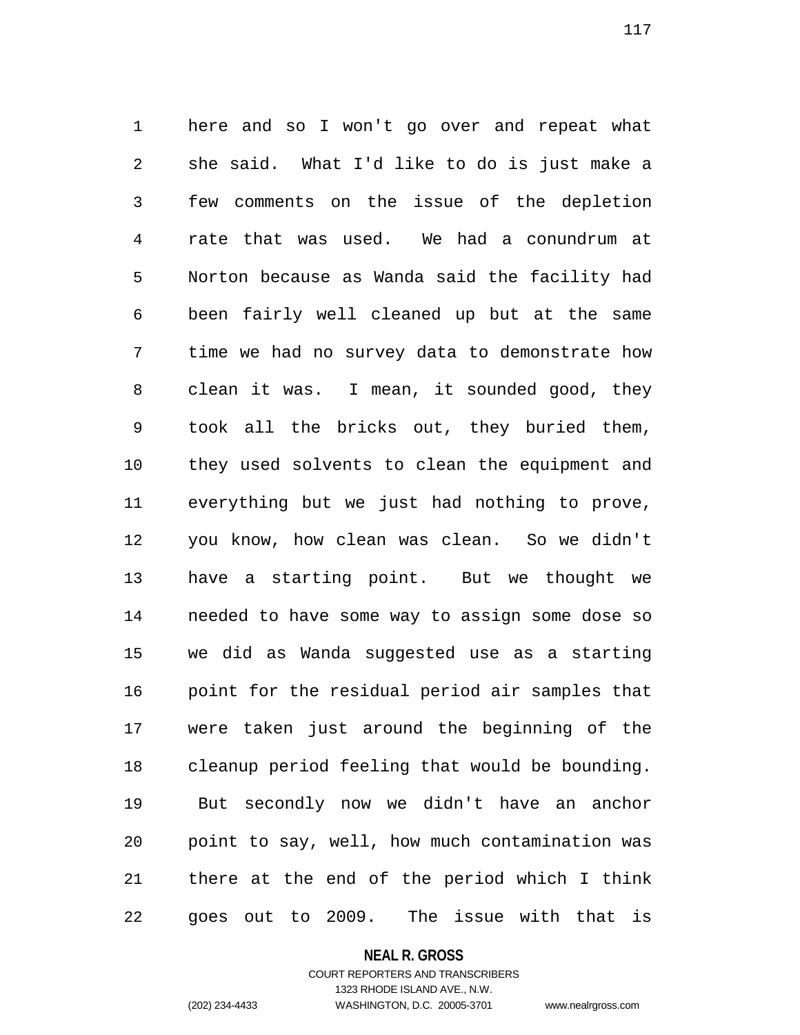here and so I won't go over and repeat what she said. What I'd like to do is just make a few comments on the issue of the depletion rate that was used. We had a conundrum at Norton because as Wanda said the facility had been fairly well cleaned up but at the same time we had no survey data to demonstrate how clean it was. I mean, it sounded good, they took all the bricks out, they buried them, they used solvents to clean the equipment and everything but we just had nothing to prove, you know, how clean was clean. So we didn't have a starting point. But we thought we needed to have some way to assign some dose so we did as Wanda suggested use as a starting point for the residual period air samples that were taken just around the beginning of the cleanup period feeling that would be bounding. But secondly now we didn't have an anchor point to say, well, how much contamination was there at the end of the period which I think goes out to 2009. The issue with that is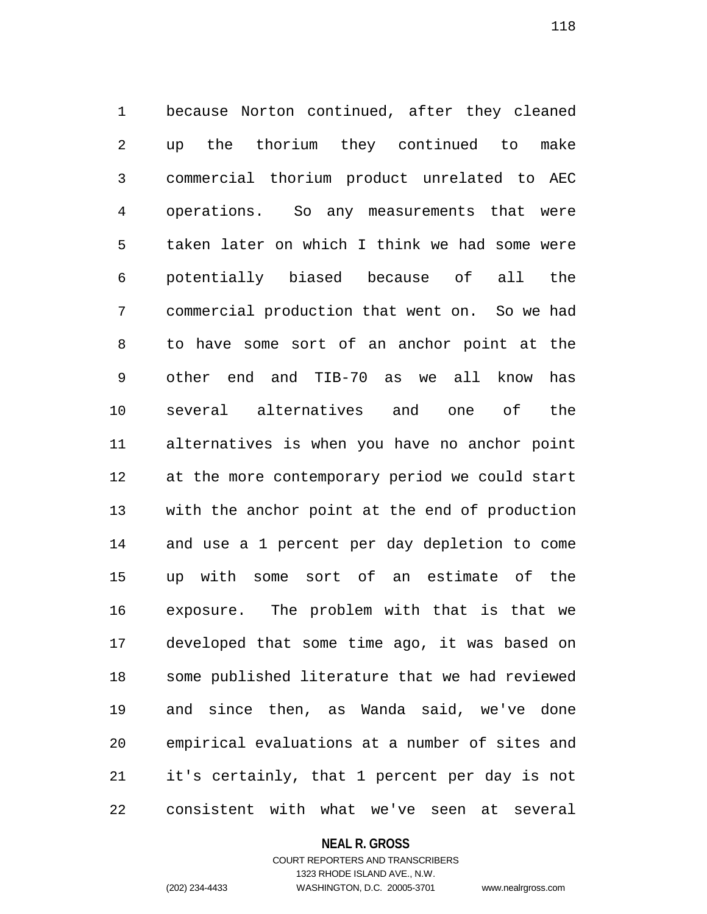because Norton continued, after they cleaned up the thorium they continued to make commercial thorium product unrelated to AEC operations. So any measurements that were taken later on which I think we had some were potentially biased because of all the commercial production that went on. So we had to have some sort of an anchor point at the other end and TIB-70 as we all know has several alternatives and one of the alternatives is when you have no anchor point at the more contemporary period we could start with the anchor point at the end of production and use a 1 percent per day depletion to come up with some sort of an estimate of the exposure. The problem with that is that we developed that some time ago, it was based on some published literature that we had reviewed and since then, as Wanda said, we've done empirical evaluations at a number of sites and it's certainly, that 1 percent per day is not consistent with what we've seen at several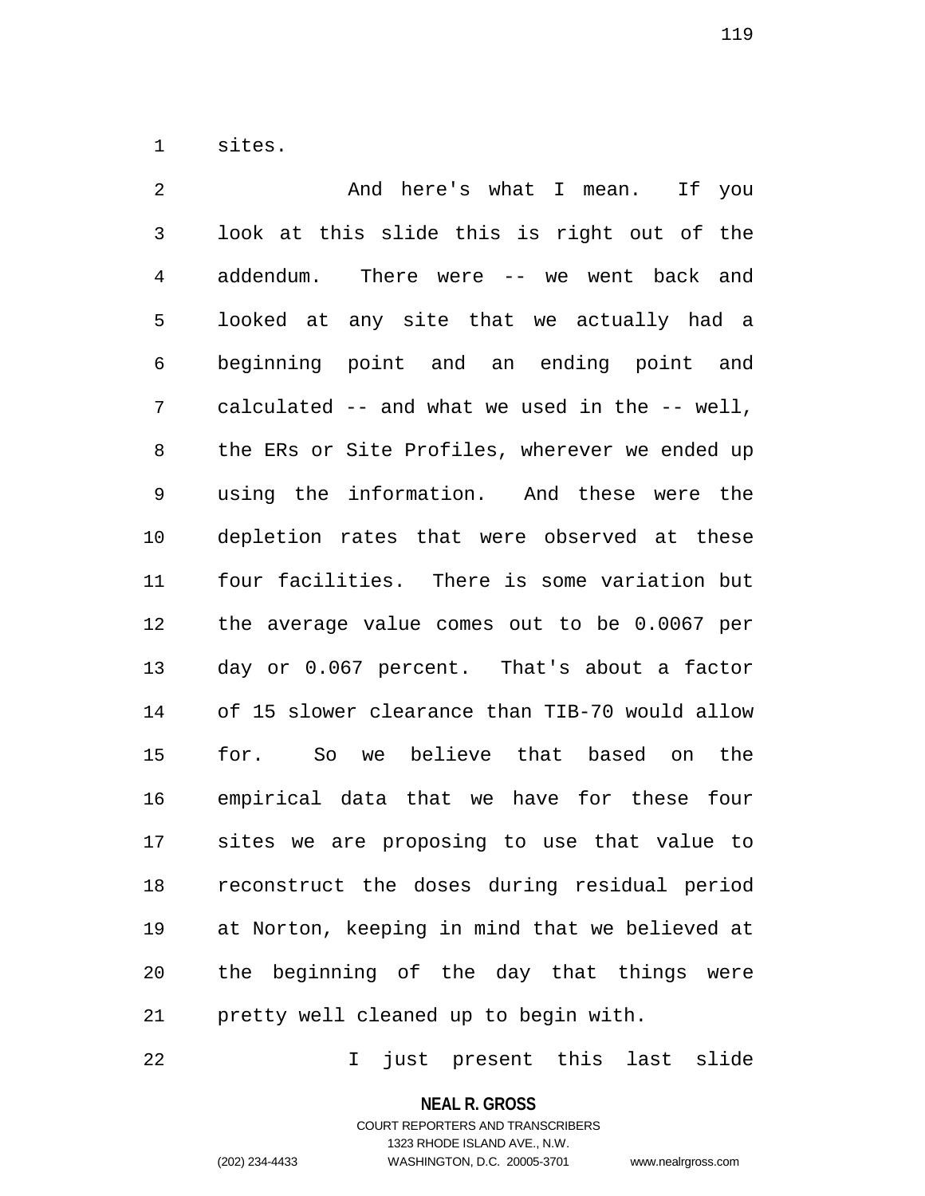sites.

And here's what I mean. If you look at this slide this is right out of the addendum. There were -- we went back and looked at any site that we actually had a beginning point and an ending point and calculated -- and what we used in the -- well, the ERs or Site Profiles, wherever we ended up using the information. And these were the depletion rates that were observed at these four facilities. There is some variation but the average value comes out to be 0.0067 per day or 0.067 percent. That's about a factor of 15 slower clearance than TIB-70 would allow for. So we believe that based on the empirical data that we have for these four sites we are proposing to use that value to reconstruct the doses during residual period at Norton, keeping in mind that we believed at the beginning of the day that things were pretty well cleaned up to begin with.

I just present this last slide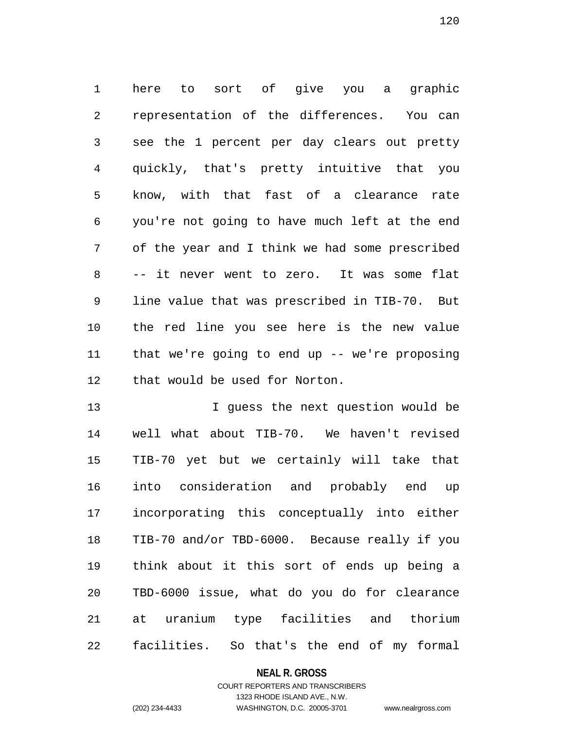here to sort of give you a graphic representation of the differences. You can see the 1 percent per day clears out pretty quickly, that's pretty intuitive that you know, with that fast of a clearance rate you're not going to have much left at the end of the year and I think we had some prescribed -- it never went to zero. It was some flat line value that was prescribed in TIB-70. But the red line you see here is the new value that we're going to end up -- we're proposing that would be used for Norton.

I guess the next question would be well what about TIB-70. We haven't revised TIB-70 yet but we certainly will take that into consideration and probably end up incorporating this conceptually into either TIB-70 and/or TBD-6000. Because really if you think about it this sort of ends up being a TBD-6000 issue, what do you do for clearance at uranium type facilities and thorium facilities. So that's the end of my formal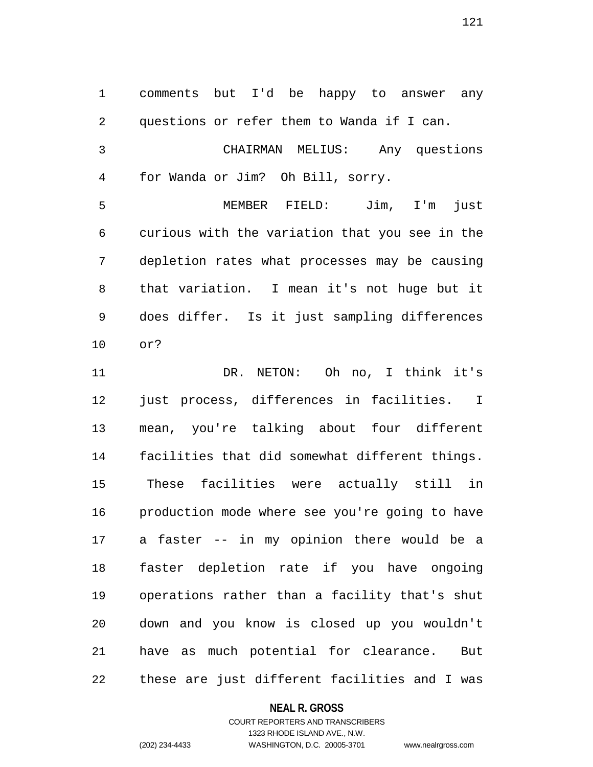comments but I'd be happy to answer any questions or refer them to Wanda if I can.

CHAIRMAN MELIUS: Any questions for Wanda or Jim? Oh Bill, sorry.

MEMBER FIELD: Jim, I'm just curious with the variation that you see in the depletion rates what processes may be causing that variation. I mean it's not huge but it does differ. Is it just sampling differences or?

DR. NETON: Oh no, I think it's just process, differences in facilities. I mean, you're talking about four different facilities that did somewhat different things. These facilities were actually still in production mode where see you're going to have a faster -- in my opinion there would be a faster depletion rate if you have ongoing operations rather than a facility that's shut down and you know is closed up you wouldn't have as much potential for clearance. But these are just different facilities and I was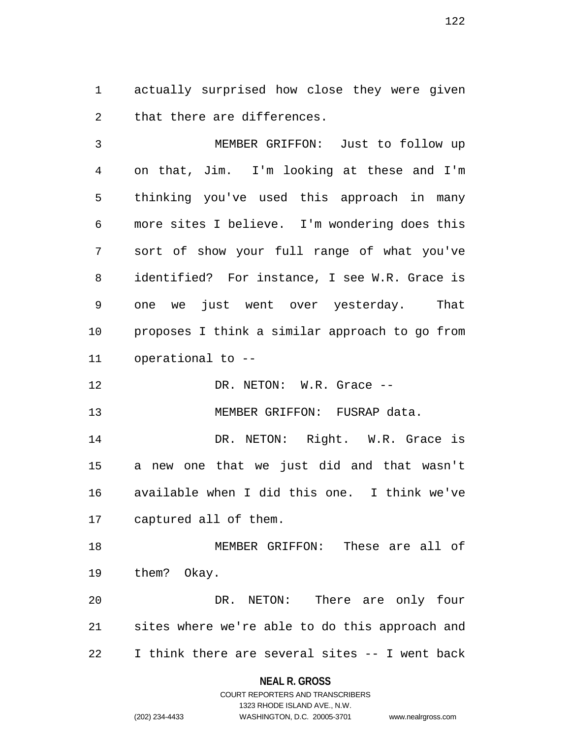actually surprised how close they were given that there are differences.

MEMBER GRIFFON: Just to follow up on that, Jim. I'm looking at these and I'm thinking you've used this approach in many more sites I believe. I'm wondering does this sort of show your full range of what you've identified? For instance, I see W.R. Grace is one we just went over yesterday. That proposes I think a similar approach to go from operational to --

DR. NETON: W.R. Grace --

MEMBER GRIFFON: FUSRAP data.

DR. NETON: Right. W.R. Grace is a new one that we just did and that wasn't available when I did this one. I think we've captured all of them.

MEMBER GRIFFON: These are all of them? Okay.

DR. NETON: There are only four sites where we're able to do this approach and I think there are several sites -- I went back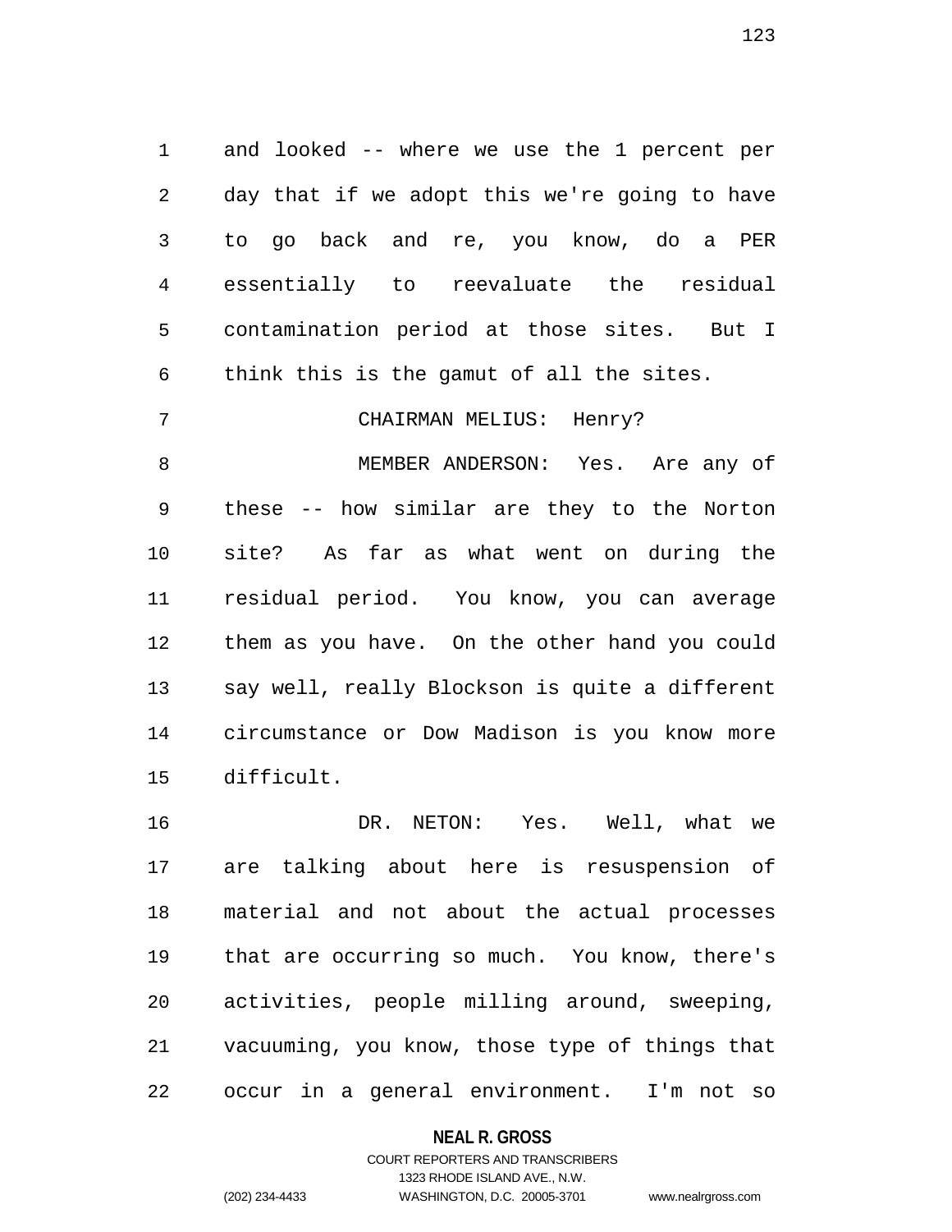and looked -- where we use the 1 percent per day that if we adopt this we're going to have to go back and re, you know, do a PER essentially to reevaluate the residual contamination period at those sites. But I think this is the gamut of all the sites.

CHAIRMAN MELIUS: Henry?

MEMBER ANDERSON: Yes. Are any of these -- how similar are they to the Norton site? As far as what went on during the residual period. You know, you can average them as you have. On the other hand you could say well, really Blockson is quite a different circumstance or Dow Madison is you know more difficult.

DR. NETON: Yes. Well, what we are talking about here is resuspension of material and not about the actual processes that are occurring so much. You know, there's activities, people milling around, sweeping, vacuuming, you know, those type of things that occur in a general environment. I'm not so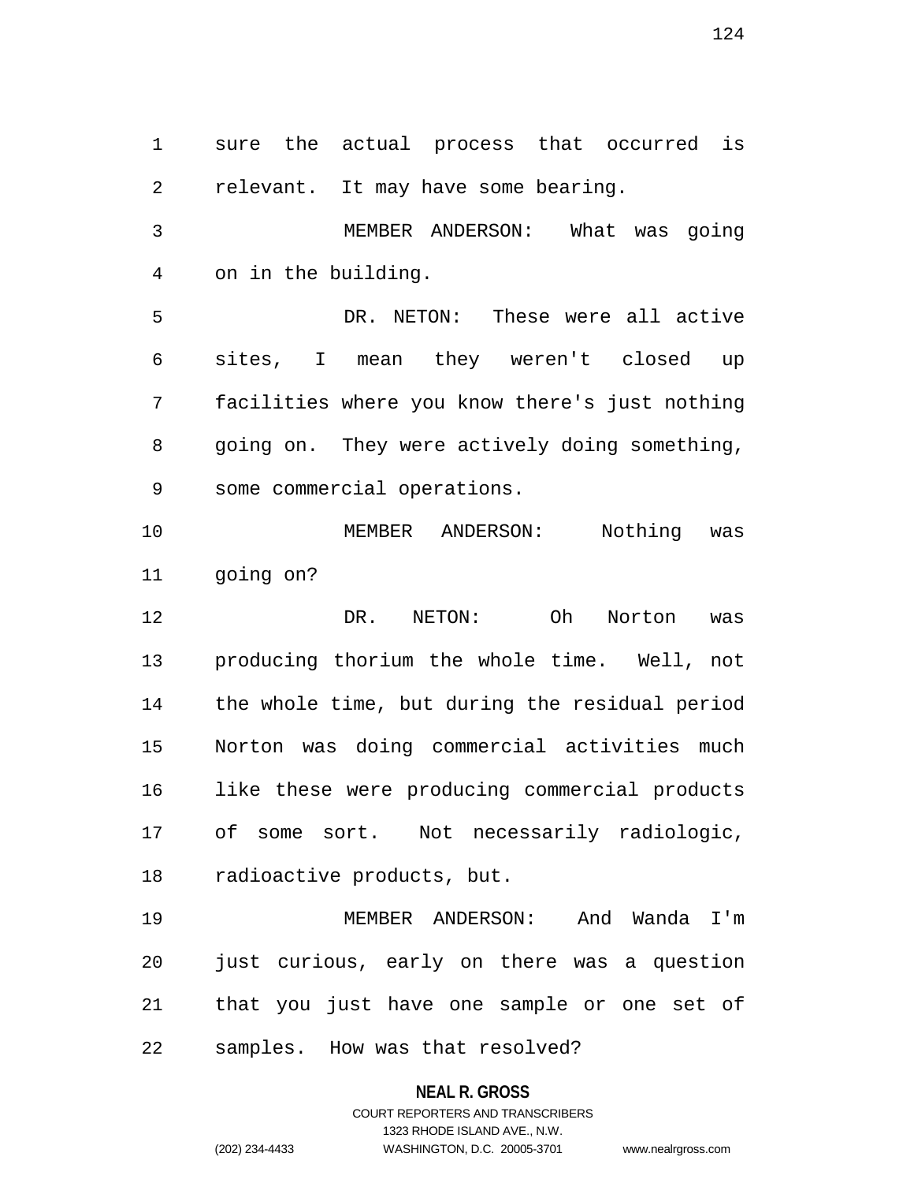sure the actual process that occurred is relevant. It may have some bearing.

MEMBER ANDERSON: What was going on in the building.

DR. NETON: These were all active sites, I mean they weren't closed up facilities where you know there's just nothing going on. They were actively doing something, some commercial operations.

MEMBER ANDERSON: Nothing was going on?

DR. NETON: Oh Norton was producing thorium the whole time. Well, not the whole time, but during the residual period Norton was doing commercial activities much like these were producing commercial products of some sort. Not necessarily radiologic, radioactive products, but.

MEMBER ANDERSON: And Wanda I'm just curious, early on there was a question that you just have one sample or one set of samples. How was that resolved?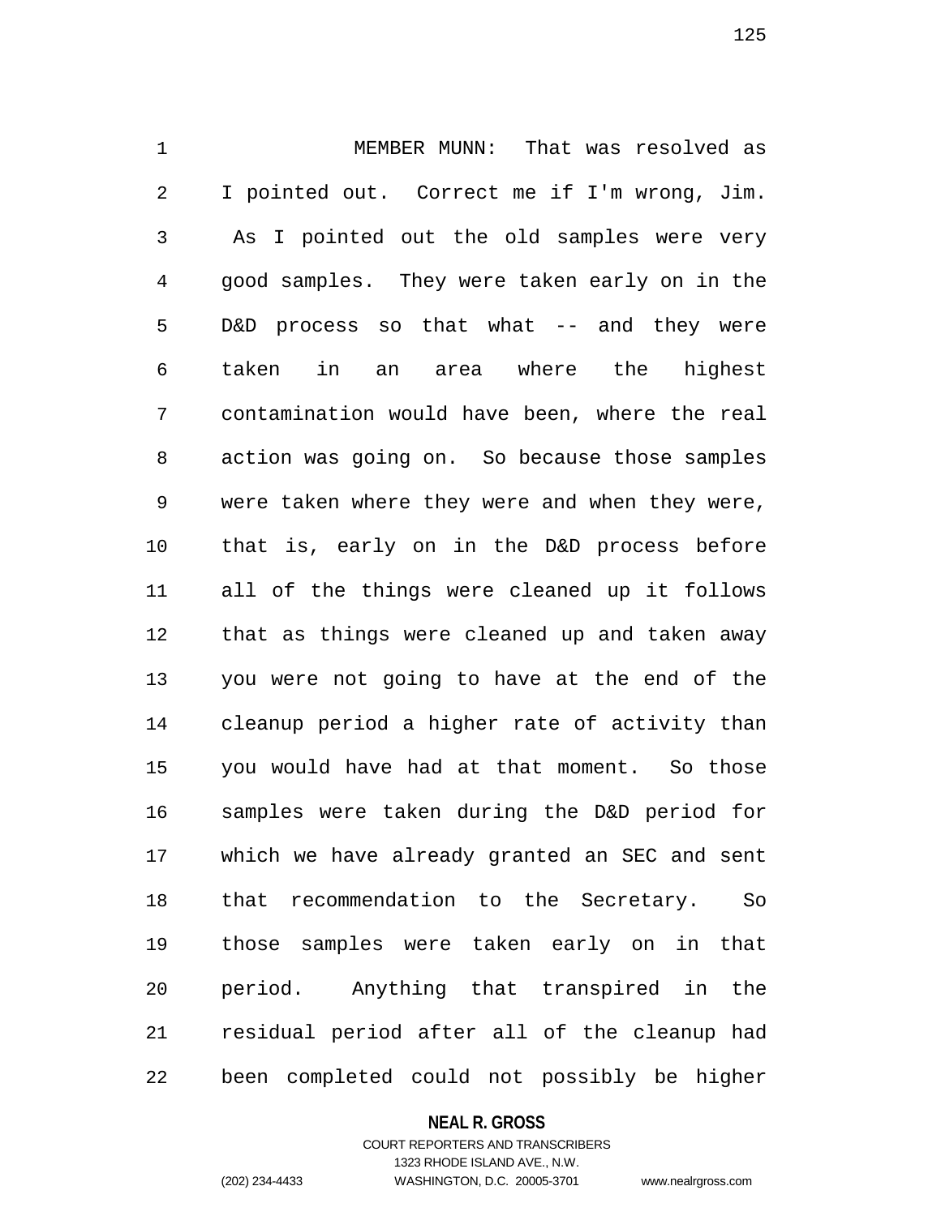MEMBER MUNN: That was resolved as I pointed out. Correct me if I'm wrong, Jim. As I pointed out the old samples were very good samples. They were taken early on in the D&D process so that what -- and they were taken in an area where the highest contamination would have been, where the real action was going on. So because those samples were taken where they were and when they were, that is, early on in the D&D process before all of the things were cleaned up it follows that as things were cleaned up and taken away you were not going to have at the end of the cleanup period a higher rate of activity than you would have had at that moment. So those samples were taken during the D&D period for which we have already granted an SEC and sent that recommendation to the Secretary. So those samples were taken early on in that period. Anything that transpired in the residual period after all of the cleanup had been completed could not possibly be higher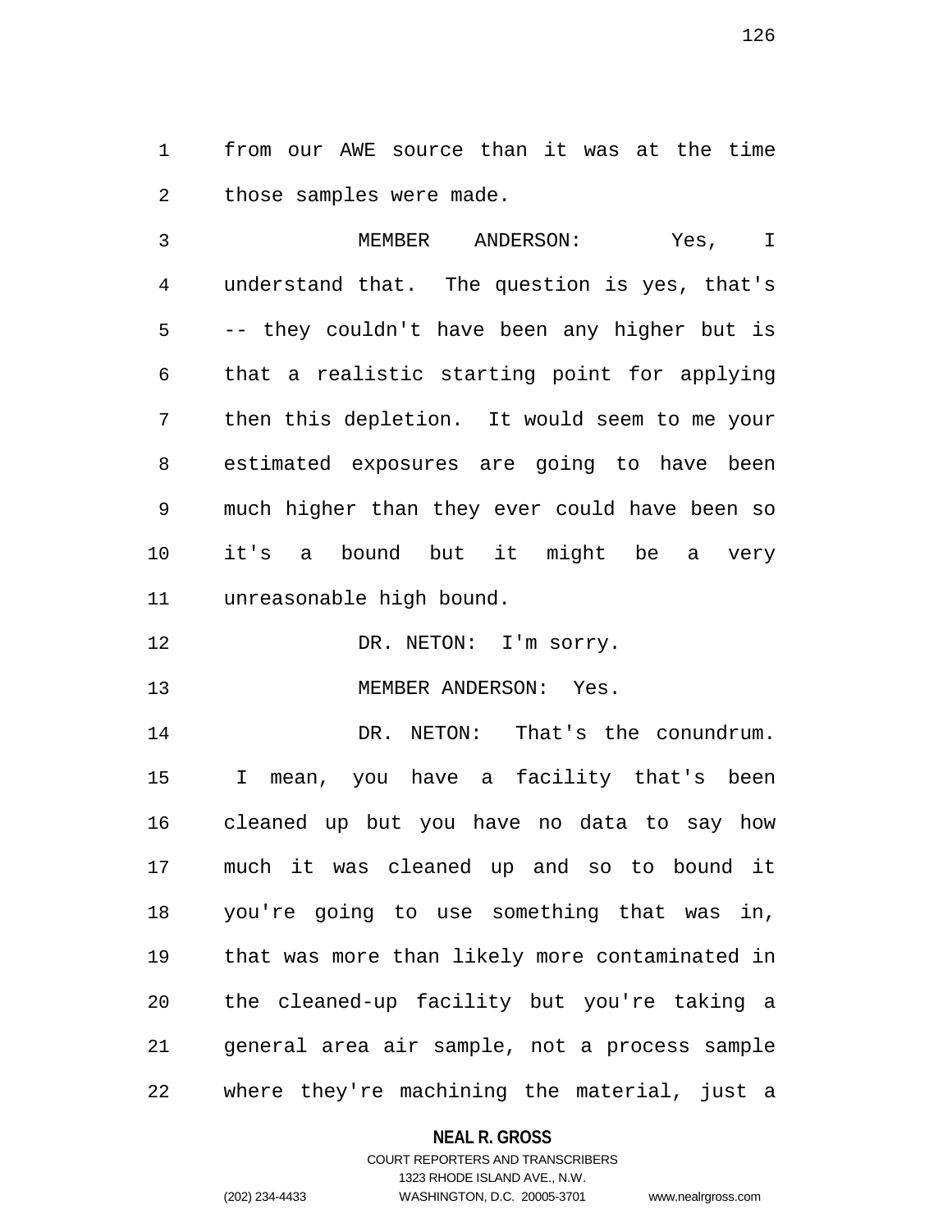from our AWE source than it was at the time those samples were made.

MEMBER ANDERSON: Yes, I understand that. The question is yes, that's -- they couldn't have been any higher but is that a realistic starting point for applying then this depletion. It would seem to me your estimated exposures are going to have been much higher than they ever could have been so it's a bound but it might be a very unreasonable high bound.

DR. NETON: I'm sorry.

MEMBER ANDERSON: Yes.

DR. NETON: That's the conundrum. I mean, you have a facility that's been cleaned up but you have no data to say how much it was cleaned up and so to bound it you're going to use something that was in, that was more than likely more contaminated in the cleaned-up facility but you're taking a general area air sample, not a process sample where they're machining the material, just a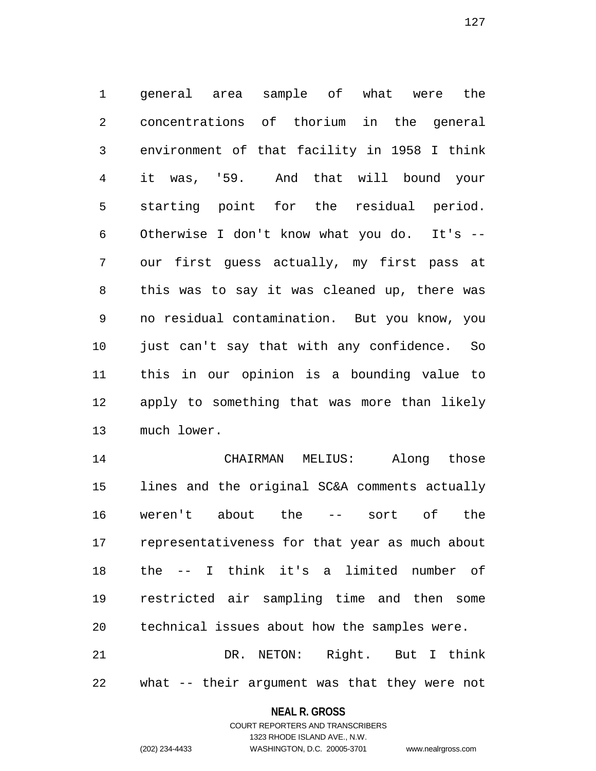general area sample of what were the concentrations of thorium in the general environment of that facility in 1958 I think it was, '59. And that will bound your starting point for the residual period. Otherwise I don't know what you do. It's -- our first guess actually, my first pass at this was to say it was cleaned up, there was no residual contamination. But you know, you just can't say that with any confidence. So this in our opinion is a bounding value to apply to something that was more than likely much lower.

CHAIRMAN MELIUS: Along those lines and the original SC&A comments actually weren't about the -- sort of the representativeness for that year as much about the -- I think it's a limited number of restricted air sampling time and then some technical issues about how the samples were.

DR. NETON: Right. But I think what -- their argument was that they were not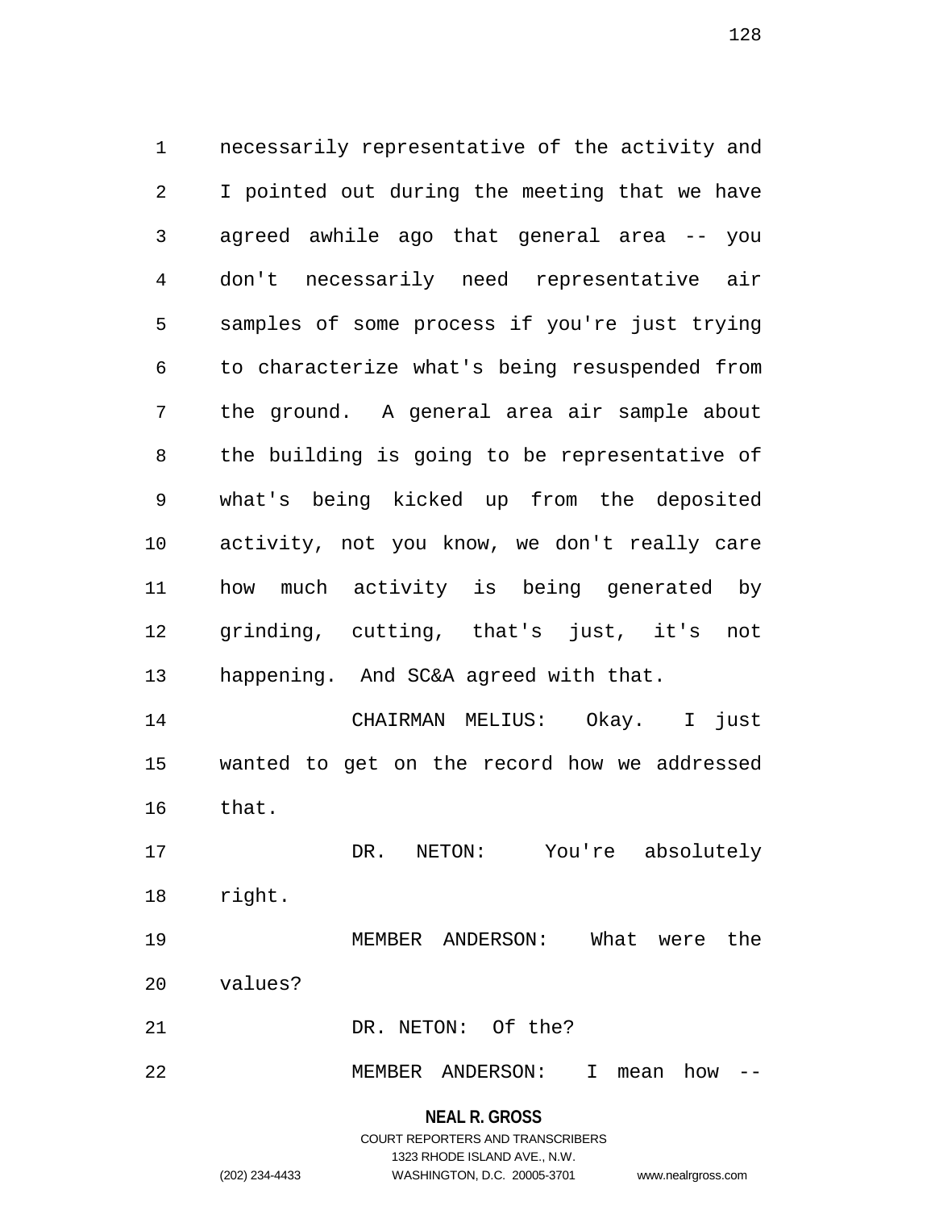necessarily representative of the activity and I pointed out during the meeting that we have agreed awhile ago that general area -- you don't necessarily need representative air samples of some process if you're just trying to characterize what's being resuspended from the ground. A general area air sample about the building is going to be representative of what's being kicked up from the deposited activity, not you know, we don't really care how much activity is being generated by grinding, cutting, that's just, it's not happening. And SC&A agreed with that.

CHAIRMAN MELIUS: Okay. I just wanted to get on the record how we addressed that.

DR. NETON: You're absolutely right.

MEMBER ANDERSON: What were the values?

DR. NETON: Of the?

MEMBER ANDERSON: I mean how --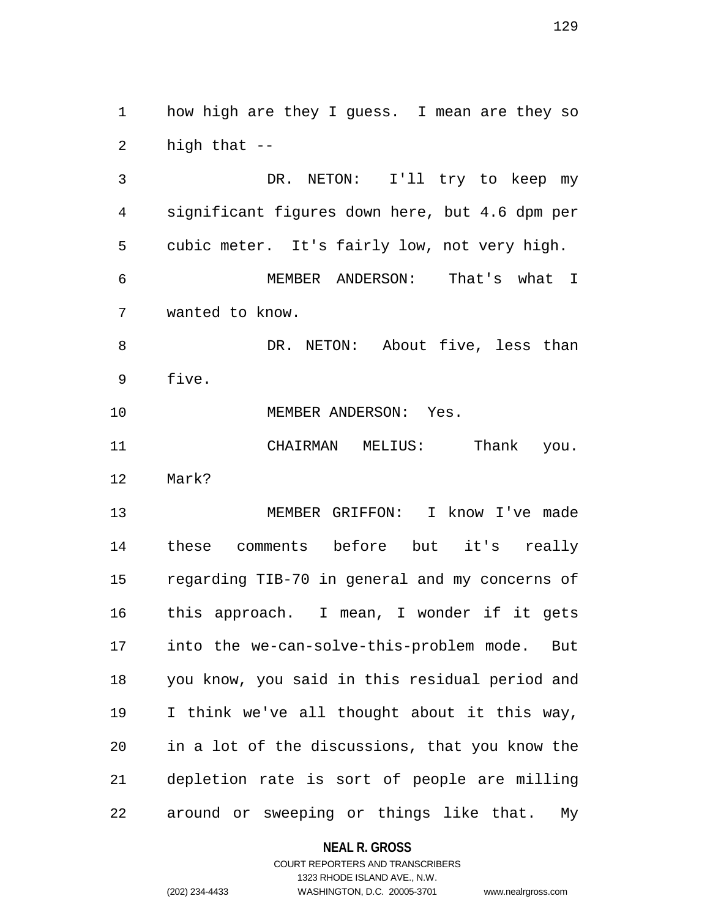how high are they I guess. I mean are they so high that --

DR. NETON: I'll try to keep my significant figures down here, but 4.6 dpm per cubic meter. It's fairly low, not very high.

MEMBER ANDERSON: That's what I wanted to know.

DR. NETON: About five, less than five.

MEMBER ANDERSON: Yes.

CHAIRMAN MELIUS: Thank you. Mark?

MEMBER GRIFFON: I know I've made these comments before but it's really regarding TIB-70 in general and my concerns of this approach. I mean, I wonder if it gets into the we-can-solve-this-problem mode. But you know, you said in this residual period and I think we've all thought about it this way, in a lot of the discussions, that you know the depletion rate is sort of people are milling around or sweeping or things like that. My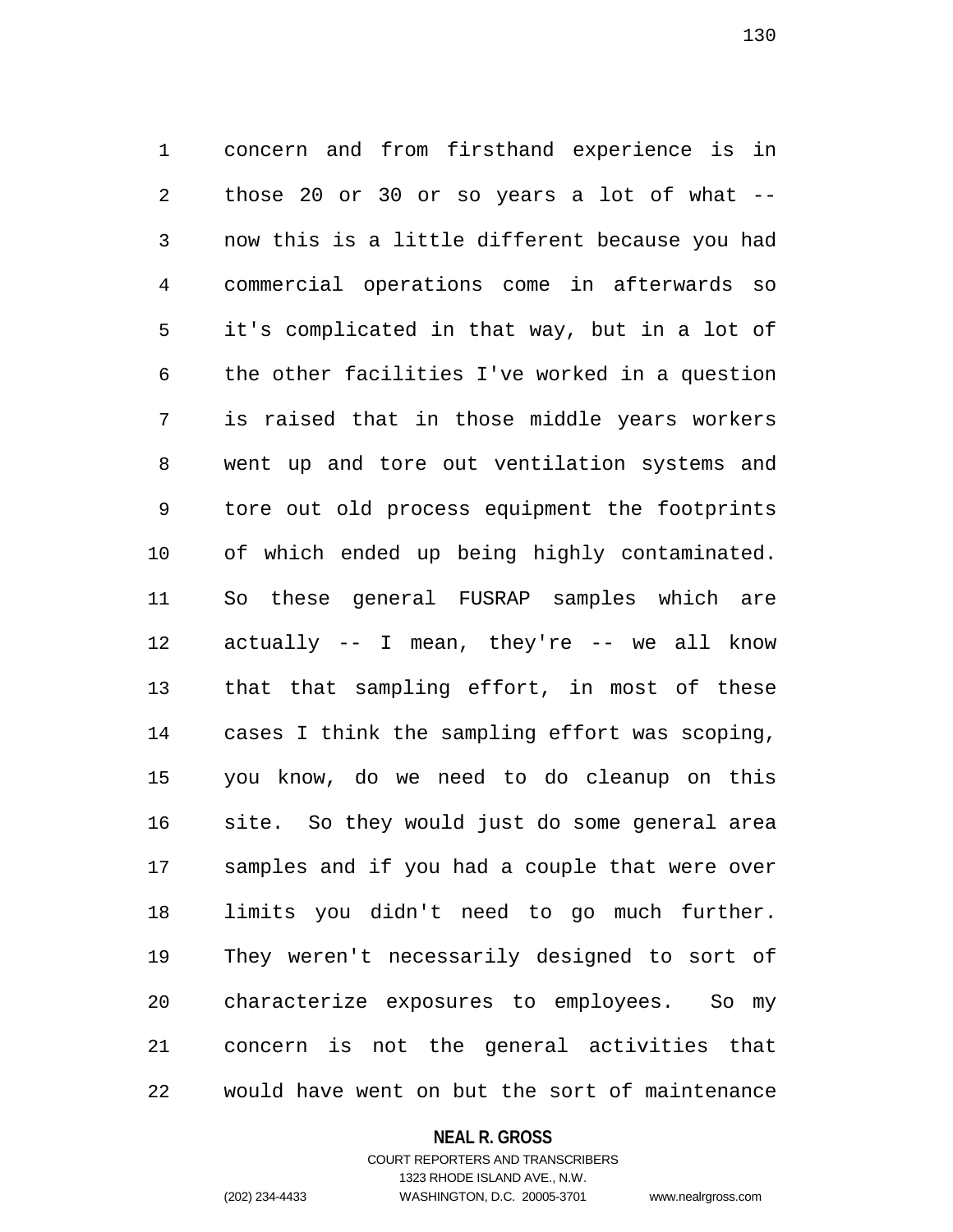concern and from firsthand experience is in those 20 or 30 or so years a lot of what -- now this is a little different because you had commercial operations come in afterwards so it's complicated in that way, but in a lot of the other facilities I've worked in a question is raised that in those middle years workers went up and tore out ventilation systems and tore out old process equipment the footprints of which ended up being highly contaminated. So these general FUSRAP samples which are actually -- I mean, they're -- we all know that that sampling effort, in most of these cases I think the sampling effort was scoping, you know, do we need to do cleanup on this site. So they would just do some general area samples and if you had a couple that were over limits you didn't need to go much further. They weren't necessarily designed to sort of characterize exposures to employees. So my concern is not the general activities that would have went on but the sort of maintenance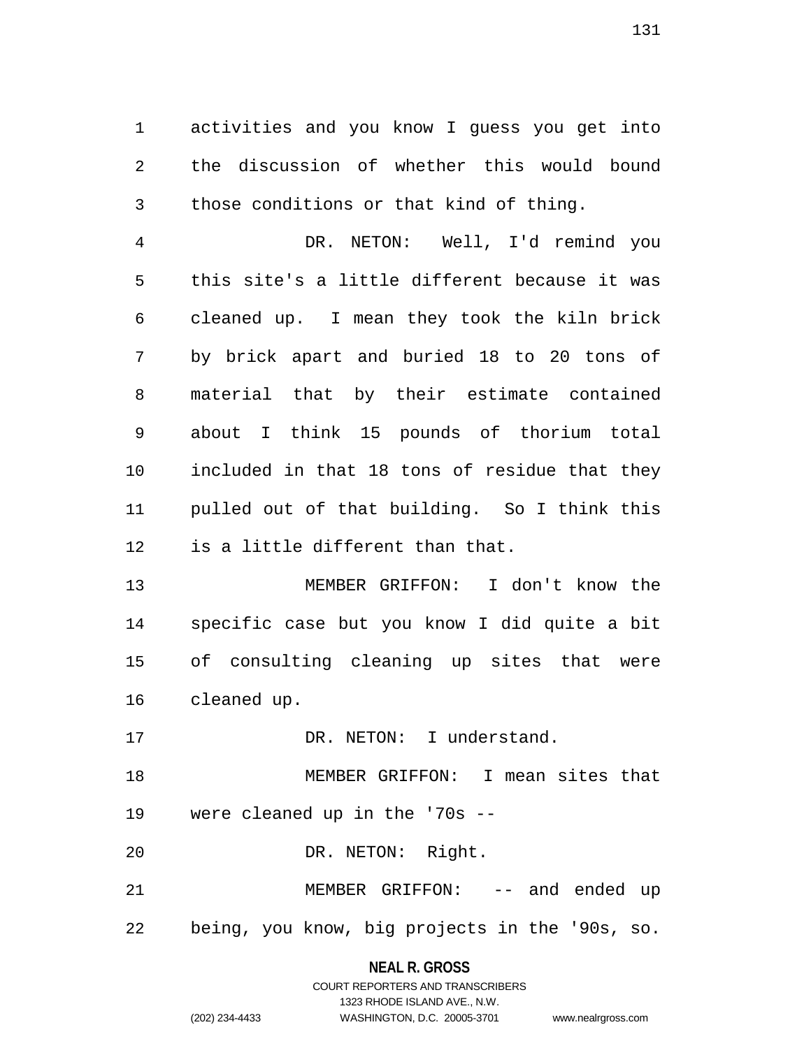activities and you know I guess you get into the discussion of whether this would bound those conditions or that kind of thing.

DR. NETON: Well, I'd remind you this site's a little different because it was cleaned up. I mean they took the kiln brick by brick apart and buried 18 to 20 tons of material that by their estimate contained about I think 15 pounds of thorium total included in that 18 tons of residue that they pulled out of that building. So I think this is a little different than that.

MEMBER GRIFFON: I don't know the specific case but you know I did quite a bit of consulting cleaning up sites that were cleaned up.

DR. NETON: I understand.

MEMBER GRIFFON: I mean sites that were cleaned up in the '70s --

DR. NETON: Right.

MEMBER GRIFFON: -- and ended up being, you know, big projects in the '90s, so.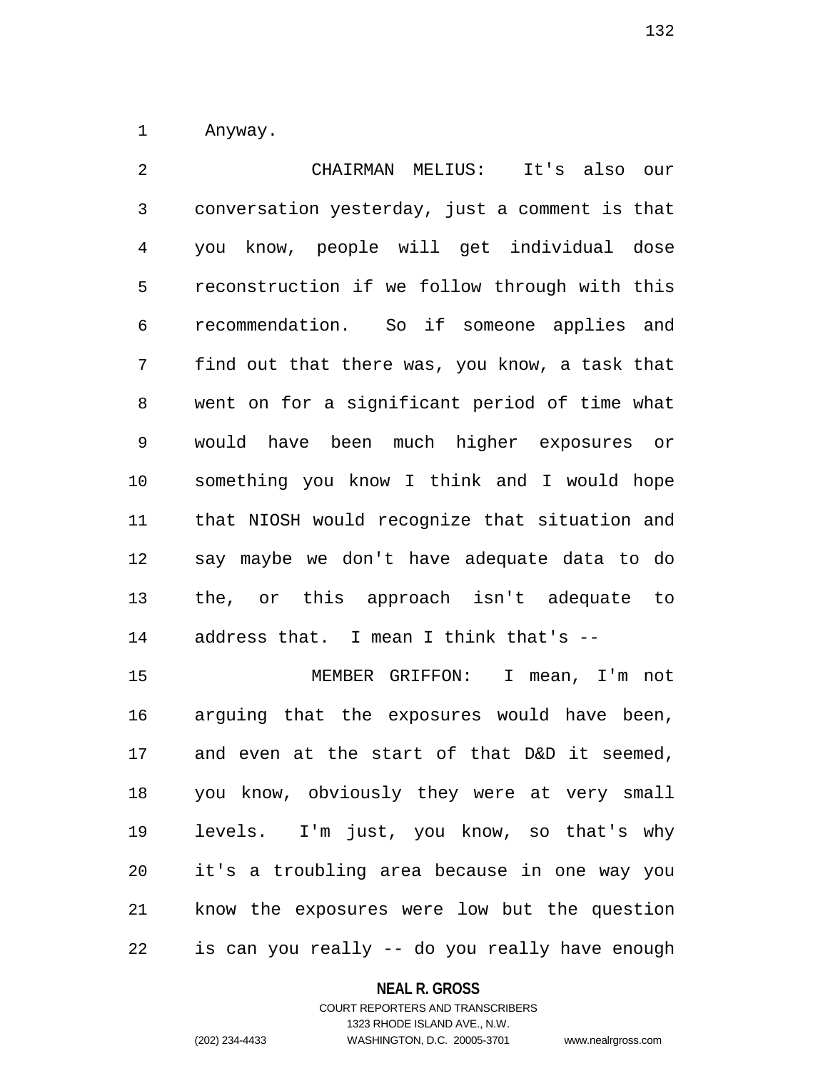Anyway.

CHAIRMAN MELIUS: It's also our conversation yesterday, just a comment is that you know, people will get individual dose reconstruction if we follow through with this recommendation. So if someone applies and find out that there was, you know, a task that went on for a significant period of time what would have been much higher exposures or something you know I think and I would hope that NIOSH would recognize that situation and say maybe we don't have adequate data to do the, or this approach isn't adequate to address that. I mean I think that's --

MEMBER GRIFFON: I mean, I'm not arguing that the exposures would have been, and even at the start of that D&D it seemed, you know, obviously they were at very small levels. I'm just, you know, so that's why it's a troubling area because in one way you know the exposures were low but the question is can you really -- do you really have enough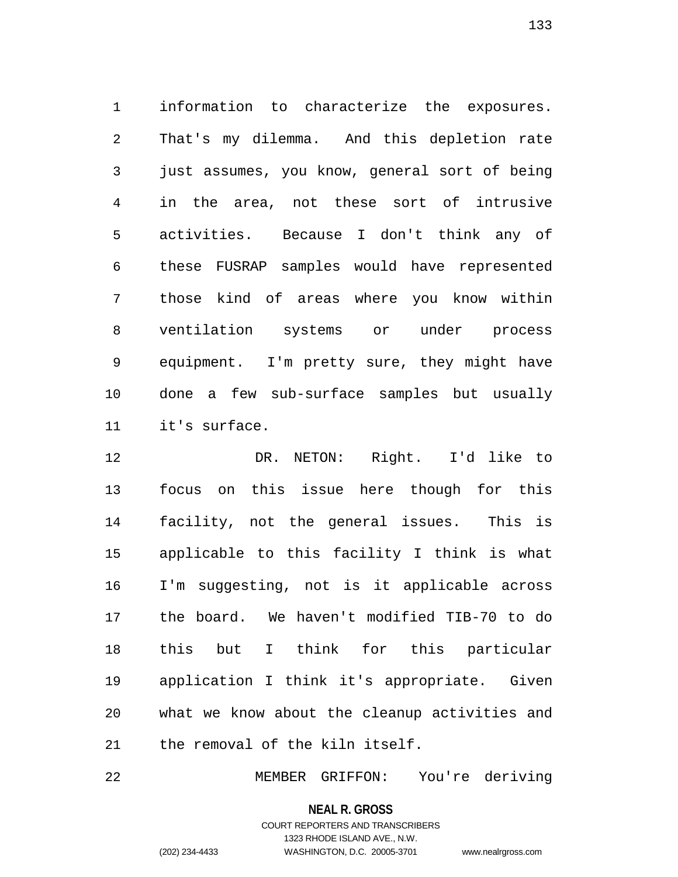information to characterize the exposures. That's my dilemma. And this depletion rate just assumes, you know, general sort of being in the area, not these sort of intrusive activities. Because I don't think any of these FUSRAP samples would have represented those kind of areas where you know within ventilation systems or under process equipment. I'm pretty sure, they might have done a few sub-surface samples but usually it's surface.

DR. NETON: Right. I'd like to focus on this issue here though for this facility, not the general issues. This is applicable to this facility I think is what I'm suggesting, not is it applicable across the board. We haven't modified TIB-70 to do this but I think for this particular application I think it's appropriate. Given what we know about the cleanup activities and the removal of the kiln itself.

MEMBER GRIFFON: You're deriving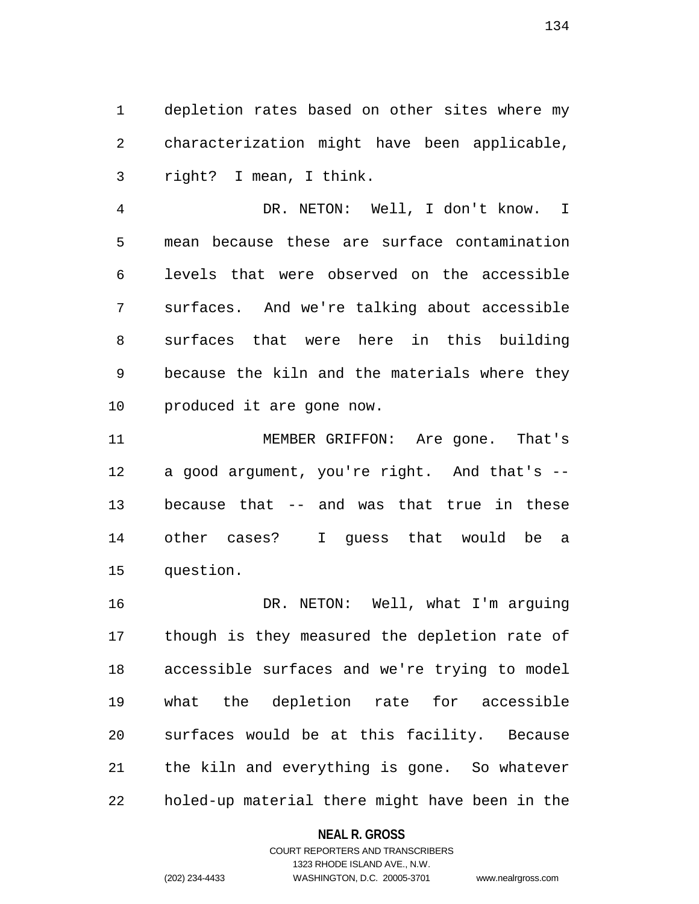depletion rates based on other sites where my characterization might have been applicable, right? I mean, I think.

DR. NETON: Well, I don't know. I mean because these are surface contamination levels that were observed on the accessible surfaces. And we're talking about accessible surfaces that were here in this building because the kiln and the materials where they produced it are gone now.

MEMBER GRIFFON: Are gone. That's a good argument, you're right. And that's -- because that -- and was that true in these other cases? I guess that would be a question.

DR. NETON: Well, what I'm arguing though is they measured the depletion rate of accessible surfaces and we're trying to model what the depletion rate for accessible surfaces would be at this facility. Because the kiln and everything is gone. So whatever holed-up material there might have been in the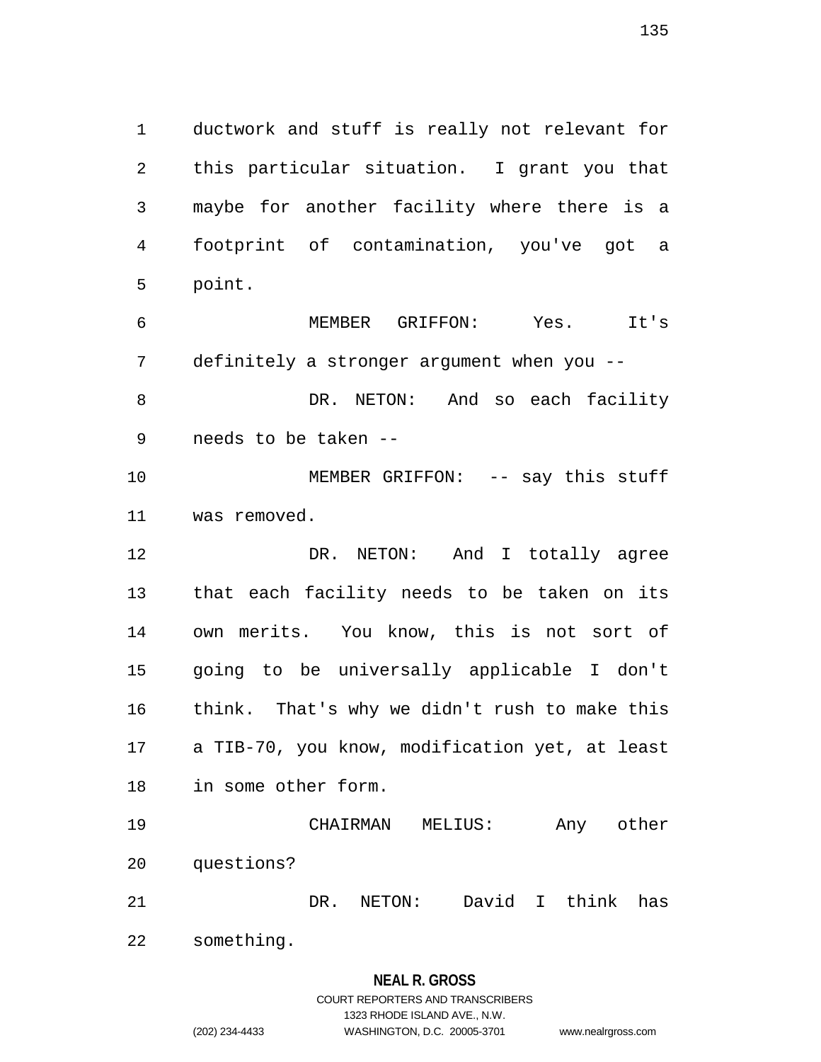ductwork and stuff is really not relevant for this particular situation. I grant you that maybe for another facility where there is a footprint of contamination, you've got a point.

MEMBER GRIFFON: Yes. It's definitely a stronger argument when you --

DR. NETON: And so each facility needs to be taken --

MEMBER GRIFFON: -- say this stuff was removed.

DR. NETON: And I totally agree that each facility needs to be taken on its own merits. You know, this is not sort of going to be universally applicable I don't think. That's why we didn't rush to make this a TIB-70, you know, modification yet, at least in some other form.

CHAIRMAN MELIUS: Any other questions?

DR. NETON: David I think has something.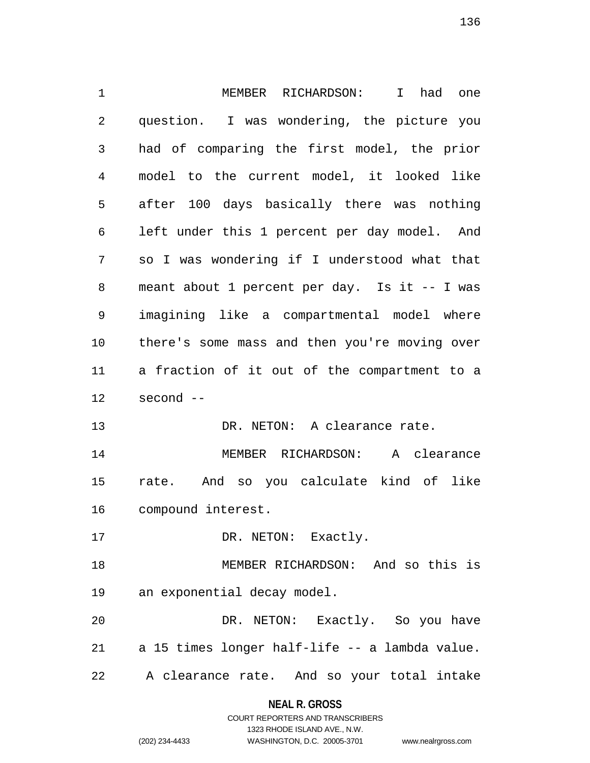MEMBER RICHARDSON: I had one question. I was wondering, the picture you had of comparing the first model, the prior model to the current model, it looked like after 100 days basically there was nothing left under this 1 percent per day model. And so I was wondering if I understood what that meant about 1 percent per day. Is it -- I was imagining like a compartmental model where there's some mass and then you're moving over a fraction of it out of the compartment to a second --

DR. NETON: A clearance rate.

MEMBER RICHARDSON: A clearance rate. And so you calculate kind of like compound interest.

DR. NETON: Exactly.

MEMBER RICHARDSON: And so this is an exponential decay model.

DR. NETON: Exactly. So you have a 15 times longer half-life -- a lambda value. A clearance rate. And so your total intake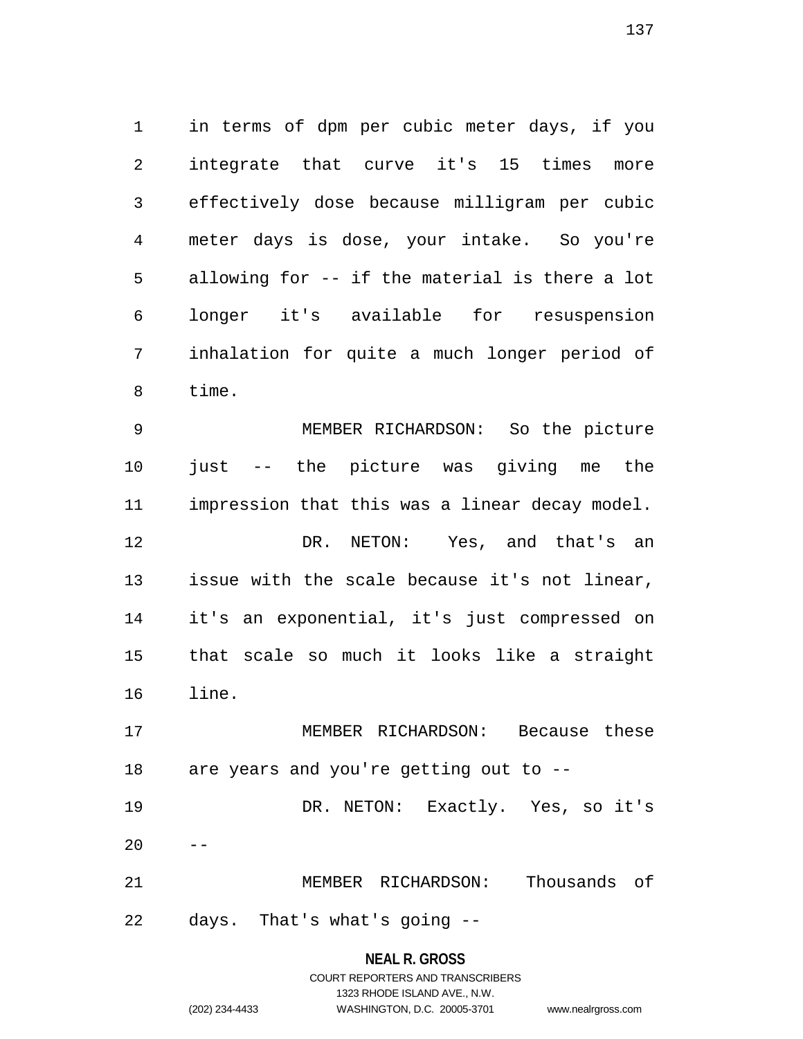in terms of dpm per cubic meter days, if you integrate that curve it's 15 times more effectively dose because milligram per cubic meter days is dose, your intake. So you're allowing for -- if the material is there a lot longer it's available for resuspension inhalation for quite a much longer period of time.

MEMBER RICHARDSON: So the picture just -- the picture was giving me the impression that this was a linear decay model.

DR. NETON: Yes, and that's an issue with the scale because it's not linear, it's an exponential, it's just compressed on that scale so much it looks like a straight line.

MEMBER RICHARDSON: Because these are years and you're getting out to --

DR. NETON: Exactly. Yes, so it's --

MEMBER RICHARDSON: Thousands of days. That's what's going --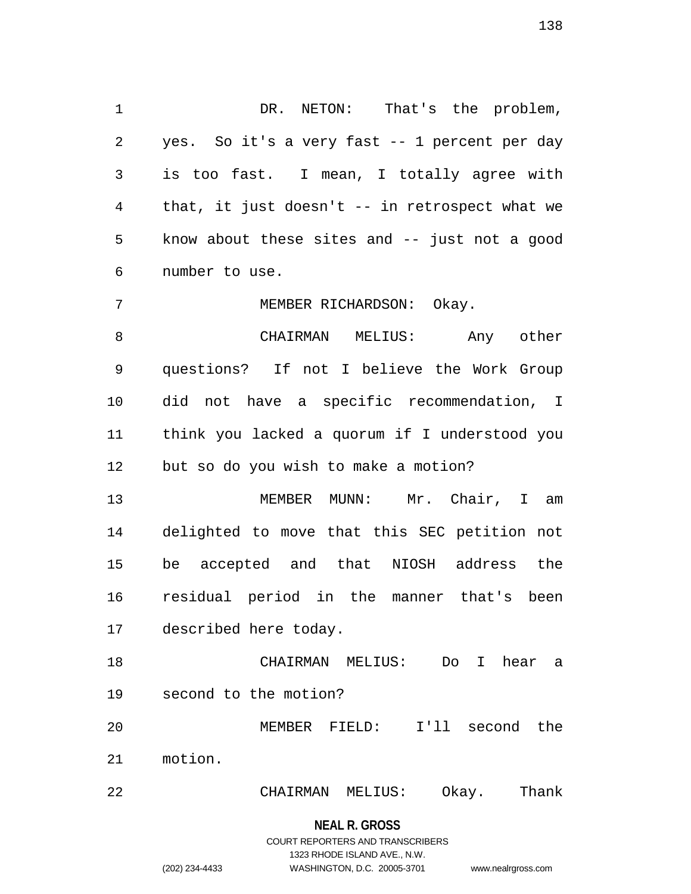DR. NETON: That's the problem, yes. So it's a very fast -- 1 percent per day is too fast. I mean, I totally agree with that, it just doesn't -- in retrospect what we know about these sites and -- just not a good number to use.

MEMBER RICHARDSON: Okay.

CHAIRMAN MELIUS: Any other questions? If not I believe the Work Group did not have a specific recommendation, I think you lacked a quorum if I understood you but so do you wish to make a motion?

MEMBER MUNN: Mr. Chair, I am delighted to move that this SEC petition not be accepted and that NIOSH address the residual period in the manner that's been described here today.

CHAIRMAN MELIUS: Do I hear a second to the motion?

MEMBER FIELD: I'll second the motion.

CHAIRMAN MELIUS: Okay. Thank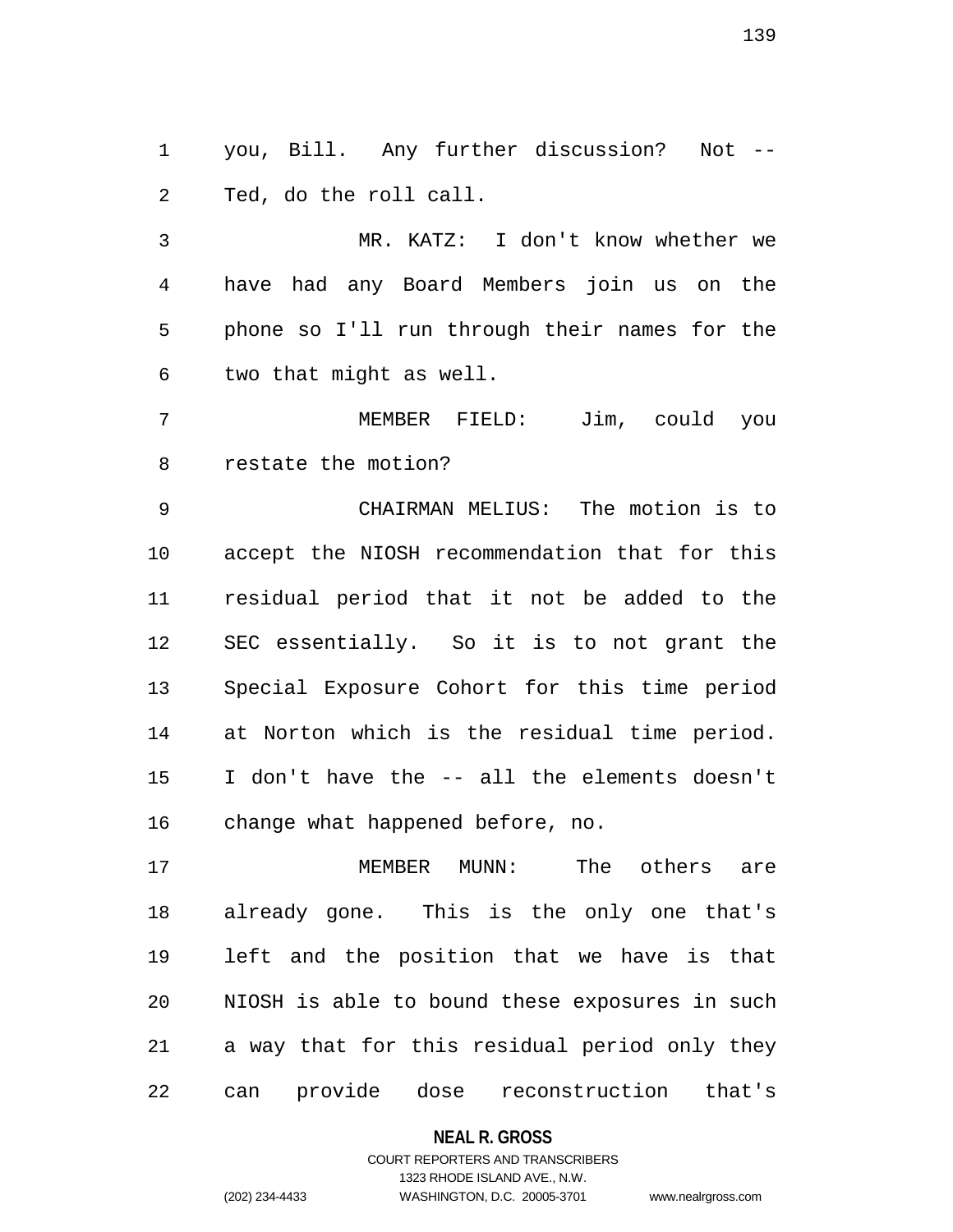you, Bill. Any further discussion? Not -- Ted, do the roll call.

MR. KATZ: I don't know whether we have had any Board Members join us on the phone so I'll run through their names for the two that might as well.

MEMBER FIELD: Jim, could you restate the motion?

CHAIRMAN MELIUS: The motion is to accept the NIOSH recommendation that for this residual period that it not be added to the SEC essentially. So it is to not grant the Special Exposure Cohort for this time period at Norton which is the residual time period. I don't have the -- all the elements doesn't change what happened before, no.

MEMBER MUNN: The others are already gone. This is the only one that's left and the position that we have is that NIOSH is able to bound these exposures in such a way that for this residual period only they can provide dose reconstruction that's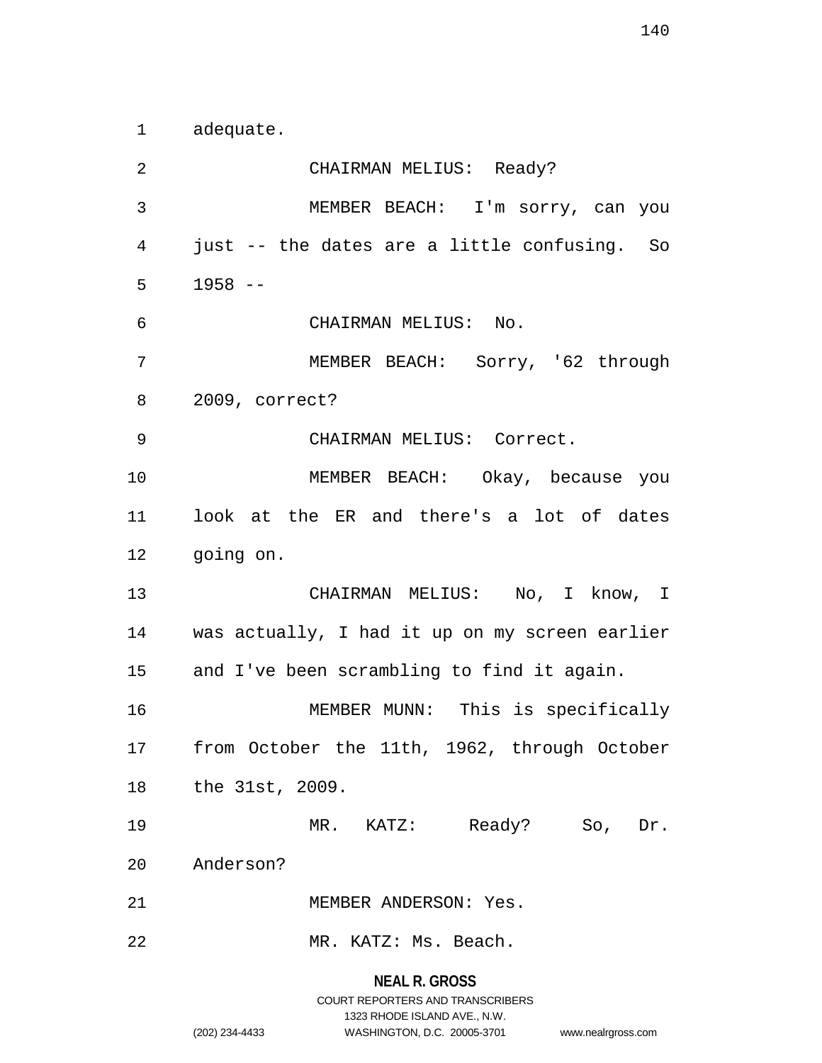adequate.

CHAIRMAN MELIUS: Ready?

MEMBER BEACH: I'm sorry, can you just -- the dates are a little confusing. So 1958 --

CHAIRMAN MELIUS: No.

MEMBER BEACH: Sorry, '62 through 2009, correct?

CHAIRMAN MELIUS: Correct.

MEMBER BEACH: Okay, because you look at the ER and there's a lot of dates going on.

CHAIRMAN MELIUS: No, I know, I was actually, I had it up on my screen earlier and I've been scrambling to find it again.

MEMBER MUNN: This is specifically from October the 11th, 1962, through October the 31st, 2009.

MR. KATZ: Ready? So, Dr. Anderson?

MEMBER ANDERSON: Yes.

MR. KATZ: Ms. Beach.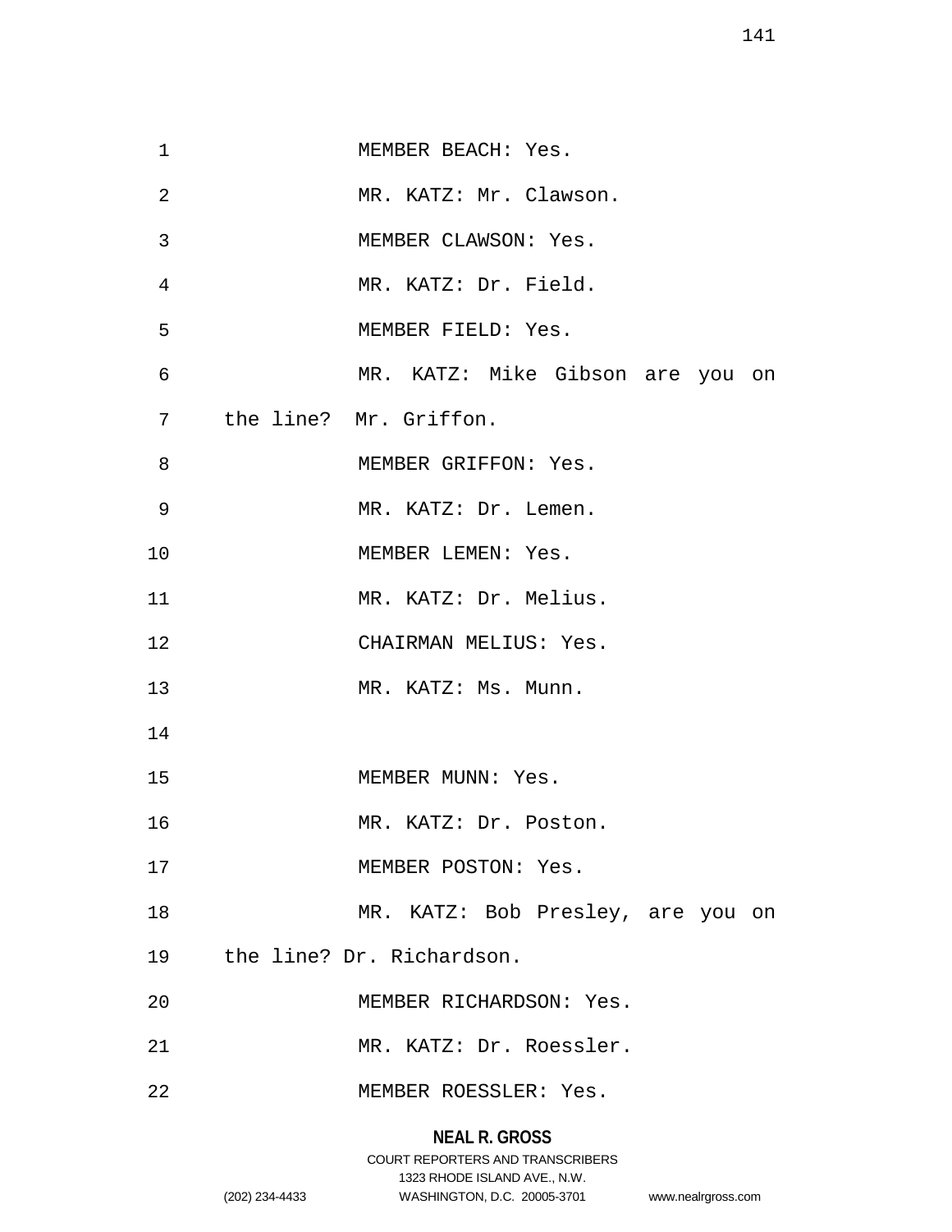MEMBER BEACH: Yes.

MR. KATZ: Mr. Clawson.

MEMBER CLAWSON: Yes.

MR. KATZ: Dr. Field.

MEMBER FIELD: Yes.

MR. KATZ: Mike Gibson are you on the line? Mr. Griffon.

MEMBER GRIFFON: Yes.

MR. KATZ: Dr. Lemen.

MEMBER LEMEN: Yes.

MR. KATZ: Dr. Melius.

CHAIRMAN MELIUS: Yes.

MR. KATZ: Ms. Munn.

MEMBER MUNN: Yes.

MR. KATZ: Dr. Poston.

MEMBER POSTON: Yes.

MR. KATZ: Bob Presley, are you on the line? Dr. Richardson.

MEMBER RICHARDSON: Yes.

MR. KATZ: Dr. Roessler.

MEMBER ROESSLER: Yes.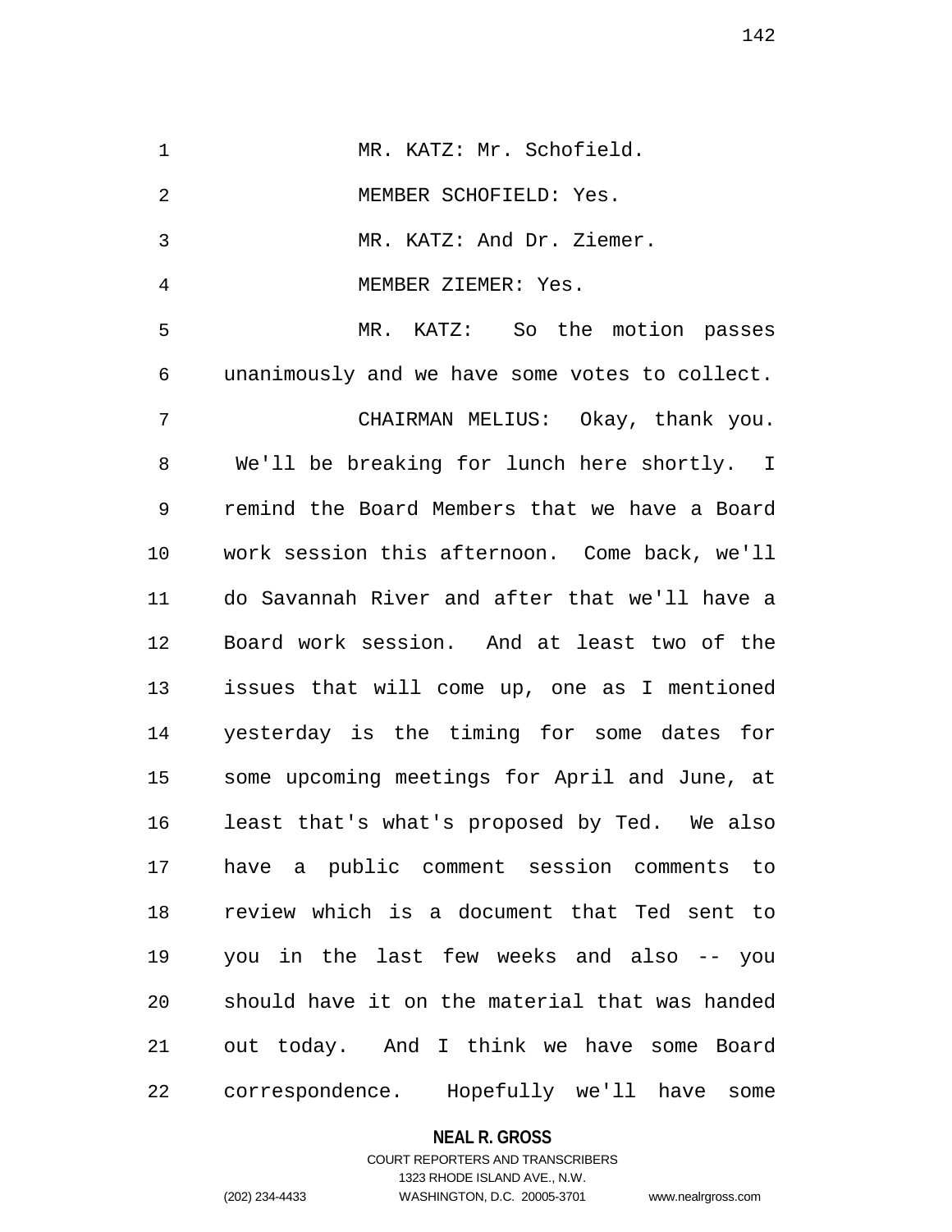MR. KATZ: Mr. Schofield.

MEMBER SCHOFIELD: Yes.

MR. KATZ: And Dr. Ziemer.

MEMBER ZIEMER: Yes.

MR. KATZ: So the motion passes unanimously and we have some votes to collect.

CHAIRMAN MELIUS: Okay, thank you. We'll be breaking for lunch here shortly. I remind the Board Members that we have a Board work session this afternoon. Come back, we'll do Savannah River and after that we'll have a Board work session. And at least two of the issues that will come up, one as I mentioned yesterday is the timing for some dates for some upcoming meetings for April and June, at least that's what's proposed by Ted. We also have a public comment session comments to review which is a document that Ted sent to you in the last few weeks and also -- you should have it on the material that was handed out today. And I think we have some Board correspondence. Hopefully we'll have some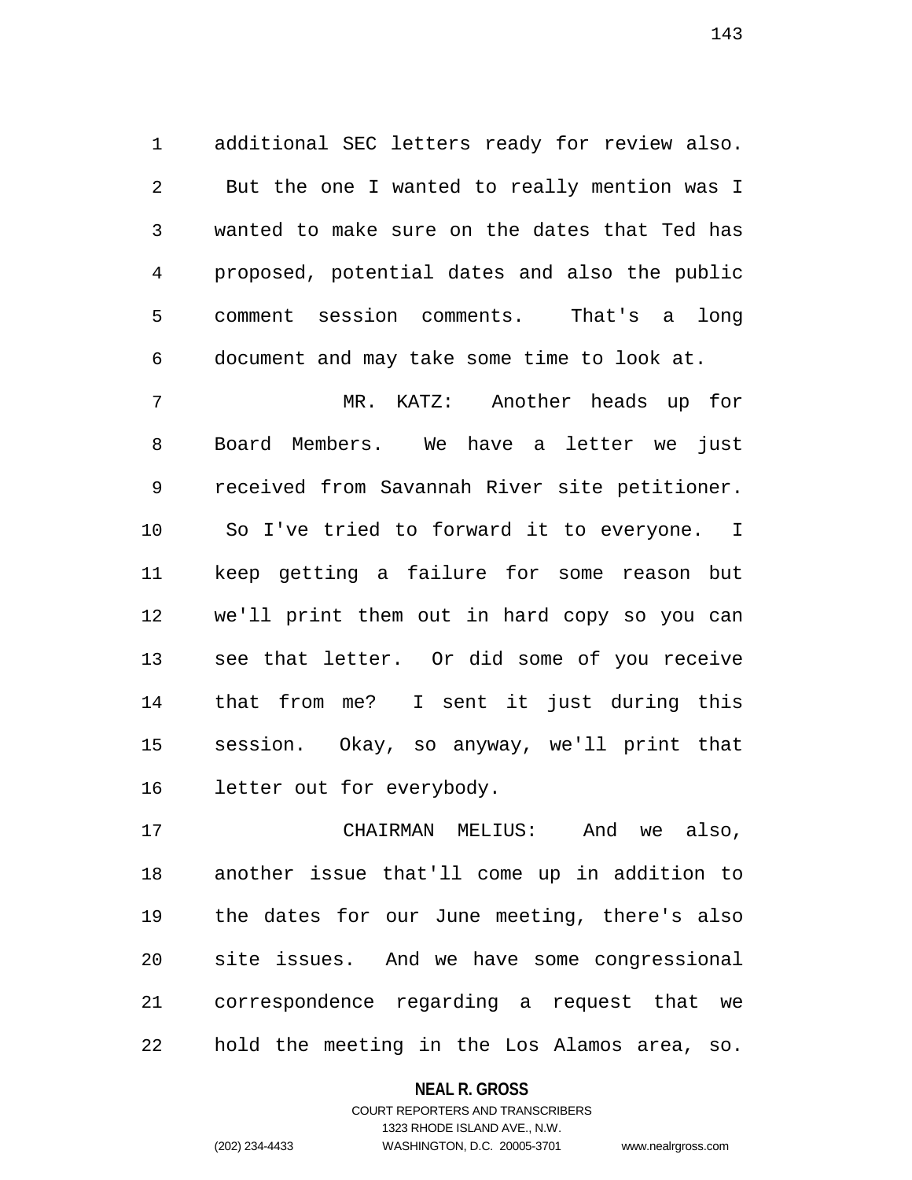additional SEC letters ready for review also. But the one I wanted to really mention was I wanted to make sure on the dates that Ted has proposed, potential dates and also the public comment session comments. That's a long document and may take some time to look at.

MR. KATZ: Another heads up for Board Members. We have a letter we just received from Savannah River site petitioner. So I've tried to forward it to everyone. I keep getting a failure for some reason but we'll print them out in hard copy so you can see that letter. Or did some of you receive that from me? I sent it just during this session. Okay, so anyway, we'll print that letter out for everybody.

CHAIRMAN MELIUS: And we also, another issue that'll come up in addition to the dates for our June meeting, there's also site issues. And we have some congressional correspondence regarding a request that we hold the meeting in the Los Alamos area, so.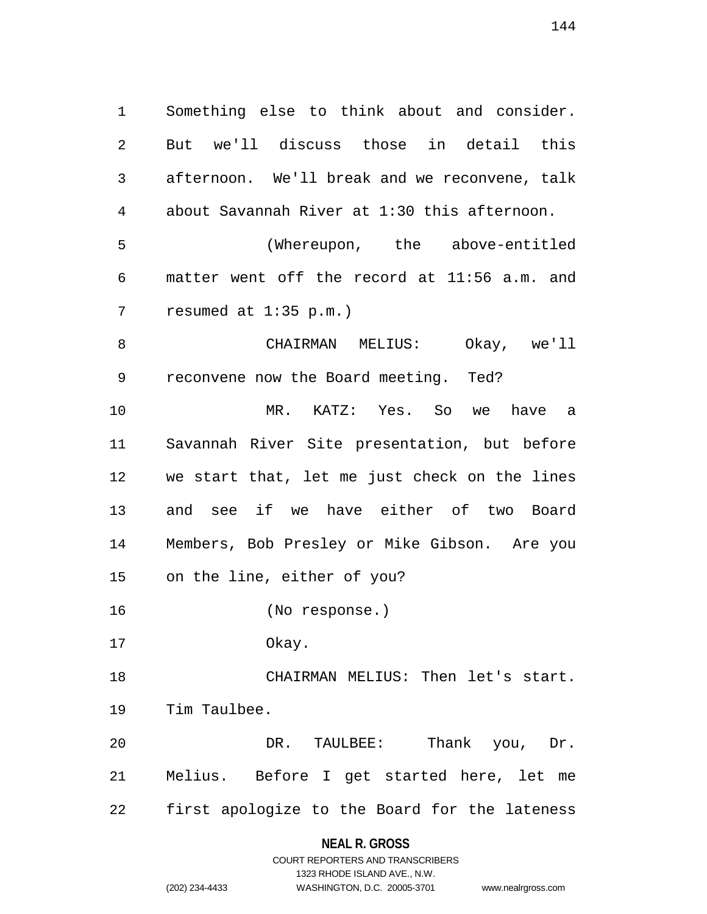Something else to think about and consider. But we'll discuss those in detail this afternoon. We'll break and we reconvene, talk about Savannah River at 1:30 this afternoon.

(Whereupon, the above-entitled matter went off the record at 11:56 a.m. and resumed at 1:35 p.m.)

CHAIRMAN MELIUS: Okay, we'll reconvene now the Board meeting. Ted?

MR. KATZ: Yes. So we have a Savannah River Site presentation, but before we start that, let me just check on the lines and see if we have either of two Board Members, Bob Presley or Mike Gibson. Are you on the line, either of you?

(No response.)

Okay.

CHAIRMAN MELIUS: Then let's start. Tim Taulbee.

DR. TAULBEE: Thank you, Dr. Melius. Before I get started here, let me first apologize to the Board for the lateness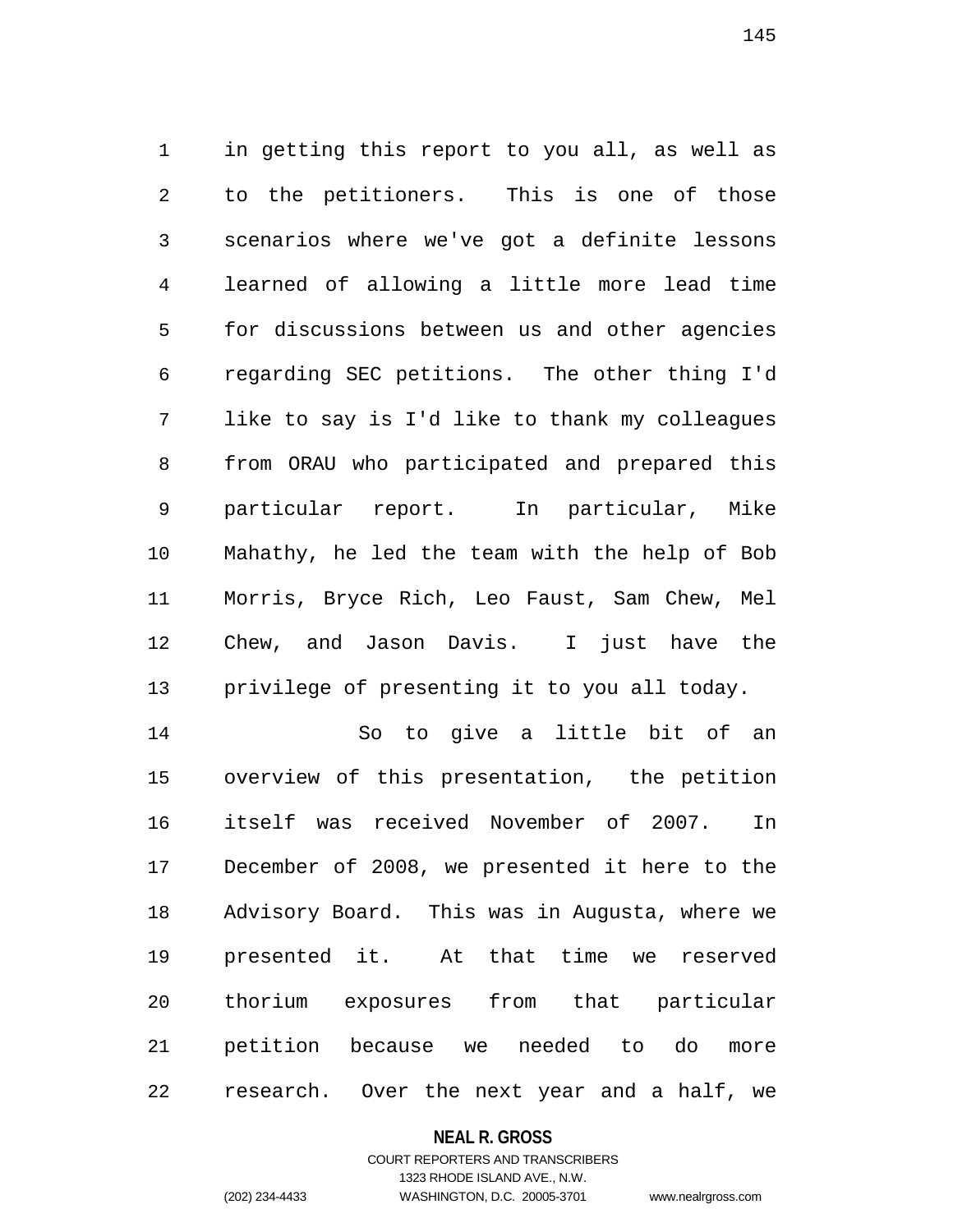in getting this report to you all, as well as to the petitioners. This is one of those scenarios where we've got a definite lessons learned of allowing a little more lead time for discussions between us and other agencies regarding SEC petitions. The other thing I'd like to say is I'd like to thank my colleagues from ORAU who participated and prepared this particular report. In particular, Mike Mahathy, he led the team with the help of Bob Morris, Bryce Rich, Leo Faust, Sam Chew, Mel Chew, and Jason Davis. I just have the privilege of presenting it to you all today.

So to give a little bit of an overview of this presentation, the petition itself was received November of 2007. In December of 2008, we presented it here to the Advisory Board. This was in Augusta, where we presented it. At that time we reserved thorium exposures from that particular petition because we needed to do more research. Over the next year and a half, we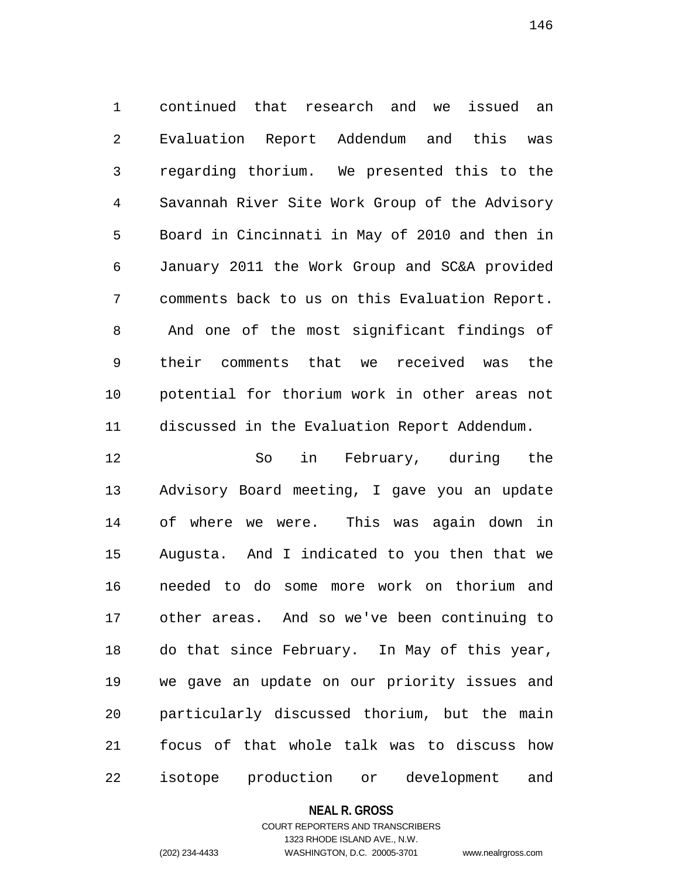continued that research and we issued an Evaluation Report Addendum and this was regarding thorium. We presented this to the Savannah River Site Work Group of the Advisory Board in Cincinnati in May of 2010 and then in January 2011 the Work Group and SC&A provided comments back to us on this Evaluation Report. And one of the most significant findings of their comments that we received was the potential for thorium work in other areas not discussed in the Evaluation Report Addendum.

So in February, during the Advisory Board meeting, I gave you an update of where we were. This was again down in Augusta. And I indicated to you then that we needed to do some more work on thorium and other areas. And so we've been continuing to do that since February. In May of this year, we gave an update on our priority issues and particularly discussed thorium, but the main focus of that whole talk was to discuss how isotope production or development and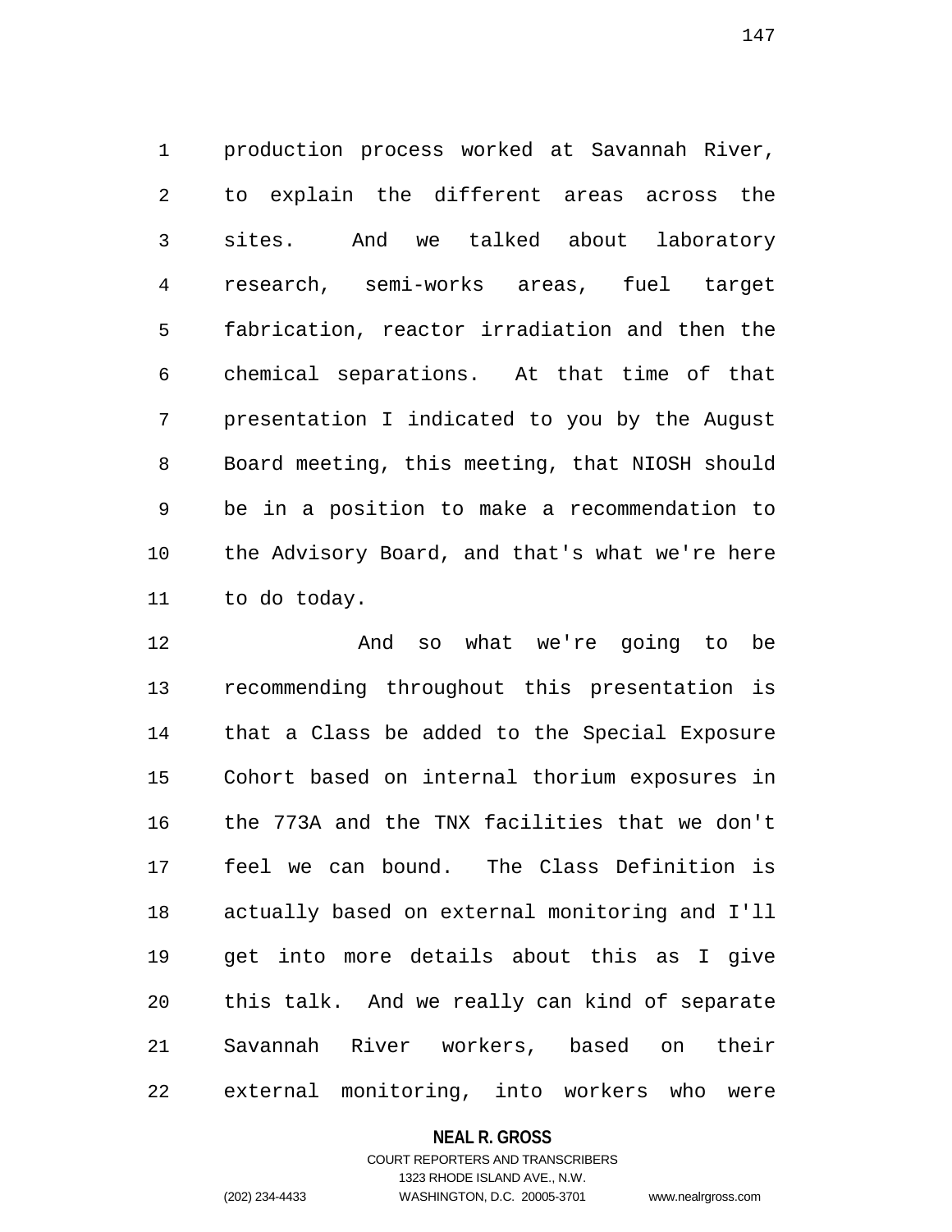production process worked at Savannah River, to explain the different areas across the sites. And we talked about laboratory research, semi-works areas, fuel target fabrication, reactor irradiation and then the chemical separations. At that time of that presentation I indicated to you by the August Board meeting, this meeting, that NIOSH should be in a position to make a recommendation to the Advisory Board, and that's what we're here to do today.

And so what we're going to be recommending throughout this presentation is that a Class be added to the Special Exposure Cohort based on internal thorium exposures in the 773A and the TNX facilities that we don't feel we can bound. The Class Definition is actually based on external monitoring and I'll get into more details about this as I give this talk. And we really can kind of separate Savannah River workers, based on their external monitoring, into workers who were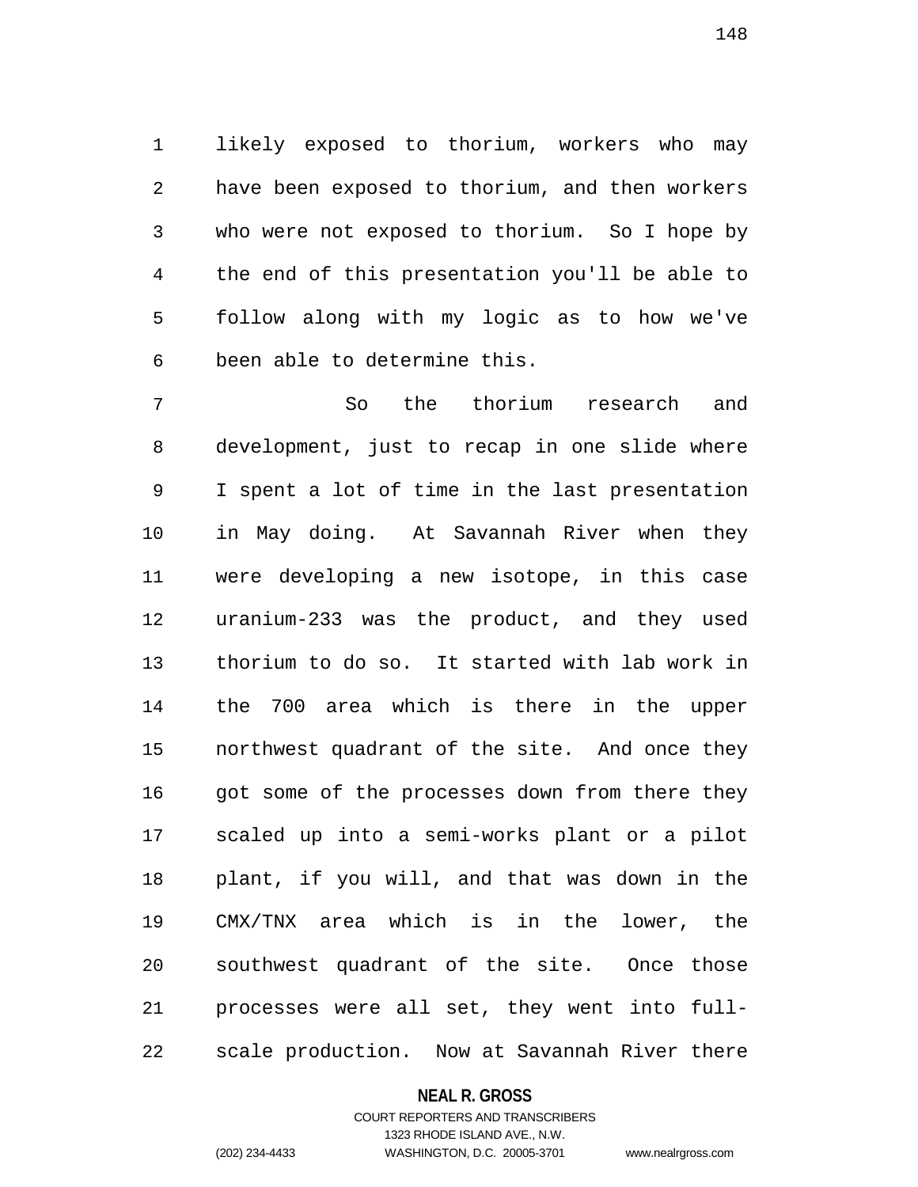likely exposed to thorium, workers who may have been exposed to thorium, and then workers who were not exposed to thorium. So I hope by the end of this presentation you'll be able to follow along with my logic as to how we've been able to determine this.

So the thorium research and development, just to recap in one slide where I spent a lot of time in the last presentation in May doing. At Savannah River when they were developing a new isotope, in this case uranium-233 was the product, and they used thorium to do so. It started with lab work in the 700 area which is there in the upper northwest quadrant of the site. And once they got some of the processes down from there they scaled up into a semi-works plant or a pilot plant, if you will, and that was down in the CMX/TNX area which is in the lower, the southwest quadrant of the site. Once those processes were all set, they went into full-scale production. Now at Savannah River there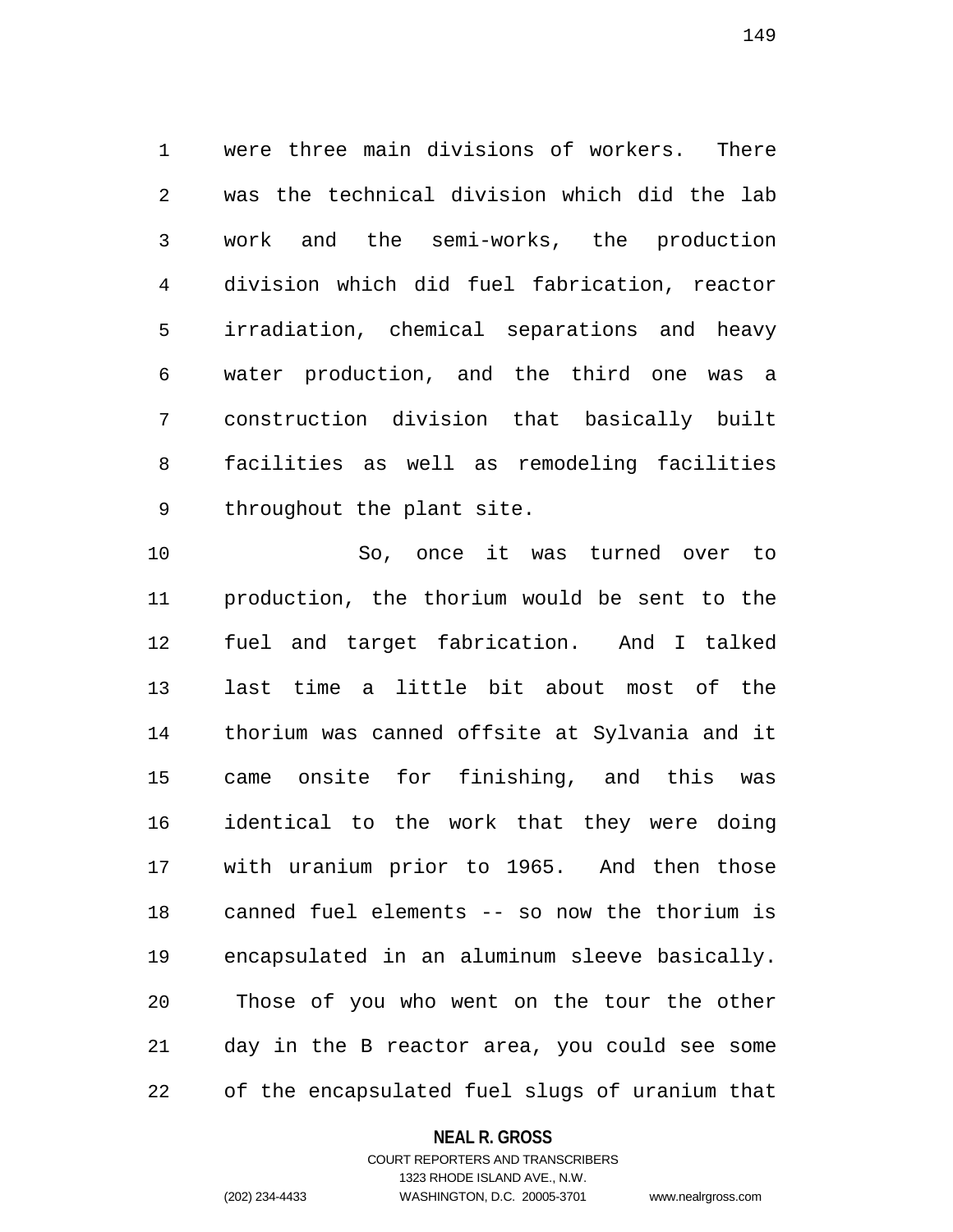were three main divisions of workers. There was the technical division which did the lab work and the semi-works, the production division which did fuel fabrication, reactor irradiation, chemical separations and heavy water production, and the third one was a construction division that basically built facilities as well as remodeling facilities throughout the plant site.

So, once it was turned over to production, the thorium would be sent to the fuel and target fabrication. And I talked last time a little bit about most of the thorium was canned offsite at Sylvania and it came onsite for finishing, and this was identical to the work that they were doing with uranium prior to 1965. And then those canned fuel elements -- so now the thorium is encapsulated in an aluminum sleeve basically. Those of you who went on the tour the other day in the B reactor area, you could see some of the encapsulated fuel slugs of uranium that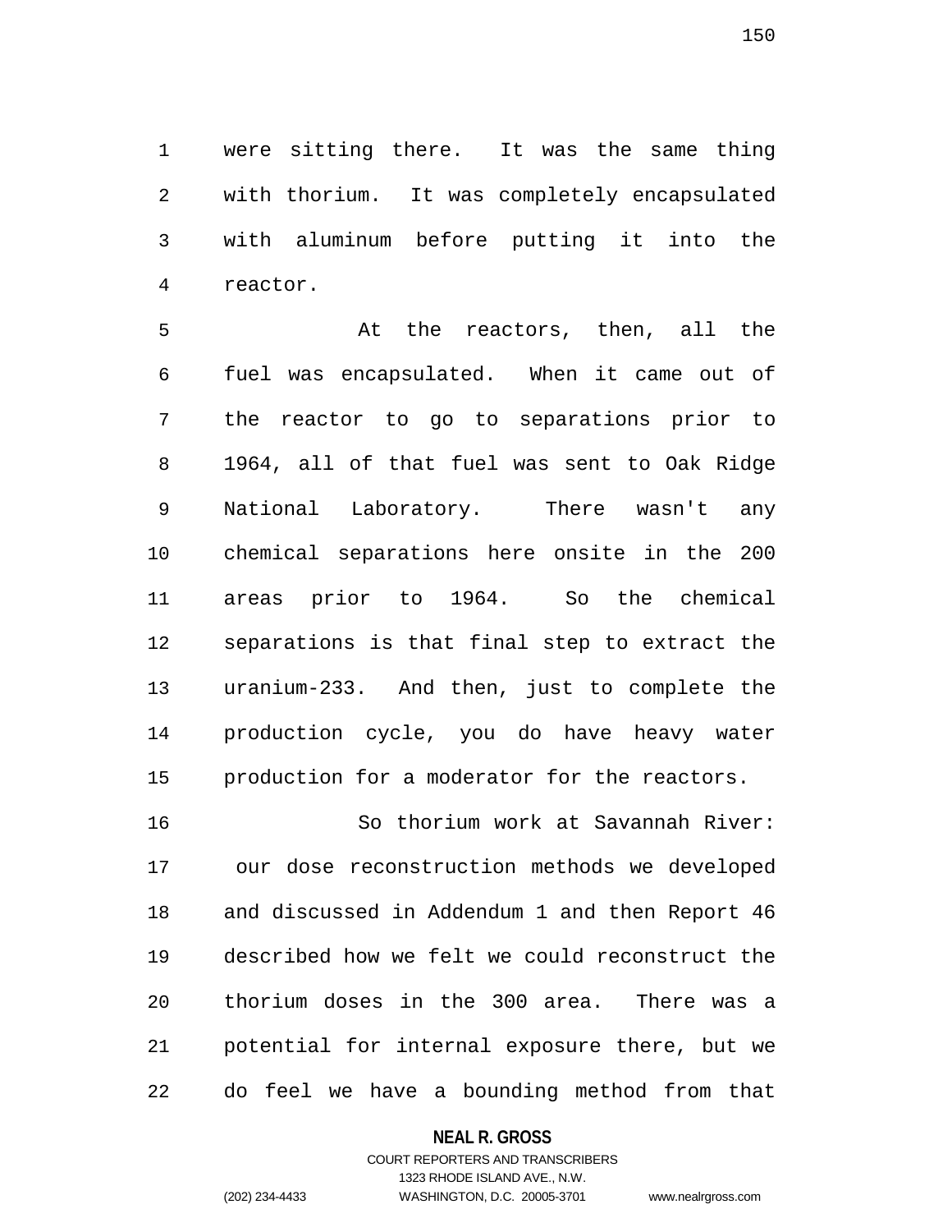were sitting there. It was the same thing with thorium. It was completely encapsulated with aluminum before putting it into the reactor.

At the reactors, then, all the fuel was encapsulated. When it came out of the reactor to go to separations prior to 1964, all of that fuel was sent to Oak Ridge National Laboratory. There wasn't any chemical separations here onsite in the 200 areas prior to 1964. So the chemical separations is that final step to extract the uranium-233. And then, just to complete the production cycle, you do have heavy water production for a moderator for the reactors.

So thorium work at Savannah River: our dose reconstruction methods we developed and discussed in Addendum 1 and then Report 46 described how we felt we could reconstruct the thorium doses in the 300 area. There was a potential for internal exposure there, but we do feel we have a bounding method from that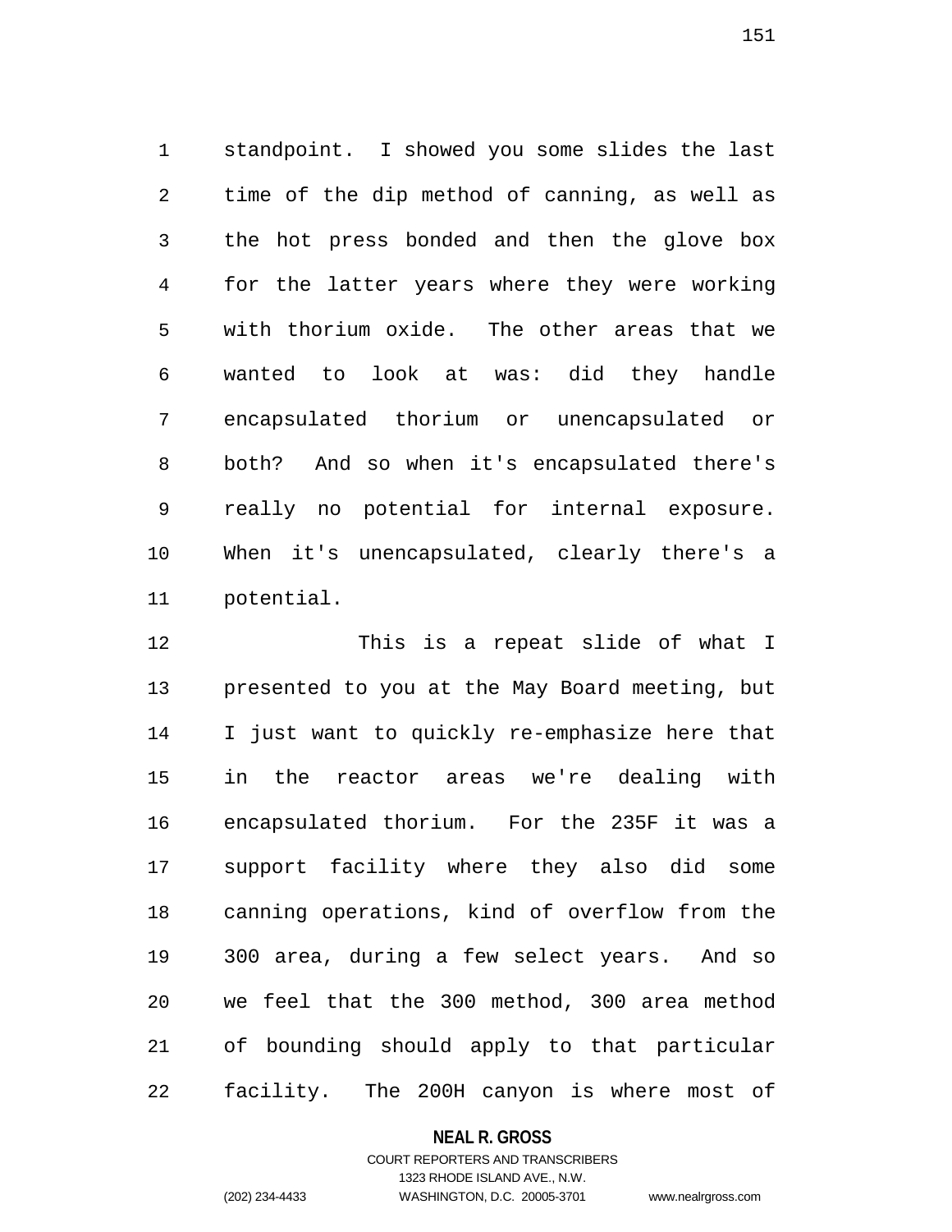standpoint. I showed you some slides the last time of the dip method of canning, as well as the hot press bonded and then the glove box for the latter years where they were working with thorium oxide. The other areas that we wanted to look at was: did they handle encapsulated thorium or unencapsulated or both? And so when it's encapsulated there's really no potential for internal exposure. When it's unencapsulated, clearly there's a potential.

This is a repeat slide of what I presented to you at the May Board meeting, but I just want to quickly re-emphasize here that in the reactor areas we're dealing with encapsulated thorium. For the 235F it was a support facility where they also did some canning operations, kind of overflow from the 300 area, during a few select years. And so we feel that the 300 method, 300 area method of bounding should apply to that particular facility. The 200H canyon is where most of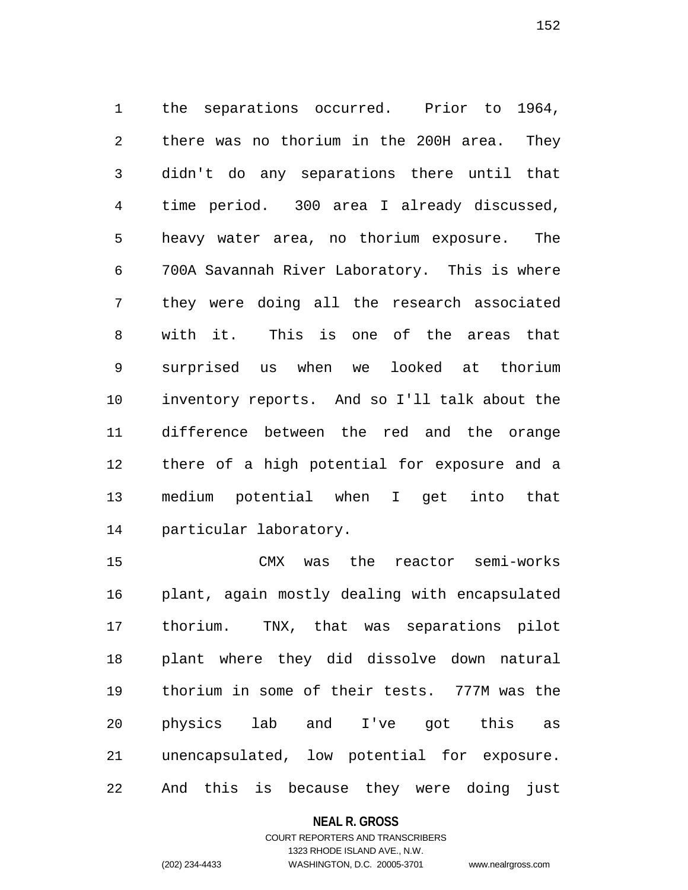the separations occurred. Prior to 1964, there was no thorium in the 200H area. They didn't do any separations there until that time period. 300 area I already discussed, heavy water area, no thorium exposure. The 700A Savannah River Laboratory. This is where they were doing all the research associated with it. This is one of the areas that surprised us when we looked at thorium inventory reports. And so I'll talk about the difference between the red and the orange there of a high potential for exposure and a medium potential when I get into that particular laboratory.

CMX was the reactor semi-works plant, again mostly dealing with encapsulated thorium. TNX, that was separations pilot plant where they did dissolve down natural thorium in some of their tests. 777M was the physics lab and I've got this as unencapsulated, low potential for exposure. And this is because they were doing just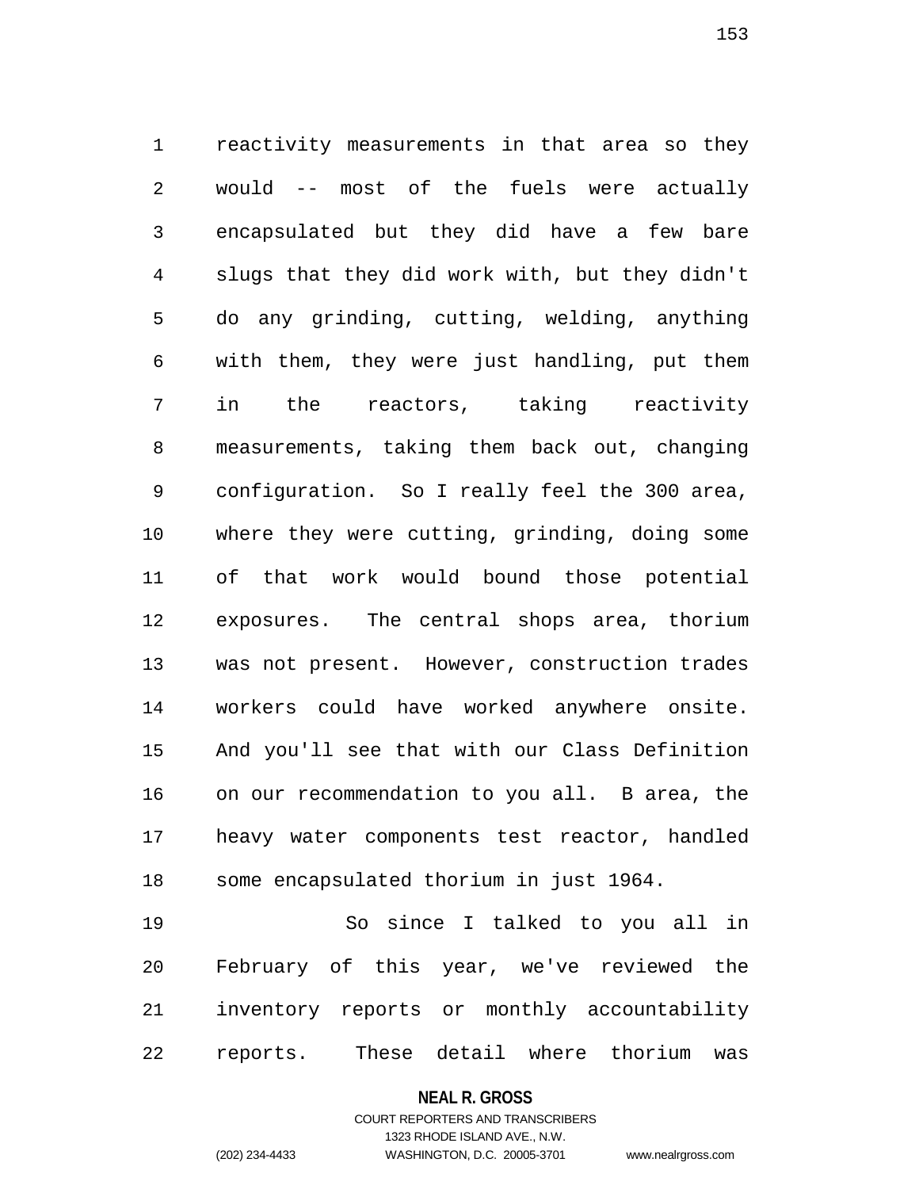reactivity measurements in that area so they would -- most of the fuels were actually encapsulated but they did have a few bare slugs that they did work with, but they didn't do any grinding, cutting, welding, anything with them, they were just handling, put them in the reactors, taking reactivity measurements, taking them back out, changing configuration. So I really feel the 300 area, where they were cutting, grinding, doing some of that work would bound those potential exposures. The central shops area, thorium was not present. However, construction trades workers could have worked anywhere onsite. And you'll see that with our Class Definition on our recommendation to you all. B area, the heavy water components test reactor, handled some encapsulated thorium in just 1964.

So since I talked to you all in February of this year, we've reviewed the inventory reports or monthly accountability reports. These detail where thorium was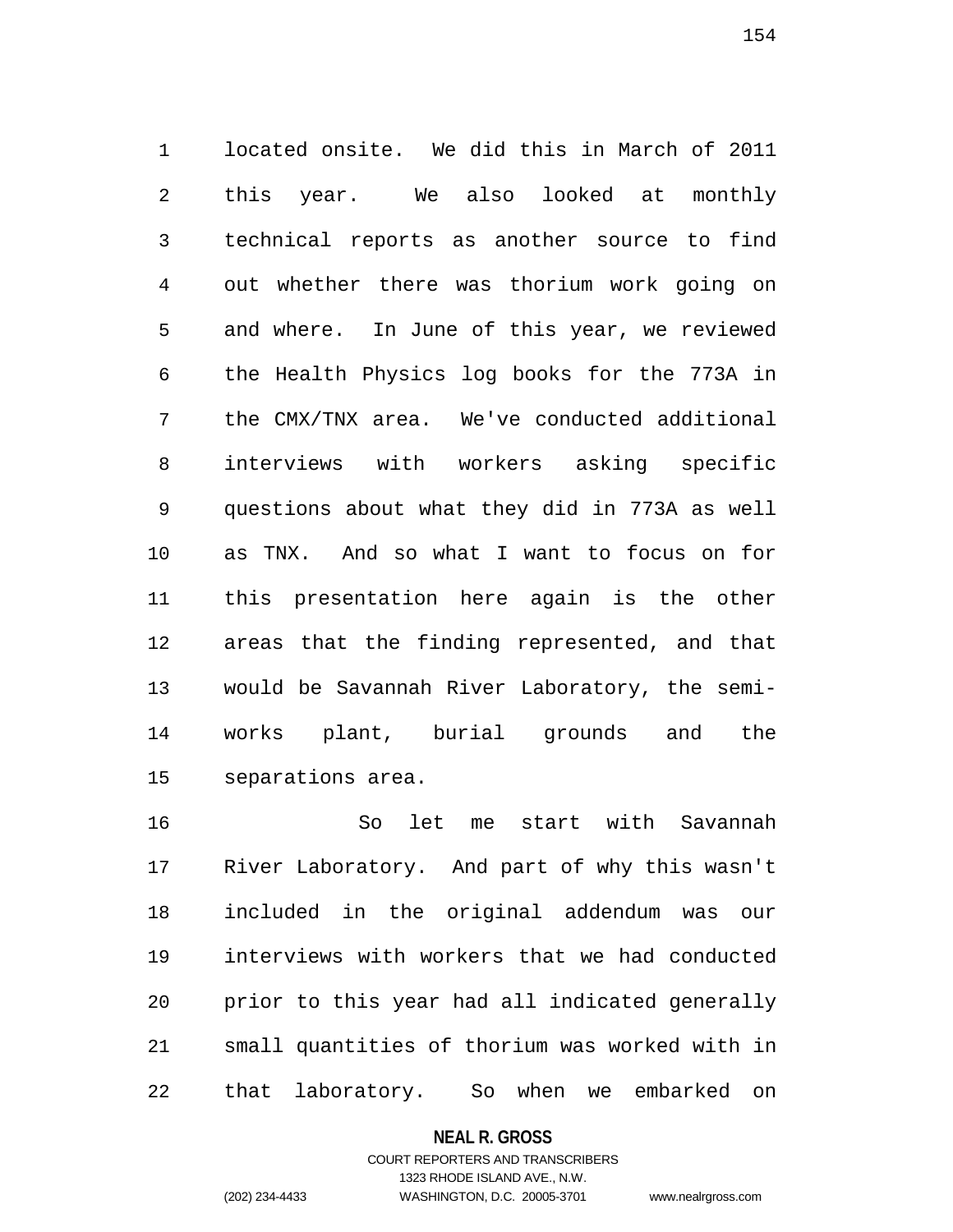located onsite. We did this in March of 2011 this year. We also looked at monthly technical reports as another source to find out whether there was thorium work going on and where. In June of this year, we reviewed the Health Physics log books for the 773A in the CMX/TNX area. We've conducted additional interviews with workers asking specific questions about what they did in 773A as well as TNX. And so what I want to focus on for this presentation here again is the other areas that the finding represented, and that would be Savannah River Laboratory, the semi-works plant, burial grounds and the separations area.

So let me start with Savannah River Laboratory. And part of why this wasn't included in the original addendum was our interviews with workers that we had conducted prior to this year had all indicated generally small quantities of thorium was worked with in that laboratory. So when we embarked on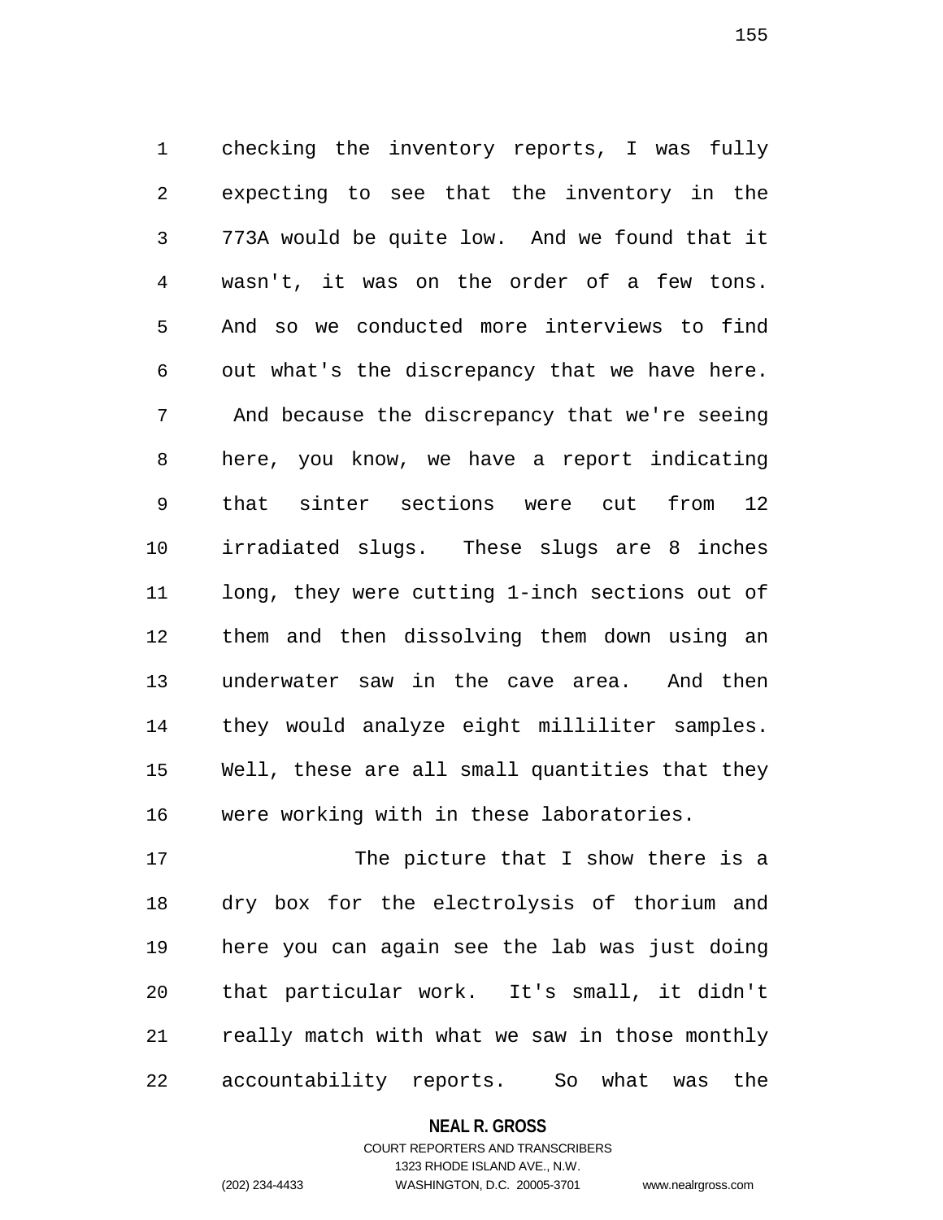checking the inventory reports, I was fully expecting to see that the inventory in the 773A would be quite low. And we found that it wasn't, it was on the order of a few tons. And so we conducted more interviews to find out what's the discrepancy that we have here. And because the discrepancy that we're seeing here, you know, we have a report indicating that sinter sections were cut from 12 irradiated slugs. These slugs are 8 inches long, they were cutting 1-inch sections out of them and then dissolving them down using an underwater saw in the cave area. And then they would analyze eight milliliter samples. Well, these are all small quantities that they were working with in these laboratories.

The picture that I show there is a dry box for the electrolysis of thorium and here you can again see the lab was just doing that particular work. It's small, it didn't really match with what we saw in those monthly accountability reports. So what was the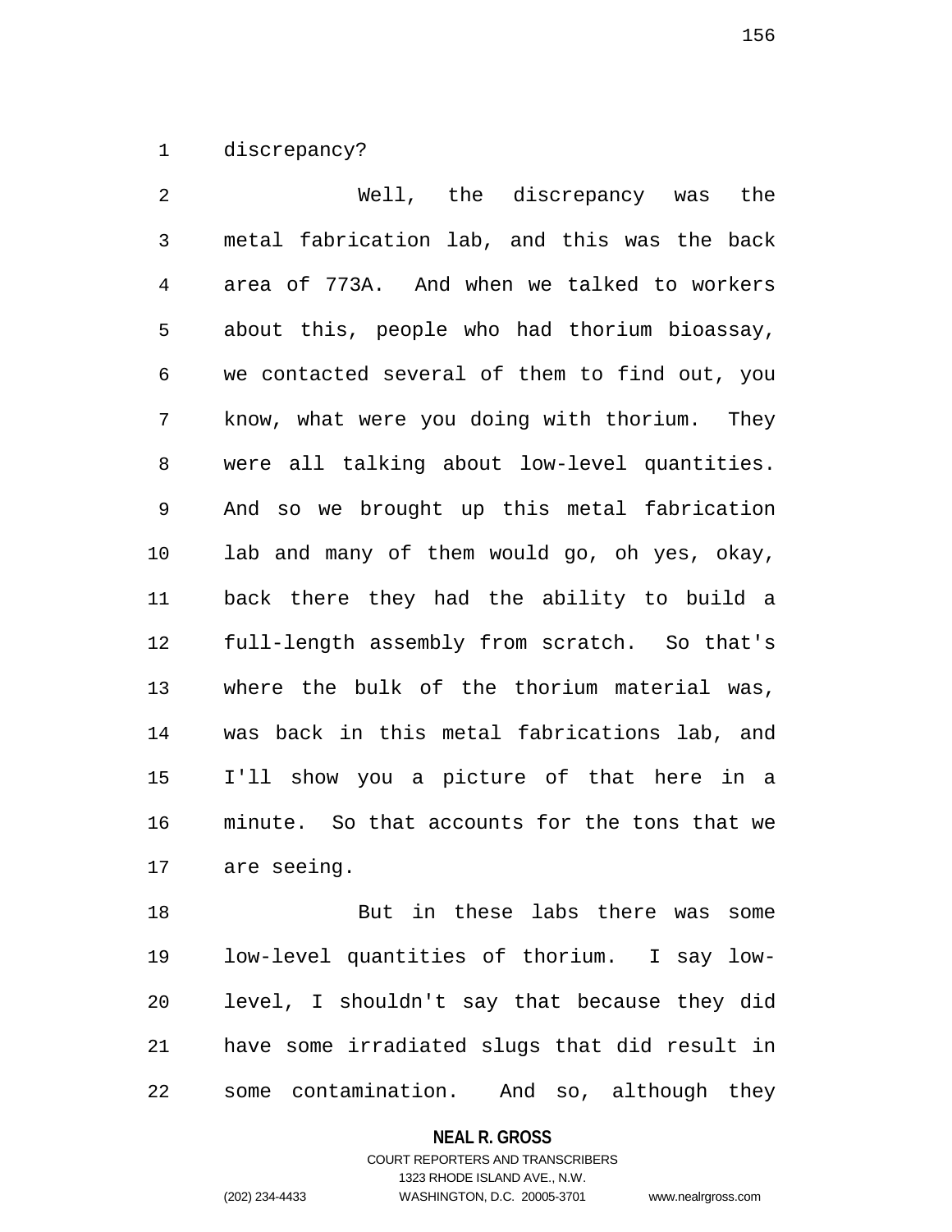discrepancy?

Well, the discrepancy was the metal fabrication lab, and this was the back area of 773A. And when we talked to workers about this, people who had thorium bioassay, we contacted several of them to find out, you know, what were you doing with thorium. They were all talking about low-level quantities. And so we brought up this metal fabrication lab and many of them would go, oh yes, okay, back there they had the ability to build a full-length assembly from scratch. So that's where the bulk of the thorium material was, was back in this metal fabrications lab, and I'll show you a picture of that here in a minute. So that accounts for the tons that we are seeing.

But in these labs there was some low-level quantities of thorium. I say low-level, I shouldn't say that because they did have some irradiated slugs that did result in some contamination. And so, although they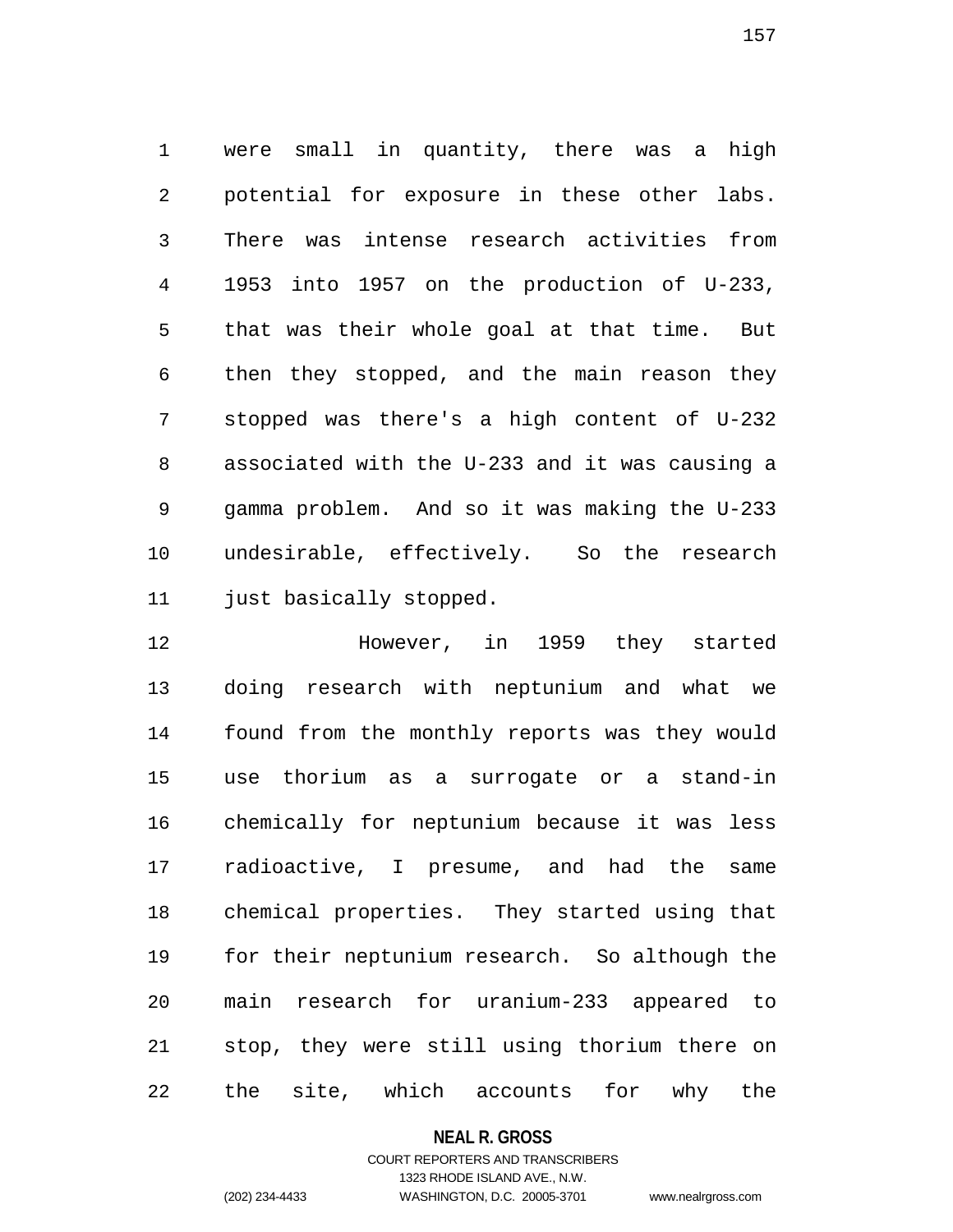were small in quantity, there was a high potential for exposure in these other labs. There was intense research activities from 1953 into 1957 on the production of U-233, that was their whole goal at that time. But then they stopped, and the main reason they stopped was there's a high content of U-232 associated with the U-233 and it was causing a gamma problem. And so it was making the U-233 undesirable, effectively. So the research just basically stopped.

However, in 1959 they started doing research with neptunium and what we found from the monthly reports was they would use thorium as a surrogate or a stand-in chemically for neptunium because it was less radioactive, I presume, and had the same chemical properties. They started using that for their neptunium research. So although the main research for uranium-233 appeared to stop, they were still using thorium there on the site, which accounts for why the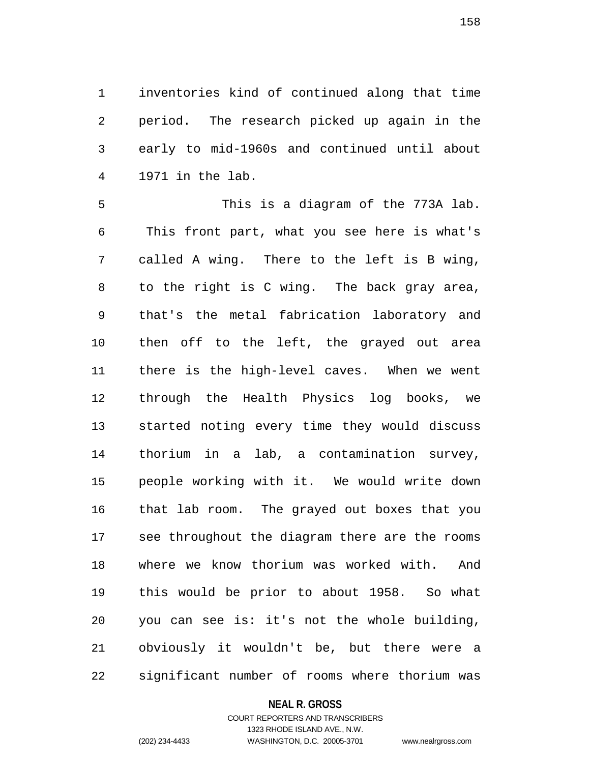inventories kind of continued along that time period. The research picked up again in the early to mid-1960s and continued until about 1971 in the lab.

This is a diagram of the 773A lab. This front part, what you see here is what's called A wing. There to the left is B wing, to the right is C wing. The back gray area, that's the metal fabrication laboratory and then off to the left, the grayed out area there is the high-level caves. When we went through the Health Physics log books, we started noting every time they would discuss thorium in a lab, a contamination survey, people working with it. We would write down that lab room. The grayed out boxes that you see throughout the diagram there are the rooms where we know thorium was worked with. And this would be prior to about 1958. So what you can see is: it's not the whole building, obviously it wouldn't be, but there were a significant number of rooms where thorium was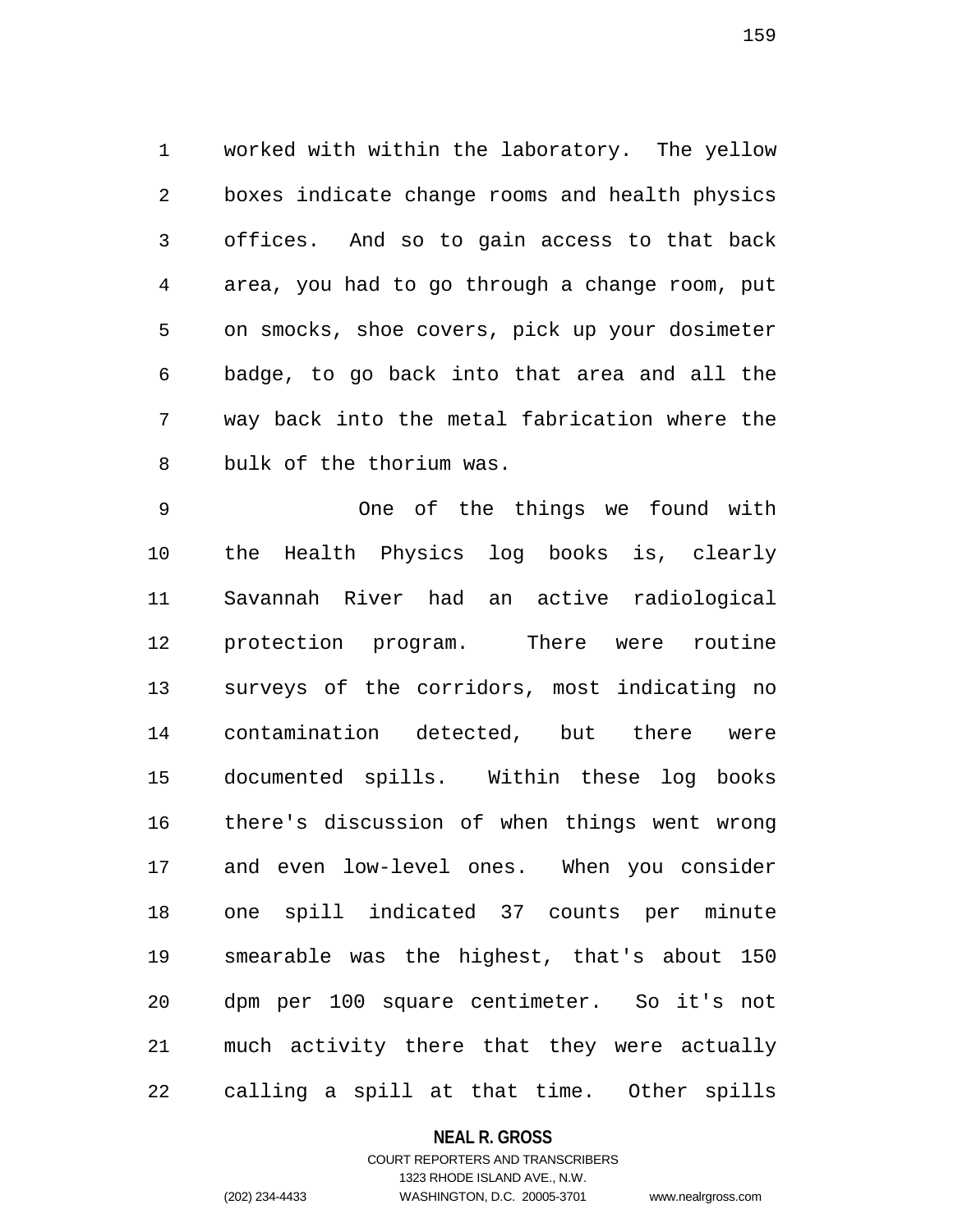worked with within the laboratory. The yellow boxes indicate change rooms and health physics offices. And so to gain access to that back area, you had to go through a change room, put on smocks, shoe covers, pick up your dosimeter badge, to go back into that area and all the way back into the metal fabrication where the bulk of the thorium was.

One of the things we found with the Health Physics log books is, clearly Savannah River had an active radiological protection program. There were routine surveys of the corridors, most indicating no contamination detected, but there were documented spills. Within these log books there's discussion of when things went wrong and even low-level ones. When you consider one spill indicated 37 counts per minute smearable was the highest, that's about 150 dpm per 100 square centimeter. So it's not much activity there that they were actually calling a spill at that time. Other spills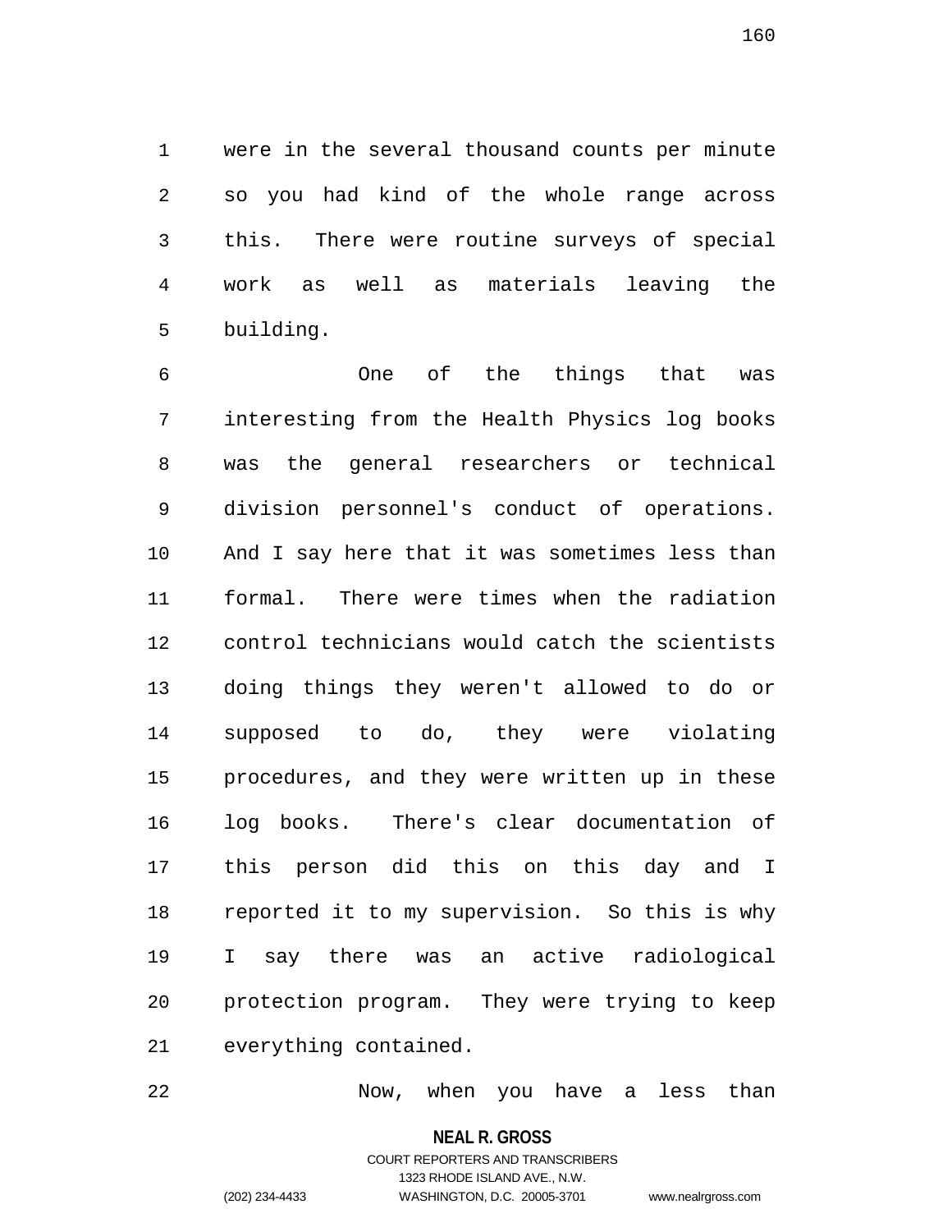were in the several thousand counts per minute so you had kind of the whole range across this. There were routine surveys of special work as well as materials leaving the building.

One of the things that was interesting from the Health Physics log books was the general researchers or technical division personnel's conduct of operations. And I say here that it was sometimes less than formal. There were times when the radiation control technicians would catch the scientists doing things they weren't allowed to do or supposed to do, they were violating procedures, and they were written up in these log books. There's clear documentation of this person did this on this day and I reported it to my supervision. So this is why I say there was an active radiological protection program. They were trying to keep everything contained.

Now, when you have a less than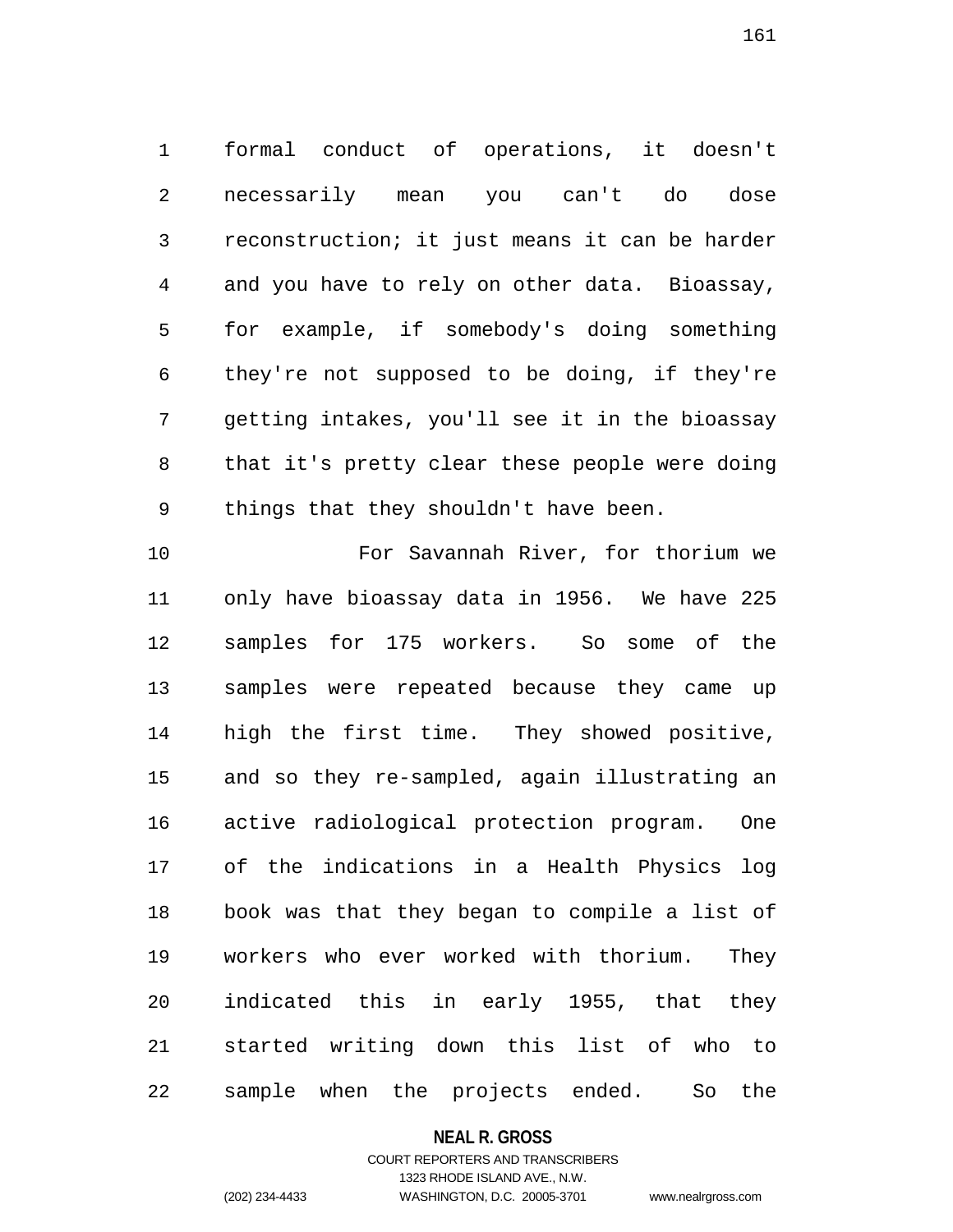formal conduct of operations, it doesn't necessarily mean you can't do dose reconstruction; it just means it can be harder and you have to rely on other data. Bioassay, for example, if somebody's doing something they're not supposed to be doing, if they're getting intakes, you'll see it in the bioassay that it's pretty clear these people were doing things that they shouldn't have been.

For Savannah River, for thorium we only have bioassay data in 1956. We have 225 samples for 175 workers. So some of the samples were repeated because they came up high the first time. They showed positive, and so they re-sampled, again illustrating an active radiological protection program. One of the indications in a Health Physics log book was that they began to compile a list of workers who ever worked with thorium. They indicated this in early 1955, that they started writing down this list of who to sample when the projects ended. So the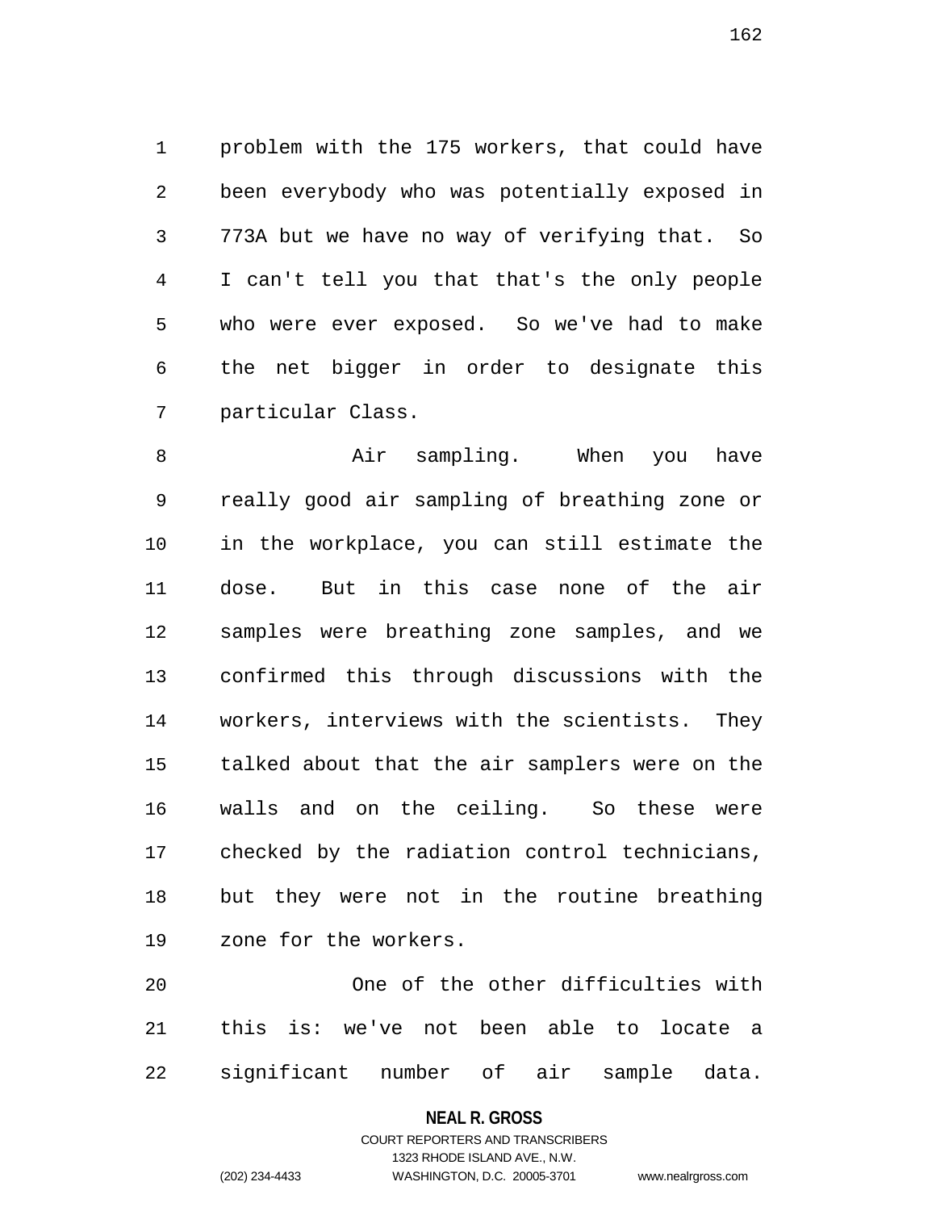problem with the 175 workers, that could have been everybody who was potentially exposed in 773A but we have no way of verifying that. So I can't tell you that that's the only people who were ever exposed. So we've had to make the net bigger in order to designate this particular Class.

Air sampling. When you have really good air sampling of breathing zone or in the workplace, you can still estimate the dose. But in this case none of the air samples were breathing zone samples, and we confirmed this through discussions with the workers, interviews with the scientists. They talked about that the air samplers were on the walls and on the ceiling. So these were checked by the radiation control technicians, but they were not in the routine breathing zone for the workers.

One of the other difficulties with this is: we've not been able to locate a significant number of air sample data.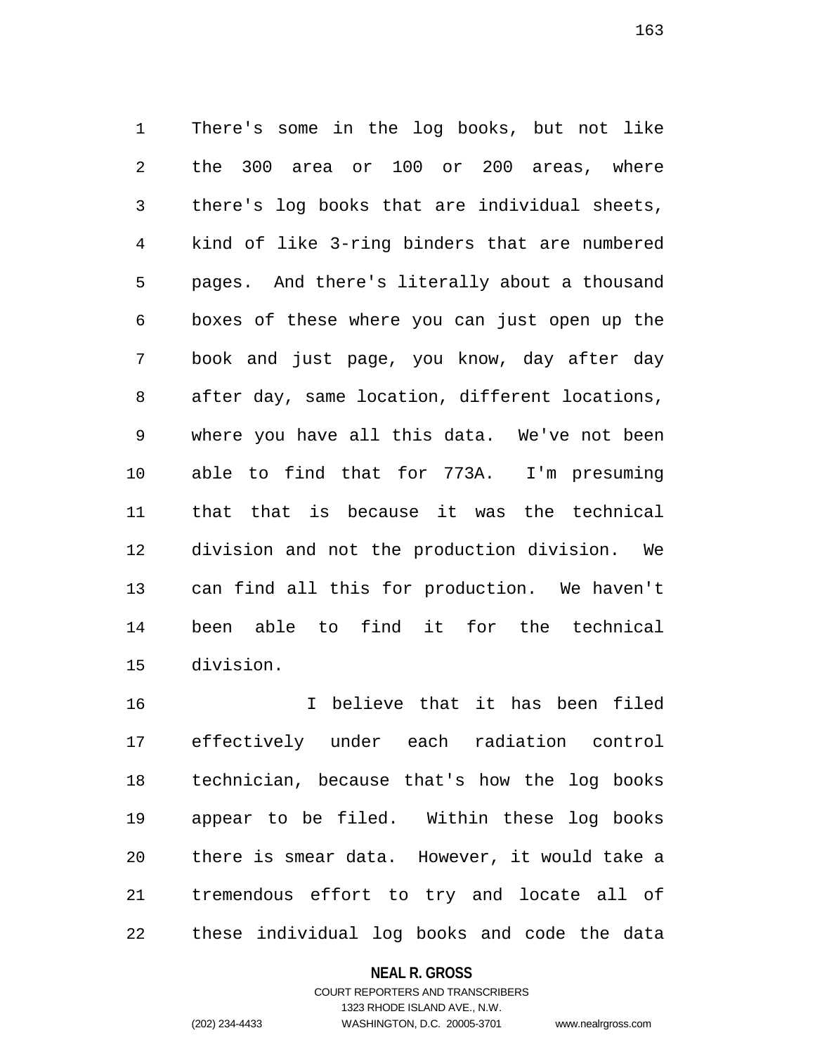There's some in the log books, but not like the 300 area or 100 or 200 areas, where there's log books that are individual sheets, kind of like 3-ring binders that are numbered pages. And there's literally about a thousand boxes of these where you can just open up the book and just page, you know, day after day after day, same location, different locations, where you have all this data. We've not been able to find that for 773A. I'm presuming that that is because it was the technical division and not the production division. We can find all this for production. We haven't been able to find it for the technical division.

I believe that it has been filed effectively under each radiation control technician, because that's how the log books appear to be filed. Within these log books there is smear data. However, it would take a tremendous effort to try and locate all of these individual log books and code the data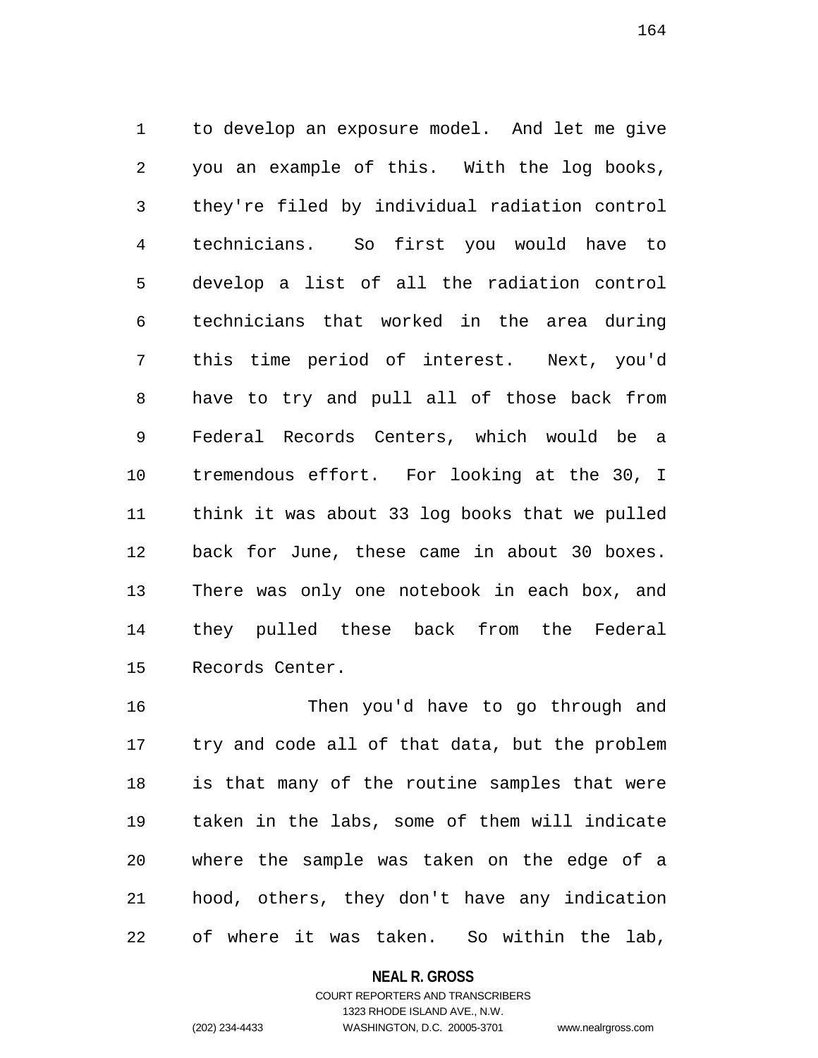to develop an exposure model. And let me give you an example of this. With the log books, they're filed by individual radiation control technicians. So first you would have to develop a list of all the radiation control technicians that worked in the area during this time period of interest. Next, you'd have to try and pull all of those back from Federal Records Centers, which would be a tremendous effort. For looking at the 30, I think it was about 33 log books that we pulled back for June, these came in about 30 boxes. There was only one notebook in each box, and they pulled these back from the Federal Records Center.

Then you'd have to go through and try and code all of that data, but the problem is that many of the routine samples that were taken in the labs, some of them will indicate where the sample was taken on the edge of a hood, others, they don't have any indication of where it was taken. So within the lab,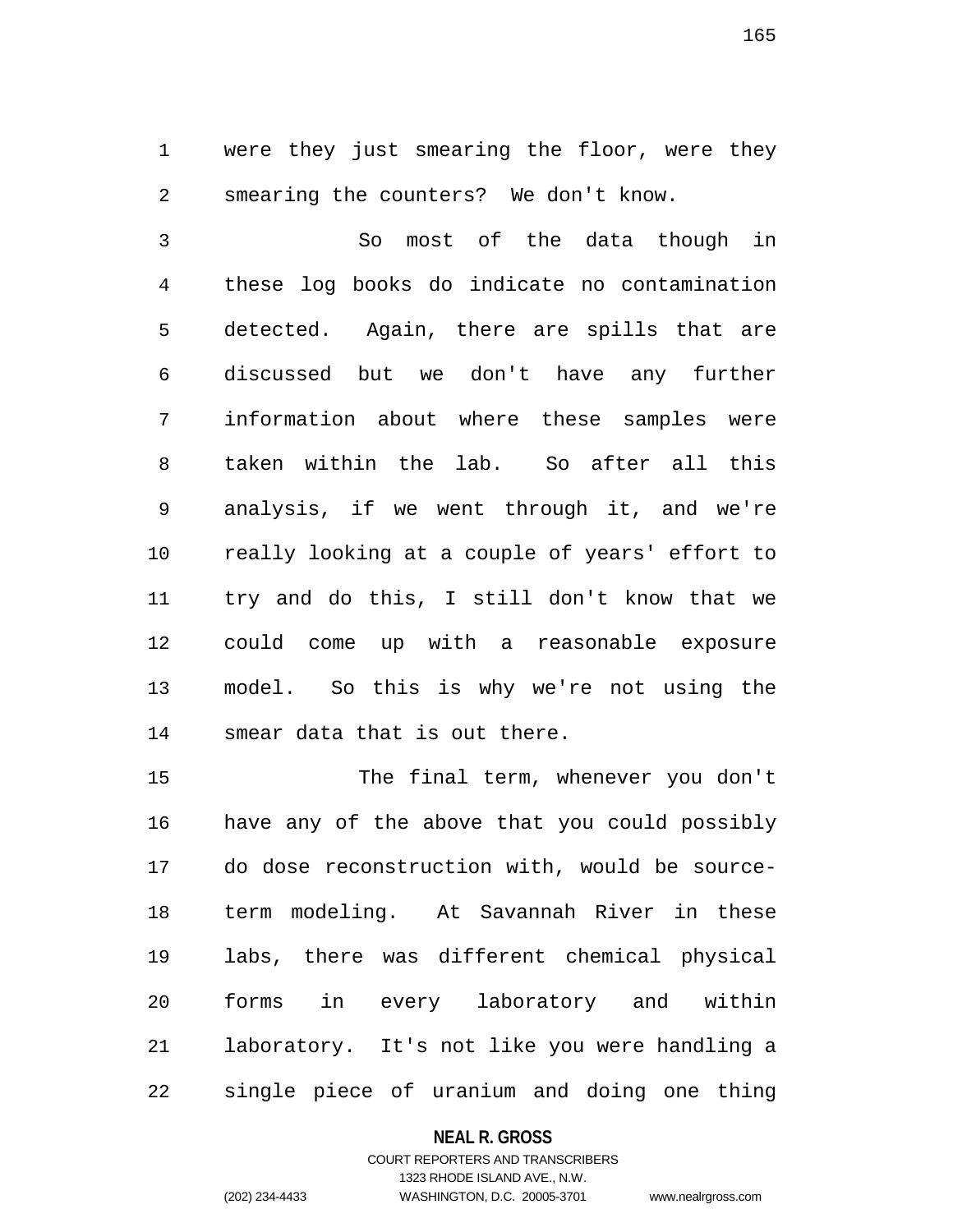were they just smearing the floor, were they smearing the counters? We don't know.

So most of the data though in these log books do indicate no contamination detected. Again, there are spills that are discussed but we don't have any further information about where these samples were taken within the lab. So after all this analysis, if we went through it, and we're really looking at a couple of years' effort to try and do this, I still don't know that we could come up with a reasonable exposure model. So this is why we're not using the smear data that is out there.

The final term, whenever you don't have any of the above that you could possibly do dose reconstruction with, would be source-term modeling. At Savannah River in these labs, there was different chemical physical forms in every laboratory and within laboratory. It's not like you were handling a single piece of uranium and doing one thing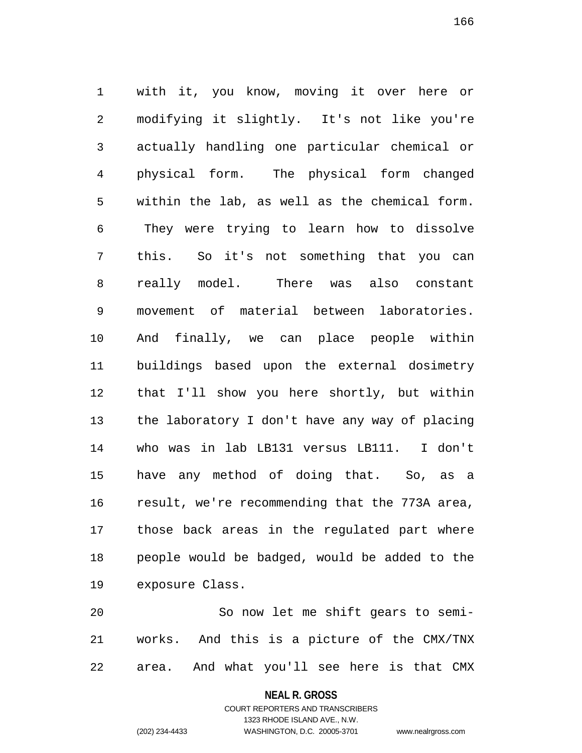with it, you know, moving it over here or modifying it slightly. It's not like you're actually handling one particular chemical or physical form. The physical form changed within the lab, as well as the chemical form. They were trying to learn how to dissolve this. So it's not something that you can really model. There was also constant movement of material between laboratories. And finally, we can place people within buildings based upon the external dosimetry that I'll show you here shortly, but within the laboratory I don't have any way of placing who was in lab LB131 versus LB111. I don't have any method of doing that. So, as a result, we're recommending that the 773A area, those back areas in the regulated part where people would be badged, would be added to the exposure Class.

So now let me shift gears to semi-works. And this is a picture of the CMX/TNX area. And what you'll see here is that CMX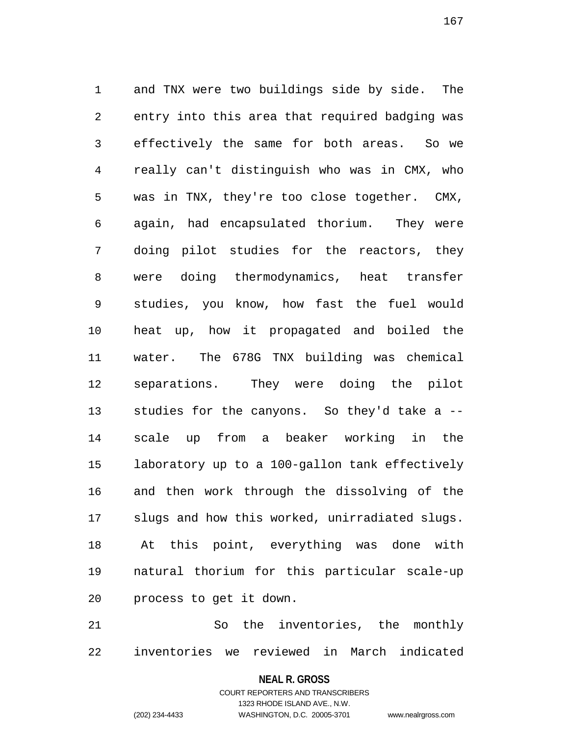and TNX were two buildings side by side. The entry into this area that required badging was effectively the same for both areas. So we really can't distinguish who was in CMX, who was in TNX, they're too close together. CMX, again, had encapsulated thorium. They were doing pilot studies for the reactors, they were doing thermodynamics, heat transfer studies, you know, how fast the fuel would heat up, how it propagated and boiled the water. The 678G TNX building was chemical separations. They were doing the pilot studies for the canyons. So they'd take a -- scale up from a beaker working in the laboratory up to a 100-gallon tank effectively and then work through the dissolving of the slugs and how this worked, unirradiated slugs. At this point, everything was done with natural thorium for this particular scale-up process to get it down.

So the inventories, the monthly inventories we reviewed in March indicated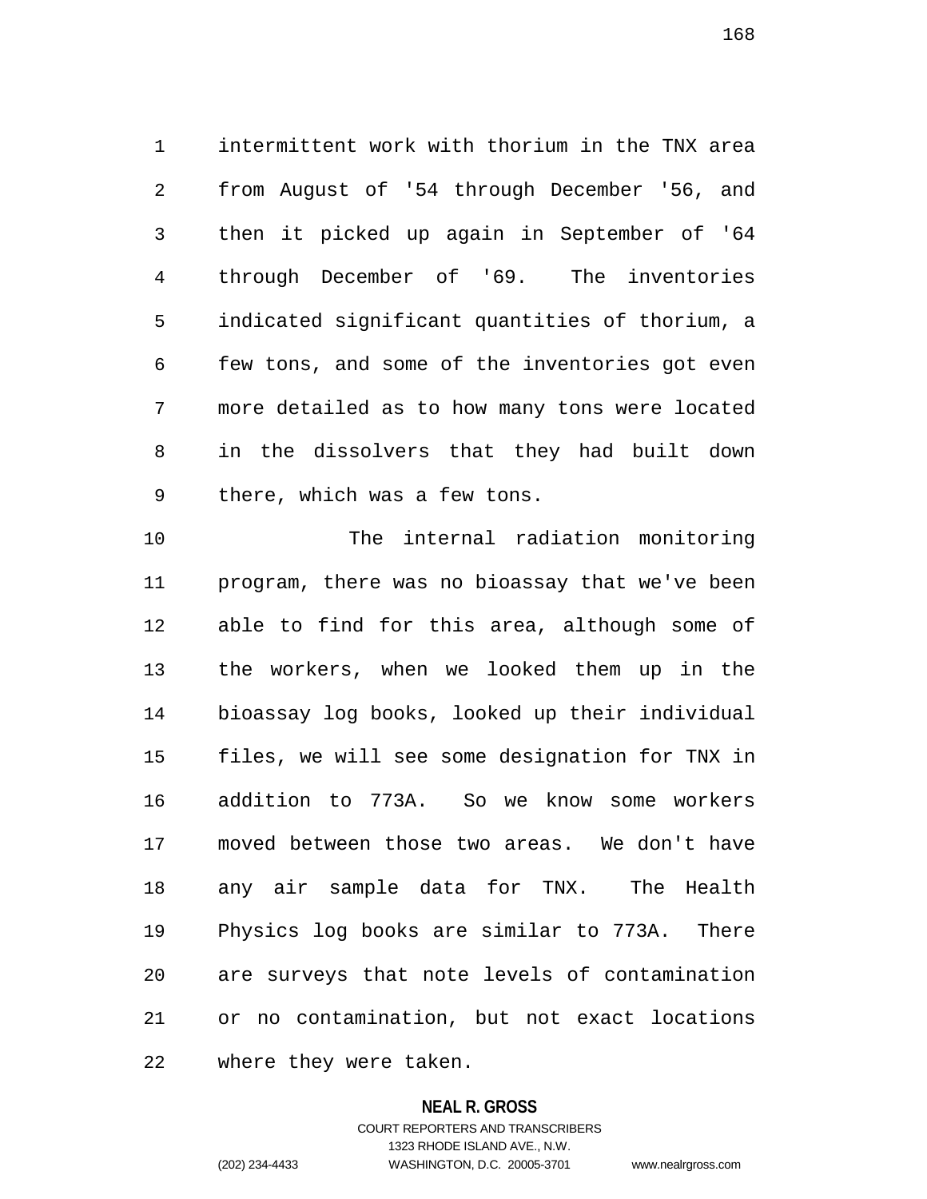intermittent work with thorium in the TNX area from August of '54 through December '56, and then it picked up again in September of '64 through December of '69. The inventories indicated significant quantities of thorium, a few tons, and some of the inventories got even more detailed as to how many tons were located in the dissolvers that they had built down there, which was a few tons.

The internal radiation monitoring program, there was no bioassay that we've been able to find for this area, although some of the workers, when we looked them up in the bioassay log books, looked up their individual files, we will see some designation for TNX in addition to 773A. So we know some workers moved between those two areas. We don't have any air sample data for TNX. The Health Physics log books are similar to 773A. There are surveys that note levels of contamination or no contamination, but not exact locations where they were taken.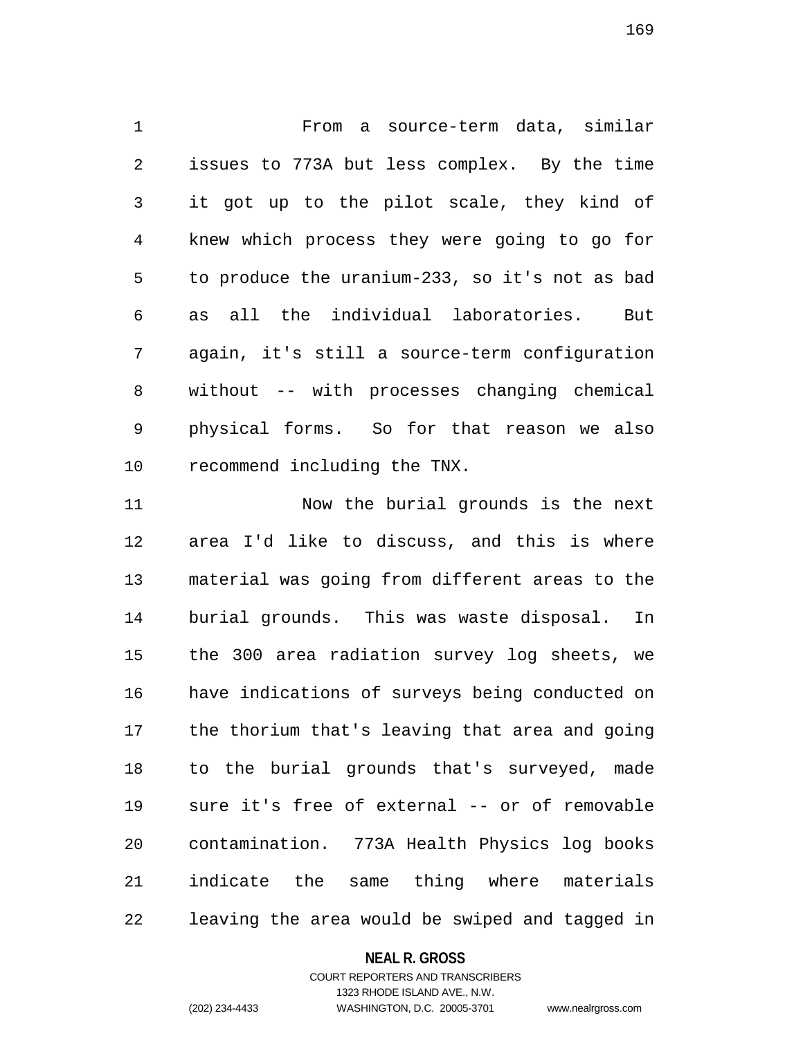From a source-term data, similar issues to 773A but less complex. By the time it got up to the pilot scale, they kind of knew which process they were going to go for to produce the uranium-233, so it's not as bad as all the individual laboratories. But again, it's still a source-term configuration without -- with processes changing chemical physical forms. So for that reason we also recommend including the TNX.

Now the burial grounds is the next area I'd like to discuss, and this is where material was going from different areas to the burial grounds. This was waste disposal. In the 300 area radiation survey log sheets, we have indications of surveys being conducted on the thorium that's leaving that area and going to the burial grounds that's surveyed, made sure it's free of external -- or of removable contamination. 773A Health Physics log books indicate the same thing where materials leaving the area would be swiped and tagged in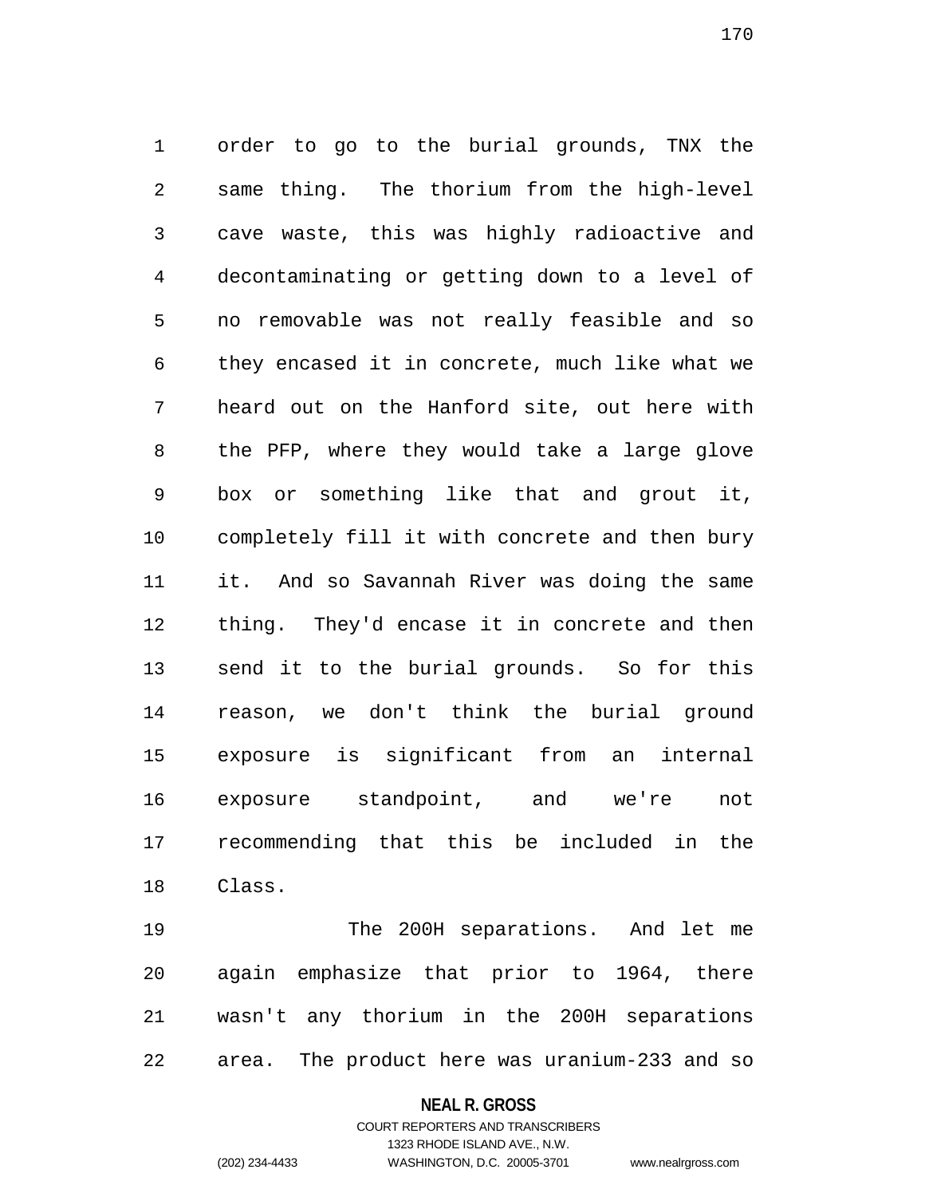order to go to the burial grounds, TNX the same thing. The thorium from the high-level cave waste, this was highly radioactive and decontaminating or getting down to a level of no removable was not really feasible and so they encased it in concrete, much like what we heard out on the Hanford site, out here with the PFP, where they would take a large glove box or something like that and grout it, completely fill it with concrete and then bury it. And so Savannah River was doing the same thing. They'd encase it in concrete and then send it to the burial grounds. So for this reason, we don't think the burial ground exposure is significant from an internal exposure standpoint, and we're not recommending that this be included in the Class.

The 200H separations. And let me again emphasize that prior to 1964, there wasn't any thorium in the 200H separations area. The product here was uranium-233 and so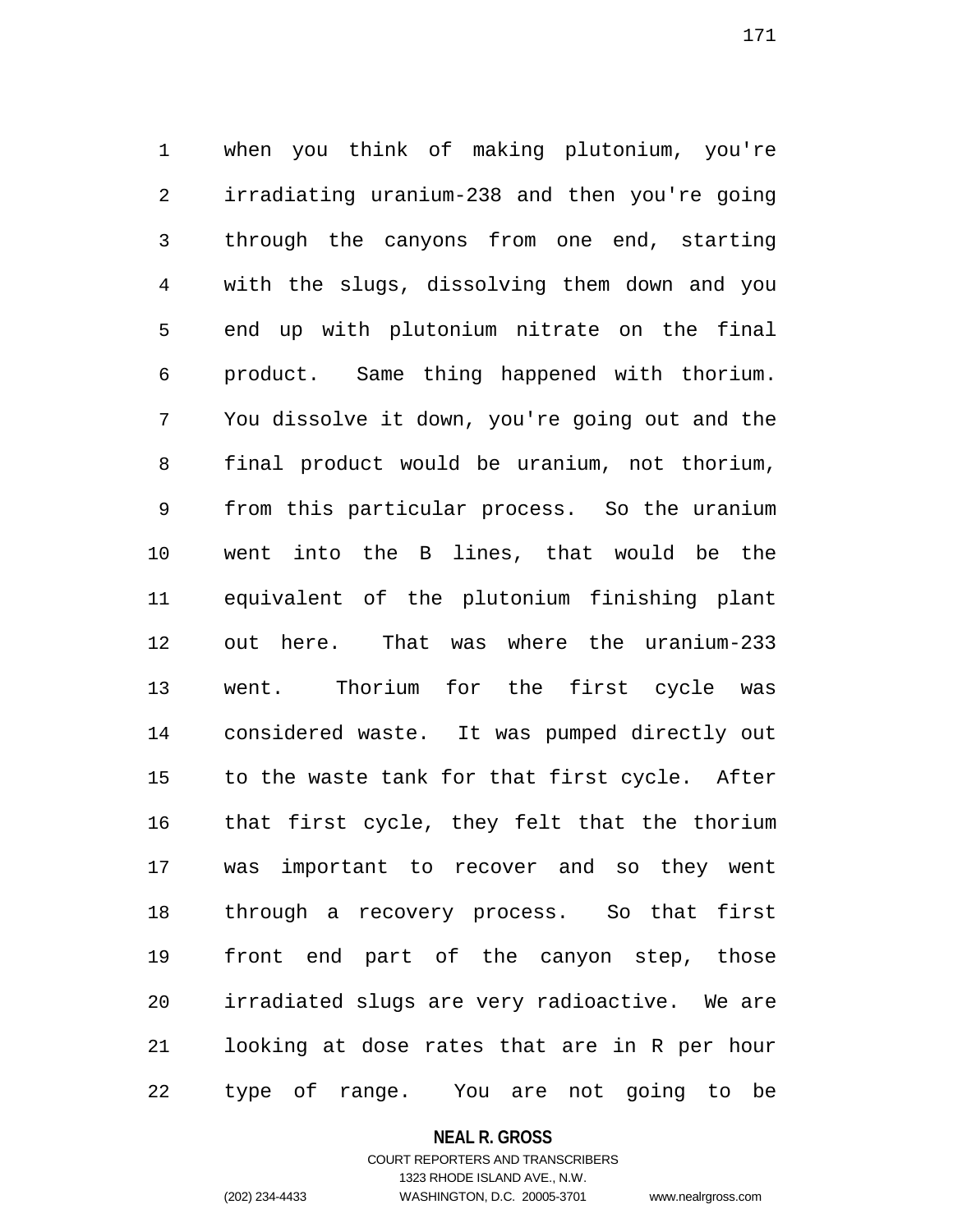when you think of making plutonium, you're irradiating uranium-238 and then you're going through the canyons from one end, starting with the slugs, dissolving them down and you end up with plutonium nitrate on the final product. Same thing happened with thorium. You dissolve it down, you're going out and the final product would be uranium, not thorium, from this particular process. So the uranium went into the B lines, that would be the equivalent of the plutonium finishing plant out here. That was where the uranium-233 went. Thorium for the first cycle was considered waste. It was pumped directly out to the waste tank for that first cycle. After that first cycle, they felt that the thorium was important to recover and so they went through a recovery process. So that first front end part of the canyon step, those irradiated slugs are very radioactive. We are looking at dose rates that are in R per hour type of range. You are not going to be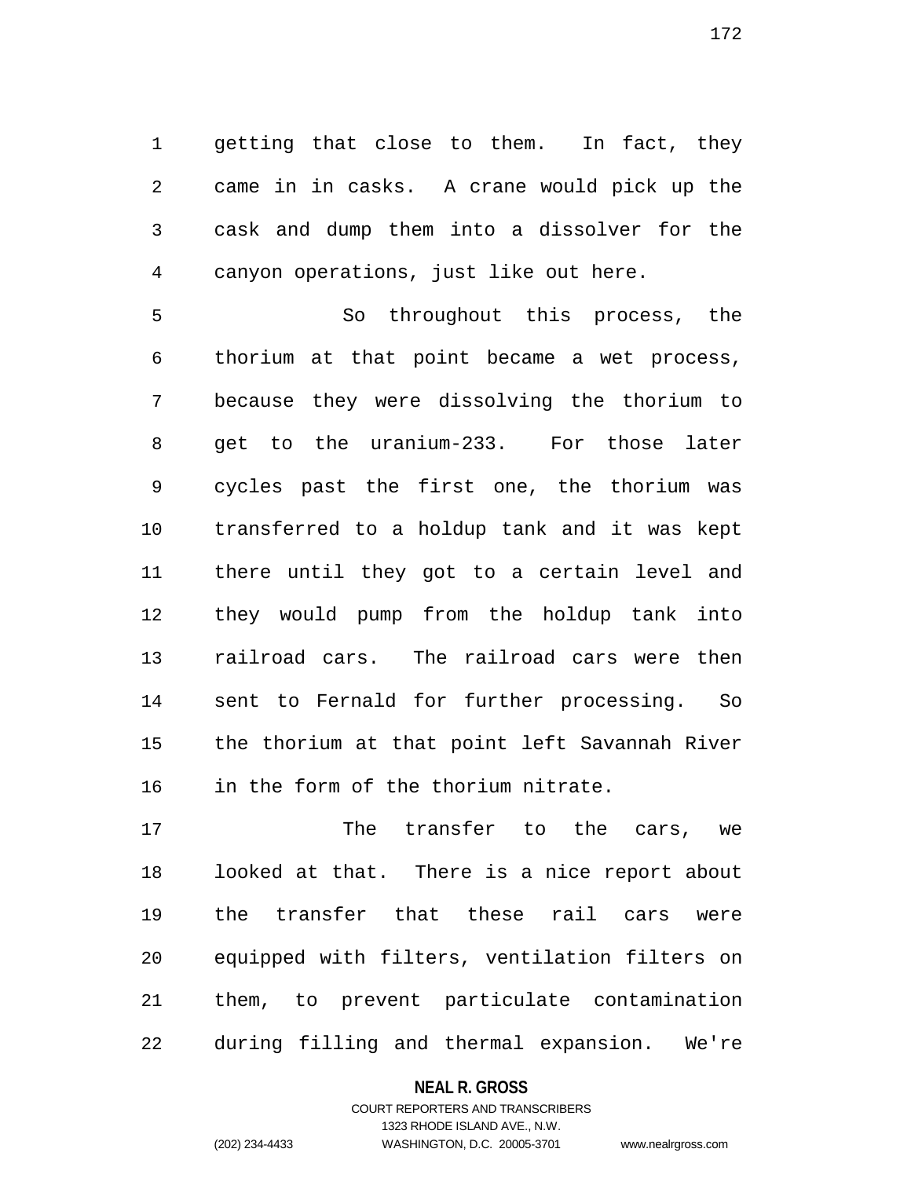getting that close to them. In fact, they came in in casks. A crane would pick up the cask and dump them into a dissolver for the canyon operations, just like out here.

So throughout this process, the thorium at that point became a wet process, because they were dissolving the thorium to get to the uranium-233. For those later cycles past the first one, the thorium was transferred to a holdup tank and it was kept there until they got to a certain level and they would pump from the holdup tank into railroad cars. The railroad cars were then sent to Fernald for further processing. So the thorium at that point left Savannah River in the form of the thorium nitrate.

The transfer to the cars, we looked at that. There is a nice report about the transfer that these rail cars were equipped with filters, ventilation filters on them, to prevent particulate contamination during filling and thermal expansion. We're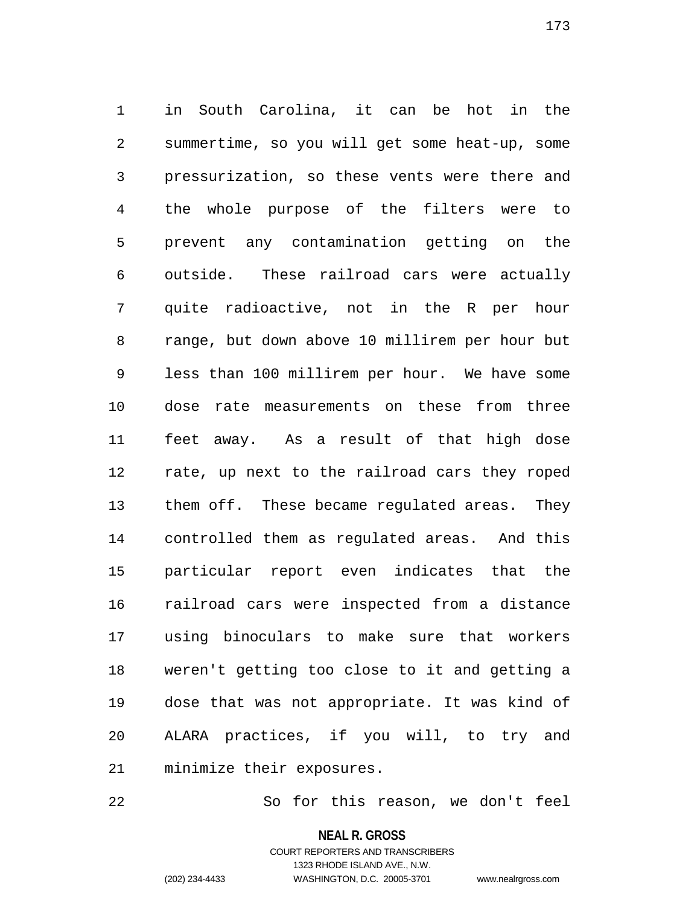in South Carolina, it can be hot in the summertime, so you will get some heat-up, some pressurization, so these vents were there and the whole purpose of the filters were to prevent any contamination getting on the outside. These railroad cars were actually quite radioactive, not in the R per hour range, but down above 10 millirem per hour but less than 100 millirem per hour. We have some dose rate measurements on these from three feet away. As a result of that high dose rate, up next to the railroad cars they roped them off. These became regulated areas. They controlled them as regulated areas. And this particular report even indicates that the railroad cars were inspected from a distance using binoculars to make sure that workers weren't getting too close to it and getting a dose that was not appropriate. It was kind of ALARA practices, if you will, to try and minimize their exposures.

So for this reason, we don't feel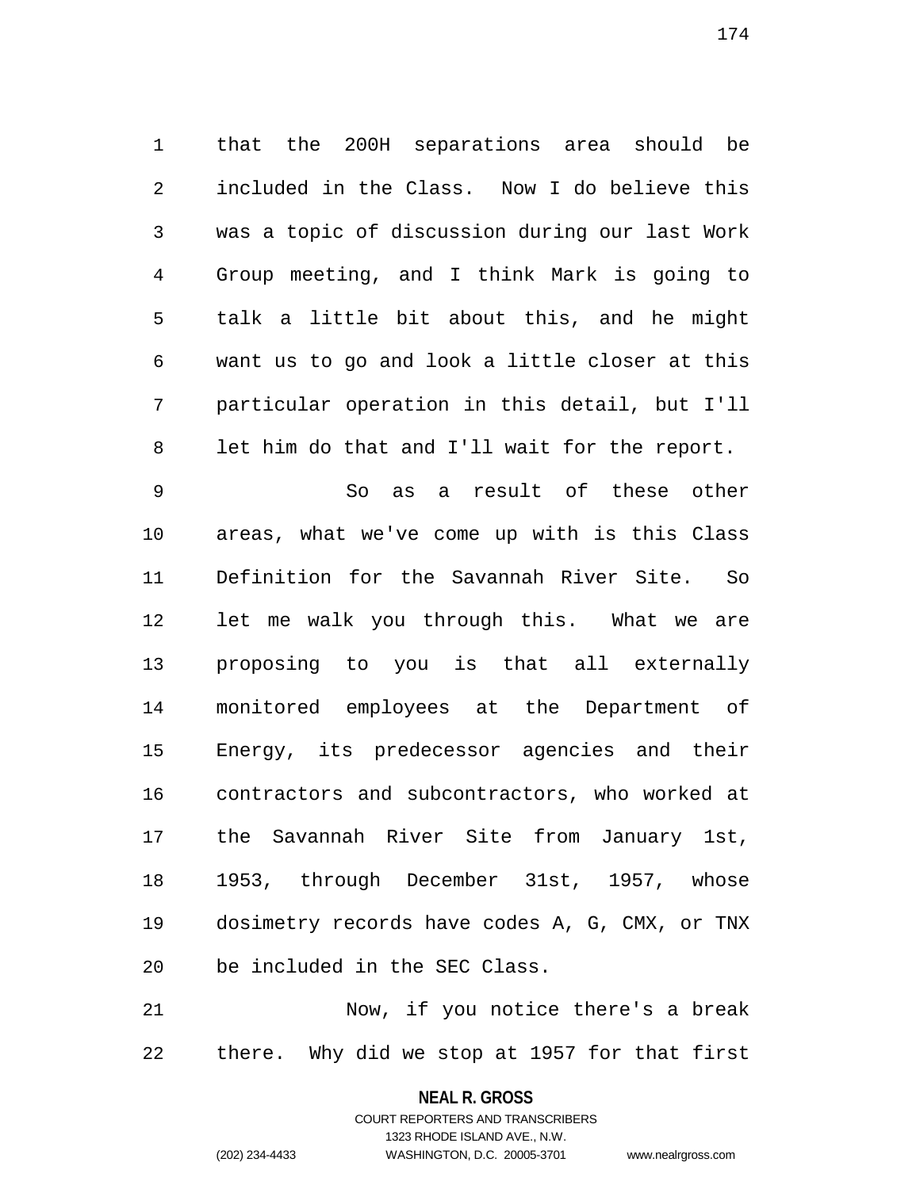that the 200H separations area should be included in the Class. Now I do believe this was a topic of discussion during our last Work Group meeting, and I think Mark is going to talk a little bit about this, and he might want us to go and look a little closer at this particular operation in this detail, but I'll let him do that and I'll wait for the report.

So as a result of these other areas, what we've come up with is this Class Definition for the Savannah River Site. So let me walk you through this. What we are proposing to you is that all externally monitored employees at the Department of Energy, its predecessor agencies and their contractors and subcontractors, who worked at the Savannah River Site from January 1st, 1953, through December 31st, 1957, whose dosimetry records have codes A, G, CMX, or TNX be included in the SEC Class.

Now, if you notice there's a break there. Why did we stop at 1957 for that first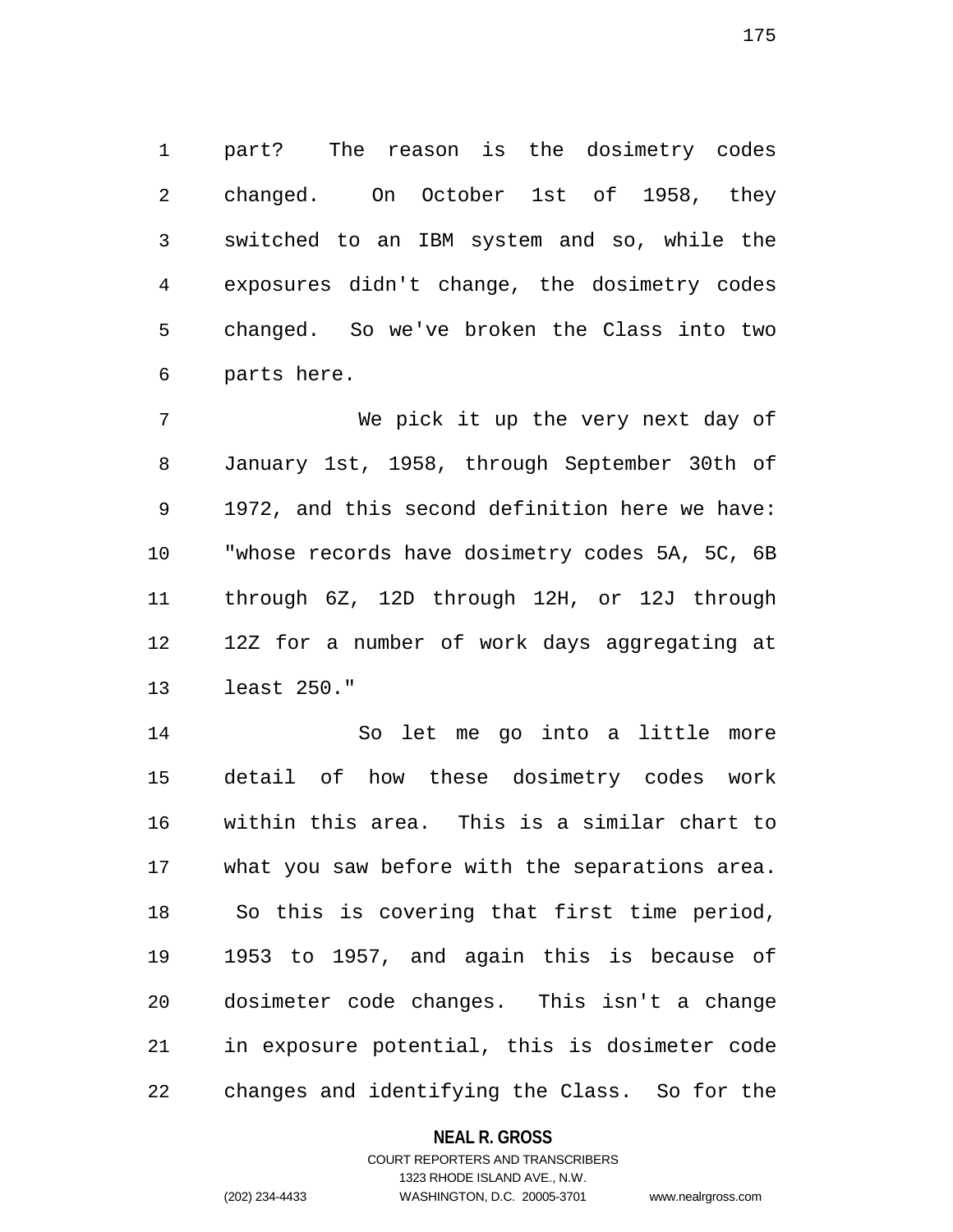part? The reason is the dosimetry codes changed. On October 1st of 1958, they switched to an IBM system and so, while the exposures didn't change, the dosimetry codes changed. So we've broken the Class into two parts here.

We pick it up the very next day of January 1st, 1958, through September 30th of 1972, and this second definition here we have: "whose records have dosimetry codes 5A, 5C, 6B through 6Z, 12D through 12H, or 12J through 12Z for a number of work days aggregating at least 250."

So let me go into a little more detail of how these dosimetry codes work within this area. This is a similar chart to what you saw before with the separations area. So this is covering that first time period, 1953 to 1957, and again this is because of dosimeter code changes. This isn't a change in exposure potential, this is dosimeter code changes and identifying the Class. So for the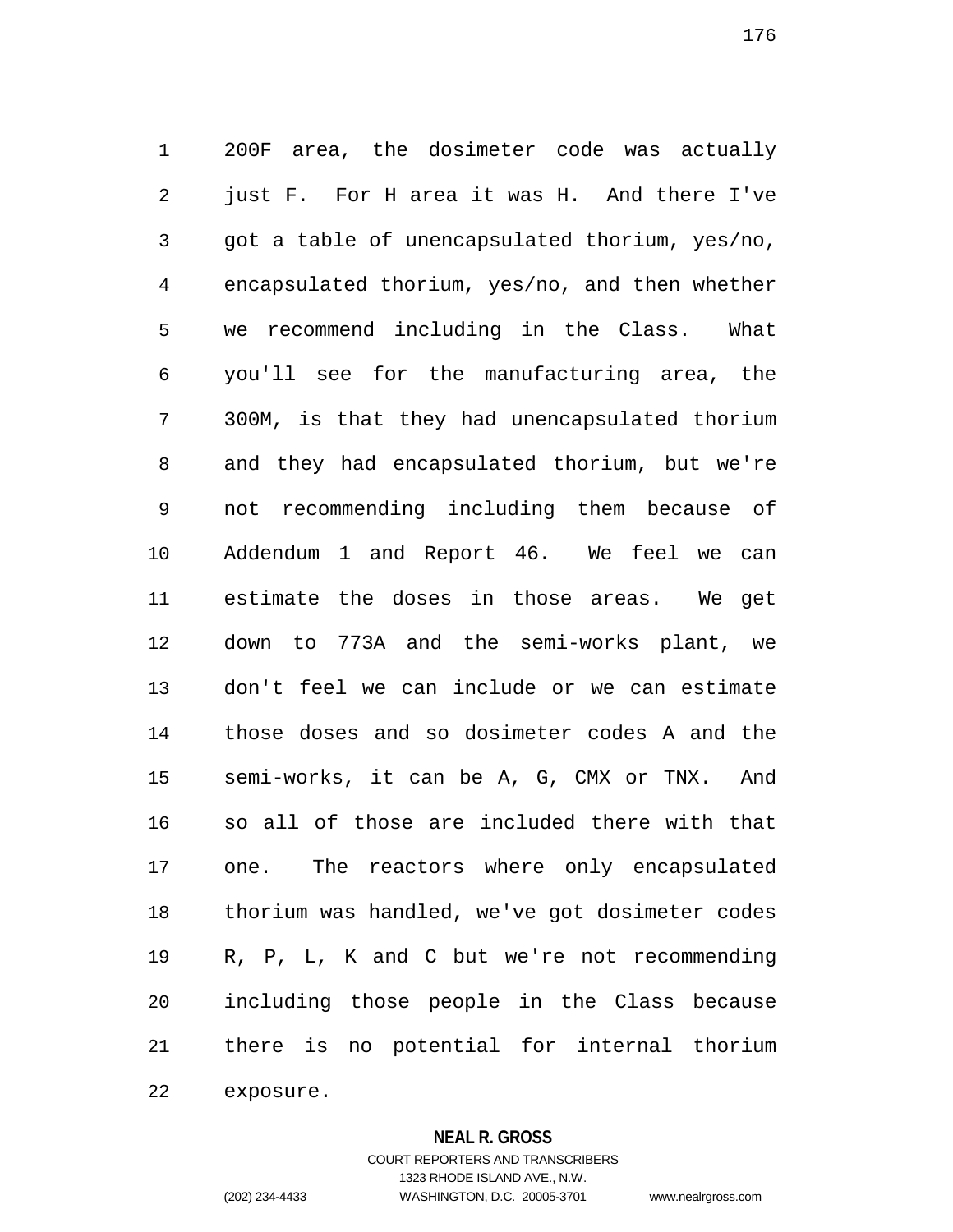200F area, the dosimeter code was actually just F. For H area it was H. And there I've got a table of unencapsulated thorium, yes/no, encapsulated thorium, yes/no, and then whether we recommend including in the Class. What you'll see for the manufacturing area, the 300M, is that they had unencapsulated thorium and they had encapsulated thorium, but we're not recommending including them because of Addendum 1 and Report 46. We feel we can estimate the doses in those areas. We get down to 773A and the semi-works plant, we don't feel we can include or we can estimate those doses and so dosimeter codes A and the semi-works, it can be A, G, CMX or TNX. And so all of those are included there with that one. The reactors where only encapsulated thorium was handled, we've got dosimeter codes R, P, L, K and C but we're not recommending including those people in the Class because there is no potential for internal thorium exposure.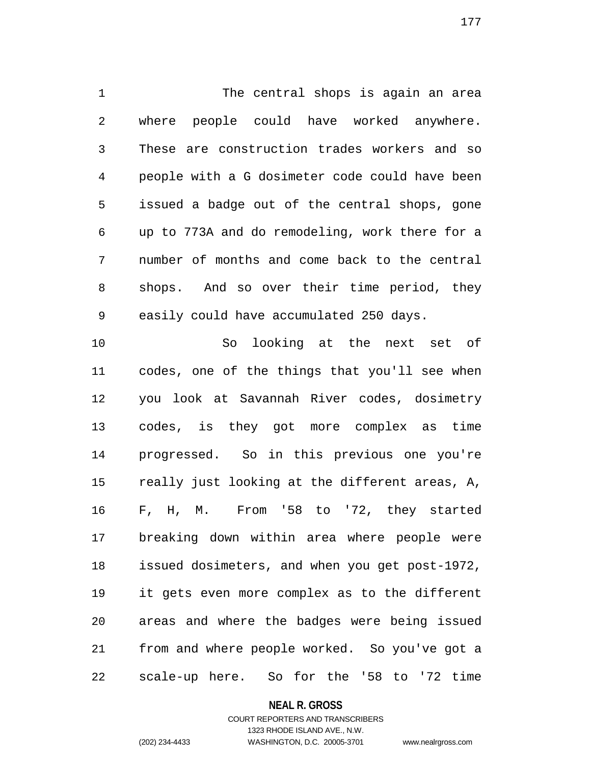The central shops is again an area where people could have worked anywhere. These are construction trades workers and so people with a G dosimeter code could have been issued a badge out of the central shops, gone up to 773A and do remodeling, work there for a number of months and come back to the central shops. And so over their time period, they easily could have accumulated 250 days.

So looking at the next set of codes, one of the things that you'll see when you look at Savannah River codes, dosimetry codes, is they got more complex as time progressed. So in this previous one you're really just looking at the different areas, A, F, H, M. From '58 to '72, they started breaking down within area where people were issued dosimeters, and when you get post-1972, it gets even more complex as to the different areas and where the badges were being issued from and where people worked. So you've got a scale-up here. So for the '58 to '72 time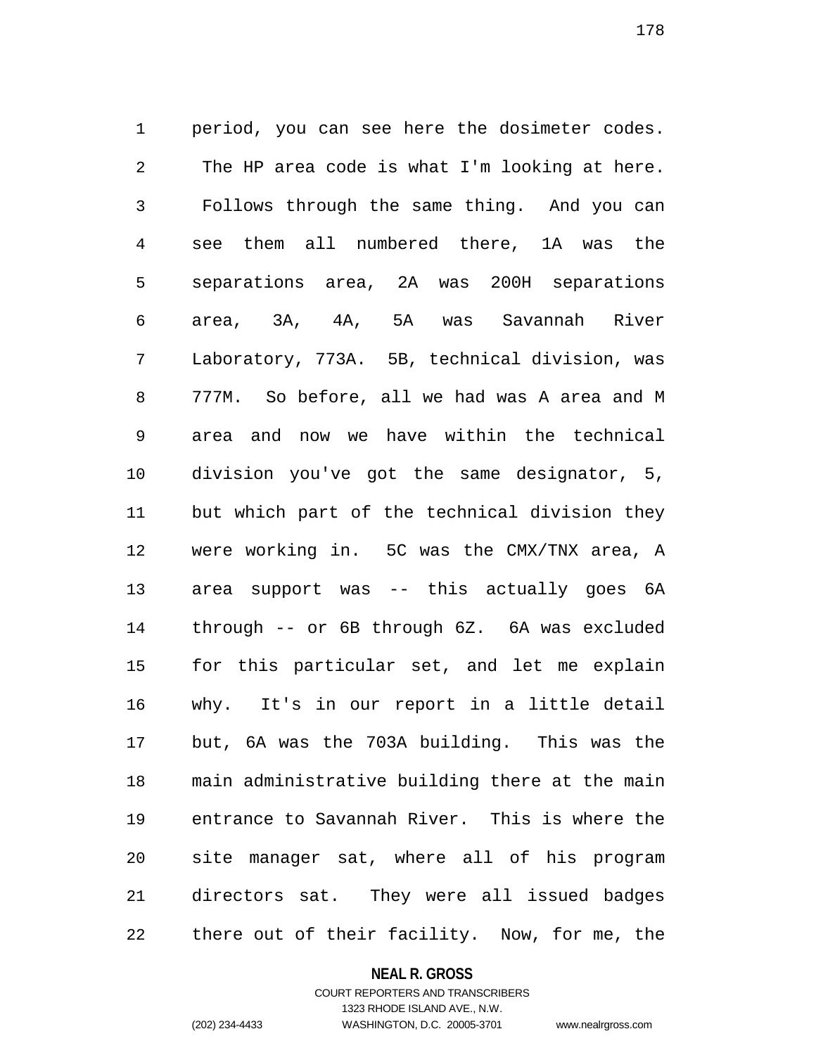period, you can see here the dosimeter codes. The HP area code is what I'm looking at here. Follows through the same thing. And you can see them all numbered there, 1A was the separations area, 2A was 200H separations area, 3A, 4A, 5A was Savannah River Laboratory, 773A. 5B, technical division, was 777M. So before, all we had was A area and M area and now we have within the technical division you've got the same designator, 5, but which part of the technical division they were working in. 5C was the CMX/TNX area, A area support was -- this actually goes 6A through -- or 6B through 6Z. 6A was excluded for this particular set, and let me explain why. It's in our report in a little detail but, 6A was the 703A building. This was the main administrative building there at the main entrance to Savannah River. This is where the site manager sat, where all of his program directors sat. They were all issued badges there out of their facility. Now, for me, the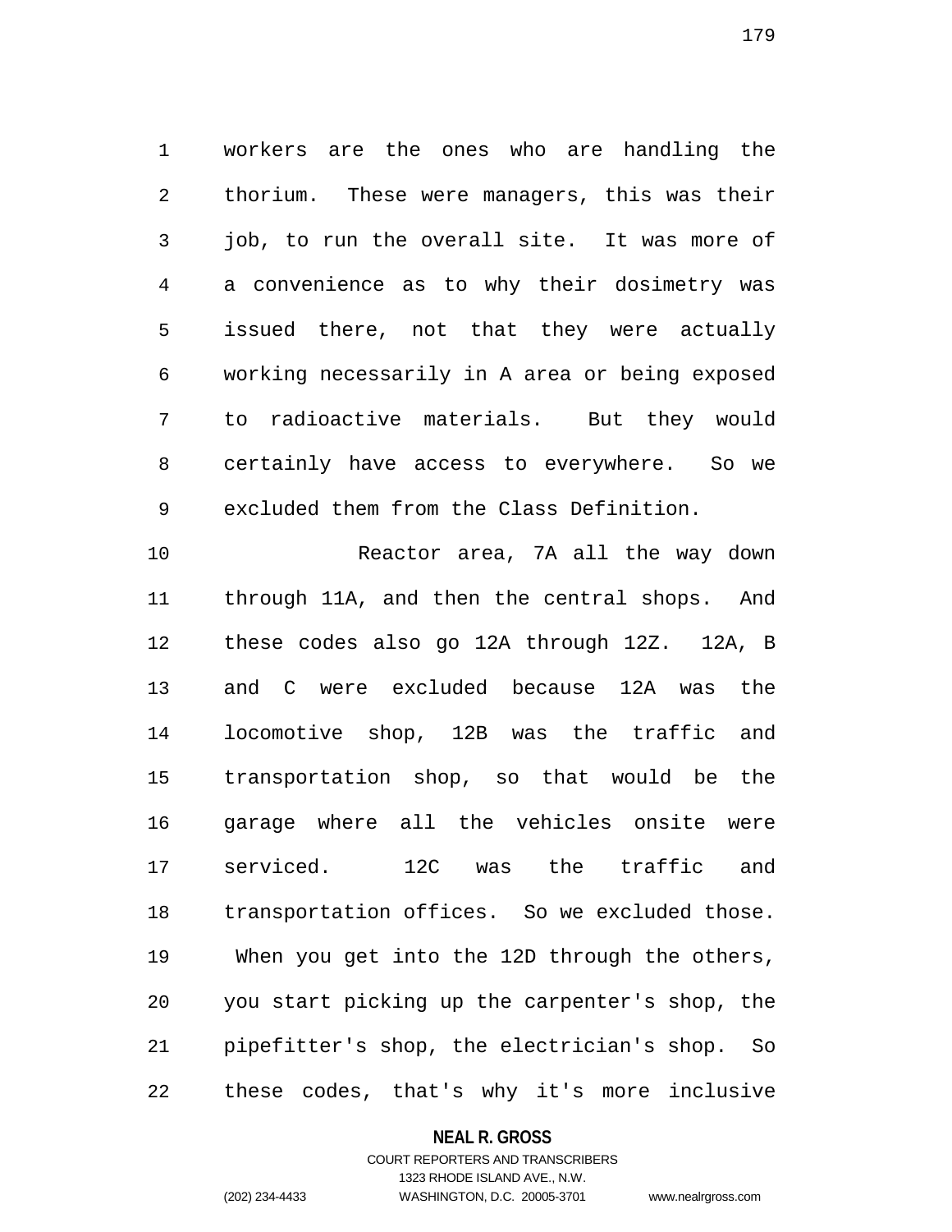workers are the ones who are handling the thorium. These were managers, this was their job, to run the overall site. It was more of a convenience as to why their dosimetry was issued there, not that they were actually working necessarily in A area or being exposed to radioactive materials. But they would certainly have access to everywhere. So we excluded them from the Class Definition.

Reactor area, 7A all the way down through 11A, and then the central shops. And these codes also go 12A through 12Z. 12A, B and C were excluded because 12A was the locomotive shop, 12B was the traffic and transportation shop, so that would be the garage where all the vehicles onsite were serviced. 12C was the traffic and transportation offices. So we excluded those. When you get into the 12D through the others, you start picking up the carpenter's shop, the pipefitter's shop, the electrician's shop. So these codes, that's why it's more inclusive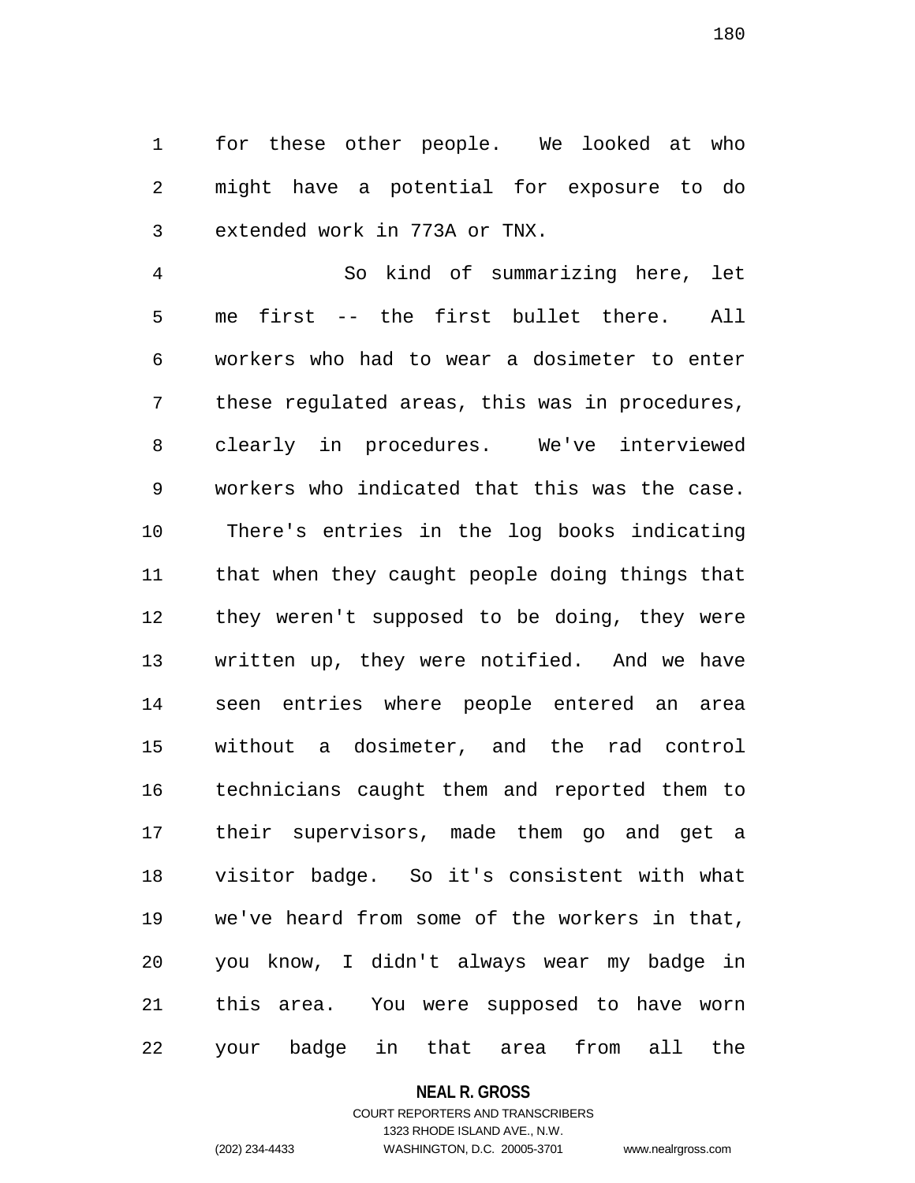for these other people. We looked at who might have a potential for exposure to do extended work in 773A or TNX.

So kind of summarizing here, let me first -- the first bullet there. All workers who had to wear a dosimeter to enter these regulated areas, this was in procedures, clearly in procedures. We've interviewed workers who indicated that this was the case. There's entries in the log books indicating that when they caught people doing things that they weren't supposed to be doing, they were written up, they were notified. And we have seen entries where people entered an area without a dosimeter, and the rad control technicians caught them and reported them to their supervisors, made them go and get a visitor badge. So it's consistent with what we've heard from some of the workers in that, you know, I didn't always wear my badge in this area. You were supposed to have worn your badge in that area from all the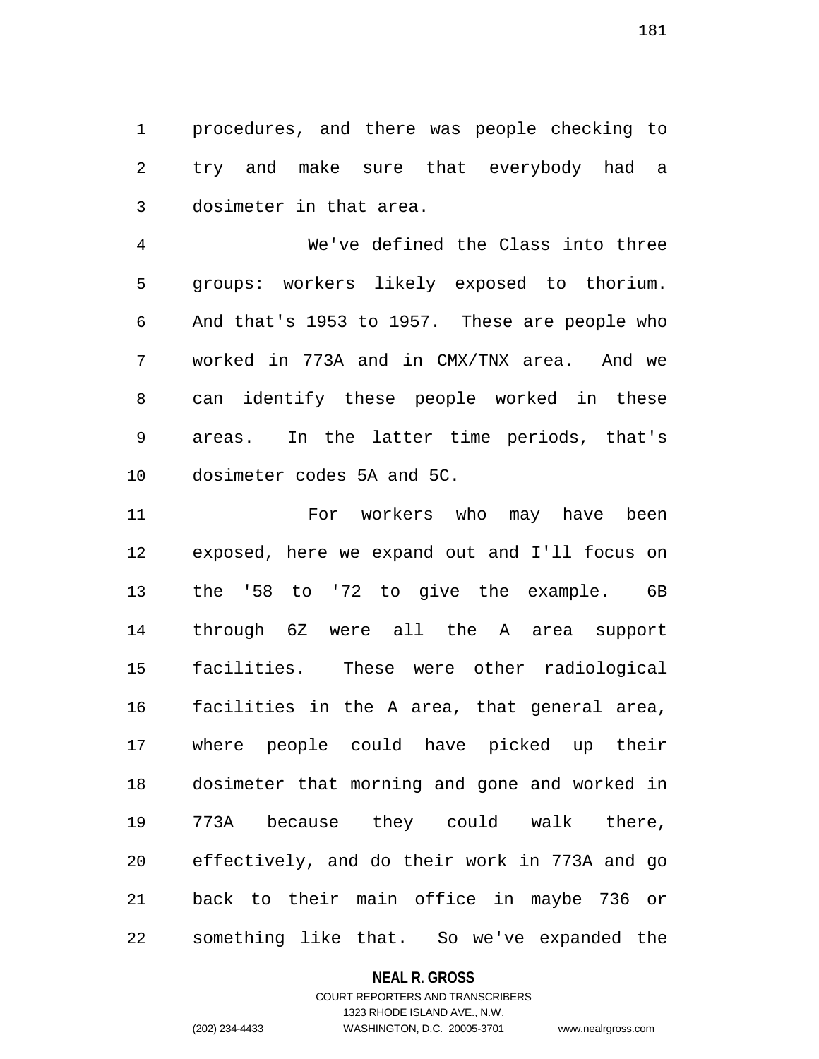procedures, and there was people checking to try and make sure that everybody had a dosimeter in that area.

We've defined the Class into three groups: workers likely exposed to thorium. And that's 1953 to 1957. These are people who worked in 773A and in CMX/TNX area. And we can identify these people worked in these areas. In the latter time periods, that's dosimeter codes 5A and 5C.

For workers who may have been exposed, here we expand out and I'll focus on the '58 to '72 to give the example. 6B through 6Z were all the A area support facilities. These were other radiological facilities in the A area, that general area, where people could have picked up their dosimeter that morning and gone and worked in 773A because they could walk there, effectively, and do their work in 773A and go back to their main office in maybe 736 or something like that. So we've expanded the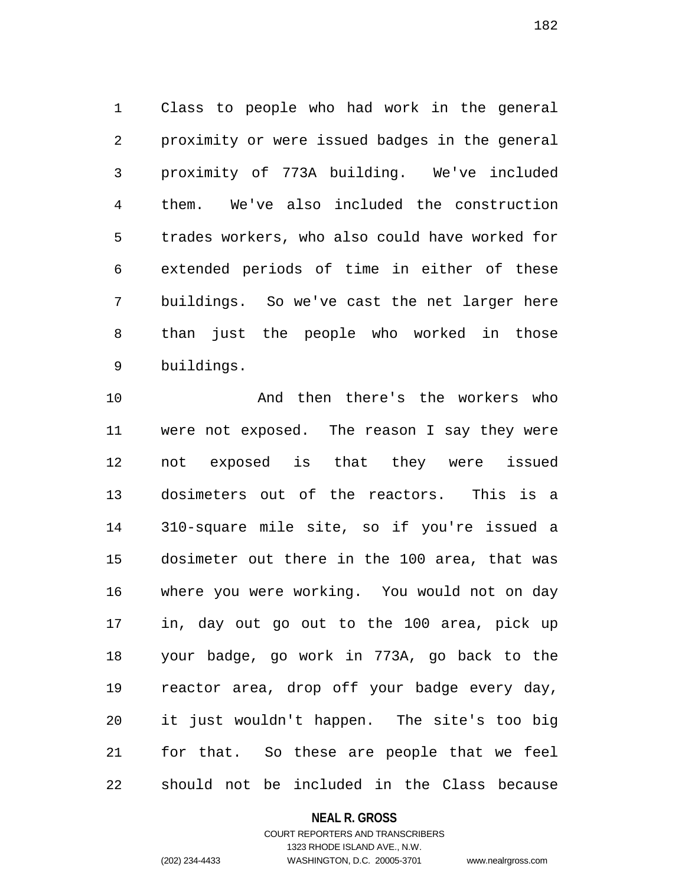Class to people who had work in the general proximity or were issued badges in the general proximity of 773A building. We've included them. We've also included the construction trades workers, who also could have worked for extended periods of time in either of these buildings. So we've cast the net larger here than just the people who worked in those buildings.

And then there's the workers who were not exposed. The reason I say they were not exposed is that they were issued dosimeters out of the reactors. This is a 310-square mile site, so if you're issued a dosimeter out there in the 100 area, that was where you were working. You would not on day in, day out go out to the 100 area, pick up your badge, go work in 773A, go back to the reactor area, drop off your badge every day, it just wouldn't happen. The site's too big for that. So these are people that we feel should not be included in the Class because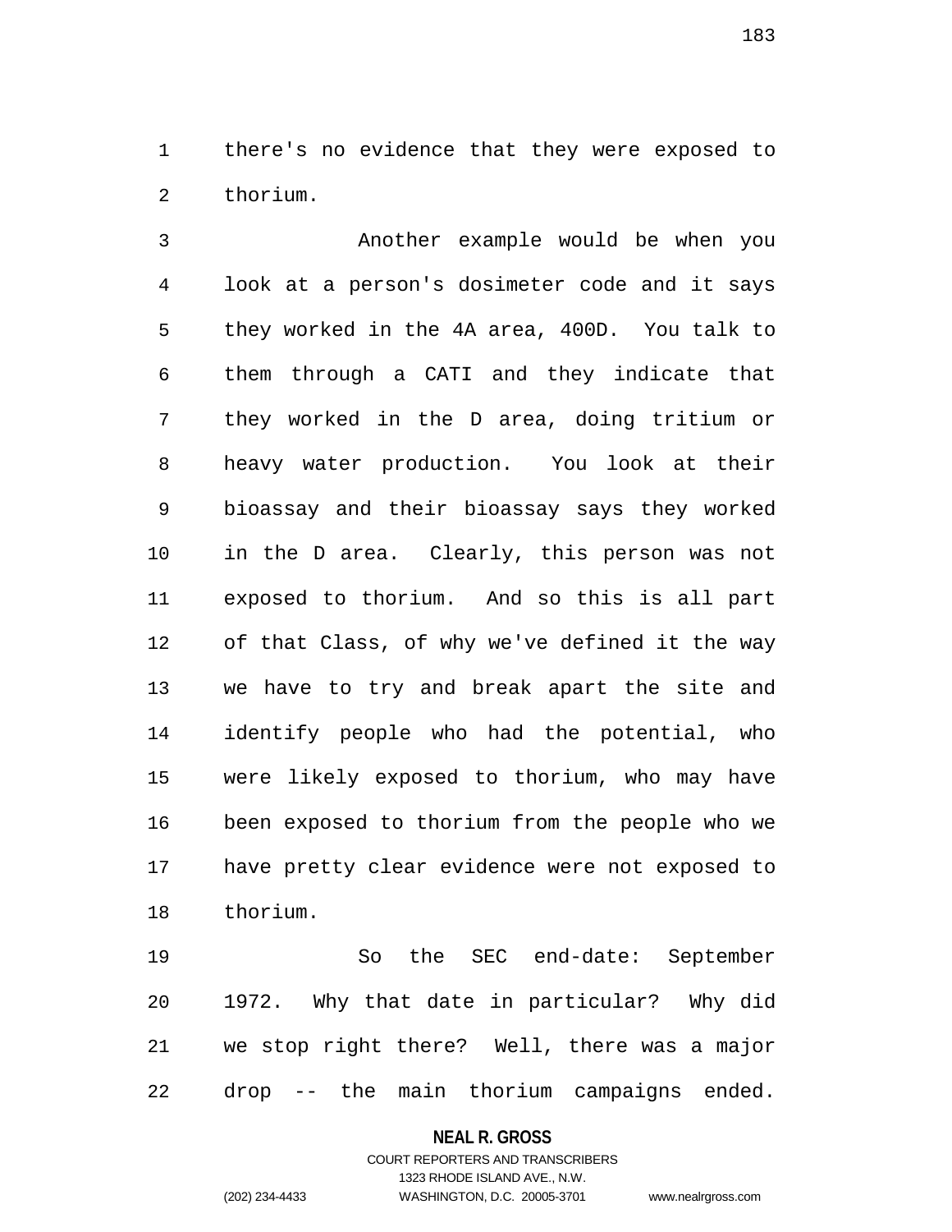there's no evidence that they were exposed to thorium.

Another example would be when you look at a person's dosimeter code and it says they worked in the 4A area, 400D. You talk to them through a CATI and they indicate that they worked in the D area, doing tritium or heavy water production. You look at their bioassay and their bioassay says they worked in the D area. Clearly, this person was not exposed to thorium. And so this is all part of that Class, of why we've defined it the way we have to try and break apart the site and identify people who had the potential, who were likely exposed to thorium, who may have been exposed to thorium from the people who we have pretty clear evidence were not exposed to thorium.

So the SEC end-date: September 1972. Why that date in particular? Why did we stop right there? Well, there was a major drop -- the main thorium campaigns ended.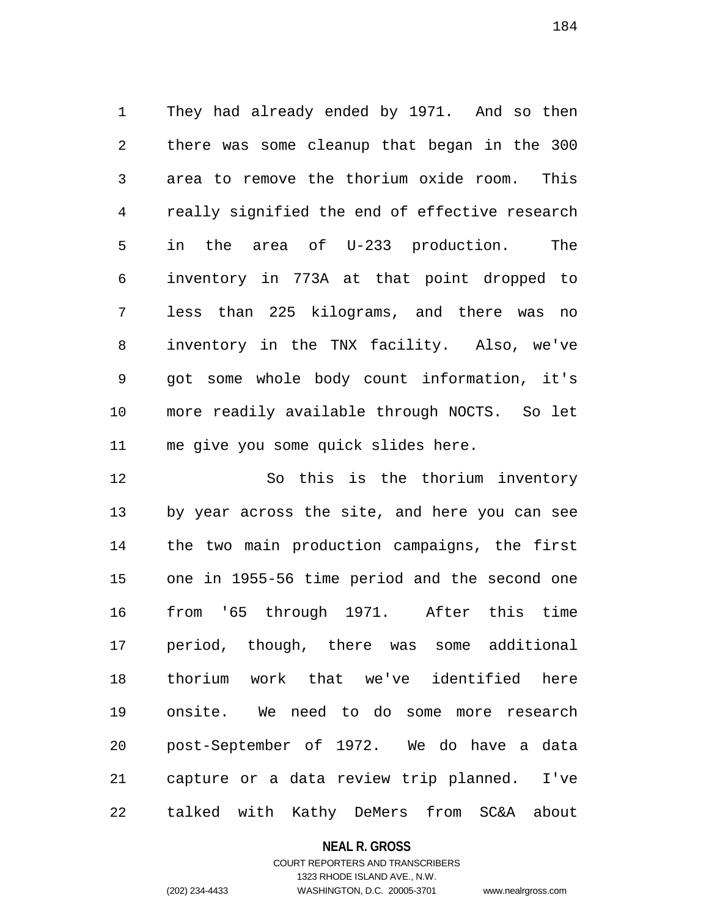They had already ended by 1971. And so then there was some cleanup that began in the 300 area to remove the thorium oxide room. This really signified the end of effective research in the area of U-233 production. The inventory in 773A at that point dropped to less than 225 kilograms, and there was no inventory in the TNX facility. Also, we've got some whole body count information, it's more readily available through NOCTS. So let me give you some quick slides here.

So this is the thorium inventory by year across the site, and here you can see the two main production campaigns, the first one in 1955-56 time period and the second one from '65 through 1971. After this time period, though, there was some additional thorium work that we've identified here onsite. We need to do some more research post-September of 1972. We do have a data capture or a data review trip planned. I've talked with Kathy DeMers from SC&A about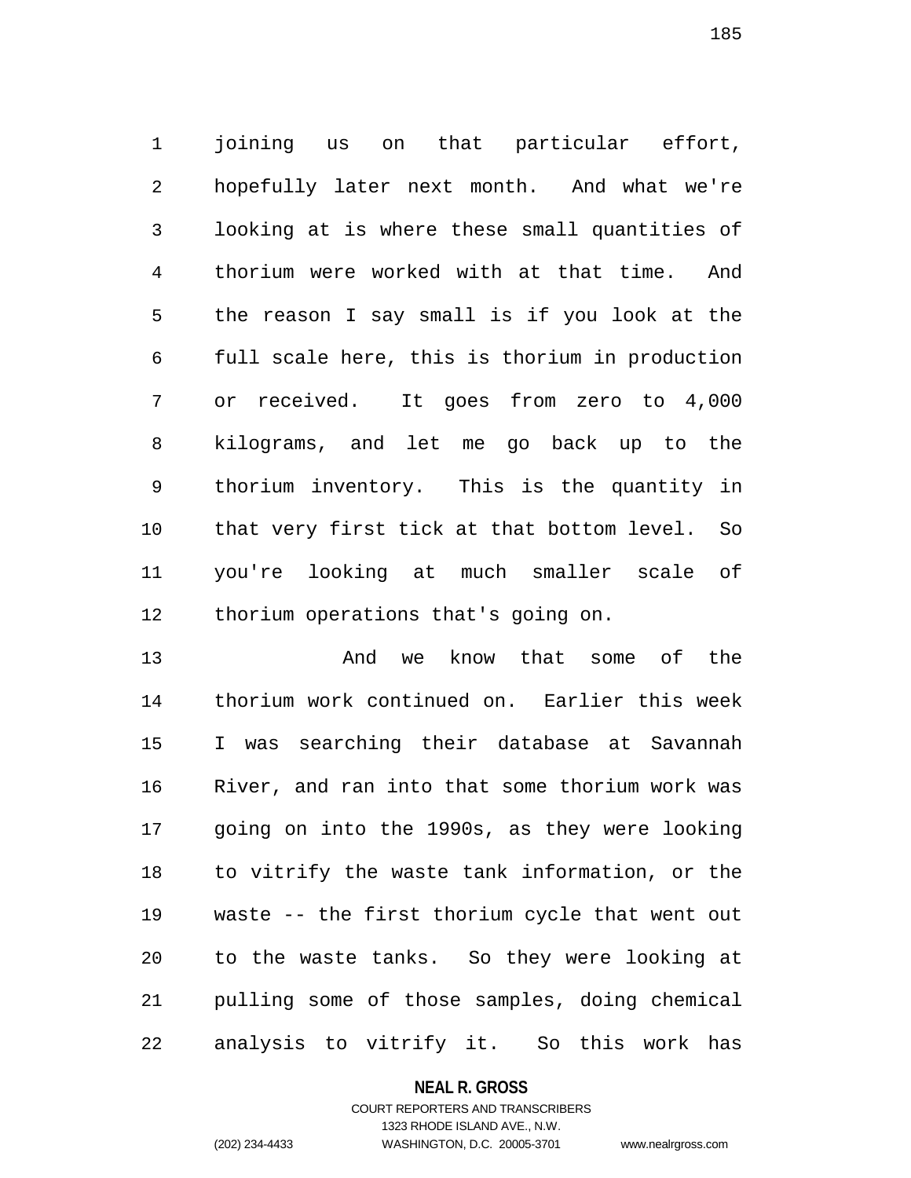joining us on that particular effort, hopefully later next month. And what we're looking at is where these small quantities of thorium were worked with at that time. And the reason I say small is if you look at the full scale here, this is thorium in production or received. It goes from zero to 4,000 kilograms, and let me go back up to the thorium inventory. This is the quantity in that very first tick at that bottom level. So you're looking at much smaller scale of thorium operations that's going on.

And we know that some of the thorium work continued on. Earlier this week I was searching their database at Savannah River, and ran into that some thorium work was going on into the 1990s, as they were looking to vitrify the waste tank information, or the waste -- the first thorium cycle that went out to the waste tanks. So they were looking at pulling some of those samples, doing chemical analysis to vitrify it. So this work has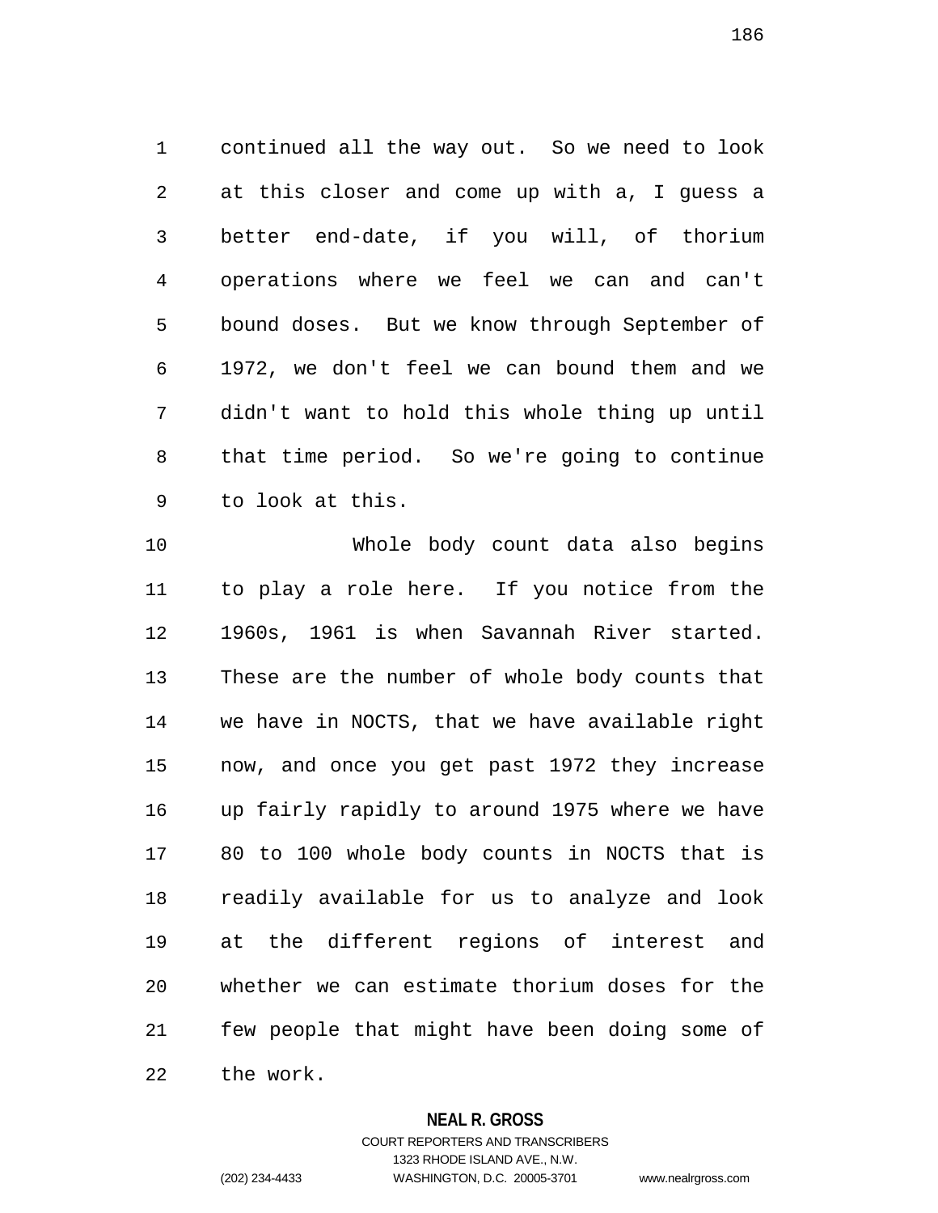continued all the way out. So we need to look at this closer and come up with a, I guess a better end-date, if you will, of thorium operations where we feel we can and can't bound doses. But we know through September of 1972, we don't feel we can bound them and we didn't want to hold this whole thing up until that time period. So we're going to continue to look at this.

Whole body count data also begins to play a role here. If you notice from the 1960s, 1961 is when Savannah River started. These are the number of whole body counts that we have in NOCTS, that we have available right now, and once you get past 1972 they increase up fairly rapidly to around 1975 where we have 80 to 100 whole body counts in NOCTS that is readily available for us to analyze and look at the different regions of interest and whether we can estimate thorium doses for the few people that might have been doing some of the work.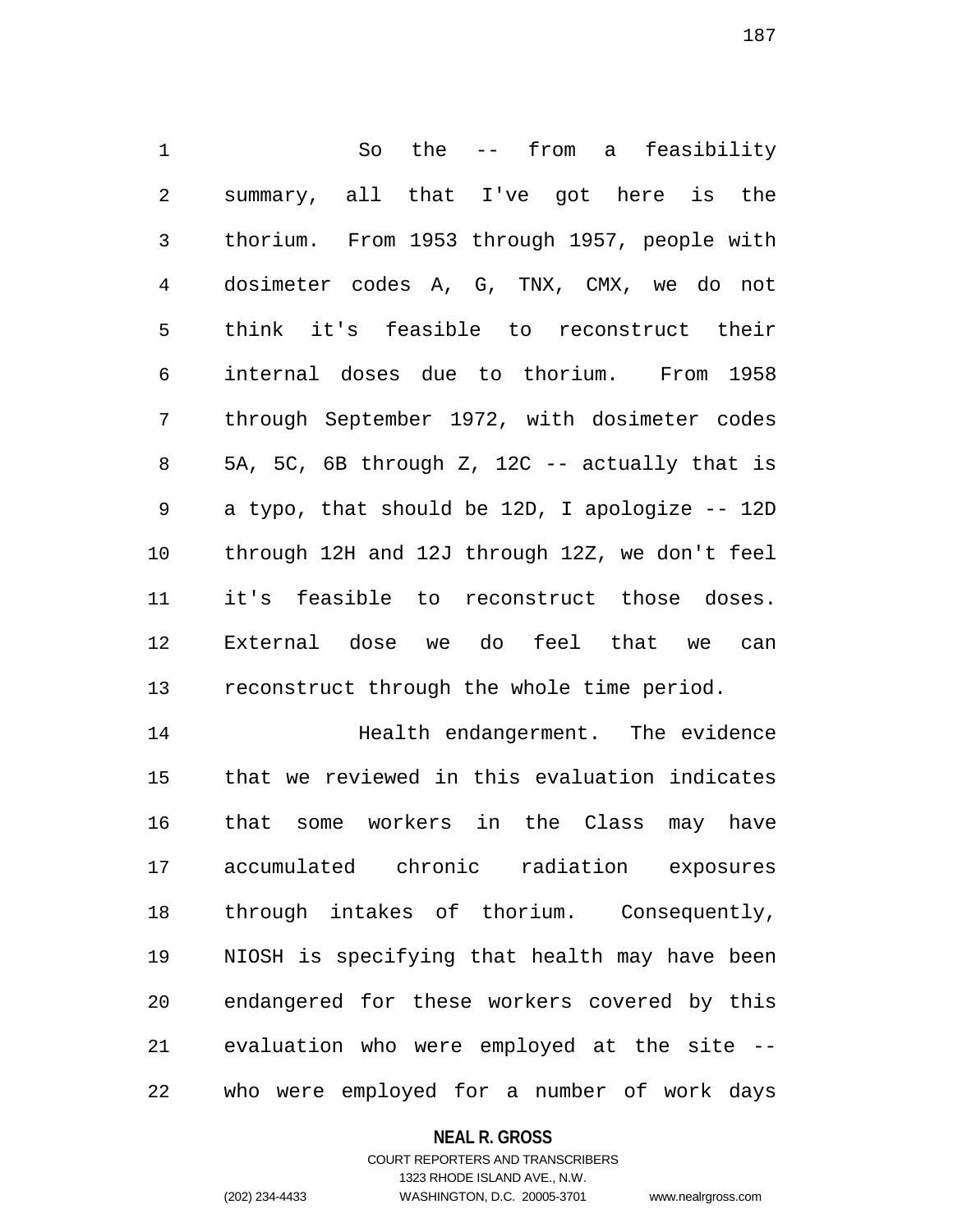So the -- from a feasibility summary, all that I've got here is the thorium. From 1953 through 1957, people with dosimeter codes A, G, TNX, CMX, we do not think it's feasible to reconstruct their internal doses due to thorium. From 1958 through September 1972, with dosimeter codes 5A, 5C, 6B through Z, 12C -- actually that is a typo, that should be 12D, I apologize -- 12D through 12H and 12J through 12Z, we don't feel it's feasible to reconstruct those doses. External dose we do feel that we can reconstruct through the whole time period.

Health endangerment. The evidence that we reviewed in this evaluation indicates that some workers in the Class may have accumulated chronic radiation exposures through intakes of thorium. Consequently, NIOSH is specifying that health may have been endangered for these workers covered by this evaluation who were employed at the site -- who were employed for a number of work days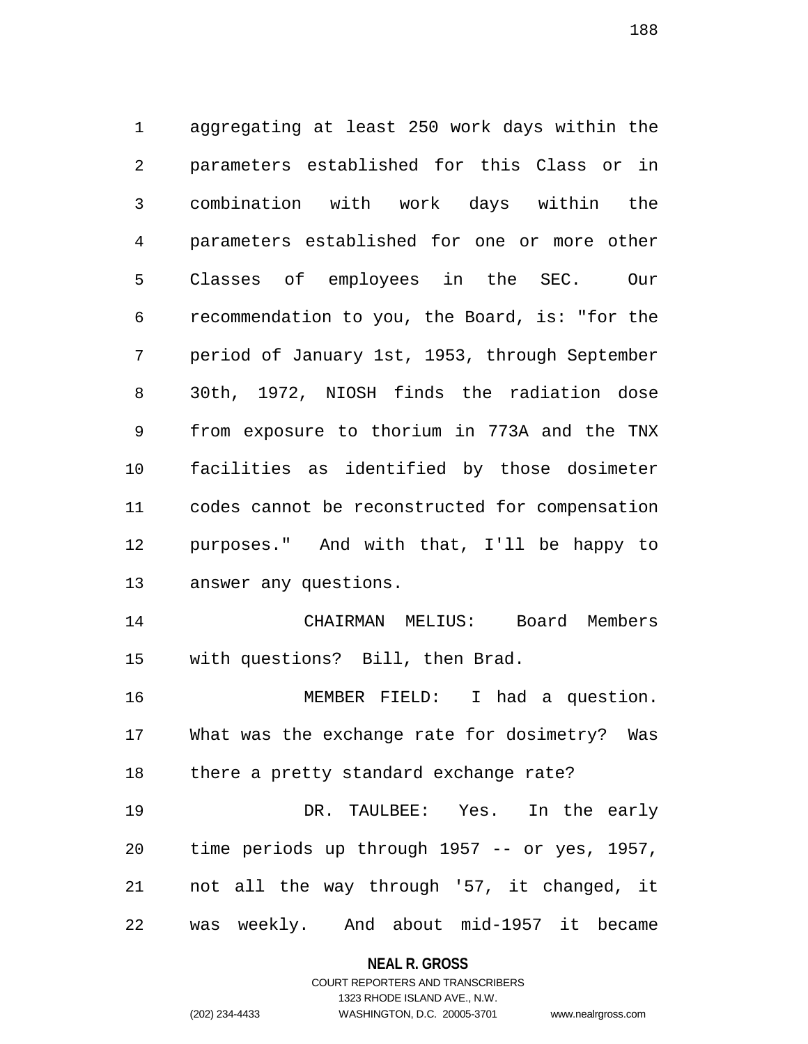aggregating at least 250 work days within the parameters established for this Class or in combination with work days within the parameters established for one or more other Classes of employees in the SEC. Our recommendation to you, the Board, is: "for the period of January 1st, 1953, through September 30th, 1972, NIOSH finds the radiation dose from exposure to thorium in 773A and the TNX facilities as identified by those dosimeter codes cannot be reconstructed for compensation purposes." And with that, I'll be happy to answer any questions.

CHAIRMAN MELIUS: Board Members with questions? Bill, then Brad.

MEMBER FIELD: I had a question. What was the exchange rate for dosimetry? Was there a pretty standard exchange rate?

DR. TAULBEE: Yes. In the early time periods up through 1957 -- or yes, 1957, not all the way through '57, it changed, it was weekly. And about mid-1957 it became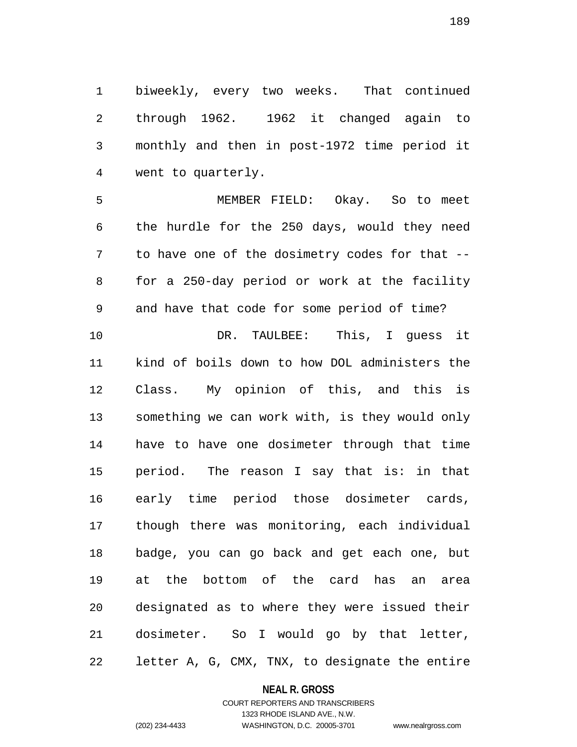biweekly, every two weeks. That continued through 1962. 1962 it changed again to monthly and then in post-1972 time period it went to quarterly.

MEMBER FIELD: Okay. So to meet the hurdle for the 250 days, would they need to have one of the dosimetry codes for that -- for a 250-day period or work at the facility and have that code for some period of time?

DR. TAULBEE: This, I guess it kind of boils down to how DOL administers the Class. My opinion of this, and this is something we can work with, is they would only have to have one dosimeter through that time period. The reason I say that is: in that early time period those dosimeter cards, though there was monitoring, each individual badge, you can go back and get each one, but at the bottom of the card has an area designated as to where they were issued their dosimeter. So I would go by that letter, letter A, G, CMX, TNX, to designate the entire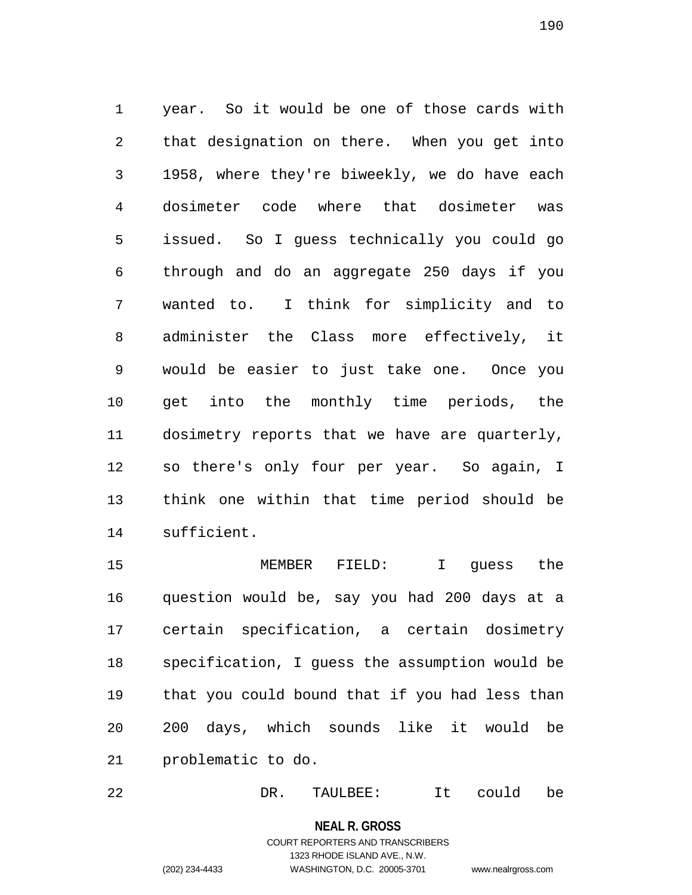year. So it would be one of those cards with that designation on there. When you get into 1958, where they're biweekly, we do have each dosimeter code where that dosimeter was issued. So I guess technically you could go through and do an aggregate 250 days if you wanted to. I think for simplicity and to administer the Class more effectively, it would be easier to just take one. Once you get into the monthly time periods, the dosimetry reports that we have are quarterly, so there's only four per year. So again, I think one within that time period should be sufficient.

MEMBER FIELD: I guess the question would be, say you had 200 days at a certain specification, a certain dosimetry specification, I guess the assumption would be that you could bound that if you had less than 200 days, which sounds like it would be problematic to do.

DR. TAULBEE: It could be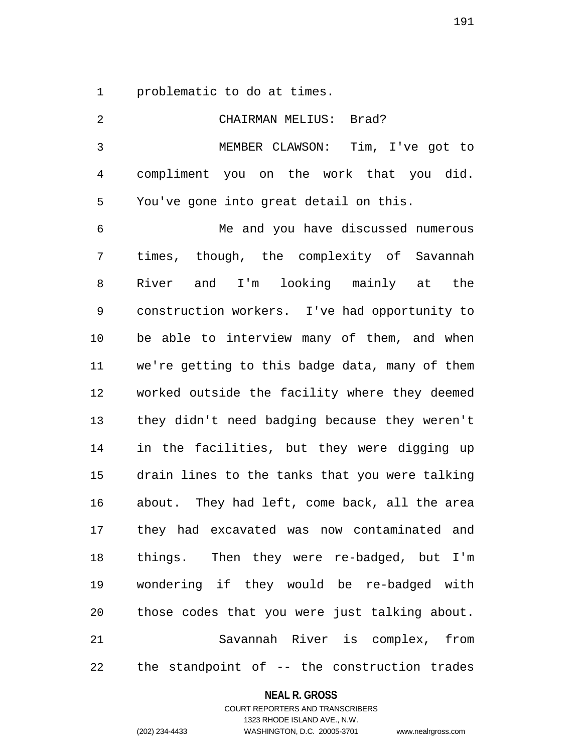problematic to do at times.

CHAIRMAN MELIUS: Brad?

MEMBER CLAWSON: Tim, I've got to compliment you on the work that you did. You've gone into great detail on this.

Me and you have discussed numerous times, though, the complexity of Savannah River and I'm looking mainly at the construction workers. I've had opportunity to be able to interview many of them, and when we're getting to this badge data, many of them worked outside the facility where they deemed they didn't need badging because they weren't in the facilities, but they were digging up drain lines to the tanks that you were talking about. They had left, come back, all the area they had excavated was now contaminated and things. Then they were re-badged, but I'm wondering if they would be re-badged with those codes that you were just talking about.

Savannah River is complex, from the standpoint of -- the construction trades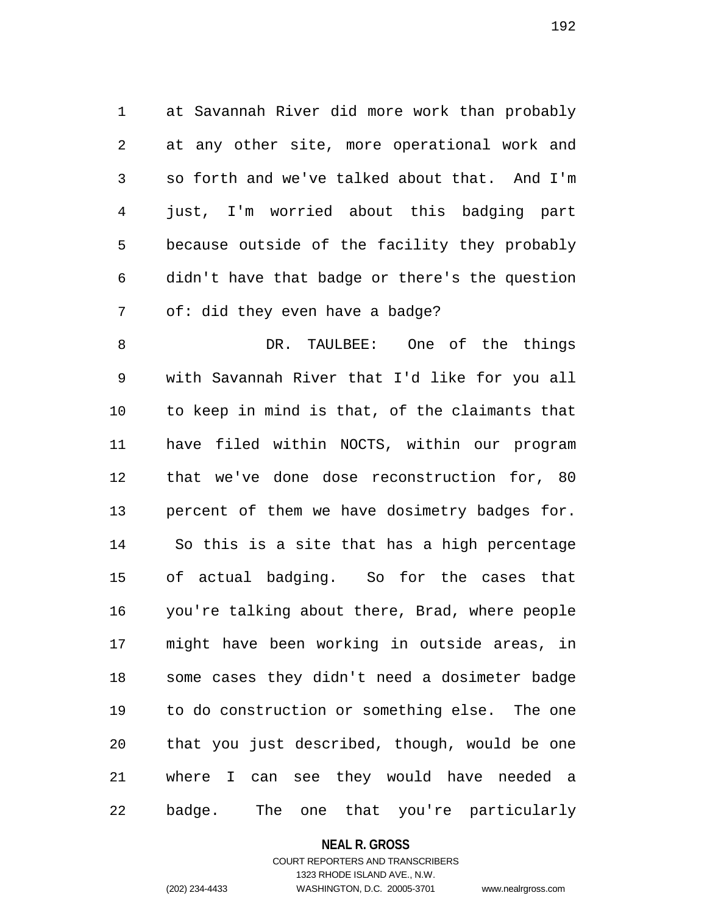at Savannah River did more work than probably at any other site, more operational work and so forth and we've talked about that. And I'm just, I'm worried about this badging part because outside of the facility they probably didn't have that badge or there's the question of: did they even have a badge?

DR. TAULBEE: One of the things with Savannah River that I'd like for you all to keep in mind is that, of the claimants that have filed within NOCTS, within our program that we've done dose reconstruction for, 80 percent of them we have dosimetry badges for. So this is a site that has a high percentage of actual badging. So for the cases that you're talking about there, Brad, where people might have been working in outside areas, in some cases they didn't need a dosimeter badge to do construction or something else. The one that you just described, though, would be one where I can see they would have needed a badge. The one that you're particularly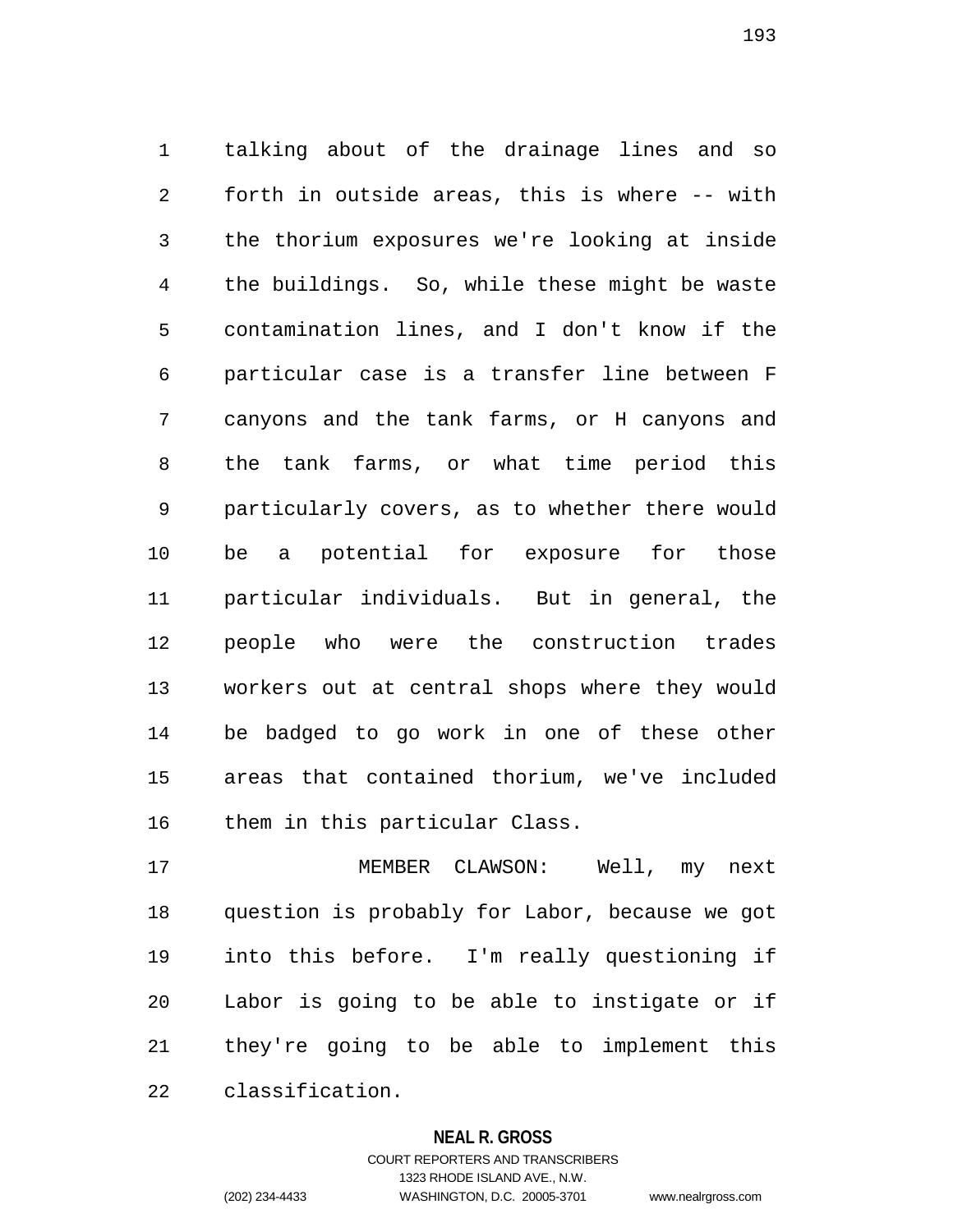talking about of the drainage lines and so forth in outside areas, this is where -- with the thorium exposures we're looking at inside the buildings. So, while these might be waste contamination lines, and I don't know if the particular case is a transfer line between F canyons and the tank farms, or H canyons and the tank farms, or what time period this particularly covers, as to whether there would be a potential for exposure for those particular individuals. But in general, the people who were the construction trades workers out at central shops where they would be badged to go work in one of these other areas that contained thorium, we've included them in this particular Class.

MEMBER CLAWSON: Well, my next question is probably for Labor, because we got into this before. I'm really questioning if Labor is going to be able to instigate or if they're going to be able to implement this classification.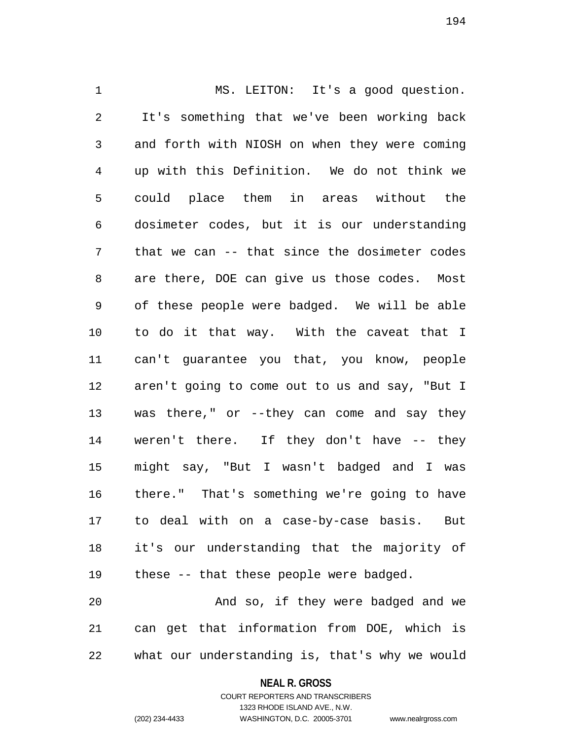MS. LEITON: It's a good question. It's something that we've been working back and forth with NIOSH on when they were coming up with this Definition. We do not think we could place them in areas without the dosimeter codes, but it is our understanding that we can -- that since the dosimeter codes are there, DOE can give us those codes. Most of these people were badged. We will be able to do it that way. With the caveat that I can't guarantee you that, you know, people aren't going to come out to us and say, "But I was there," or --they can come and say they weren't there. If they don't have -- they might say, "But I wasn't badged and I was there." That's something we're going to have to deal with on a case-by-case basis. But it's our understanding that the majority of these -- that these people were badged.

And so, if they were badged and we can get that information from DOE, which is what our understanding is, that's why we would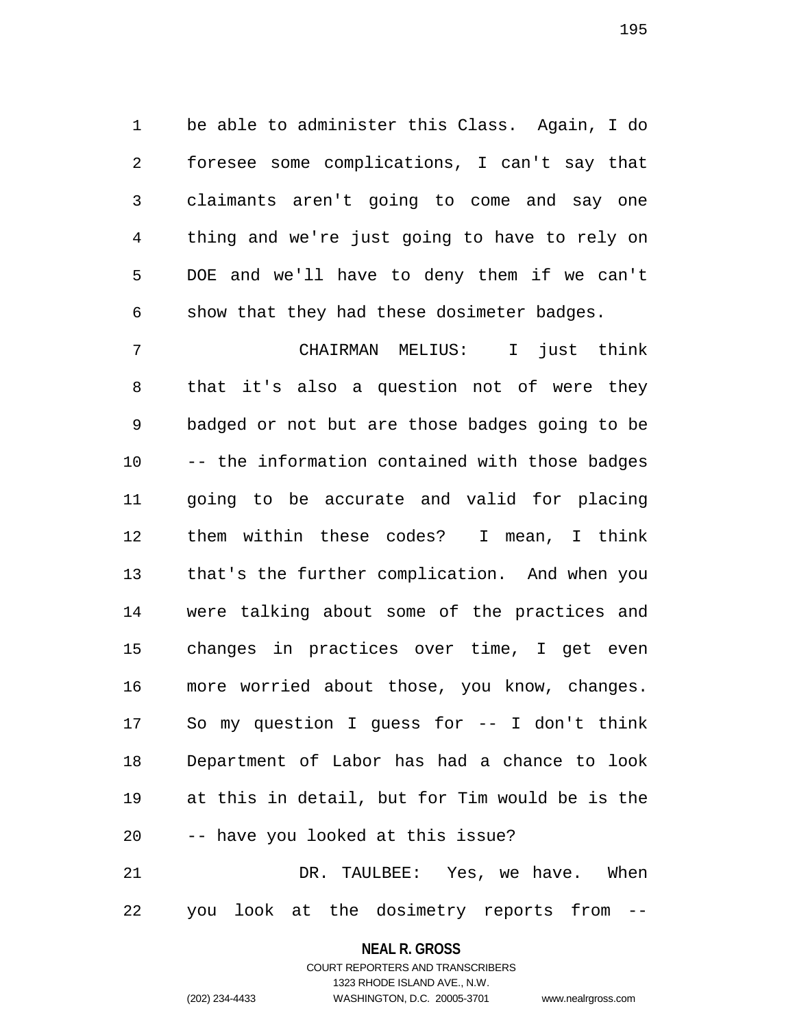be able to administer this Class. Again, I do foresee some complications, I can't say that claimants aren't going to come and say one thing and we're just going to have to rely on DOE and we'll have to deny them if we can't show that they had these dosimeter badges.

CHAIRMAN MELIUS: I just think that it's also a question not of were they badged or not but are those badges going to be -- the information contained with those badges going to be accurate and valid for placing them within these codes? I mean, I think that's the further complication. And when you were talking about some of the practices and changes in practices over time, I get even more worried about those, you know, changes. So my question I guess for -- I don't think Department of Labor has had a chance to look at this in detail, but for Tim would be is the -- have you looked at this issue?

DR. TAULBEE: Yes, we have. When you look at the dosimetry reports from --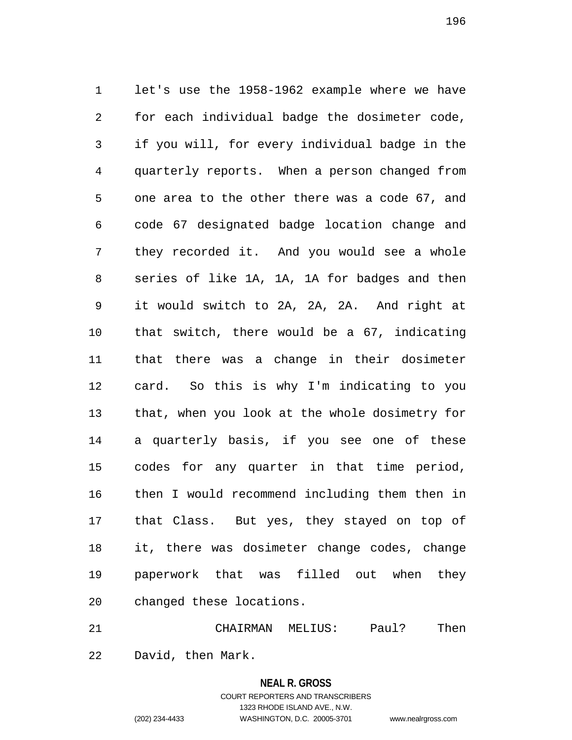let's use the 1958-1962 example where we have for each individual badge the dosimeter code, if you will, for every individual badge in the quarterly reports. When a person changed from one area to the other there was a code 67, and code 67 designated badge location change and they recorded it. And you would see a whole series of like 1A, 1A, 1A for badges and then it would switch to 2A, 2A, 2A. And right at that switch, there would be a 67, indicating that there was a change in their dosimeter card. So this is why I'm indicating to you that, when you look at the whole dosimetry for a quarterly basis, if you see one of these codes for any quarter in that time period, then I would recommend including them then in that Class. But yes, they stayed on top of it, there was dosimeter change codes, change paperwork that was filled out when they changed these locations.

CHAIRMAN MELIUS: Paul? Then David, then Mark.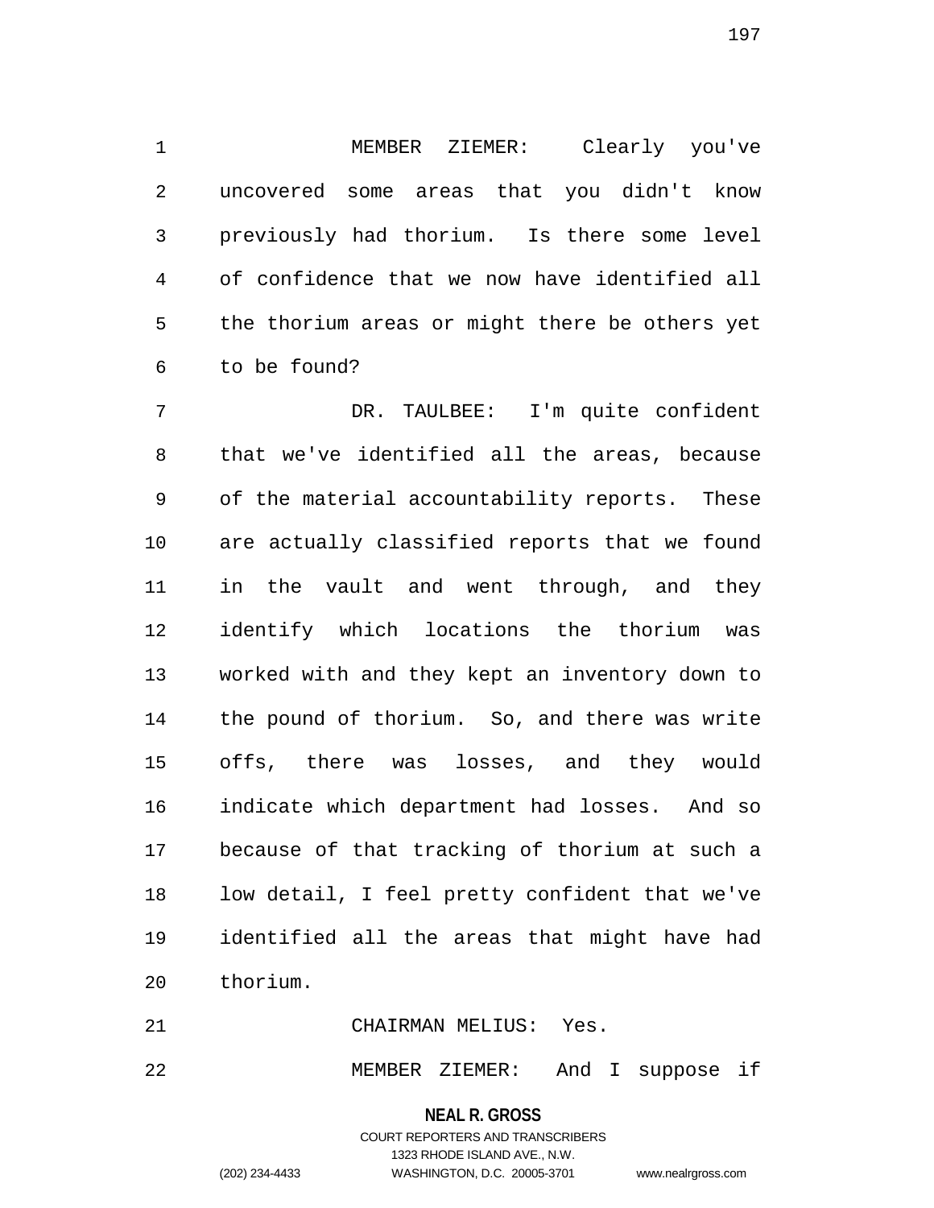MEMBER ZIEMER: Clearly you've uncovered some areas that you didn't know previously had thorium. Is there some level of confidence that we now have identified all the thorium areas or might there be others yet to be found?

DR. TAULBEE: I'm quite confident that we've identified all the areas, because of the material accountability reports. These are actually classified reports that we found in the vault and went through, and they identify which locations the thorium was worked with and they kept an inventory down to the pound of thorium. So, and there was write offs, there was losses, and they would indicate which department had losses. And so because of that tracking of thorium at such a low detail, I feel pretty confident that we've identified all the areas that might have had thorium.

CHAIRMAN MELIUS: Yes.

MEMBER ZIEMER: And I suppose if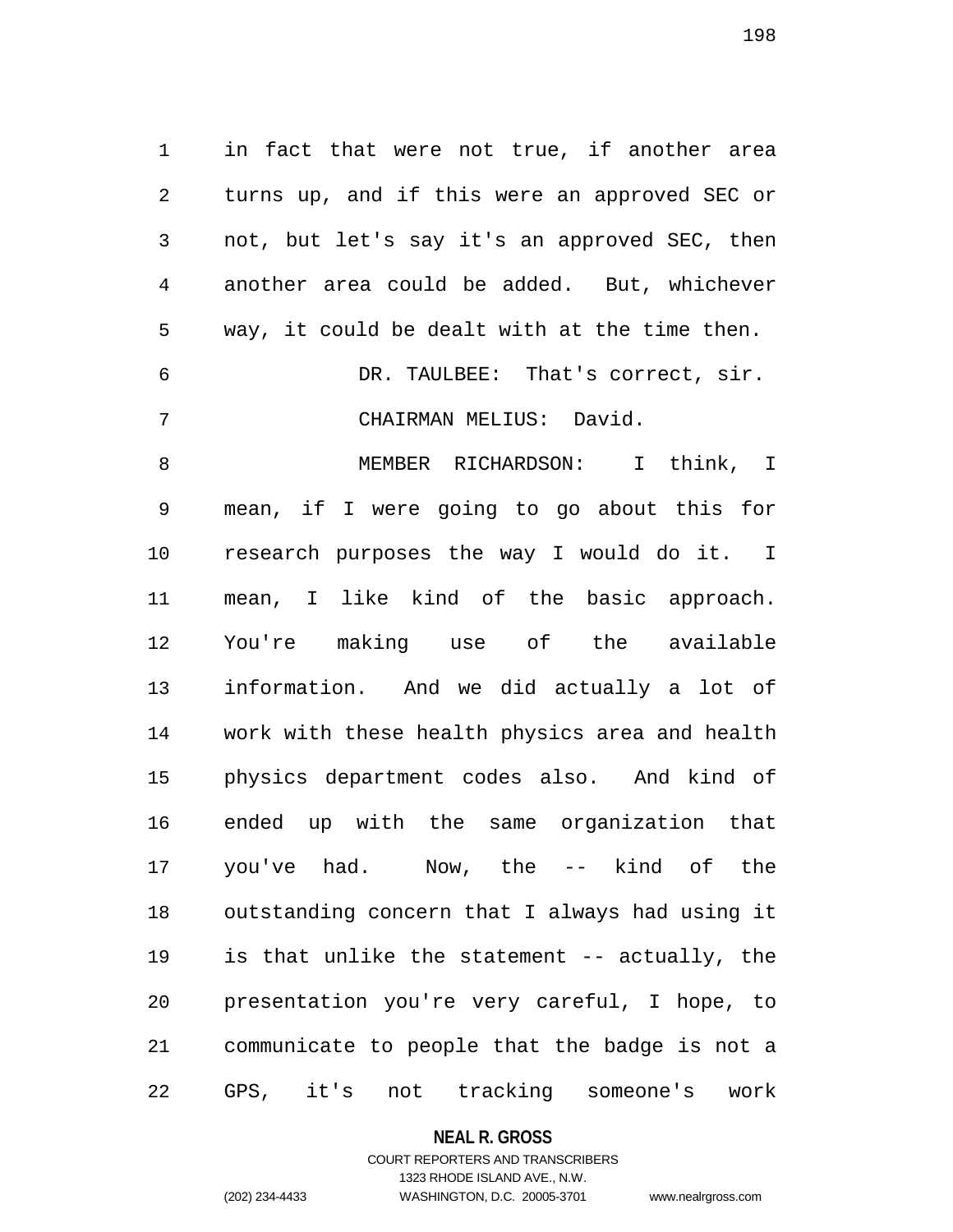in fact that were not true, if another area turns up, and if this were an approved SEC or not, but let's say it's an approved SEC, then another area could be added. But, whichever way, it could be dealt with at the time then.

DR. TAULBEE: That's correct, sir.

CHAIRMAN MELIUS: David.

MEMBER RICHARDSON: I think, I mean, if I were going to go about this for research purposes the way I would do it. I mean, I like kind of the basic approach. You're making use of the available information. And we did actually a lot of work with these health physics area and health physics department codes also. And kind of ended up with the same organization that you've had. Now, the -- kind of the outstanding concern that I always had using it is that unlike the statement -- actually, the presentation you're very careful, I hope, to communicate to people that the badge is not a GPS, it's not tracking someone's work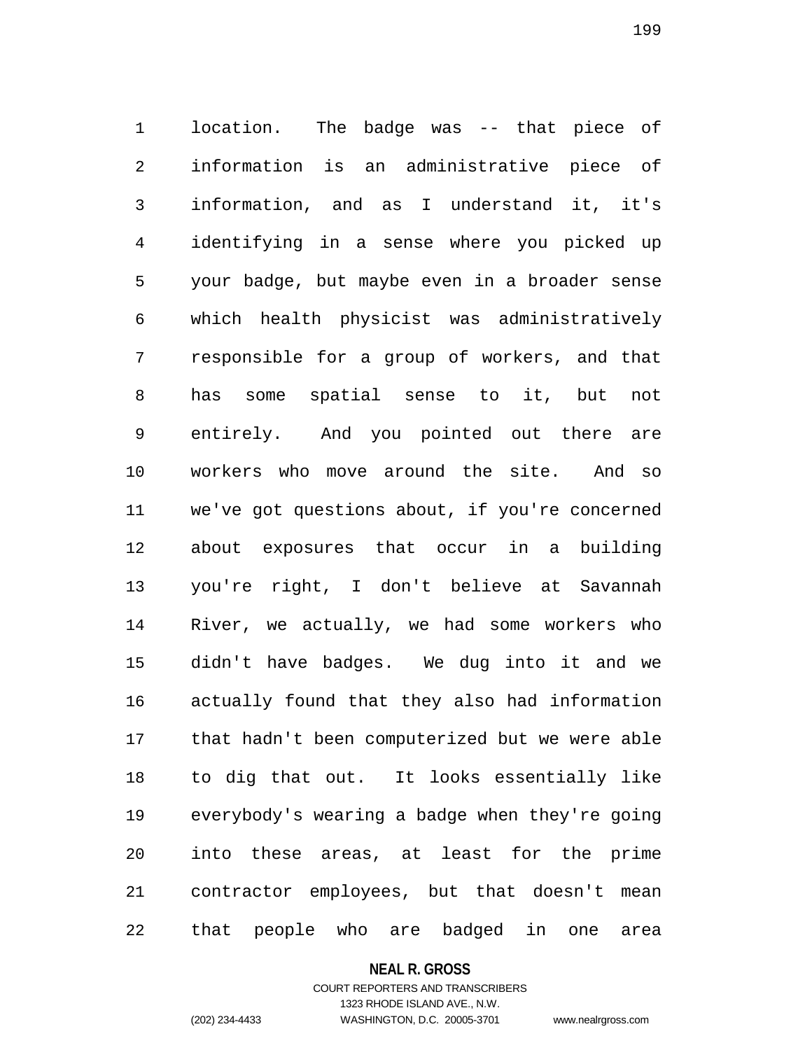location. The badge was -- that piece of information is an administrative piece of information, and as I understand it, it's identifying in a sense where you picked up your badge, but maybe even in a broader sense which health physicist was administratively responsible for a group of workers, and that has some spatial sense to it, but not entirely. And you pointed out there are workers who move around the site. And so we've got questions about, if you're concerned about exposures that occur in a building you're right, I don't believe at Savannah River, we actually, we had some workers who didn't have badges. We dug into it and we actually found that they also had information that hadn't been computerized but we were able to dig that out. It looks essentially like everybody's wearing a badge when they're going into these areas, at least for the prime contractor employees, but that doesn't mean that people who are badged in one area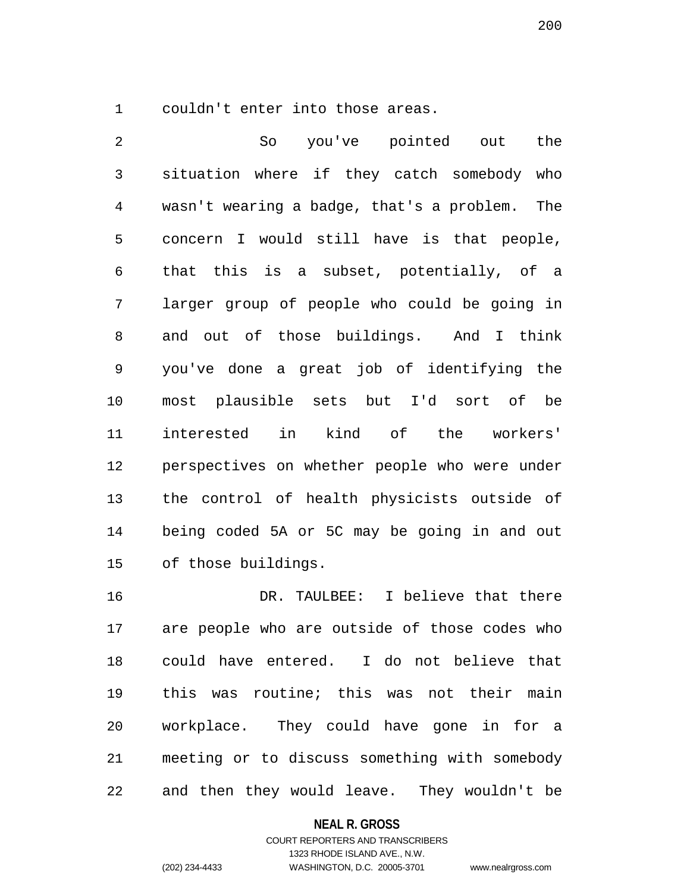couldn't enter into those areas.

So you've pointed out the situation where if they catch somebody who wasn't wearing a badge, that's a problem. The concern I would still have is that people, that this is a subset, potentially, of a larger group of people who could be going in and out of those buildings. And I think you've done a great job of identifying the most plausible sets but I'd sort of be interested in kind of the workers' perspectives on whether people who were under the control of health physicists outside of being coded 5A or 5C may be going in and out of those buildings.

DR. TAULBEE: I believe that there are people who are outside of those codes who could have entered. I do not believe that this was routine; this was not their main workplace. They could have gone in for a meeting or to discuss something with somebody and then they would leave. They wouldn't be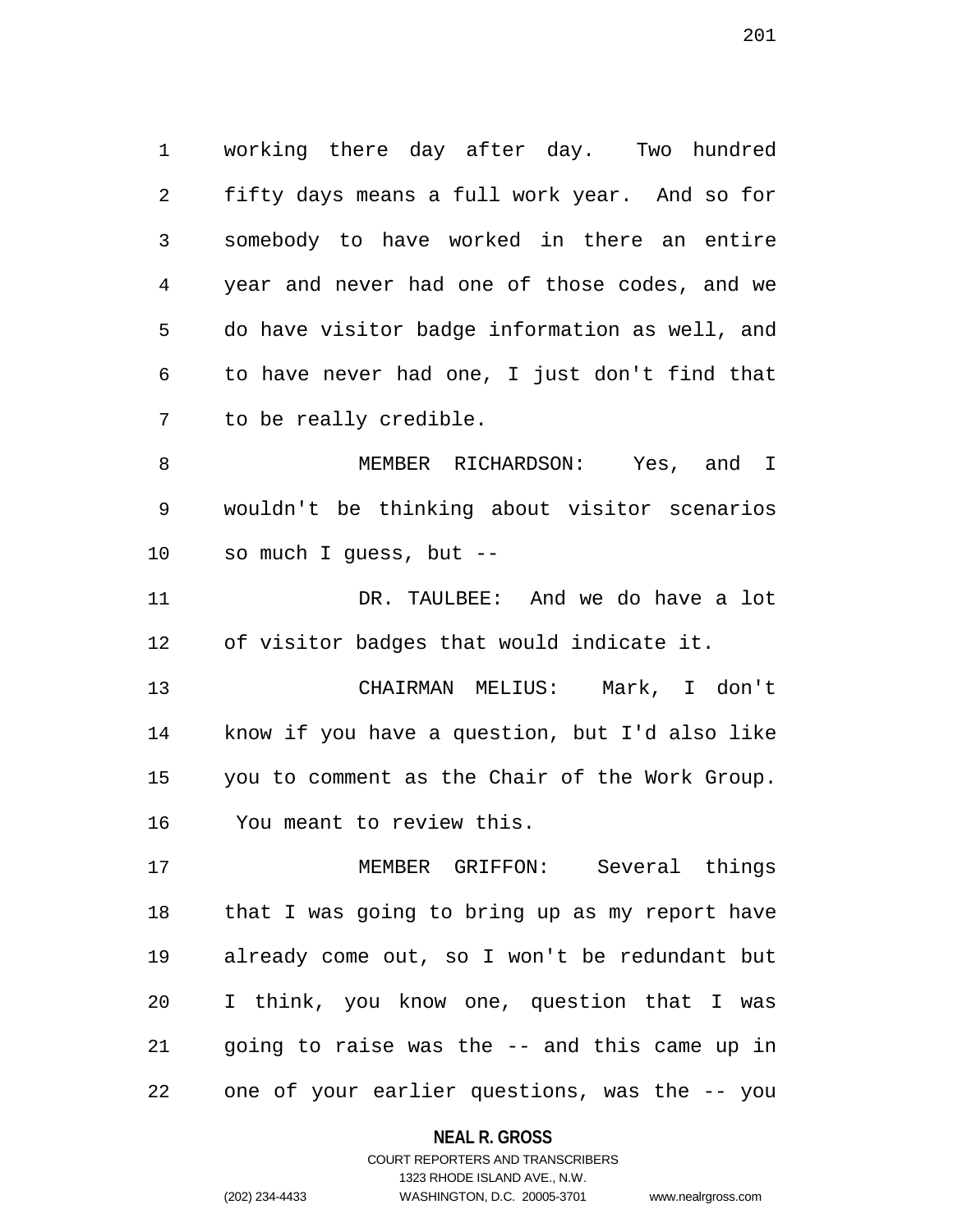working there day after day. Two hundred fifty days means a full work year. And so for somebody to have worked in there an entire year and never had one of those codes, and we do have visitor badge information as well, and to have never had one, I just don't find that to be really credible.

MEMBER RICHARDSON: Yes, and I wouldn't be thinking about visitor scenarios so much I guess, but --

DR. TAULBEE: And we do have a lot of visitor badges that would indicate it.

CHAIRMAN MELIUS: Mark, I don't know if you have a question, but I'd also like you to comment as the Chair of the Work Group. You meant to review this.

MEMBER GRIFFON: Several things that I was going to bring up as my report have already come out, so I won't be redundant but I think, you know one, question that I was going to raise was the -- and this came up in one of your earlier questions, was the -- you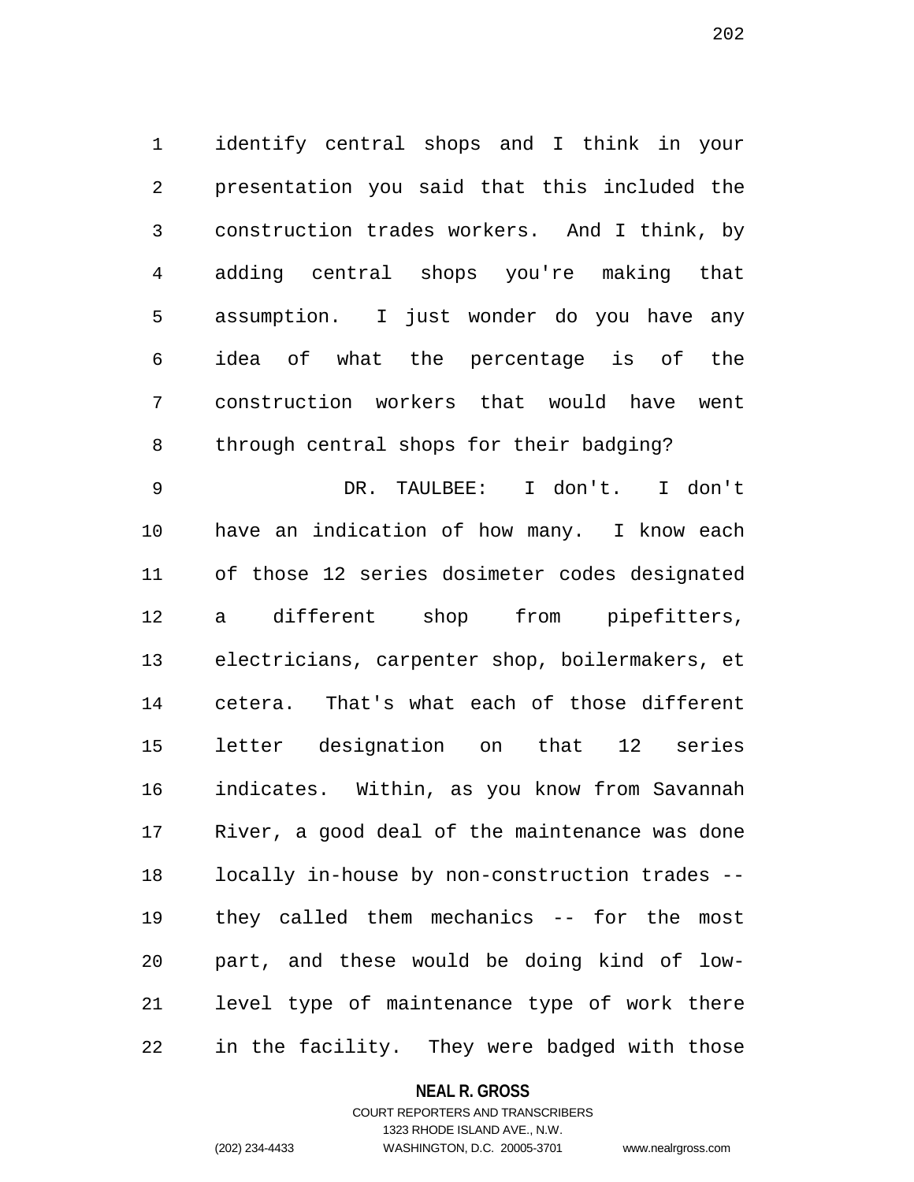identify central shops and I think in your presentation you said that this included the construction trades workers. And I think, by adding central shops you're making that assumption. I just wonder do you have any idea of what the percentage is of the construction workers that would have went through central shops for their badging?

DR. TAULBEE: I don't. I don't have an indication of how many. I know each of those 12 series dosimeter codes designated a different shop from pipefitters, electricians, carpenter shop, boilermakers, et cetera. That's what each of those different letter designation on that 12 series indicates. Within, as you know from Savannah River, a good deal of the maintenance was done locally in-house by non-construction trades -- they called them mechanics -- for the most part, and these would be doing kind of low-level type of maintenance type of work there in the facility. They were badged with those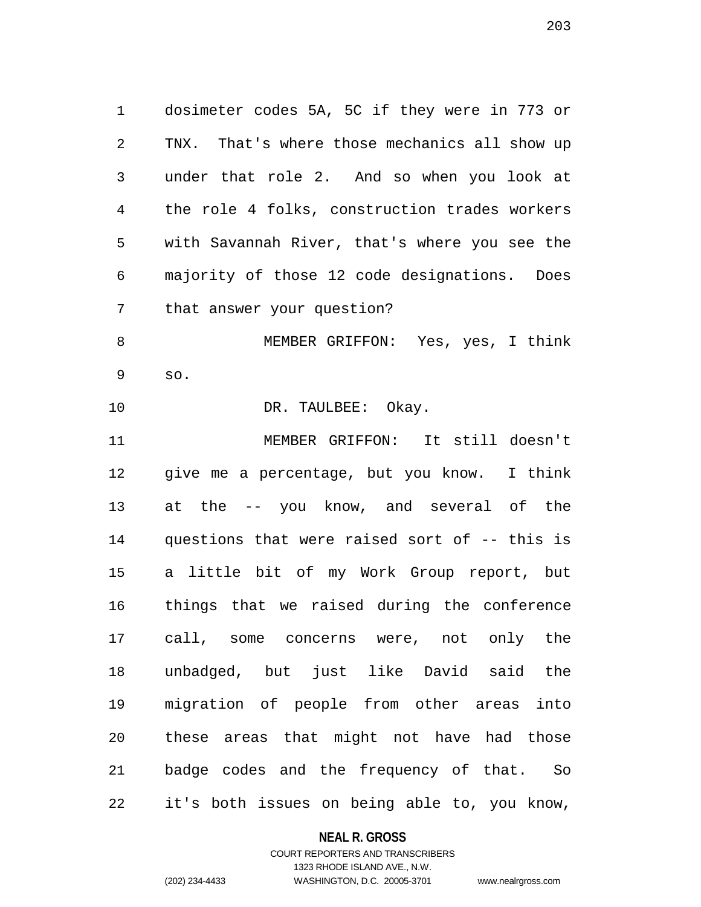dosimeter codes 5A, 5C if they were in 773 or TNX. That's where those mechanics all show up under that role 2. And so when you look at the role 4 folks, construction trades workers with Savannah River, that's where you see the majority of those 12 code designations. Does that answer your question?

MEMBER GRIFFON: Yes, yes, I think so.

DR. TAULBEE: Okay.

MEMBER GRIFFON: It still doesn't give me a percentage, but you know. I think at the -- you know, and several of the questions that were raised sort of -- this is a little bit of my Work Group report, but things that we raised during the conference call, some concerns were, not only the unbadged, but just like David said the migration of people from other areas into these areas that might not have had those badge codes and the frequency of that. So it's both issues on being able to, you know,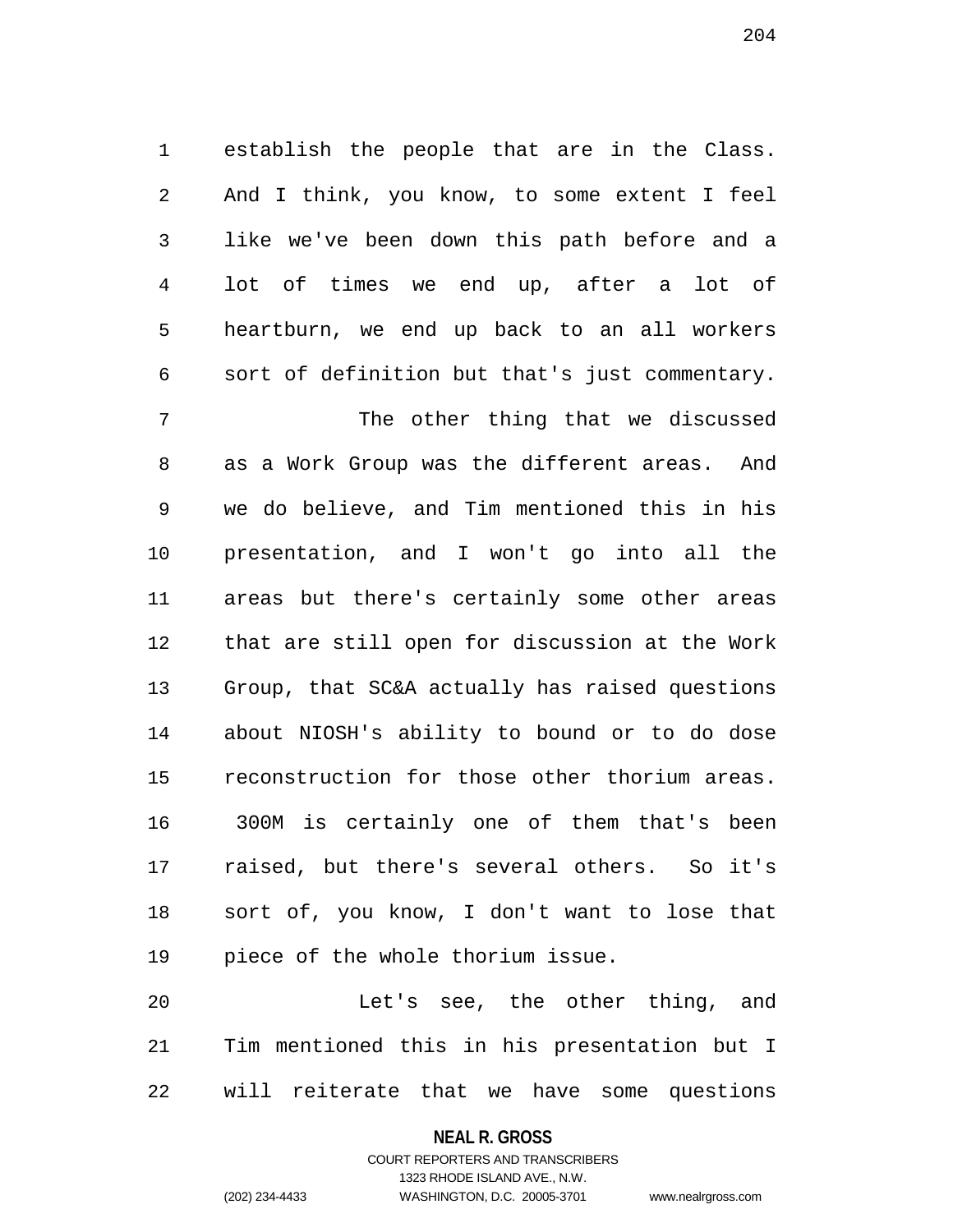establish the people that are in the Class. And I think, you know, to some extent I feel like we've been down this path before and a lot of times we end up, after a lot of heartburn, we end up back to an all workers sort of definition but that's just commentary.

The other thing that we discussed as a Work Group was the different areas. And we do believe, and Tim mentioned this in his presentation, and I won't go into all the areas but there's certainly some other areas that are still open for discussion at the Work Group, that SC&A actually has raised questions about NIOSH's ability to bound or to do dose reconstruction for those other thorium areas. 300M is certainly one of them that's been raised, but there's several others. So it's sort of, you know, I don't want to lose that piece of the whole thorium issue.

Let's see, the other thing, and Tim mentioned this in his presentation but I will reiterate that we have some questions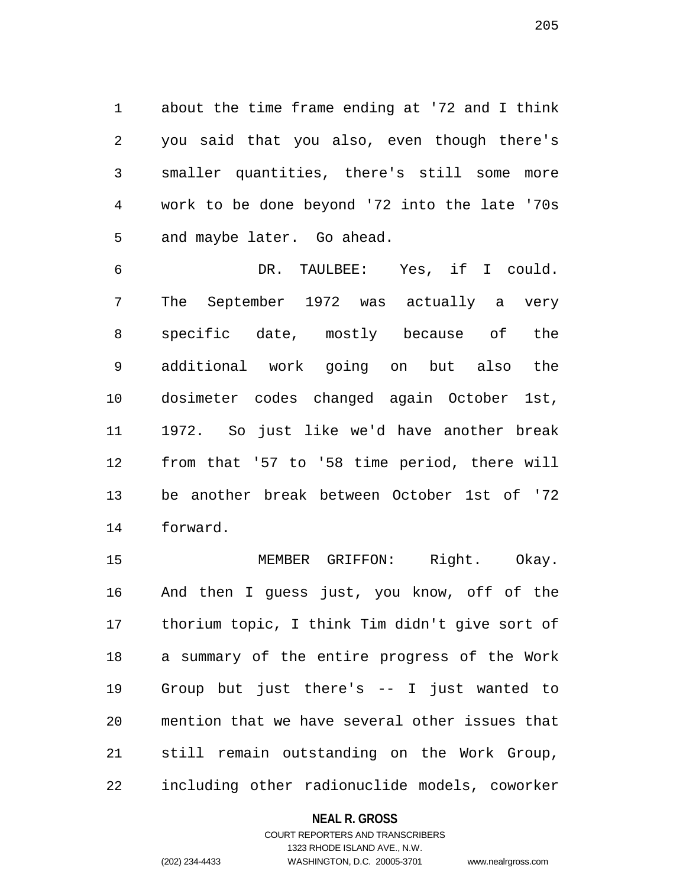about the time frame ending at '72 and I think you said that you also, even though there's smaller quantities, there's still some more work to be done beyond '72 into the late '70s and maybe later. Go ahead.

DR. TAULBEE: Yes, if I could. The September 1972 was actually a very specific date, mostly because of the additional work going on but also the dosimeter codes changed again October 1st, 1972. So just like we'd have another break from that '57 to '58 time period, there will be another break between October 1st of '72 forward.

MEMBER GRIFFON: Right. Okay. And then I guess just, you know, off of the thorium topic, I think Tim didn't give sort of a summary of the entire progress of the Work Group but just there's -- I just wanted to mention that we have several other issues that still remain outstanding on the Work Group, including other radionuclide models, coworker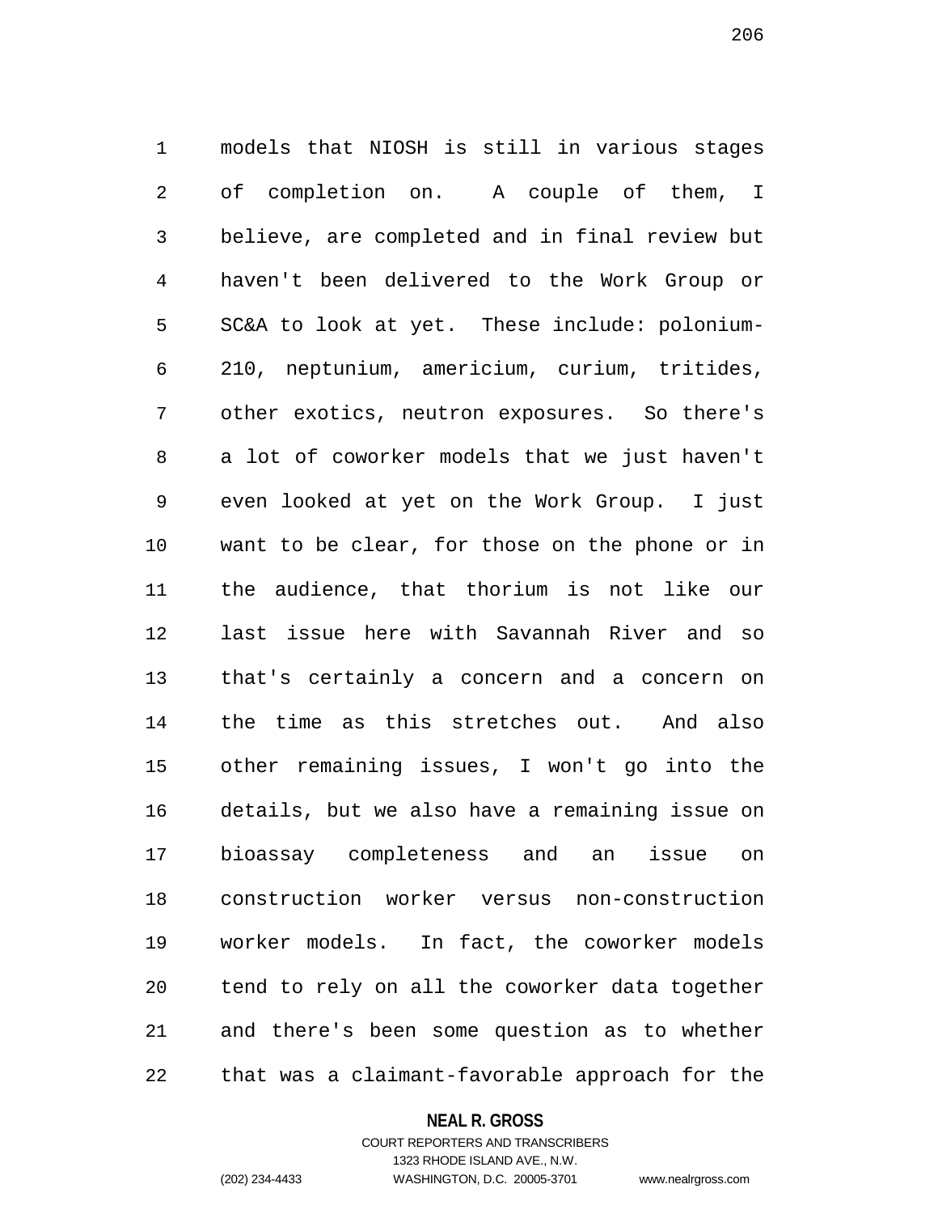models that NIOSH is still in various stages of completion on. A couple of them, I believe, are completed and in final review but haven't been delivered to the Work Group or SC&A to look at yet. These include: polonium-210, neptunium, americium, curium, tritides, other exotics, neutron exposures. So there's a lot of coworker models that we just haven't even looked at yet on the Work Group. I just want to be clear, for those on the phone or in the audience, that thorium is not like our last issue here with Savannah River and so that's certainly a concern and a concern on the time as this stretches out. And also other remaining issues, I won't go into the details, but we also have a remaining issue on bioassay completeness and an issue on construction worker versus non-construction worker models. In fact, the coworker models tend to rely on all the coworker data together and there's been some question as to whether that was a claimant-favorable approach for the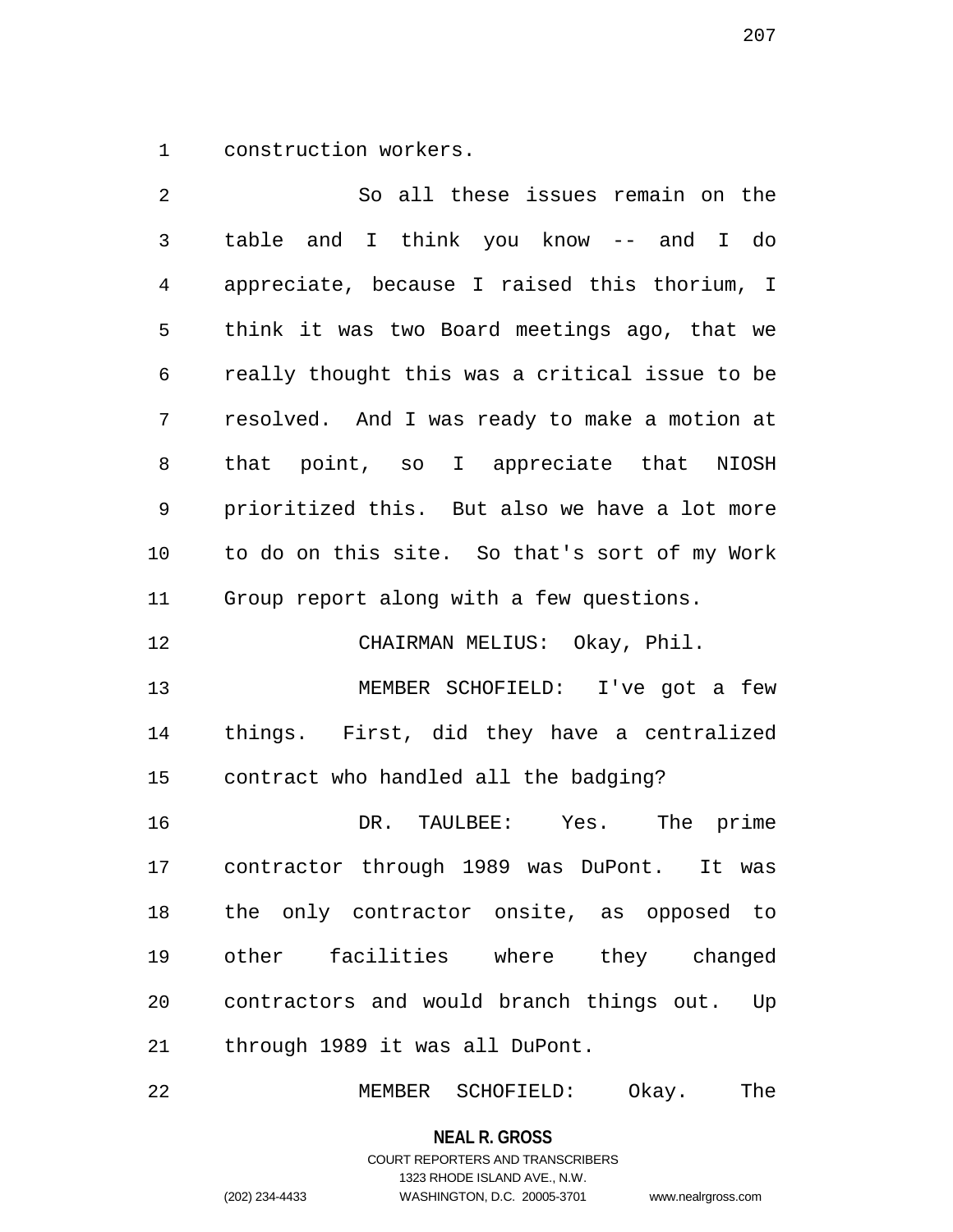construction workers.

So all these issues remain on the table and I think you know -- and I do appreciate, because I raised this thorium, I think it was two Board meetings ago, that we really thought this was a critical issue to be resolved. And I was ready to make a motion at that point, so I appreciate that NIOSH prioritized this. But also we have a lot more to do on this site. So that's sort of my Work Group report along with a few questions.

CHAIRMAN MELIUS: Okay, Phil.

MEMBER SCHOFIELD: I've got a few things. First, did they have a centralized contract who handled all the badging?

DR. TAULBEE: Yes. The prime contractor through 1989 was DuPont. It was the only contractor onsite, as opposed to other facilities where they changed contractors and would branch things out. Up through 1989 it was all DuPont.

MEMBER SCHOFIELD: Okay. The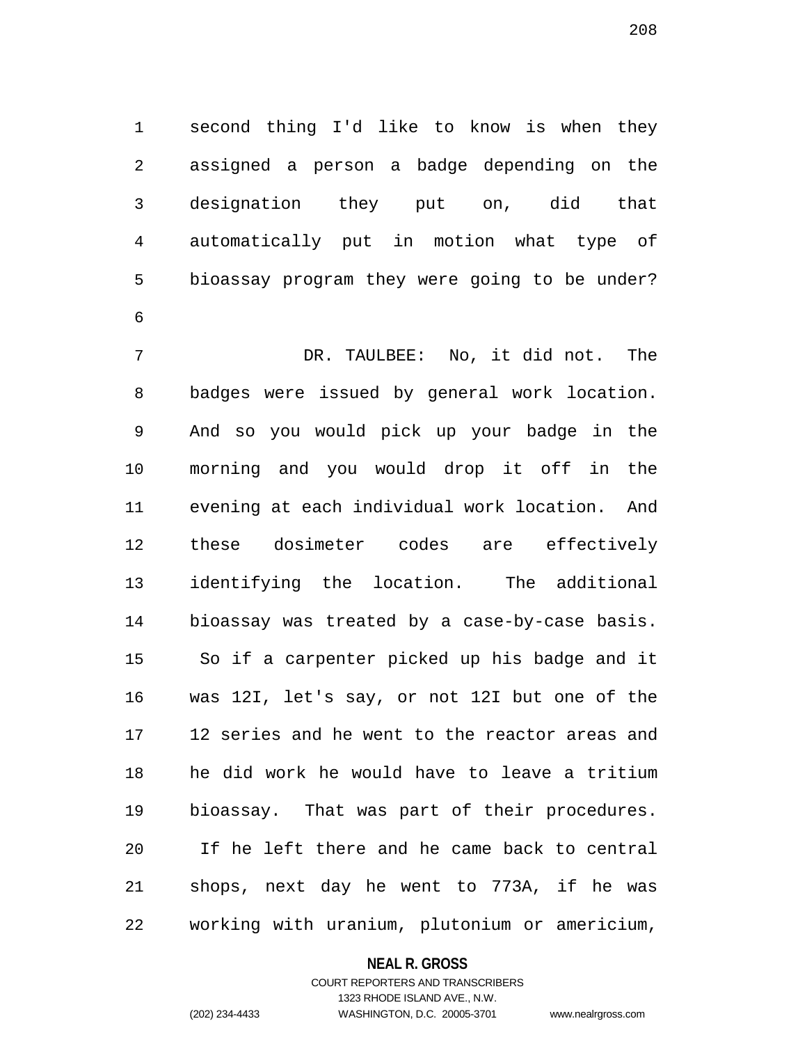second thing I'd like to know is when they assigned a person a badge depending on the designation they put on, did that automatically put in motion what type of bioassay program they were going to be under?

DR. TAULBEE: No, it did not. The badges were issued by general work location. And so you would pick up your badge in the morning and you would drop it off in the evening at each individual work location. And these dosimeter codes are effectively identifying the location. The additional bioassay was treated by a case-by-case basis. So if a carpenter picked up his badge and it was 12I, let's say, or not 12I but one of the 12 series and he went to the reactor areas and he did work he would have to leave a tritium bioassay. That was part of their procedures. If he left there and he came back to central shops, next day he went to 773A, if he was working with uranium, plutonium or americium,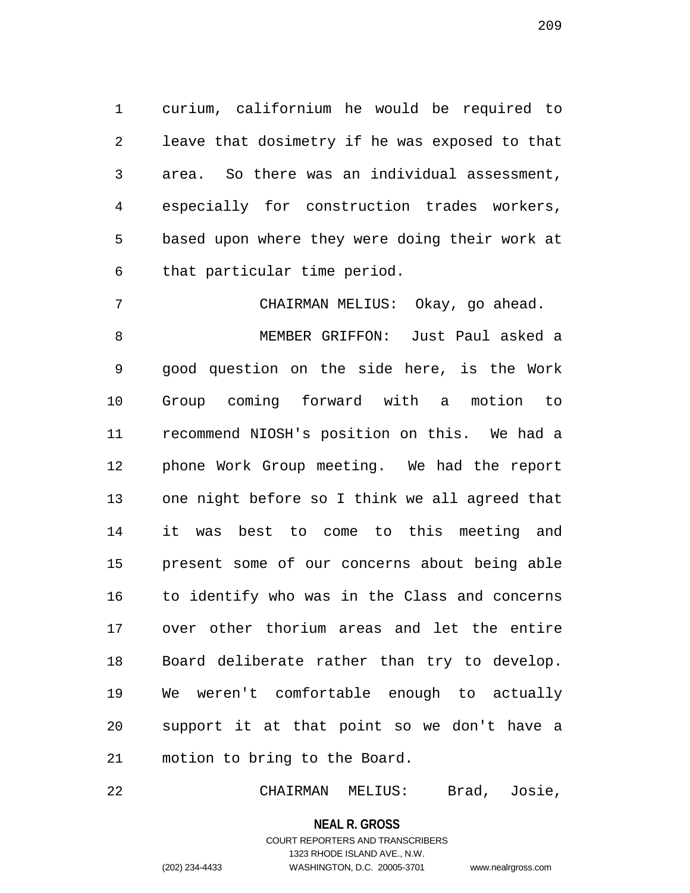curium, californium he would be required to leave that dosimetry if he was exposed to that area. So there was an individual assessment, especially for construction trades workers, based upon where they were doing their work at that particular time period.

CHAIRMAN MELIUS: Okay, go ahead.

MEMBER GRIFFON: Just Paul asked a good question on the side here, is the Work Group coming forward with a motion to recommend NIOSH's position on this. We had a phone Work Group meeting. We had the report one night before so I think we all agreed that it was best to come to this meeting and present some of our concerns about being able to identify who was in the Class and concerns over other thorium areas and let the entire Board deliberate rather than try to develop. We weren't comfortable enough to actually support it at that point so we don't have a motion to bring to the Board.

CHAIRMAN MELIUS: Brad, Josie,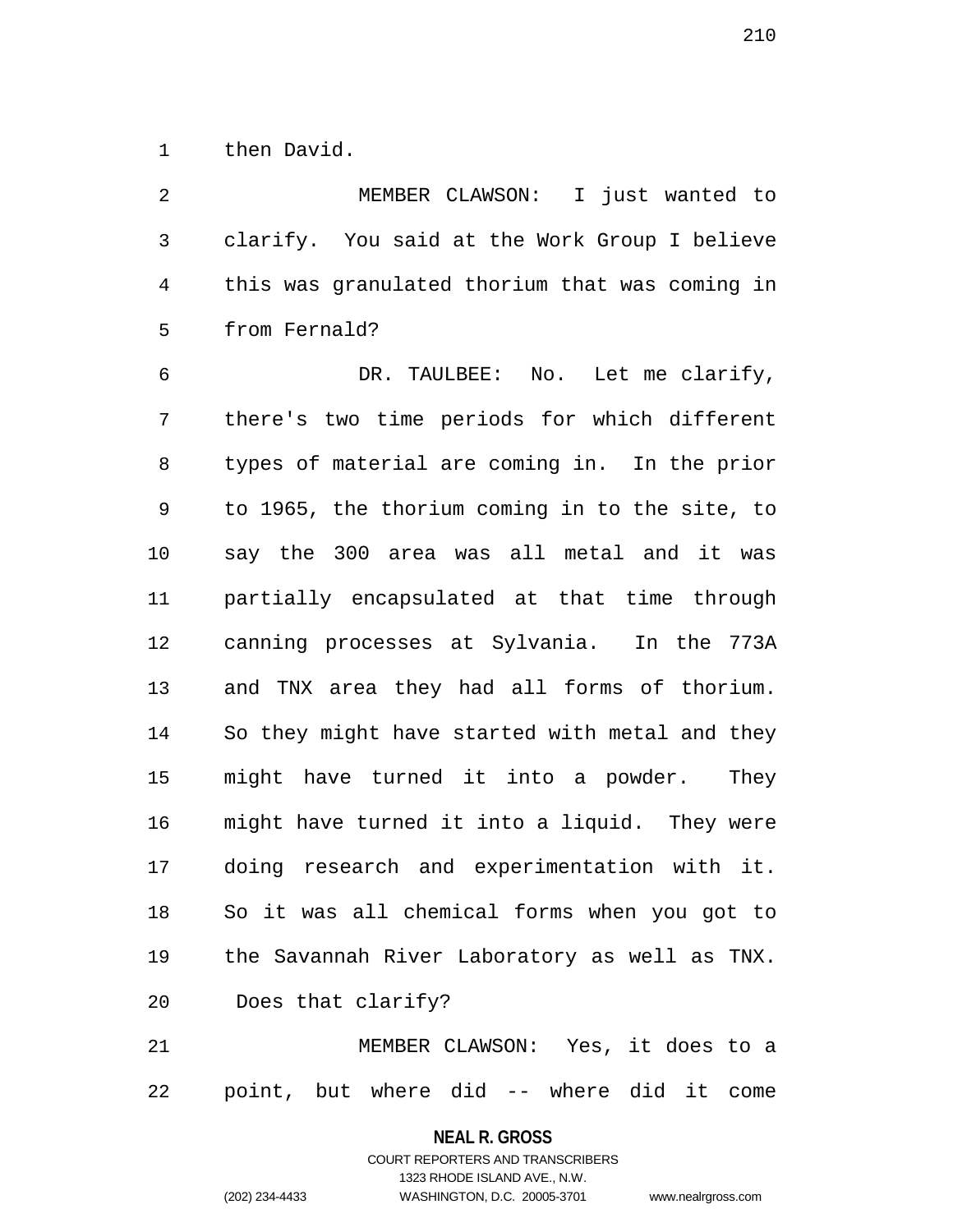then David.

MEMBER CLAWSON: I just wanted to clarify. You said at the Work Group I believe this was granulated thorium that was coming in from Fernald?

DR. TAULBEE: No. Let me clarify, there's two time periods for which different types of material are coming in. In the prior to 1965, the thorium coming in to the site, to say the 300 area was all metal and it was partially encapsulated at that time through canning processes at Sylvania. In the 773A and TNX area they had all forms of thorium. So they might have started with metal and they might have turned it into a powder. They might have turned it into a liquid. They were doing research and experimentation with it. So it was all chemical forms when you got to the Savannah River Laboratory as well as TNX. Does that clarify?

MEMBER CLAWSON: Yes, it does to a point, but where did -- where did it come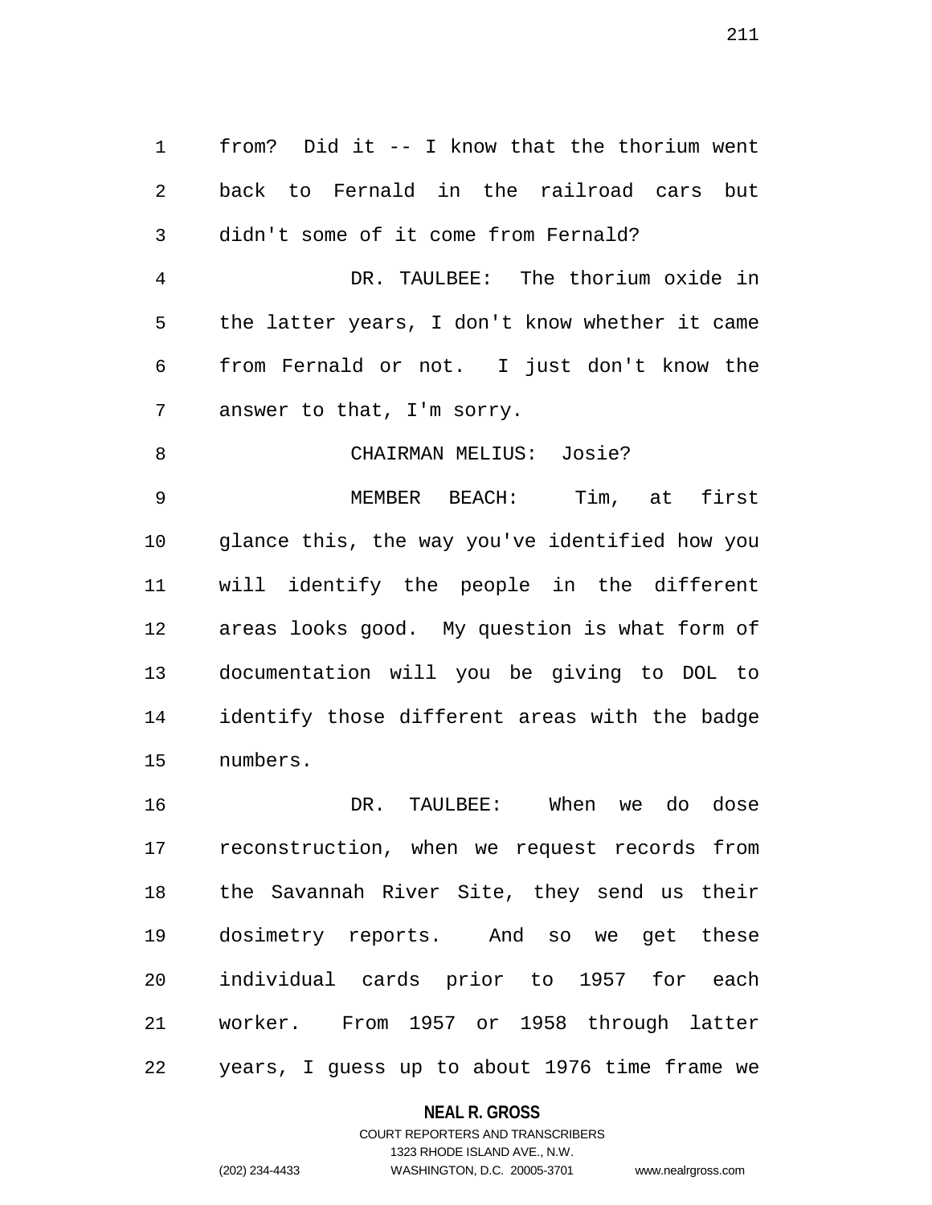from? Did it -- I know that the thorium went back to Fernald in the railroad cars but didn't some of it come from Fernald?

DR. TAULBEE: The thorium oxide in the latter years, I don't know whether it came from Fernald or not. I just don't know the answer to that, I'm sorry.

CHAIRMAN MELIUS: Josie?

MEMBER BEACH: Tim, at first glance this, the way you've identified how you will identify the people in the different areas looks good. My question is what form of documentation will you be giving to DOL to identify those different areas with the badge numbers.

DR. TAULBEE: When we do dose reconstruction, when we request records from the Savannah River Site, they send us their dosimetry reports. And so we get these individual cards prior to 1957 for each worker. From 1957 or 1958 through latter years, I guess up to about 1976 time frame we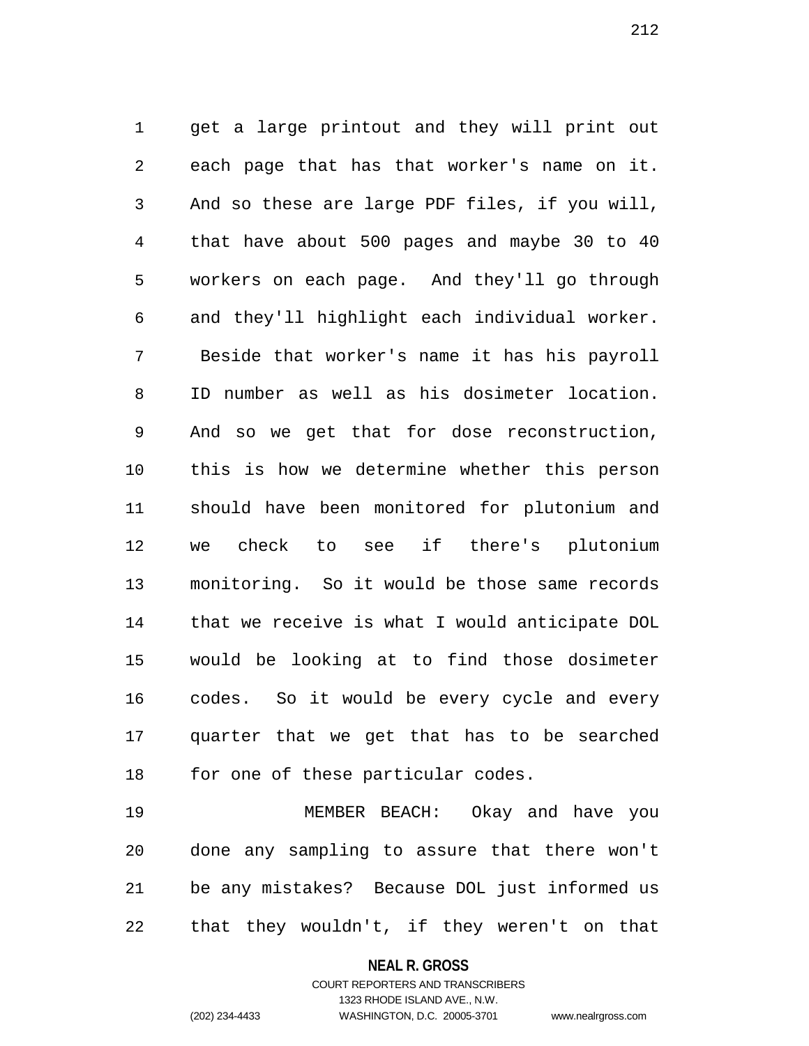get a large printout and they will print out each page that has that worker's name on it. And so these are large PDF files, if you will, that have about 500 pages and maybe 30 to 40 workers on each page. And they'll go through and they'll highlight each individual worker. Beside that worker's name it has his payroll ID number as well as his dosimeter location. And so we get that for dose reconstruction, this is how we determine whether this person should have been monitored for plutonium and we check to see if there's plutonium monitoring. So it would be those same records that we receive is what I would anticipate DOL would be looking at to find those dosimeter codes. So it would be every cycle and every quarter that we get that has to be searched for one of these particular codes.

MEMBER BEACH: Okay and have you done any sampling to assure that there won't be any mistakes? Because DOL just informed us that they wouldn't, if they weren't on that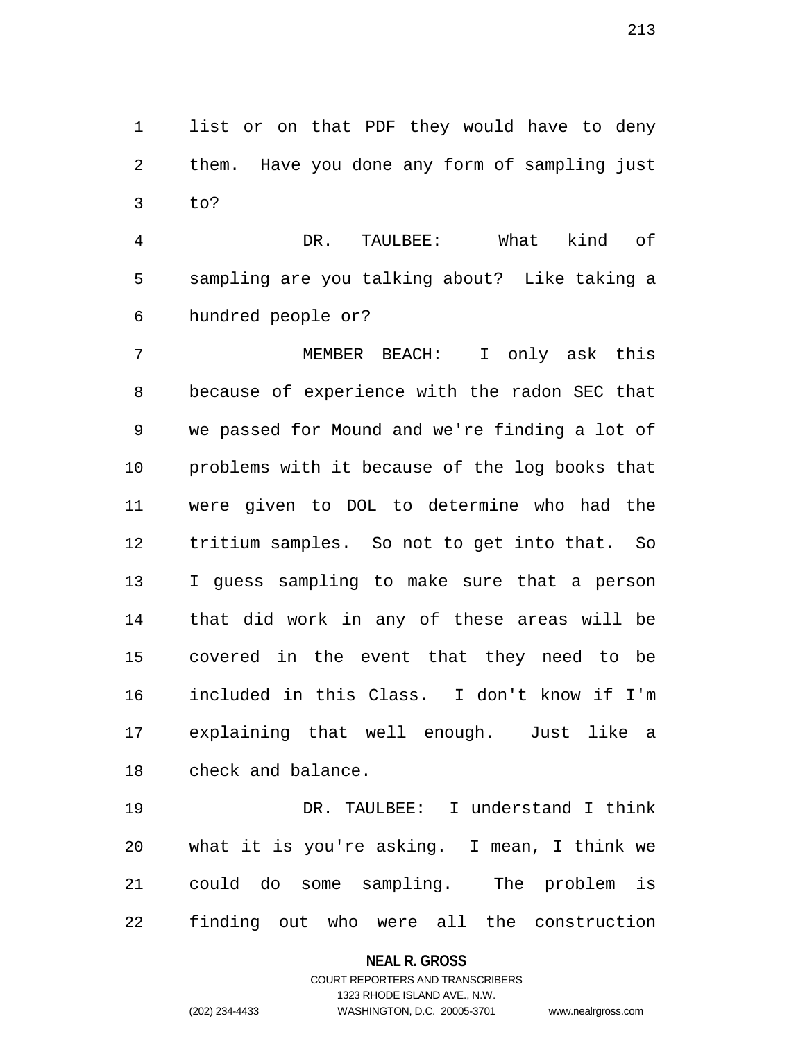list or on that PDF they would have to deny them. Have you done any form of sampling just to?

DR. TAULBEE: What kind of sampling are you talking about? Like taking a hundred people or?

MEMBER BEACH: I only ask this because of experience with the radon SEC that we passed for Mound and we're finding a lot of problems with it because of the log books that were given to DOL to determine who had the tritium samples. So not to get into that. So I guess sampling to make sure that a person that did work in any of these areas will be covered in the event that they need to be included in this Class. I don't know if I'm explaining that well enough. Just like a check and balance.

DR. TAULBEE: I understand I think what it is you're asking. I mean, I think we could do some sampling. The problem is finding out who were all the construction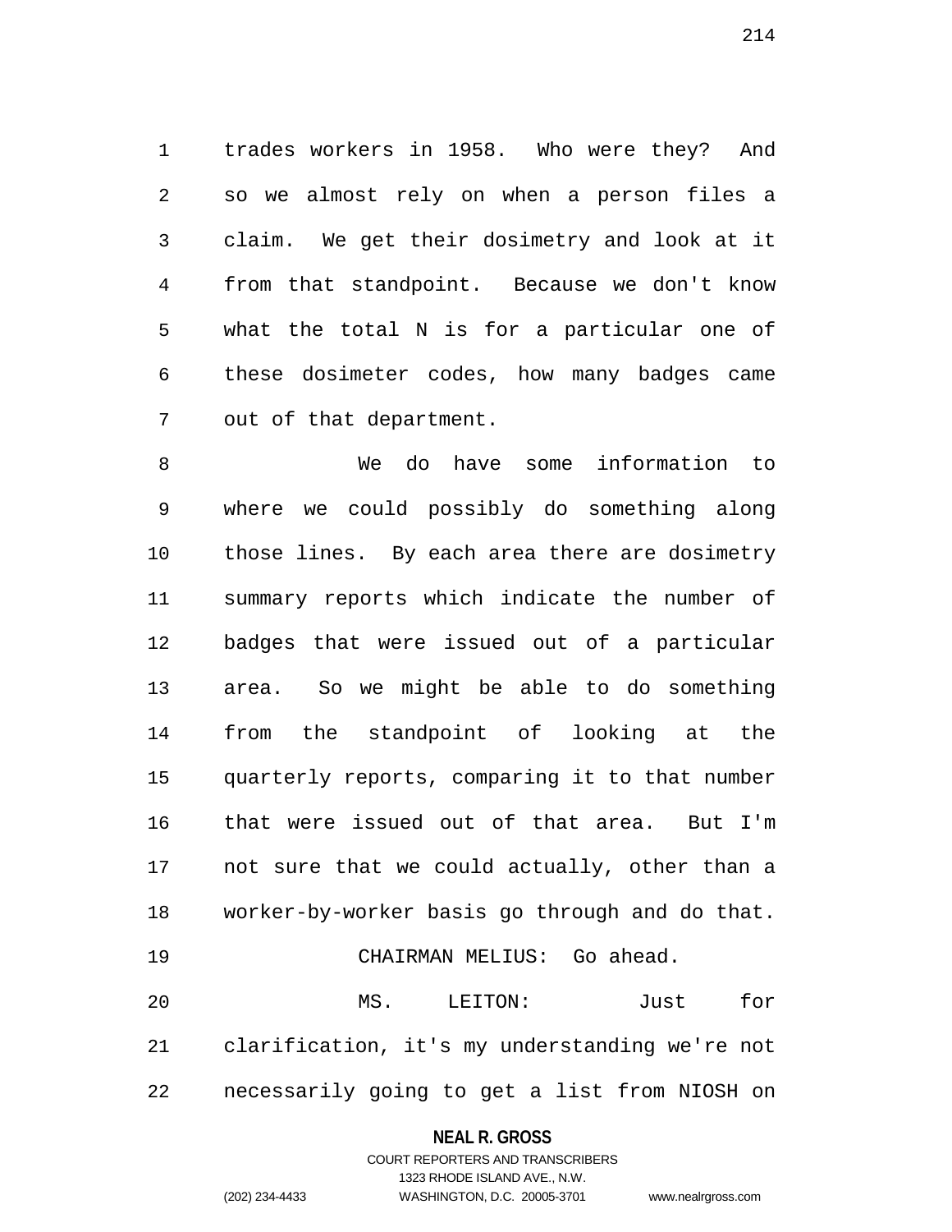trades workers in 1958. Who were they? And so we almost rely on when a person files a claim. We get their dosimetry and look at it from that standpoint. Because we don't know what the total N is for a particular one of these dosimeter codes, how many badges came out of that department.

We do have some information to where we could possibly do something along those lines. By each area there are dosimetry summary reports which indicate the number of badges that were issued out of a particular area. So we might be able to do something from the standpoint of looking at the quarterly reports, comparing it to that number that were issued out of that area. But I'm not sure that we could actually, other than a worker-by-worker basis go through and do that.

CHAIRMAN MELIUS: Go ahead.

MS. LEITON: Just for clarification, it's my understanding we're not necessarily going to get a list from NIOSH on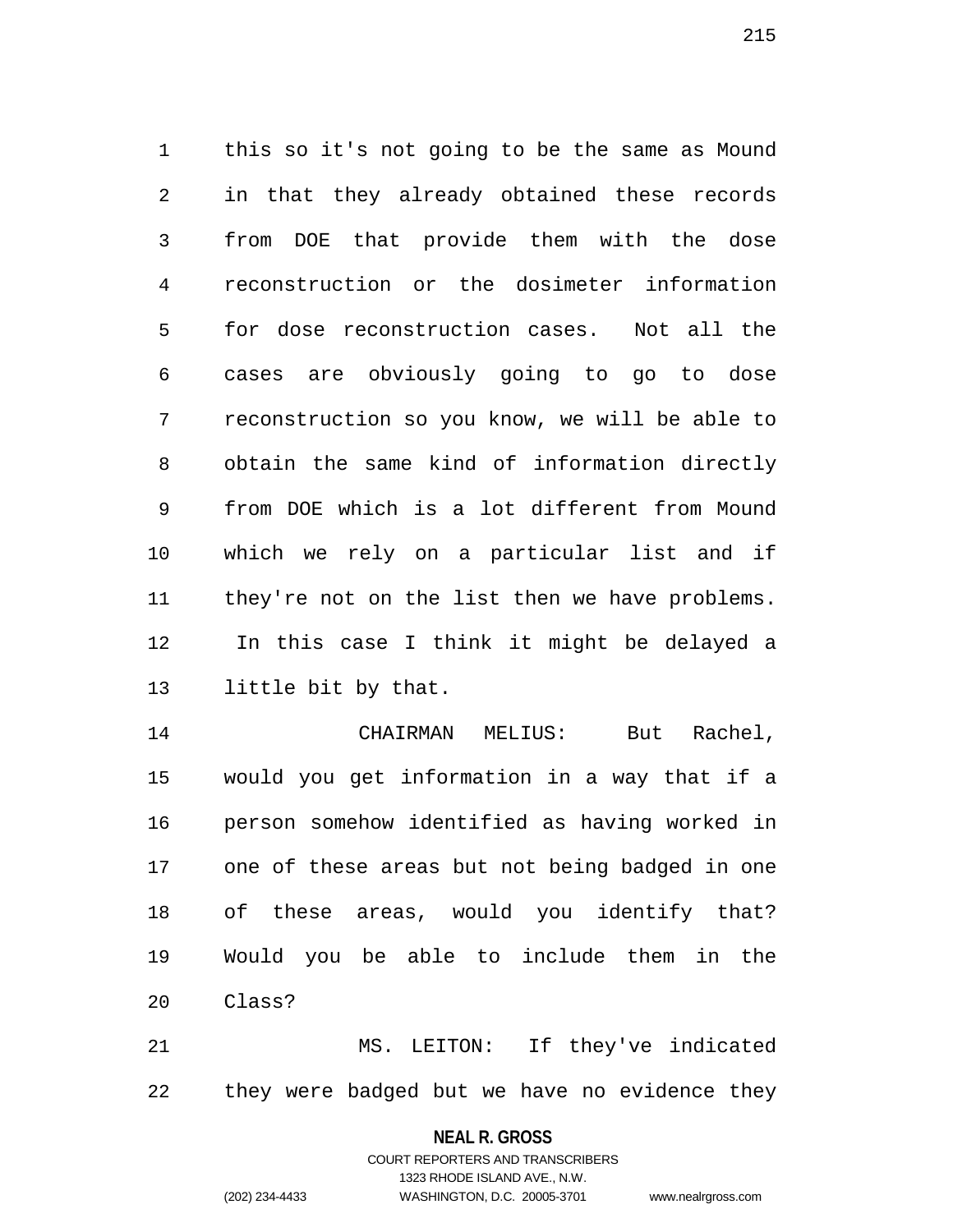this so it's not going to be the same as Mound in that they already obtained these records from DOE that provide them with the dose reconstruction or the dosimeter information for dose reconstruction cases. Not all the cases are obviously going to go to dose reconstruction so you know, we will be able to obtain the same kind of information directly from DOE which is a lot different from Mound which we rely on a particular list and if they're not on the list then we have problems. In this case I think it might be delayed a little bit by that.

CHAIRMAN MELIUS: But Rachel, would you get information in a way that if a person somehow identified as having worked in one of these areas but not being badged in one of these areas, would you identify that? Would you be able to include them in the Class?

MS. LEITON: If they've indicated they were badged but we have no evidence they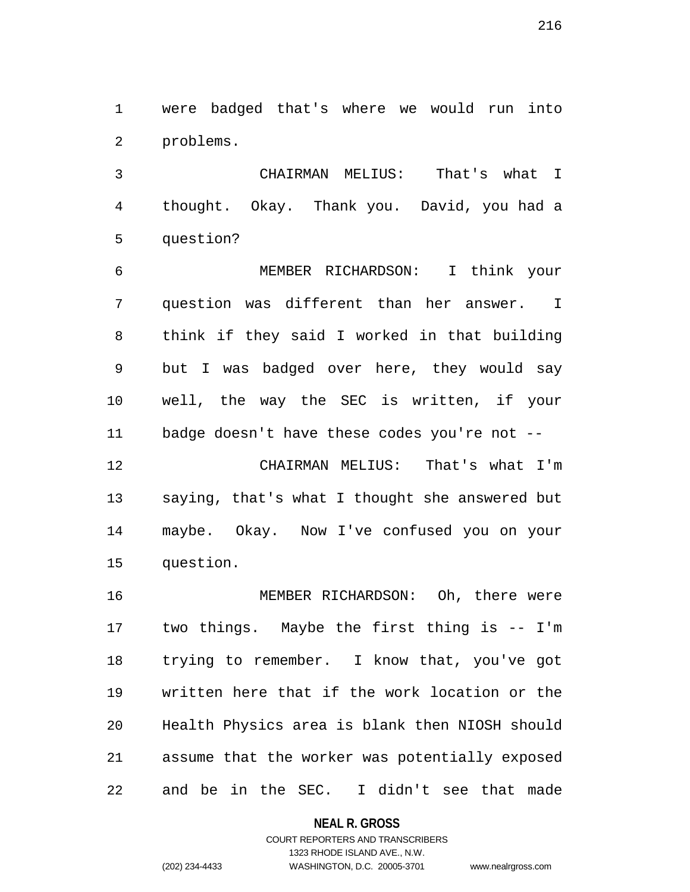were badged that's where we would run into problems.

CHAIRMAN MELIUS: That's what I thought. Okay. Thank you. David, you had a question?

MEMBER RICHARDSON: I think your question was different than her answer. I think if they said I worked in that building but I was badged over here, they would say well, the way the SEC is written, if your badge doesn't have these codes you're not --

CHAIRMAN MELIUS: That's what I'm saying, that's what I thought she answered but maybe. Okay. Now I've confused you on your question.

MEMBER RICHARDSON: Oh, there were two things. Maybe the first thing is -- I'm trying to remember. I know that, you've got written here that if the work location or the Health Physics area is blank then NIOSH should assume that the worker was potentially exposed and be in the SEC. I didn't see that made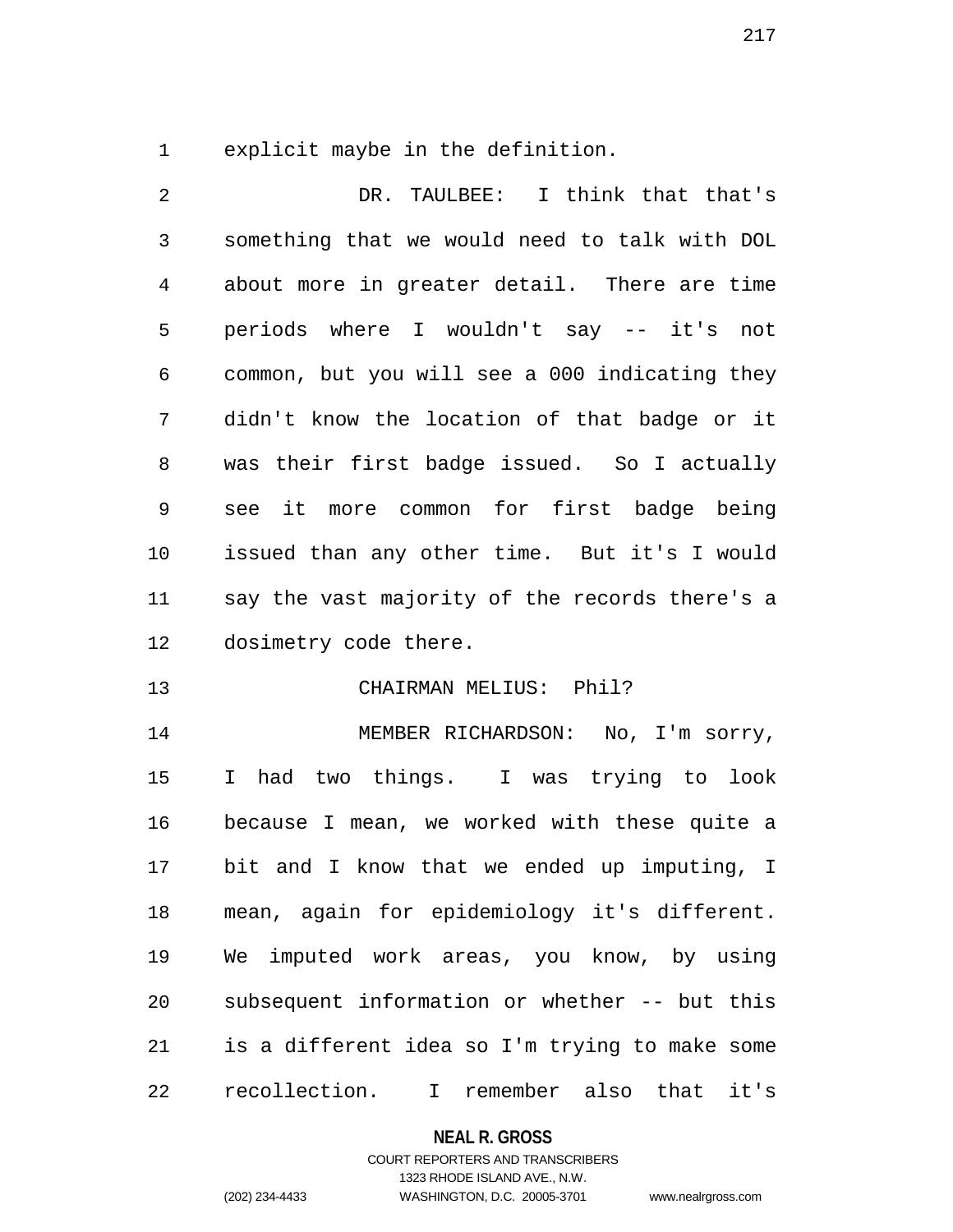explicit maybe in the definition.

DR. TAULBEE: I think that that's something that we would need to talk with DOL about more in greater detail. There are time periods where I wouldn't say -- it's not common, but you will see a 000 indicating they didn't know the location of that badge or it was their first badge issued. So I actually see it more common for first badge being issued than any other time. But it's I would say the vast majority of the records there's a dosimetry code there.

CHAIRMAN MELIUS: Phil?

MEMBER RICHARDSON: No, I'm sorry, I had two things. I was trying to look because I mean, we worked with these quite a bit and I know that we ended up imputing, I mean, again for epidemiology it's different. We imputed work areas, you know, by using subsequent information or whether -- but this is a different idea so I'm trying to make some recollection. I remember also that it's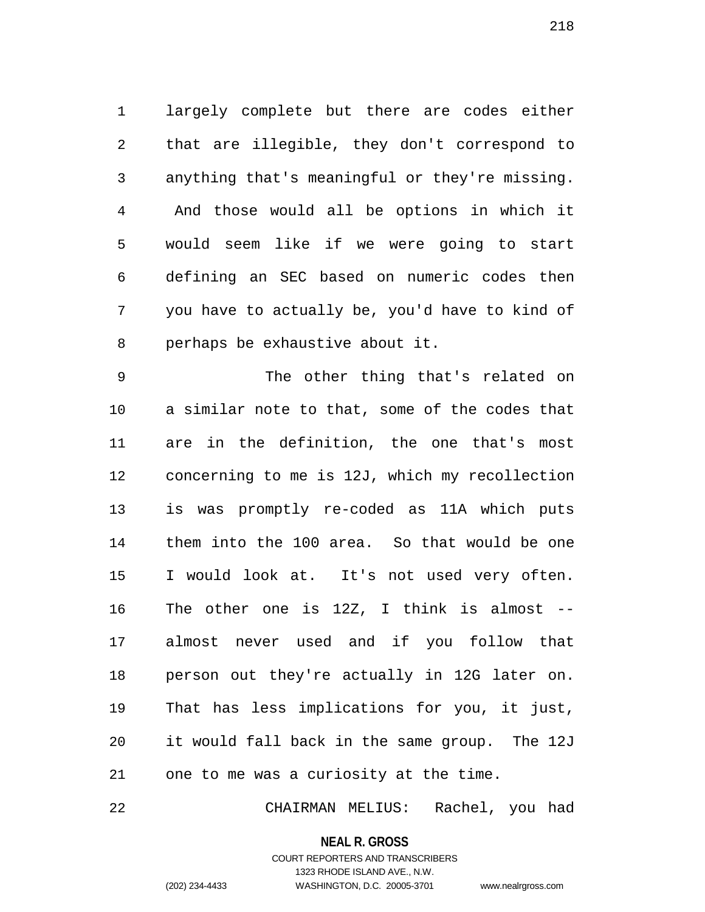largely complete but there are codes either that are illegible, they don't correspond to anything that's meaningful or they're missing. And those would all be options in which it would seem like if we were going to start defining an SEC based on numeric codes then you have to actually be, you'd have to kind of perhaps be exhaustive about it.

The other thing that's related on a similar note to that, some of the codes that are in the definition, the one that's most concerning to me is 12J, which my recollection is was promptly re-coded as 11A which puts them into the 100 area. So that would be one I would look at. It's not used very often. The other one is 12Z, I think is almost -- almost never used and if you follow that person out they're actually in 12G later on. That has less implications for you, it just, it would fall back in the same group. The 12J one to me was a curiosity at the time.

CHAIRMAN MELIUS: Rachel, you had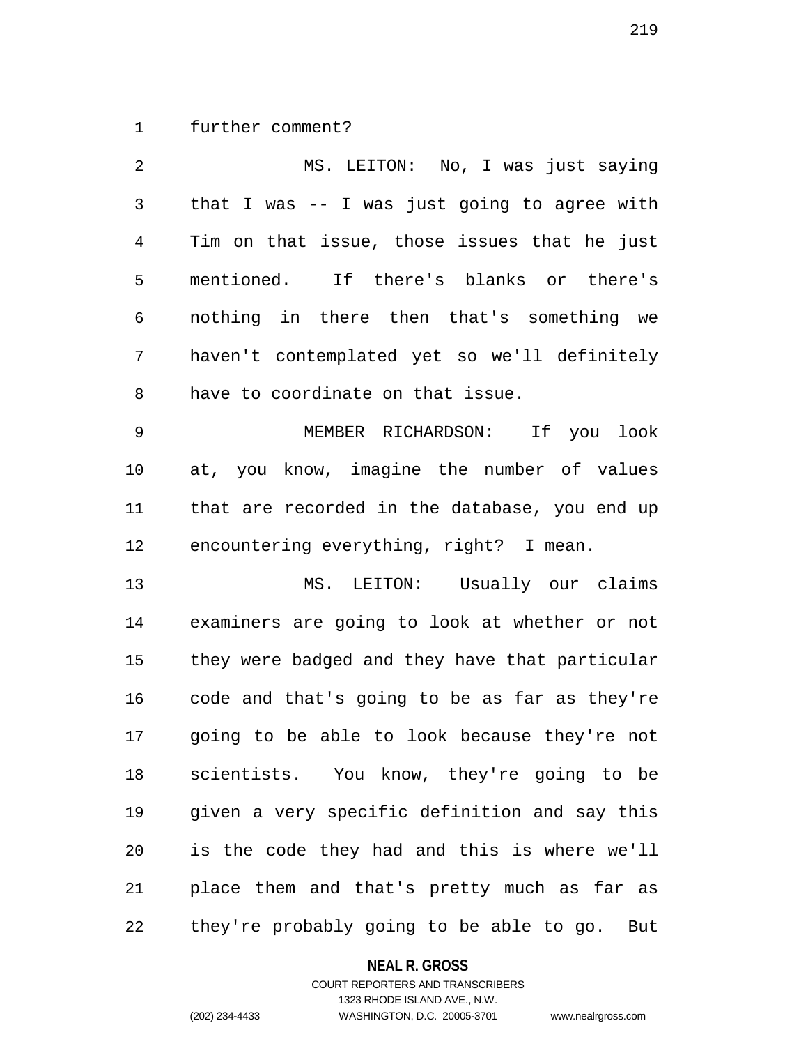further comment?

MS. LEITON: No, I was just saying that I was -- I was just going to agree with Tim on that issue, those issues that he just mentioned. If there's blanks or there's nothing in there then that's something we haven't contemplated yet so we'll definitely have to coordinate on that issue.

MEMBER RICHARDSON: If you look at, you know, imagine the number of values that are recorded in the database, you end up encountering everything, right? I mean.

MS. LEITON: Usually our claims examiners are going to look at whether or not they were badged and they have that particular code and that's going to be as far as they're going to be able to look because they're not scientists. You know, they're going to be given a very specific definition and say this is the code they had and this is where we'll place them and that's pretty much as far as they're probably going to be able to go. But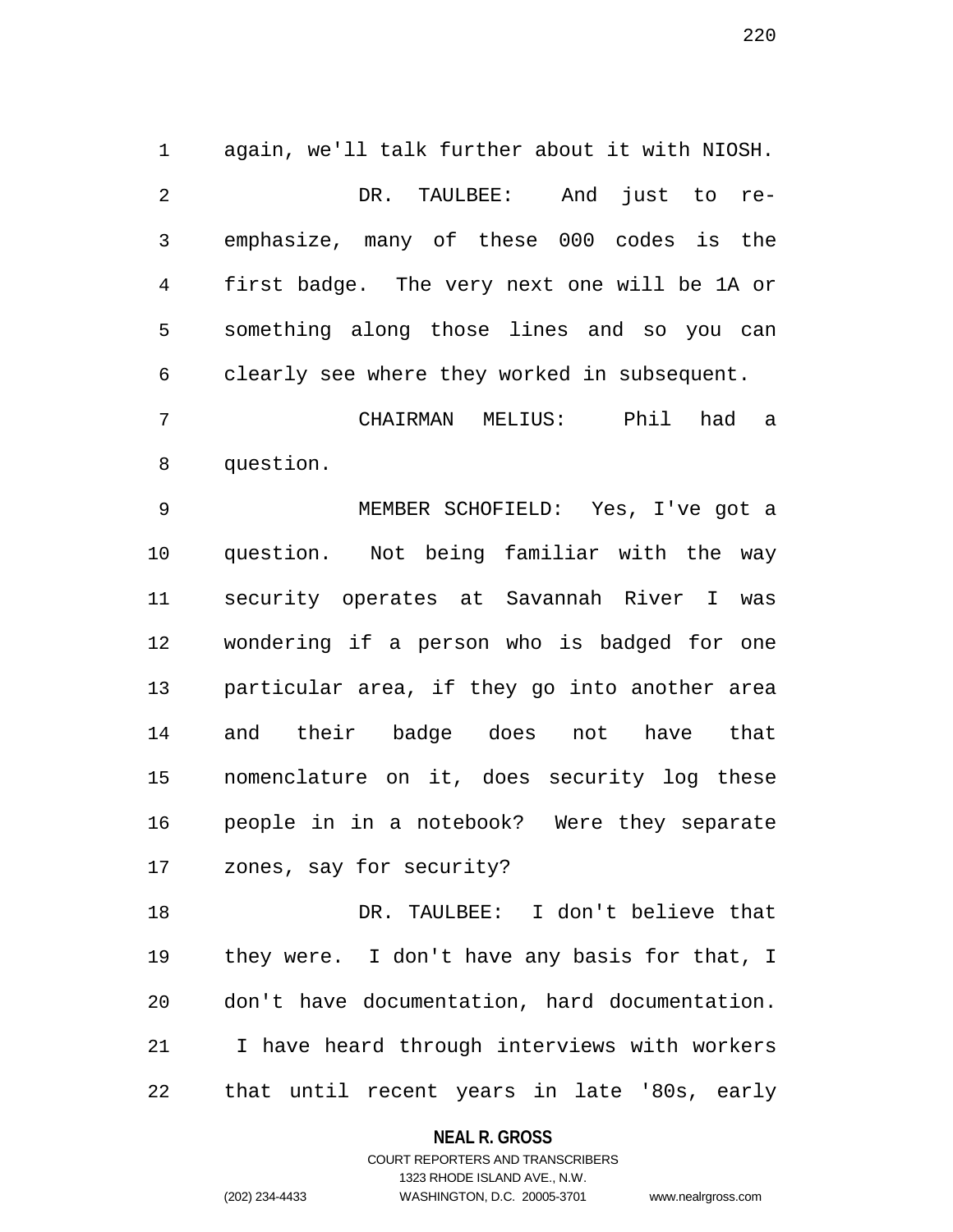again, we'll talk further about it with NIOSH.

DR. TAULBEE: And just to re-emphasize, many of these 000 codes is the first badge. The very next one will be 1A or something along those lines and so you can clearly see where they worked in subsequent.

CHAIRMAN MELIUS: Phil had a question.

MEMBER SCHOFIELD: Yes, I've got a question. Not being familiar with the way security operates at Savannah River I was wondering if a person who is badged for one particular area, if they go into another area and their badge does not have that nomenclature on it, does security log these people in in a notebook? Were they separate zones, say for security?

DR. TAULBEE: I don't believe that they were. I don't have any basis for that, I don't have documentation, hard documentation. I have heard through interviews with workers that until recent years in late '80s, early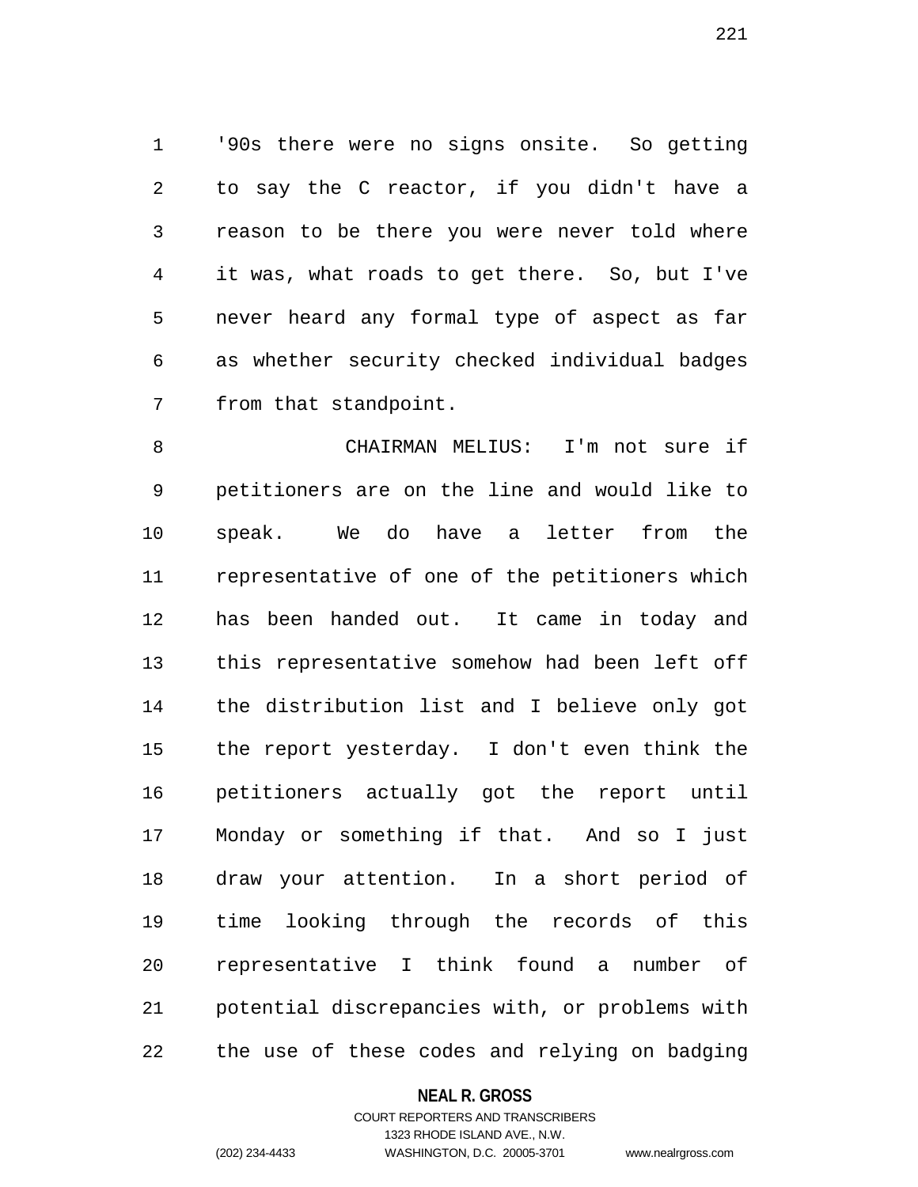'90s there were no signs onsite. So getting to say the C reactor, if you didn't have a reason to be there you were never told where it was, what roads to get there. So, but I've never heard any formal type of aspect as far as whether security checked individual badges from that standpoint.

CHAIRMAN MELIUS: I'm not sure if petitioners are on the line and would like to speak. We do have a letter from the representative of one of the petitioners which has been handed out. It came in today and this representative somehow had been left off the distribution list and I believe only got the report yesterday. I don't even think the petitioners actually got the report until Monday or something if that. And so I just draw your attention. In a short period of time looking through the records of this representative I think found a number of potential discrepancies with, or problems with the use of these codes and relying on badging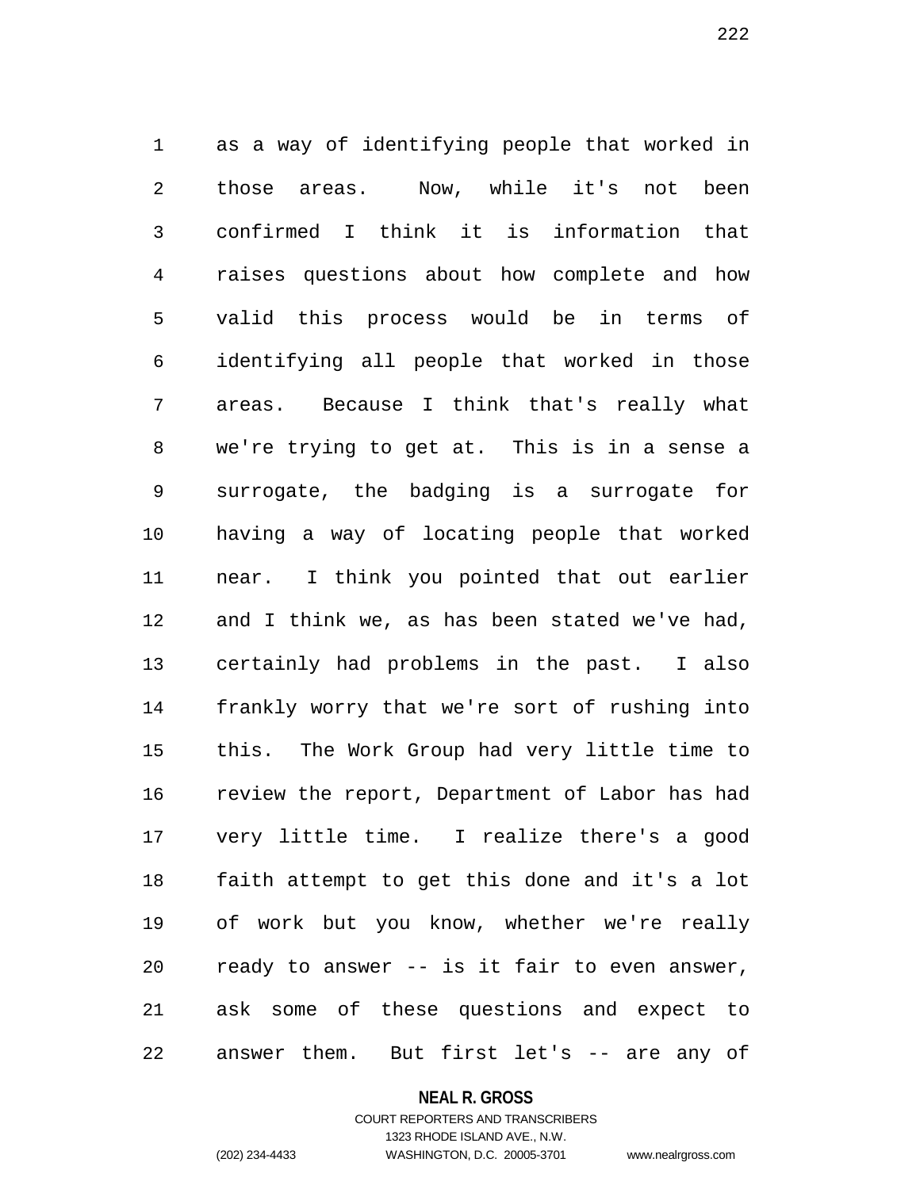as a way of identifying people that worked in those areas. Now, while it's not been confirmed I think it is information that raises questions about how complete and how valid this process would be in terms of identifying all people that worked in those areas. Because I think that's really what we're trying to get at. This is in a sense a surrogate, the badging is a surrogate for having a way of locating people that worked near. I think you pointed that out earlier and I think we, as has been stated we've had, certainly had problems in the past. I also frankly worry that we're sort of rushing into this. The Work Group had very little time to review the report, Department of Labor has had very little time. I realize there's a good faith attempt to get this done and it's a lot of work but you know, whether we're really ready to answer -- is it fair to even answer, ask some of these questions and expect to answer them. But first let's -- are any of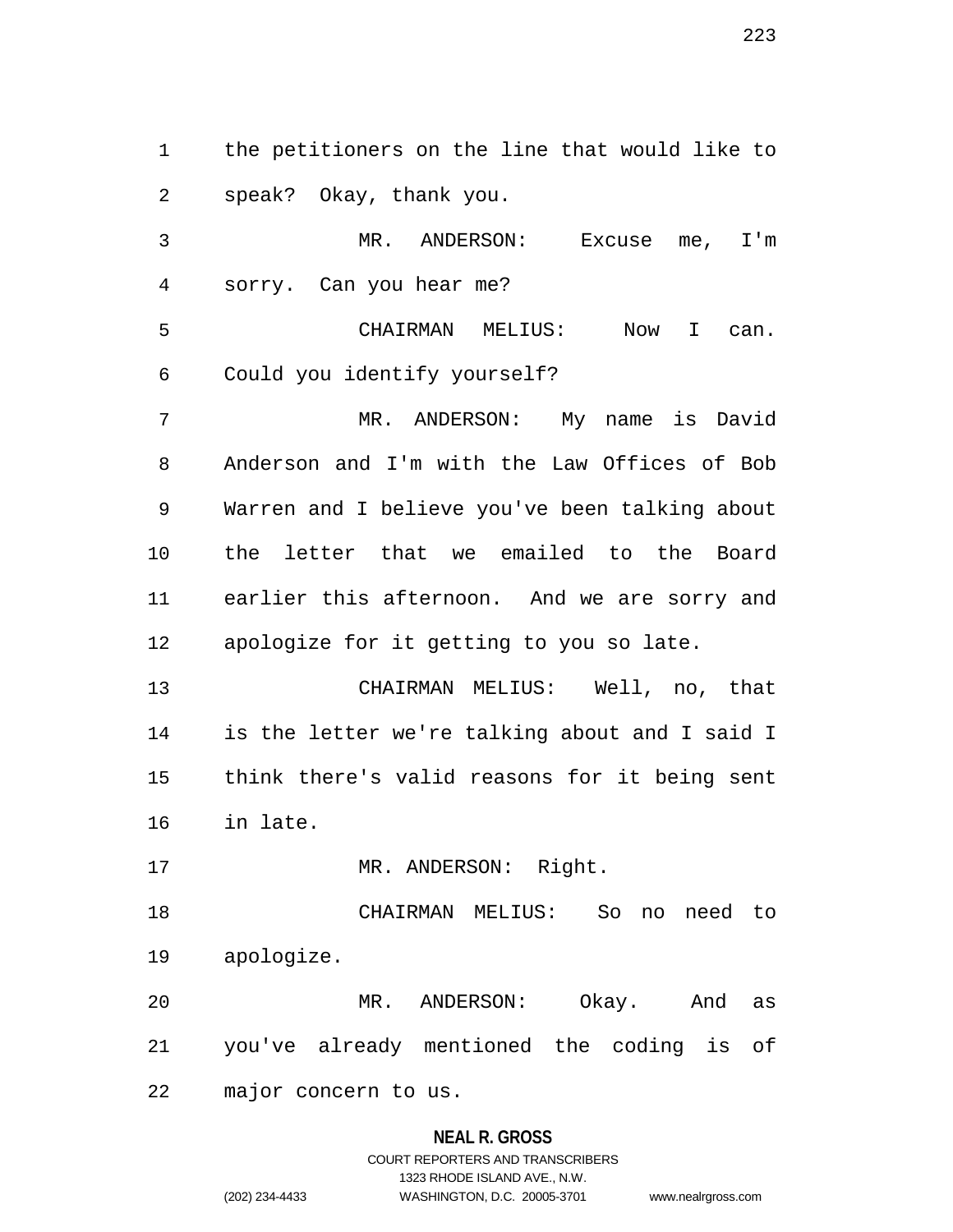the petitioners on the line that would like to speak? Okay, thank you.

MR. ANDERSON: Excuse me, I'm sorry. Can you hear me?

CHAIRMAN MELIUS: Now I can. Could you identify yourself?

MR. ANDERSON: My name is David Anderson and I'm with the Law Offices of Bob Warren and I believe you've been talking about the letter that we emailed to the Board earlier this afternoon. And we are sorry and apologize for it getting to you so late.

CHAIRMAN MELIUS: Well, no, that is the letter we're talking about and I said I think there's valid reasons for it being sent in late.

MR. ANDERSON: Right.

CHAIRMAN MELIUS: So no need to apologize.

MR. ANDERSON: Okay. And as you've already mentioned the coding is of major concern to us.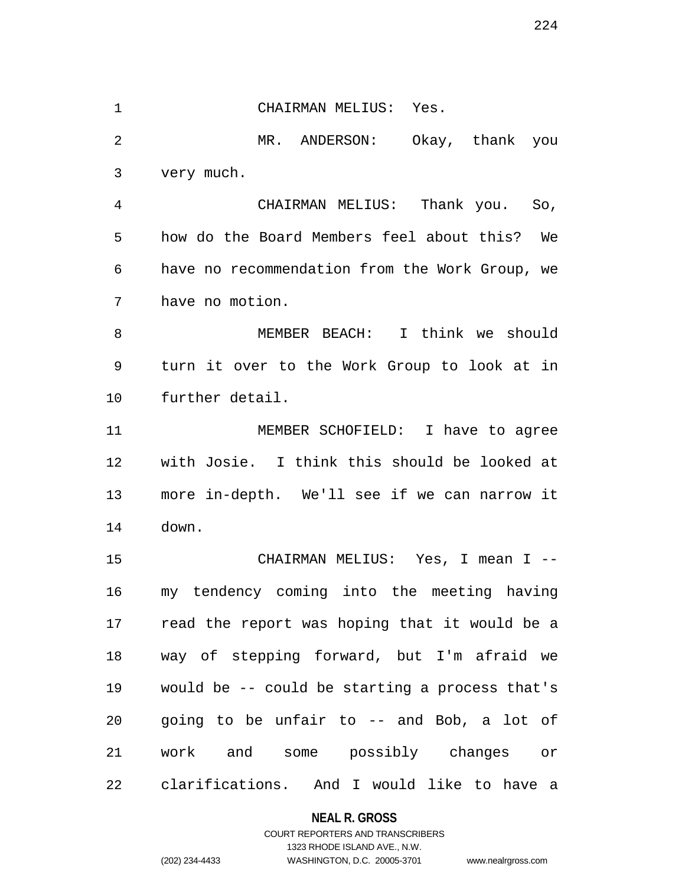CHAIRMAN MELIUS: Yes.

MR. ANDERSON: Okay, thank you very much.

CHAIRMAN MELIUS: Thank you. So, how do the Board Members feel about this? We have no recommendation from the Work Group, we have no motion.

MEMBER BEACH: I think we should turn it over to the Work Group to look at in further detail.

MEMBER SCHOFIELD: I have to agree with Josie. I think this should be looked at more in-depth. We'll see if we can narrow it down.

CHAIRMAN MELIUS: Yes, I mean I -- my tendency coming into the meeting having read the report was hoping that it would be a way of stepping forward, but I'm afraid we would be -- could be starting a process that's going to be unfair to -- and Bob, a lot of work and some possibly changes or clarifications. And I would like to have a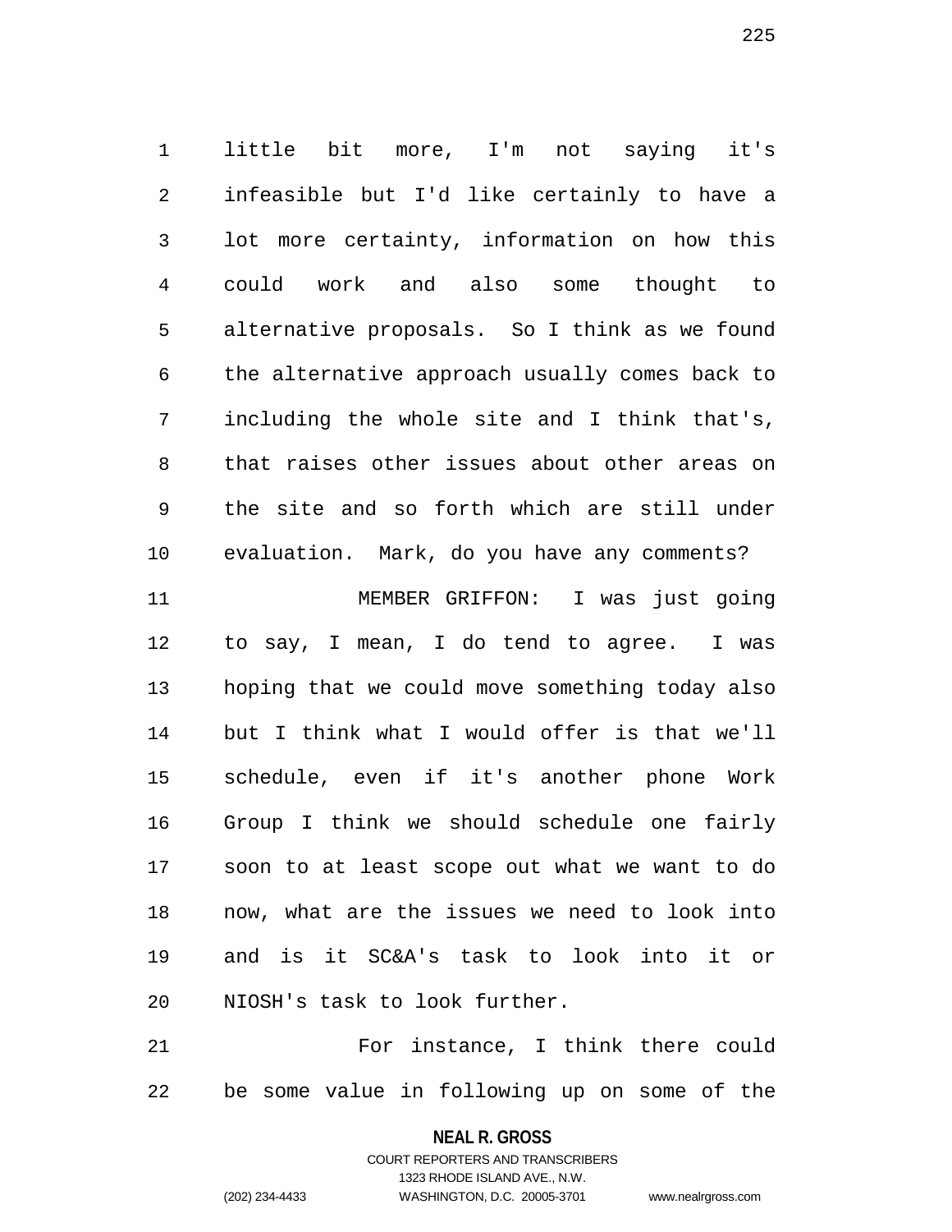little bit more, I'm not saying it's infeasible but I'd like certainly to have a lot more certainty, information on how this could work and also some thought to alternative proposals. So I think as we found the alternative approach usually comes back to including the whole site and I think that's, that raises other issues about other areas on the site and so forth which are still under evaluation. Mark, do you have any comments?

MEMBER GRIFFON: I was just going to say, I mean, I do tend to agree. I was hoping that we could move something today also but I think what I would offer is that we'll schedule, even if it's another phone Work Group I think we should schedule one fairly soon to at least scope out what we want to do now, what are the issues we need to look into and is it SC&A's task to look into it or NIOSH's task to look further.

For instance, I think there could be some value in following up on some of the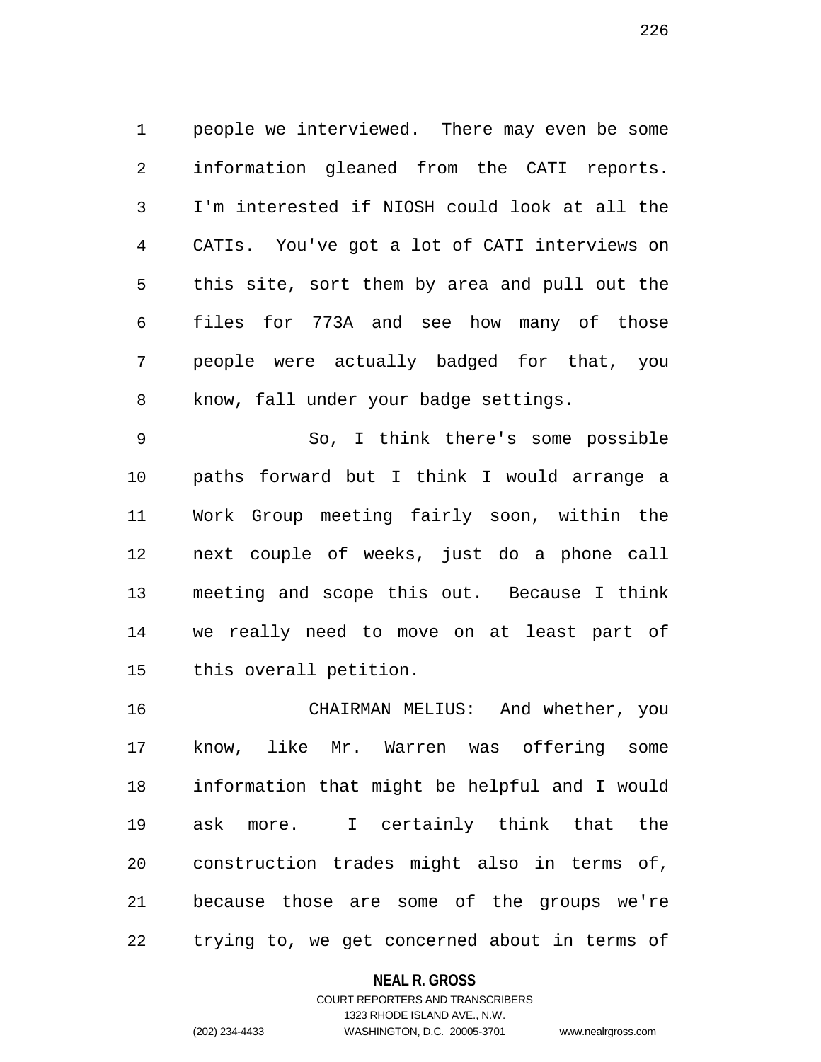people we interviewed. There may even be some information gleaned from the CATI reports. I'm interested if NIOSH could look at all the CATIs. You've got a lot of CATI interviews on this site, sort them by area and pull out the files for 773A and see how many of those people were actually badged for that, you know, fall under your badge settings.

So, I think there's some possible paths forward but I think I would arrange a Work Group meeting fairly soon, within the next couple of weeks, just do a phone call meeting and scope this out. Because I think we really need to move on at least part of this overall petition.

CHAIRMAN MELIUS: And whether, you know, like Mr. Warren was offering some information that might be helpful and I would ask more. I certainly think that the construction trades might also in terms of, because those are some of the groups we're trying to, we get concerned about in terms of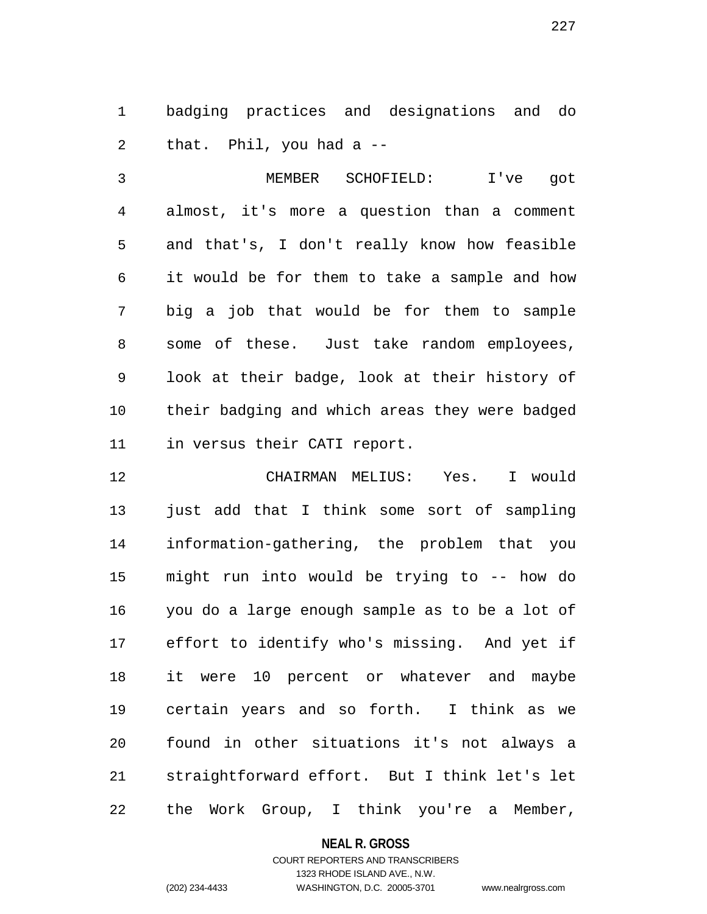badging practices and designations and do that. Phil, you had a --

MEMBER SCHOFIELD: I've got almost, it's more a question than a comment and that's, I don't really know how feasible it would be for them to take a sample and how big a job that would be for them to sample some of these. Just take random employees, look at their badge, look at their history of their badging and which areas they were badged in versus their CATI report.

CHAIRMAN MELIUS: Yes. I would just add that I think some sort of sampling information-gathering, the problem that you might run into would be trying to -- how do you do a large enough sample as to be a lot of effort to identify who's missing. And yet if it were 10 percent or whatever and maybe certain years and so forth. I think as we found in other situations it's not always a straightforward effort. But I think let's let the Work Group, I think you're a Member,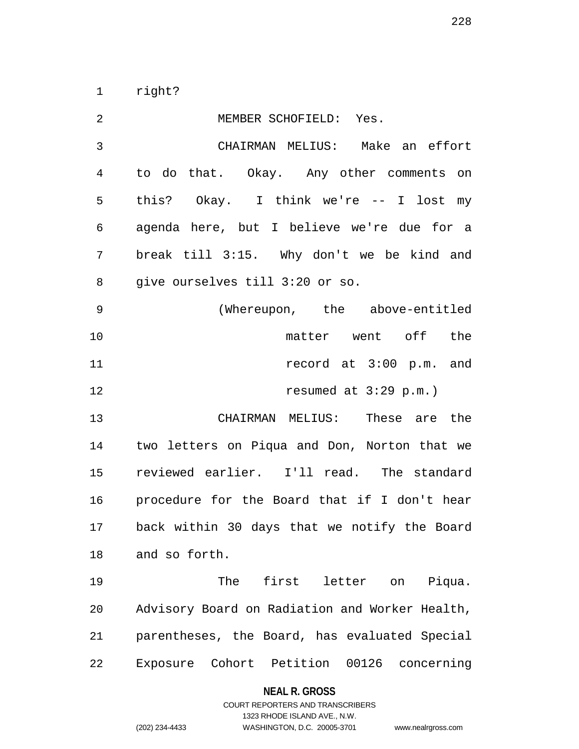right?

MEMBER SCHOFIELD: Yes.

CHAIRMAN MELIUS: Make an effort to do that. Okay. Any other comments on this? Okay. I think we're -- I lost my agenda here, but I believe we're due for a break till 3:15. Why don't we be kind and give ourselves till 3:20 or so.

(Whereupon, the above-entitled matter went off the record at 3:00 p.m. and resumed at 3:29 p.m.)

CHAIRMAN MELIUS: These are the two letters on Piqua and Don, Norton that we reviewed earlier. I'll read. The standard procedure for the Board that if I don't hear back within 30 days that we notify the Board and so forth.

The first letter on Piqua. Advisory Board on Radiation and Worker Health, parentheses, the Board, has evaluated Special Exposure Cohort Petition 00126 concerning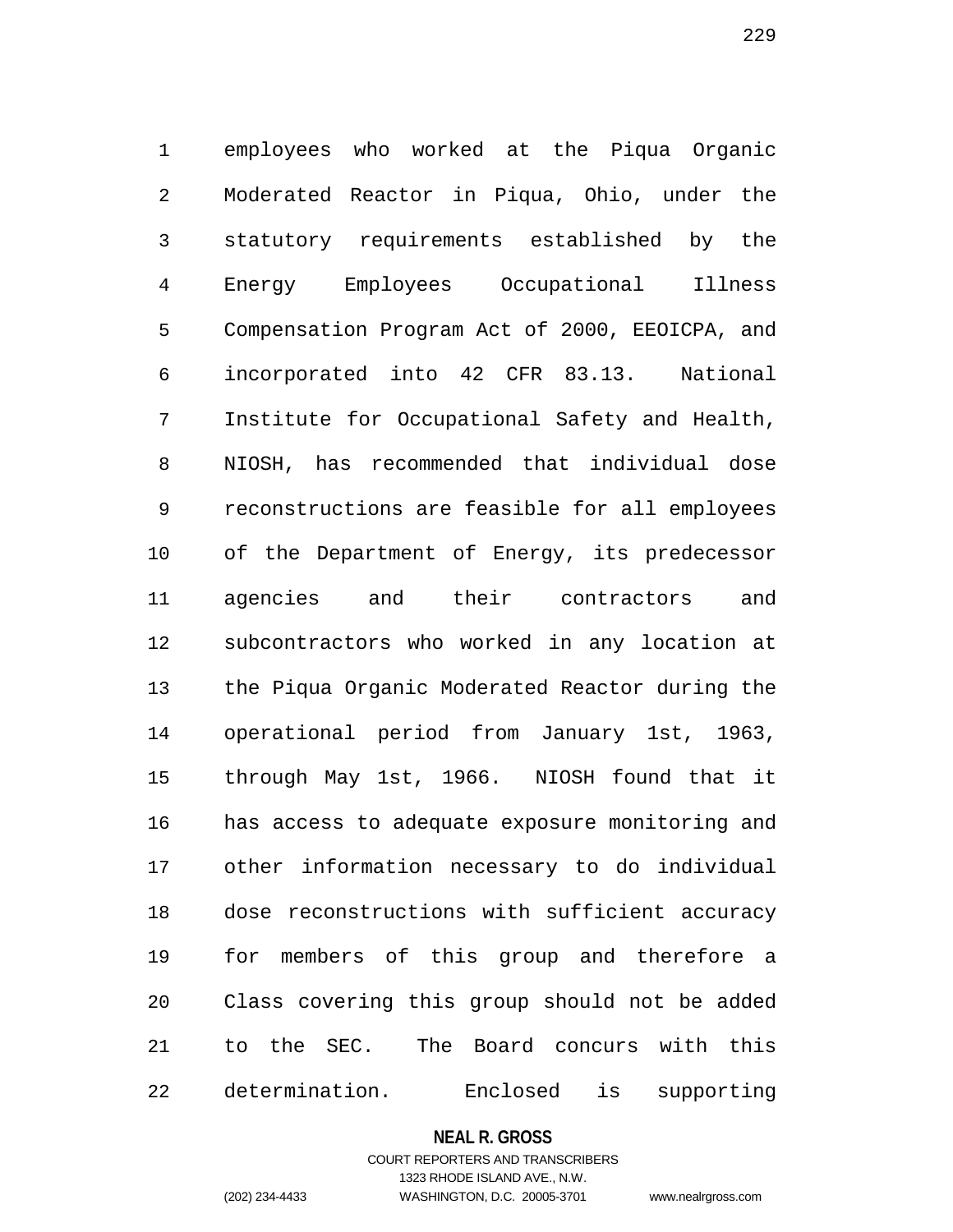employees who worked at the Piqua Organic Moderated Reactor in Piqua, Ohio, under the statutory requirements established by the Energy Employees Occupational Illness Compensation Program Act of 2000, EEOICPA, and incorporated into 42 CFR 83.13. National Institute for Occupational Safety and Health, NIOSH, has recommended that individual dose reconstructions are feasible for all employees of the Department of Energy, its predecessor agencies and their contractors and subcontractors who worked in any location at the Piqua Organic Moderated Reactor during the operational period from January 1st, 1963, through May 1st, 1966. NIOSH found that it has access to adequate exposure monitoring and other information necessary to do individual dose reconstructions with sufficient accuracy for members of this group and therefore a Class covering this group should not be added to the SEC. The Board concurs with this determination. Enclosed is supporting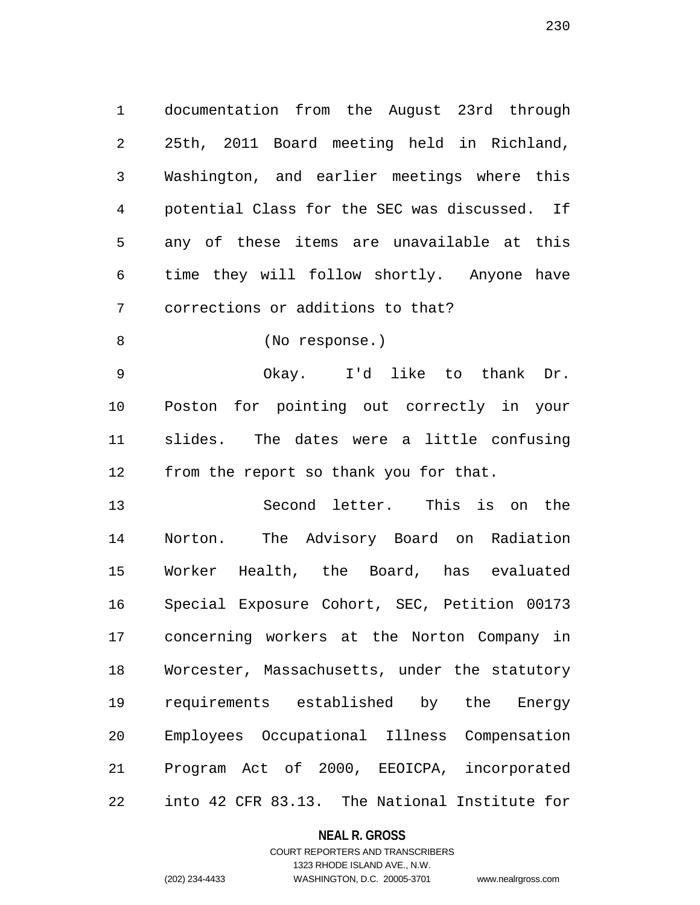documentation from the August 23rd through 25th, 2011 Board meeting held in Richland, Washington, and earlier meetings where this potential Class for the SEC was discussed. If any of these items are unavailable at this time they will follow shortly. Anyone have corrections or additions to that?

(No response.)

Okay. I'd like to thank Dr. Poston for pointing out correctly in your slides. The dates were a little confusing from the report so thank you for that.

Second letter. This is on the Norton. The Advisory Board on Radiation Worker Health, the Board, has evaluated Special Exposure Cohort, SEC, Petition 00173 concerning workers at the Norton Company in Worcester, Massachusetts, under the statutory requirements established by the Energy Employees Occupational Illness Compensation Program Act of 2000, EEOICPA, incorporated into 42 CFR 83.13. The National Institute for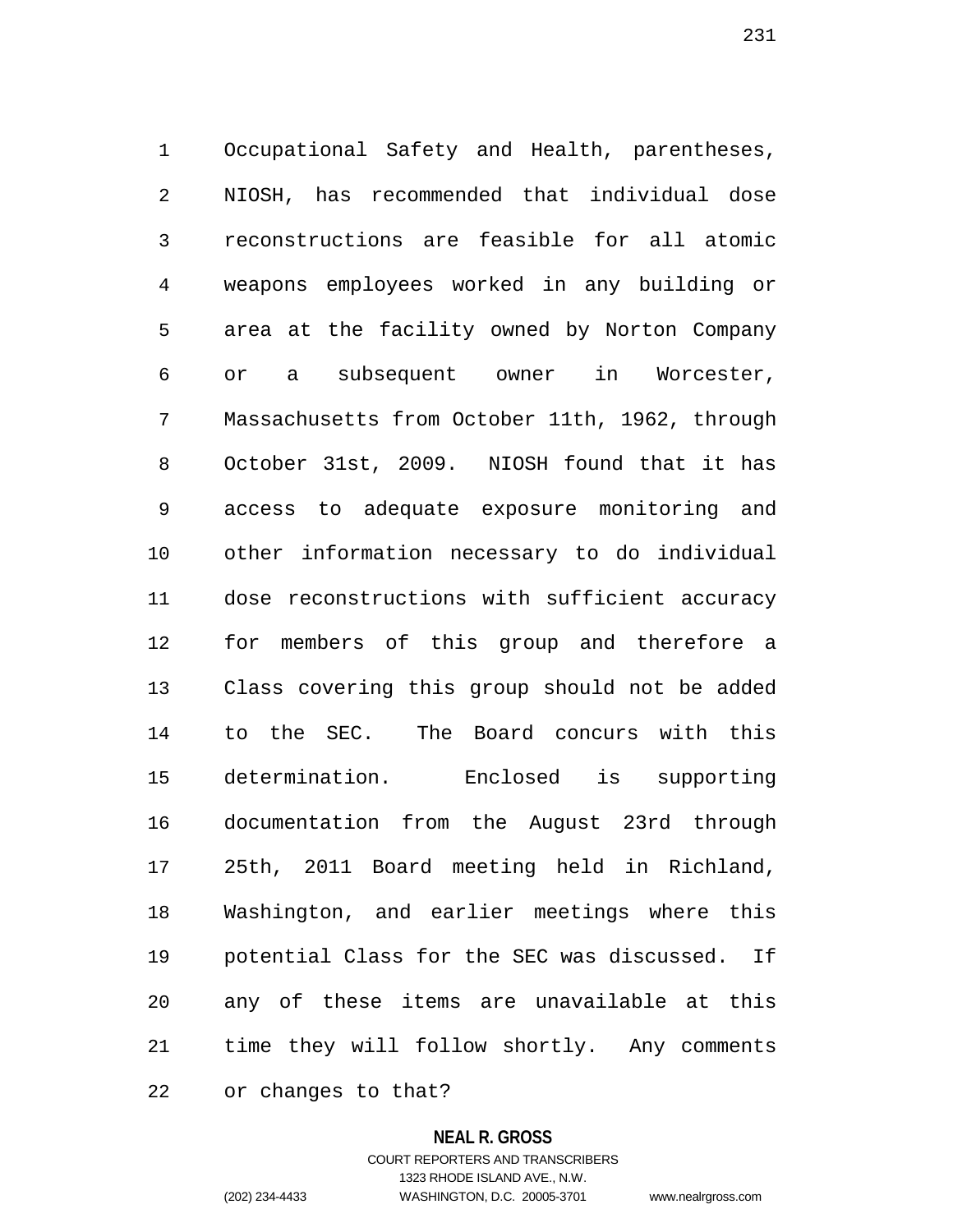Occupational Safety and Health, parentheses, NIOSH, has recommended that individual dose reconstructions are feasible for all atomic weapons employees worked in any building or area at the facility owned by Norton Company or a subsequent owner in Worcester, Massachusetts from October 11th, 1962, through October 31st, 2009. NIOSH found that it has access to adequate exposure monitoring and other information necessary to do individual dose reconstructions with sufficient accuracy for members of this group and therefore a Class covering this group should not be added to the SEC. The Board concurs with this determination. Enclosed is supporting documentation from the August 23rd through 25th, 2011 Board meeting held in Richland, Washington, and earlier meetings where this potential Class for the SEC was discussed. If any of these items are unavailable at this time they will follow shortly. Any comments or changes to that?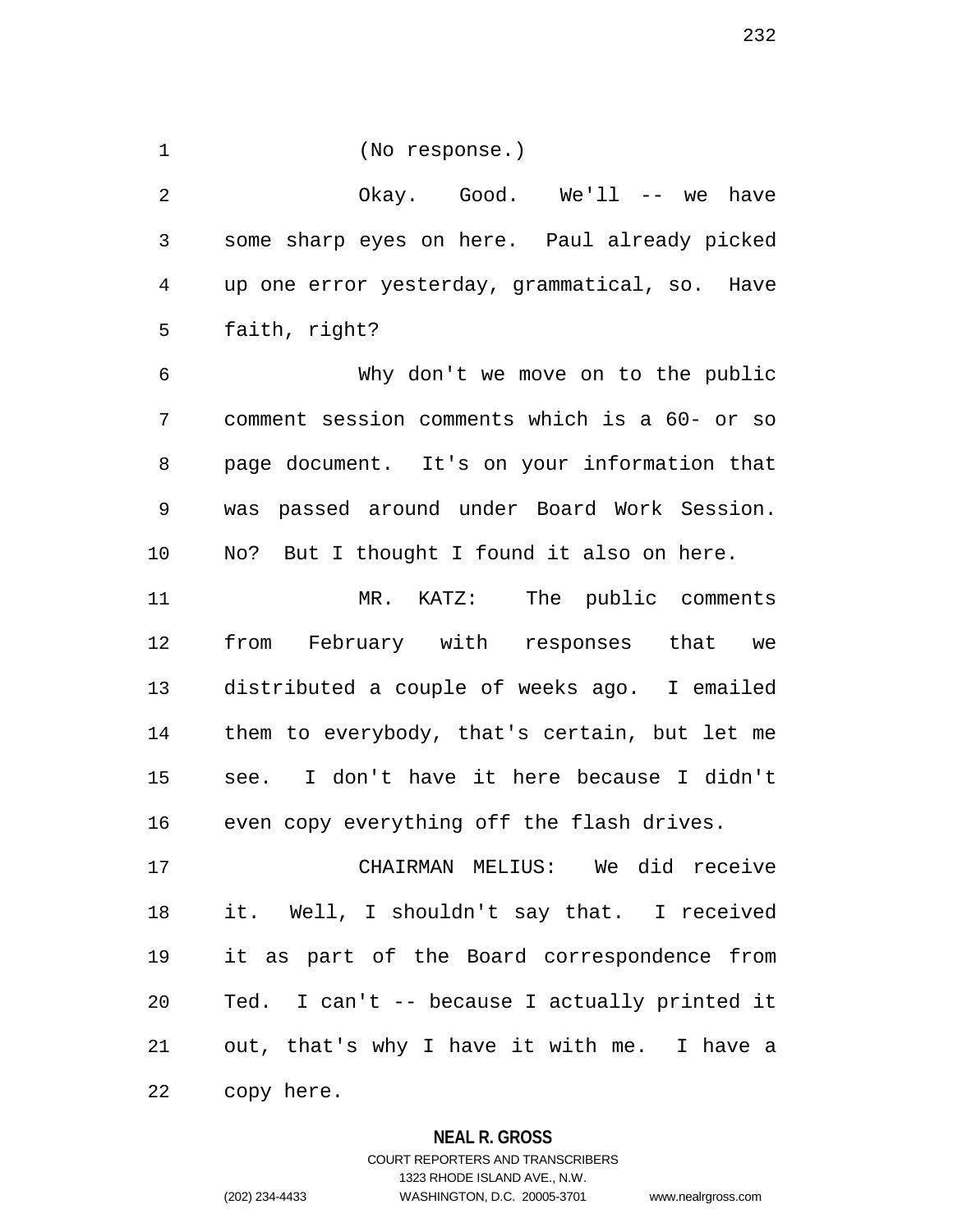(No response.)

Okay. Good. We'll -- we have some sharp eyes on here. Paul already picked up one error yesterday, grammatical, so. Have faith, right?

Why don't we move on to the public comment session comments which is a 60- or so page document. It's on your information that was passed around under Board Work Session. No? But I thought I found it also on here.

MR. KATZ: The public comments from February with responses that we distributed a couple of weeks ago. I emailed them to everybody, that's certain, but let me see. I don't have it here because I didn't even copy everything off the flash drives.

CHAIRMAN MELIUS: We did receive it. Well, I shouldn't say that. I received it as part of the Board correspondence from Ted. I can't -- because I actually printed it out, that's why I have it with me. I have a copy here.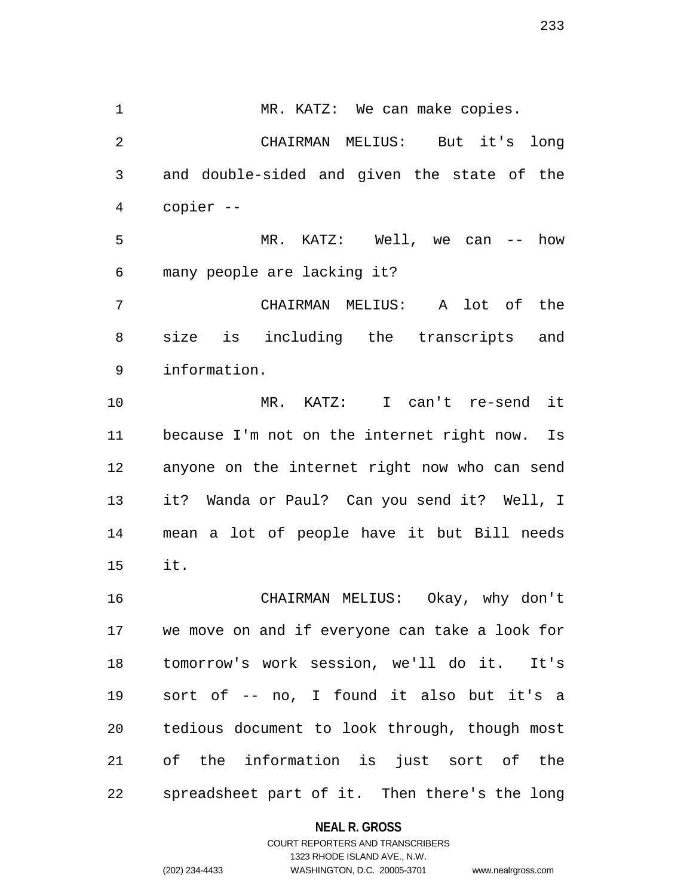MR. KATZ: We can make copies.

CHAIRMAN MELIUS: But it's long and double-sided and given the state of the copier --

MR. KATZ: Well, we can -- how many people are lacking it?

CHAIRMAN MELIUS: A lot of the size is including the transcripts and information.

MR. KATZ: I can't re-send it because I'm not on the internet right now. Is anyone on the internet right now who can send it? Wanda or Paul? Can you send it? Well, I mean a lot of people have it but Bill needs it.

CHAIRMAN MELIUS: Okay, why don't we move on and if everyone can take a look for tomorrow's work session, we'll do it. It's sort of -- no, I found it also but it's a tedious document to look through, though most of the information is just sort of the spreadsheet part of it. Then there's the long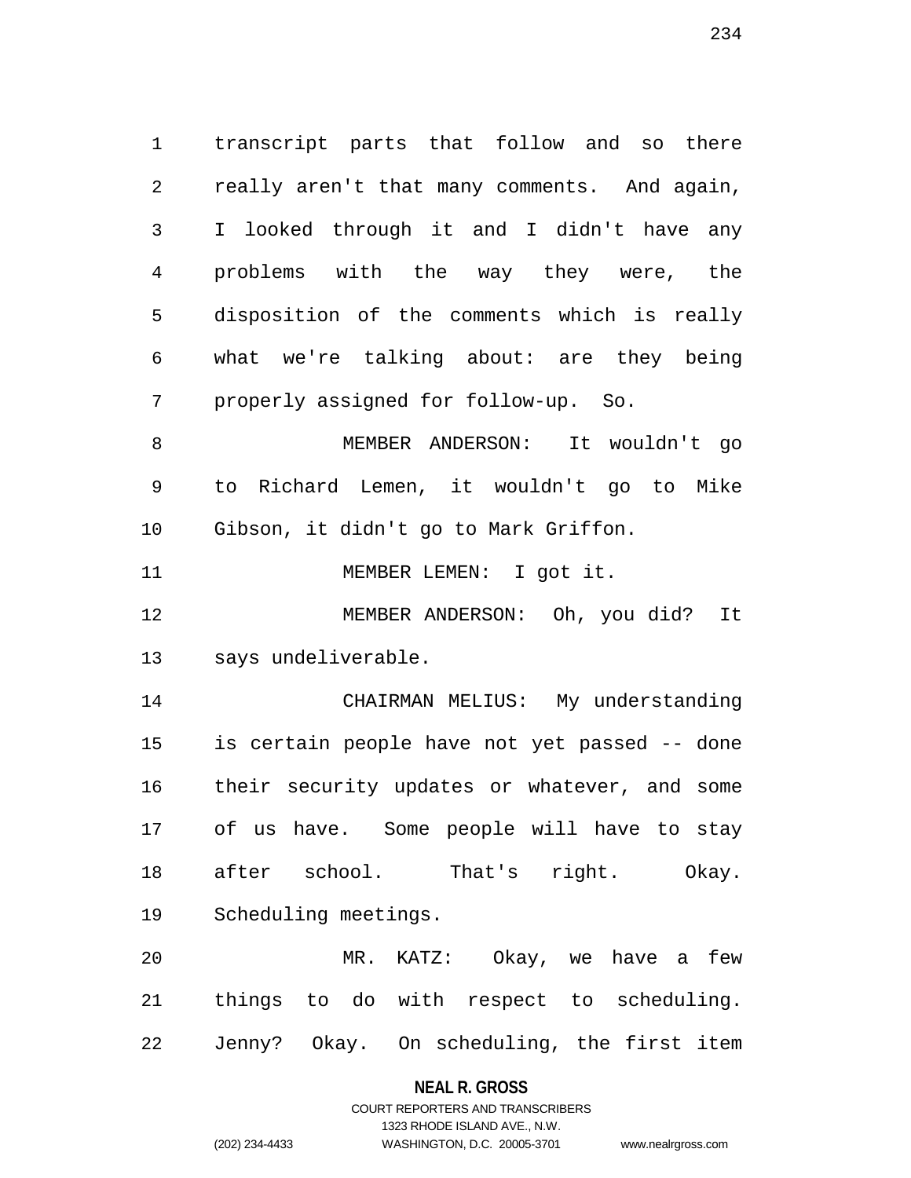transcript parts that follow and so there really aren't that many comments. And again, I looked through it and I didn't have any problems with the way they were, the disposition of the comments which is really what we're talking about: are they being properly assigned for follow-up. So.

MEMBER ANDERSON: It wouldn't go to Richard Lemen, it wouldn't go to Mike Gibson, it didn't go to Mark Griffon.

MEMBER LEMEN: I got it.

MEMBER ANDERSON: Oh, you did? It says undeliverable.

CHAIRMAN MELIUS: My understanding is certain people have not yet passed -- done their security updates or whatever, and some of us have. Some people will have to stay after school. That's right. Okay. Scheduling meetings.

MR. KATZ: Okay, we have a few things to do with respect to scheduling. Jenny? Okay. On scheduling, the first item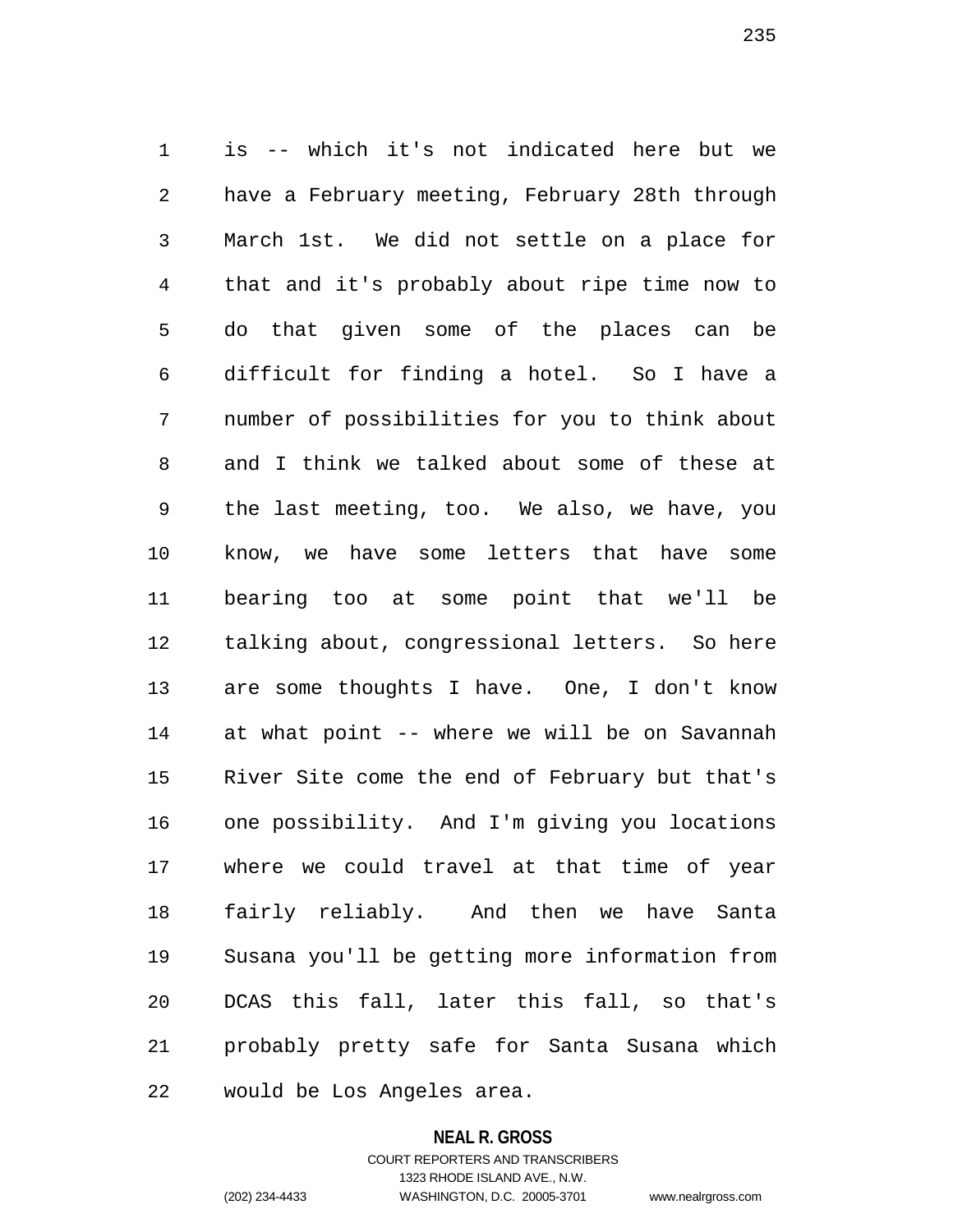is -- which it's not indicated here but we have a February meeting, February 28th through March 1st. We did not settle on a place for that and it's probably about ripe time now to do that given some of the places can be difficult for finding a hotel. So I have a number of possibilities for you to think about and I think we talked about some of these at the last meeting, too. We also, we have, you know, we have some letters that have some bearing too at some point that we'll be talking about, congressional letters. So here are some thoughts I have. One, I don't know at what point -- where we will be on Savannah River Site come the end of February but that's one possibility. And I'm giving you locations where we could travel at that time of year fairly reliably. And then we have Santa Susana you'll be getting more information from DCAS this fall, later this fall, so that's probably pretty safe for Santa Susana which would be Los Angeles area.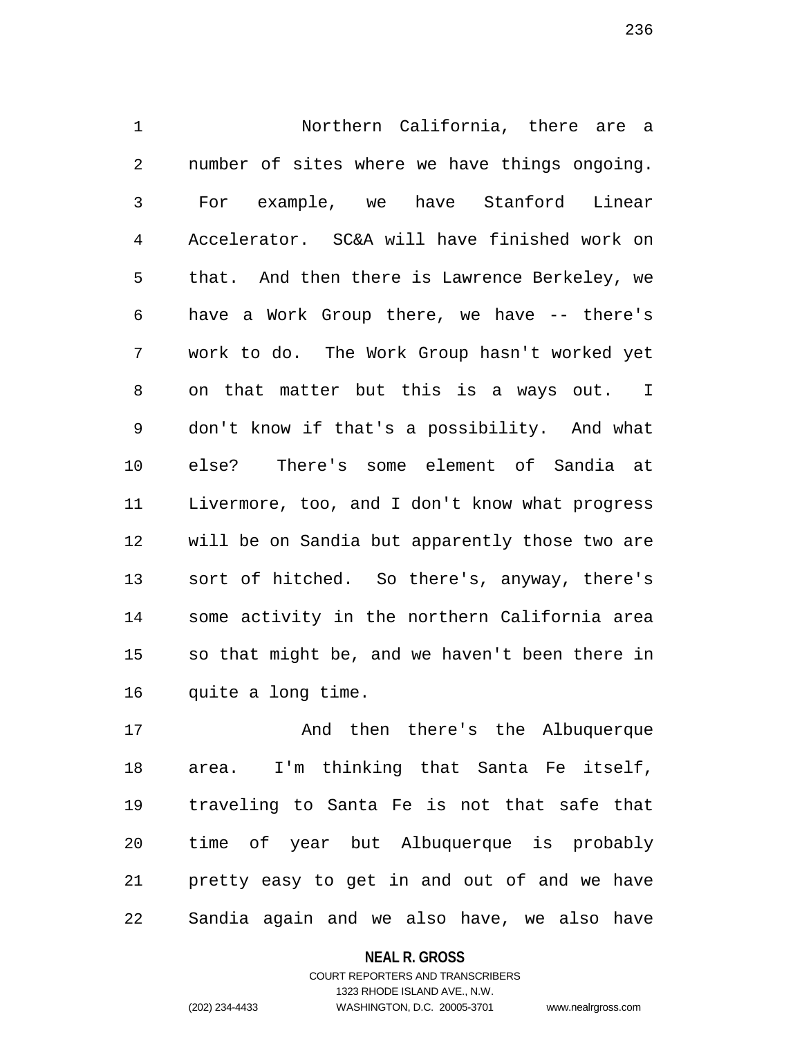Northern California, there are a number of sites where we have things ongoing. For example, we have Stanford Linear Accelerator. SC&A will have finished work on that. And then there is Lawrence Berkeley, we have a Work Group there, we have -- there's work to do. The Work Group hasn't worked yet on that matter but this is a ways out. I don't know if that's a possibility. And what else? There's some element of Sandia at Livermore, too, and I don't know what progress will be on Sandia but apparently those two are sort of hitched. So there's, anyway, there's some activity in the northern California area so that might be, and we haven't been there in quite a long time.

And then there's the Albuquerque area. I'm thinking that Santa Fe itself, traveling to Santa Fe is not that safe that time of year but Albuquerque is probably pretty easy to get in and out of and we have Sandia again and we also have, we also have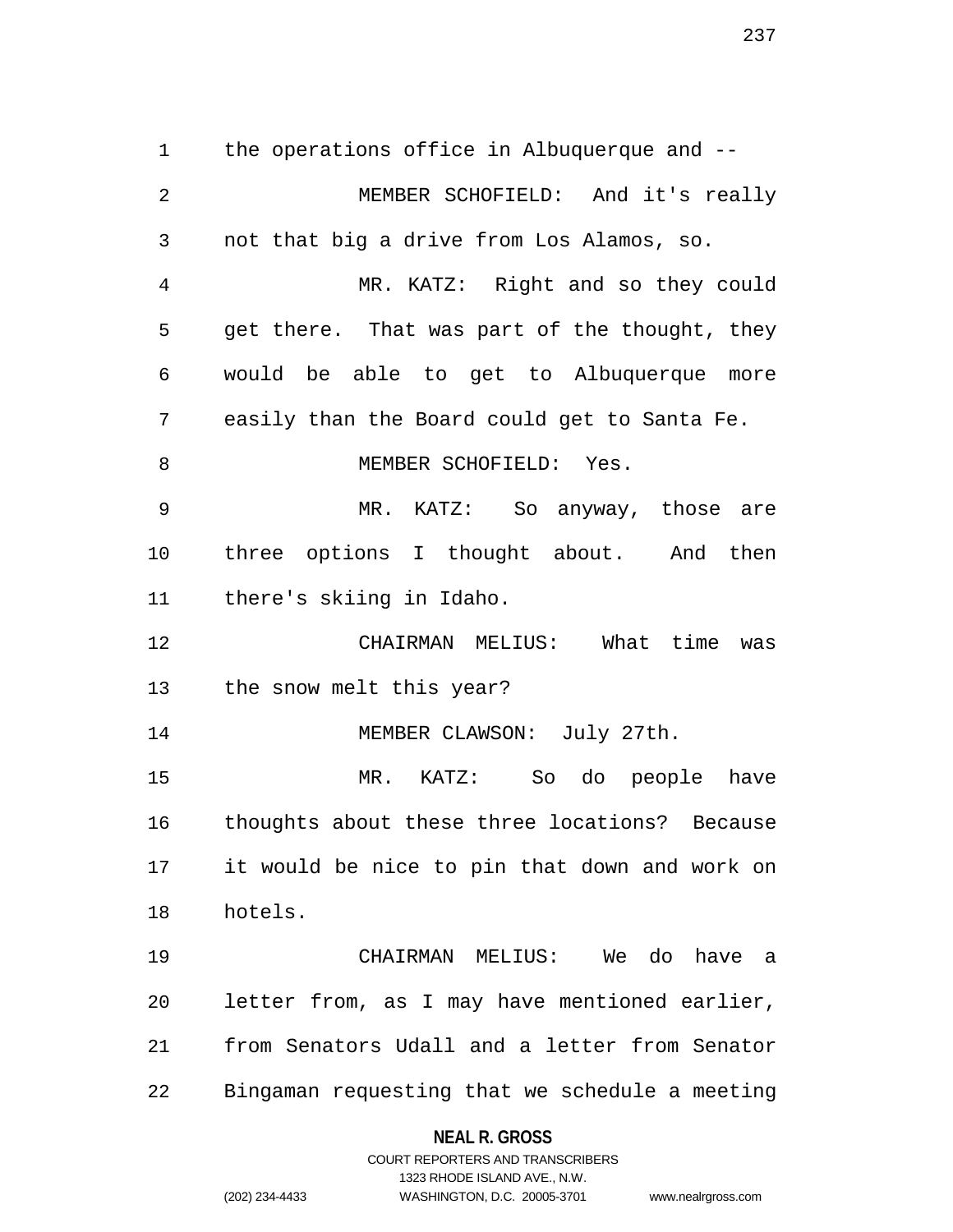the operations office in Albuquerque and --

MEMBER SCHOFIELD: And it's really not that big a drive from Los Alamos, so.

MR. KATZ: Right and so they could get there. That was part of the thought, they would be able to get to Albuquerque more easily than the Board could get to Santa Fe.

MEMBER SCHOFIELD: Yes.

MR. KATZ: So anyway, those are three options I thought about. And then there's skiing in Idaho.

CHAIRMAN MELIUS: What time was the snow melt this year?

MEMBER CLAWSON: July 27th.

MR. KATZ: So do people have thoughts about these three locations? Because it would be nice to pin that down and work on hotels.

CHAIRMAN MELIUS: We do have a letter from, as I may have mentioned earlier, from Senators Udall and a letter from Senator Bingaman requesting that we schedule a meeting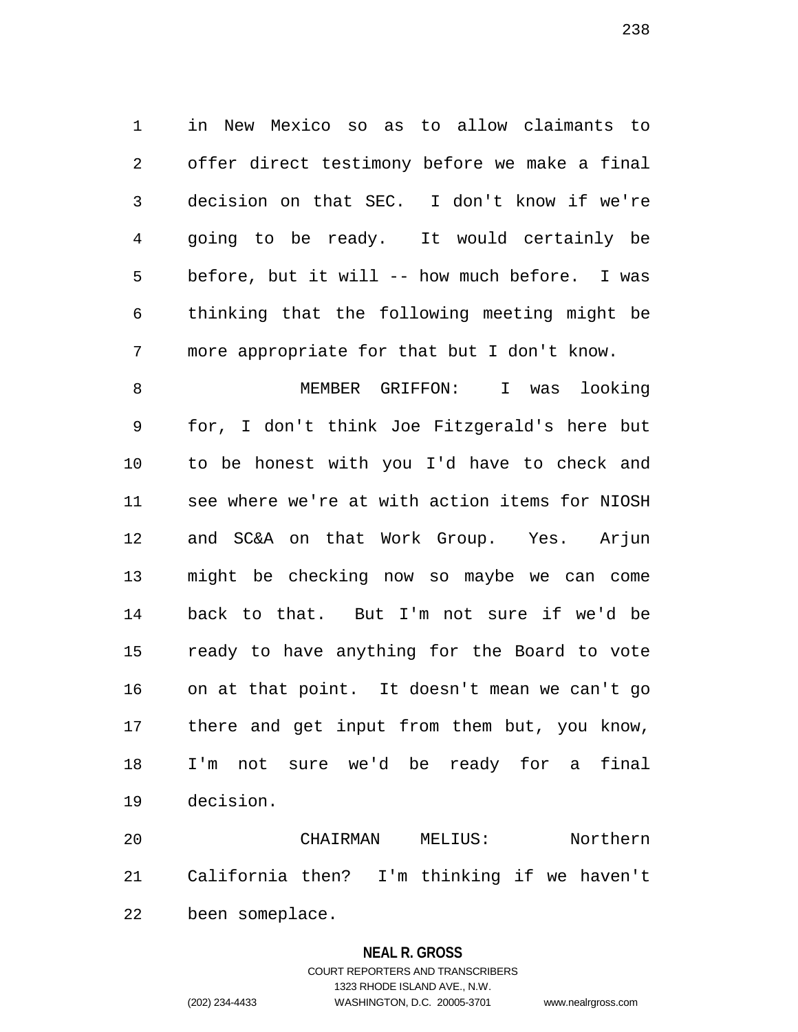in New Mexico so as to allow claimants to offer direct testimony before we make a final decision on that SEC. I don't know if we're going to be ready. It would certainly be before, but it will -- how much before. I was thinking that the following meeting might be more appropriate for that but I don't know.

MEMBER GRIFFON: I was looking for, I don't think Joe Fitzgerald's here but to be honest with you I'd have to check and see where we're at with action items for NIOSH and SC&A on that Work Group. Yes. Arjun might be checking now so maybe we can come back to that. But I'm not sure if we'd be ready to have anything for the Board to vote on at that point. It doesn't mean we can't go there and get input from them but, you know, I'm not sure we'd be ready for a final decision.

CHAIRMAN MELIUS: Northern California then? I'm thinking if we haven't been someplace.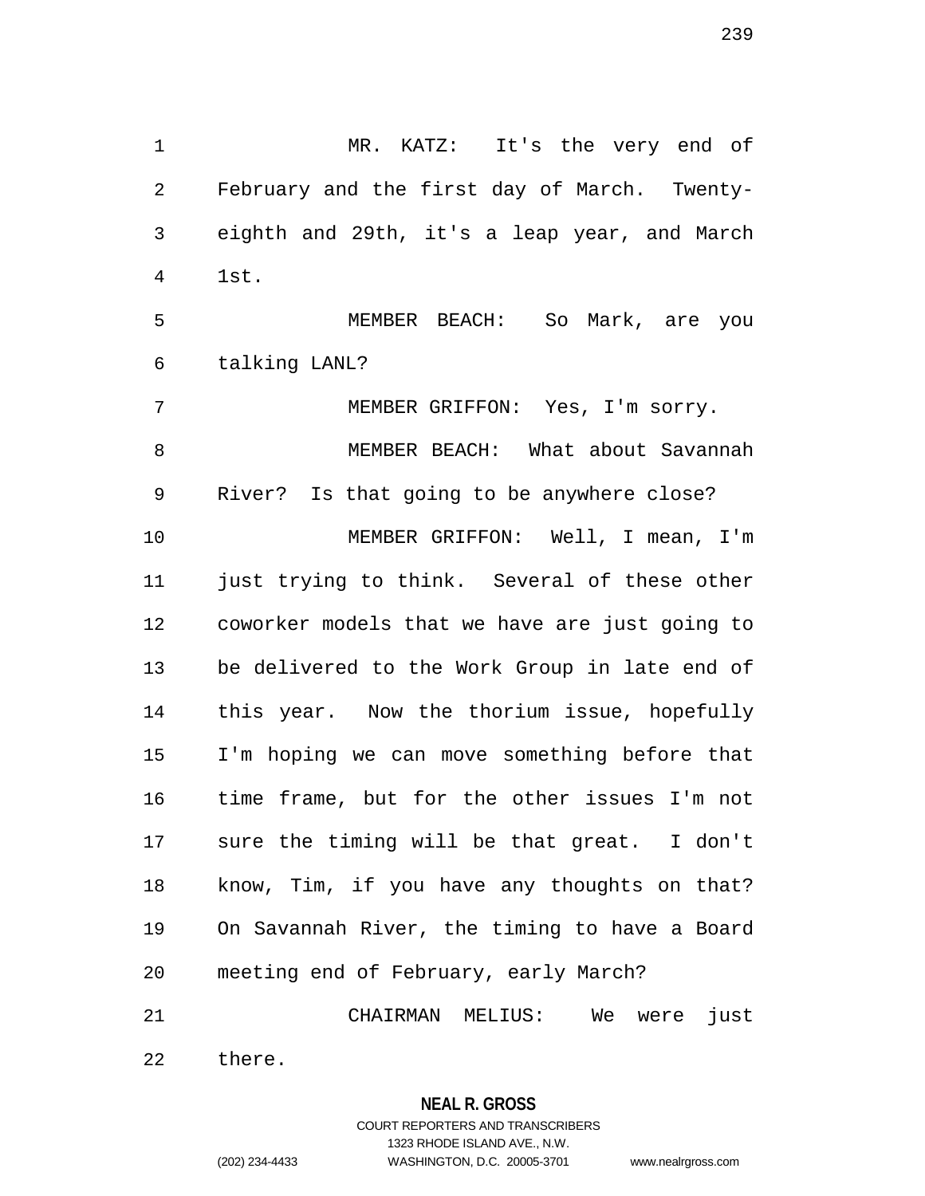MR. KATZ: It's the very end of February and the first day of March. Twenty-eighth and 29th, it's a leap year, and March 1st.

MEMBER BEACH: So Mark, are you talking LANL?

MEMBER GRIFFON: Yes, I'm sorry.

MEMBER BEACH: What about Savannah River? Is that going to be anywhere close?

MEMBER GRIFFON: Well, I mean, I'm just trying to think. Several of these other coworker models that we have are just going to be delivered to the Work Group in late end of this year. Now the thorium issue, hopefully I'm hoping we can move something before that time frame, but for the other issues I'm not sure the timing will be that great. I don't know, Tim, if you have any thoughts on that? On Savannah River, the timing to have a Board meeting end of February, early March?

CHAIRMAN MELIUS: We were just there.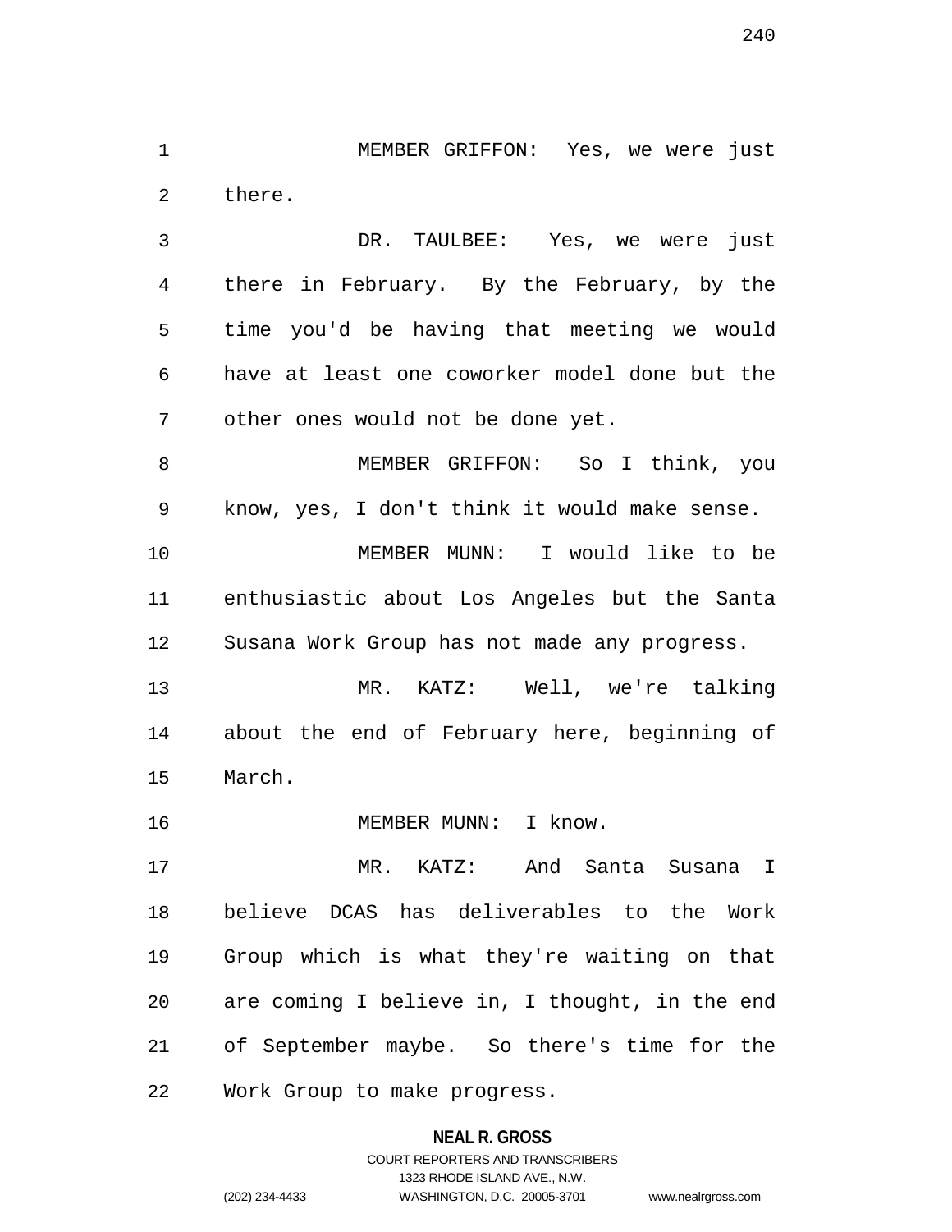MEMBER GRIFFON: Yes, we were just there.

DR. TAULBEE: Yes, we were just there in February. By the February, by the time you'd be having that meeting we would have at least one coworker model done but the other ones would not be done yet.

MEMBER GRIFFON: So I think, you know, yes, I don't think it would make sense.

MEMBER MUNN: I would like to be enthusiastic about Los Angeles but the Santa Susana Work Group has not made any progress.

MR. KATZ: Well, we're talking about the end of February here, beginning of March.

MEMBER MUNN: I know.

MR. KATZ: And Santa Susana I believe DCAS has deliverables to the Work Group which is what they're waiting on that are coming I believe in, I thought, in the end of September maybe. So there's time for the Work Group to make progress.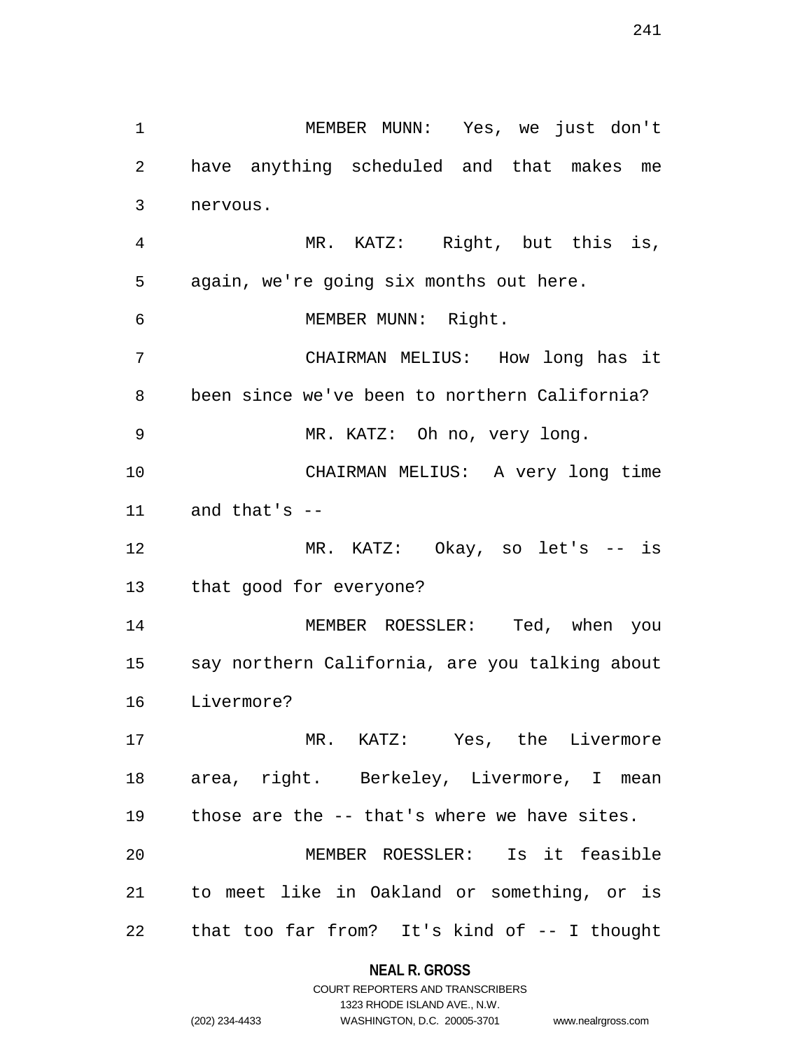MEMBER MUNN: Yes, we just don't have anything scheduled and that makes me nervous.

MR. KATZ: Right, but this is, again, we're going six months out here.

MEMBER MUNN: Right.

CHAIRMAN MELIUS: How long has it been since we've been to northern California?

MR. KATZ: Oh no, very long.

CHAIRMAN MELIUS: A very long time and that's --

MR. KATZ: Okay, so let's -- is that good for everyone?

MEMBER ROESSLER: Ted, when you say northern California, are you talking about Livermore?

MR. KATZ: Yes, the Livermore area, right. Berkeley, Livermore, I mean those are the -- that's where we have sites.

MEMBER ROESSLER: Is it feasible to meet like in Oakland or something, or is that too far from? It's kind of -- I thought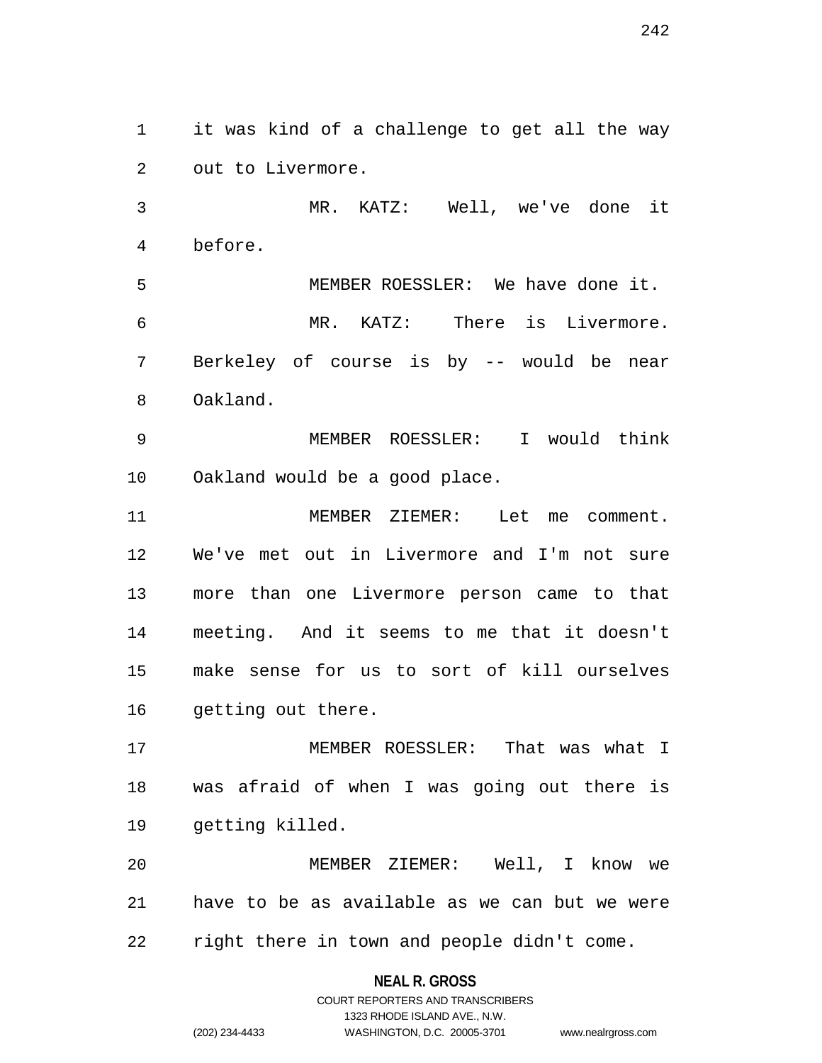it was kind of a challenge to get all the way out to Livermore.

MR. KATZ: Well, we've done it before.

MEMBER ROESSLER: We have done it.

MR. KATZ: There is Livermore. Berkeley of course is by -- would be near Oakland.

MEMBER ROESSLER: I would think Oakland would be a good place.

MEMBER ZIEMER: Let me comment. We've met out in Livermore and I'm not sure more than one Livermore person came to that meeting. And it seems to me that it doesn't make sense for us to sort of kill ourselves getting out there.

MEMBER ROESSLER: That was what I was afraid of when I was going out there is getting killed.

MEMBER ZIEMER: Well, I know we have to be as available as we can but we were right there in town and people didn't come.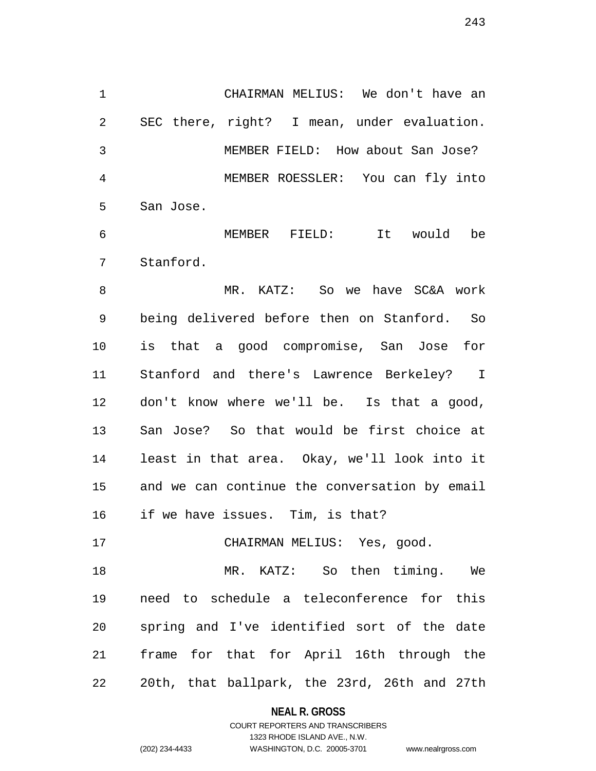CHAIRMAN MELIUS: We don't have an SEC there, right? I mean, under evaluation.

MEMBER FIELD: How about San Jose?

MEMBER ROESSLER: You can fly into San Jose.

MEMBER FIELD: It would be Stanford.

MR. KATZ: So we have SC&A work being delivered before then on Stanford. So is that a good compromise, San Jose for Stanford and there's Lawrence Berkeley? I don't know where we'll be. Is that a good, San Jose? So that would be first choice at least in that area. Okay, we'll look into it and we can continue the conversation by email if we have issues. Tim, is that?

CHAIRMAN MELIUS: Yes, good.

MR. KATZ: So then timing. We need to schedule a teleconference for this spring and I've identified sort of the date frame for that for April 16th through the 20th, that ballpark, the 23rd, 26th and 27th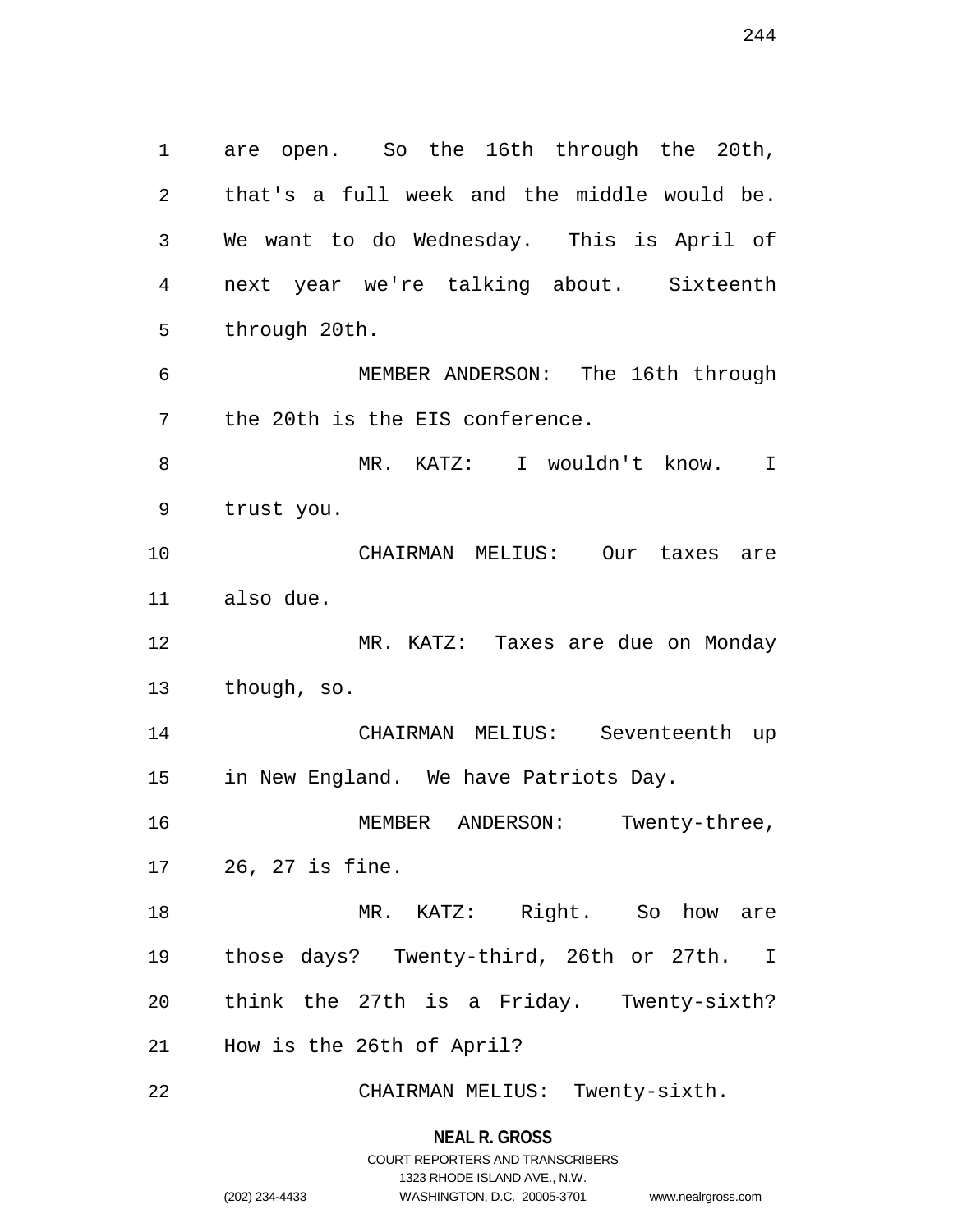are open. So the 16th through the 20th, that's a full week and the middle would be. We want to do Wednesday. This is April of next year we're talking about. Sixteenth through 20th.

MEMBER ANDERSON: The 16th through the 20th is the EIS conference.

MR. KATZ: I wouldn't know. I trust you.

CHAIRMAN MELIUS: Our taxes are also due.

MR. KATZ: Taxes are due on Monday though, so.

CHAIRMAN MELIUS: Seventeenth up in New England. We have Patriots Day.

MEMBER ANDERSON: Twenty-three, 26, 27 is fine.

MR. KATZ: Right. So how are those days? Twenty-third, 26th or 27th. I think the 27th is a Friday. Twenty-sixth? How is the 26th of April?

CHAIRMAN MELIUS: Twenty-sixth.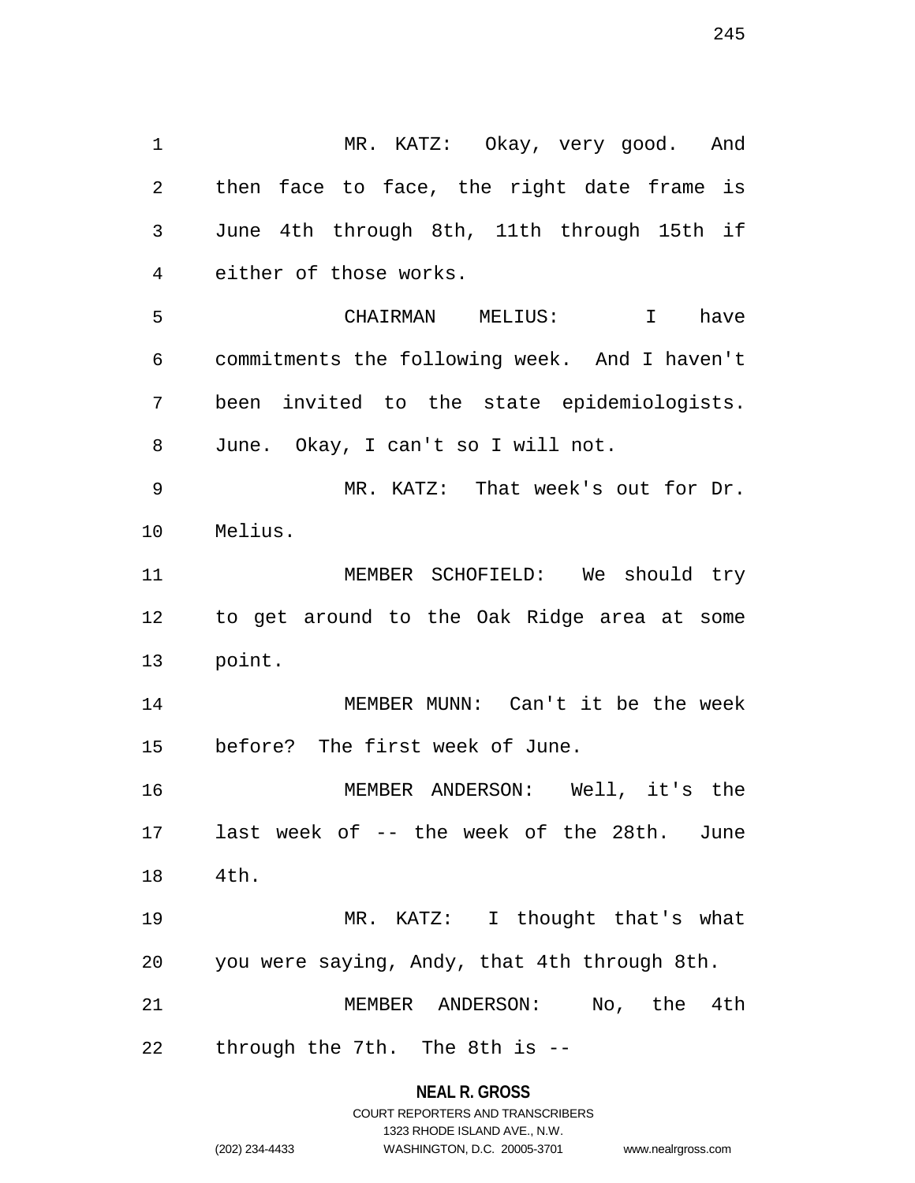MR. KATZ: Okay, very good. And then face to face, the right date frame is June 4th through 8th, 11th through 15th if either of those works.

CHAIRMAN MELIUS: I have commitments the following week. And I haven't been invited to the state epidemiologists. June. Okay, I can't so I will not.

MR. KATZ: That week's out for Dr. Melius.

MEMBER SCHOFIELD: We should try to get around to the Oak Ridge area at some point.

MEMBER MUNN: Can't it be the week before? The first week of June.

MEMBER ANDERSON: Well, it's the last week of -- the week of the 28th. June 4th.

MR. KATZ: I thought that's what you were saying, Andy, that 4th through 8th.

MEMBER ANDERSON: No, the 4th through the 7th. The 8th is --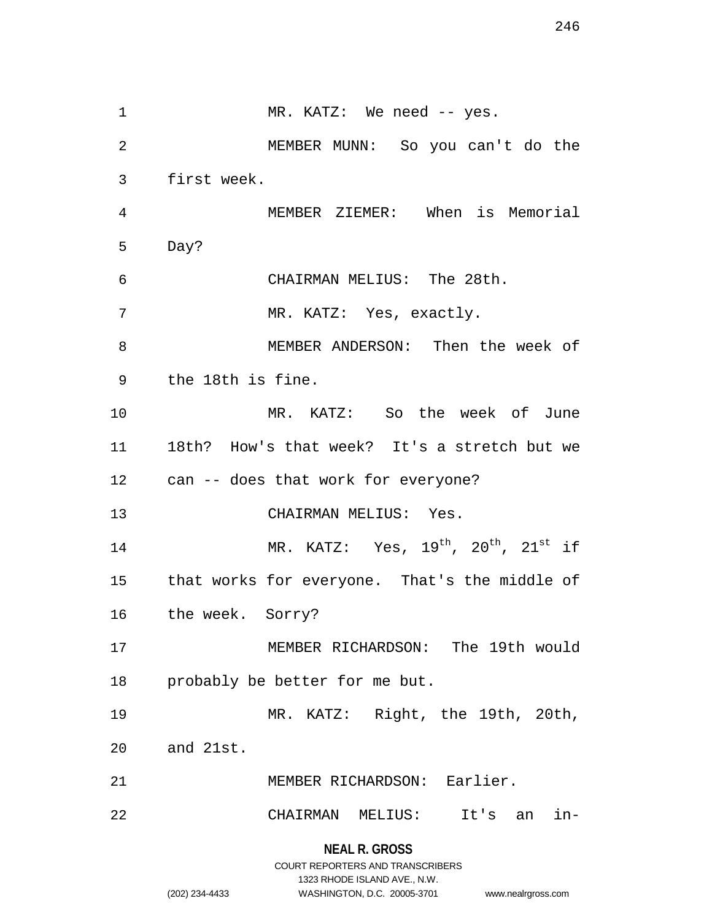MR. KATZ: We need -- yes.

MEMBER MUNN: So you can't do the first week.

MEMBER ZIEMER: When is Memorial Day?

CHAIRMAN MELIUS: The 28th.

MR. KATZ: Yes, exactly.

MEMBER ANDERSON: Then the week of the 18th is fine.

MR. KATZ: So the week of June 18th? How's that week? It's a stretch but we can -- does that work for everyone?

CHAIRMAN MELIUS: Yes.

MR. KATZ: Yes, 19th, 20th, 21st if that works for everyone. That's the middle of the week. Sorry?

MEMBER RICHARDSON: The 19th would probably be better for me but.

MR. KATZ: Right, the 19th, 20th, and 21st.

MEMBER RICHARDSON: Earlier.

CHAIRMAN MELIUS: It's an in-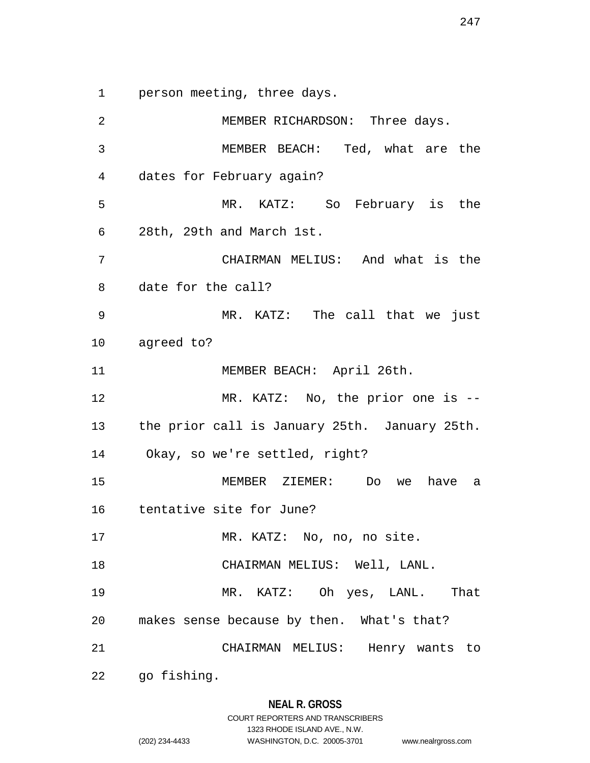1 person meeting, three days.

2 MEMBER RICHARDSON: Three days.

3 MEMBER BEACH: Ted, what are the

4 dates for February again?

5 MR. KATZ: So February is the

6 28th, 29th and March 1st.

7 CHAIRMAN MELIUS: And what is the

8 date for the call?

9 MR. KATZ: The call that we just

10 agreed to?

11 MEMBER BEACH: April 26th.

12 MR. KATZ: No, the prior one is --

13 the prior call is January 25th. January 25th.

14 Okay, so we're settled, right?

15 MEMBER ZIEMER: Do we have a

16 tentative site for June?

17 MR. KATZ: No, no, no site.

18 CHAIRMAN MELIUS: Well, LANL.

19 MR. KATZ: Oh yes, LANL. That

20 makes sense because by then. What's that?

21 CHAIRMAN MELIUS: Henry wants to

22 go fishing.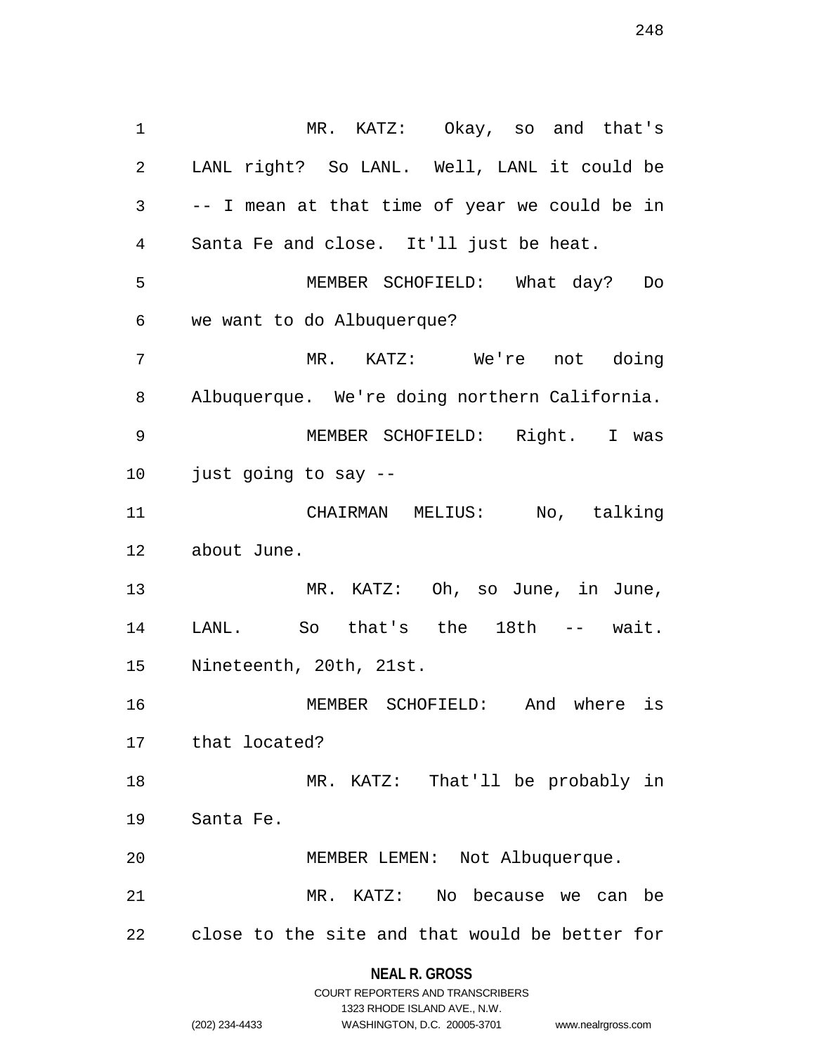MR. KATZ: Okay, so and that's LANL right? So LANL. Well, LANL it could be -- I mean at that time of year we could be in Santa Fe and close. It'll just be heat.

MEMBER SCHOFIELD: What day? Do we want to do Albuquerque?

MR. KATZ: We're not doing Albuquerque. We're doing northern California.

MEMBER SCHOFIELD: Right. I was just going to say --

CHAIRMAN MELIUS: No, talking about June.

MR. KATZ: Oh, so June, in June, LANL. So that's the 18th -- wait. Nineteenth, 20th, 21st.

MEMBER SCHOFIELD: And where is that located?

MR. KATZ: That'll be probably in Santa Fe.

MEMBER LEMEN: Not Albuquerque.

MR. KATZ: No because we can be close to the site and that would be better for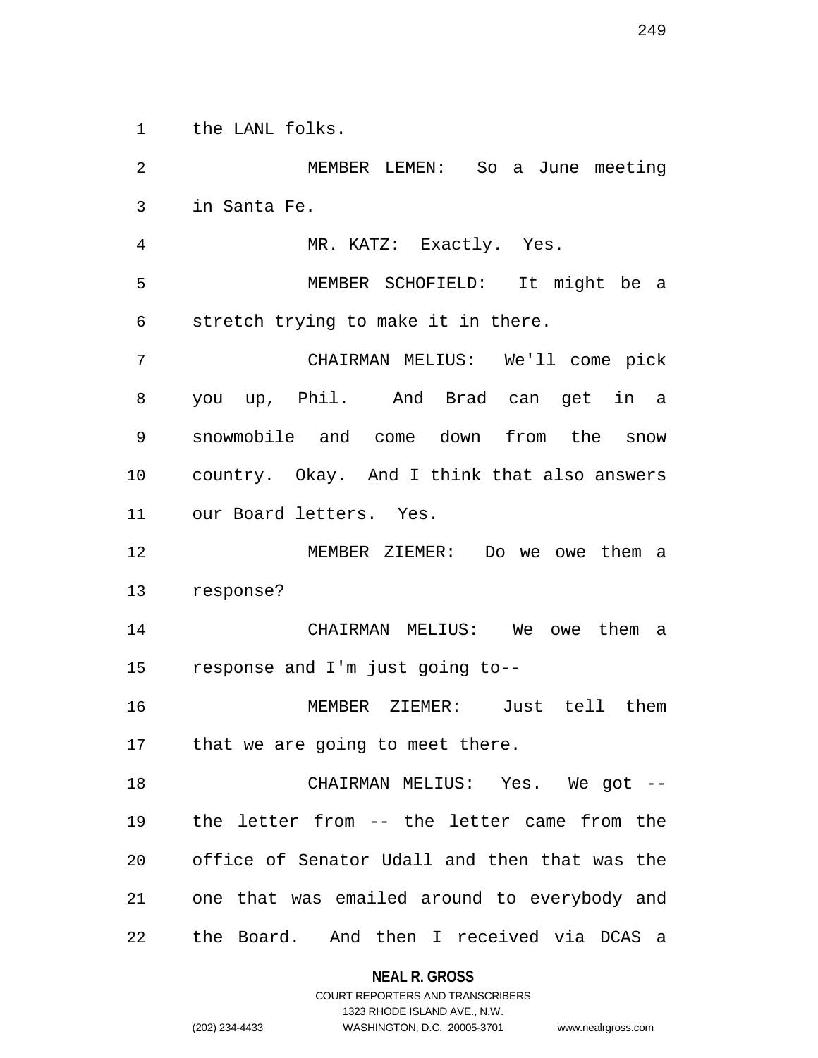the LANL folks.

MEMBER LEMEN: So a June meeting in Santa Fe.

MR. KATZ: Exactly. Yes.

MEMBER SCHOFIELD: It might be a stretch trying to make it in there.

CHAIRMAN MELIUS: We'll come pick you up, Phil. And Brad can get in a snowmobile and come down from the snow country. Okay. And I think that also answers our Board letters. Yes.

MEMBER ZIEMER: Do we owe them a response?

CHAIRMAN MELIUS: We owe them a response and I'm just going to--

MEMBER ZIEMER: Just tell them that we are going to meet there.

CHAIRMAN MELIUS: Yes. We got -- the letter from -- the letter came from the office of Senator Udall and then that was the one that was emailed around to everybody and the Board. And then I received via DCAS a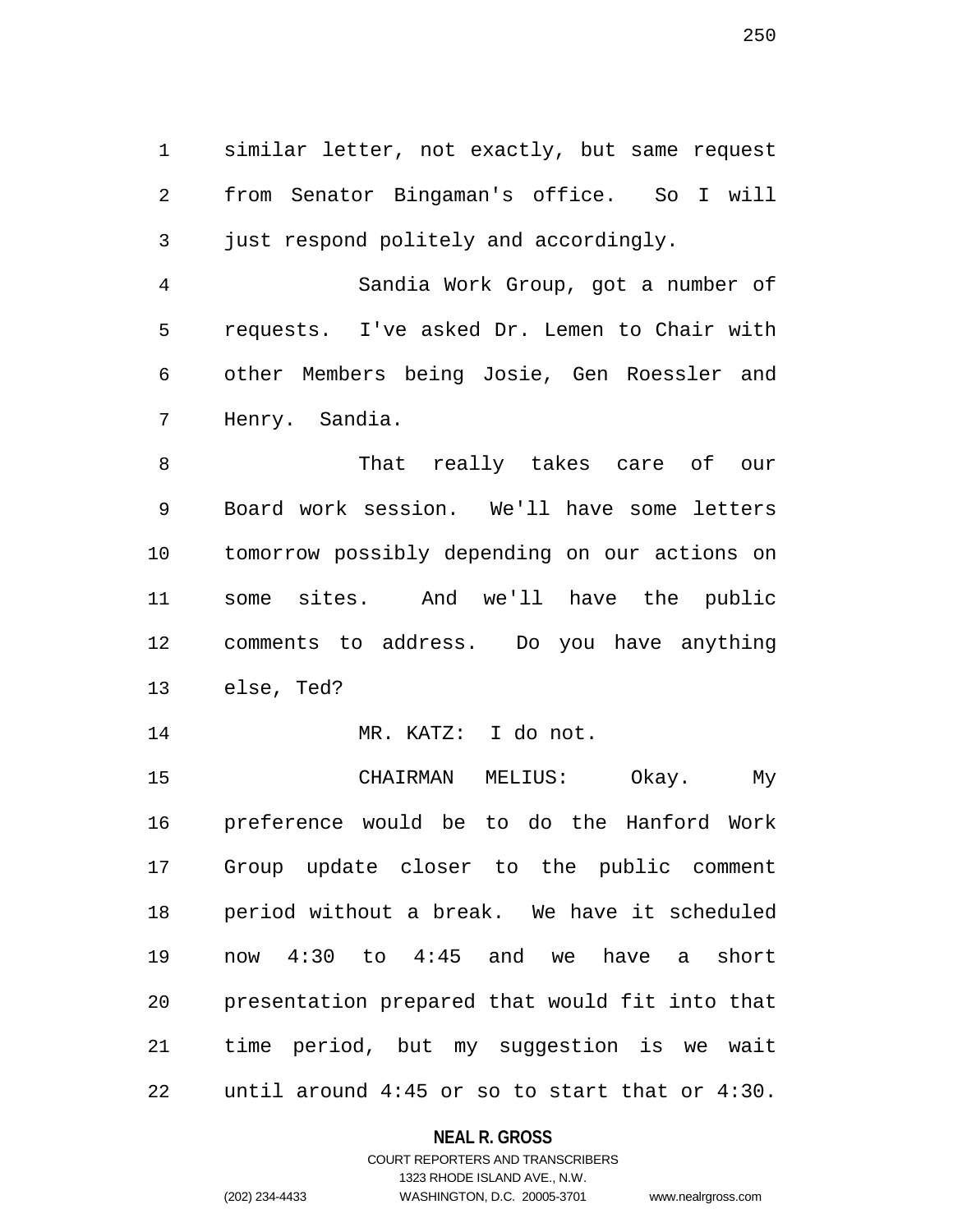similar letter, not exactly, but same request from Senator Bingaman's office. So I will just respond politely and accordingly.

Sandia Work Group, got a number of requests. I've asked Dr. Lemen to Chair with other Members being Josie, Gen Roessler and Henry. Sandia.

That really takes care of our Board work session. We'll have some letters tomorrow possibly depending on our actions on some sites. And we'll have the public comments to address. Do you have anything else, Ted?

MR. KATZ: I do not.

CHAIRMAN MELIUS: Okay. My preference would be to do the Hanford Work Group update closer to the public comment period without a break. We have it scheduled now 4:30 to 4:45 and we have a short presentation prepared that would fit into that time period, but my suggestion is we wait until around 4:45 or so to start that or 4:30.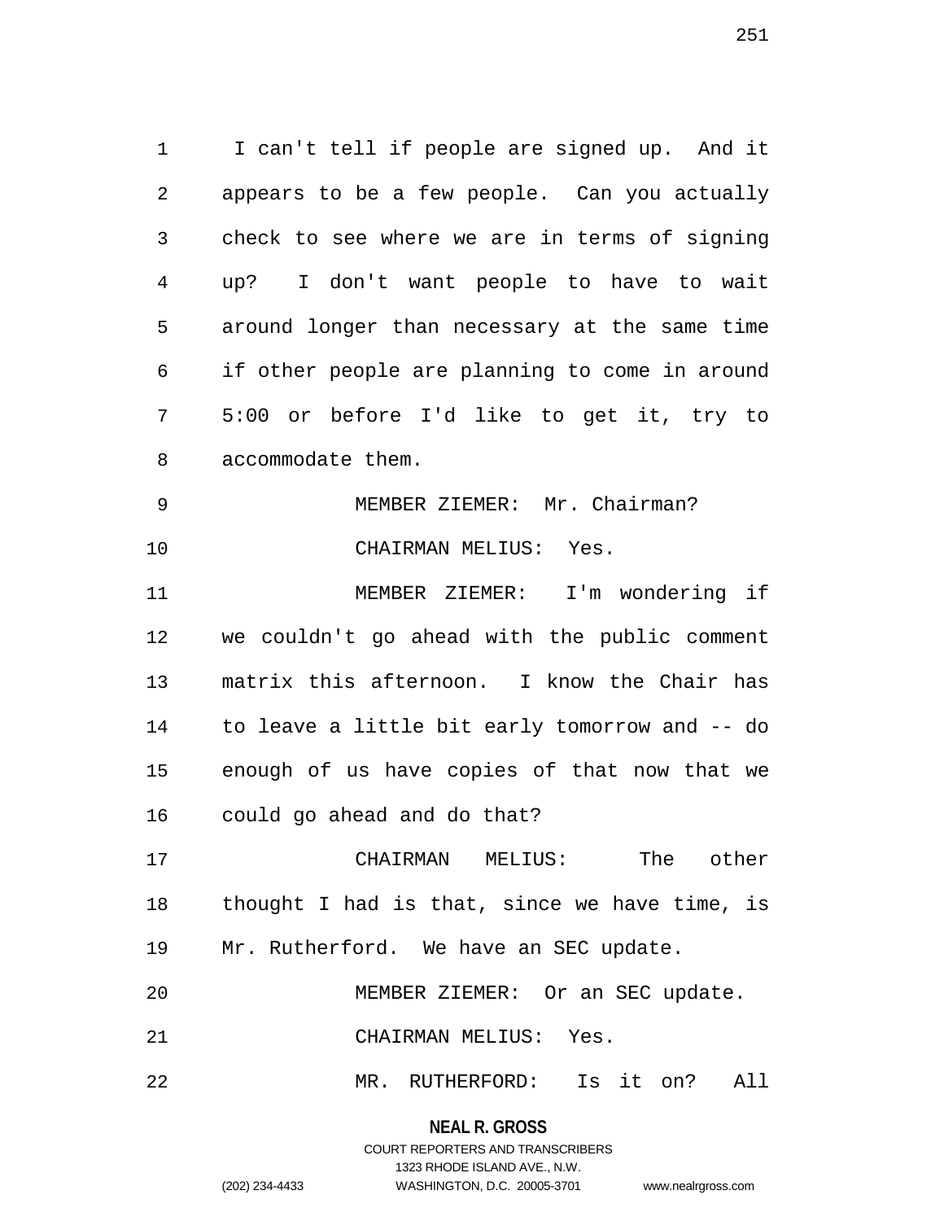I can't tell if people are signed up. And it appears to be a few people. Can you actually check to see where we are in terms of signing up? I don't want people to have to wait around longer than necessary at the same time if other people are planning to come in around 5:00 or before I'd like to get it, try to accommodate them.

MEMBER ZIEMER: Mr. Chairman?

CHAIRMAN MELIUS: Yes.

MEMBER ZIEMER: I'm wondering if we couldn't go ahead with the public comment matrix this afternoon. I know the Chair has to leave a little bit early tomorrow and -- do enough of us have copies of that now that we could go ahead and do that?

CHAIRMAN MELIUS: The other thought I had is that, since we have time, is Mr. Rutherford. We have an SEC update.

MEMBER ZIEMER: Or an SEC update.

CHAIRMAN MELIUS: Yes.

MR. RUTHERFORD: Is it on? All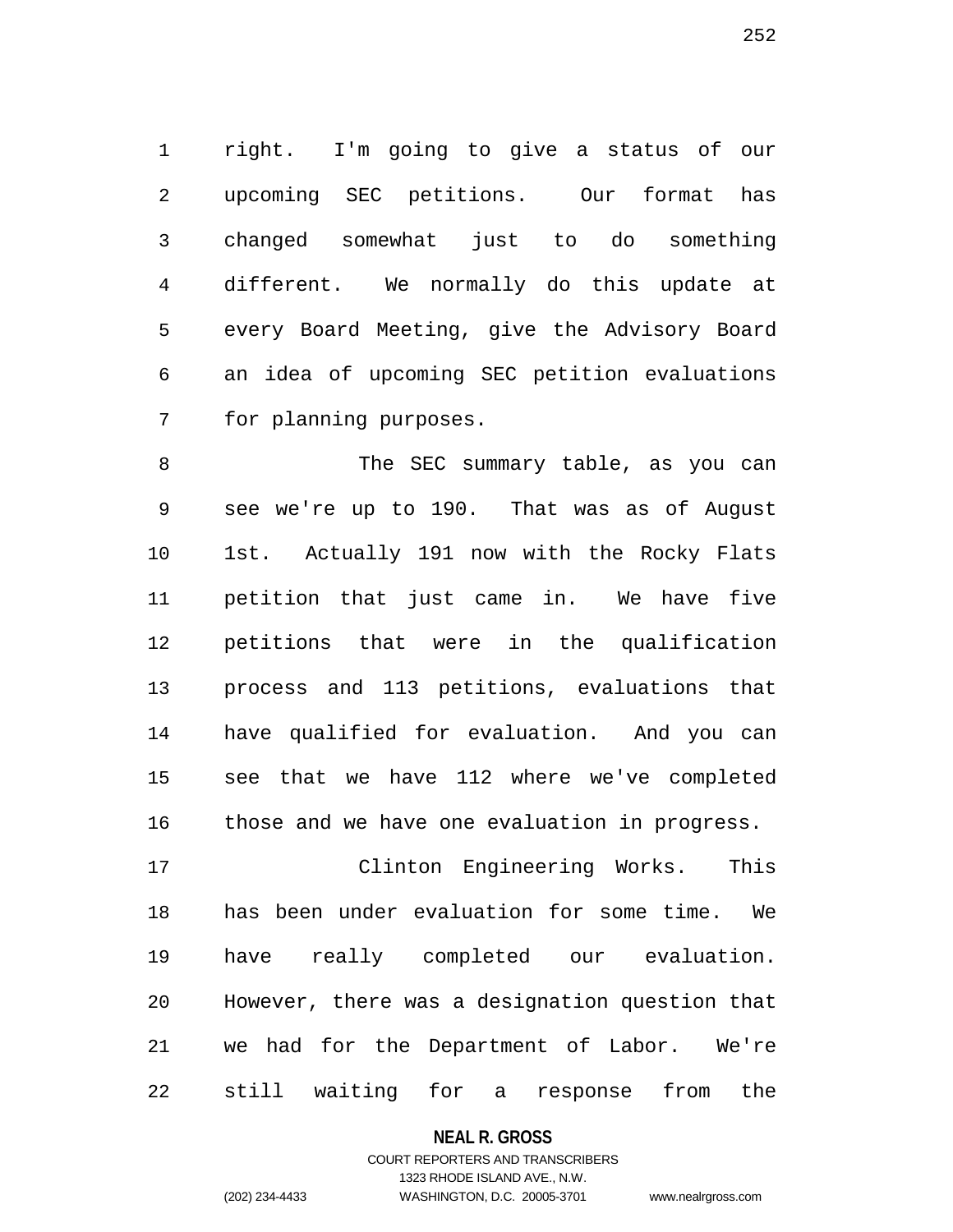right. I'm going to give a status of our upcoming SEC petitions. Our format has changed somewhat just to do something different. We normally do this update at every Board Meeting, give the Advisory Board an idea of upcoming SEC petition evaluations for planning purposes.

The SEC summary table, as you can see we're up to 190. That was as of August 1st. Actually 191 now with the Rocky Flats petition that just came in. We have five petitions that were in the qualification process and 113 petitions, evaluations that have qualified for evaluation. And you can see that we have 112 where we've completed those and we have one evaluation in progress.

Clinton Engineering Works. This has been under evaluation for some time. We have really completed our evaluation. However, there was a designation question that we had for the Department of Labor. We're still waiting for a response from the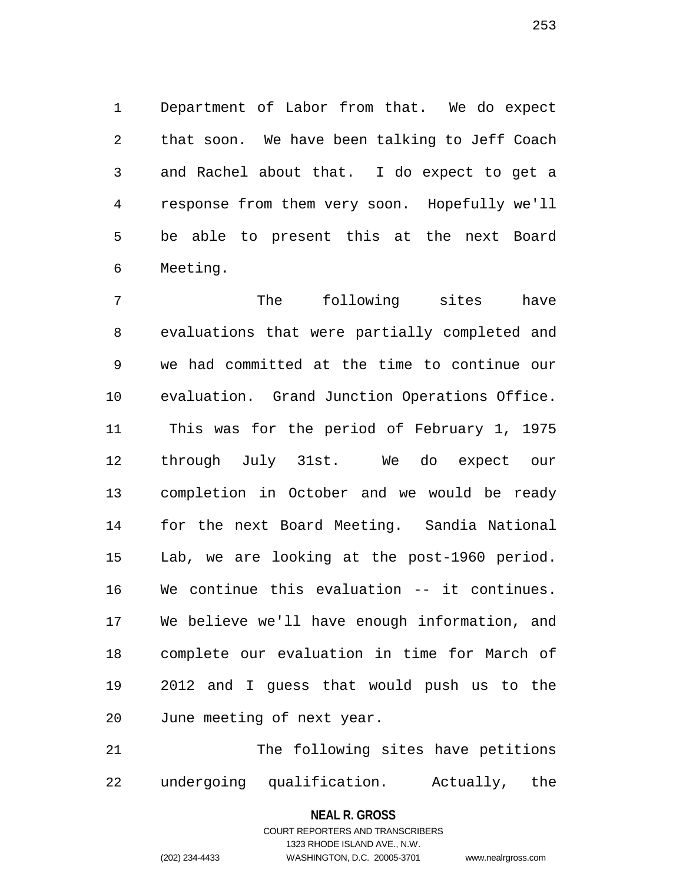Department of Labor from that. We do expect that soon. We have been talking to Jeff Coach and Rachel about that. I do expect to get a response from them very soon. Hopefully we'll be able to present this at the next Board Meeting.

The following sites have evaluations that were partially completed and we had committed at the time to continue our evaluation. Grand Junction Operations Office. This was for the period of February 1, 1975 through July 31st. We do expect our completion in October and we would be ready for the next Board Meeting. Sandia National Lab, we are looking at the post-1960 period. We continue this evaluation -- it continues. We believe we'll have enough information, and complete our evaluation in time for March of 2012 and I guess that would push us to the June meeting of next year.

The following sites have petitions undergoing qualification. Actually, the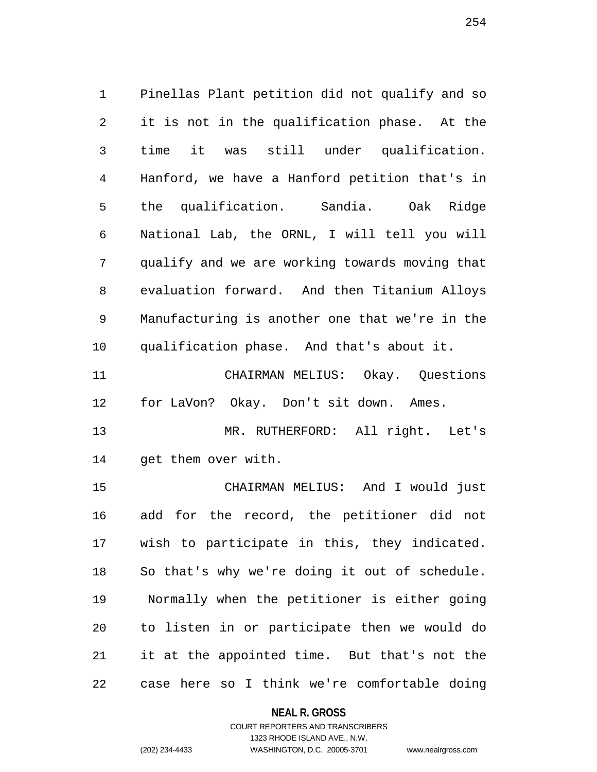Pinellas Plant petition did not qualify and so it is not in the qualification phase. At the time it was still under qualification. Hanford, we have a Hanford petition that's in the qualification. Sandia. Oak Ridge National Lab, the ORNL, I will tell you will qualify and we are working towards moving that evaluation forward. And then Titanium Alloys Manufacturing is another one that we're in the qualification phase. And that's about it.

CHAIRMAN MELIUS: Okay. Questions for LaVon? Okay. Don't sit down. Ames.

MR. RUTHERFORD: All right. Let's get them over with.

CHAIRMAN MELIUS: And I would just add for the record, the petitioner did not wish to participate in this, they indicated. So that's why we're doing it out of schedule. Normally when the petitioner is either going to listen in or participate then we would do it at the appointed time. But that's not the case here so I think we're comfortable doing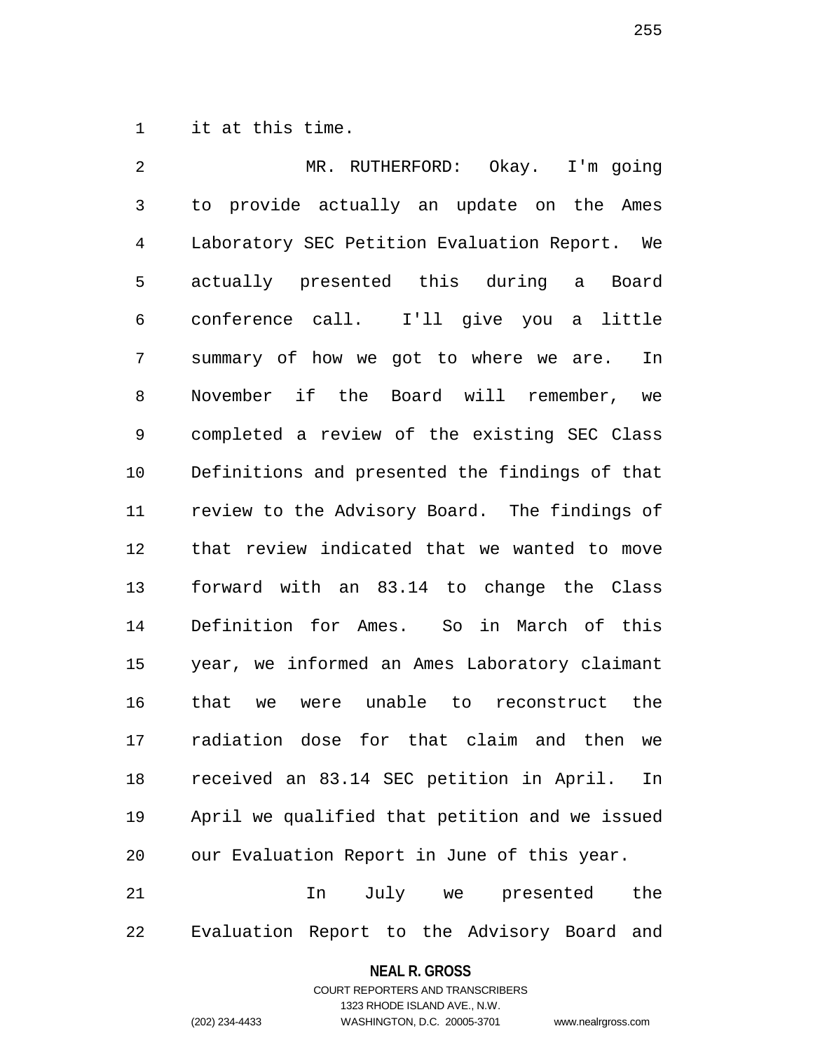it at this time.

MR. RUTHERFORD: Okay. I'm going to provide actually an update on the Ames Laboratory SEC Petition Evaluation Report. We actually presented this during a Board conference call. I'll give you a little summary of how we got to where we are. In November if the Board will remember, we completed a review of the existing SEC Class Definitions and presented the findings of that review to the Advisory Board. The findings of that review indicated that we wanted to move forward with an 83.14 to change the Class Definition for Ames. So in March of this year, we informed an Ames Laboratory claimant that we were unable to reconstruct the radiation dose for that claim and then we received an 83.14 SEC petition in April. In April we qualified that petition and we issued our Evaluation Report in June of this year.

In July we presented the Evaluation Report to the Advisory Board and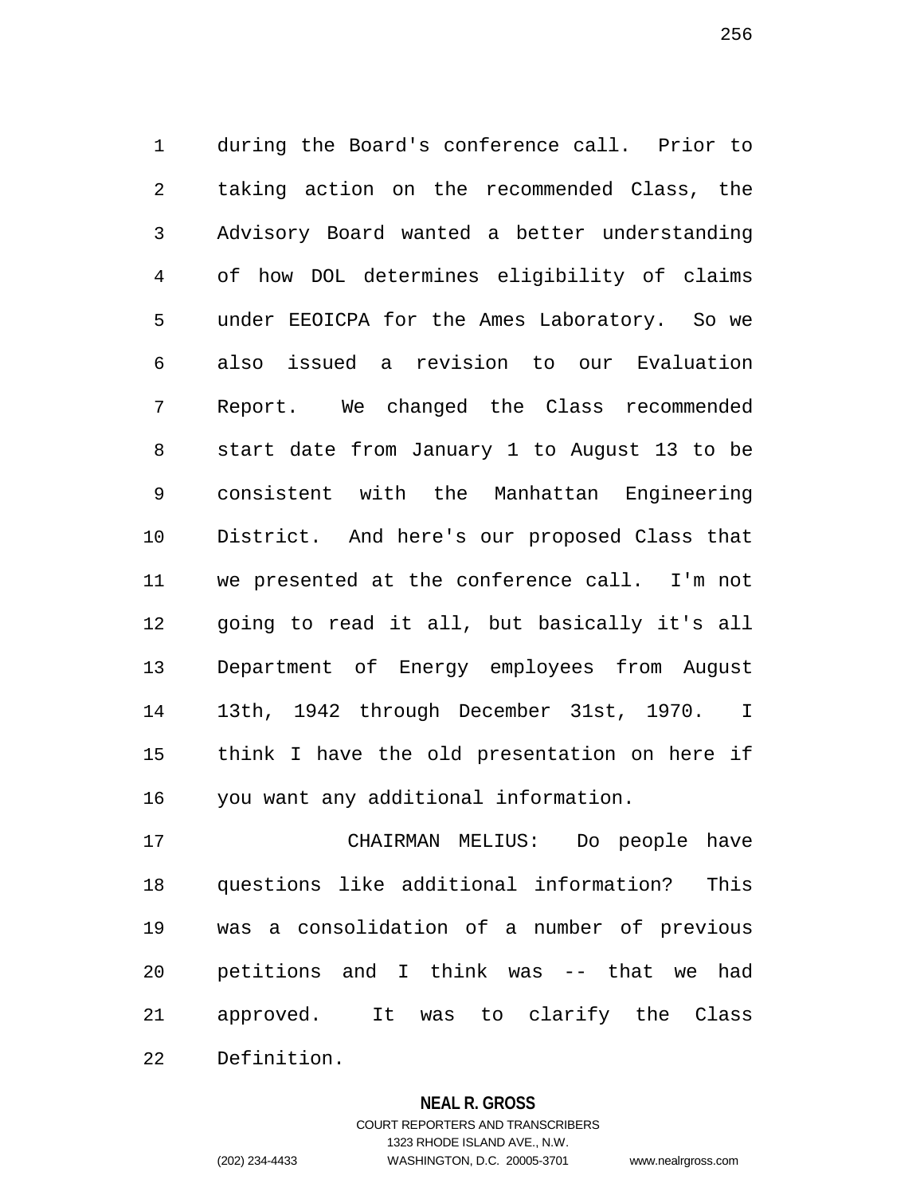during the Board's conference call. Prior to taking action on the recommended Class, the Advisory Board wanted a better understanding of how DOL determines eligibility of claims under EEOICPA for the Ames Laboratory. So we also issued a revision to our Evaluation Report. We changed the Class recommended start date from January 1 to August 13 to be consistent with the Manhattan Engineering District. And here's our proposed Class that we presented at the conference call. I'm not going to read it all, but basically it's all Department of Energy employees from August 13th, 1942 through December 31st, 1970. I think I have the old presentation on here if you want any additional information.

CHAIRMAN MELIUS: Do people have questions like additional information? This was a consolidation of a number of previous petitions and I think was -- that we had approved. It was to clarify the Class Definition.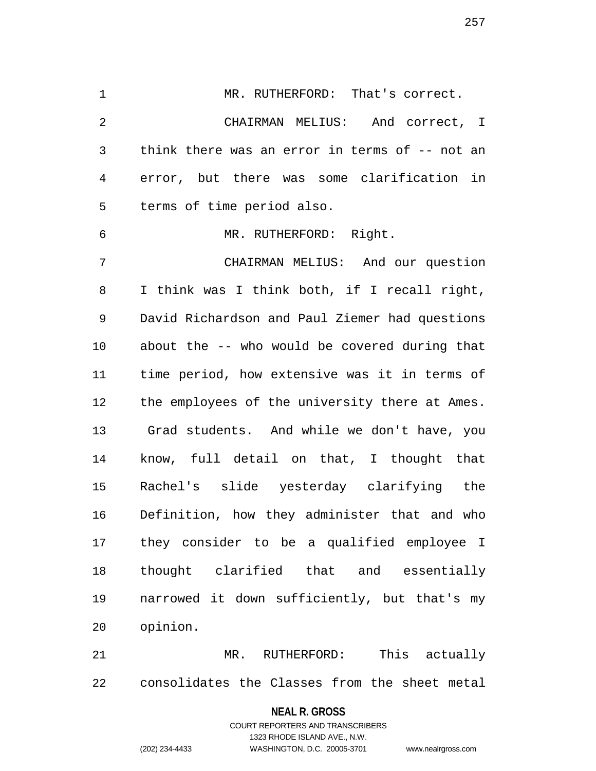MR. RUTHERFORD: That's correct.

CHAIRMAN MELIUS: And correct, I think there was an error in terms of -- not an error, but there was some clarification in terms of time period also.

MR. RUTHERFORD: Right.

CHAIRMAN MELIUS: And our question I think was I think both, if I recall right, David Richardson and Paul Ziemer had questions about the -- who would be covered during that time period, how extensive was it in terms of the employees of the university there at Ames. Grad students. And while we don't have, you know, full detail on that, I thought that Rachel's slide yesterday clarifying the Definition, how they administer that and who they consider to be a qualified employee I thought clarified that and essentially narrowed it down sufficiently, but that's my opinion.

MR. RUTHERFORD: This actually consolidates the Classes from the sheet metal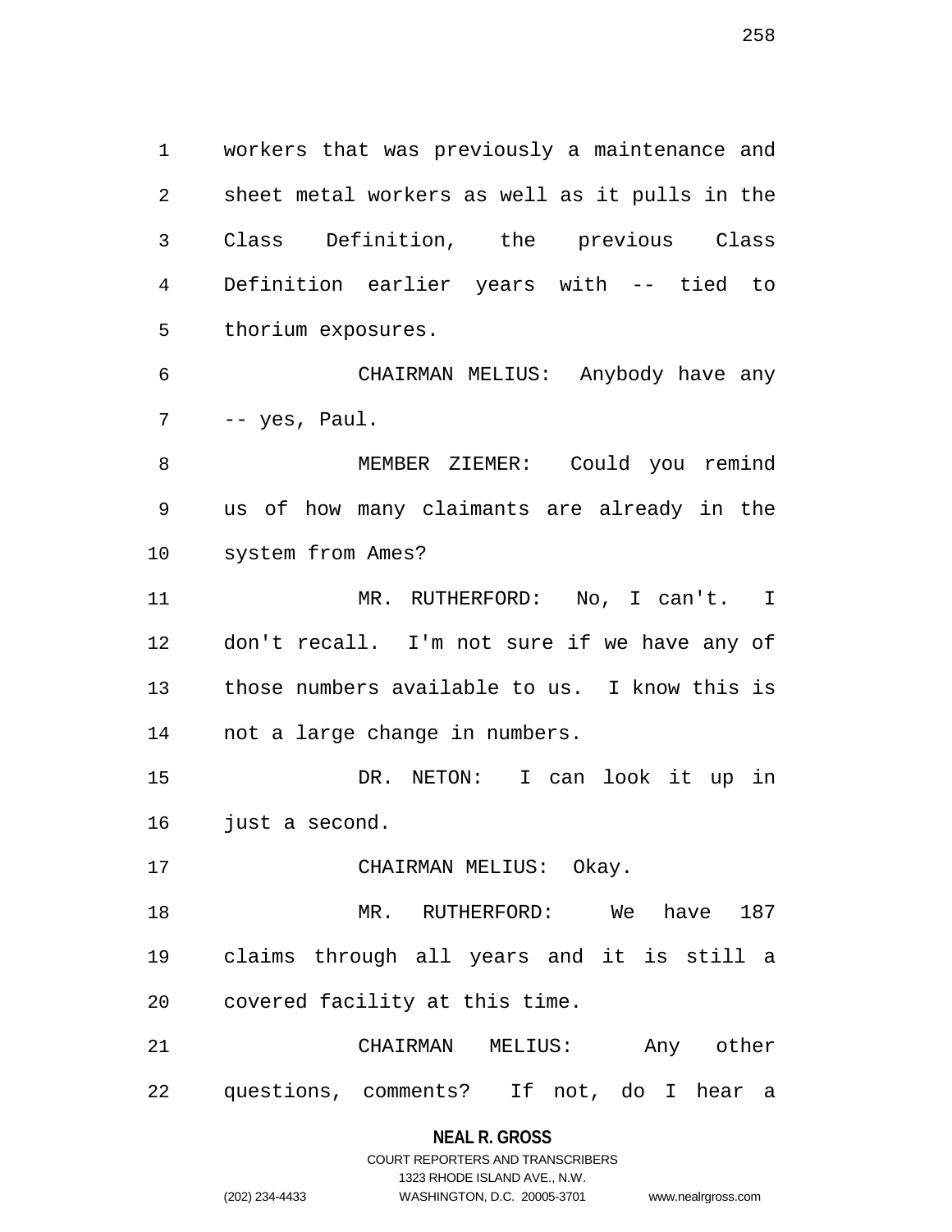workers that was previously a maintenance and sheet metal workers as well as it pulls in the Class Definition, the previous Class Definition earlier years with -- tied to thorium exposures.

CHAIRMAN MELIUS: Anybody have any -- yes, Paul.

MEMBER ZIEMER: Could you remind us of how many claimants are already in the system from Ames?

MR. RUTHERFORD: No, I can't. I don't recall. I'm not sure if we have any of those numbers available to us. I know this is not a large change in numbers.

DR. NETON: I can look it up in just a second.

CHAIRMAN MELIUS: Okay.

MR. RUTHERFORD: We have 187 claims through all years and it is still a covered facility at this time.

CHAIRMAN MELIUS: Any other questions, comments? If not, do I hear a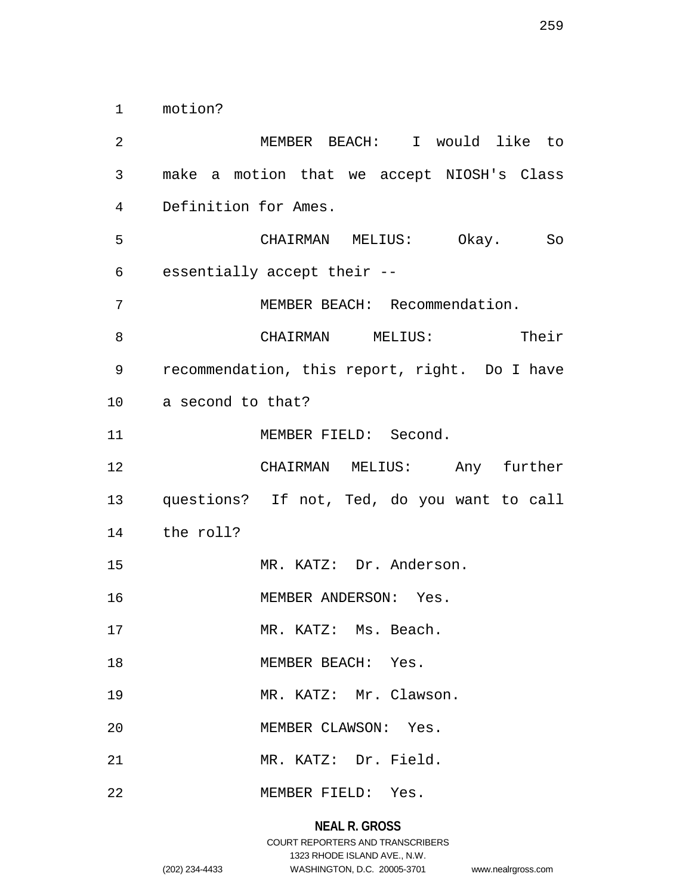motion?

MEMBER BEACH: I would like to make a motion that we accept NIOSH's Class Definition for Ames.

CHAIRMAN MELIUS: Okay. So essentially accept their --

MEMBER BEACH: Recommendation.

CHAIRMAN MELIUS: Their recommendation, this report, right. Do I have a second to that?

MEMBER FIELD: Second.

CHAIRMAN MELIUS: Any further questions? If not, Ted, do you want to call the roll?

MR. KATZ: Dr. Anderson.

MEMBER ANDERSON: Yes.

MR. KATZ: Ms. Beach.

MEMBER BEACH: Yes.

MR. KATZ: Mr. Clawson.

MEMBER CLAWSON: Yes.

MR. KATZ: Dr. Field.

MEMBER FIELD: Yes.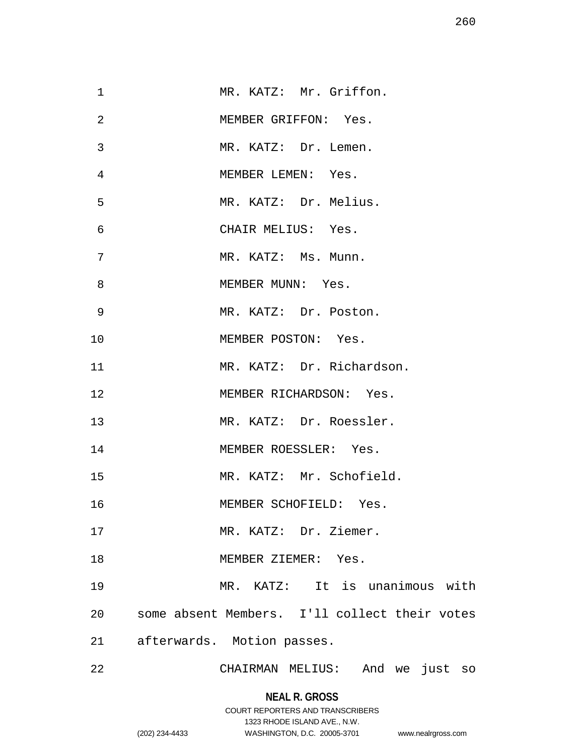MR. KATZ: Mr. Griffon.

MEMBER GRIFFON: Yes.

MR. KATZ: Dr. Lemen.

MEMBER LEMEN: Yes.

MR. KATZ: Dr. Melius.

CHAIR MELIUS: Yes.

MR. KATZ: Ms. Munn.

MEMBER MUNN: Yes.

MR. KATZ: Dr. Poston.

MEMBER POSTON: Yes.

MR. KATZ: Dr. Richardson.

MEMBER RICHARDSON: Yes.

MR. KATZ: Dr. Roessler.

MEMBER ROESSLER: Yes.

MR. KATZ: Mr. Schofield.

MEMBER SCHOFIELD: Yes.

MR. KATZ: Dr. Ziemer.

MEMBER ZIEMER: Yes.

MR. KATZ: It is unanimous with some absent Members. I'll collect their votes afterwards. Motion passes.

CHAIRMAN MELIUS: And we just so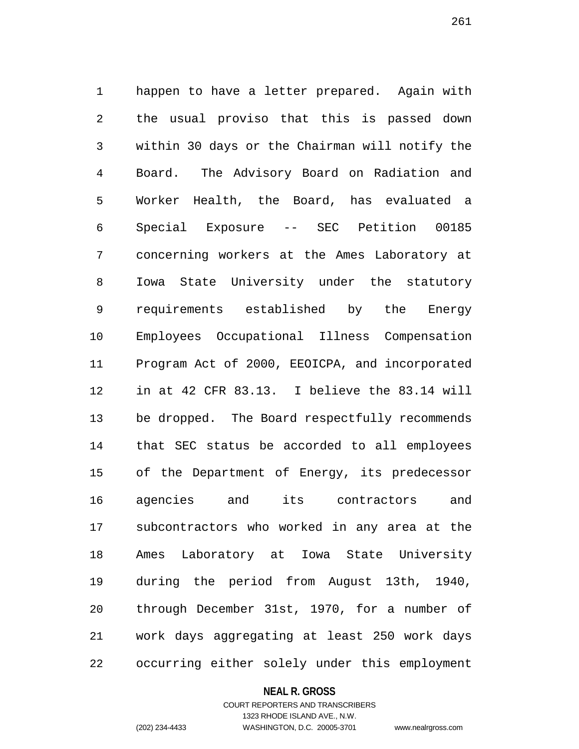happen to have a letter prepared. Again with the usual proviso that this is passed down within 30 days or the Chairman will notify the Board. The Advisory Board on Radiation and Worker Health, the Board, has evaluated a Special Exposure -- SEC Petition 00185 concerning workers at the Ames Laboratory at Iowa State University under the statutory requirements established by the Energy Employees Occupational Illness Compensation Program Act of 2000, EEOICPA, and incorporated in at 42 CFR 83.13. I believe the 83.14 will be dropped. The Board respectfully recommends that SEC status be accorded to all employees of the Department of Energy, its predecessor agencies and its contractors and subcontractors who worked in any area at the Ames Laboratory at Iowa State University during the period from August 13th, 1940, through December 31st, 1970, for a number of work days aggregating at least 250 work days occurring either solely under this employment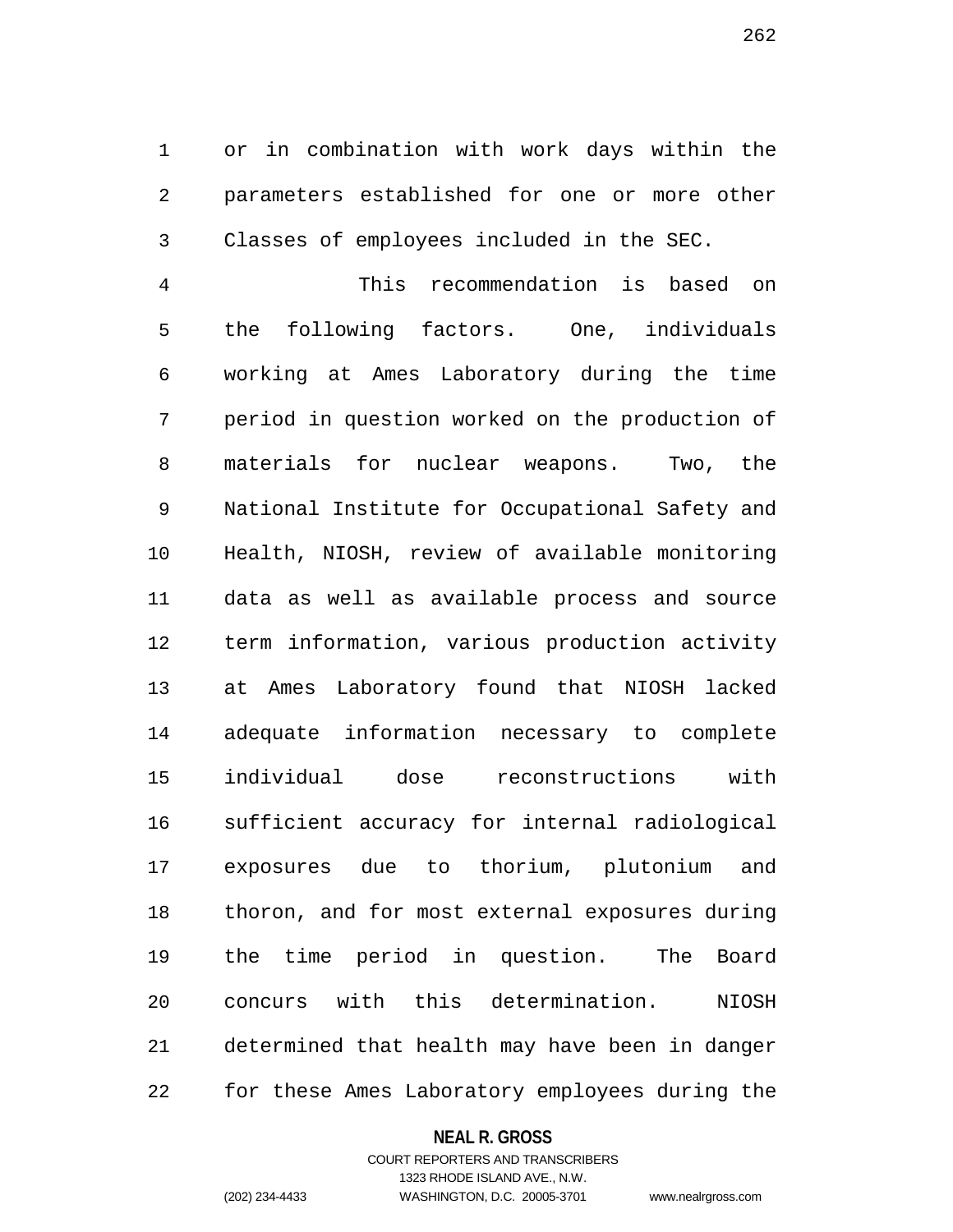or in combination with work days within the parameters established for one or more other Classes of employees included in the SEC.

This recommendation is based on the following factors. One, individuals working at Ames Laboratory during the time period in question worked on the production of materials for nuclear weapons. Two, the National Institute for Occupational Safety and Health, NIOSH, review of available monitoring data as well as available process and source term information, various production activity at Ames Laboratory found that NIOSH lacked adequate information necessary to complete individual dose reconstructions with sufficient accuracy for internal radiological exposures due to thorium, plutonium and thoron, and for most external exposures during the time period in question. The Board concurs with this determination. NIOSH determined that health may have been in danger for these Ames Laboratory employees during the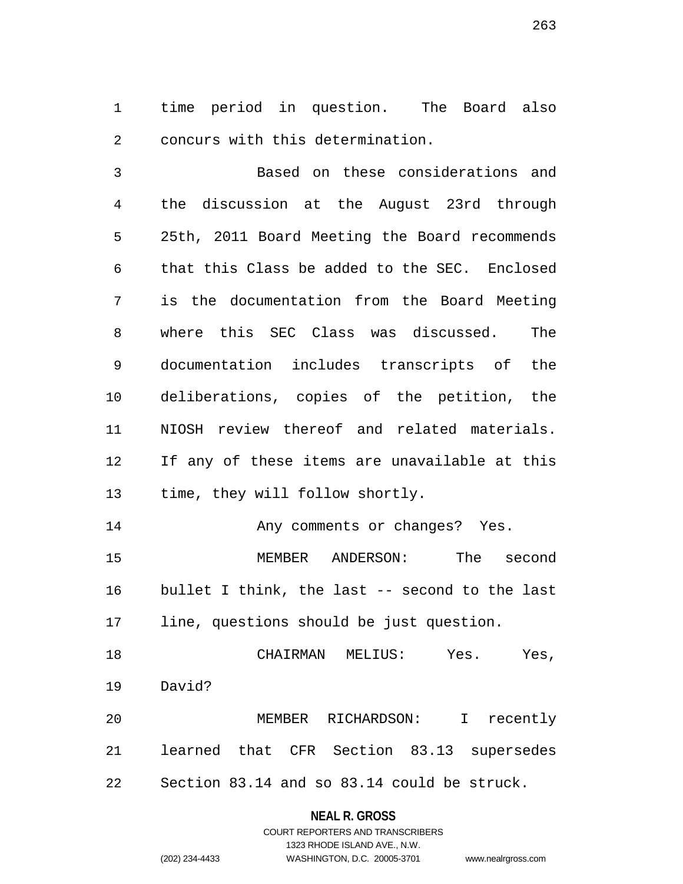time period in question. The Board also concurs with this determination.

Based on these considerations and the discussion at the August 23rd through 25th, 2011 Board Meeting the Board recommends that this Class be added to the SEC. Enclosed is the documentation from the Board Meeting where this SEC Class was discussed. The documentation includes transcripts of the deliberations, copies of the petition, the NIOSH review thereof and related materials. If any of these items are unavailable at this time, they will follow shortly.

Any comments or changes? Yes.

MEMBER ANDERSON: The second bullet I think, the last -- second to the last line, questions should be just question.

CHAIRMAN MELIUS: Yes. Yes, David?

MEMBER RICHARDSON: I recently learned that CFR Section 83.13 supersedes Section 83.14 and so 83.14 could be struck.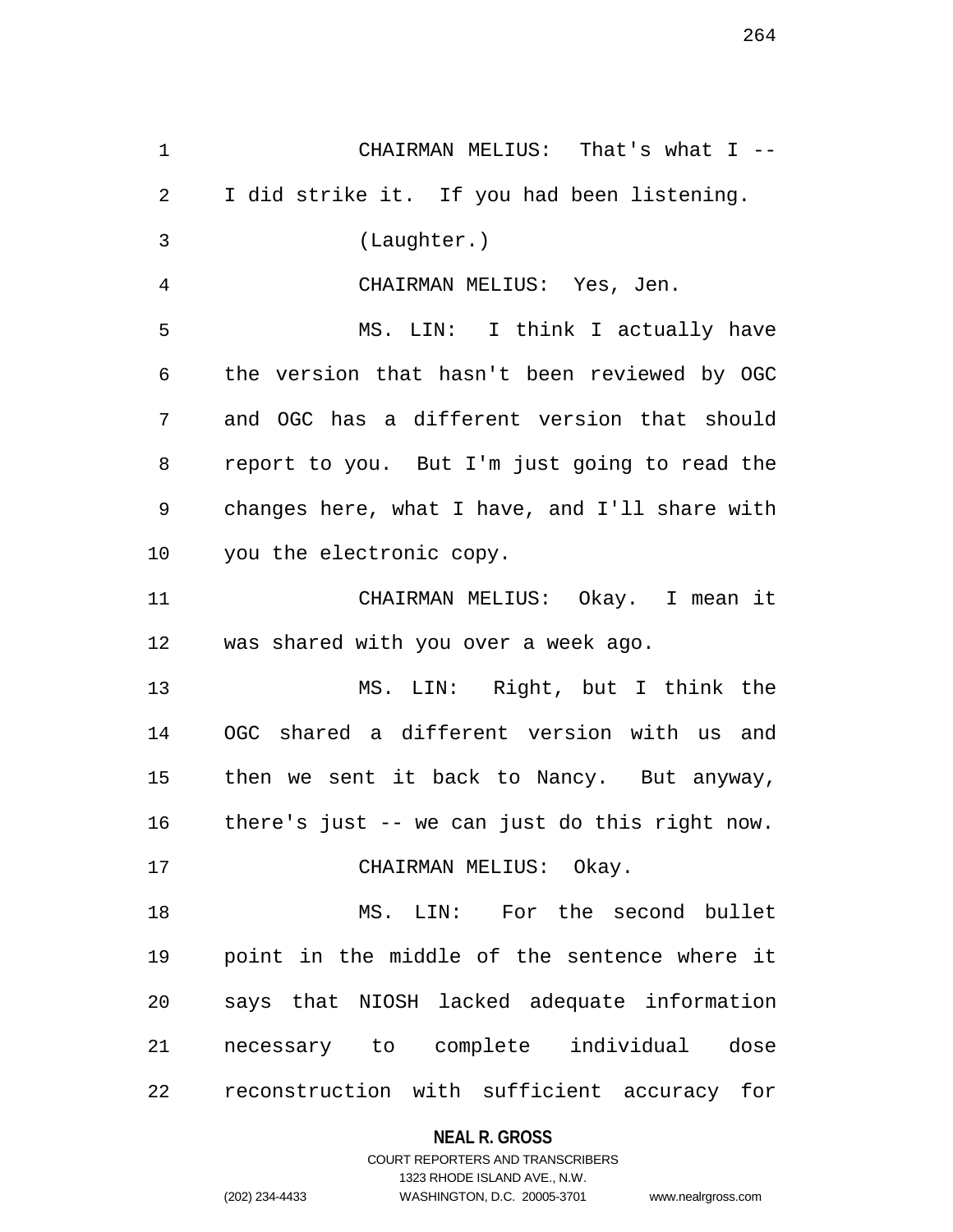CHAIRMAN MELIUS: That's what I -- I did strike it. If you had been listening.

(Laughter.)

CHAIRMAN MELIUS: Yes, Jen.

MS. LIN: I think I actually have the version that hasn't been reviewed by OGC and OGC has a different version that should report to you. But I'm just going to read the changes here, what I have, and I'll share with you the electronic copy.

CHAIRMAN MELIUS: Okay. I mean it was shared with you over a week ago.

MS. LIN: Right, but I think the OGC shared a different version with us and then we sent it back to Nancy. But anyway, there's just -- we can just do this right now.

CHAIRMAN MELIUS: Okay.

MS. LIN: For the second bullet point in the middle of the sentence where it says that NIOSH lacked adequate information necessary to complete individual dose reconstruction with sufficient accuracy for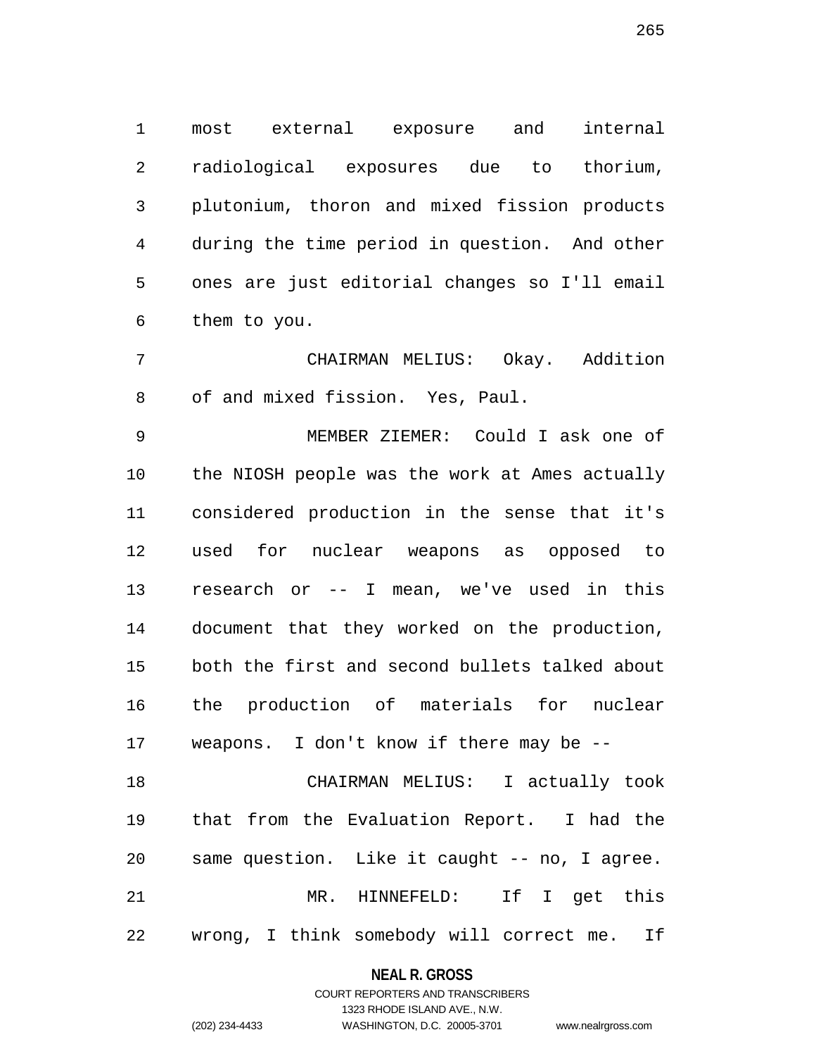most external exposure and internal radiological exposures due to thorium, plutonium, thoron and mixed fission products during the time period in question. And other ones are just editorial changes so I'll email them to you.

CHAIRMAN MELIUS: Okay. Addition of and mixed fission. Yes, Paul.

MEMBER ZIEMER: Could I ask one of the NIOSH people was the work at Ames actually considered production in the sense that it's used for nuclear weapons as opposed to research or -- I mean, we've used in this document that they worked on the production, both the first and second bullets talked about the production of materials for nuclear weapons. I don't know if there may be --

CHAIRMAN MELIUS: I actually took that from the Evaluation Report. I had the same question. Like it caught -- no, I agree.

MR. HINNEFELD: If I get this wrong, I think somebody will correct me. If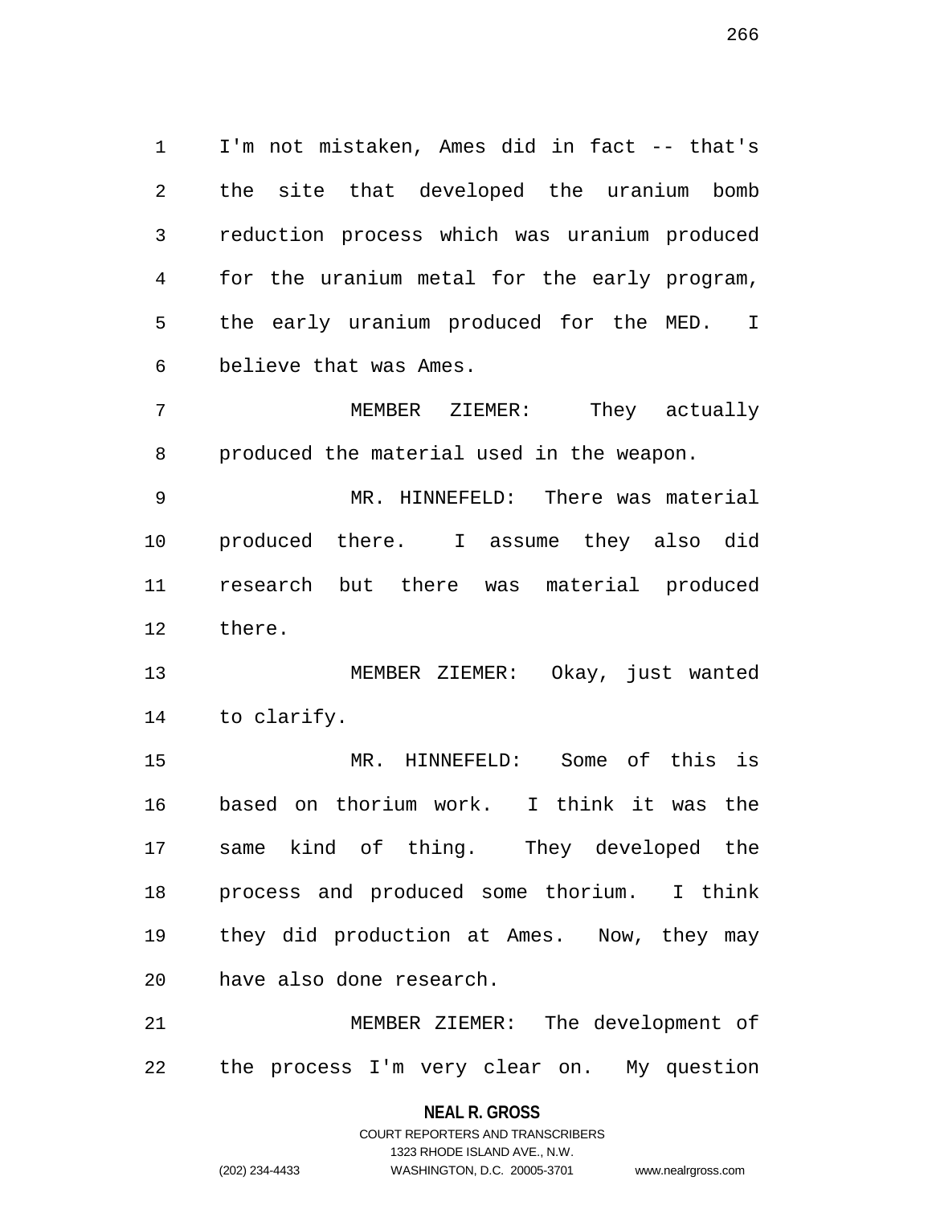I'm not mistaken, Ames did in fact -- that's the site that developed the uranium bomb reduction process which was uranium produced for the uranium metal for the early program, the early uranium produced for the MED. I believe that was Ames.

MEMBER ZIEMER: They actually produced the material used in the weapon.

MR. HINNEFELD: There was material produced there. I assume they also did research but there was material produced there.

MEMBER ZIEMER: Okay, just wanted to clarify.

MR. HINNEFELD: Some of this is based on thorium work. I think it was the same kind of thing. They developed the process and produced some thorium. I think they did production at Ames. Now, they may have also done research.

MEMBER ZIEMER: The development of the process I'm very clear on. My question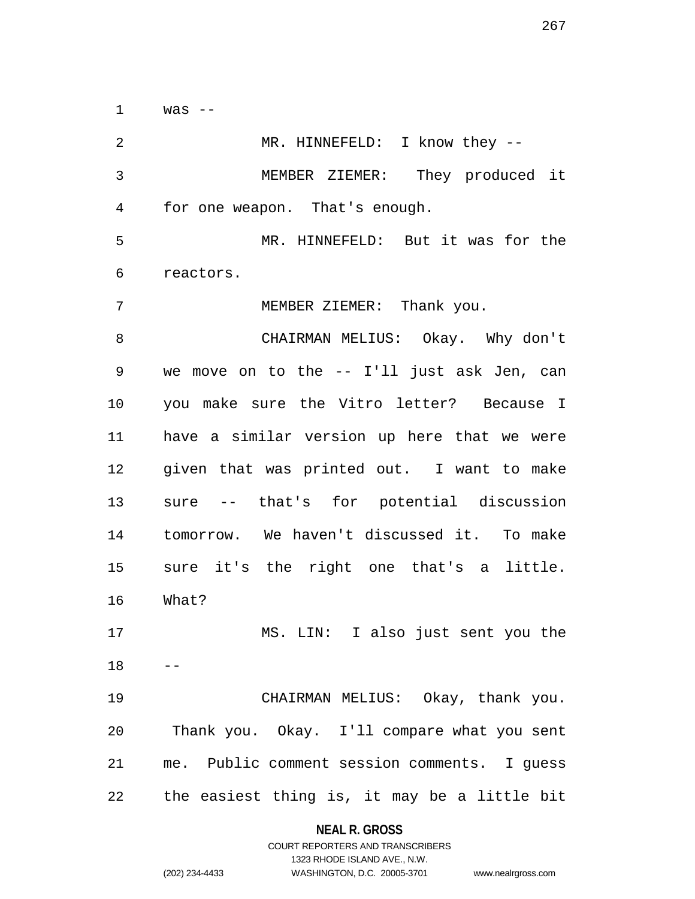was --

MR. HINNEFELD: I know they --

MEMBER ZIEMER: They produced it for one weapon. That's enough.

MR. HINNEFELD: But it was for the reactors.

MEMBER ZIEMER: Thank you.

CHAIRMAN MELIUS: Okay. Why don't we move on to the -- I'll just ask Jen, can you make sure the Vitro letter? Because I have a similar version up here that we were given that was printed out. I want to make sure -- that's for potential discussion tomorrow. We haven't discussed it. To make sure it's the right one that's a little. What?

MS. LIN: I also just sent you the --

CHAIRMAN MELIUS: Okay, thank you. Thank you. Okay. I'll compare what you sent me. Public comment session comments. I guess the easiest thing is, it may be a little bit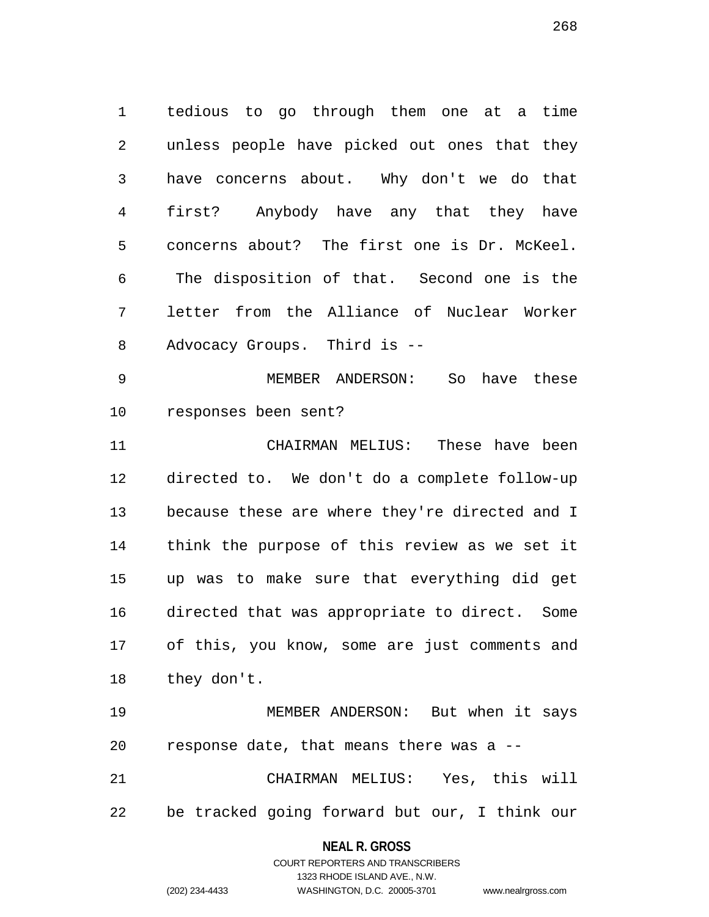tedious to go through them one at a time unless people have picked out ones that they have concerns about. Why don't we do that first? Anybody have any that they have concerns about? The first one is Dr. McKeel. The disposition of that. Second one is the letter from the Alliance of Nuclear Worker Advocacy Groups. Third is --

MEMBER ANDERSON: So have these responses been sent?

CHAIRMAN MELIUS: These have been directed to. We don't do a complete follow-up because these are where they're directed and I think the purpose of this review as we set it up was to make sure that everything did get directed that was appropriate to direct. Some of this, you know, some are just comments and they don't.

MEMBER ANDERSON: But when it says response date, that means there was a --

CHAIRMAN MELIUS: Yes, this will be tracked going forward but our, I think our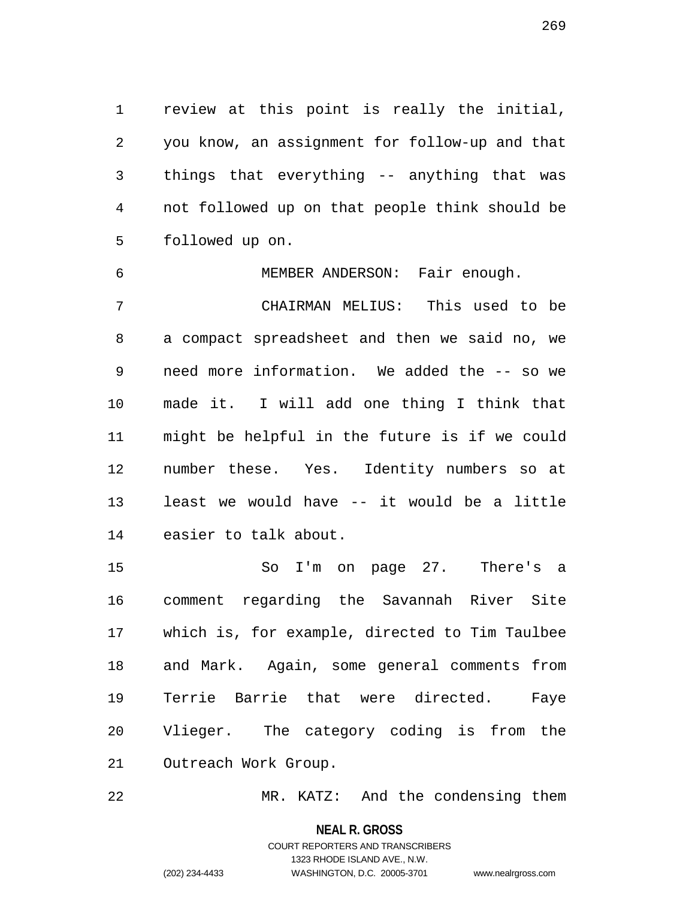review at this point is really the initial, you know, an assignment for follow-up and that things that everything -- anything that was not followed up on that people think should be followed up on.

MEMBER ANDERSON: Fair enough.

CHAIRMAN MELIUS: This used to be a compact spreadsheet and then we said no, we need more information. We added the -- so we made it. I will add one thing I think that might be helpful in the future is if we could number these. Yes. Identity numbers so at least we would have -- it would be a little easier to talk about.

So I'm on page 27. There's a comment regarding the Savannah River Site which is, for example, directed to Tim Taulbee and Mark. Again, some general comments from Terrie Barrie that were directed. Faye Vlieger. The category coding is from the Outreach Work Group.

MR. KATZ: And the condensing them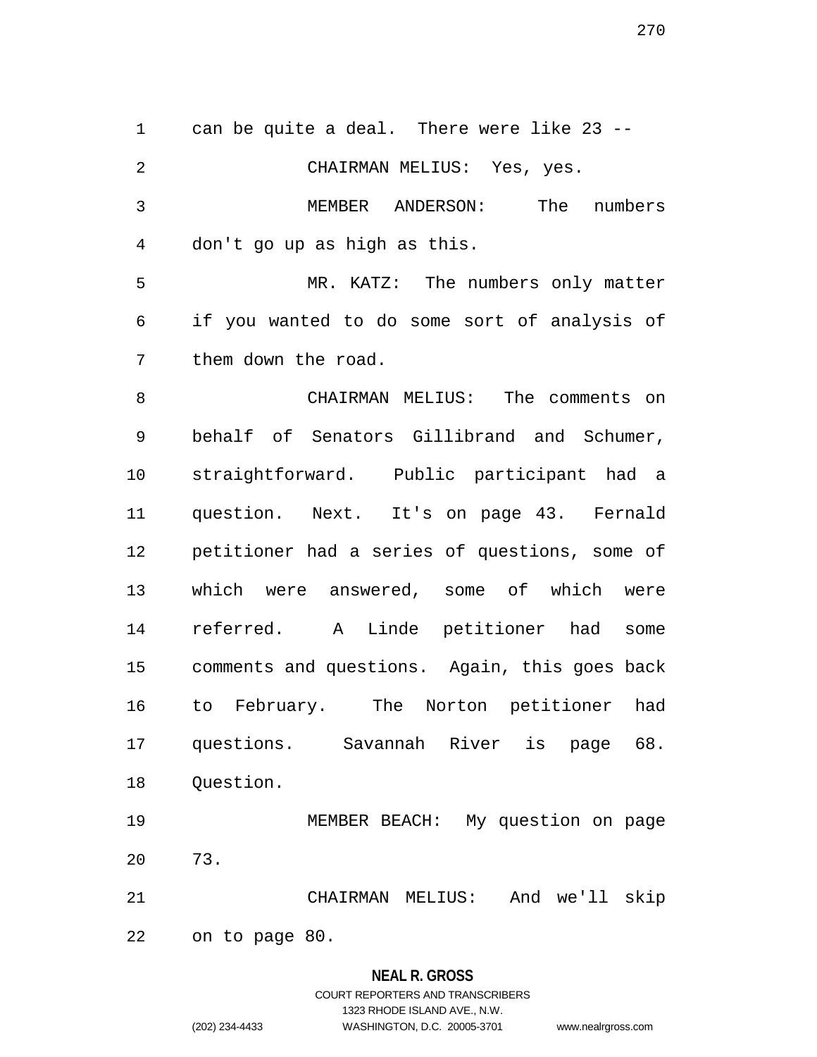can be quite a deal. There were like 23 --

CHAIRMAN MELIUS: Yes, yes.

MEMBER ANDERSON: The numbers don't go up as high as this.

MR. KATZ: The numbers only matter if you wanted to do some sort of analysis of them down the road.

CHAIRMAN MELIUS: The comments on behalf of Senators Gillibrand and Schumer, straightforward. Public participant had a question. Next. It's on page 43. Fernald petitioner had a series of questions, some of which were answered, some of which were referred. A Linde petitioner had some comments and questions. Again, this goes back to February. The Norton petitioner had questions. Savannah River is page 68. Question.

MEMBER BEACH: My question on page 73.

CHAIRMAN MELIUS: And we'll skip on to page 80.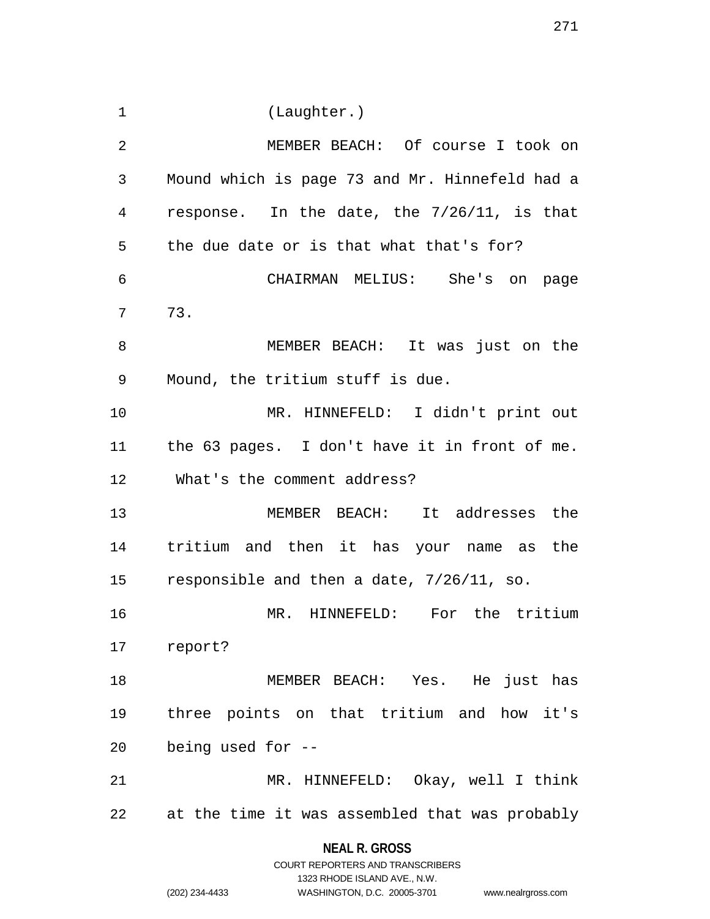(Laughter.)

MEMBER BEACH: Of course I took on Mound which is page 73 and Mr. Hinnefeld had a response. In the date, the 7/26/11, is that the due date or is that what that's for?

CHAIRMAN MELIUS: She's on page 73.

MEMBER BEACH: It was just on the Mound, the tritium stuff is due.

MR. HINNEFELD: I didn't print out the 63 pages. I don't have it in front of me. What's the comment address?

MEMBER BEACH: It addresses the tritium and then it has your name as the responsible and then a date, 7/26/11, so.

MR. HINNEFELD: For the tritium report?

MEMBER BEACH: Yes. He just has three points on that tritium and how it's being used for --

MR. HINNEFELD: Okay, well I think at the time it was assembled that was probably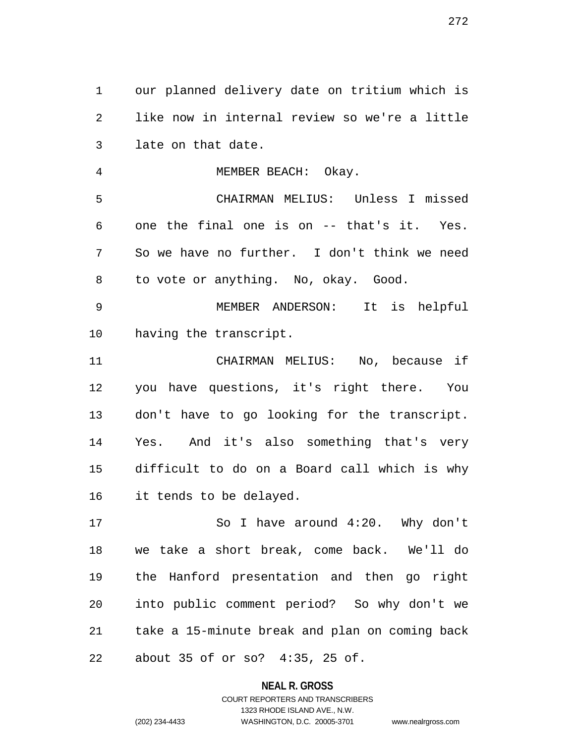our planned delivery date on tritium which is like now in internal review so we're a little late on that date.

MEMBER BEACH: Okay.

CHAIRMAN MELIUS: Unless I missed one the final one is on -- that's it. Yes. So we have no further. I don't think we need to vote or anything. No, okay. Good.

MEMBER ANDERSON: It is helpful having the transcript.

CHAIRMAN MELIUS: No, because if you have questions, it's right there. You don't have to go looking for the transcript. Yes. And it's also something that's very difficult to do on a Board call which is why it tends to be delayed.

So I have around 4:20. Why don't we take a short break, come back. We'll do the Hanford presentation and then go right into public comment period? So why don't we take a 15-minute break and plan on coming back about 35 of or so? 4:35, 25 of.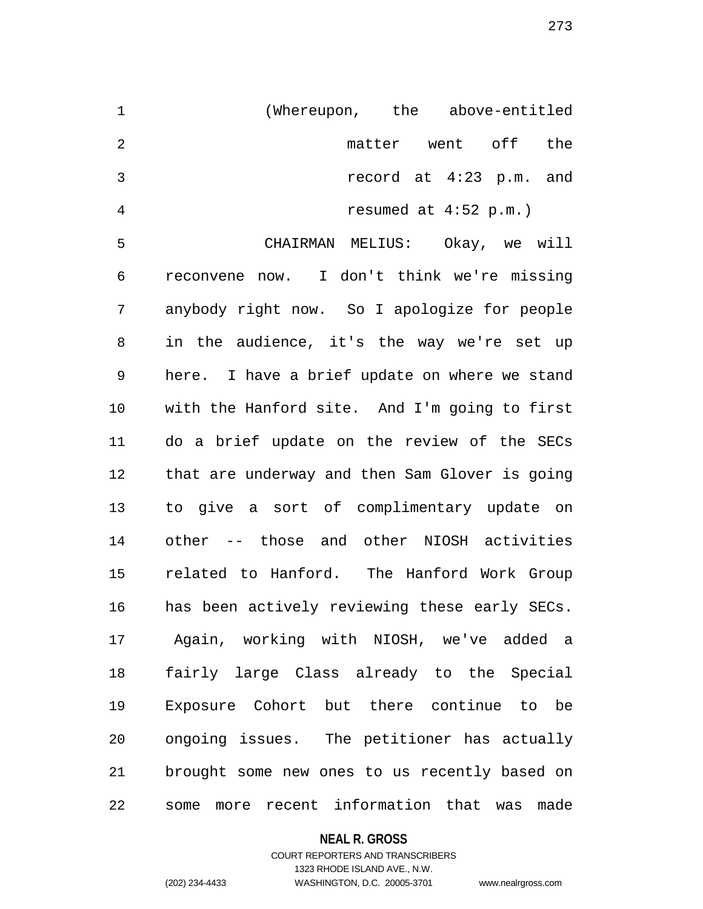(Whereupon, the above-entitled matter went off the record at 4:23 p.m. and resumed at 4:52 p.m.)

CHAIRMAN MELIUS: Okay, we will reconvene now. I don't think we're missing anybody right now. So I apologize for people in the audience, it's the way we're set up here. I have a brief update on where we stand with the Hanford site. And I'm going to first do a brief update on the review of the SECs that are underway and then Sam Glover is going to give a sort of complimentary update on other -- those and other NIOSH activities related to Hanford. The Hanford Work Group has been actively reviewing these early SECs. Again, working with NIOSH, we've added a fairly large Class already to the Special Exposure Cohort but there continue to be ongoing issues. The petitioner has actually brought some new ones to us recently based on some more recent information that was made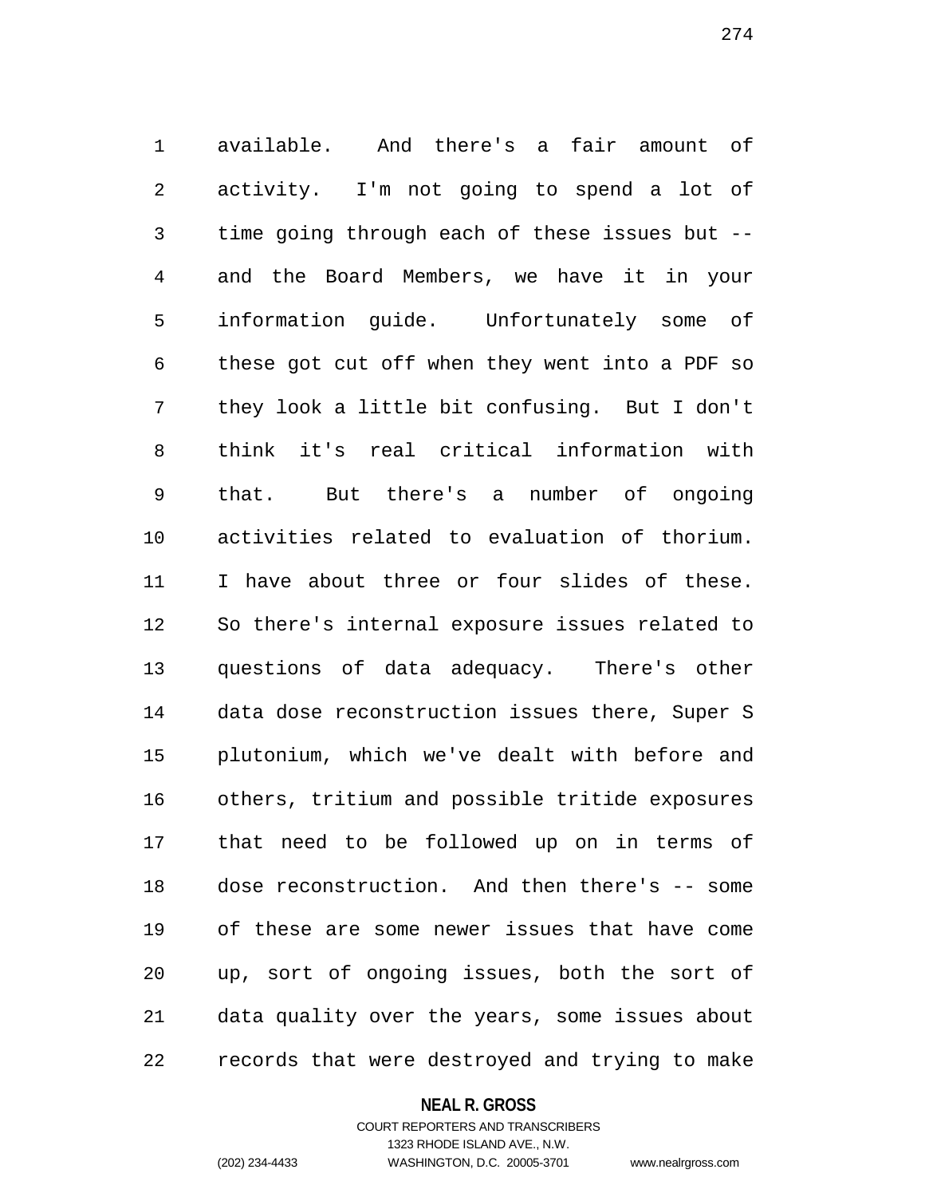available. And there's a fair amount of activity. I'm not going to spend a lot of time going through each of these issues but -- and the Board Members, we have it in your information guide. Unfortunately some of these got cut off when they went into a PDF so they look a little bit confusing. But I don't think it's real critical information with that. But there's a number of ongoing activities related to evaluation of thorium. I have about three or four slides of these. So there's internal exposure issues related to questions of data adequacy. There's other data dose reconstruction issues there, Super S plutonium, which we've dealt with before and others, tritium and possible tritide exposures that need to be followed up on in terms of dose reconstruction. And then there's -- some of these are some newer issues that have come up, sort of ongoing issues, both the sort of data quality over the years, some issues about records that were destroyed and trying to make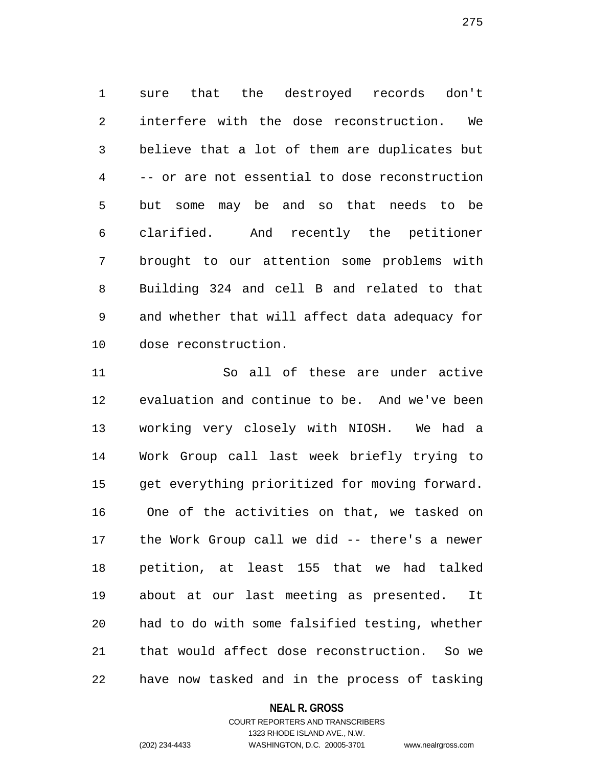sure that the destroyed records don't interfere with the dose reconstruction. We believe that a lot of them are duplicates but -- or are not essential to dose reconstruction but some may be and so that needs to be clarified. And recently the petitioner brought to our attention some problems with Building 324 and cell B and related to that and whether that will affect data adequacy for dose reconstruction.

So all of these are under active evaluation and continue to be. And we've been working very closely with NIOSH. We had a Work Group call last week briefly trying to get everything prioritized for moving forward. One of the activities on that, we tasked on the Work Group call we did -- there's a newer petition, at least 155 that we had talked about at our last meeting as presented. It had to do with some falsified testing, whether that would affect dose reconstruction. So we have now tasked and in the process of tasking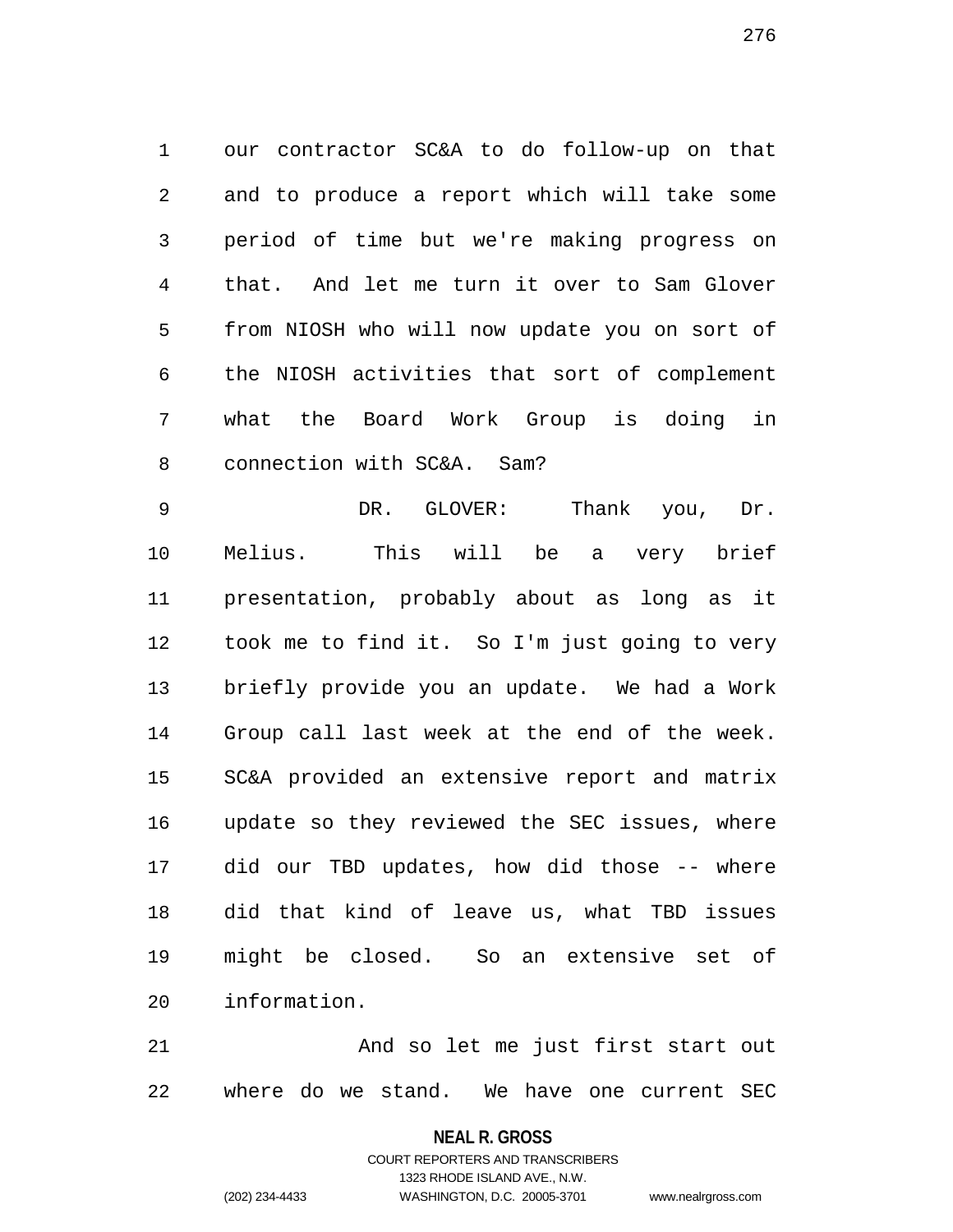our contractor SC&A to do follow-up on that and to produce a report which will take some period of time but we're making progress on that. And let me turn it over to Sam Glover from NIOSH who will now update you on sort of the NIOSH activities that sort of complement what the Board Work Group is doing in connection with SC&A. Sam?

DR. GLOVER: Thank you, Dr. Melius. This will be a very brief presentation, probably about as long as it took me to find it. So I'm just going to very briefly provide you an update. We had a Work Group call last week at the end of the week. SC&A provided an extensive report and matrix update so they reviewed the SEC issues, where did our TBD updates, how did those -- where did that kind of leave us, what TBD issues might be closed. So an extensive set of information.

And so let me just first start out where do we stand. We have one current SEC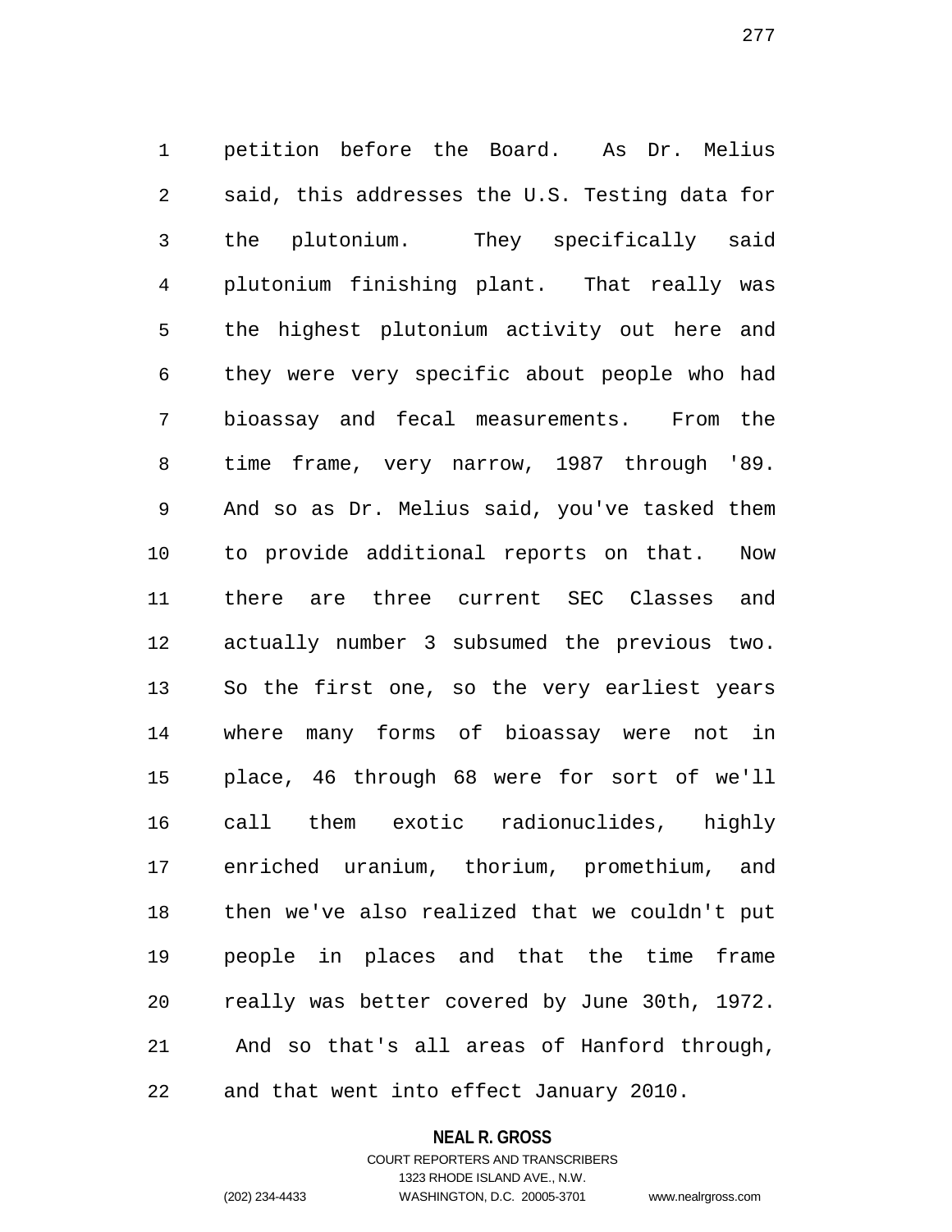petition before the Board. As Dr. Melius said, this addresses the U.S. Testing data for the plutonium. They specifically said plutonium finishing plant. That really was the highest plutonium activity out here and they were very specific about people who had bioassay and fecal measurements. From the time frame, very narrow, 1987 through '89. And so as Dr. Melius said, you've tasked them to provide additional reports on that. Now there are three current SEC Classes and actually number 3 subsumed the previous two. So the first one, so the very earliest years where many forms of bioassay were not in place, 46 through 68 were for sort of we'll call them exotic radionuclides, highly enriched uranium, thorium, promethium, and then we've also realized that we couldn't put people in places and that the time frame really was better covered by June 30th, 1972. And so that's all areas of Hanford through, and that went into effect January 2010.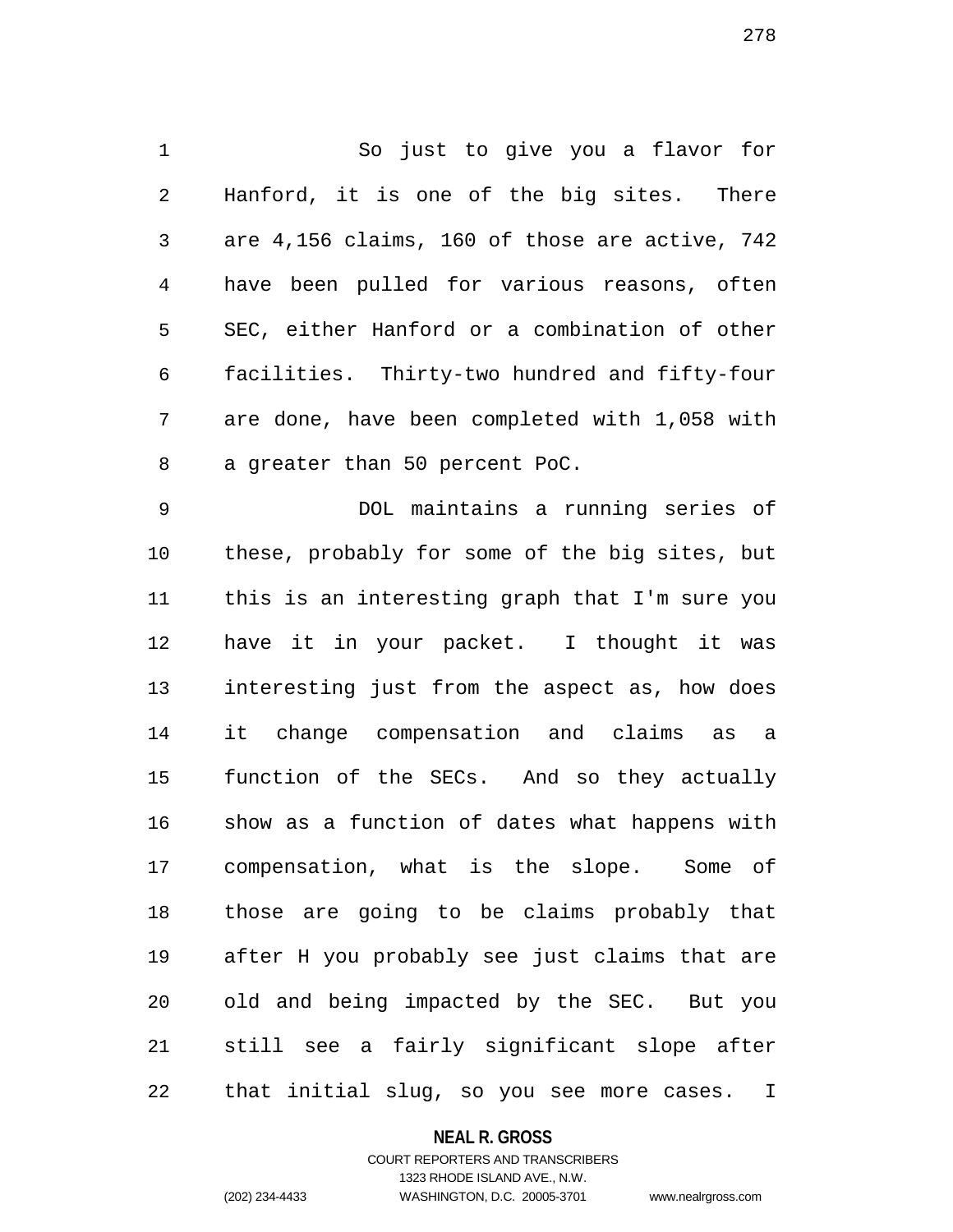So just to give you a flavor for Hanford, it is one of the big sites. There are 4,156 claims, 160 of those are active, 742 have been pulled for various reasons, often SEC, either Hanford or a combination of other facilities. Thirty-two hundred and fifty-four are done, have been completed with 1,058 with a greater than 50 percent PoC.

DOL maintains a running series of these, probably for some of the big sites, but this is an interesting graph that I'm sure you have it in your packet. I thought it was interesting just from the aspect as, how does it change compensation and claims as a function of the SECs. And so they actually show as a function of dates what happens with compensation, what is the slope. Some of those are going to be claims probably that after H you probably see just claims that are old and being impacted by the SEC. But you still see a fairly significant slope after that initial slug, so you see more cases. I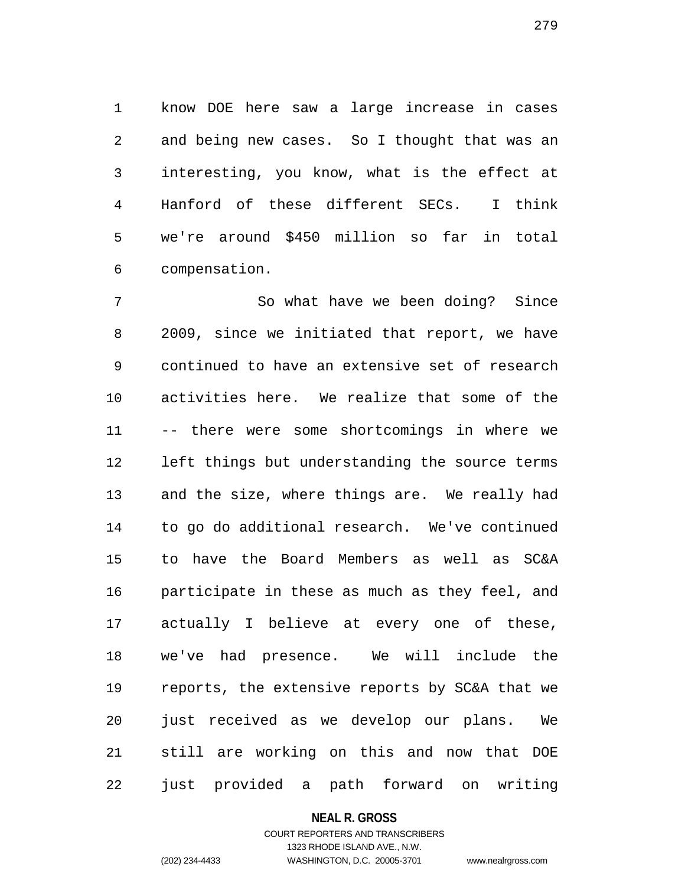know DOE here saw a large increase in cases and being new cases. So I thought that was an interesting, you know, what is the effect at Hanford of these different SECs. I think we're around $450 million so far in total compensation.

So what have we been doing? Since 2009, since we initiated that report, we have continued to have an extensive set of research activities here. We realize that some of the -- there were some shortcomings in where we left things but understanding the source terms and the size, where things are. We really had to go do additional research. We've continued to have the Board Members as well as SC&A participate in these as much as they feel, and actually I believe at every one of these, we've had presence. We will include the reports, the extensive reports by SC&A that we just received as we develop our plans. We still are working on this and now that DOE just provided a path forward on writing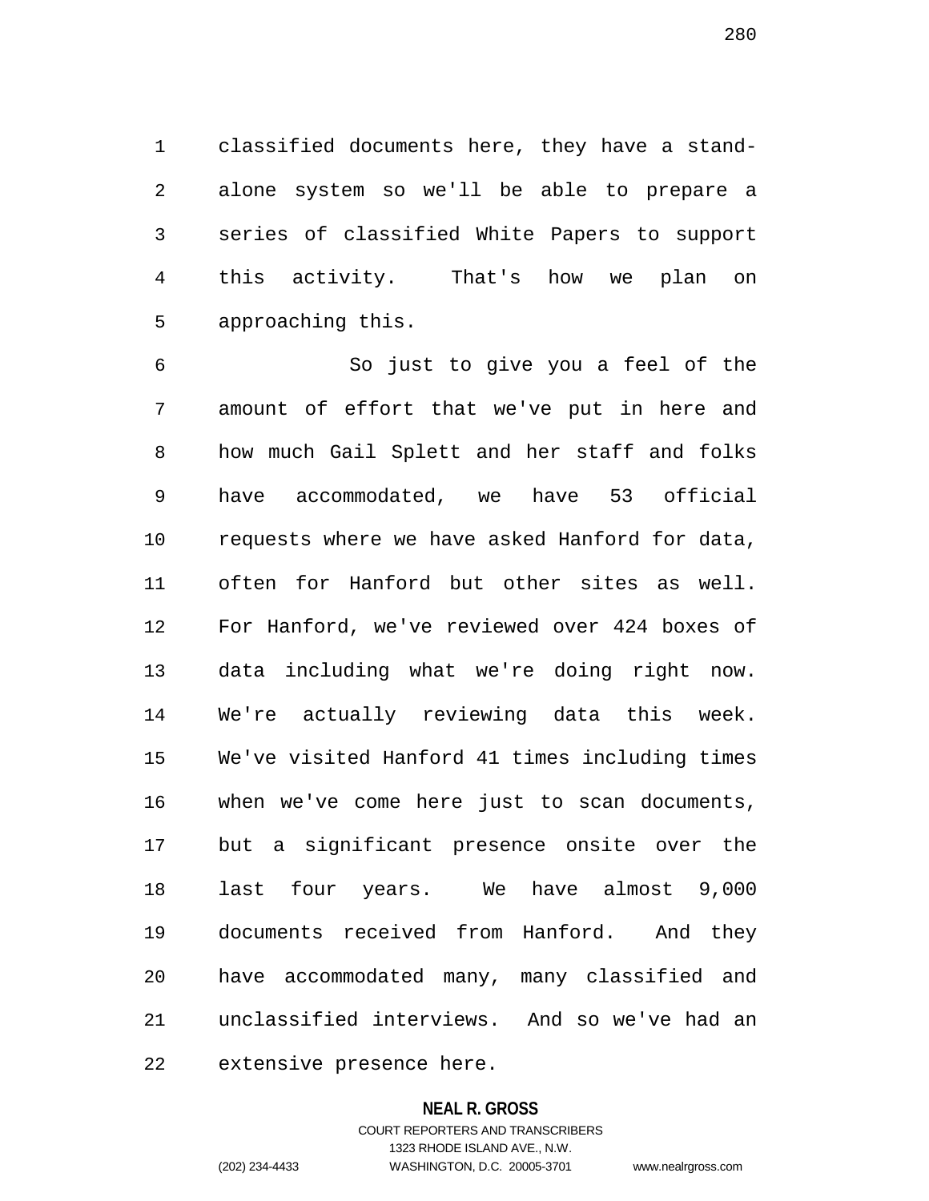classified documents here, they have a stand-alone system so we'll be able to prepare a series of classified White Papers to support this activity. That's how we plan on approaching this.

So just to give you a feel of the amount of effort that we've put in here and how much Gail Splett and her staff and folks have accommodated, we have 53 official requests where we have asked Hanford for data, often for Hanford but other sites as well. For Hanford, we've reviewed over 424 boxes of data including what we're doing right now. We're actually reviewing data this week. We've visited Hanford 41 times including times when we've come here just to scan documents, but a significant presence onsite over the last four years. We have almost 9,000 documents received from Hanford. And they have accommodated many, many classified and unclassified interviews. And so we've had an extensive presence here.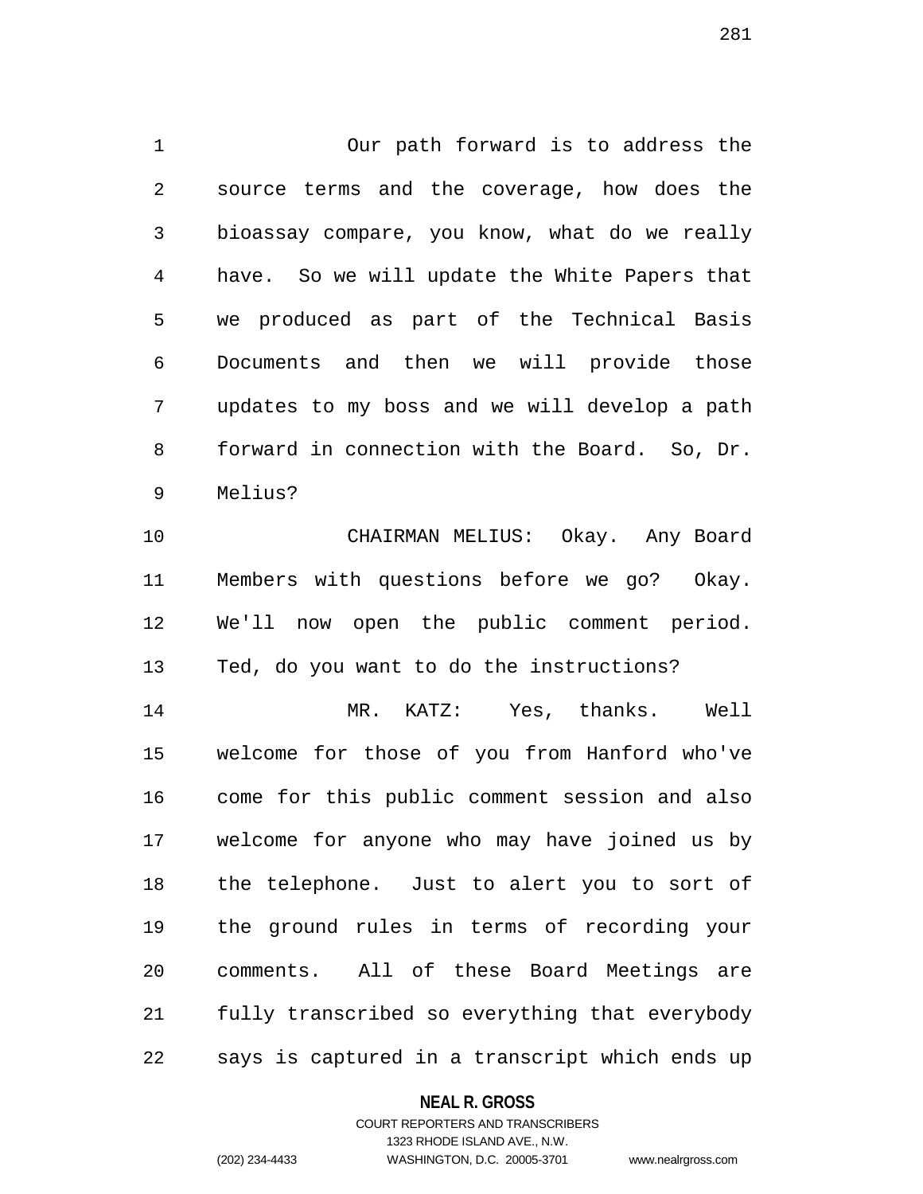Our path forward is to address the source terms and the coverage, how does the bioassay compare, you know, what do we really have. So we will update the White Papers that we produced as part of the Technical Basis Documents and then we will provide those updates to my boss and we will develop a path forward in connection with the Board. So, Dr. Melius?

CHAIRMAN MELIUS: Okay. Any Board Members with questions before we go? Okay. We'll now open the public comment period. Ted, do you want to do the instructions?

MR. KATZ: Yes, thanks. Well welcome for those of you from Hanford who've come for this public comment session and also welcome for anyone who may have joined us by the telephone. Just to alert you to sort of the ground rules in terms of recording your comments. All of these Board Meetings are fully transcribed so everything that everybody says is captured in a transcript which ends up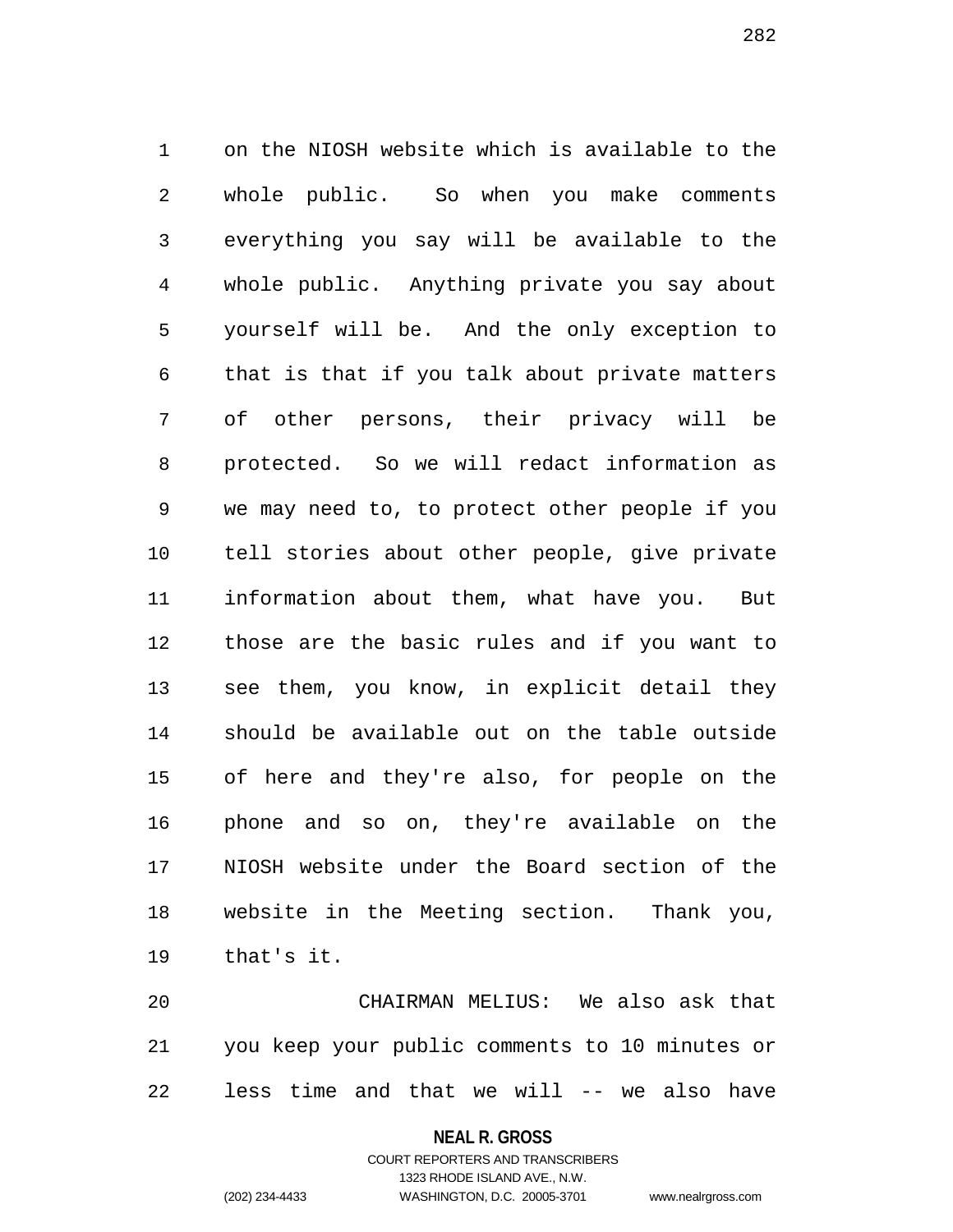on the NIOSH website which is available to the whole public. So when you make comments everything you say will be available to the whole public. Anything private you say about yourself will be. And the only exception to that is that if you talk about private matters of other persons, their privacy will be protected. So we will redact information as we may need to, to protect other people if you tell stories about other people, give private information about them, what have you. But those are the basic rules and if you want to see them, you know, in explicit detail they should be available out on the table outside of here and they're also, for people on the phone and so on, they're available on the NIOSH website under the Board section of the website in the Meeting section. Thank you, that's it.

CHAIRMAN MELIUS: We also ask that you keep your public comments to 10 minutes or less time and that we will -- we also have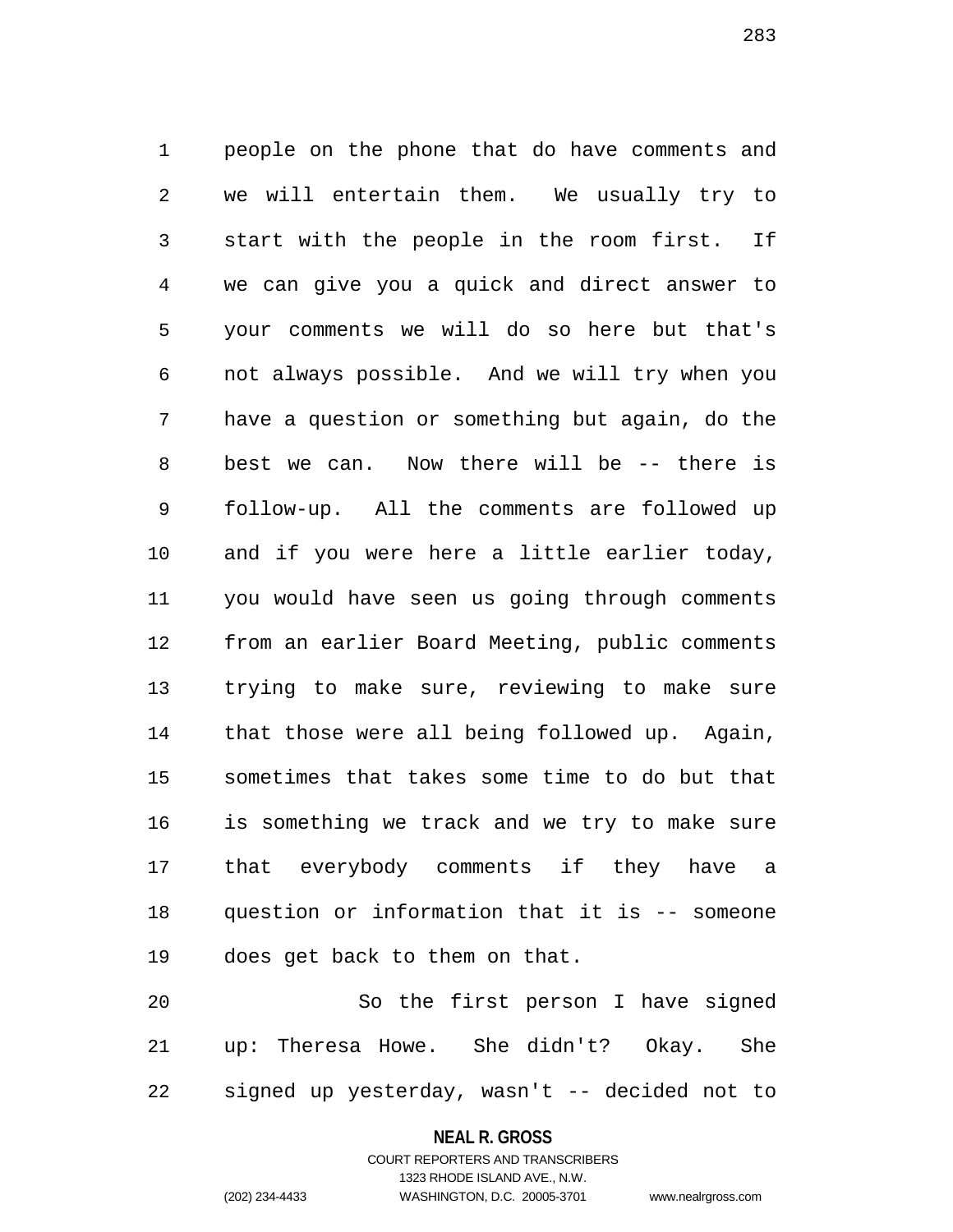people on the phone that do have comments and we will entertain them. We usually try to start with the people in the room first. If we can give you a quick and direct answer to your comments we will do so here but that's not always possible. And we will try when you have a question or something but again, do the best we can. Now there will be -- there is follow-up. All the comments are followed up and if you were here a little earlier today, you would have seen us going through comments from an earlier Board Meeting, public comments trying to make sure, reviewing to make sure that those were all being followed up. Again, sometimes that takes some time to do but that is something we track and we try to make sure that everybody comments if they have a question or information that it is -- someone does get back to them on that.

So the first person I have signed up: Theresa Howe. She didn't? Okay. She signed up yesterday, wasn't -- decided not to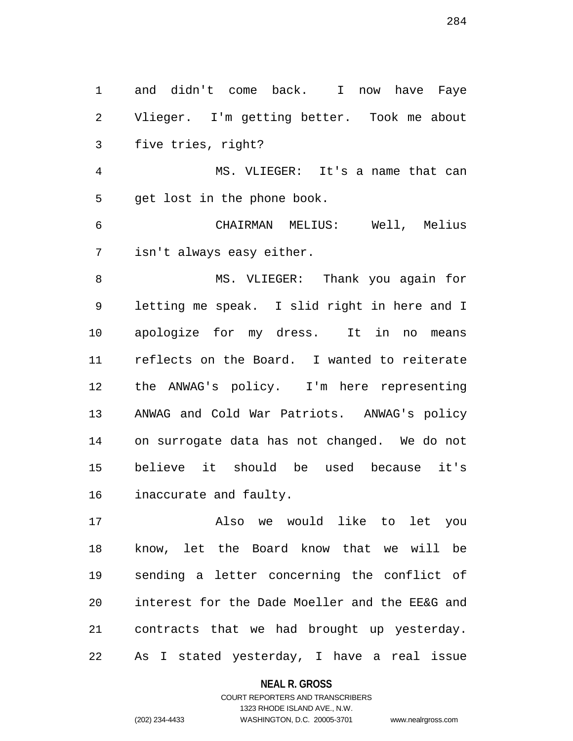and didn't come back. I now have Faye Vlieger. I'm getting better. Took me about five tries, right?

MS. VLIEGER: It's a name that can get lost in the phone book.

CHAIRMAN MELIUS: Well, Melius isn't always easy either.

MS. VLIEGER: Thank you again for letting me speak. I slid right in here and I apologize for my dress. It in no means reflects on the Board. I wanted to reiterate the ANWAG's policy. I'm here representing ANWAG and Cold War Patriots. ANWAG's policy on surrogate data has not changed. We do not believe it should be used because it's inaccurate and faulty.

Also we would like to let you know, let the Board know that we will be sending a letter concerning the conflict of interest for the Dade Moeller and the EE&G and contracts that we had brought up yesterday. As I stated yesterday, I have a real issue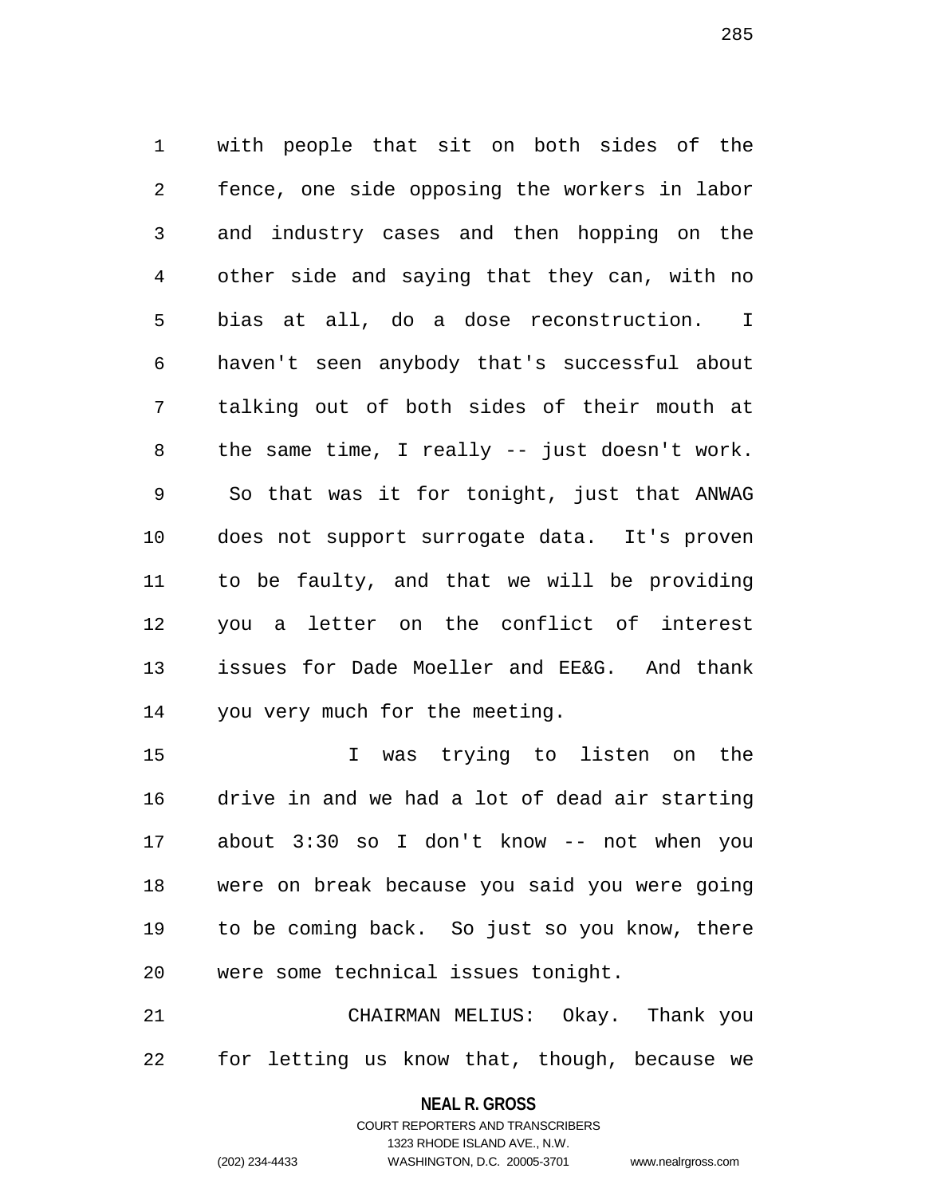with people that sit on both sides of the fence, one side opposing the workers in labor and industry cases and then hopping on the other side and saying that they can, with no bias at all, do a dose reconstruction. I haven't seen anybody that's successful about talking out of both sides of their mouth at the same time, I really -- just doesn't work. So that was it for tonight, just that ANWAG does not support surrogate data. It's proven to be faulty, and that we will be providing you a letter on the conflict of interest issues for Dade Moeller and EE&G. And thank you very much for the meeting.

I was trying to listen on the drive in and we had a lot of dead air starting about 3:30 so I don't know -- not when you were on break because you said you were going to be coming back. So just so you know, there were some technical issues tonight.

CHAIRMAN MELIUS: Okay. Thank you for letting us know that, though, because we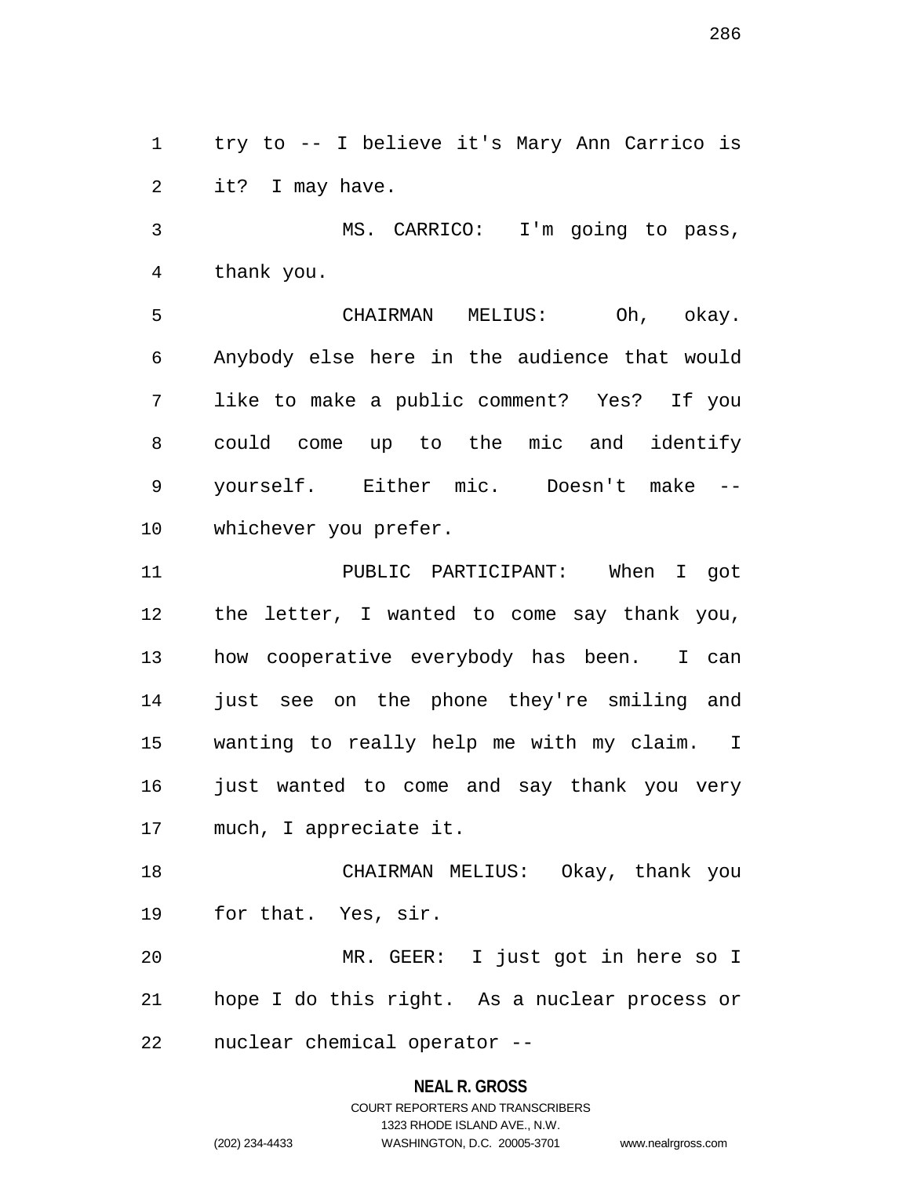try to -- I believe it's Mary Ann Carrico is it? I may have.

MS. CARRICO: I'm going to pass, thank you.

CHAIRMAN MELIUS: Oh, okay. Anybody else here in the audience that would like to make a public comment? Yes? If you could come up to the mic and identify yourself. Either mic. Doesn't make -- whichever you prefer.

PUBLIC PARTICIPANT: When I got the letter, I wanted to come say thank you, how cooperative everybody has been. I can just see on the phone they're smiling and wanting to really help me with my claim. I just wanted to come and say thank you very much, I appreciate it.

CHAIRMAN MELIUS: Okay, thank you for that. Yes, sir.

MR. GEER: I just got in here so I hope I do this right. As a nuclear process or nuclear chemical operator --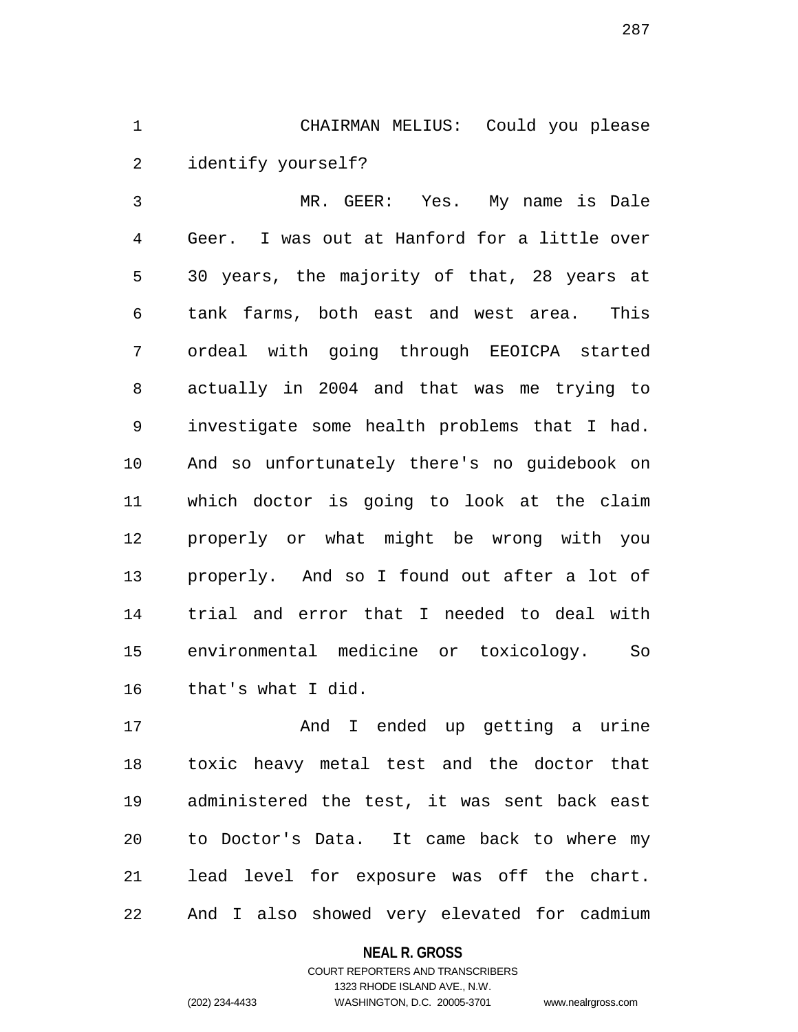CHAIRMAN MELIUS: Could you please identify yourself?

MR. GEER: Yes. My name is Dale Geer. I was out at Hanford for a little over 30 years, the majority of that, 28 years at tank farms, both east and west area. This ordeal with going through EEOICPA started actually in 2004 and that was me trying to investigate some health problems that I had. And so unfortunately there's no guidebook on which doctor is going to look at the claim properly or what might be wrong with you properly. And so I found out after a lot of trial and error that I needed to deal with environmental medicine or toxicology. So that's what I did.

And I ended up getting a urine toxic heavy metal test and the doctor that administered the test, it was sent back east to Doctor's Data. It came back to where my lead level for exposure was off the chart. And I also showed very elevated for cadmium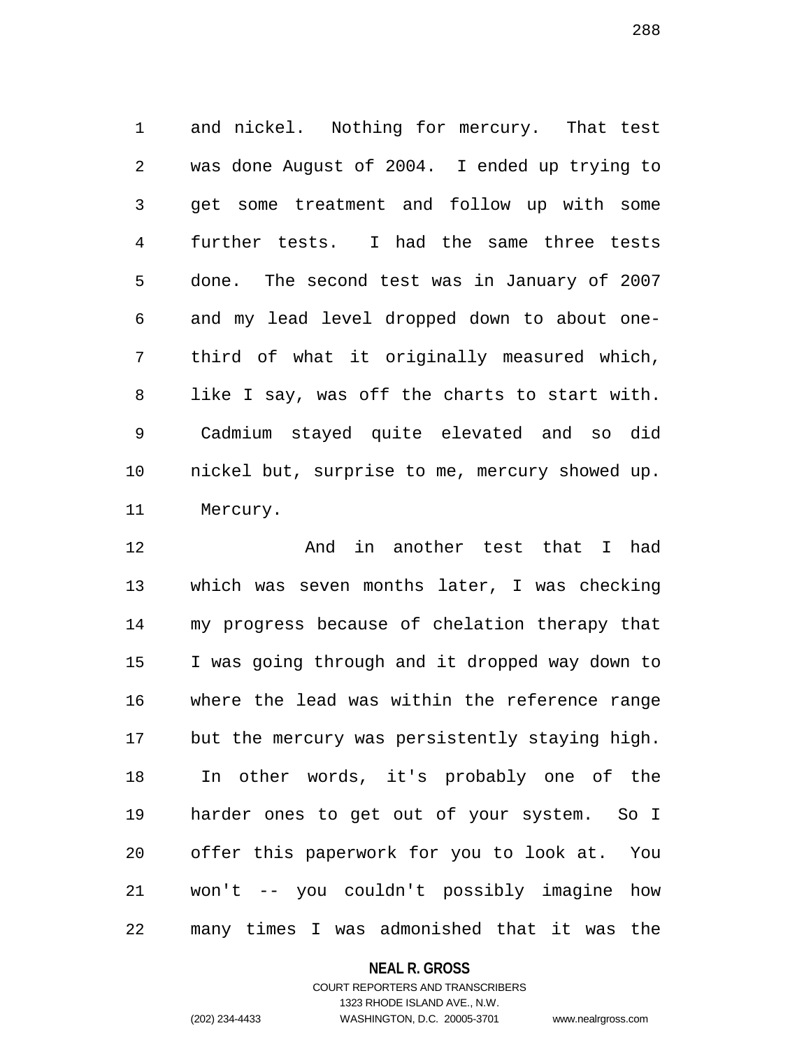and nickel. Nothing for mercury. That test was done August of 2004. I ended up trying to get some treatment and follow up with some further tests. I had the same three tests done. The second test was in January of 2007 and my lead level dropped down to about one-third of what it originally measured which, like I say, was off the charts to start with. Cadmium stayed quite elevated and so did nickel but, surprise to me, mercury showed up. Mercury.

And in another test that I had which was seven months later, I was checking my progress because of chelation therapy that I was going through and it dropped way down to where the lead was within the reference range but the mercury was persistently staying high. In other words, it's probably one of the harder ones to get out of your system. So I offer this paperwork for you to look at. You won't -- you couldn't possibly imagine how many times I was admonished that it was the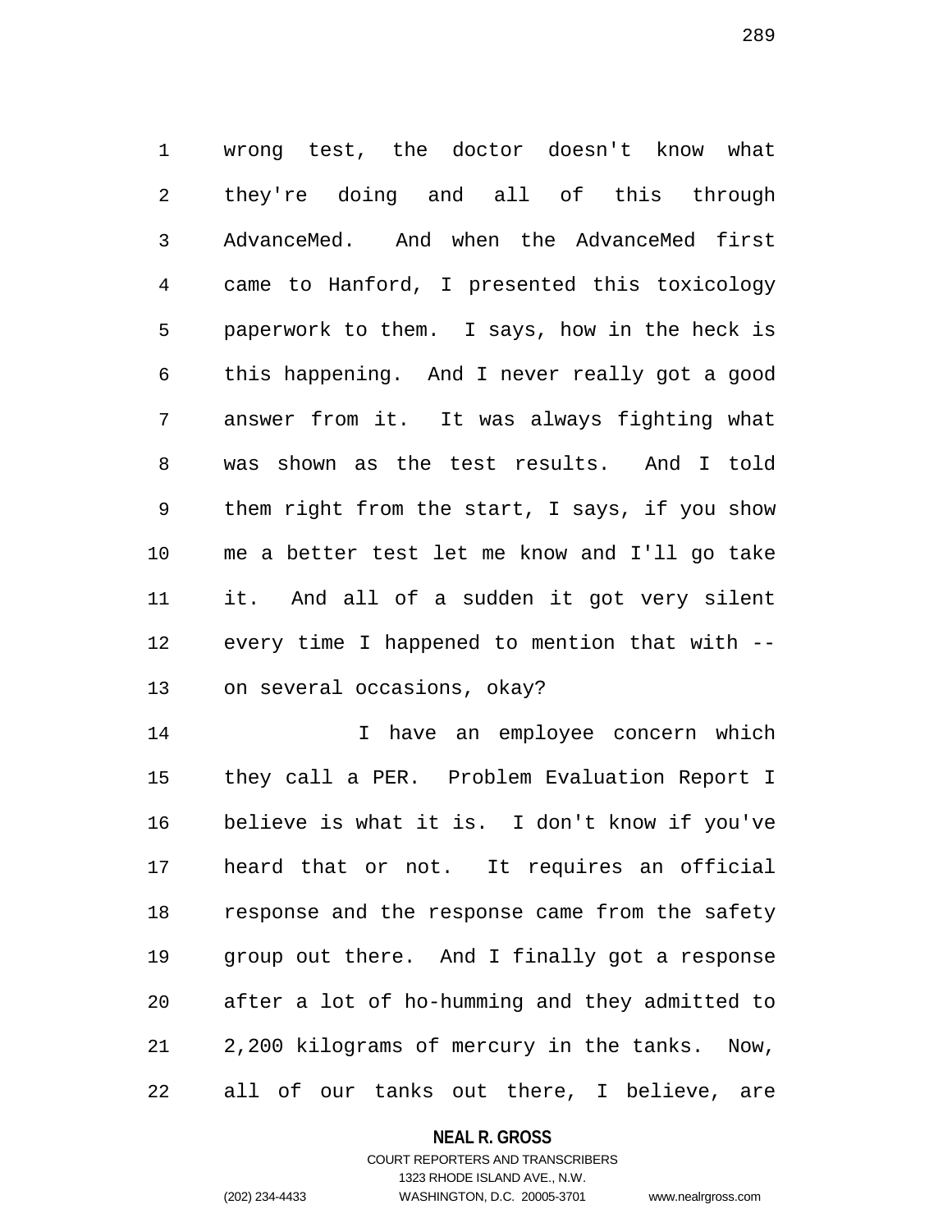wrong test, the doctor doesn't know what they're doing and all of this through AdvanceMed. And when the AdvanceMed first came to Hanford, I presented this toxicology paperwork to them. I says, how in the heck is this happening. And I never really got a good answer from it. It was always fighting what was shown as the test results. And I told them right from the start, I says, if you show me a better test let me know and I'll go take it. And all of a sudden it got very silent every time I happened to mention that with -- on several occasions, okay?

I have an employee concern which they call a PER. Problem Evaluation Report I believe is what it is. I don't know if you've heard that or not. It requires an official response and the response came from the safety group out there. And I finally got a response after a lot of ho-humming and they admitted to 2,200 kilograms of mercury in the tanks. Now, all of our tanks out there, I believe, are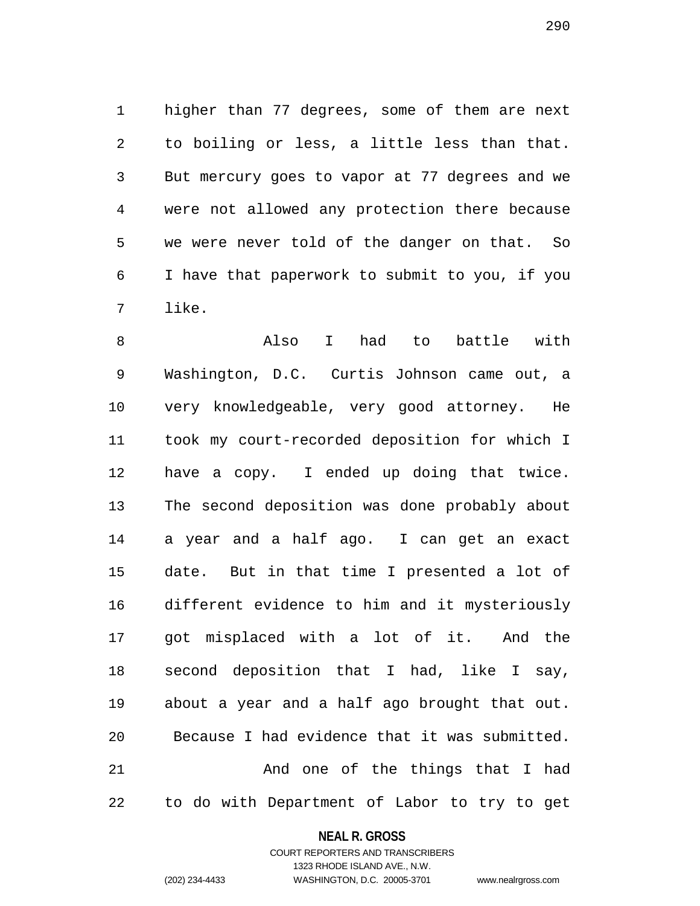higher than 77 degrees, some of them are next to boiling or less, a little less than that. But mercury goes to vapor at 77 degrees and we were not allowed any protection there because we were never told of the danger on that. So I have that paperwork to submit to you, if you like.

Also I had to battle with Washington, D.C. Curtis Johnson came out, a very knowledgeable, very good attorney. He took my court-recorded deposition for which I have a copy. I ended up doing that twice. The second deposition was done probably about a year and a half ago. I can get an exact date. But in that time I presented a lot of different evidence to him and it mysteriously got misplaced with a lot of it. And the second deposition that I had, like I say, about a year and a half ago brought that out. Because I had evidence that it was submitted.

And one of the things that I had to do with Department of Labor to try to get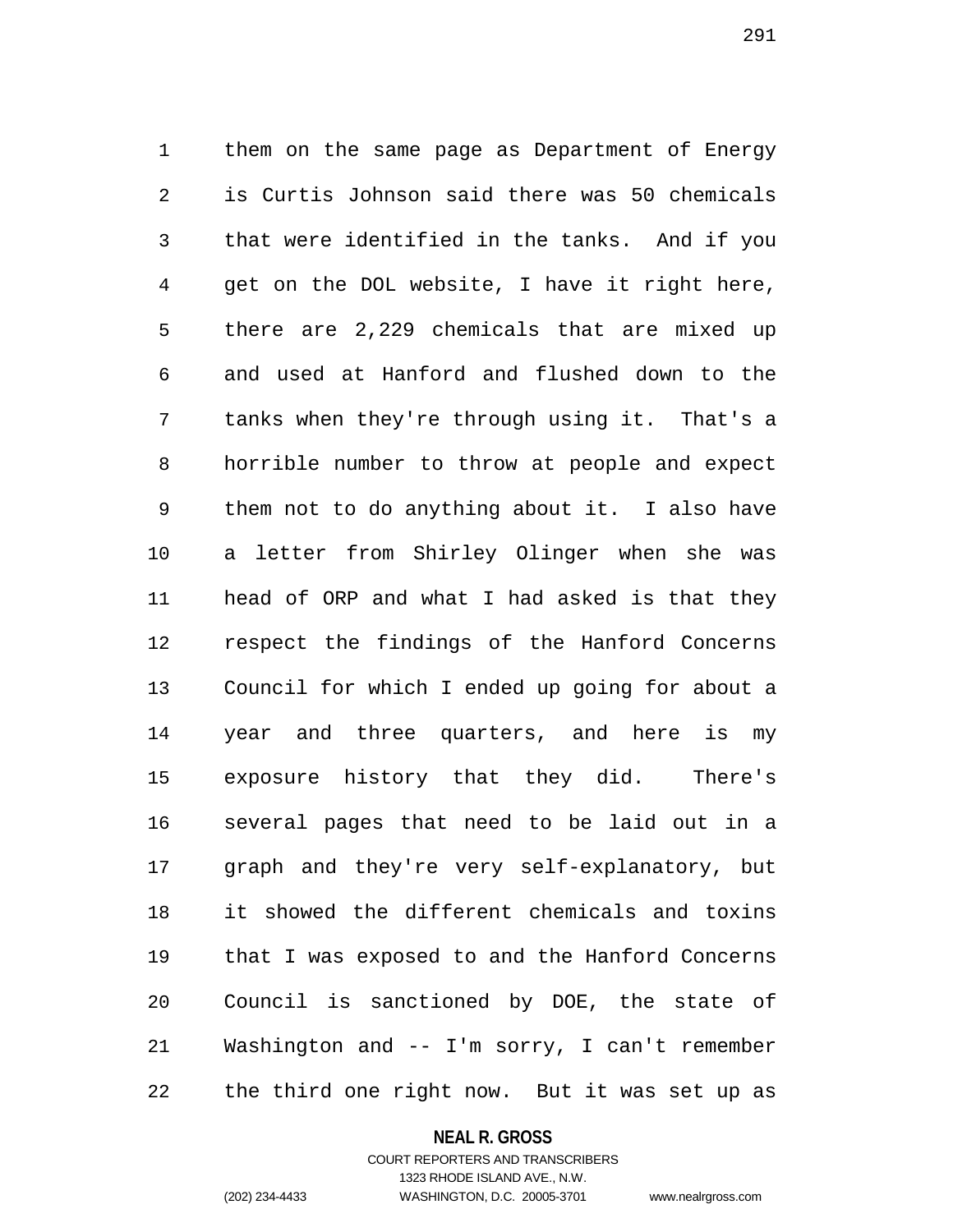them on the same page as Department of Energy is Curtis Johnson said there was 50 chemicals that were identified in the tanks. And if you get on the DOL website, I have it right here, there are 2,229 chemicals that are mixed up and used at Hanford and flushed down to the tanks when they're through using it. That's a horrible number to throw at people and expect them not to do anything about it. I also have a letter from Shirley Olinger when she was head of ORP and what I had asked is that they respect the findings of the Hanford Concerns Council for which I ended up going for about a year and three quarters, and here is my exposure history that they did. There's several pages that need to be laid out in a graph and they're very self-explanatory, but it showed the different chemicals and toxins that I was exposed to and the Hanford Concerns Council is sanctioned by DOE, the state of Washington and -- I'm sorry, I can't remember the third one right now. But it was set up as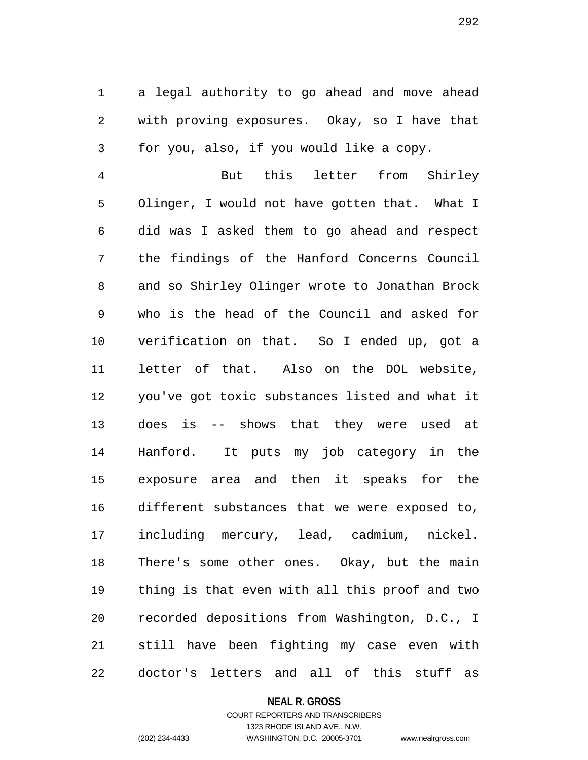a legal authority to go ahead and move ahead with proving exposures. Okay, so I have that for you, also, if you would like a copy.

But this letter from Shirley Olinger, I would not have gotten that. What I did was I asked them to go ahead and respect the findings of the Hanford Concerns Council and so Shirley Olinger wrote to Jonathan Brock who is the head of the Council and asked for verification on that. So I ended up, got a letter of that. Also on the DOL website, you've got toxic substances listed and what it does is -- shows that they were used at Hanford. It puts my job category in the exposure area and then it speaks for the different substances that we were exposed to, including mercury, lead, cadmium, nickel. There's some other ones. Okay, but the main thing is that even with all this proof and two recorded depositions from Washington, D.C., I still have been fighting my case even with doctor's letters and all of this stuff as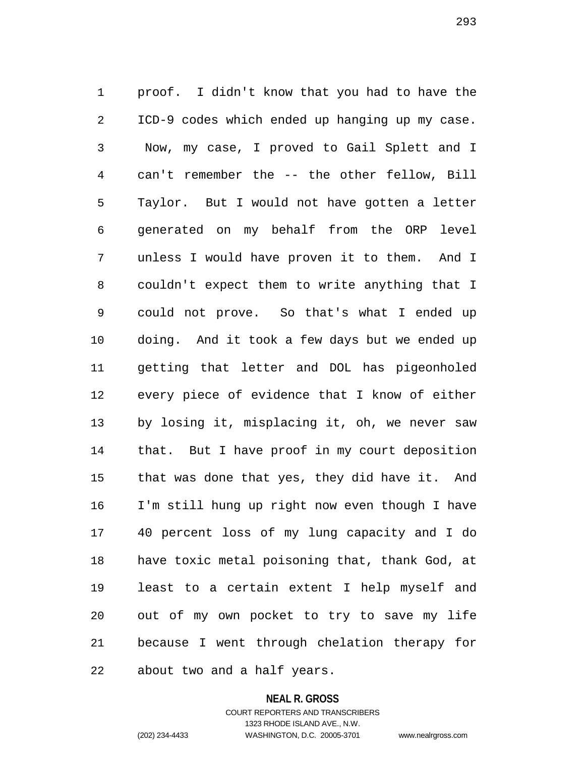proof. I didn't know that you had to have the ICD-9 codes which ended up hanging up my case. Now, my case, I proved to Gail Splett and I can't remember the -- the other fellow, Bill Taylor. But I would not have gotten a letter generated on my behalf from the ORP level unless I would have proven it to them. And I couldn't expect them to write anything that I could not prove. So that's what I ended up doing. And it took a few days but we ended up getting that letter and DOL has pigeonholed every piece of evidence that I know of either by losing it, misplacing it, oh, we never saw that. But I have proof in my court deposition that was done that yes, they did have it. And I'm still hung up right now even though I have 40 percent loss of my lung capacity and I do have toxic metal poisoning that, thank God, at least to a certain extent I help myself and out of my own pocket to try to save my life because I went through chelation therapy for about two and a half years.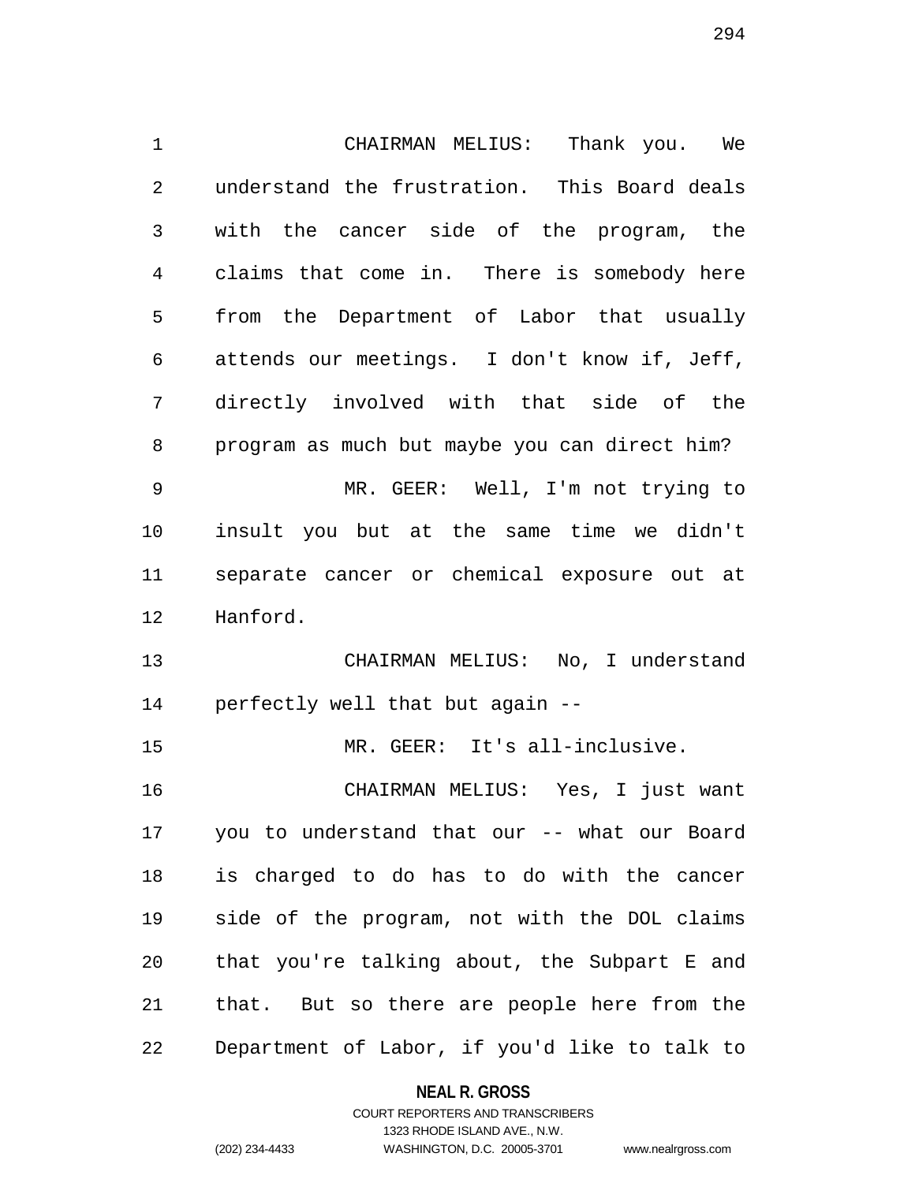CHAIRMAN MELIUS: Thank you. We understand the frustration. This Board deals with the cancer side of the program, the claims that come in. There is somebody here from the Department of Labor that usually attends our meetings. I don't know if, Jeff, directly involved with that side of the program as much but maybe you can direct him?

MR. GEER: Well, I'm not trying to insult you but at the same time we didn't separate cancer or chemical exposure out at Hanford.

CHAIRMAN MELIUS: No, I understand perfectly well that but again --

MR. GEER: It's all-inclusive.

CHAIRMAN MELIUS: Yes, I just want you to understand that our -- what our Board is charged to do has to do with the cancer side of the program, not with the DOL claims that you're talking about, the Subpart E and that. But so there are people here from the Department of Labor, if you'd like to talk to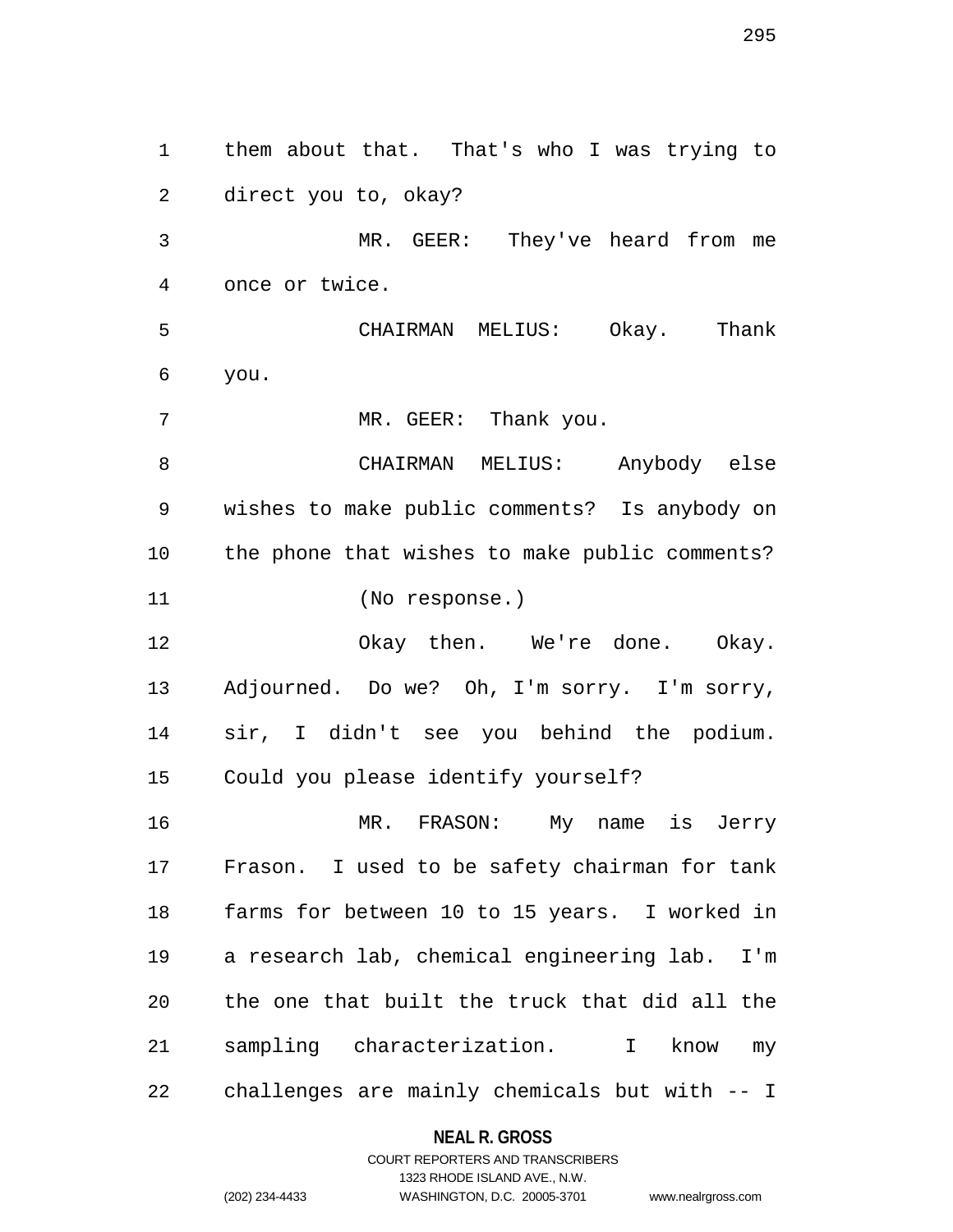them about that. That's who I was trying to direct you to, okay?

MR. GEER: They've heard from me once or twice.

CHAIRMAN MELIUS: Okay. Thank you.

MR. GEER: Thank you.

CHAIRMAN MELIUS: Anybody else wishes to make public comments? Is anybody on the phone that wishes to make public comments?

(No response.)

Okay then. We're done. Okay. Adjourned. Do we? Oh, I'm sorry. I'm sorry, sir, I didn't see you behind the podium. Could you please identify yourself?

MR. FRASON: My name is Jerry Frason. I used to be safety chairman for tank farms for between 10 to 15 years. I worked in a research lab, chemical engineering lab. I'm the one that built the truck that did all the sampling characterization. I know my challenges are mainly chemicals but with -- I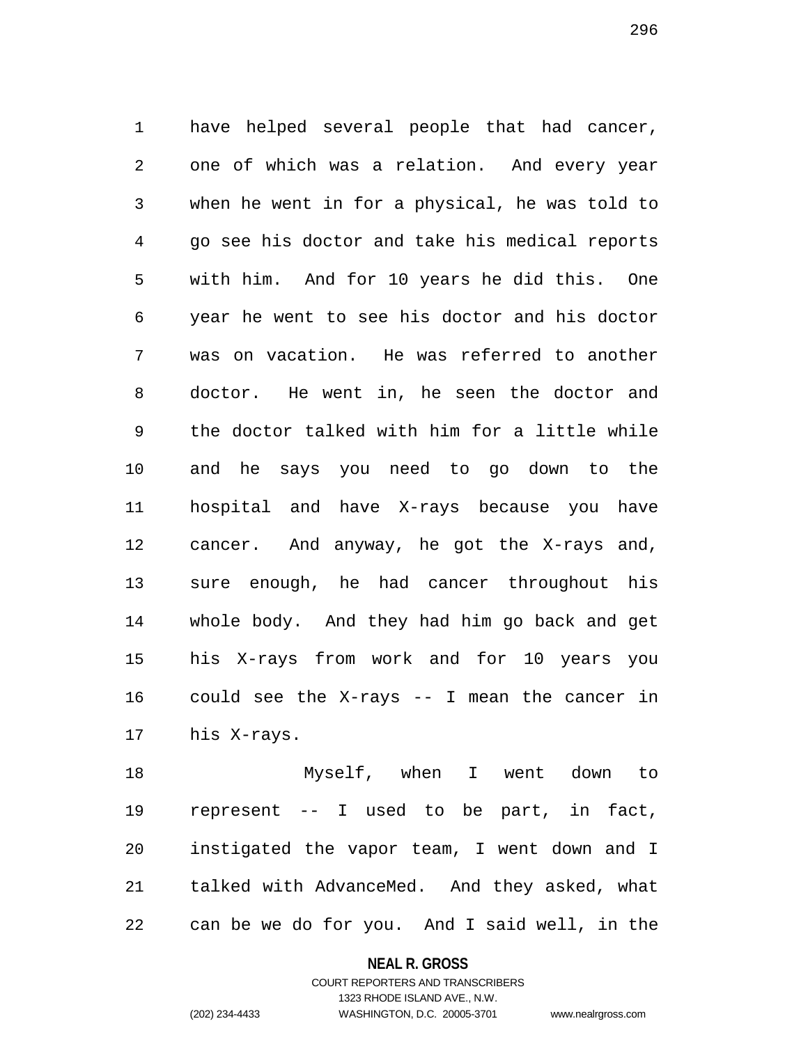have helped several people that had cancer, one of which was a relation. And every year when he went in for a physical, he was told to go see his doctor and take his medical reports with him. And for 10 years he did this. One year he went to see his doctor and his doctor was on vacation. He was referred to another doctor. He went in, he seen the doctor and the doctor talked with him for a little while and he says you need to go down to the hospital and have X-rays because you have cancer. And anyway, he got the X-rays and, sure enough, he had cancer throughout his whole body. And they had him go back and get his X-rays from work and for 10 years you could see the X-rays -- I mean the cancer in his X-rays.

Myself, when I went down to represent -- I used to be part, in fact, instigated the vapor team, I went down and I talked with AdvanceMed. And they asked, what can be we do for you. And I said well, in the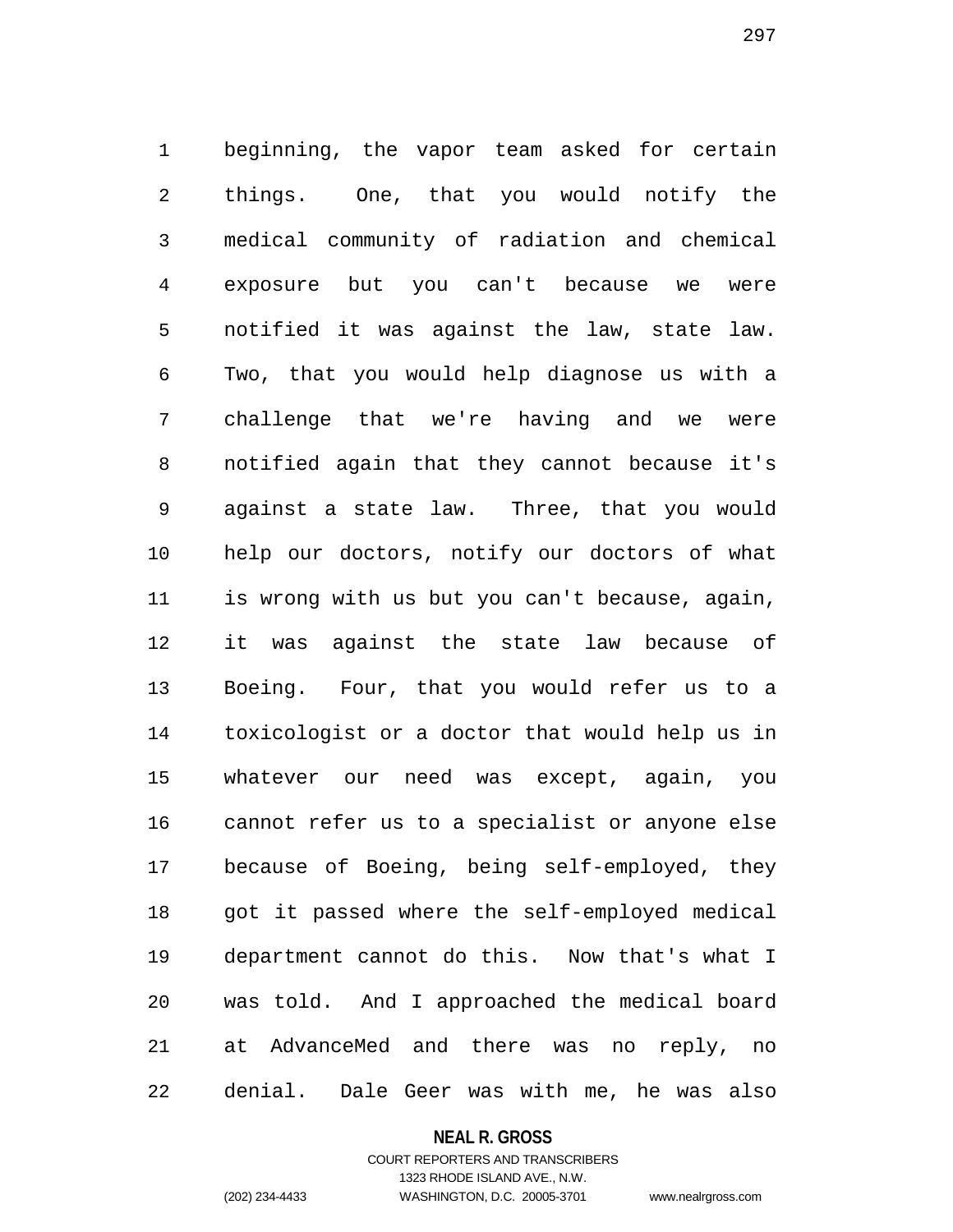beginning, the vapor team asked for certain things. One, that you would notify the medical community of radiation and chemical exposure but you can't because we were notified it was against the law, state law. Two, that you would help diagnose us with a challenge that we're having and we were notified again that they cannot because it's against a state law. Three, that you would help our doctors, notify our doctors of what is wrong with us but you can't because, again, it was against the state law because of Boeing. Four, that you would refer us to a toxicologist or a doctor that would help us in whatever our need was except, again, you cannot refer us to a specialist or anyone else because of Boeing, being self-employed, they got it passed where the self-employed medical department cannot do this. Now that's what I was told. And I approached the medical board at AdvanceMed and there was no reply, no denial. Dale Geer was with me, he was also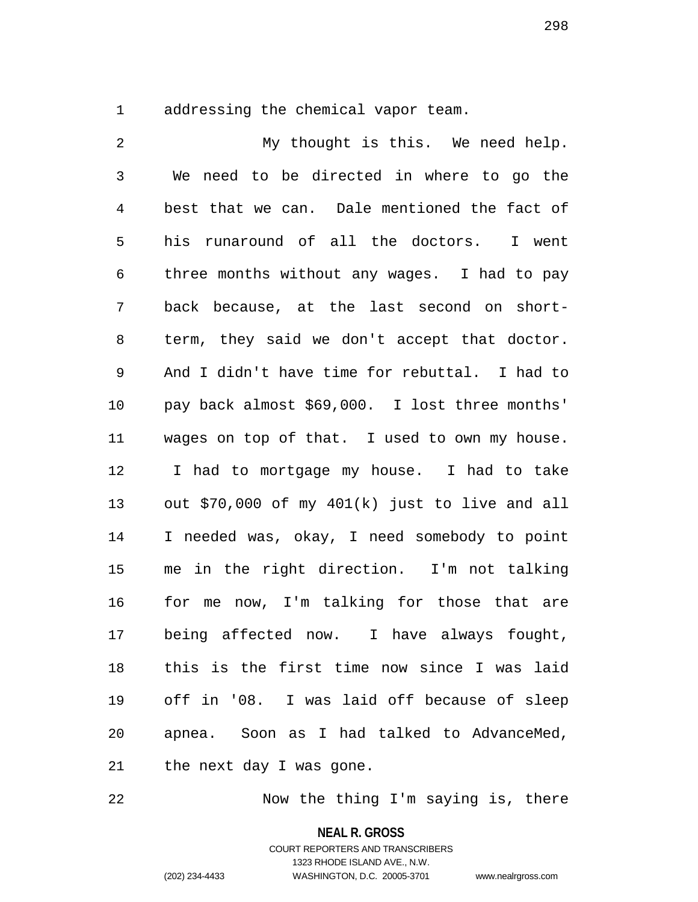addressing the chemical vapor team.

My thought is this. We need help. We need to be directed in where to go the best that we can. Dale mentioned the fact of his runaround of all the doctors. I went three months without any wages. I had to pay back because, at the last second on short-term, they said we don't accept that doctor. And I didn't have time for rebuttal. I had to pay back almost $69,000. I lost three months' wages on top of that. I used to own my house. I had to mortgage my house. I had to take out $70,000 of my 401(k) just to live and all I needed was, okay, I need somebody to point me in the right direction. I'm not talking for me now, I'm talking for those that are being affected now. I have always fought, this is the first time now since I was laid off in '08. I was laid off because of sleep apnea. Soon as I had talked to AdvanceMed, the next day I was gone.

Now the thing I'm saying is, there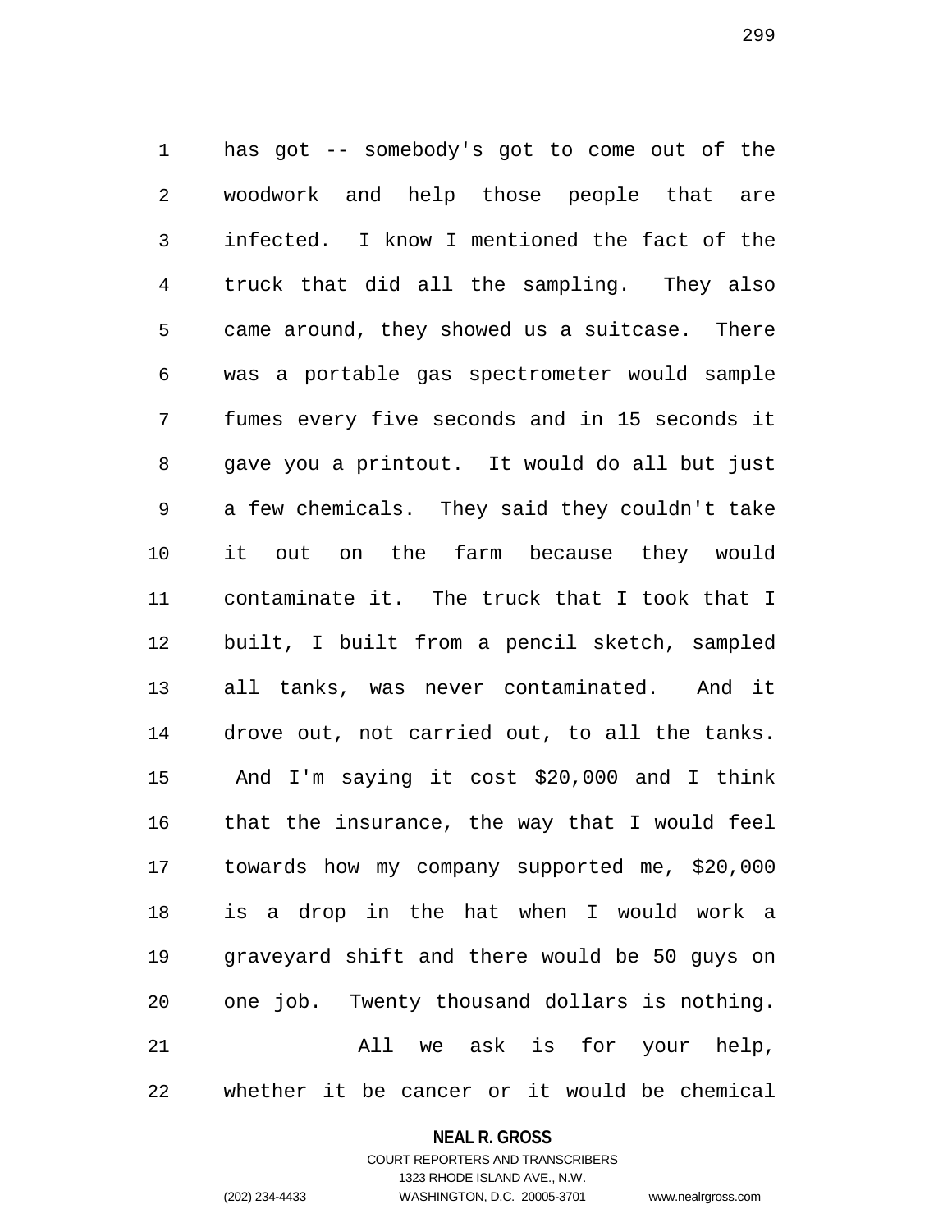has got -- somebody's got to come out of the woodwork and help those people that are infected. I know I mentioned the fact of the truck that did all the sampling. They also came around, they showed us a suitcase. There was a portable gas spectrometer would sample fumes every five seconds and in 15 seconds it gave you a printout. It would do all but just a few chemicals. They said they couldn't take it out on the farm because they would contaminate it. The truck that I took that I built, I built from a pencil sketch, sampled all tanks, was never contaminated. And it drove out, not carried out, to all the tanks. And I'm saying it cost $20,000 and I think that the insurance, the way that I would feel towards how my company supported me, $20,000 is a drop in the hat when I would work a graveyard shift and there would be 50 guys on one job. Twenty thousand dollars is nothing.

All we ask is for your help, whether it be cancer or it would be chemical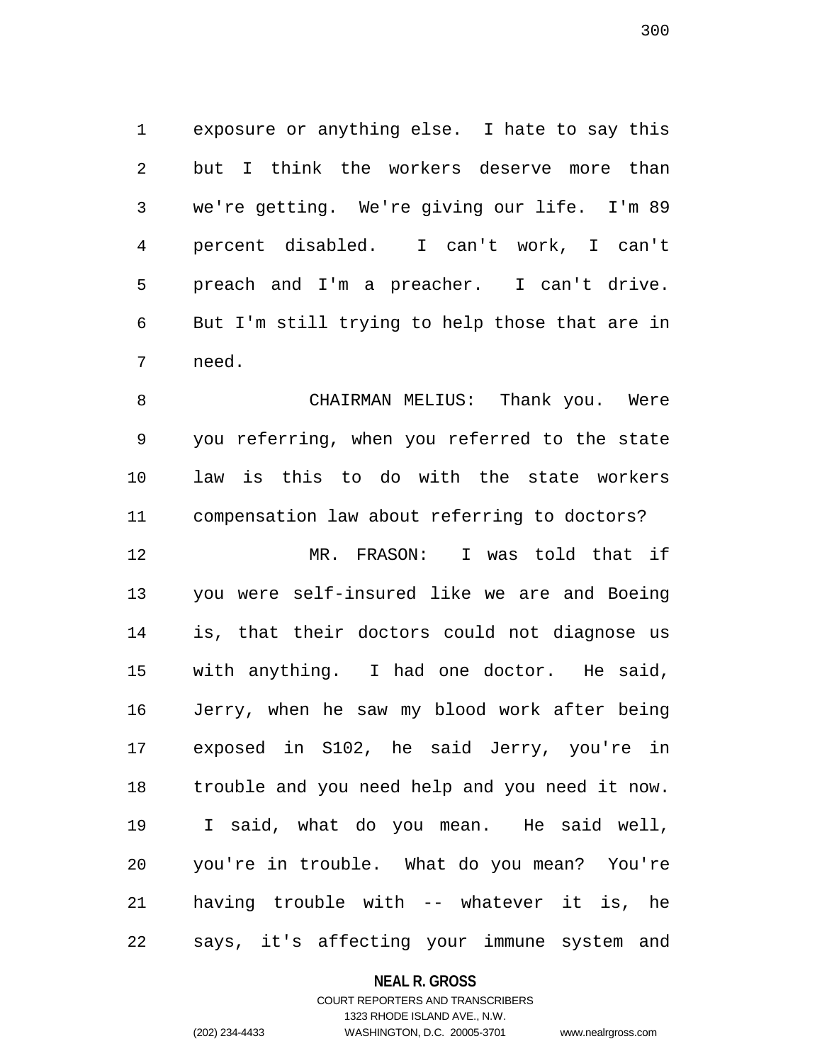exposure or anything else. I hate to say this but I think the workers deserve more than we're getting. We're giving our life. I'm 89 percent disabled. I can't work, I can't preach and I'm a preacher. I can't drive. But I'm still trying to help those that are in need.

CHAIRMAN MELIUS: Thank you. Were you referring, when you referred to the state law is this to do with the state workers compensation law about referring to doctors?

MR. FRASON: I was told that if you were self-insured like we are and Boeing is, that their doctors could not diagnose us with anything. I had one doctor. He said, Jerry, when he saw my blood work after being exposed in S102, he said Jerry, you're in trouble and you need help and you need it now. I said, what do you mean. He said well, you're in trouble. What do you mean? You're having trouble with -- whatever it is, he says, it's affecting your immune system and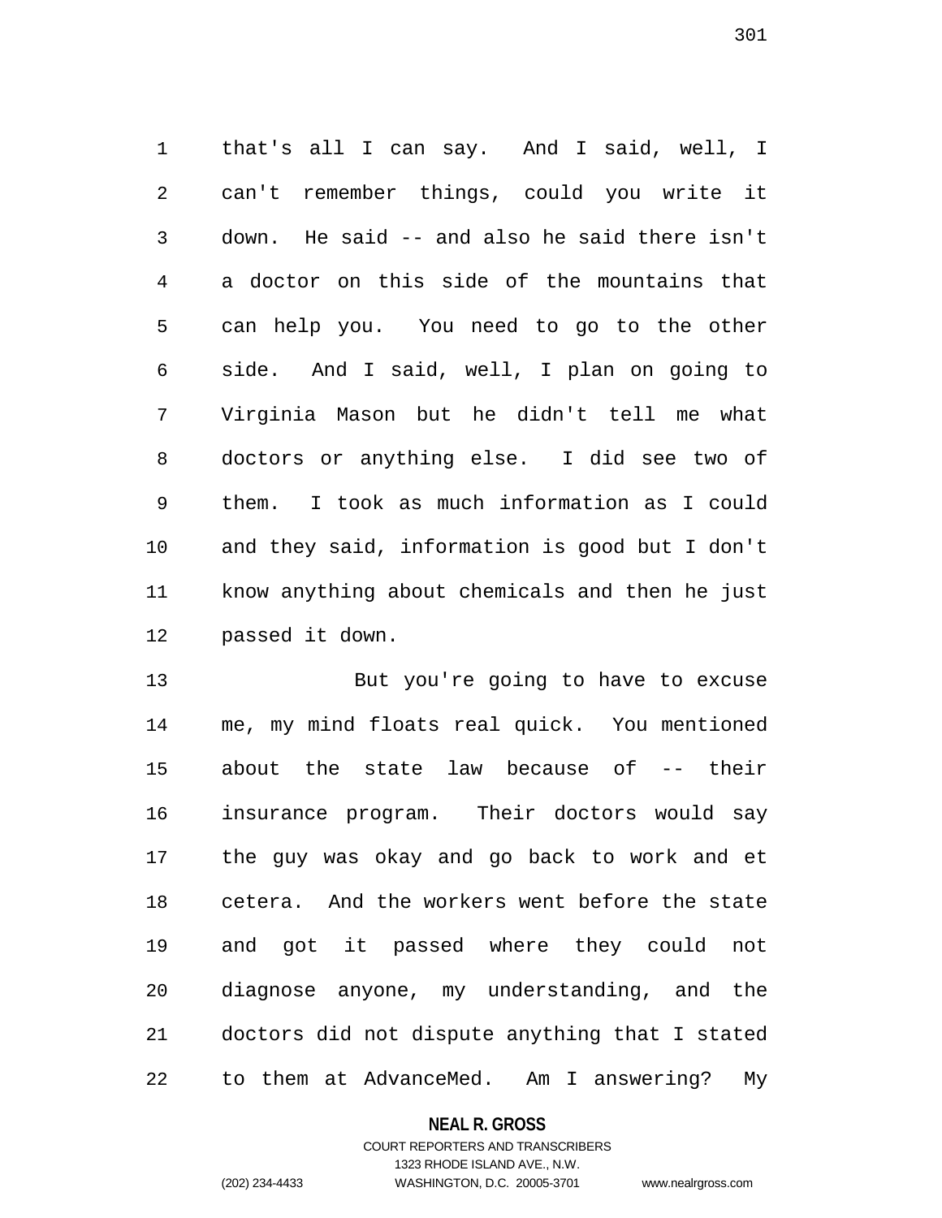that's all I can say. And I said, well, I can't remember things, could you write it down. He said -- and also he said there isn't a doctor on this side of the mountains that can help you. You need to go to the other side. And I said, well, I plan on going to Virginia Mason but he didn't tell me what doctors or anything else. I did see two of them. I took as much information as I could and they said, information is good but I don't know anything about chemicals and then he just passed it down.

But you're going to have to excuse me, my mind floats real quick. You mentioned about the state law because of -- their insurance program. Their doctors would say the guy was okay and go back to work and et cetera. And the workers went before the state and got it passed where they could not diagnose anyone, my understanding, and the doctors did not dispute anything that I stated to them at AdvanceMed. Am I answering? My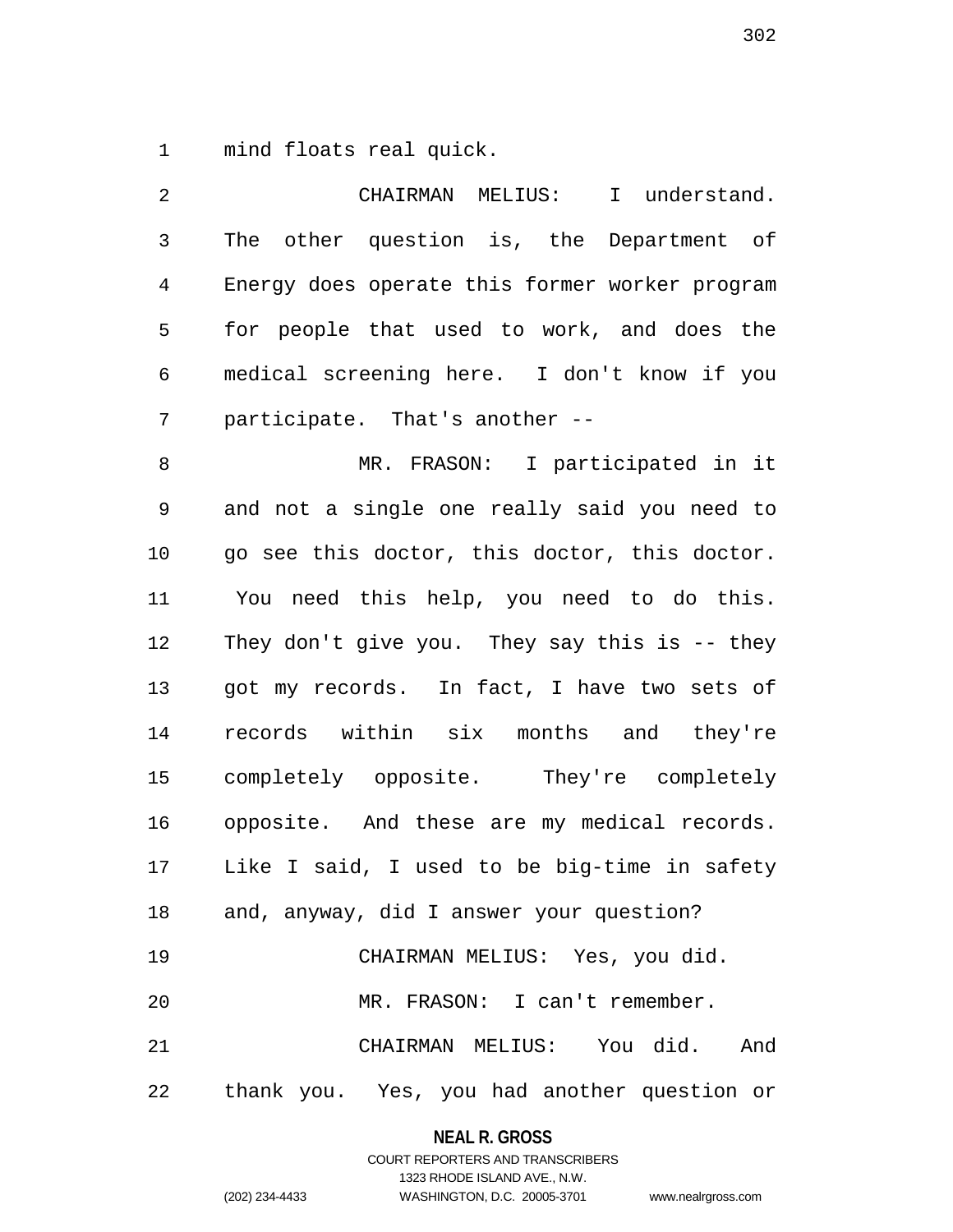mind floats real quick.

CHAIRMAN MELIUS: I understand. The other question is, the Department of Energy does operate this former worker program for people that used to work, and does the medical screening here. I don't know if you participate. That's another --

MR. FRASON: I participated in it and not a single one really said you need to go see this doctor, this doctor, this doctor. You need this help, you need to do this. They don't give you. They say this is -- they got my records. In fact, I have two sets of records within six months and they're completely opposite. They're completely opposite. And these are my medical records. Like I said, I used to be big-time in safety and, anyway, did I answer your question?

CHAIRMAN MELIUS: Yes, you did.

MR. FRASON: I can't remember.

CHAIRMAN MELIUS: You did. And thank you. Yes, you had another question or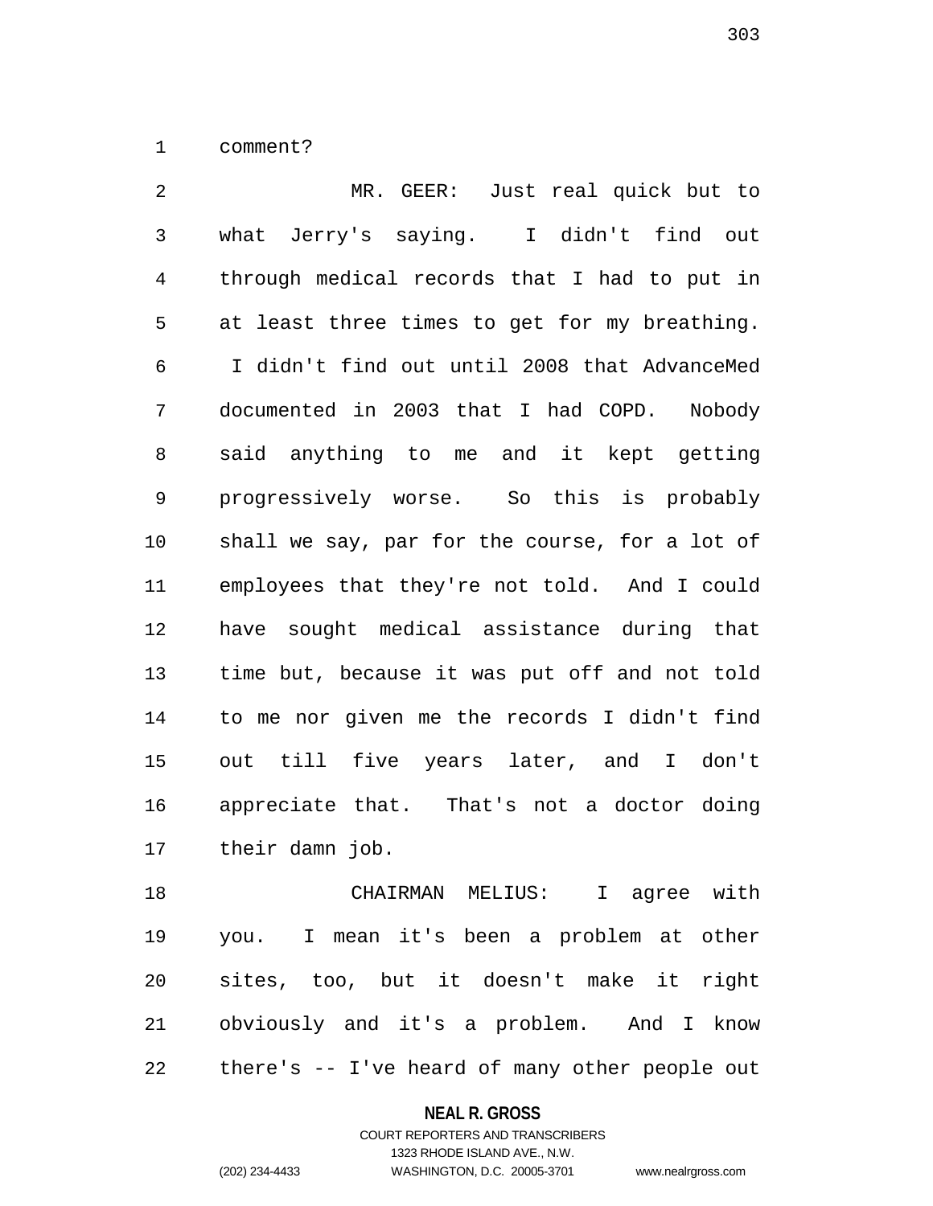comment?

MR. GEER: Just real quick but to what Jerry's saying. I didn't find out through medical records that I had to put in at least three times to get for my breathing. I didn't find out until 2008 that AdvanceMed documented in 2003 that I had COPD. Nobody said anything to me and it kept getting progressively worse. So this is probably shall we say, par for the course, for a lot of employees that they're not told. And I could have sought medical assistance during that time but, because it was put off and not told to me nor given me the records I didn't find out till five years later, and I don't appreciate that. That's not a doctor doing their damn job.

CHAIRMAN MELIUS: I agree with you. I mean it's been a problem at other sites, too, but it doesn't make it right obviously and it's a problem. And I know there's -- I've heard of many other people out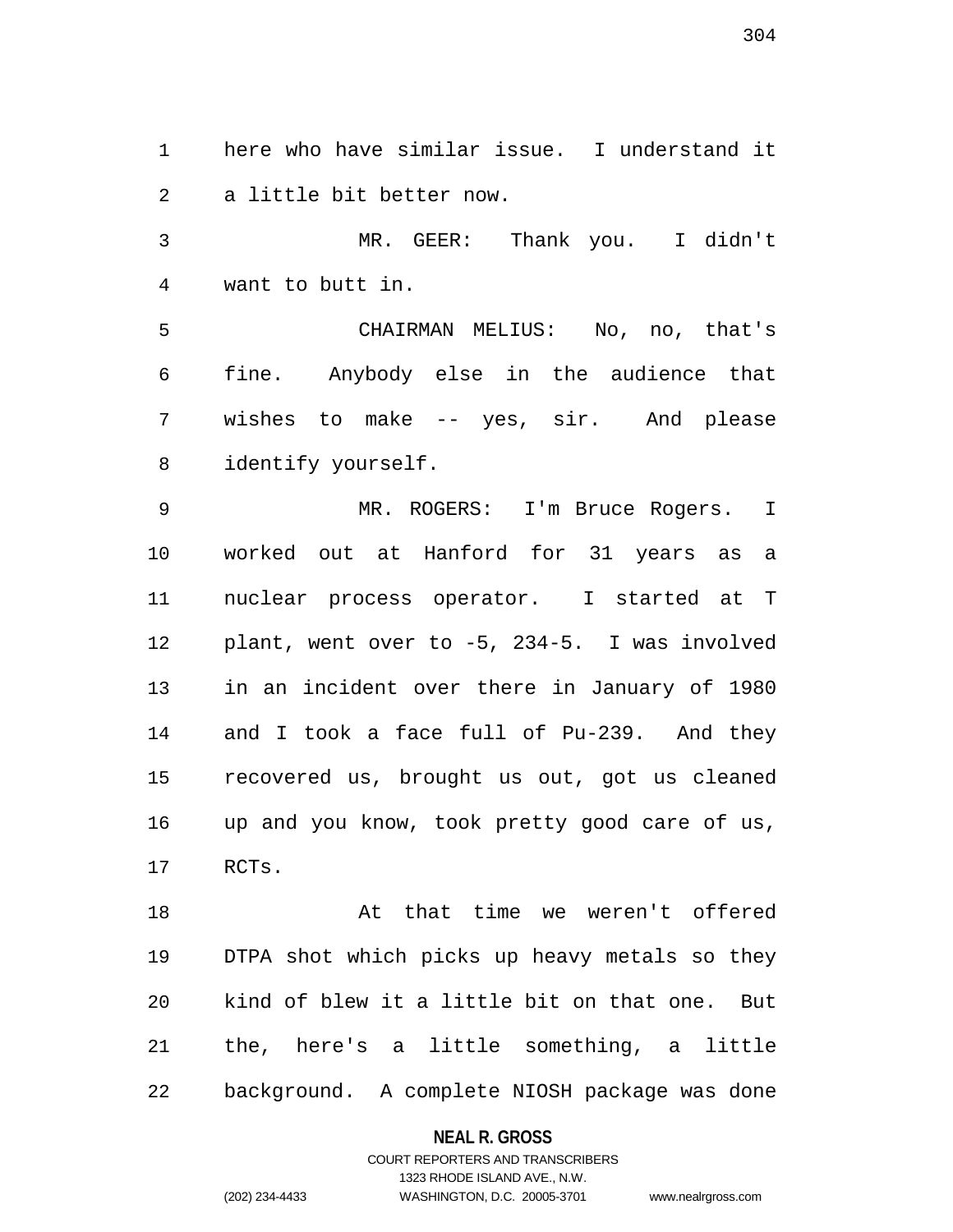here who have similar issue. I understand it a little bit better now.

MR. GEER: Thank you. I didn't want to butt in.

CHAIRMAN MELIUS: No, no, that's fine. Anybody else in the audience that wishes to make -- yes, sir. And please identify yourself.

MR. ROGERS: I'm Bruce Rogers. I worked out at Hanford for 31 years as a nuclear process operator. I started at T plant, went over to -5, 234-5. I was involved in an incident over there in January of 1980 and I took a face full of Pu-239. And they recovered us, brought us out, got us cleaned up and you know, took pretty good care of us, RCTs.

At that time we weren't offered DTPA shot which picks up heavy metals so they kind of blew it a little bit on that one. But the, here's a little something, a little background. A complete NIOSH package was done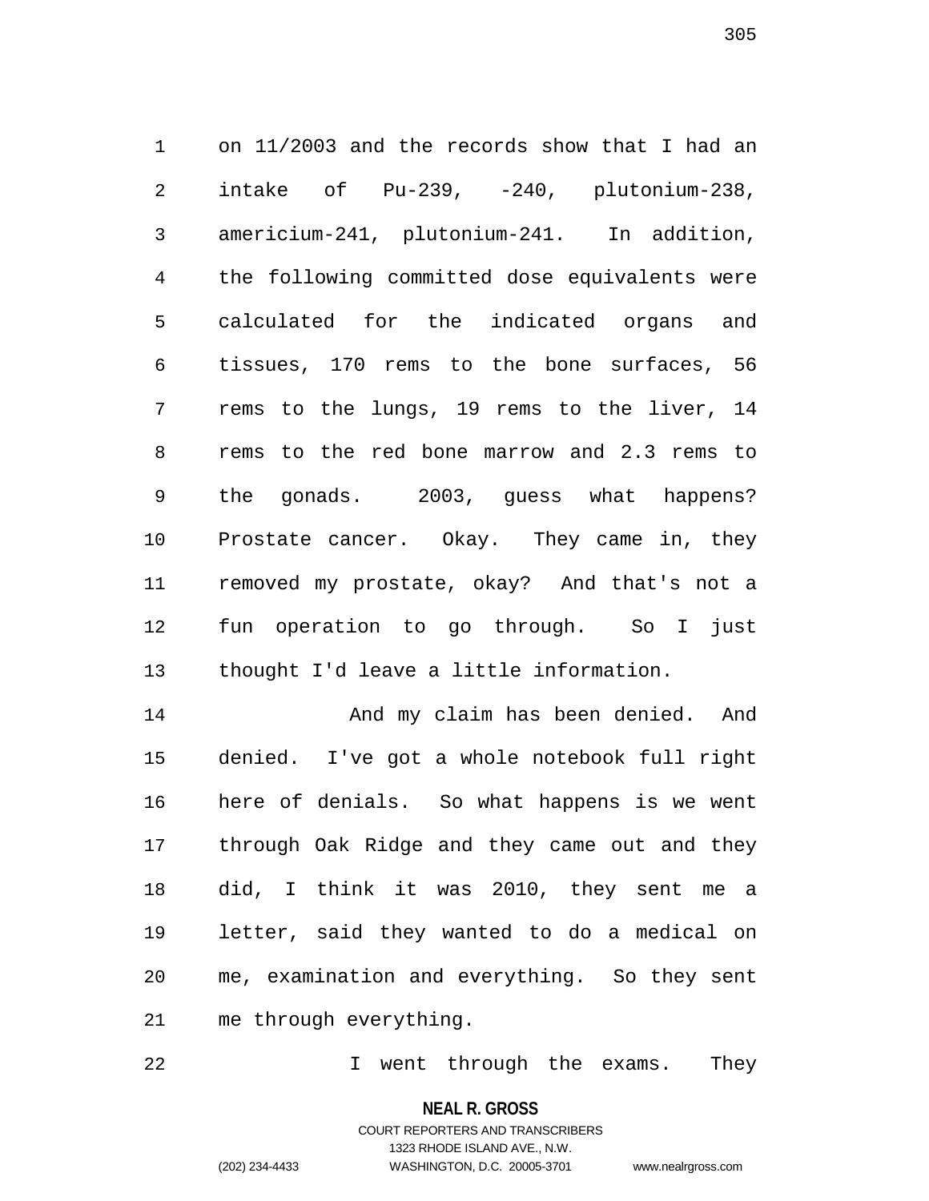on 11/2003 and the records show that I had an intake of Pu-239, -240, plutonium-238, americium-241, plutonium-241. In addition, the following committed dose equivalents were calculated for the indicated organs and tissues, 170 rems to the bone surfaces, 56 rems to the lungs, 19 rems to the liver, 14 rems to the red bone marrow and 2.3 rems to the gonads. 2003, guess what happens? Prostate cancer. Okay. They came in, they removed my prostate, okay? And that's not a fun operation to go through. So I just thought I'd leave a little information.

And my claim has been denied. And denied. I've got a whole notebook full right here of denials. So what happens is we went through Oak Ridge and they came out and they did, I think it was 2010, they sent me a letter, said they wanted to do a medical on me, examination and everything. So they sent me through everything.

I went through the exams. They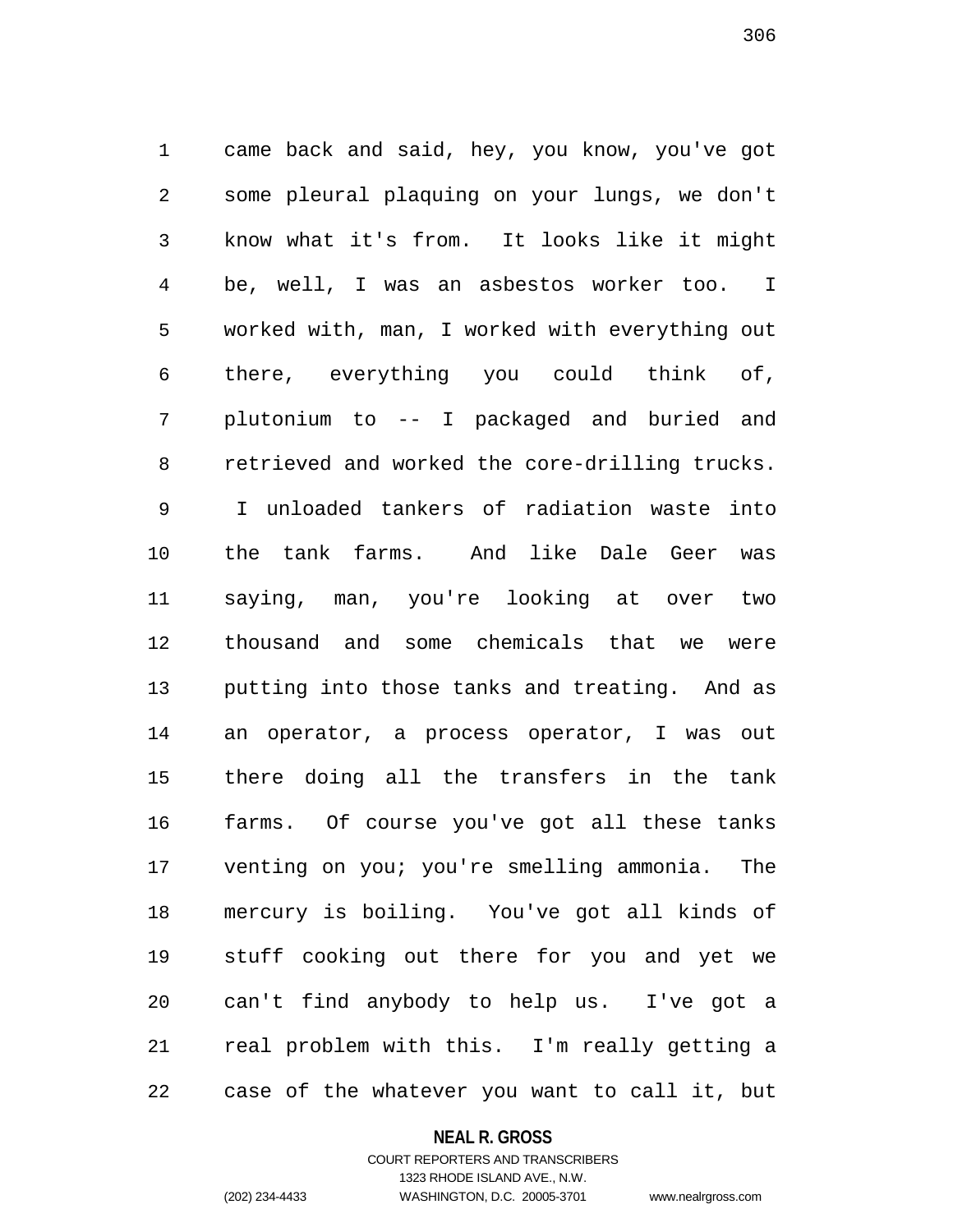came back and said, hey, you know, you've got some pleural plaquing on your lungs, we don't know what it's from. It looks like it might be, well, I was an asbestos worker too. I worked with, man, I worked with everything out there, everything you could think of, plutonium to -- I packaged and buried and retrieved and worked the core-drilling trucks. I unloaded tankers of radiation waste into the tank farms. And like Dale Geer was saying, man, you're looking at over two thousand and some chemicals that we were putting into those tanks and treating. And as an operator, a process operator, I was out there doing all the transfers in the tank farms. Of course you've got all these tanks venting on you; you're smelling ammonia. The mercury is boiling. You've got all kinds of stuff cooking out there for you and yet we can't find anybody to help us. I've got a real problem with this. I'm really getting a case of the whatever you want to call it, but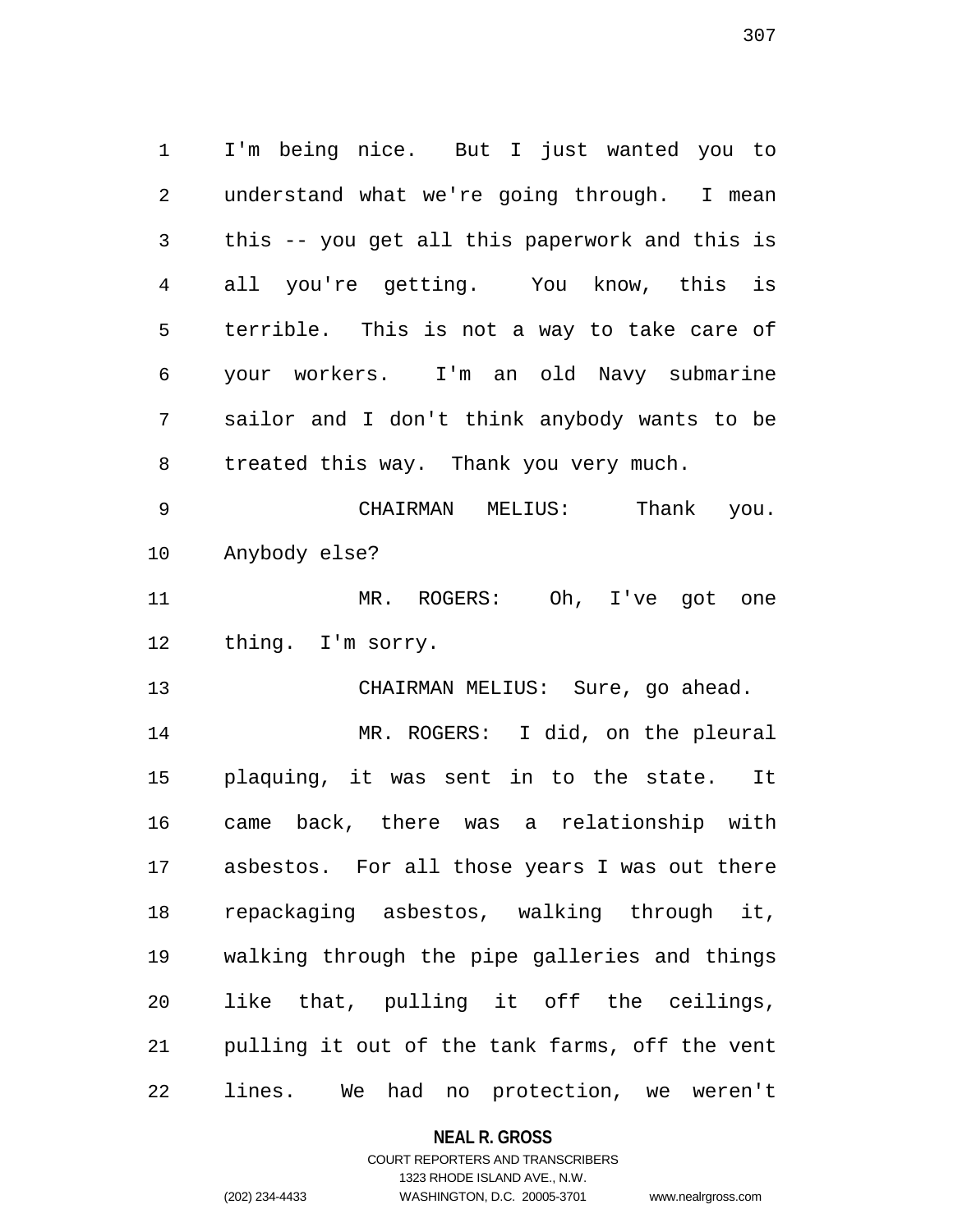I'm being nice. But I just wanted you to understand what we're going through. I mean this -- you get all this paperwork and this is all you're getting. You know, this is terrible. This is not a way to take care of your workers. I'm an old Navy submarine sailor and I don't think anybody wants to be treated this way. Thank you very much.

CHAIRMAN MELIUS: Thank you. Anybody else?

MR. ROGERS: Oh, I've got one thing. I'm sorry.

CHAIRMAN MELIUS: Sure, go ahead.

MR. ROGERS: I did, on the pleural plaquing, it was sent in to the state. It came back, there was a relationship with asbestos. For all those years I was out there repackaging asbestos, walking through it, walking through the pipe galleries and things like that, pulling it off the ceilings, pulling it out of the tank farms, off the vent lines. We had no protection, we weren't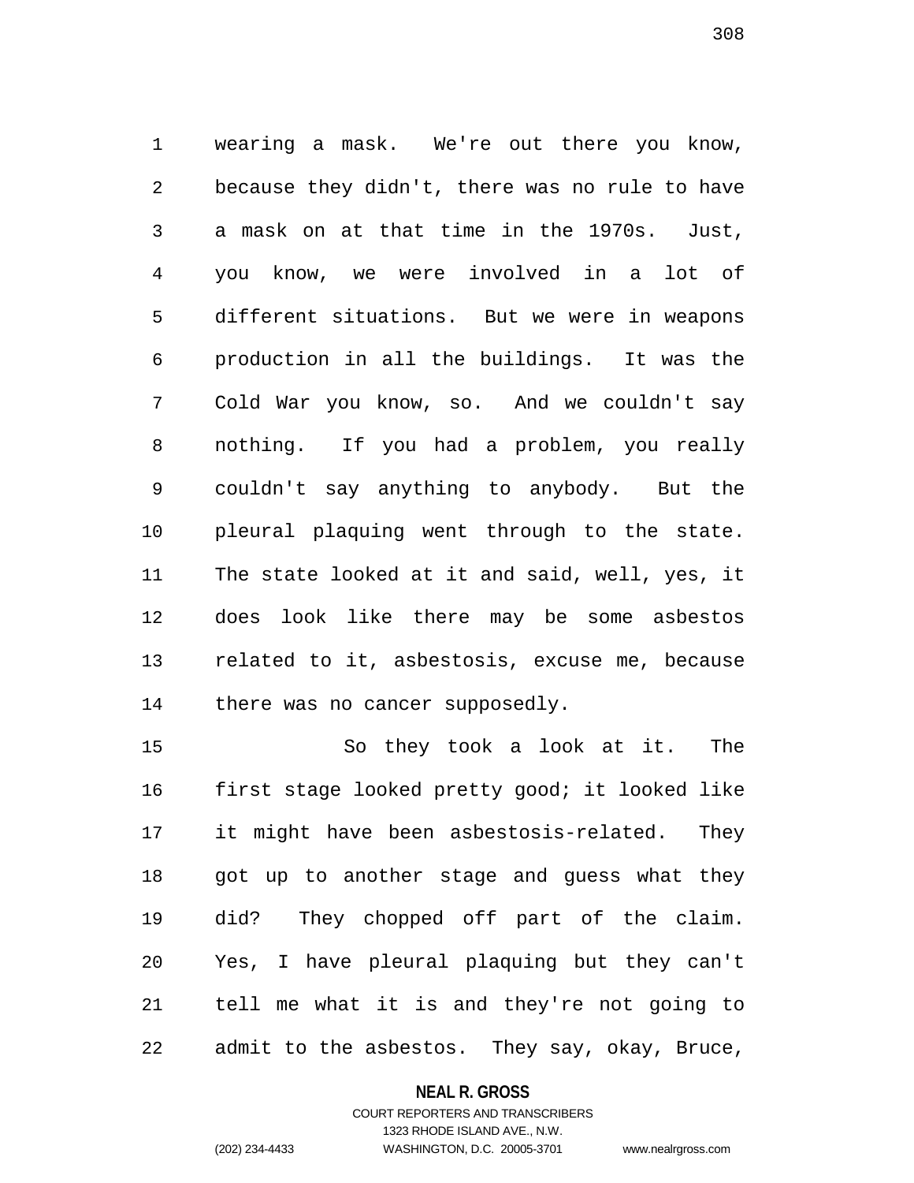wearing a mask. We're out there you know, because they didn't, there was no rule to have a mask on at that time in the 1970s. Just, you know, we were involved in a lot of different situations. But we were in weapons production in all the buildings. It was the Cold War you know, so. And we couldn't say nothing. If you had a problem, you really couldn't say anything to anybody. But the pleural plaquing went through to the state. The state looked at it and said, well, yes, it does look like there may be some asbestos related to it, asbestosis, excuse me, because there was no cancer supposedly.

So they took a look at it. The first stage looked pretty good; it looked like it might have been asbestosis-related. They got up to another stage and guess what they did? They chopped off part of the claim. Yes, I have pleural plaquing but they can't tell me what it is and they're not going to admit to the asbestos. They say, okay, Bruce,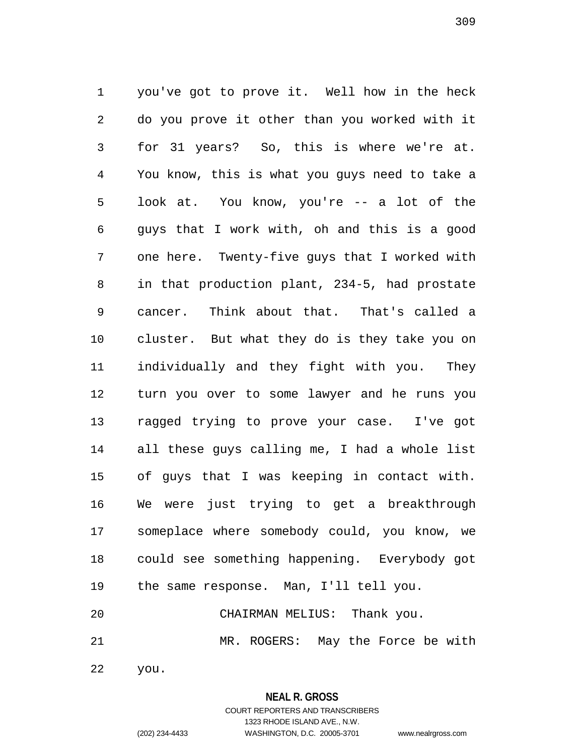you've got to prove it. Well how in the heck do you prove it other than you worked with it for 31 years? So, this is where we're at. You know, this is what you guys need to take a look at. You know, you're -- a lot of the guys that I work with, oh and this is a good one here. Twenty-five guys that I worked with in that production plant, 234-5, had prostate cancer. Think about that. That's called a cluster. But what they do is they take you on individually and they fight with you. They turn you over to some lawyer and he runs you ragged trying to prove your case. I've got all these guys calling me, I had a whole list of guys that I was keeping in contact with. We were just trying to get a breakthrough someplace where somebody could, you know, we could see something happening. Everybody got the same response. Man, I'll tell you.

CHAIRMAN MELIUS: Thank you.

MR. ROGERS: May the Force be with you.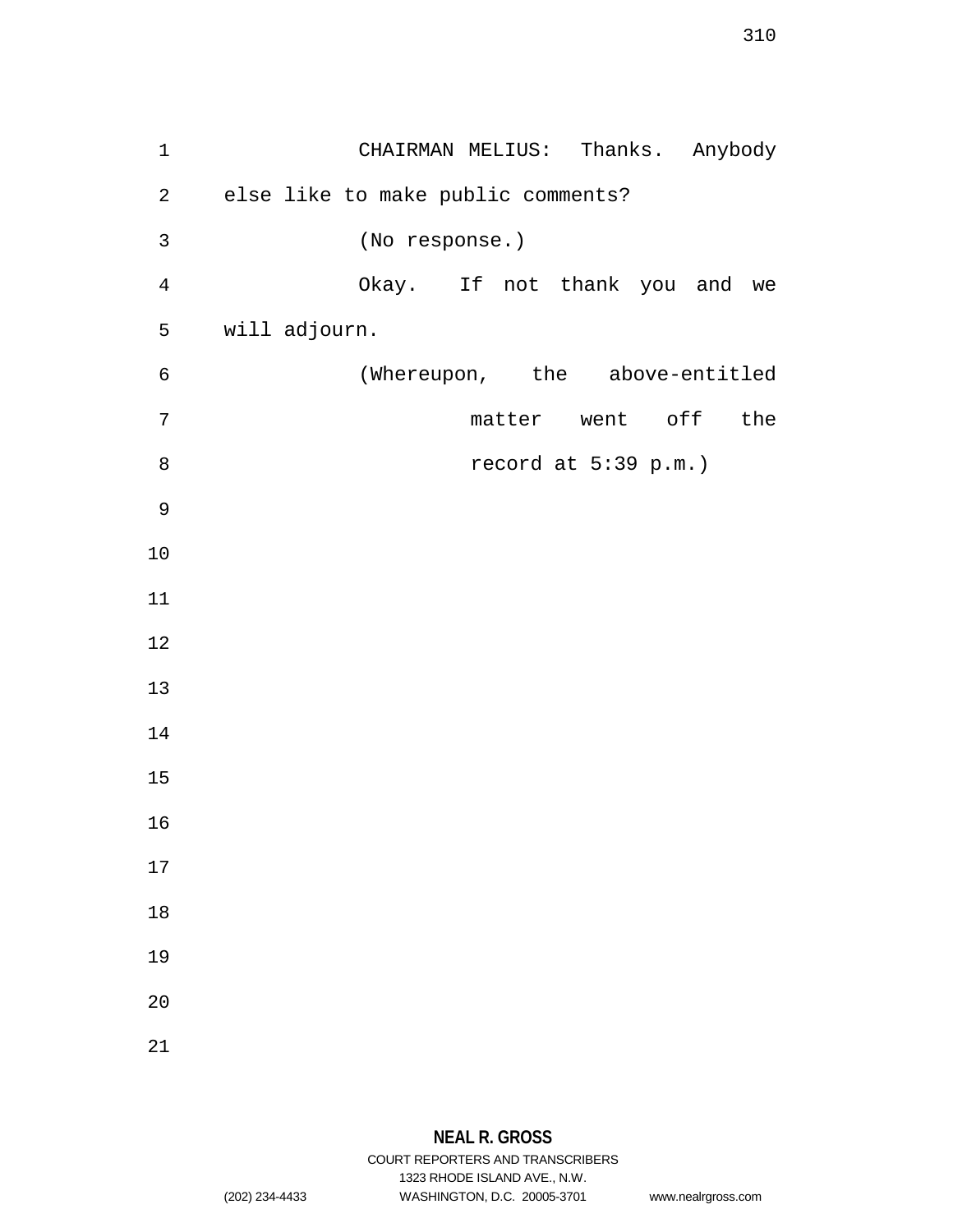CHAIRMAN MELIUS: Thanks. Anybody else like to make public comments?

(No response.)

Okay. If not thank you and we will adjourn.

(Whereupon, the above-entitled matter went off the record at 5:39 p.m.)